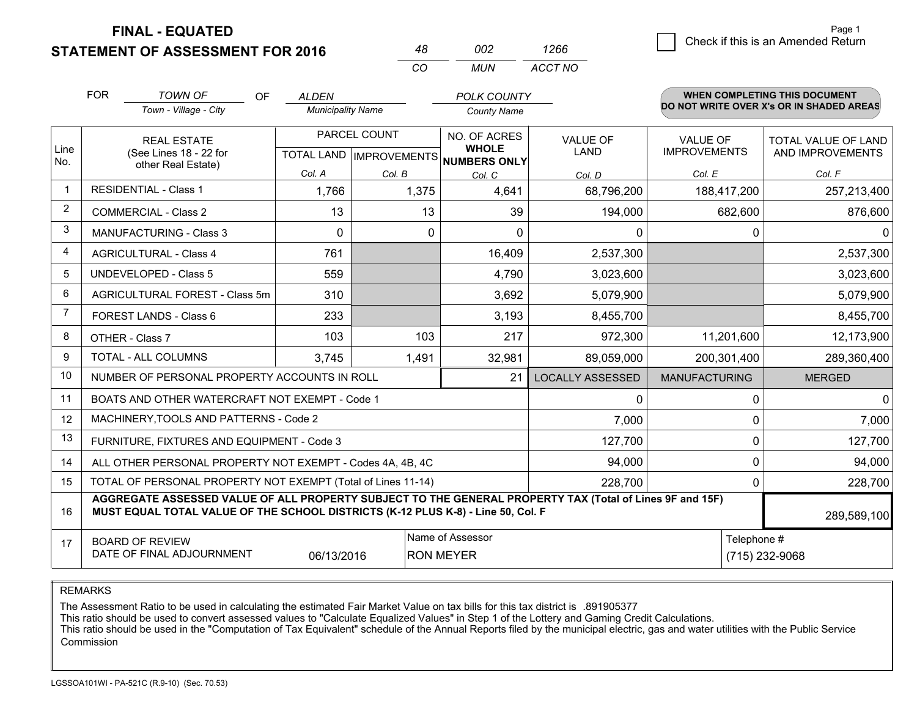# FINAL - EQUATED
## STATEMENT OF ASSESSMENT FOR 2016

| 48 | 002 | 1266 |
|---|---|---|
| CO | MUN | ACCT NO |

Page 1

☐ Check if this is an Amended Return

FOR *TOWN OF* (Town - Village - City) OF *ALDEN* (Municipality Name) *POLK COUNTY* (County Name)

**WHEN COMPLETING THIS DOCUMENT DO NOT WRITE OVER X's OR IN SHADED AREAS**

| Line No. | REAL ESTATE (See Lines 18 - 22 for other Real Estate) | PARCEL COUNT TOTAL LAND Col. A | PARCEL COUNT IMPROVEMENTS Col. B | NO. OF ACRES WHOLE NUMBERS ONLY Col. C | VALUE OF LAND Col. D | VALUE OF IMPROVEMENTS Col. E | TOTAL VALUE OF LAND AND IMPROVEMENTS Col. F |
|---|---|---|---|---|---|---|---|
| 1 | RESIDENTIAL - Class 1 | 1,766 | 1,375 | 4,641 | 68,796,200 | 188,417,200 | 257,213,400 |
| 2 | COMMERCIAL - Class 2 | 13 | 13 | 39 | 194,000 | 682,600 | 876,600 |
| 3 | MANUFACTURING - Class 3 | 0 | 0 | 0 | 0 | 0 | 0 |
| 4 | AGRICULTURAL - Class 4 | 761 | | 16,409 | 2,537,300 | | 2,537,300 |
| 5 | UNDEVELOPED - Class 5 | 559 | | 4,790 | 3,023,600 | | 3,023,600 |
| 6 | AGRICULTURAL FOREST - Class 5m | 310 | | 3,692 | 5,079,900 | | 5,079,900 |
| 7 | FOREST LANDS - Class 6 | 233 | | 3,193 | 8,455,700 | | 8,455,700 |
| 8 | OTHER - Class 7 | 103 | 103 | 217 | 972,300 | 11,201,600 | 12,173,900 |
| 9 | TOTAL - ALL COLUMNS | 3,745 | 1,491 | 32,981 | 89,059,000 | 200,301,400 | 289,360,400 |
| 10 | NUMBER OF PERSONAL PROPERTY ACCOUNTS IN ROLL | | | 21 | LOCALLY ASSESSED | MANUFACTURING | MERGED |
| 11 | BOATS AND OTHER WATERCRAFT NOT EXEMPT - Code 1 | | | | 0 | 0 | 0 |
| 12 | MACHINERY,TOOLS AND PATTERNS - Code 2 | | | | 7,000 | 0 | 7,000 |
| 13 | FURNITURE, FIXTURES AND EQUIPMENT - Code 3 | | | | 127,700 | 0 | 127,700 |
| 14 | ALL OTHER PERSONAL PROPERTY NOT EXEMPT - Codes 4A, 4B, 4C | | | | 94,000 | 0 | 94,000 |
| 15 | TOTAL OF PERSONAL PROPERTY NOT EXEMPT (Total of Lines 11-14) | | | | 228,700 | 0 | 228,700 |
| 16 | **AGGREGATE ASSESSED VALUE OF ALL PROPERTY SUBJECT TO THE GENERAL PROPERTY TAX (Total of Lines 9F and 15F) MUST EQUAL TOTAL VALUE OF THE SCHOOL DISTRICTS (K-12 PLUS K-8) - Line 50, Col. F** | | | | | | 289,589,100 |
| 17 | BOARD OF REVIEW DATE OF FINAL ADJOURNMENT | 06/13/2016 | | Name of Assessor: RON MEYER | | | Telephone #: (715) 232-9068 |

REMARKS

The Assessment Ratio to be used in calculating the estimated Fair Market Value on tax bills for this tax district is .891905377
This ratio should be used to convert assessed values to "Calculate Equalized Values" in Step 1 of the Lottery and Gaming Credit Calculations.
This ratio should be used in the "Computation of Tax Equivalent" schedule of the Annual Reports filed by the municipal electric, gas and water utilities with the Public Service Commission

LGSSOA101WI - PA-521C (R.9-10) (Sec. 70.53)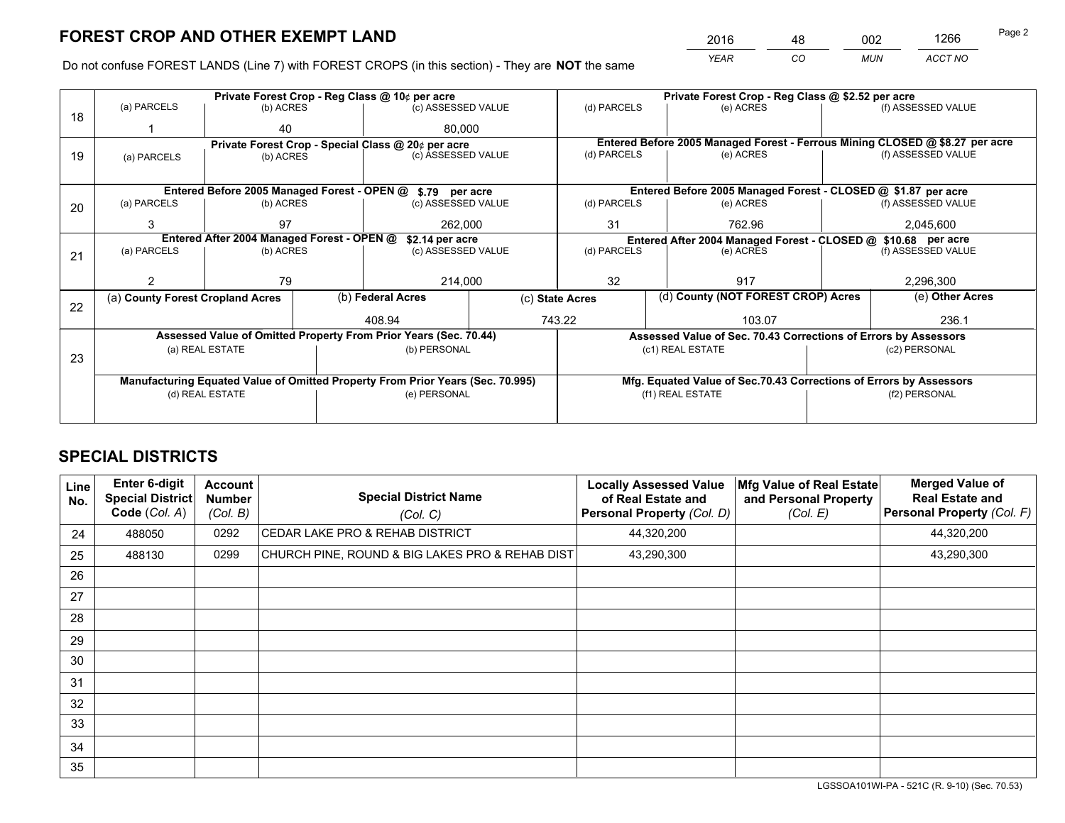# FOREST CROP AND OTHER EXEMPT LAND

| 2016 | 48 | 002 | 1266 |
|---|---|---|---|
| *YEAR* | *CO* | *MUN* | *ACCT NO* |

Do not confuse FOREST LANDS (Line 7) with FOREST CROPS (in this section) - They are **NOT** the same

| Line | | | | | | |
|---|---|---|---|---|---|---|
| 18 | Private Forest Crop - Reg Class @ 10¢ per acre | | | Private Forest Crop - Reg Class @ $2.52 per acre | | |
| | (a) PARCELS | (b) ACRES | (c) ASSESSED VALUE | (d) PARCELS | (e) ACRES | (f) ASSESSED VALUE |
| | 1 | 40 | 80,000 | | | |
| 19 | Private Forest Crop - Special Class @ 20¢ per acre | | | Entered Before 2005 Managed Forest - Ferrous Mining CLOSED @ $8.27 per acre | | |
| | (a) PARCELS | (b) ACRES | (c) ASSESSED VALUE | (d) PARCELS | (e) ACRES | (f) ASSESSED VALUE |
| | | | | | | |
| 20 | Entered Before 2005 Managed Forest - OPEN @ $.79 per acre | | | Entered Before 2005 Managed Forest - CLOSED @ $1.87 per acre | | |
| | (a) PARCELS | (b) ACRES | (c) ASSESSED VALUE | (d) PARCELS | (e) ACRES | (f) ASSESSED VALUE |
| | 3 | 97 | 262,000 | 31 | 762.96 | 2,045,600 |
| 21 | Entered After 2004 Managed Forest - OPEN @ $2.14 per acre | | | Entered After 2004 Managed Forest - CLOSED @ $10.68 per acre | | |
| | (a) PARCELS | (b) ACRES | (c) ASSESSED VALUE | (d) PARCELS | (e) ACRES | (f) ASSESSED VALUE |
| | 2 | 79 | 214,000 | 32 | 917 | 2,296,300 |

| Line | (a) County Forest Cropland Acres | (b) Federal Acres | (c) State Acres | (d) County (NOT FOREST CROP) Acres | (e) Other Acres |
|---|---|---|---|---|---|
| 22 | | 408.94 | 743.22 | 103.07 | 236.1 |

| Line | | | | |
|---|---|---|---|---|
| 23 | Assessed Value of Omitted Property From Prior Years (Sec. 70.44) | | Assessed Value of Sec. 70.43 Corrections of Errors by Assessors | |
| | (a) REAL ESTATE | (b) PERSONAL | (c1) REAL ESTATE | (c2) PERSONAL |
| | | | | |
| | Manufacturing Equated Value of Omitted Property From Prior Years (Sec. 70.995) | | Mfg. Equated Value of Sec.70.43 Corrections of Errors by Assessors | |
| | (d) REAL ESTATE | (e) PERSONAL | (f1) REAL ESTATE | (f2) PERSONAL |
| | | | | |

# SPECIAL DISTRICTS

| Line No. | Enter 6-digit Special District Code (*Col. A*) | Account Number (*Col. B*) | Special District Name (*Col. C*) | Locally Assessed Value of Real Estate and Personal Property (*Col. D*) | Mfg Value of Real Estate and Personal Property (*Col. E*) | Merged Value of Real Estate and Personal Property (*Col. F*) |
|---|---|---|---|---|---|---|
| 24 | 488050 | 0292 | CEDAR LAKE PRO & REHAB DISTRICT | 44,320,200 | | 44,320,200 |
| 25 | 488130 | 0299 | CHURCH PINE, ROUND & BIG LAKES PRO & REHAB DIST | 43,290,300 | | 43,290,300 |
| 26 | | | | | | |
| 27 | | | | | | |
| 28 | | | | | | |
| 29 | | | | | | |
| 30 | | | | | | |
| 31 | | | | | | |
| 32 | | | | | | |
| 33 | | | | | | |
| 34 | | | | | | |
| 35 | | | | | | |

LGSSOA101WI-PA - 521C (R. 9-10) (Sec. 70.53)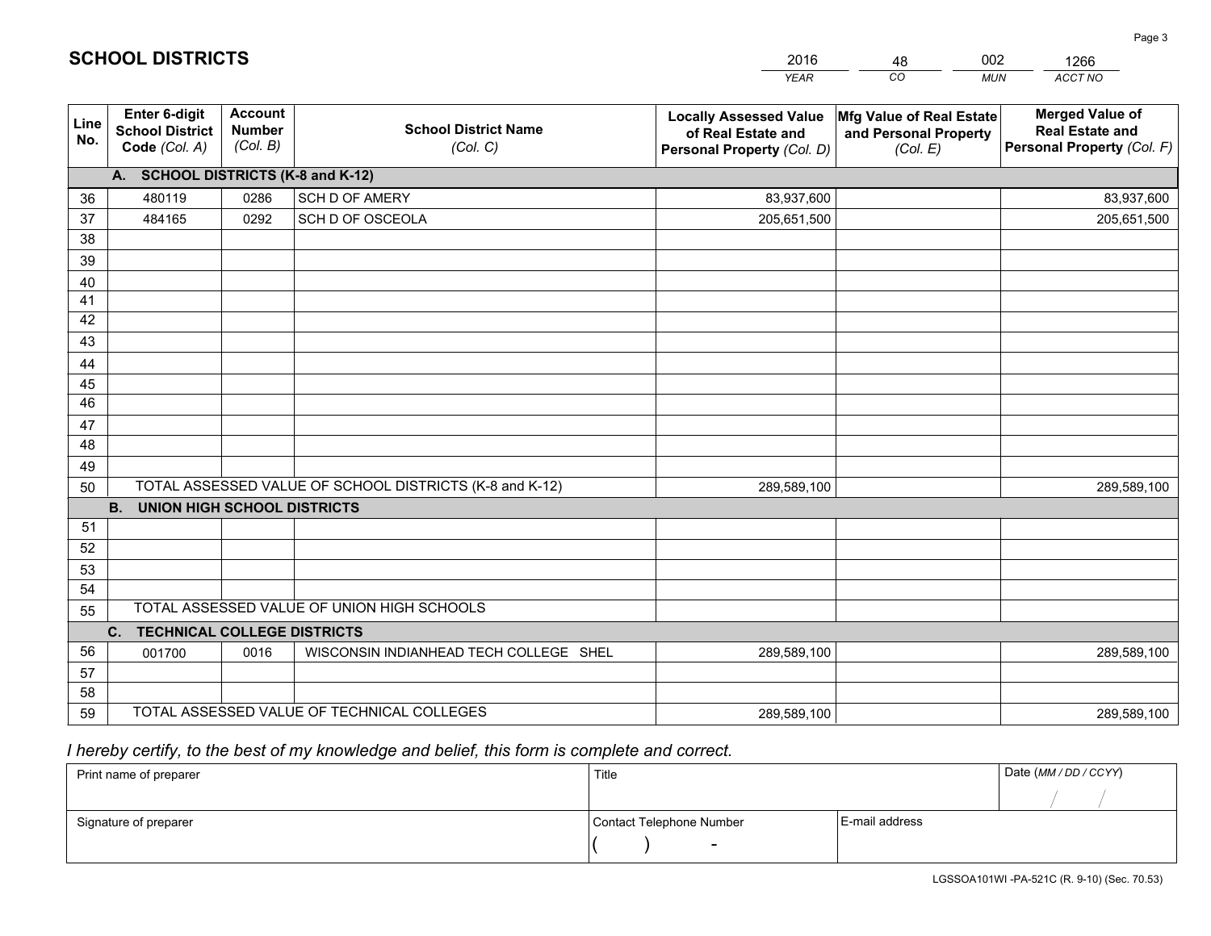# SCHOOL DISTRICTS

| 2016 | 48 | 002 | 1266 |
|---|---|---|---|
| *YEAR* | *CO* | *MUN* | *ACCT NO* |

| Line No. | Enter 6-digit School District Code *(Col. A)* | Account Number *(Col. B)* | School District Name *(Col. C)* | Locally Assessed Value of Real Estate and Personal Property *(Col. D)* | Mfg Value of Real Estate and Personal Property *(Col. E)* | Merged Value of Real Estate and Personal Property *(Col. F)* |
|---|---|---|---|---|---|---|
| | **A. SCHOOL DISTRICTS (K-8 and K-12)** | | | | | |
| 36 | 480119 | 0286 | SCH D OF AMERY | 83,937,600 | | 83,937,600 |
| 37 | 484165 | 0292 | SCH D OF OSCEOLA | 205,651,500 | | 205,651,500 |
| 38 | | | | | | |
| 39 | | | | | | |
| 40 | | | | | | |
| 41 | | | | | | |
| 42 | | | | | | |
| 43 | | | | | | |
| 44 | | | | | | |
| 45 | | | | | | |
| 46 | | | | | | |
| 47 | | | | | | |
| 48 | | | | | | |
| 49 | | | | | | |
| 50 | TOTAL ASSESSED VALUE OF SCHOOL DISTRICTS (K-8 and K-12) | | | 289,589,100 | | 289,589,100 |
| | **B. UNION HIGH SCHOOL DISTRICTS** | | | | | |
| 51 | | | | | | |
| 52 | | | | | | |
| 53 | | | | | | |
| 54 | | | | | | |
| 55 | TOTAL ASSESSED VALUE OF UNION HIGH SCHOOLS | | | | | |
| | **C. TECHNICAL COLLEGE DISTRICTS** | | | | | |
| 56 | 001700 | 0016 | WISCONSIN INDIANHEAD TECH COLLEGE SHEL | 289,589,100 | | 289,589,100 |
| 57 | | | | | | |
| 58 | | | | | | |
| 59 | TOTAL ASSESSED VALUE OF TECHNICAL COLLEGES | | | 289,589,100 | | 289,589,100 |

*I hereby certify, to the best of my knowledge and belief, this form is complete and correct.*

| Print name of preparer | Title | | Date *(MM / DD / CCYY)* |
|---|---|---|---|
| | | | / / |
| Signature of preparer | Contact Telephone Number | E-mail address | |
| | ( ) - | | |

LGSSOA101WI -PA-521C (R. 9-10) (Sec. 70.53)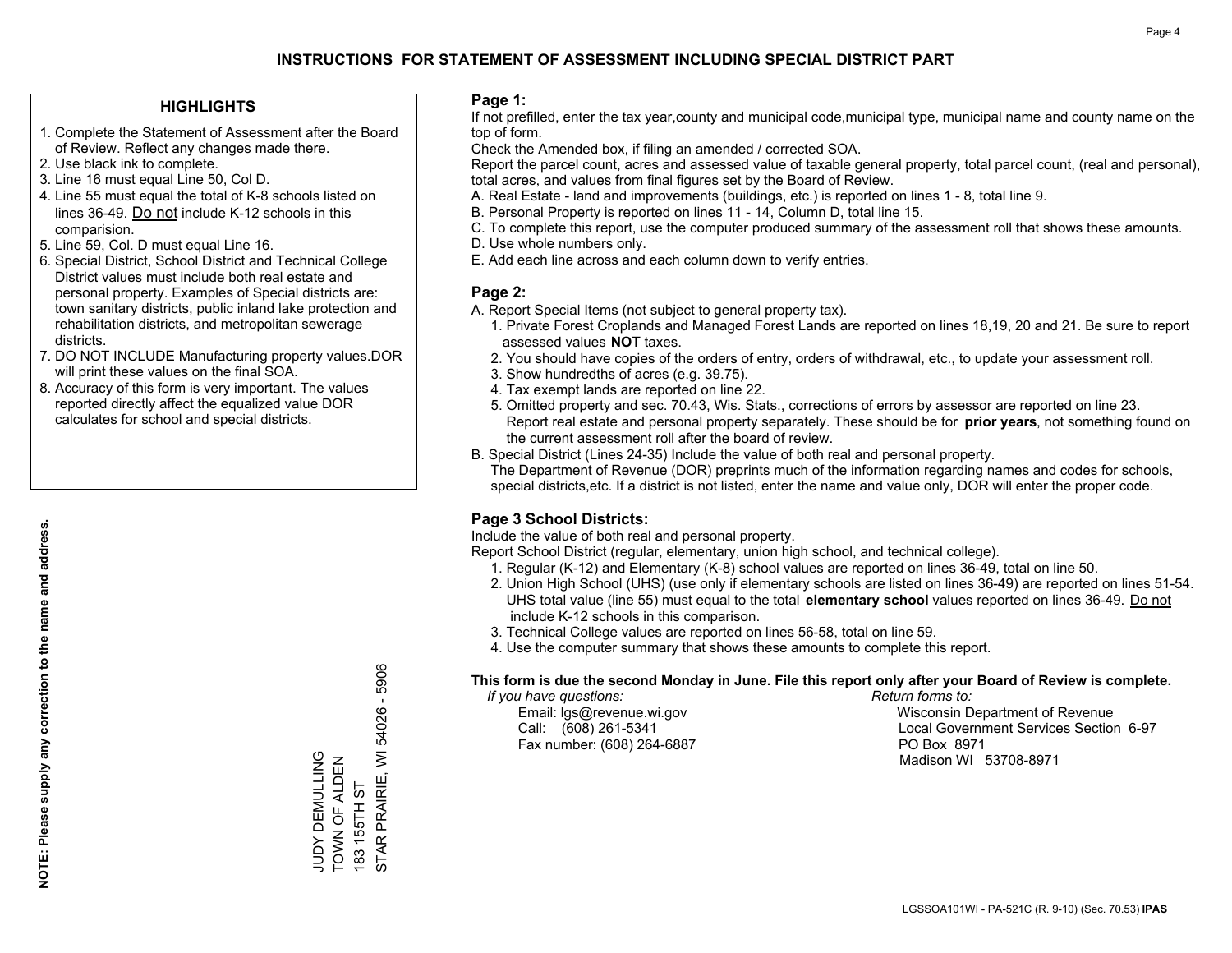# INSTRUCTIONS FOR STATEMENT OF ASSESSMENT INCLUDING SPECIAL DISTRICT PART

## HIGHLIGHTS

1. Complete the Statement of Assessment after the Board of Review. Reflect any changes made there.
2. Use black ink to complete.
3. Line 16 must equal Line 50, Col D.
4. Line 55 must equal the total of K-8 schools listed on lines 36-49. Do not include K-12 schools in this comparision.
5. Line 59, Col. D must equal Line 16.
6. Special District, School District and Technical College District values must include both real estate and personal property. Examples of Special districts are: town sanitary districts, public inland lake protection and rehabilitation districts, and metropolitan sewerage districts.
7. DO NOT INCLUDE Manufacturing property values.DOR will print these values on the final SOA.
8. Accuracy of this form is very important. The values reported directly affect the equalized value DOR calculates for school and special districts.

**NOTE: Please supply any correction to the name and address.**

JUDY DEMULLING
TOWN OF ALDEN
183 155TH ST
STAR PRAIRIE, WI 54026 - 5906

## Page 1:

If not prefilled, enter the tax year,county and municipal code,municipal type, municipal name and county name on the top of form.

Check the Amended box, if filing an amended / corrected SOA.

Report the parcel count, acres and assessed value of taxable general property, total parcel count, (real and personal), total acres, and values from final figures set by the Board of Review.

A. Real Estate - land and improvements (buildings, etc.) is reported on lines 1 - 8, total line 9.
B. Personal Property is reported on lines 11 - 14, Column D, total line 15.
C. To complete this report, use the computer produced summary of the assessment roll that shows these amounts.
D. Use whole numbers only.
E. Add each line across and each column down to verify entries.

## Page 2:

A. Report Special Items (not subject to general property tax).
   1. Private Forest Croplands and Managed Forest Lands are reported on lines 18,19, 20 and 21. Be sure to report assessed values **NOT** taxes.
   2. You should have copies of the orders of entry, orders of withdrawal, etc., to update your assessment roll.
   3. Show hundredths of acres (e.g. 39.75).
   4. Tax exempt lands are reported on line 22.
   5. Omitted property and sec. 70.43, Wis. Stats., corrections of errors by assessor are reported on line 23. Report real estate and personal property separately. These should be for **prior years**, not something found on the current assessment roll after the board of review.

B. Special District (Lines 24-35) Include the value of both real and personal property.
   The Department of Revenue (DOR) preprints much of the information regarding names and codes for schools, special districts,etc. If a district is not listed, enter the name and value only, DOR will enter the proper code.

## Page 3 School Districts:

Include the value of both real and personal property.

Report School District (regular, elementary, union high school, and technical college).

1. Regular (K-12) and Elementary (K-8) school values are reported on lines 36-49, total on line 50.
2. Union High School (UHS) (use only if elementary schools are listed on lines 36-49) are reported on lines 51-54. UHS total value (line 55) must equal to the total **elementary school** values reported on lines 36-49. Do not include K-12 schools in this comparison.
3. Technical College values are reported on lines 56-58, total on line 59.
4. Use the computer summary that shows these amounts to complete this report.

**This form is due the second Monday in June. File this report only after your Board of Review is complete.**

*If you have questions:*
Email: lgs@revenue.wi.gov
Call: (608) 261-5341
Fax number: (608) 264-6887

*Return forms to:*
Wisconsin Department of Revenue
Local Government Services Section 6-97
PO Box 8971
Madison WI 53708-8971

LGSSOA101WI - PA-521C (R. 9-10) (Sec. 70.53) **IPAS**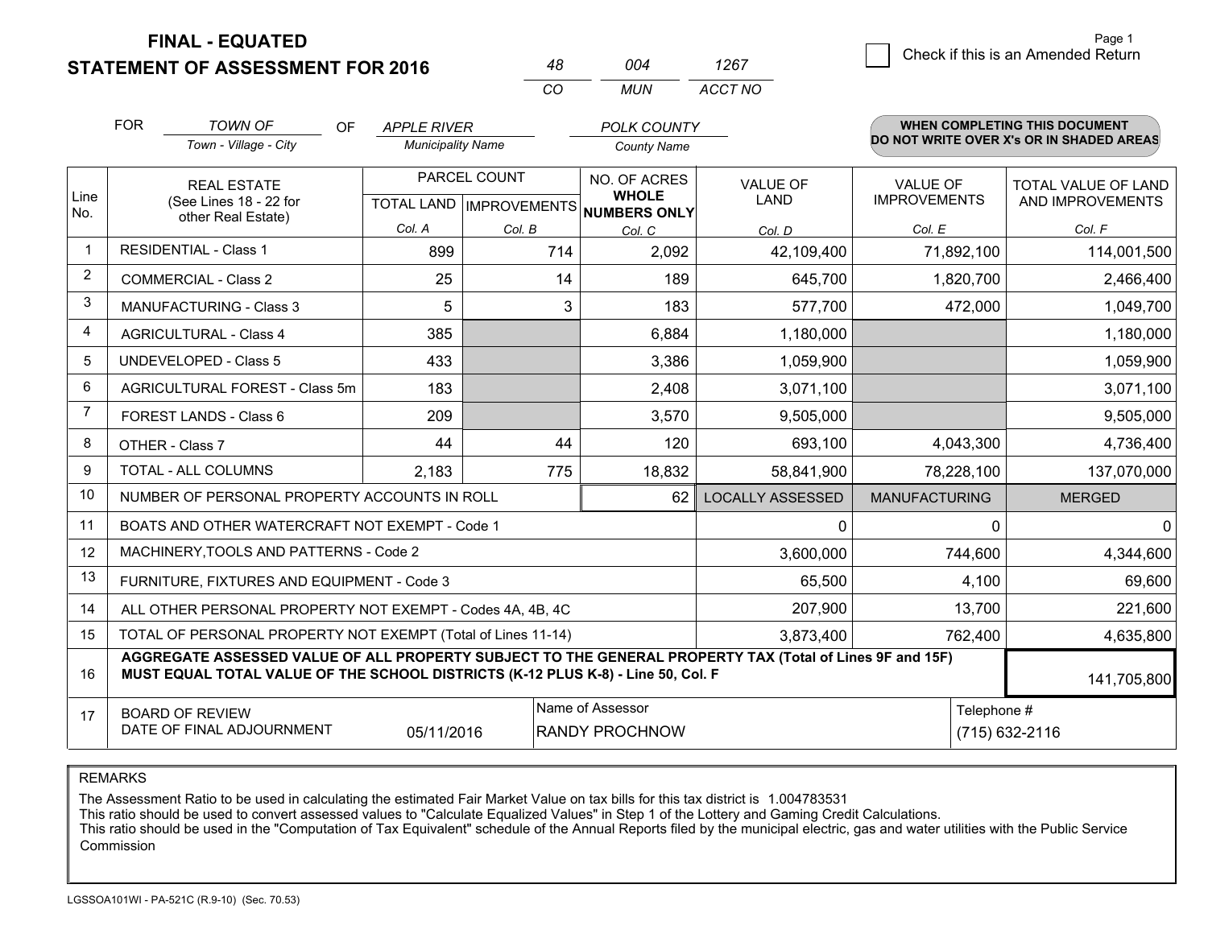# FINAL - EQUATED
## STATEMENT OF ASSESSMENT FOR 2016

| 48 | 004 | 1267 |
|---|---|---|
| CO | MUN | ACCT NO |

☐ Check if this is an Amended Return

FOR *TOWN OF* (Town - Village - City) OF *APPLE RIVER* (Municipality Name) *POLK COUNTY* (County Name)

**WHEN COMPLETING THIS DOCUMENT DO NOT WRITE OVER X's OR IN SHADED AREAS**

| Line No. | REAL ESTATE (See Lines 18 - 22 for other Real Estate) | PARCEL COUNT | | NO. OF ACRES WHOLE NUMBERS ONLY | VALUE OF LAND | VALUE OF IMPROVEMENTS | TOTAL VALUE OF LAND AND IMPROVEMENTS |
|---|---|---|---|---|---|---|---|
| | | TOTAL LAND Col. A | IMPROVEMENTS Col. B | Col. C | Col. D | Col. E | Col. F |
| 1 | RESIDENTIAL - Class 1 | 899 | 714 | 2,092 | 42,109,400 | 71,892,100 | 114,001,500 |
| 2 | COMMERCIAL - Class 2 | 25 | 14 | 189 | 645,700 | 1,820,700 | 2,466,400 |
| 3 | MANUFACTURING - Class 3 | 5 | 3 | 183 | 577,700 | 472,000 | 1,049,700 |
| 4 | AGRICULTURAL - Class 4 | 385 | | 6,884 | 1,180,000 | | 1,180,000 |
| 5 | UNDEVELOPED - Class 5 | 433 | | 3,386 | 1,059,900 | | 1,059,900 |
| 6 | AGRICULTURAL FOREST - Class 5m | 183 | | 2,408 | 3,071,100 | | 3,071,100 |
| 7 | FOREST LANDS - Class 6 | 209 | | 3,570 | 9,505,000 | | 9,505,000 |
| 8 | OTHER - Class 7 | 44 | 44 | 120 | 693,100 | 4,043,300 | 4,736,400 |
| 9 | TOTAL - ALL COLUMNS | 2,183 | 775 | 18,832 | 58,841,900 | 78,228,100 | 137,070,000 |
| 10 | NUMBER OF PERSONAL PROPERTY ACCOUNTS IN ROLL | | | 62 | LOCALLY ASSESSED | MANUFACTURING | MERGED |
| 11 | BOATS AND OTHER WATERCRAFT NOT EXEMPT - Code 1 | | | | 0 | 0 | 0 |
| 12 | MACHINERY,TOOLS AND PATTERNS - Code 2 | | | | 3,600,000 | 744,600 | 4,344,600 |
| 13 | FURNITURE, FIXTURES AND EQUIPMENT - Code 3 | | | | 65,500 | 4,100 | 69,600 |
| 14 | ALL OTHER PERSONAL PROPERTY NOT EXEMPT - Codes 4A, 4B, 4C | | | | 207,900 | 13,700 | 221,600 |
| 15 | TOTAL OF PERSONAL PROPERTY NOT EXEMPT (Total of Lines 11-14) | | | | 3,873,400 | 762,400 | 4,635,800 |
| 16 | **AGGREGATE ASSESSED VALUE OF ALL PROPERTY SUBJECT TO THE GENERAL PROPERTY TAX (Total of Lines 9F and 15F) MUST EQUAL TOTAL VALUE OF THE SCHOOL DISTRICTS (K-12 PLUS K-8) - Line 50, Col. F** | | | | | | 141,705,800 |
| 17 | BOARD OF REVIEW DATE OF FINAL ADJOURNMENT | 05/11/2016 | Name of Assessor: RANDY PROCHNOW | | | Telephone #: (715) 632-2116 | |

REMARKS

The Assessment Ratio to be used in calculating the estimated Fair Market Value on tax bills for this tax district is 1.004783531
This ratio should be used to convert assessed values to "Calculate Equalized Values" in Step 1 of the Lottery and Gaming Credit Calculations.
This ratio should be used in the "Computation of Tax Equivalent" schedule of the Annual Reports filed by the municipal electric, gas and water utilities with the Public Service Commission

LGSSOA101WI - PA-521C (R.9-10) (Sec. 70.53)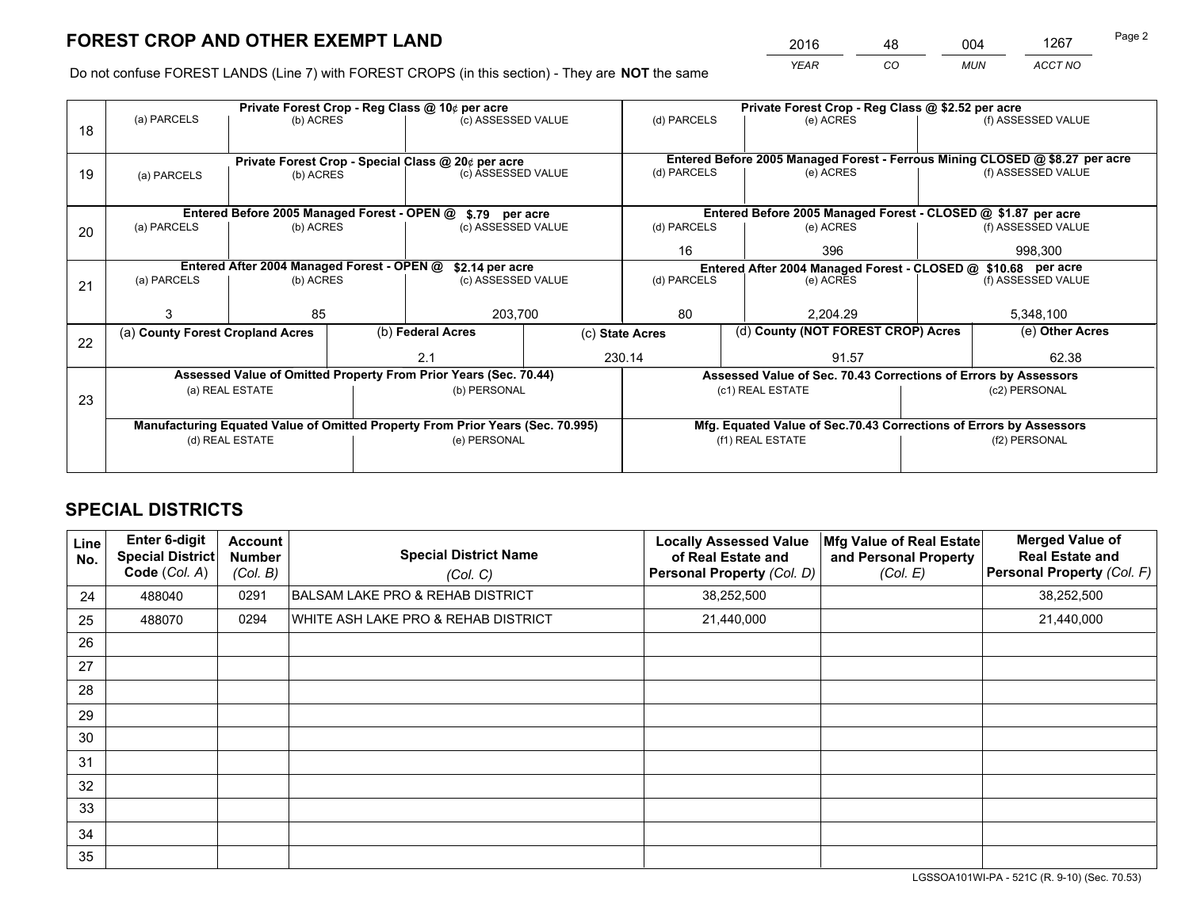# FOREST CROP AND OTHER EXEMPT LAND

| 2016 | 48 | 004 | 1267 |
|---|---|---|---|
| *YEAR* | *CO* | *MUN* | *ACCT NO* |

Do not confuse FOREST LANDS (Line 7) with FOREST CROPS (in this section) - They are **NOT** the same

| Line | Private Forest Crop - Reg Class @ 10¢ per acre | | | Private Forest Crop - Reg Class @ $2.52 per acre | | |
|---|---|---|---|---|---|---|
| | (a) PARCELS | (b) ACRES | (c) ASSESSED VALUE | (d) PARCELS | (e) ACRES | (f) ASSESSED VALUE |
| 18 | | | | | | |
| | **Private Forest Crop - Special Class @ 20¢ per acre** | | | **Entered Before 2005 Managed Forest - Ferrous Mining CLOSED @ $8.27 per acre** | | |
| | (a) PARCELS | (b) ACRES | (c) ASSESSED VALUE | (d) PARCELS | (e) ACRES | (f) ASSESSED VALUE |
| 19 | | | | | | |
| | **Entered Before 2005 Managed Forest - OPEN @ $.79 per acre** | | | **Entered Before 2005 Managed Forest - CLOSED @ $1.87 per acre** | | |
| | (a) PARCELS | (b) ACRES | (c) ASSESSED VALUE | (d) PARCELS | (e) ACRES | (f) ASSESSED VALUE |
| 20 | | | | 16 | 396 | 998,300 |
| | **Entered After 2004 Managed Forest - OPEN @ $2.14 per acre** | | | **Entered After 2004 Managed Forest - CLOSED @ $10.68 per acre** | | |
| | (a) PARCELS | (b) ACRES | (c) ASSESSED VALUE | (d) PARCELS | (e) ACRES | (f) ASSESSED VALUE |
| 21 | 3 | 85 | 203,700 | 80 | 2,204.29 | 5,348,100 |

| Line | (a) County Forest Cropland Acres | (b) Federal Acres | (c) State Acres | (d) County (NOT FOREST CROP) Acres | (e) Other Acres |
|---|---|---|---|---|---|
| 22 | | 2.1 | 230.14 | 91.57 | 62.38 |

| Line | Assessed Value of Omitted Property From Prior Years (Sec. 70.44) | | Assessed Value of Sec. 70.43 Corrections of Errors by Assessors | |
|---|---|---|---|---|
| 23 | (a) REAL ESTATE | (b) PERSONAL | (c1) REAL ESTATE | (c2) PERSONAL |
| | | | | |
| | **Manufacturing Equated Value of Omitted Property From Prior Years (Sec. 70.995)** | | **Mfg. Equated Value of Sec.70.43 Corrections of Errors by Assessors** | |
| | (d) REAL ESTATE | (e) PERSONAL | (f1) REAL ESTATE | (f2) PERSONAL |
| | | | | |

# SPECIAL DISTRICTS

| Line No. | Enter 6-digit Special District Code (Col. A) | Account Number (Col. B) | Special District Name (Col. C) | Locally Assessed Value of Real Estate and Personal Property (Col. D) | Mfg Value of Real Estate and Personal Property (Col. E) | Merged Value of Real Estate and Personal Property (Col. F) |
|---|---|---|---|---|---|---|
| 24 | 488040 | 0291 | BALSAM LAKE PRO & REHAB DISTRICT | 38,252,500 | | 38,252,500 |
| 25 | 488070 | 0294 | WHITE ASH LAKE PRO & REHAB DISTRICT | 21,440,000 | | 21,440,000 |
| 26 | | | | | | |
| 27 | | | | | | |
| 28 | | | | | | |
| 29 | | | | | | |
| 30 | | | | | | |
| 31 | | | | | | |
| 32 | | | | | | |
| 33 | | | | | | |
| 34 | | | | | | |
| 35 | | | | | | |

LGSSOA101WI-PA - 521C (R. 9-10) (Sec. 70.53)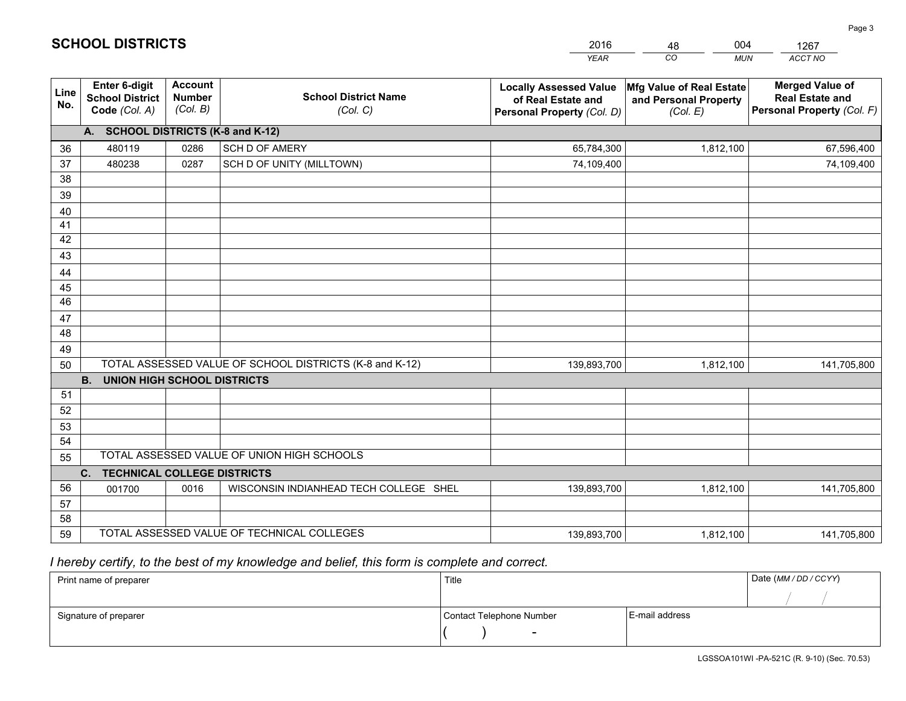# SCHOOL DISTRICTS

| 2016 | 48 | 004 | 1267 |
|---|---|---|---|
| *YEAR* | *CO* | *MUN* | *ACCT NO* |

| Line No. | Enter 6-digit School District Code *(Col. A)* | Account Number *(Col. B)* | School District Name *(Col. C)* | Locally Assessed Value of Real Estate and Personal Property *(Col. D)* | Mfg Value of Real Estate and Personal Property *(Col. E)* | Merged Value of Real Estate and Personal Property *(Col. F)* |
|---|---|---|---|---|---|---|
| **A. SCHOOL DISTRICTS (K-8 and K-12)** | | | | | | |
| 36 | 480119 | 0286 | SCH D OF AMERY | 65,784,300 | 1,812,100 | 67,596,400 |
| 37 | 480238 | 0287 | SCH D OF UNITY (MILLTOWN) | 74,109,400 | | 74,109,400 |
| 38 | | | | | | |
| 39 | | | | | | |
| 40 | | | | | | |
| 41 | | | | | | |
| 42 | | | | | | |
| 43 | | | | | | |
| 44 | | | | | | |
| 45 | | | | | | |
| 46 | | | | | | |
| 47 | | | | | | |
| 48 | | | | | | |
| 49 | | | | | | |
| 50 | TOTAL ASSESSED VALUE OF SCHOOL DISTRICTS (K-8 and K-12) | | | 139,893,700 | 1,812,100 | 141,705,800 |
| **B. UNION HIGH SCHOOL DISTRICTS** | | | | | | |
| 51 | | | | | | |
| 52 | | | | | | |
| 53 | | | | | | |
| 54 | | | | | | |
| 55 | TOTAL ASSESSED VALUE OF UNION HIGH SCHOOLS | | | | | |
| **C. TECHNICAL COLLEGE DISTRICTS** | | | | | | |
| 56 | 001700 | 0016 | WISCONSIN INDIANHEAD TECH COLLEGE SHEL | 139,893,700 | 1,812,100 | 141,705,800 |
| 57 | | | | | | |
| 58 | | | | | | |
| 59 | TOTAL ASSESSED VALUE OF TECHNICAL COLLEGES | | | 139,893,700 | 1,812,100 | 141,705,800 |

*I hereby certify, to the best of my knowledge and belief, this form is complete and correct.*

| Print name of preparer | Title | | Date *(MM / DD / CCYY)* |
|---|---|---|---|
| | | | / / |
| Signature of preparer | Contact Telephone Number | E-mail address | |
| | ( ) - | | |

LGSSOA101WI -PA-521C (R. 9-10) (Sec. 70.53)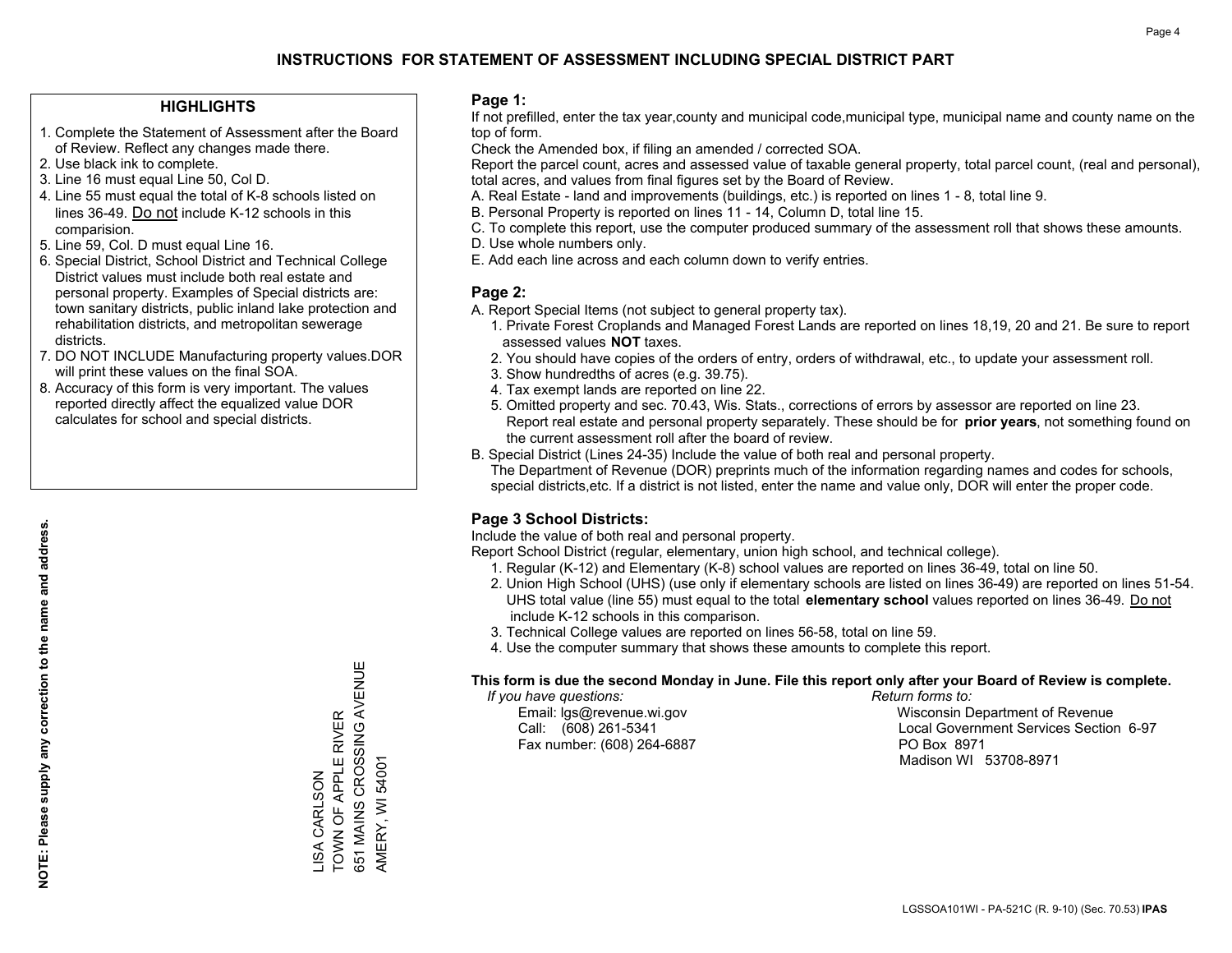# INSTRUCTIONS FOR STATEMENT OF ASSESSMENT INCLUDING SPECIAL DISTRICT PART

## HIGHLIGHTS

1. Complete the Statement of Assessment after the Board of Review. Reflect any changes made there.
2. Use black ink to complete.
3. Line 16 must equal Line 50, Col D.
4. Line 55 must equal the total of K-8 schools listed on lines 36-49. Do not include K-12 schools in this comparision.
5. Line 59, Col. D must equal Line 16.
6. Special District, School District and Technical College District values must include both real estate and personal property. Examples of Special districts are: town sanitary districts, public inland lake protection and rehabilitation districts, and metropolitan sewerage districts.
7. DO NOT INCLUDE Manufacturing property values.DOR will print these values on the final SOA.
8. Accuracy of this form is very important. The values reported directly affect the equalized value DOR calculates for school and special districts.

**NOTE: Please supply any correction to the name and address.**

LISA CARLSON
TOWN OF APPLE RIVER
651 MAINS CROSSING AVENUE
AMERY, WI 54001

## Page 1:

If not prefilled, enter the tax year,county and municipal code,municipal type, municipal name and county name on the top of form.

Check the Amended box, if filing an amended / corrected SOA.

Report the parcel count, acres and assessed value of taxable general property, total parcel count, (real and personal), total acres, and values from final figures set by the Board of Review.

A. Real Estate - land and improvements (buildings, etc.) is reported on lines 1 - 8, total line 9.
B. Personal Property is reported on lines 11 - 14, Column D, total line 15.
C. To complete this report, use the computer produced summary of the assessment roll that shows these amounts.
D. Use whole numbers only.
E. Add each line across and each column down to verify entries.

## Page 2:

A. Report Special Items (not subject to general property tax).
1. Private Forest Croplands and Managed Forest Lands are reported on lines 18,19, 20 and 21. Be sure to report assessed values **NOT** taxes.
2. You should have copies of the orders of entry, orders of withdrawal, etc., to update your assessment roll.
3. Show hundredths of acres (e.g. 39.75).
4. Tax exempt lands are reported on line 22.
5. Omitted property and sec. 70.43, Wis. Stats., corrections of errors by assessor are reported on line 23. Report real estate and personal property separately. These should be for **prior years**, not something found on the current assessment roll after the board of review.

B. Special District (Lines 24-35) Include the value of both real and personal property.
The Department of Revenue (DOR) preprints much of the information regarding names and codes for schools, special districts,etc. If a district is not listed, enter the name and value only, DOR will enter the proper code.

## Page 3 School Districts:

Include the value of both real and personal property.

Report School District (regular, elementary, union high school, and technical college).

1. Regular (K-12) and Elementary (K-8) school values are reported on lines 36-49, total on line 50.
2. Union High School (UHS) (use only if elementary schools are listed on lines 36-49) are reported on lines 51-54. UHS total value (line 55) must equal to the total **elementary school** values reported on lines 36-49. Do not include K-12 schools in this comparison.
3. Technical College values are reported on lines 56-58, total on line 59.
4. Use the computer summary that shows these amounts to complete this report.

**This form is due the second Monday in June. File this report only after your Board of Review is complete.**

*If you have questions:*
Email: lgs@revenue.wi.gov
Call: (608) 261-5341
Fax number: (608) 264-6887

*Return forms to:*
Wisconsin Department of Revenue
Local Government Services Section 6-97
PO Box 8971
Madison WI 53708-8971

LGSSOA101WI - PA-521C (R. 9-10) (Sec. 70.53) **IPAS**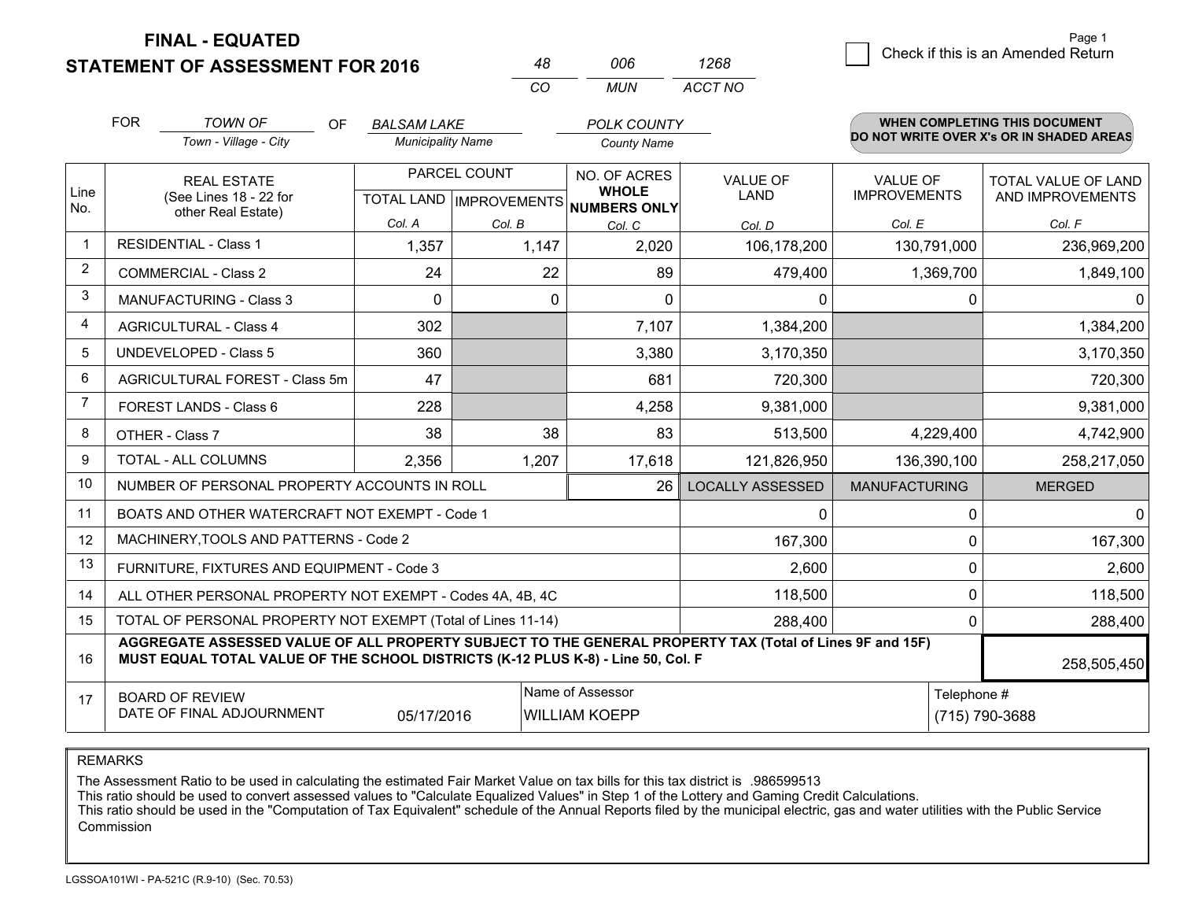# FINAL - EQUATED
# STATEMENT OF ASSESSMENT FOR 2016

| 48 | 006 | 1268 |
|---|---|---|
| CO | MUN | ACCT NO |

☐ Check if this is an Amended Return

FOR *TOWN OF* (Town - Village - City) OF *BALSAM LAKE* (Municipality Name) *POLK COUNTY* (County Name)

**WHEN COMPLETING THIS DOCUMENT DO NOT WRITE OVER X's OR IN SHADED AREAS**

| Line No. | REAL ESTATE (See Lines 18 - 22 for other Real Estate) | PARCEL COUNT TOTAL LAND Col. A | PARCEL COUNT IMPROVEMENTS Col. B | NO. OF ACRES WHOLE NUMBERS ONLY Col. C | VALUE OF LAND Col. D | VALUE OF IMPROVEMENTS Col. E | TOTAL VALUE OF LAND AND IMPROVEMENTS Col. F |
|---|---|---|---|---|---|---|---|
| 1 | RESIDENTIAL - Class 1 | 1,357 | 1,147 | 2,020 | 106,178,200 | 130,791,000 | 236,969,200 |
| 2 | COMMERCIAL - Class 2 | 24 | 22 | 89 | 479,400 | 1,369,700 | 1,849,100 |
| 3 | MANUFACTURING - Class 3 | 0 | 0 | 0 | 0 | 0 | 0 |
| 4 | AGRICULTURAL - Class 4 | 302 | | 7,107 | 1,384,200 | | 1,384,200 |
| 5 | UNDEVELOPED - Class 5 | 360 | | 3,380 | 3,170,350 | | 3,170,350 |
| 6 | AGRICULTURAL FOREST - Class 5m | 47 | | 681 | 720,300 | | 720,300 |
| 7 | FOREST LANDS - Class 6 | 228 | | 4,258 | 9,381,000 | | 9,381,000 |
| 8 | OTHER - Class 7 | 38 | 38 | 83 | 513,500 | 4,229,400 | 4,742,900 |
| 9 | TOTAL - ALL COLUMNS | 2,356 | 1,207 | 17,618 | 121,826,950 | 136,390,100 | 258,217,050 |
| 10 | NUMBER OF PERSONAL PROPERTY ACCOUNTS IN ROLL | | | 26 | LOCALLY ASSESSED | MANUFACTURING | MERGED |
| 11 | BOATS AND OTHER WATERCRAFT NOT EXEMPT - Code 1 | | | | 0 | 0 | 0 |
| 12 | MACHINERY,TOOLS AND PATTERNS - Code 2 | | | | 167,300 | 0 | 167,300 |
| 13 | FURNITURE, FIXTURES AND EQUIPMENT - Code 3 | | | | 2,600 | 0 | 2,600 |
| 14 | ALL OTHER PERSONAL PROPERTY NOT EXEMPT - Codes 4A, 4B, 4C | | | | 118,500 | 0 | 118,500 |
| 15 | TOTAL OF PERSONAL PROPERTY NOT EXEMPT (Total of Lines 11-14) | | | | 288,400 | 0 | 288,400 |
| 16 | **AGGREGATE ASSESSED VALUE OF ALL PROPERTY SUBJECT TO THE GENERAL PROPERTY TAX (Total of Lines 9F and 15F) MUST EQUAL TOTAL VALUE OF THE SCHOOL DISTRICTS (K-12 PLUS K-8) - Line 50, Col. F** | | | | | | 258,505,450 |
| 17 | BOARD OF REVIEW DATE OF FINAL ADJOURNMENT | 05/17/2016 | Name of Assessor: WILLIAM KOEPP | | | Telephone #: (715) 790-3688 | |

REMARKS

The Assessment Ratio to be used in calculating the estimated Fair Market Value on tax bills for this tax district is .986599513
This ratio should be used to convert assessed values to "Calculate Equalized Values" in Step 1 of the Lottery and Gaming Credit Calculations.
This ratio should be used in the "Computation of Tax Equivalent" schedule of the Annual Reports filed by the municipal electric, gas and water utilities with the Public Service Commission

LGSSOA101WI - PA-521C (R.9-10) (Sec. 70.53)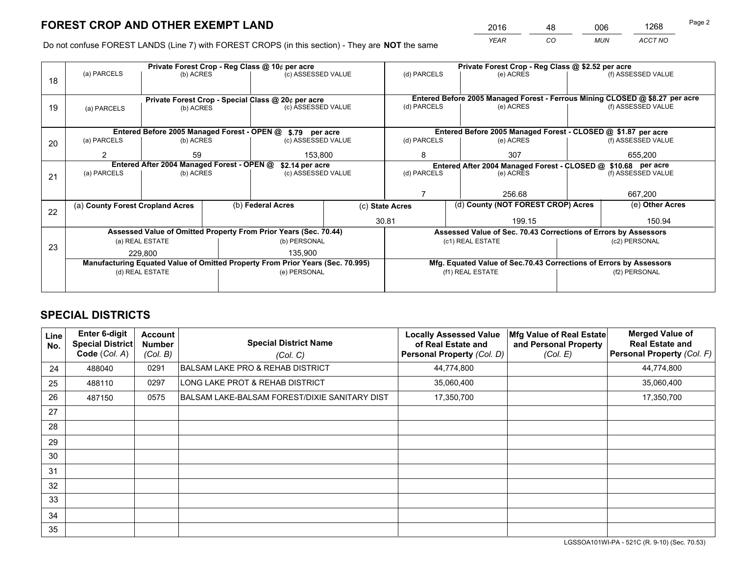# FOREST CROP AND OTHER EXEMPT LAND

| 2016 | 48 | 006 | 1268 |
|---|---|---|---|
| *YEAR* | *CO* | *MUN* | *ACCT NO* |

Do not confuse FOREST LANDS (Line 7) with FOREST CROPS (in this section) - They are **NOT** the same

| Line | Private Forest Crop - Reg Class @ 10¢ per acre | | | Private Forest Crop - Reg Class @ $2.52 per acre | | |
|---|---|---|---|---|---|---|
| 18 | (a) PARCELS | (b) ACRES | (c) ASSESSED VALUE | (d) PARCELS | (e) ACRES | (f) ASSESSED VALUE |
| | | | | | | |
| | **Private Forest Crop - Special Class @ 20¢ per acre** | | | **Entered Before 2005 Managed Forest - Ferrous Mining CLOSED @ $8.27 per acre** | | |
| 19 | (a) PARCELS | (b) ACRES | (c) ASSESSED VALUE | (d) PARCELS | (e) ACRES | (f) ASSESSED VALUE |
| | | | | | | |
| | **Entered Before 2005 Managed Forest - OPEN @ $.79 per acre** | | | **Entered Before 2005 Managed Forest - CLOSED @ $1.87 per acre** | | |
| 20 | (a) PARCELS | (b) ACRES | (c) ASSESSED VALUE | (d) PARCELS | (e) ACRES | (f) ASSESSED VALUE |
| | 2 | 59 | 153,800 | 8 | 307 | 655,200 |
| | **Entered After 2004 Managed Forest - OPEN @ $2.14 per acre** | | | **Entered After 2004 Managed Forest - CLOSED @ $10.68 per acre** | | |
| 21 | (a) PARCELS | (b) ACRES | (c) ASSESSED VALUE | (d) PARCELS | (e) ACRES | (f) ASSESSED VALUE |
| | | | | 7 | 256.68 | 667,200 |

| Line | (a) County Forest Cropland Acres | (b) Federal Acres | (c) State Acres | (d) County (NOT FOREST CROP) Acres | (e) Other Acres |
|---|---|---|---|---|---|
| 22 | | | 30.81 | 199.15 | 150.94 |

| Line | Assessed Value of Omitted Property From Prior Years (Sec. 70.44) | | Assessed Value of Sec. 70.43 Corrections of Errors by Assessors | |
|---|---|---|---|---|
| 23 | (a) REAL ESTATE | (b) PERSONAL | (c1) REAL ESTATE | (c2) PERSONAL |
| | 229,800 | 135,900 | | |
| | **Manufacturing Equated Value of Omitted Property From Prior Years (Sec. 70.995)** | | **Mfg. Equated Value of Sec.70.43 Corrections of Errors by Assessors** | |
| | (d) REAL ESTATE | (e) PERSONAL | (f1) REAL ESTATE | (f2) PERSONAL |
| | | | | |

# SPECIAL DISTRICTS

| Line No. | Enter 6-digit Special District Code (Col. A) | Account Number (Col. B) | Special District Name (Col. C) | Locally Assessed Value of Real Estate and Personal Property (Col. D) | Mfg Value of Real Estate and Personal Property (Col. E) | Merged Value of Real Estate and Personal Property (Col. F) |
|---|---|---|---|---|---|---|
| 24 | 488040 | 0291 | BALSAM LAKE PRO & REHAB DISTRICT | 44,774,800 | | 44,774,800 |
| 25 | 488110 | 0297 | LONG LAKE PROT & REHAB DISTRICT | 35,060,400 | | 35,060,400 |
| 26 | 487150 | 0575 | BALSAM LAKE-BALSAM FOREST/DIXIE SANITARY DIST | 17,350,700 | | 17,350,700 |
| 27 | | | | | | |
| 28 | | | | | | |
| 29 | | | | | | |
| 30 | | | | | | |
| 31 | | | | | | |
| 32 | | | | | | |
| 33 | | | | | | |
| 34 | | | | | | |
| 35 | | | | | | |

LGSSOA101WI-PA - 521C (R. 9-10) (Sec. 70.53)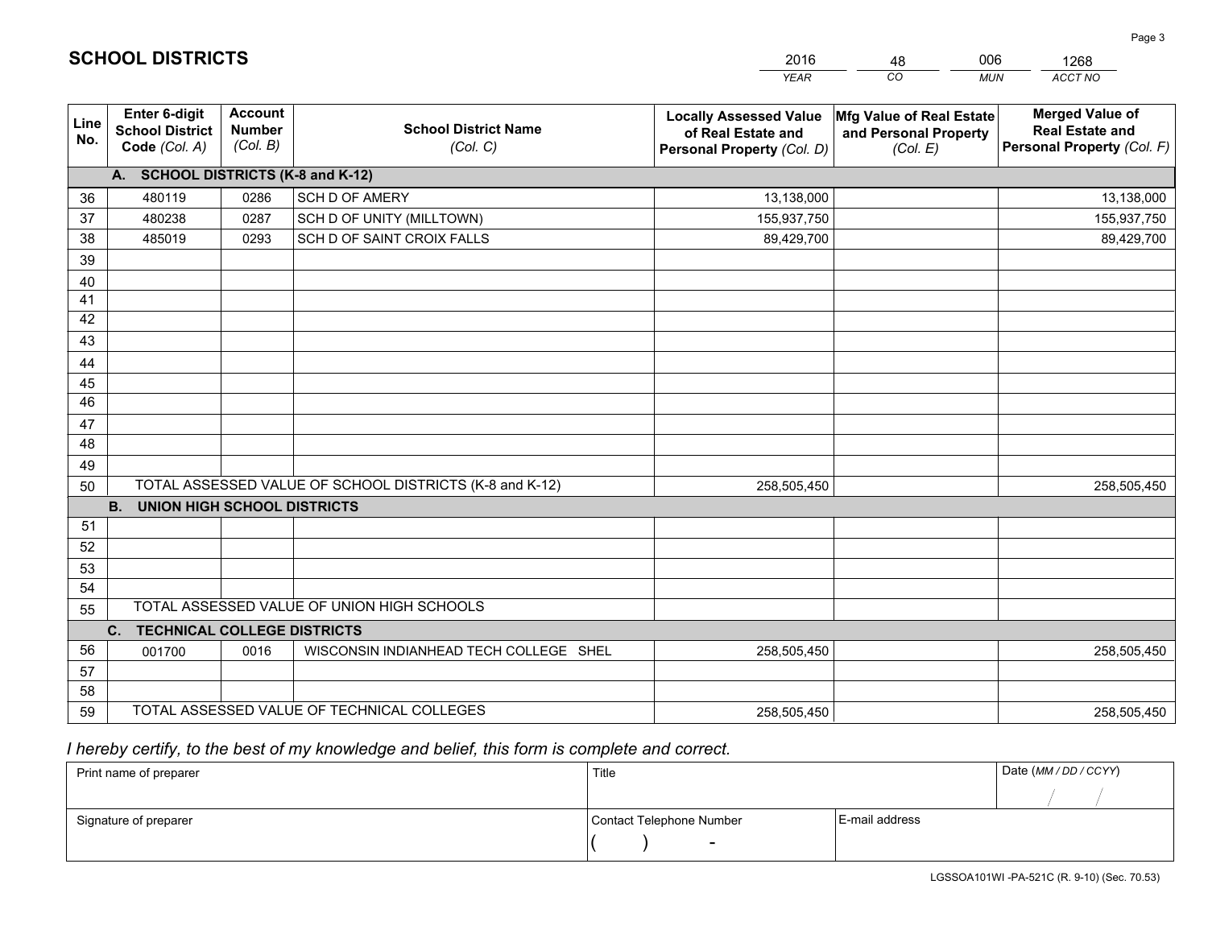## SCHOOL DISTRICTS

| 2016 | 48 | 006 | 1268 |
|---|---|---|---|
| *YEAR* | *CO* | *MUN* | *ACCT NO* |

| Line No. | Enter 6-digit School District Code *(Col. A)* | Account Number *(Col. B)* | School District Name *(Col. C)* | Locally Assessed Value of Real Estate and Personal Property *(Col. D)* | Mfg Value of Real Estate and Personal Property *(Col. E)* | Merged Value of Real Estate and Personal Property *(Col. F)* |
|---|---|---|---|---|---|---|
| **A. SCHOOL DISTRICTS (K-8 and K-12)** | | | | | | |
| 36 | 480119 | 0286 | SCH D OF AMERY | 13,138,000 | | 13,138,000 |
| 37 | 480238 | 0287 | SCH D OF UNITY (MILLTOWN) | 155,937,750 | | 155,937,750 |
| 38 | 485019 | 0293 | SCH D OF SAINT CROIX FALLS | 89,429,700 | | 89,429,700 |
| 39 | | | | | | |
| 40 | | | | | | |
| 41 | | | | | | |
| 42 | | | | | | |
| 43 | | | | | | |
| 44 | | | | | | |
| 45 | | | | | | |
| 46 | | | | | | |
| 47 | | | | | | |
| 48 | | | | | | |
| 49 | | | | | | |
| 50 | TOTAL ASSESSED VALUE OF SCHOOL DISTRICTS (K-8 and K-12) | | | 258,505,450 | | 258,505,450 |
| **B. UNION HIGH SCHOOL DISTRICTS** | | | | | | |
| 51 | | | | | | |
| 52 | | | | | | |
| 53 | | | | | | |
| 54 | | | | | | |
| 55 | TOTAL ASSESSED VALUE OF UNION HIGH SCHOOLS | | | | | |
| **C. TECHNICAL COLLEGE DISTRICTS** | | | | | | |
| 56 | 001700 | 0016 | WISCONSIN INDIANHEAD TECH COLLEGE SHEL | 258,505,450 | | 258,505,450 |
| 57 | | | | | | |
| 58 | | | | | | |
| 59 | TOTAL ASSESSED VALUE OF TECHNICAL COLLEGES | | | 258,505,450 | | 258,505,450 |

*I hereby certify, to the best of my knowledge and belief, this form is complete and correct.*

| Print name of preparer | Title | | Date *(MM / DD / CCYY)* |
|---|---|---|---|
| | | | / / |
| Signature of preparer | Contact Telephone Number | E-mail address | |
| | ( ) - | | |

LGSSOA101WI -PA-521C (R. 9-10) (Sec. 70.53)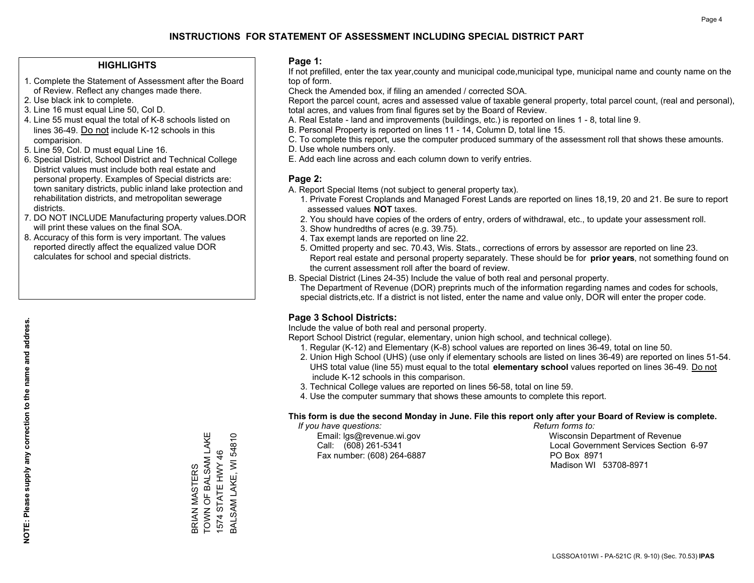# INSTRUCTIONS FOR STATEMENT OF ASSESSMENT INCLUDING SPECIAL DISTRICT PART

## HIGHLIGHTS

1. Complete the Statement of Assessment after the Board of Review. Reflect any changes made there.
2. Use black ink to complete.
3. Line 16 must equal Line 50, Col D.
4. Line 55 must equal the total of K-8 schools listed on lines 36-49. Do not include K-12 schools in this comparision.
5. Line 59, Col. D must equal Line 16.
6. Special District, School District and Technical College District values must include both real estate and personal property. Examples of Special districts are: town sanitary districts, public inland lake protection and rehabilitation districts, and metropolitan sewerage districts.
7. DO NOT INCLUDE Manufacturing property values.DOR will print these values on the final SOA.
8. Accuracy of this form is very important. The values reported directly affect the equalized value DOR calculates for school and special districts.

**NOTE: Please supply any correction to the name and address.**

BRIAN MASTERS
TOWN OF BALSAM LAKE
1574 STATE HWY 46
BALSAM LAKE, WI 54810

## Page 1:

If not prefilled, enter the tax year,county and municipal code,municipal type, municipal name and county name on the top of form.

Check the Amended box, if filing an amended / corrected SOA.

Report the parcel count, acres and assessed value of taxable general property, total parcel count, (real and personal), total acres, and values from final figures set by the Board of Review.

A. Real Estate - land and improvements (buildings, etc.) is reported on lines 1 - 8, total line 9.
B. Personal Property is reported on lines 11 - 14, Column D, total line 15.
C. To complete this report, use the computer produced summary of the assessment roll that shows these amounts.
D. Use whole numbers only.
E. Add each line across and each column down to verify entries.

## Page 2:

A. Report Special Items (not subject to general property tax).
   1. Private Forest Croplands and Managed Forest Lands are reported on lines 18,19, 20 and 21. Be sure to report assessed values **NOT** taxes.
   2. You should have copies of the orders of entry, orders of withdrawal, etc., to update your assessment roll.
   3. Show hundredths of acres (e.g. 39.75).
   4. Tax exempt lands are reported on line 22.
   5. Omitted property and sec. 70.43, Wis. Stats., corrections of errors by assessor are reported on line 23. Report real estate and personal property separately. These should be for **prior years**, not something found on the current assessment roll after the board of review.
B. Special District (Lines 24-35) Include the value of both real and personal property.
   The Department of Revenue (DOR) preprints much of the information regarding names and codes for schools, special districts,etc. If a district is not listed, enter the name and value only, DOR will enter the proper code.

## Page 3 School Districts:

Include the value of both real and personal property.

Report School District (regular, elementary, union high school, and technical college).

1. Regular (K-12) and Elementary (K-8) school values are reported on lines 36-49, total on line 50.
2. Union High School (UHS) (use only if elementary schools are listed on lines 36-49) are reported on lines 51-54. UHS total value (line 55) must equal to the total **elementary school** values reported on lines 36-49. Do not include K-12 schools in this comparison.
3. Technical College values are reported on lines 56-58, total on line 59.
4. Use the computer summary that shows these amounts to complete this report.

**This form is due the second Monday in June. File this report only after your Board of Review is complete.**

*If you have questions:*
Email: lgs@revenue.wi.gov
Call: (608) 261-5341
Fax number: (608) 264-6887

*Return forms to:*
Wisconsin Department of Revenue
Local Government Services Section 6-97
PO Box 8971
Madison WI 53708-8971

LGSSOA101WI - PA-521C (R. 9-10) (Sec. 70.53) **IPAS**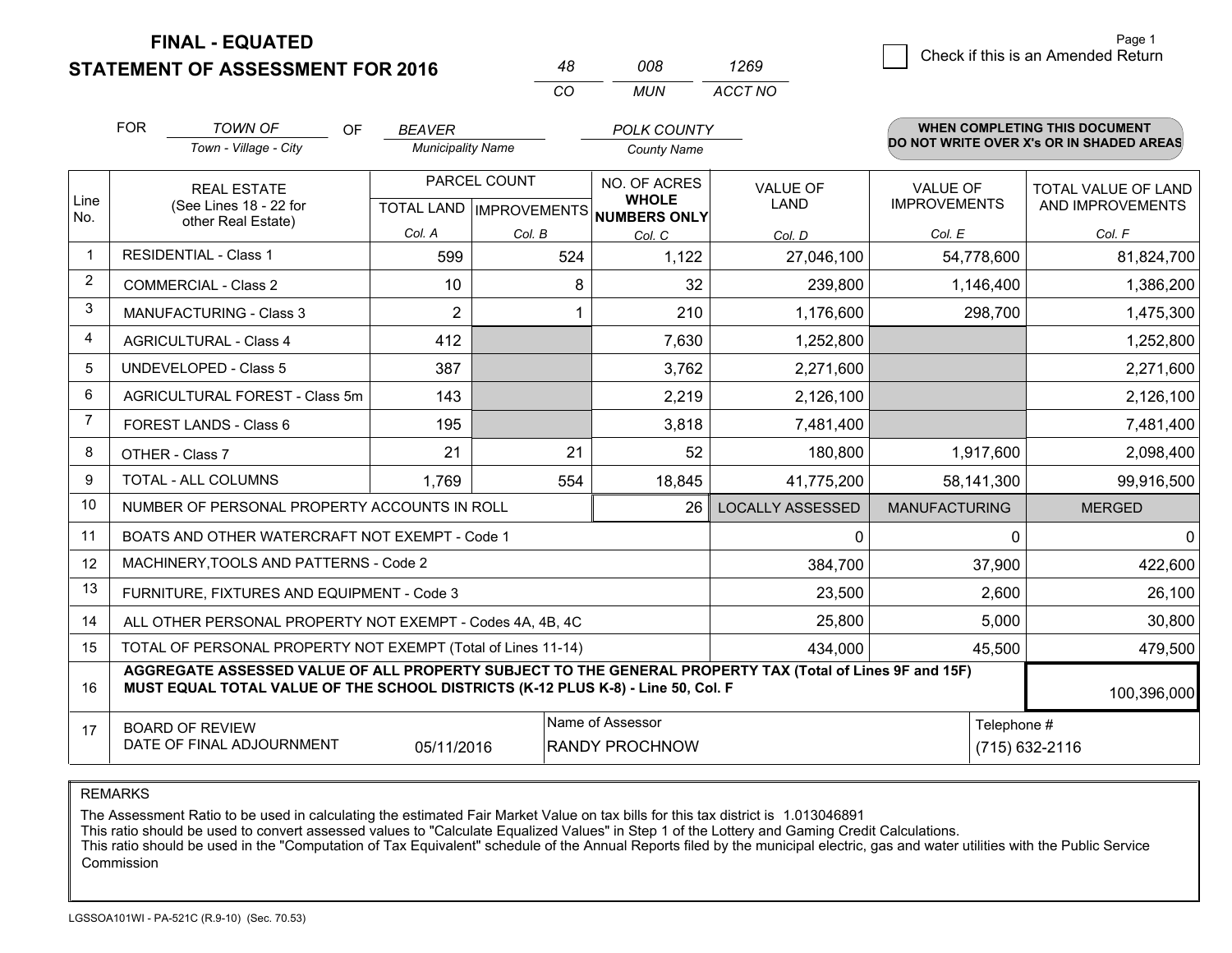**FINAL - EQUATED**
**STATEMENT OF ASSESSMENT FOR 2016**

| 48 | 008 | 1269 |
|---|---|---|
| CO | MUN | ACCT NO |

☐ Check if this is an Amended Return

| FOR | TOWN OF | OF | BEAVER | POLK COUNTY |
|---|---|---|---|---|
| | Town - Village - City | | Municipality Name | County Name |

**WHEN COMPLETING THIS DOCUMENT DO NOT WRITE OVER X's OR IN SHADED AREAS**

| Line No. | REAL ESTATE (See Lines 18 - 22 for other Real Estate) | PARCEL COUNT TOTAL LAND Col. A | PARCEL COUNT IMPROVEMENTS Col. B | NO. OF ACRES WHOLE NUMBERS ONLY Col. C | VALUE OF LAND Col. D | VALUE OF IMPROVEMENTS Col. E | TOTAL VALUE OF LAND AND IMPROVEMENTS Col. F |
|---|---|---|---|---|---|---|---|
| 1 | RESIDENTIAL - Class 1 | 599 | 524 | 1,122 | 27,046,100 | 54,778,600 | 81,824,700 |
| 2 | COMMERCIAL - Class 2 | 10 | 8 | 32 | 239,800 | 1,146,400 | 1,386,200 |
| 3 | MANUFACTURING - Class 3 | 2 | 1 | 210 | 1,176,600 | 298,700 | 1,475,300 |
| 4 | AGRICULTURAL - Class 4 | 412 | | 7,630 | 1,252,800 | | 1,252,800 |
| 5 | UNDEVELOPED - Class 5 | 387 | | 3,762 | 2,271,600 | | 2,271,600 |
| 6 | AGRICULTURAL FOREST - Class 5m | 143 | | 2,219 | 2,126,100 | | 2,126,100 |
| 7 | FOREST LANDS - Class 6 | 195 | | 3,818 | 7,481,400 | | 7,481,400 |
| 8 | OTHER - Class 7 | 21 | 21 | 52 | 180,800 | 1,917,600 | 2,098,400 |
| 9 | TOTAL - ALL COLUMNS | 1,769 | 554 | 18,845 | 41,775,200 | 58,141,300 | 99,916,500 |
| 10 | NUMBER OF PERSONAL PROPERTY ACCOUNTS IN ROLL | | | 26 | LOCALLY ASSESSED | MANUFACTURING | MERGED |
| 11 | BOATS AND OTHER WATERCRAFT NOT EXEMPT - Code 1 | | | | 0 | 0 | 0 |
| 12 | MACHINERY,TOOLS AND PATTERNS - Code 2 | | | | 384,700 | 37,900 | 422,600 |
| 13 | FURNITURE, FIXTURES AND EQUIPMENT - Code 3 | | | | 23,500 | 2,600 | 26,100 |
| 14 | ALL OTHER PERSONAL PROPERTY NOT EXEMPT - Codes 4A, 4B, 4C | | | | 25,800 | 5,000 | 30,800 |
| 15 | TOTAL OF PERSONAL PROPERTY NOT EXEMPT (Total of Lines 11-14) | | | | 434,000 | 45,500 | 479,500 |
| 16 | AGGREGATE ASSESSED VALUE OF ALL PROPERTY SUBJECT TO THE GENERAL PROPERTY TAX (Total of Lines 9F and 15F) MUST EQUAL TOTAL VALUE OF THE SCHOOL DISTRICTS (K-12 PLUS K-8) - Line 50, Col. F | | | | | | 100,396,000 |
| 17 | BOARD OF REVIEW DATE OF FINAL ADJOURNMENT | 05/11/2016 | | Name of Assessor: RANDY PROCHNOW | | Telephone #: (715) 632-2116 | |

REMARKS

The Assessment Ratio to be used in calculating the estimated Fair Market Value on tax bills for this tax district is 1.013046891
This ratio should be used to convert assessed values to "Calculate Equalized Values" in Step 1 of the Lottery and Gaming Credit Calculations.
This ratio should be used in the "Computation of Tax Equivalent" schedule of the Annual Reports filed by the municipal electric, gas and water utilities with the Public Service Commission

LGSSOA101WI - PA-521C (R.9-10) (Sec. 70.53)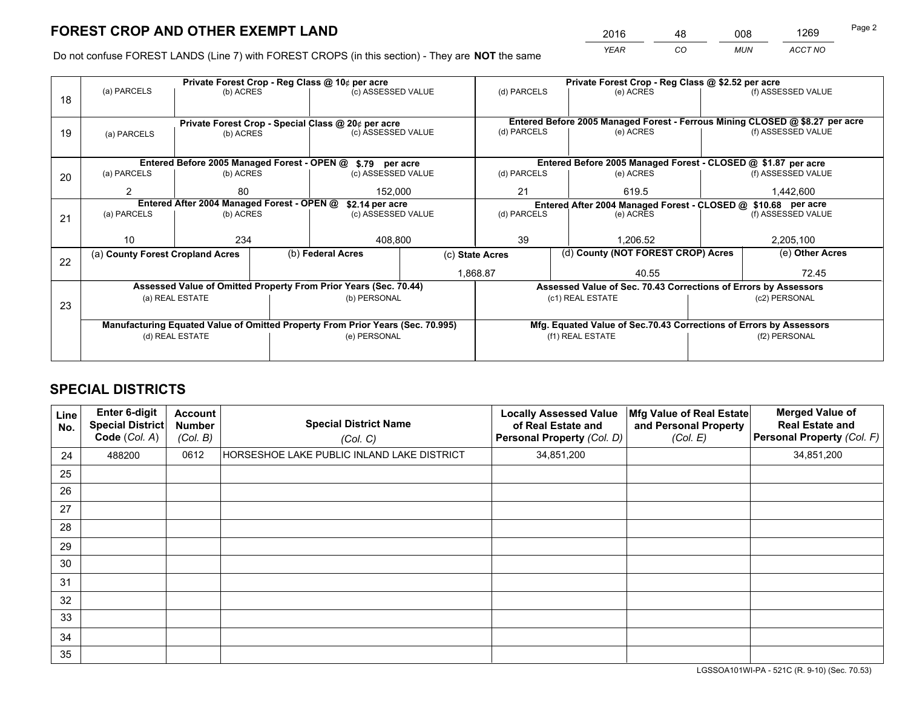# FOREST CROP AND OTHER EXEMPT LAND

| YEAR | CO | MUN | ACCT NO |
|---|---|---|---|
| 2016 | 48 | 008 | 1269 |

Do not confuse FOREST LANDS (Line 7) with FOREST CROPS (in this section) - They are **NOT** the same

| Line | Private Forest Crop - Reg Class @ 10¢ per acre | | | Private Forest Crop - Reg Class @ $2.52 per acre | | |
|---|---|---|---|---|---|---|
| | (a) PARCELS | (b) ACRES | (c) ASSESSED VALUE | (d) PARCELS | (e) ACRES | (f) ASSESSED VALUE |
| 18 | | | | | | |
| | **Private Forest Crop - Special Class @ 20¢ per acre** | | | **Entered Before 2005 Managed Forest - Ferrous Mining CLOSED @ $8.27 per acre** | | |
| | (a) PARCELS | (b) ACRES | (c) ASSESSED VALUE | (d) PARCELS | (e) ACRES | (f) ASSESSED VALUE |
| 19 | | | | | | |
| | **Entered Before 2005 Managed Forest - OPEN @ $.79 per acre** | | | **Entered Before 2005 Managed Forest - CLOSED @ $1.87 per acre** | | |
| | (a) PARCELS | (b) ACRES | (c) ASSESSED VALUE | (d) PARCELS | (e) ACRES | (f) ASSESSED VALUE |
| 20 | 2 | 80 | 152,000 | 21 | 619.5 | 1,442,600 |
| | **Entered After 2004 Managed Forest - OPEN @ $2.14 per acre** | | | **Entered After 2004 Managed Forest - CLOSED @ $10.68 per acre** | | |
| | (a) PARCELS | (b) ACRES | (c) ASSESSED VALUE | (d) PARCELS | (e) ACRES | (f) ASSESSED VALUE |
| 21 | 10 | 234 | 408,800 | 39 | 1,206.52 | 2,205,100 |

| Line | (a) County Forest Cropland Acres | (b) Federal Acres | (c) State Acres | (d) County (NOT FOREST CROP) Acres | (e) Other Acres |
|---|---|---|---|---|---|
| 22 | | | 1,868.87 | 40.55 | 72.45 |

| Line | Assessed Value of Omitted Property From Prior Years (Sec. 70.44) | | Assessed Value of Sec. 70.43 Corrections of Errors by Assessors | |
|---|---|---|---|---|
| | (a) REAL ESTATE | (b) PERSONAL | (c1) REAL ESTATE | (c2) PERSONAL |
| 23 | | | | |
| | **Manufacturing Equated Value of Omitted Property From Prior Years (Sec. 70.995)** | | **Mfg. Equated Value of Sec.70.43 Corrections of Errors by Assessors** | |
| | (d) REAL ESTATE | (e) PERSONAL | (f1) REAL ESTATE | (f2) PERSONAL |
| | | | | |

# SPECIAL DISTRICTS

| Line No. | Enter 6-digit Special District Code (Col. A) | Account Number (Col. B) | Special District Name (Col. C) | Locally Assessed Value of Real Estate and Personal Property (Col. D) | Mfg Value of Real Estate and Personal Property (Col. E) | Merged Value of Real Estate and Personal Property (Col. F) |
|---|---|---|---|---|---|---|
| 24 | 488200 | 0612 | HORSESHOE LAKE PUBLIC INLAND LAKE DISTRICT | 34,851,200 | | 34,851,200 |
| 25 | | | | | | |
| 26 | | | | | | |
| 27 | | | | | | |
| 28 | | | | | | |
| 29 | | | | | | |
| 30 | | | | | | |
| 31 | | | | | | |
| 32 | | | | | | |
| 33 | | | | | | |
| 34 | | | | | | |
| 35 | | | | | | |

LGSSOA101WI-PA - 521C (R. 9-10) (Sec. 70.53)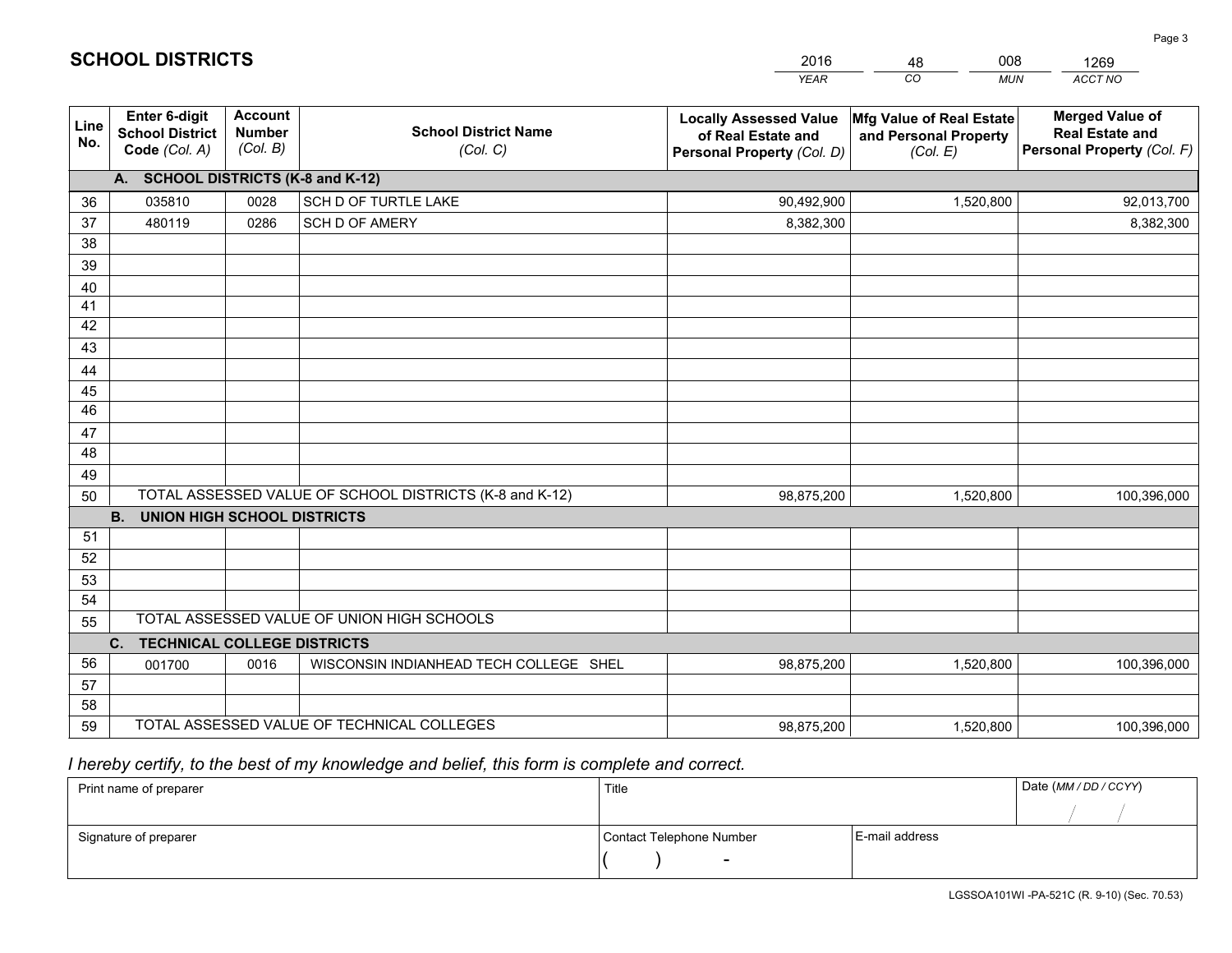# SCHOOL DISTRICTS

| 2016 | 48 | 008 | 1269 |
|---|---|---|---|
| *YEAR* | *CO* | *MUN* | *ACCT NO* |

| Line No. | Enter 6-digit School District Code *(Col. A)* | Account Number *(Col. B)* | School District Name *(Col. C)* | Locally Assessed Value of Real Estate and Personal Property *(Col. D)* | Mfg Value of Real Estate and Personal Property *(Col. E)* | Merged Value of Real Estate and Personal Property *(Col. F)* |
|---|---|---|---|---|---|---|
| | **A. SCHOOL DISTRICTS (K-8 and K-12)** | | | | | |
| 36 | 035810 | 0028 | SCH D OF TURTLE LAKE | 90,492,900 | 1,520,800 | 92,013,700 |
| 37 | 480119 | 0286 | SCH D OF AMERY | 8,382,300 | | 8,382,300 |
| 38 | | | | | | |
| 39 | | | | | | |
| 40 | | | | | | |
| 41 | | | | | | |
| 42 | | | | | | |
| 43 | | | | | | |
| 44 | | | | | | |
| 45 | | | | | | |
| 46 | | | | | | |
| 47 | | | | | | |
| 48 | | | | | | |
| 49 | | | | | | |
| 50 | TOTAL ASSESSED VALUE OF SCHOOL DISTRICTS (K-8 and K-12) | | | 98,875,200 | 1,520,800 | 100,396,000 |
| | **B. UNION HIGH SCHOOL DISTRICTS** | | | | | |
| 51 | | | | | | |
| 52 | | | | | | |
| 53 | | | | | | |
| 54 | | | | | | |
| 55 | TOTAL ASSESSED VALUE OF UNION HIGH SCHOOLS | | | | | |
| | **C. TECHNICAL COLLEGE DISTRICTS** | | | | | |
| 56 | 001700 | 0016 | WISCONSIN INDIANHEAD TECH COLLEGE SHEL | 98,875,200 | 1,520,800 | 100,396,000 |
| 57 | | | | | | |
| 58 | | | | | | |
| 59 | TOTAL ASSESSED VALUE OF TECHNICAL COLLEGES | | | 98,875,200 | 1,520,800 | 100,396,000 |

*I hereby certify, to the best of my knowledge and belief, this form is complete and correct.*

| Print name of preparer | Title | | Date *(MM / DD / CCYY)* |
|---|---|---|---|
| | | | / / |
| Signature of preparer | Contact Telephone Number | E-mail address | |
| | ( ) - | | |

LGSSOA101WI -PA-521C (R. 9-10) (Sec. 70.53)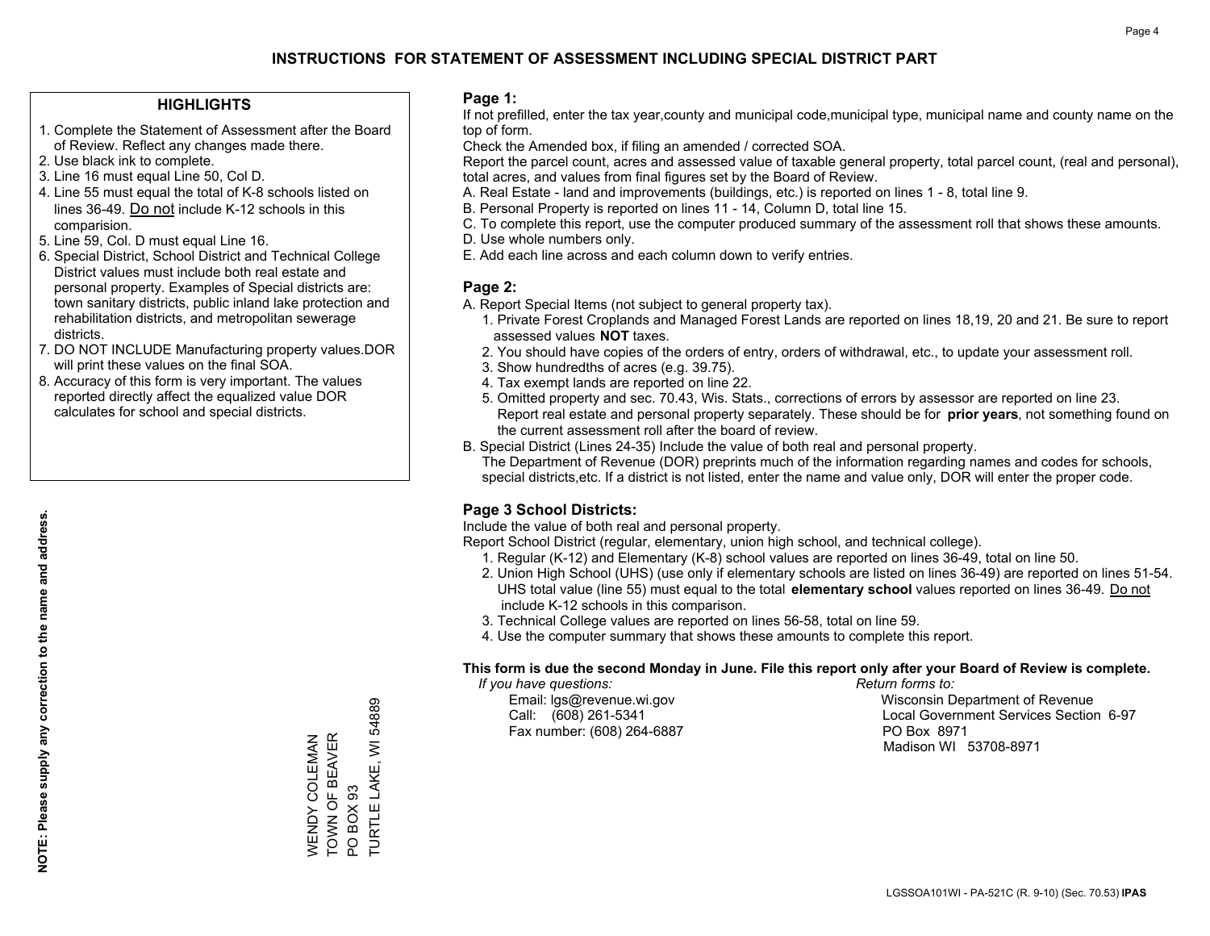# INSTRUCTIONS FOR STATEMENT OF ASSESSMENT INCLUDING SPECIAL DISTRICT PART

## HIGHLIGHTS

1. Complete the Statement of Assessment after the Board of Review. Reflect any changes made there.
2. Use black ink to complete.
3. Line 16 must equal Line 50, Col D.
4. Line 55 must equal the total of K-8 schools listed on lines 36-49. Do not include K-12 schools in this comparision.
5. Line 59, Col. D must equal Line 16.
6. Special District, School District and Technical College District values must include both real estate and personal property. Examples of Special districts are: town sanitary districts, public inland lake protection and rehabilitation districts, and metropolitan sewerage districts.
7. DO NOT INCLUDE Manufacturing property values.DOR will print these values on the final SOA.
8. Accuracy of this form is very important. The values reported directly affect the equalized value DOR calculates for school and special districts.

**NOTE: Please supply any correction to the name and address.**

WENDY COLEMAN
TOWN OF BEAVER
PO BOX 93
TURTLE LAKE, WI 54889

## Page 1:

If not prefilled, enter the tax year,county and municipal code,municipal type, municipal name and county name on the top of form.

Check the Amended box, if filing an amended / corrected SOA.

Report the parcel count, acres and assessed value of taxable general property, total parcel count, (real and personal), total acres, and values from final figures set by the Board of Review.

A. Real Estate - land and improvements (buildings, etc.) is reported on lines 1 - 8, total line 9.
B. Personal Property is reported on lines 11 - 14, Column D, total line 15.
C. To complete this report, use the computer produced summary of the assessment roll that shows these amounts.
D. Use whole numbers only.
E. Add each line across and each column down to verify entries.

## Page 2:

A. Report Special Items (not subject to general property tax).
1. Private Forest Croplands and Managed Forest Lands are reported on lines 18,19, 20 and 21. Be sure to report assessed values **NOT** taxes.
2. You should have copies of the orders of entry, orders of withdrawal, etc., to update your assessment roll.
3. Show hundredths of acres (e.g. 39.75).
4. Tax exempt lands are reported on line 22.
5. Omitted property and sec. 70.43, Wis. Stats., corrections of errors by assessor are reported on line 23. Report real estate and personal property separately. These should be for **prior years**, not something found on the current assessment roll after the board of review.

B. Special District (Lines 24-35) Include the value of both real and personal property.
The Department of Revenue (DOR) preprints much of the information regarding names and codes for schools, special districts,etc. If a district is not listed, enter the name and value only, DOR will enter the proper code.

## Page 3 School Districts:

Include the value of both real and personal property.

Report School District (regular, elementary, union high school, and technical college).

1. Regular (K-12) and Elementary (K-8) school values are reported on lines 36-49, total on line 50.
2. Union High School (UHS) (use only if elementary schools are listed on lines 36-49) are reported on lines 51-54. UHS total value (line 55) must equal to the total **elementary school** values reported on lines 36-49. Do not include K-12 schools in this comparison.
3. Technical College values are reported on lines 56-58, total on line 59.
4. Use the computer summary that shows these amounts to complete this report.

**This form is due the second Monday in June. File this report only after your Board of Review is complete.**

*If you have questions:*
Email: lgs@revenue.wi.gov
Call: (608) 261-5341
Fax number: (608) 264-6887

*Return forms to:*
Wisconsin Department of Revenue
Local Government Services Section 6-97
PO Box 8971
Madison WI 53708-8971

LGSSOA101WI - PA-521C (R. 9-10) (Sec. 70.53) **IPAS**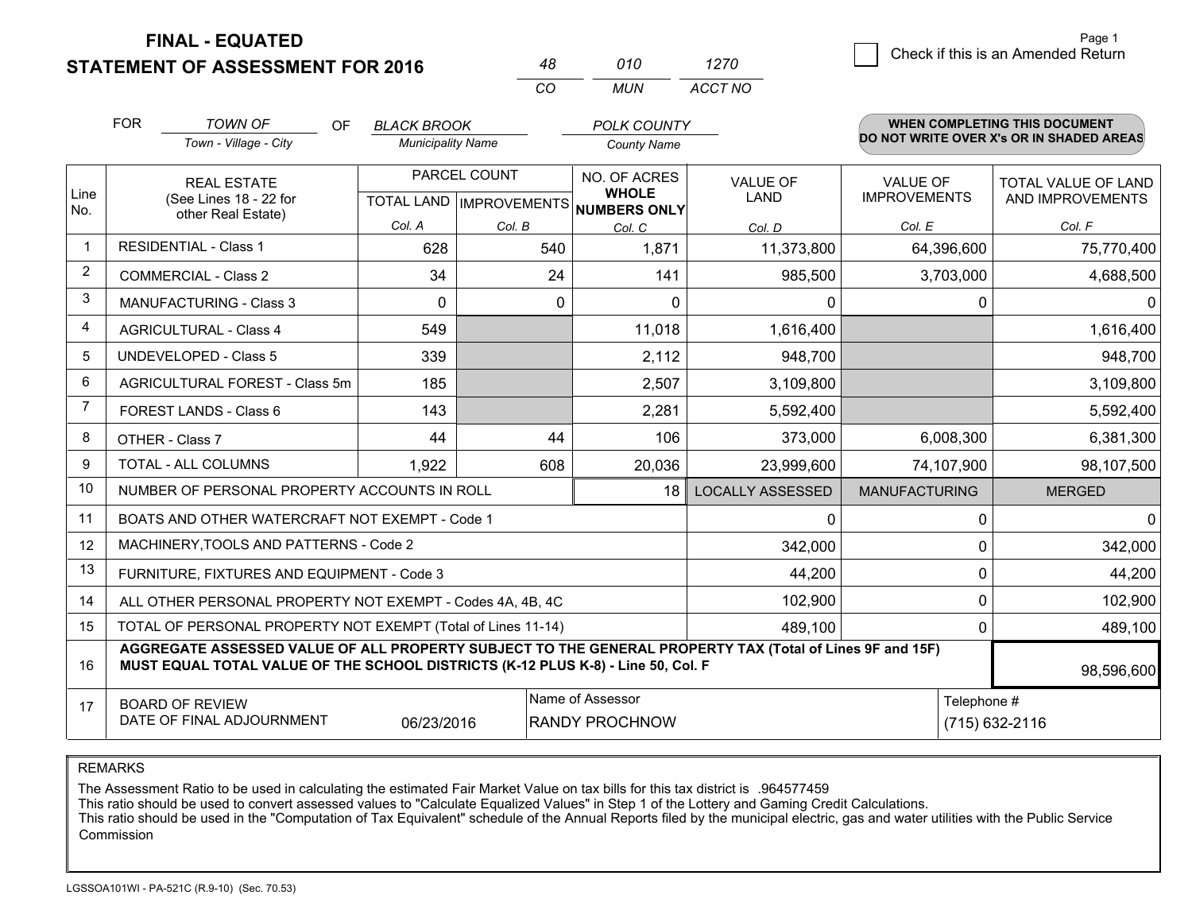# FINAL - EQUATED

## STATEMENT OF ASSESSMENT FOR 2016

| 48 | 010 | 1270 |
|---|---|---|
| CO | MUN | ACCT NO |

Page 1

☐ Check if this is an Amended Return

FOR *TOWN OF* (Town - Village - City) OF *BLACK BROOK* (Municipality Name) *POLK COUNTY* (County Name)

**WHEN COMPLETING THIS DOCUMENT DO NOT WRITE OVER X's OR IN SHADED AREAS**

| Line No. | REAL ESTATE (See Lines 18 - 22 for other Real Estate) | PARCEL COUNT | | NO. OF ACRES WHOLE NUMBERS ONLY | VALUE OF LAND | VALUE OF IMPROVEMENTS | TOTAL VALUE OF LAND AND IMPROVEMENTS |
|---|---|---|---|---|---|---|---|
| | | TOTAL LAND Col. A | IMPROVEMENTS Col. B | Col. C | Col. D | Col. E | Col. F |
| 1 | RESIDENTIAL - Class 1 | 628 | 540 | 1,871 | 11,373,800 | 64,396,600 | 75,770,400 |
| 2 | COMMERCIAL - Class 2 | 34 | 24 | 141 | 985,500 | 3,703,000 | 4,688,500 |
| 3 | MANUFACTURING - Class 3 | 0 | 0 | 0 | 0 | 0 | 0 |
| 4 | AGRICULTURAL - Class 4 | 549 | | 11,018 | 1,616,400 | | 1,616,400 |
| 5 | UNDEVELOPED - Class 5 | 339 | | 2,112 | 948,700 | | 948,700 |
| 6 | AGRICULTURAL FOREST - Class 5m | 185 | | 2,507 | 3,109,800 | | 3,109,800 |
| 7 | FOREST LANDS - Class 6 | 143 | | 2,281 | 5,592,400 | | 5,592,400 |
| 8 | OTHER - Class 7 | 44 | 44 | 106 | 373,000 | 6,008,300 | 6,381,300 |
| 9 | TOTAL - ALL COLUMNS | 1,922 | 608 | 20,036 | 23,999,600 | 74,107,900 | 98,107,500 |
| 10 | NUMBER OF PERSONAL PROPERTY ACCOUNTS IN ROLL | | | 18 | LOCALLY ASSESSED | MANUFACTURING | MERGED |
| 11 | BOATS AND OTHER WATERCRAFT NOT EXEMPT - Code 1 | | | | 0 | 0 | 0 |
| 12 | MACHINERY,TOOLS AND PATTERNS - Code 2 | | | | 342,000 | 0 | 342,000 |
| 13 | FURNITURE, FIXTURES AND EQUIPMENT - Code 3 | | | | 44,200 | 0 | 44,200 |
| 14 | ALL OTHER PERSONAL PROPERTY NOT EXEMPT - Codes 4A, 4B, 4C | | | | 102,900 | 0 | 102,900 |
| 15 | TOTAL OF PERSONAL PROPERTY NOT EXEMPT (Total of Lines 11-14) | | | | 489,100 | 0 | 489,100 |
| 16 | **AGGREGATE ASSESSED VALUE OF ALL PROPERTY SUBJECT TO THE GENERAL PROPERTY TAX (Total of Lines 9F and 15F) MUST EQUAL TOTAL VALUE OF THE SCHOOL DISTRICTS (K-12 PLUS K-8) - Line 50, Col. F** | | | | | | 98,596,600 |
| 17 | BOARD OF REVIEW DATE OF FINAL ADJOURNMENT | 06/23/2016 | | Name of Assessor: RANDY PROCHNOW | | Telephone #: (715) 632-2116 | |

REMARKS

The Assessment Ratio to be used in calculating the estimated Fair Market Value on tax bills for this tax district is .964577459
This ratio should be used to convert assessed values to "Calculate Equalized Values" in Step 1 of the Lottery and Gaming Credit Calculations.
This ratio should be used in the "Computation of Tax Equivalent" schedule of the Annual Reports filed by the municipal electric, gas and water utilities with the Public Service Commission

LGSSOA101WI - PA-521C (R.9-10) (Sec. 70.53)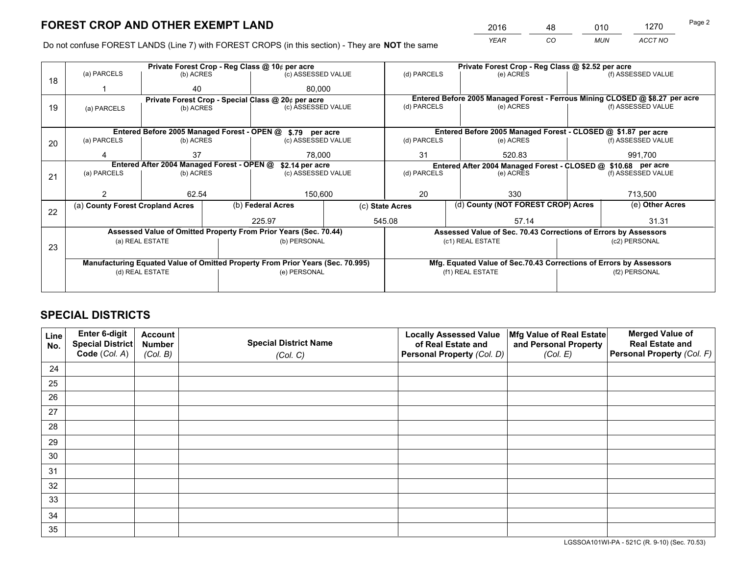# FOREST CROP AND OTHER EXEMPT LAND

| 2016 | 48 | 010 | 1270 |
|---|---|---|---|
| *YEAR* | *CO* | *MUN* | *ACCT NO* |

Do not confuse FOREST LANDS (Line 7) with FOREST CROPS (in this section) - They are **NOT** the same

| Line | Private Forest Crop - Reg Class @ 10¢ per acre | | | Private Forest Crop - Reg Class @ $2.52 per acre | | |
|---|---|---|---|---|---|---|
| 18 | (a) PARCELS | (b) ACRES | (c) ASSESSED VALUE | (d) PARCELS | (e) ACRES | (f) ASSESSED VALUE |
| | 1 | 40 | 80,000 | | | |
| | **Private Forest Crop - Special Class @ 20¢ per acre** | | | **Entered Before 2005 Managed Forest - Ferrous Mining CLOSED @ $8.27 per acre** | | |
| 19 | (a) PARCELS | (b) ACRES | (c) ASSESSED VALUE | (d) PARCELS | (e) ACRES | (f) ASSESSED VALUE |
| | | | | | | |
| | **Entered Before 2005 Managed Forest - OPEN @ $.79 per acre** | | | **Entered Before 2005 Managed Forest - CLOSED @ $1.87 per acre** | | |
| 20 | (a) PARCELS | (b) ACRES | (c) ASSESSED VALUE | (d) PARCELS | (e) ACRES | (f) ASSESSED VALUE |
| | 4 | 37 | 78,000 | 31 | 520.83 | 991,700 |
| | **Entered After 2004 Managed Forest - OPEN @ $2.14 per acre** | | | **Entered After 2004 Managed Forest - CLOSED @ $10.68 per acre** | | |
| 21 | (a) PARCELS | (b) ACRES | (c) ASSESSED VALUE | (d) PARCELS | (e) ACRES | (f) ASSESSED VALUE |
| | 2 | 62.54 | 150,600 | 20 | 330 | 713,500 |

| Line | (a) County Forest Cropland Acres | (b) Federal Acres | (c) State Acres | (d) County (NOT FOREST CROP) Acres | (e) Other Acres |
|---|---|---|---|---|---|
| 22 | | 225.97 | 545.08 | 57.14 | 31.31 |

| Line | Assessed Value of Omitted Property From Prior Years (Sec. 70.44) | | Assessed Value of Sec. 70.43 Corrections of Errors by Assessors | |
|---|---|---|---|---|
| 23 | (a) REAL ESTATE | (b) PERSONAL | (c1) REAL ESTATE | (c2) PERSONAL |
| | | | | |
| | **Manufacturing Equated Value of Omitted Property From Prior Years (Sec. 70.995)** | | **Mfg. Equated Value of Sec.70.43 Corrections of Errors by Assessors** | |
| | (d) REAL ESTATE | (e) PERSONAL | (f1) REAL ESTATE | (f2) PERSONAL |
| | | | | |

# SPECIAL DISTRICTS

| Line No. | Enter 6-digit Special District Code (*Col. A*) | Account Number (*Col. B*) | Special District Name (*Col. C*) | Locally Assessed Value of Real Estate and Personal Property (*Col. D*) | Mfg Value of Real Estate and Personal Property (*Col. E*) | Merged Value of Real Estate and Personal Property (*Col. F*) |
|---|---|---|---|---|---|---|
| 24 | | | | | | |
| 25 | | | | | | |
| 26 | | | | | | |
| 27 | | | | | | |
| 28 | | | | | | |
| 29 | | | | | | |
| 30 | | | | | | |
| 31 | | | | | | |
| 32 | | | | | | |
| 33 | | | | | | |
| 34 | | | | | | |
| 35 | | | | | | |

LGSSOA101WI-PA - 521C (R. 9-10) (Sec. 70.53)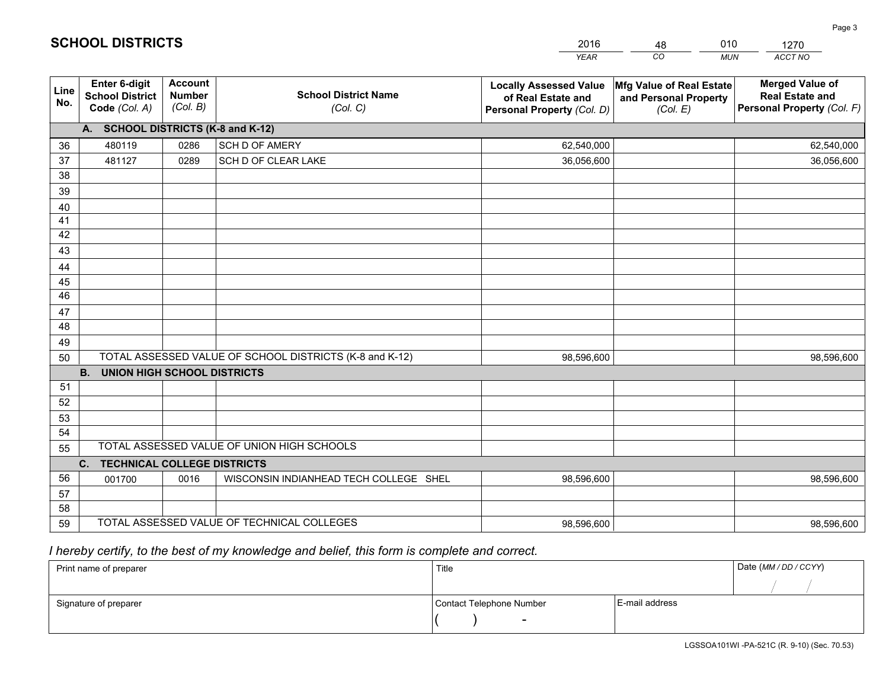# SCHOOL DISTRICTS

| 2016 | 48 | 010 | 1270 |
|---|---|---|---|
| *YEAR* | *CO* | *MUN* | *ACCT NO* |

| Line No. | Enter 6-digit School District Code *(Col. A)* | Account Number *(Col. B)* | School District Name *(Col. C)* | Locally Assessed Value of Real Estate and Personal Property *(Col. D)* | Mfg Value of Real Estate and Personal Property *(Col. E)* | Merged Value of Real Estate and Personal Property *(Col. F)* |
|---|---|---|---|---|---|---|
| **A. SCHOOL DISTRICTS (K-8 and K-12)** | | | | | | |
| 36 | 480119 | 0286 | SCH D OF AMERY | 62,540,000 | | 62,540,000 |
| 37 | 481127 | 0289 | SCH D OF CLEAR LAKE | 36,056,600 | | 36,056,600 |
| 38 | | | | | | |
| 39 | | | | | | |
| 40 | | | | | | |
| 41 | | | | | | |
| 42 | | | | | | |
| 43 | | | | | | |
| 44 | | | | | | |
| 45 | | | | | | |
| 46 | | | | | | |
| 47 | | | | | | |
| 48 | | | | | | |
| 49 | | | | | | |
| 50 | TOTAL ASSESSED VALUE OF SCHOOL DISTRICTS (K-8 and K-12) | | | 98,596,600 | | 98,596,600 |
| **B. UNION HIGH SCHOOL DISTRICTS** | | | | | | |
| 51 | | | | | | |
| 52 | | | | | | |
| 53 | | | | | | |
| 54 | | | | | | |
| 55 | TOTAL ASSESSED VALUE OF UNION HIGH SCHOOLS | | | | | |
| **C. TECHNICAL COLLEGE DISTRICTS** | | | | | | |
| 56 | 001700 | 0016 | WISCONSIN INDIANHEAD TECH COLLEGE SHEL | 98,596,600 | | 98,596,600 |
| 57 | | | | | | |
| 58 | | | | | | |
| 59 | TOTAL ASSESSED VALUE OF TECHNICAL COLLEGES | | | 98,596,600 | | 98,596,600 |

*I hereby certify, to the best of my knowledge and belief, this form is complete and correct.*

| Print name of preparer | Title | | Date *(MM / DD / CCYY)* |
|---|---|---|---|
| | | | / / |
| Signature of preparer | Contact Telephone Number | E-mail address | |
| | ( ) - | | |

LGSSOA101WI -PA-521C (R. 9-10) (Sec. 70.53)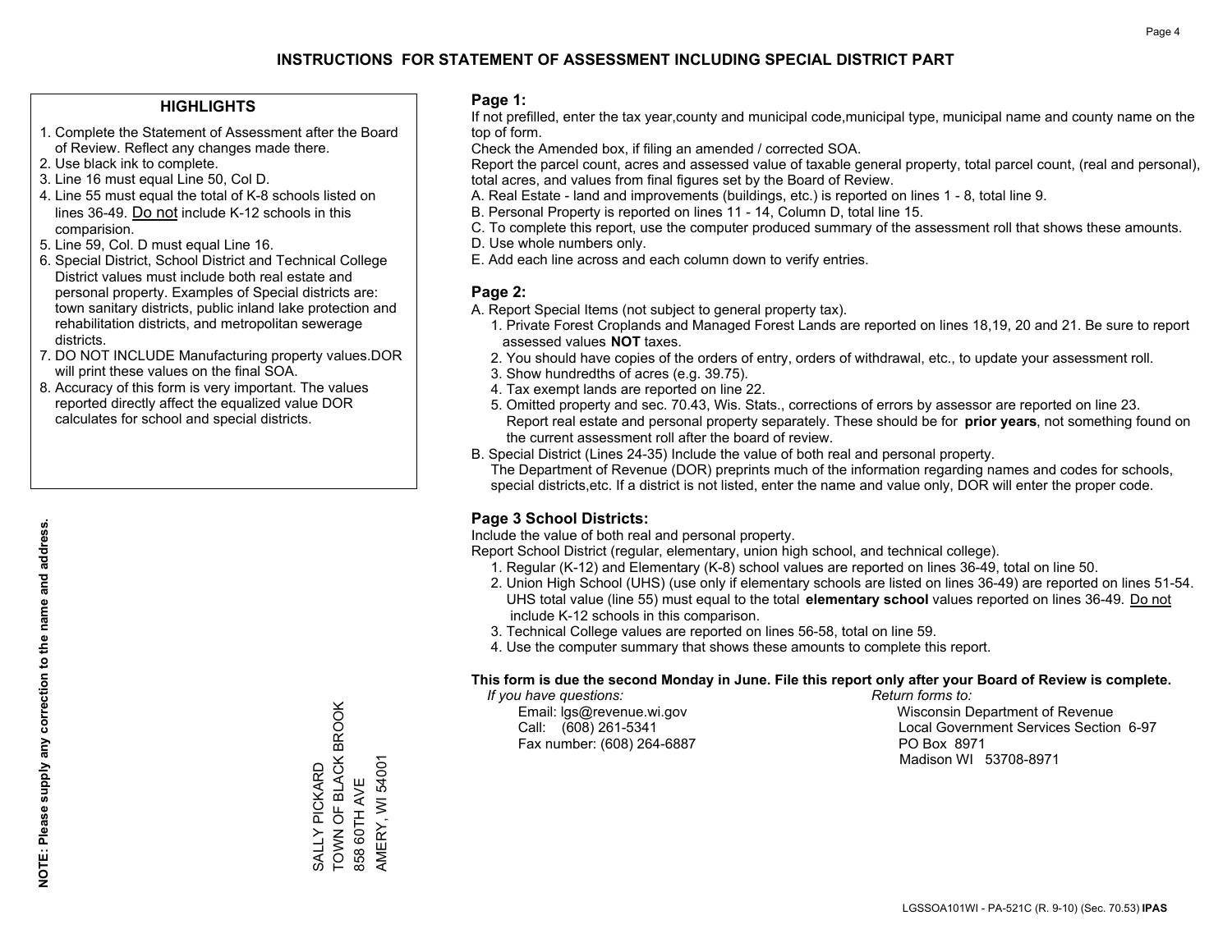# INSTRUCTIONS FOR STATEMENT OF ASSESSMENT INCLUDING SPECIAL DISTRICT PART

## HIGHLIGHTS

1. Complete the Statement of Assessment after the Board of Review. Reflect any changes made there.
2. Use black ink to complete.
3. Line 16 must equal Line 50, Col D.
4. Line 55 must equal the total of K-8 schools listed on lines 36-49. Do not include K-12 schools in this comparision.
5. Line 59, Col. D must equal Line 16.
6. Special District, School District and Technical College District values must include both real estate and personal property. Examples of Special districts are: town sanitary districts, public inland lake protection and rehabilitation districts, and metropolitan sewerage districts.
7. DO NOT INCLUDE Manufacturing property values.DOR will print these values on the final SOA.
8. Accuracy of this form is very important. The values reported directly affect the equalized value DOR calculates for school and special districts.

**NOTE: Please supply any correction to the name and address.**

SALLY PICKARD
TOWN OF BLACK BROOK
858 60TH AVE
AMERY, WI 54001

## Page 1:

If not prefilled, enter the tax year,county and municipal code,municipal type, municipal name and county name on the top of form.

Check the Amended box, if filing an amended / corrected SOA.

Report the parcel count, acres and assessed value of taxable general property, total parcel count, (real and personal), total acres, and values from final figures set by the Board of Review.

A. Real Estate - land and improvements (buildings, etc.) is reported on lines 1 - 8, total line 9.
B. Personal Property is reported on lines 11 - 14, Column D, total line 15.
C. To complete this report, use the computer produced summary of the assessment roll that shows these amounts.
D. Use whole numbers only.
E. Add each line across and each column down to verify entries.

## Page 2:

A. Report Special Items (not subject to general property tax).
   1. Private Forest Croplands and Managed Forest Lands are reported on lines 18,19, 20 and 21. Be sure to report assessed values **NOT** taxes.
   2. You should have copies of the orders of entry, orders of withdrawal, etc., to update your assessment roll.
   3. Show hundredths of acres (e.g. 39.75).
   4. Tax exempt lands are reported on line 22.
   5. Omitted property and sec. 70.43, Wis. Stats., corrections of errors by assessor are reported on line 23. Report real estate and personal property separately. These should be for **prior years**, not something found on the current assessment roll after the board of review.
B. Special District (Lines 24-35) Include the value of both real and personal property.
   The Department of Revenue (DOR) preprints much of the information regarding names and codes for schools, special districts,etc. If a district is not listed, enter the name and value only, DOR will enter the proper code.

## Page 3 School Districts:

Include the value of both real and personal property.

Report School District (regular, elementary, union high school, and technical college).

1. Regular (K-12) and Elementary (K-8) school values are reported on lines 36-49, total on line 50.
2. Union High School (UHS) (use only if elementary schools are listed on lines 36-49) are reported on lines 51-54. UHS total value (line 55) must equal to the total **elementary school** values reported on lines 36-49. Do not include K-12 schools in this comparison.
3. Technical College values are reported on lines 56-58, total on line 59.
4. Use the computer summary that shows these amounts to complete this report.

**This form is due the second Monday in June. File this report only after your Board of Review is complete.**

*If you have questions:*
Email: lgs@revenue.wi.gov
Call: (608) 261-5341
Fax number: (608) 264-6887

*Return forms to:*
Wisconsin Department of Revenue
Local Government Services Section 6-97
PO Box 8971
Madison WI 53708-8971

LGSSOA101WI - PA-521C (R. 9-10) (Sec. 70.53) **IPAS**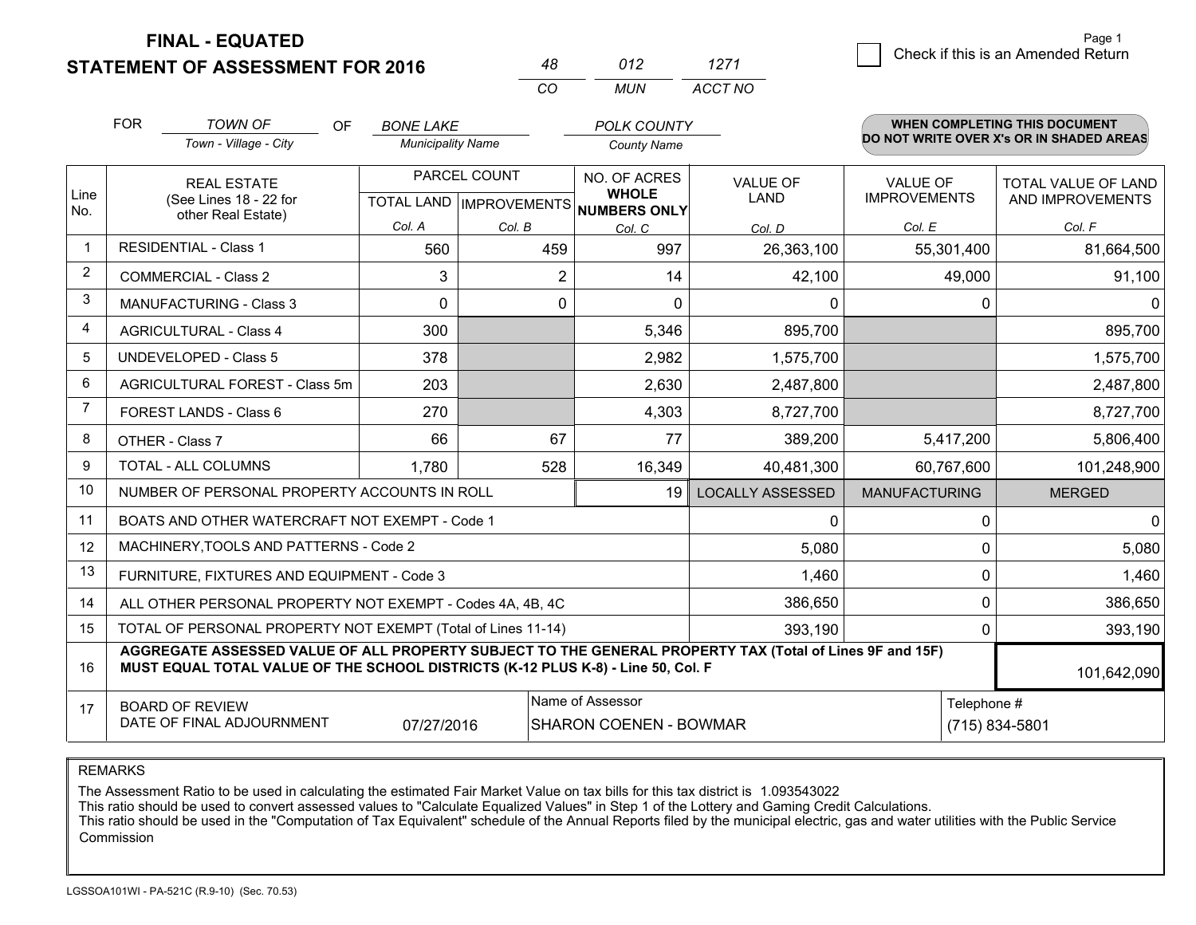# FINAL - EQUATED
## STATEMENT OF ASSESSMENT FOR 2016

| 48 | 012 | 1271 |
|---|---|---|
| CO | MUN | ACCT NO |

Check if this is an Amended Return

FOR *TOWN OF* (Town - Village - City) OF *BONE LAKE* (Municipality Name) *POLK COUNTY* (County Name)

**WHEN COMPLETING THIS DOCUMENT DO NOT WRITE OVER X's OR IN SHADED AREAS**

| Line No. | REAL ESTATE (See Lines 18 - 22 for other Real Estate) | PARCEL COUNT TOTAL LAND Col. A | PARCEL COUNT IMPROVEMENTS Col. B | NO. OF ACRES WHOLE NUMBERS ONLY Col. C | VALUE OF LAND Col. D | VALUE OF IMPROVEMENTS Col. E | TOTAL VALUE OF LAND AND IMPROVEMENTS Col. F |
|---|---|---|---|---|---|---|---|
| 1 | RESIDENTIAL - Class 1 | 560 | 459 | 997 | 26,363,100 | 55,301,400 | 81,664,500 |
| 2 | COMMERCIAL - Class 2 | 3 | 2 | 14 | 42,100 | 49,000 | 91,100 |
| 3 | MANUFACTURING - Class 3 | 0 | 0 | 0 | 0 | 0 | 0 |
| 4 | AGRICULTURAL - Class 4 | 300 | | 5,346 | 895,700 | | 895,700 |
| 5 | UNDEVELOPED - Class 5 | 378 | | 2,982 | 1,575,700 | | 1,575,700 |
| 6 | AGRICULTURAL FOREST - Class 5m | 203 | | 2,630 | 2,487,800 | | 2,487,800 |
| 7 | FOREST LANDS - Class 6 | 270 | | 4,303 | 8,727,700 | | 8,727,700 |
| 8 | OTHER - Class 7 | 66 | 67 | 77 | 389,200 | 5,417,200 | 5,806,400 |
| 9 | TOTAL - ALL COLUMNS | 1,780 | 528 | 16,349 | 40,481,300 | 60,767,600 | 101,248,900 |
| 10 | NUMBER OF PERSONAL PROPERTY ACCOUNTS IN ROLL | | | 19 | LOCALLY ASSESSED | MANUFACTURING | MERGED |
| 11 | BOATS AND OTHER WATERCRAFT NOT EXEMPT - Code 1 | | | | 0 | 0 | 0 |
| 12 | MACHINERY,TOOLS AND PATTERNS - Code 2 | | | | 5,080 | 0 | 5,080 |
| 13 | FURNITURE, FIXTURES AND EQUIPMENT - Code 3 | | | | 1,460 | 0 | 1,460 |
| 14 | ALL OTHER PERSONAL PROPERTY NOT EXEMPT - Codes 4A, 4B, 4C | | | | 386,650 | 0 | 386,650 |
| 15 | TOTAL OF PERSONAL PROPERTY NOT EXEMPT (Total of Lines 11-14) | | | | 393,190 | 0 | 393,190 |
| 16 | **AGGREGATE ASSESSED VALUE OF ALL PROPERTY SUBJECT TO THE GENERAL PROPERTY TAX (Total of Lines 9F and 15F) MUST EQUAL TOTAL VALUE OF THE SCHOOL DISTRICTS (K-12 PLUS K-8) - Line 50, Col. F** | | | | | | 101,642,090 |
| 17 | BOARD OF REVIEW DATE OF FINAL ADJOURNMENT | 07/27/2016 | Name of Assessor: SHARON COENEN - BOWMAR | | | Telephone #: (715) 834-5801 | |

REMARKS

The Assessment Ratio to be used in calculating the estimated Fair Market Value on tax bills for this tax district is 1.093543022
This ratio should be used to convert assessed values to "Calculate Equalized Values" in Step 1 of the Lottery and Gaming Credit Calculations.
This ratio should be used in the "Computation of Tax Equivalent" schedule of the Annual Reports filed by the municipal electric, gas and water utilities with the Public Service Commission

LGSSOA101WI - PA-521C (R.9-10) (Sec. 70.53)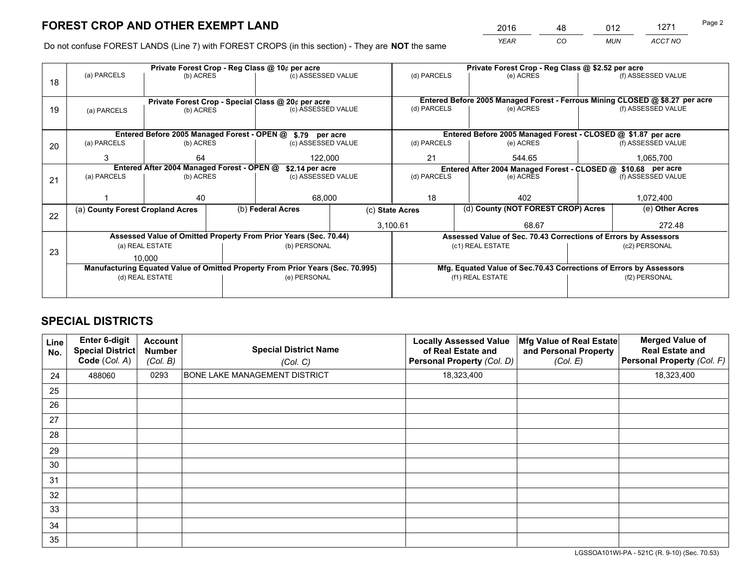# FOREST CROP AND OTHER EXEMPT LAND

| 2016 | 48 | 012 | 1271 |
|---|---|---|---|
| YEAR | CO | MUN | ACCT NO |

Do not confuse FOREST LANDS (Line 7) with FOREST CROPS (in this section) - They are **NOT** the same

| Line | Private Forest Crop - Reg Class @ 10¢ per acre | | | Private Forest Crop - Reg Class @ $2.52 per acre | | |
|---|---|---|---|---|---|---|
| 18 | (a) PARCELS | (b) ACRES | (c) ASSESSED VALUE | (d) PARCELS | (e) ACRES | (f) ASSESSED VALUE |
| | | | | | | |
| | **Private Forest Crop - Special Class @ 20¢ per acre** | | | **Entered Before 2005 Managed Forest - Ferrous Mining CLOSED @ $8.27 per acre** | | |
| 19 | (a) PARCELS | (b) ACRES | (c) ASSESSED VALUE | (d) PARCELS | (e) ACRES | (f) ASSESSED VALUE |
| | | | | | | |
| | **Entered Before 2005 Managed Forest - OPEN @ $.79 per acre** | | | **Entered Before 2005 Managed Forest - CLOSED @ $1.87 per acre** | | |
| 20 | (a) PARCELS | (b) ACRES | (c) ASSESSED VALUE | (d) PARCELS | (e) ACRES | (f) ASSESSED VALUE |
| | 3 | 64 | 122,000 | 21 | 544.65 | 1,065,700 |
| | **Entered After 2004 Managed Forest - OPEN @ $2.14 per acre** | | | **Entered After 2004 Managed Forest - CLOSED @ $10.68 per acre** | | |
| 21 | (a) PARCELS | (b) ACRES | (c) ASSESSED VALUE | (d) PARCELS | (e) ACRES | (f) ASSESSED VALUE |
| | 1 | 40 | 68,000 | 18 | 402 | 1,072,400 |

| Line | (a) County Forest Cropland Acres | (b) Federal Acres | (c) State Acres | (d) County (NOT FOREST CROP) Acres | (e) Other Acres |
|---|---|---|---|---|---|
| 22 | | | 3,100.61 | 68.67 | 272.48 |

| Line | Assessed Value of Omitted Property From Prior Years (Sec. 70.44) | | Assessed Value of Sec. 70.43 Corrections of Errors by Assessors | |
|---|---|---|---|---|
| 23 | (a) REAL ESTATE | (b) PERSONAL | (c1) REAL ESTATE | (c2) PERSONAL |
| | 10,000 | | | |
| | **Manufacturing Equated Value of Omitted Property From Prior Years (Sec. 70.995)** | | **Mfg. Equated Value of Sec.70.43 Corrections of Errors by Assessors** | |
| | (d) REAL ESTATE | (e) PERSONAL | (f1) REAL ESTATE | (f2) PERSONAL |
| | | | | |

# SPECIAL DISTRICTS

| Line No. | Enter 6-digit Special District Code (Col. A) | Account Number (Col. B) | Special District Name (Col. C) | Locally Assessed Value of Real Estate and Personal Property (Col. D) | Mfg Value of Real Estate and Personal Property (Col. E) | Merged Value of Real Estate and Personal Property (Col. F) |
|---|---|---|---|---|---|---|
| 24 | 488060 | 0293 | BONE LAKE MANAGEMENT DISTRICT | 18,323,400 | | 18,323,400 |
| 25 | | | | | | |
| 26 | | | | | | |
| 27 | | | | | | |
| 28 | | | | | | |
| 29 | | | | | | |
| 30 | | | | | | |
| 31 | | | | | | |
| 32 | | | | | | |
| 33 | | | | | | |
| 34 | | | | | | |
| 35 | | | | | | |

LGSSOA101WI-PA - 521C (R. 9-10) (Sec. 70.53)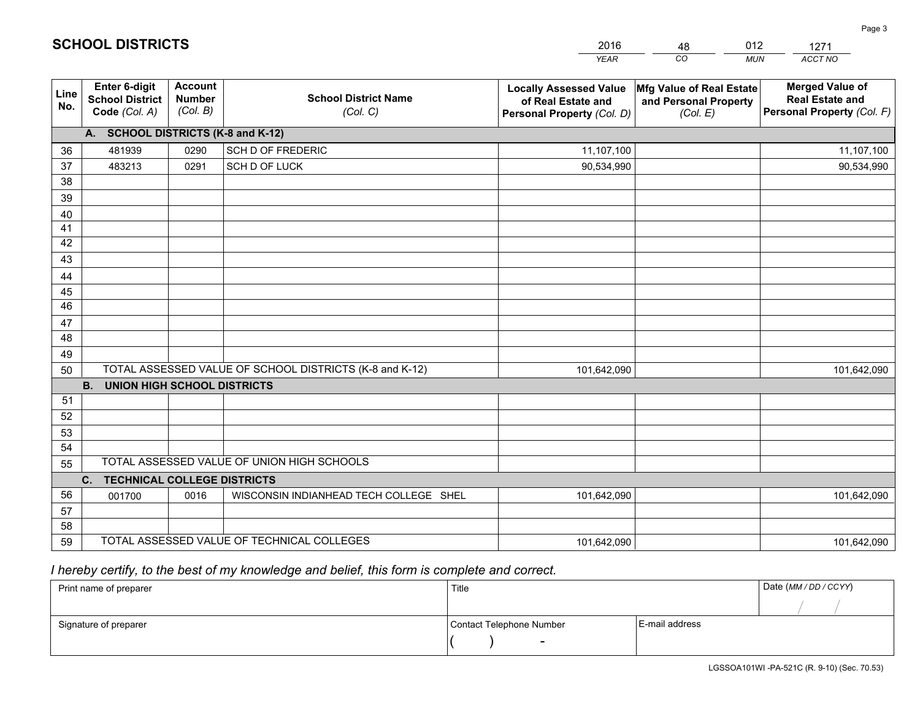# SCHOOL DISTRICTS

| 2016 | 48 | 012 | 1271 |
|---|---|---|---|
| YEAR | CO | MUN | ACCT NO |

| Line No. | Enter 6-digit School District Code (Col. A) | Account Number (Col. B) | School District Name (Col. C) | Locally Assessed Value of Real Estate and Personal Property (Col. D) | Mfg Value of Real Estate and Personal Property (Col. E) | Merged Value of Real Estate and Personal Property (Col. F) |
|---|---|---|---|---|---|---|
| **A. SCHOOL DISTRICTS (K-8 and K-12)** | | | | | | |
| 36 | 481939 | 0290 | SCH D OF FREDERIC | 11,107,100 | | 11,107,100 |
| 37 | 483213 | 0291 | SCH D OF LUCK | 90,534,990 | | 90,534,990 |
| 38 | | | | | | |
| 39 | | | | | | |
| 40 | | | | | | |
| 41 | | | | | | |
| 42 | | | | | | |
| 43 | | | | | | |
| 44 | | | | | | |
| 45 | | | | | | |
| 46 | | | | | | |
| 47 | | | | | | |
| 48 | | | | | | |
| 49 | | | | | | |
| 50 | TOTAL ASSESSED VALUE OF SCHOOL DISTRICTS (K-8 and K-12) | | | 101,642,090 | | 101,642,090 |
| **B. UNION HIGH SCHOOL DISTRICTS** | | | | | | |
| 51 | | | | | | |
| 52 | | | | | | |
| 53 | | | | | | |
| 54 | | | | | | |
| 55 | TOTAL ASSESSED VALUE OF UNION HIGH SCHOOLS | | | | | |
| **C. TECHNICAL COLLEGE DISTRICTS** | | | | | | |
| 56 | 001700 | 0016 | WISCONSIN INDIANHEAD TECH COLLEGE SHEL | 101,642,090 | | 101,642,090 |
| 57 | | | | | | |
| 58 | | | | | | |
| 59 | TOTAL ASSESSED VALUE OF TECHNICAL COLLEGES | | | 101,642,090 | | 101,642,090 |

*I hereby certify, to the best of my knowledge and belief, this form is complete and correct.*

| Print name of preparer | Title | | Date (MM / DD / CCYY) |
|---|---|---|---|
| | | | / / |
| Signature of preparer | Contact Telephone Number | E-mail address | |
| | ( ) - | | |

LGSSOA101WI -PA-521C (R. 9-10) (Sec. 70.53)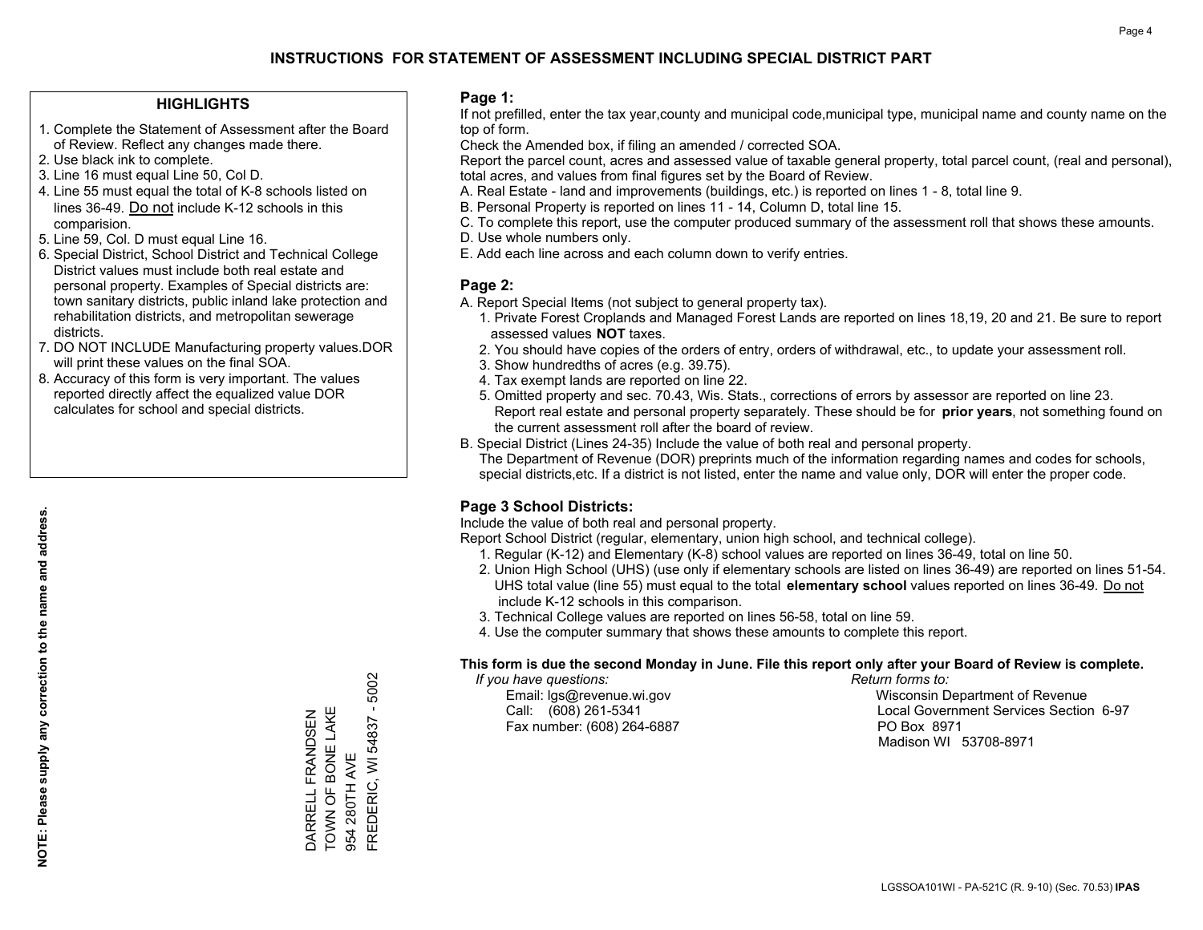# INSTRUCTIONS FOR STATEMENT OF ASSESSMENT INCLUDING SPECIAL DISTRICT PART

## HIGHLIGHTS

1. Complete the Statement of Assessment after the Board of Review. Reflect any changes made there.
2. Use black ink to complete.
3. Line 16 must equal Line 50, Col D.
4. Line 55 must equal the total of K-8 schools listed on lines 36-49. Do not include K-12 schools in this comparision.
5. Line 59, Col. D must equal Line 16.
6. Special District, School District and Technical College District values must include both real estate and personal property. Examples of Special districts are: town sanitary districts, public inland lake protection and rehabilitation districts, and metropolitan sewerage districts.
7. DO NOT INCLUDE Manufacturing property values.DOR will print these values on the final SOA.
8. Accuracy of this form is very important. The values reported directly affect the equalized value DOR calculates for school and special districts.

**NOTE: Please supply any correction to the name and address.**

DARRELL FRANDSEN
TOWN OF BONE LAKE
954 280TH AVE
FREDERIC, WI 54837 - 5002

## Page 1:

If not prefilled, enter the tax year,county and municipal code,municipal type, municipal name and county name on the top of form.

Check the Amended box, if filing an amended / corrected SOA.

Report the parcel count, acres and assessed value of taxable general property, total parcel count, (real and personal), total acres, and values from final figures set by the Board of Review.

A. Real Estate - land and improvements (buildings, etc.) is reported on lines 1 - 8, total line 9.
B. Personal Property is reported on lines 11 - 14, Column D, total line 15.
C. To complete this report, use the computer produced summary of the assessment roll that shows these amounts.
D. Use whole numbers only.
E. Add each line across and each column down to verify entries.

## Page 2:

A. Report Special Items (not subject to general property tax).
   1. Private Forest Croplands and Managed Forest Lands are reported on lines 18,19, 20 and 21. Be sure to report assessed values **NOT** taxes.
   2. You should have copies of the orders of entry, orders of withdrawal, etc., to update your assessment roll.
   3. Show hundredths of acres (e.g. 39.75).
   4. Tax exempt lands are reported on line 22.
   5. Omitted property and sec. 70.43, Wis. Stats., corrections of errors by assessor are reported on line 23. Report real estate and personal property separately. These should be for **prior years**, not something found on the current assessment roll after the board of review.
B. Special District (Lines 24-35) Include the value of both real and personal property.
   The Department of Revenue (DOR) preprints much of the information regarding names and codes for schools, special districts,etc. If a district is not listed, enter the name and value only, DOR will enter the proper code.

## Page 3 School Districts:

Include the value of both real and personal property.

Report School District (regular, elementary, union high school, and technical college).

1. Regular (K-12) and Elementary (K-8) school values are reported on lines 36-49, total on line 50.
2. Union High School (UHS) (use only if elementary schools are listed on lines 36-49) are reported on lines 51-54. UHS total value (line 55) must equal to the total **elementary school** values reported on lines 36-49. Do not include K-12 schools in this comparison.
3. Technical College values are reported on lines 56-58, total on line 59.
4. Use the computer summary that shows these amounts to complete this report.

**This form is due the second Monday in June. File this report only after your Board of Review is complete.**

*If you have questions:*
Email: lgs@revenue.wi.gov
Call: (608) 261-5341
Fax number: (608) 264-6887

*Return forms to:*
Wisconsin Department of Revenue
Local Government Services Section 6-97
PO Box 8971
Madison WI 53708-8971

LGSSOA101WI - PA-521C (R. 9-10) (Sec. 70.53) **IPAS**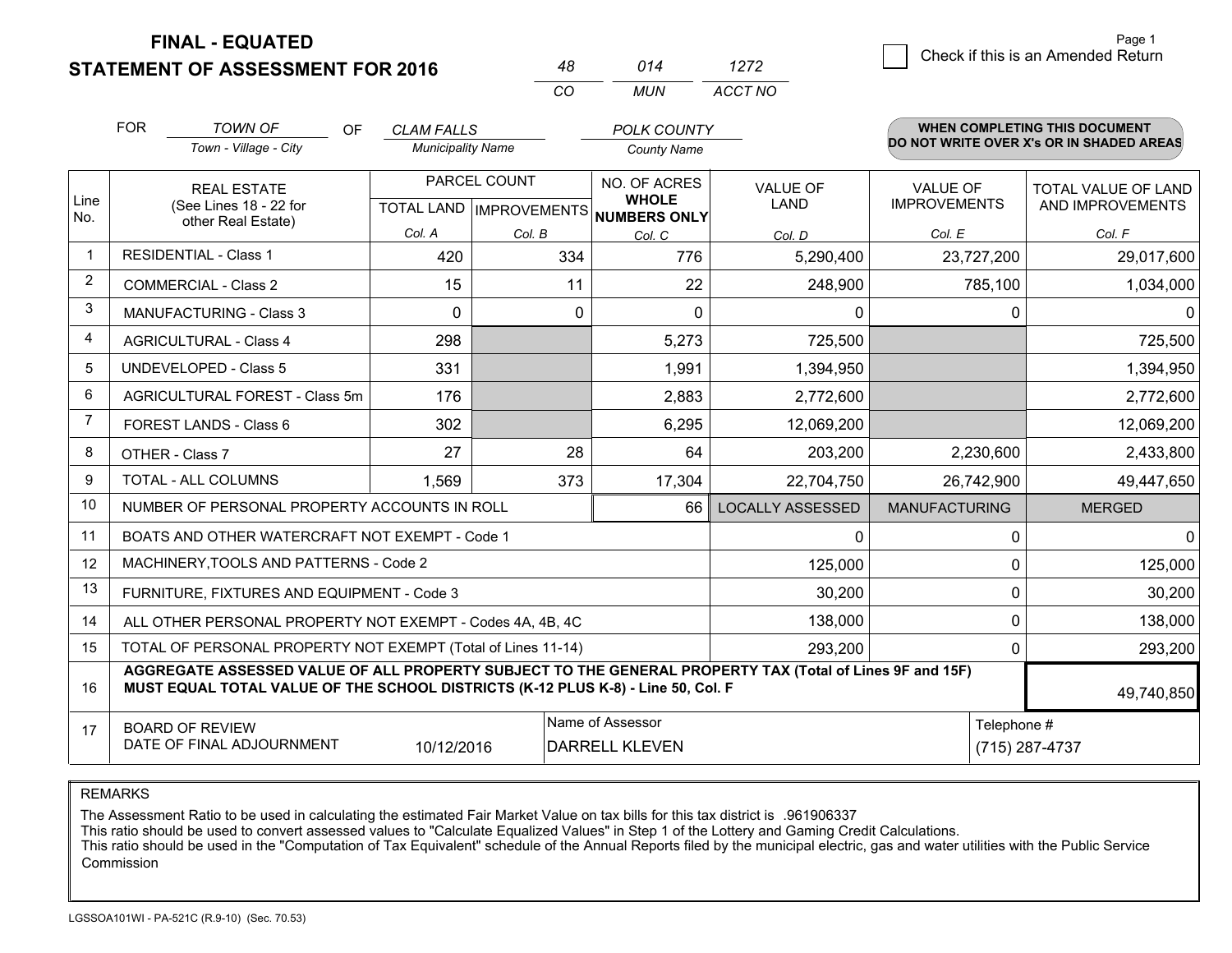# FINAL - EQUATED
## STATEMENT OF ASSESSMENT FOR 2016

| 48 | 014 | 1272 |
|---|---|---|
| CO | MUN | ACCT NO |

☐ Check if this is an Amended Return

FOR *TOWN OF* (Town - Village - City) OF *CLAM FALLS* (Municipality Name) *POLK COUNTY* (County Name)

**WHEN COMPLETING THIS DOCUMENT DO NOT WRITE OVER X's OR IN SHADED AREAS**

| Line No. | REAL ESTATE (See Lines 18 - 22 for other Real Estate) | PARCEL COUNT TOTAL LAND Col. A | PARCEL COUNT IMPROVEMENTS Col. B | NO. OF ACRES WHOLE NUMBERS ONLY Col. C | VALUE OF LAND Col. D | VALUE OF IMPROVEMENTS Col. E | TOTAL VALUE OF LAND AND IMPROVEMENTS Col. F |
|---|---|---|---|---|---|---|---|
| 1 | RESIDENTIAL - Class 1 | 420 | 334 | 776 | 5,290,400 | 23,727,200 | 29,017,600 |
| 2 | COMMERCIAL - Class 2 | 15 | 11 | 22 | 248,900 | 785,100 | 1,034,000 |
| 3 | MANUFACTURING - Class 3 | 0 | 0 | 0 | 0 | 0 | 0 |
| 4 | AGRICULTURAL - Class 4 | 298 | | 5,273 | 725,500 | | 725,500 |
| 5 | UNDEVELOPED - Class 5 | 331 | | 1,991 | 1,394,950 | | 1,394,950 |
| 6 | AGRICULTURAL FOREST - Class 5m | 176 | | 2,883 | 2,772,600 | | 2,772,600 |
| 7 | FOREST LANDS - Class 6 | 302 | | 6,295 | 12,069,200 | | 12,069,200 |
| 8 | OTHER - Class 7 | 27 | 28 | 64 | 203,200 | 2,230,600 | 2,433,800 |
| 9 | TOTAL - ALL COLUMNS | 1,569 | 373 | 17,304 | 22,704,750 | 26,742,900 | 49,447,650 |
| 10 | NUMBER OF PERSONAL PROPERTY ACCOUNTS IN ROLL | | | 66 | LOCALLY ASSESSED | MANUFACTURING | MERGED |
| 11 | BOATS AND OTHER WATERCRAFT NOT EXEMPT - Code 1 | | | | 0 | 0 | 0 |
| 12 | MACHINERY,TOOLS AND PATTERNS - Code 2 | | | | 125,000 | 0 | 125,000 |
| 13 | FURNITURE, FIXTURES AND EQUIPMENT - Code 3 | | | | 30,200 | 0 | 30,200 |
| 14 | ALL OTHER PERSONAL PROPERTY NOT EXEMPT - Codes 4A, 4B, 4C | | | | 138,000 | 0 | 138,000 |
| 15 | TOTAL OF PERSONAL PROPERTY NOT EXEMPT (Total of Lines 11-14) | | | | 293,200 | 0 | 293,200 |
| 16 | **AGGREGATE ASSESSED VALUE OF ALL PROPERTY SUBJECT TO THE GENERAL PROPERTY TAX (Total of Lines 9F and 15F) MUST EQUAL TOTAL VALUE OF THE SCHOOL DISTRICTS (K-12 PLUS K-8) - Line 50, Col. F** | | | | | | 49,740,850 |
| 17 | BOARD OF REVIEW DATE OF FINAL ADJOURNMENT | 10/12/2016 | Name of Assessor | DARRELL KLEVEN | | Telephone # | (715) 287-4737 |

REMARKS

The Assessment Ratio to be used in calculating the estimated Fair Market Value on tax bills for this tax district is .961906337
This ratio should be used to convert assessed values to "Calculate Equalized Values" in Step 1 of the Lottery and Gaming Credit Calculations.
This ratio should be used in the "Computation of Tax Equivalent" schedule of the Annual Reports filed by the municipal electric, gas and water utilities with the Public Service Commission

LGSSOA101WI - PA-521C (R.9-10) (Sec. 70.53)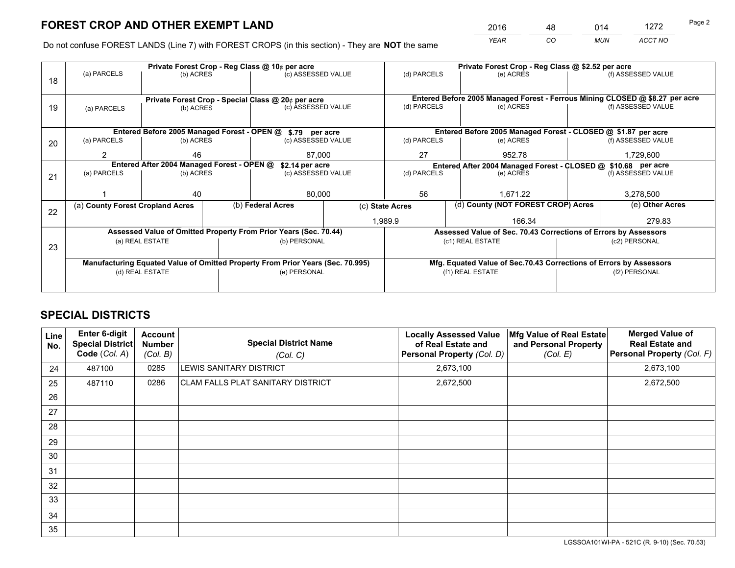# FOREST CROP AND OTHER EXEMPT LAND

| YEAR | CO | MUN | ACCT NO |
|---|---|---|---|
| 2016 | 48 | 014 | 1272 |

Do not confuse FOREST LANDS (Line 7) with FOREST CROPS (in this section) - They are **NOT** the same

| Line | (a) PARCELS | (b) ACRES | (c) ASSESSED VALUE | (d) PARCELS | (e) ACRES | (f) ASSESSED VALUE |
|---|---|---|---|---|---|---|
| 18 | Private Forest Crop - Reg Class @ 10¢ per acre | | | Private Forest Crop - Reg Class @ $2.52 per acre | | |
| | | | | | | |
| 19 | Private Forest Crop - Special Class @ 20¢ per acre | | | Entered Before 2005 Managed Forest - Ferrous Mining CLOSED @ $8.27 per acre | | |
| | | | | | | |
| 20 | Entered Before 2005 Managed Forest - OPEN @ $.79 per acre | | | Entered Before 2005 Managed Forest - CLOSED @ $1.87 per acre | | |
| | 2 | 46 | 87,000 | 27 | 952.78 | 1,729,600 |
| 21 | Entered After 2004 Managed Forest - OPEN @ $2.14 per acre | | | Entered After 2004 Managed Forest - CLOSED @ $10.68 per acre | | |
| | 1 | 40 | 80,000 | 56 | 1,671.22 | 3,278,500 |

| Line | (a) County Forest Cropland Acres | (b) Federal Acres | (c) State Acres | (d) County (NOT FOREST CROP) Acres | (e) Other Acres |
|---|---|---|---|---|---|
| 22 | | | 1,989.9 | 166.34 | 279.83 |

| Line | Assessed Value of Omitted Property From Prior Years (Sec. 70.44) | | Assessed Value of Sec. 70.43 Corrections of Errors by Assessors | |
|---|---|---|---|---|
| 23 | (a) REAL ESTATE | (b) PERSONAL | (c1) REAL ESTATE | (c2) PERSONAL |
| | | | | |
| | Manufacturing Equated Value of Omitted Property From Prior Years (Sec. 70.995) | | Mfg. Equated Value of Sec.70.43 Corrections of Errors by Assessors | |
| | (d) REAL ESTATE | (e) PERSONAL | (f1) REAL ESTATE | (f2) PERSONAL |
| | | | | |

# SPECIAL DISTRICTS

| Line No. | Enter 6-digit Special District Code (Col. A) | Account Number (Col. B) | Special District Name (Col. C) | Locally Assessed Value of Real Estate and Personal Property (Col. D) | Mfg Value of Real Estate and Personal Property (Col. E) | Merged Value of Real Estate and Personal Property (Col. F) |
|---|---|---|---|---|---|---|
| 24 | 487100 | 0285 | LEWIS SANITARY DISTRICT | 2,673,100 | | 2,673,100 |
| 25 | 487110 | 0286 | CLAM FALLS PLAT SANITARY DISTRICT | 2,672,500 | | 2,672,500 |
| 26 | | | | | | |
| 27 | | | | | | |
| 28 | | | | | | |
| 29 | | | | | | |
| 30 | | | | | | |
| 31 | | | | | | |
| 32 | | | | | | |
| 33 | | | | | | |
| 34 | | | | | | |
| 35 | | | | | | |

LGSSOA101WI-PA - 521C (R. 9-10) (Sec. 70.53)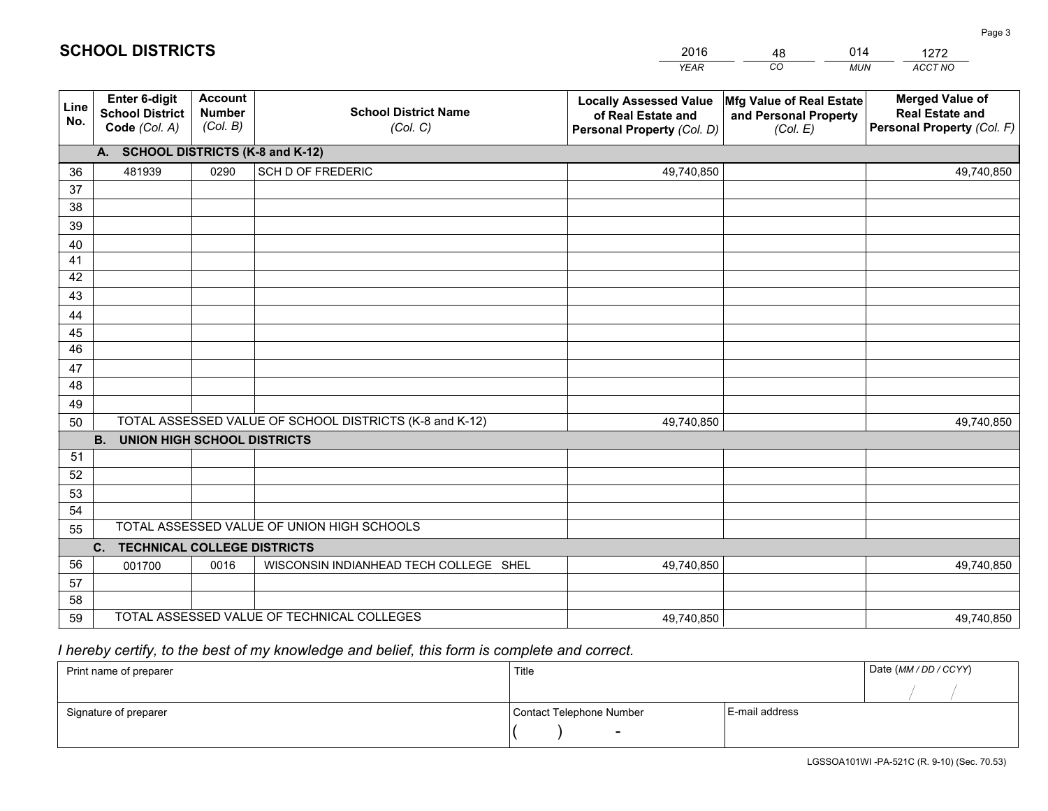# SCHOOL DISTRICTS

| 2016 | 48 | 014 | 1272 |
|---|---|---|---|
| *YEAR* | *CO* | *MUN* | *ACCT NO* |

| Line No. | Enter 6-digit School District Code *(Col. A)* | Account Number *(Col. B)* | School District Name *(Col. C)* | Locally Assessed Value of Real Estate and Personal Property *(Col. D)* | Mfg Value of Real Estate and Personal Property *(Col. E)* | Merged Value of Real Estate and Personal Property *(Col. F)* |
|---|---|---|---|---|---|---|
| | **A. SCHOOL DISTRICTS (K-8 and K-12)** | | | | | |
| 36 | 481939 | 0290 | SCH D OF FREDERIC | 49,740,850 | | 49,740,850 |
| 37 | | | | | | |
| 38 | | | | | | |
| 39 | | | | | | |
| 40 | | | | | | |
| 41 | | | | | | |
| 42 | | | | | | |
| 43 | | | | | | |
| 44 | | | | | | |
| 45 | | | | | | |
| 46 | | | | | | |
| 47 | | | | | | |
| 48 | | | | | | |
| 49 | | | | | | |
| 50 | TOTAL ASSESSED VALUE OF SCHOOL DISTRICTS (K-8 and K-12) | | | 49,740,850 | | 49,740,850 |
| | **B. UNION HIGH SCHOOL DISTRICTS** | | | | | |
| 51 | | | | | | |
| 52 | | | | | | |
| 53 | | | | | | |
| 54 | | | | | | |
| 55 | TOTAL ASSESSED VALUE OF UNION HIGH SCHOOLS | | | | | |
| | **C. TECHNICAL COLLEGE DISTRICTS** | | | | | |
| 56 | 001700 | 0016 | WISCONSIN INDIANHEAD TECH COLLEGE SHEL | 49,740,850 | | 49,740,850 |
| 57 | | | | | | |
| 58 | | | | | | |
| 59 | TOTAL ASSESSED VALUE OF TECHNICAL COLLEGES | | | 49,740,850 | | 49,740,850 |

*I hereby certify, to the best of my knowledge and belief, this form is complete and correct.*

| Print name of preparer | Title | | Date *(MM / DD / CCYY)* |
|---|---|---|---|
| | | | / / |
| Signature of preparer | Contact Telephone Number | E-mail address | |
| | ( ) - | | |

LGSSOA101WI -PA-521C (R. 9-10) (Sec. 70.53)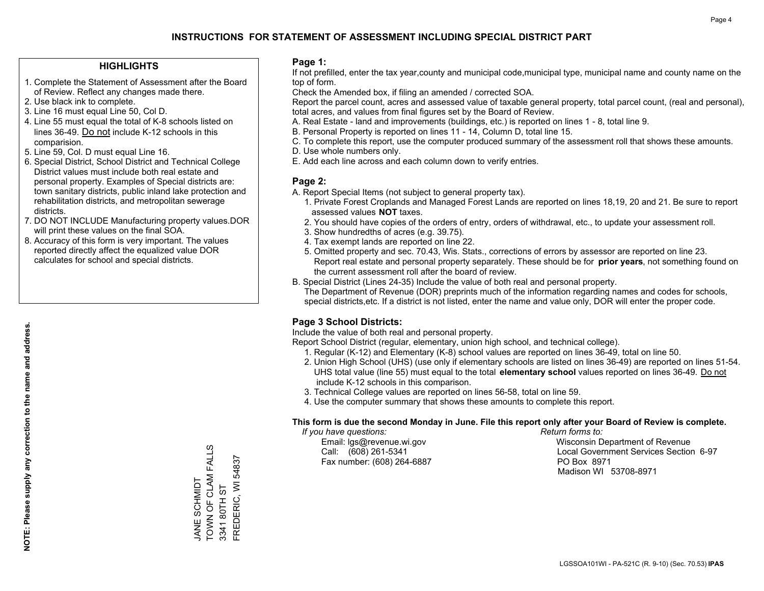# INSTRUCTIONS FOR STATEMENT OF ASSESSMENT INCLUDING SPECIAL DISTRICT PART

## HIGHLIGHTS

1. Complete the Statement of Assessment after the Board of Review. Reflect any changes made there.
2. Use black ink to complete.
3. Line 16 must equal Line 50, Col D.
4. Line 55 must equal the total of K-8 schools listed on lines 36-49. Do not include K-12 schools in this comparision.
5. Line 59, Col. D must equal Line 16.
6. Special District, School District and Technical College District values must include both real estate and personal property. Examples of Special districts are: town sanitary districts, public inland lake protection and rehabilitation districts, and metropolitan sewerage districts.
7. DO NOT INCLUDE Manufacturing property values.DOR will print these values on the final SOA.
8. Accuracy of this form is very important. The values reported directly affect the equalized value DOR calculates for school and special districts.

**NOTE: Please supply any correction to the name and address.**

JANE SCHMIDT
TOWN OF CLAM FALLS
3341 80TH ST
FREDERIC, WI 54837

## Page 1:

If not prefilled, enter the tax year,county and municipal code,municipal type, municipal name and county name on the top of form.

Check the Amended box, if filing an amended / corrected SOA.

Report the parcel count, acres and assessed value of taxable general property, total parcel count, (real and personal), total acres, and values from final figures set by the Board of Review.

A. Real Estate - land and improvements (buildings, etc.) is reported on lines 1 - 8, total line 9.
B. Personal Property is reported on lines 11 - 14, Column D, total line 15.
C. To complete this report, use the computer produced summary of the assessment roll that shows these amounts.
D. Use whole numbers only.
E. Add each line across and each column down to verify entries.

## Page 2:

A. Report Special Items (not subject to general property tax).
   1. Private Forest Croplands and Managed Forest Lands are reported on lines 18,19, 20 and 21. Be sure to report assessed values **NOT** taxes.
   2. You should have copies of the orders of entry, orders of withdrawal, etc., to update your assessment roll.
   3. Show hundredths of acres (e.g. 39.75).
   4. Tax exempt lands are reported on line 22.
   5. Omitted property and sec. 70.43, Wis. Stats., corrections of errors by assessor are reported on line 23. Report real estate and personal property separately. These should be for **prior years**, not something found on the current assessment roll after the board of review.
B. Special District (Lines 24-35) Include the value of both real and personal property.
   The Department of Revenue (DOR) preprints much of the information regarding names and codes for schools, special districts,etc. If a district is not listed, enter the name and value only, DOR will enter the proper code.

## Page 3 School Districts:

Include the value of both real and personal property.

Report School District (regular, elementary, union high school, and technical college).

1. Regular (K-12) and Elementary (K-8) school values are reported on lines 36-49, total on line 50.
2. Union High School (UHS) (use only if elementary schools are listed on lines 36-49) are reported on lines 51-54. UHS total value (line 55) must equal to the total **elementary school** values reported on lines 36-49. Do not include K-12 schools in this comparison.
3. Technical College values are reported on lines 56-58, total on line 59.
4. Use the computer summary that shows these amounts to complete this report.

**This form is due the second Monday in June. File this report only after your Board of Review is complete.**

*If you have questions:*
Email: lgs@revenue.wi.gov
Call: (608) 261-5341
Fax number: (608) 264-6887

*Return forms to:*
Wisconsin Department of Revenue
Local Government Services Section 6-97
PO Box 8971
Madison WI 53708-8971

LGSSOA101WI - PA-521C (R. 9-10) (Sec. 70.53) **IPAS**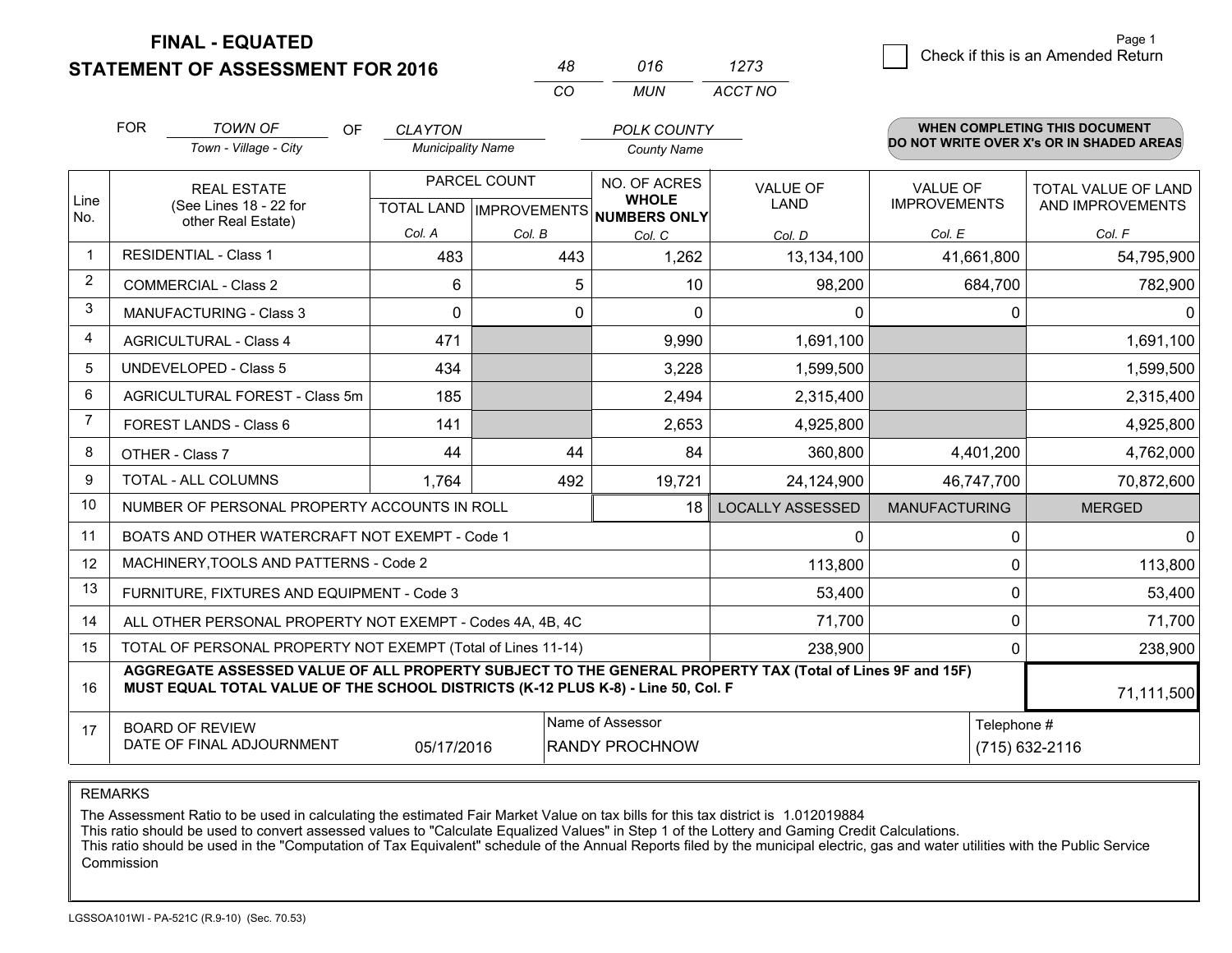# FINAL - EQUATED
## STATEMENT OF ASSESSMENT FOR 2016

| 48 | 016 | 1273 |
|---|---|---|
| CO | MUN | ACCT NO |

☐ Check if this is an Amended Return

FOR *TOWN OF* (Town - Village - City) OF *CLAYTON* (Municipality Name) *POLK COUNTY* (County Name)

**WHEN COMPLETING THIS DOCUMENT DO NOT WRITE OVER X's OR IN SHADED AREAS**

| Line No. | REAL ESTATE (See Lines 18 - 22 for other Real Estate) | PARCEL COUNT TOTAL LAND Col. A | PARCEL COUNT IMPROVEMENTS Col. B | NO. OF ACRES WHOLE NUMBERS ONLY Col. C | VALUE OF LAND Col. D | VALUE OF IMPROVEMENTS Col. E | TOTAL VALUE OF LAND AND IMPROVEMENTS Col. F |
|---|---|---|---|---|---|---|---|
| 1 | RESIDENTIAL - Class 1 | 483 | 443 | 1,262 | 13,134,100 | 41,661,800 | 54,795,900 |
| 2 | COMMERCIAL - Class 2 | 6 | 5 | 10 | 98,200 | 684,700 | 782,900 |
| 3 | MANUFACTURING - Class 3 | 0 | 0 | 0 | 0 | 0 | 0 |
| 4 | AGRICULTURAL - Class 4 | 471 | | 9,990 | 1,691,100 | | 1,691,100 |
| 5 | UNDEVELOPED - Class 5 | 434 | | 3,228 | 1,599,500 | | 1,599,500 |
| 6 | AGRICULTURAL FOREST - Class 5m | 185 | | 2,494 | 2,315,400 | | 2,315,400 |
| 7 | FOREST LANDS - Class 6 | 141 | | 2,653 | 4,925,800 | | 4,925,800 |
| 8 | OTHER - Class 7 | 44 | 44 | 84 | 360,800 | 4,401,200 | 4,762,000 |
| 9 | TOTAL - ALL COLUMNS | 1,764 | 492 | 19,721 | 24,124,900 | 46,747,700 | 70,872,600 |
| 10 | NUMBER OF PERSONAL PROPERTY ACCOUNTS IN ROLL | | | 18 | LOCALLY ASSESSED | MANUFACTURING | MERGED |
| 11 | BOATS AND OTHER WATERCRAFT NOT EXEMPT - Code 1 | | | | 0 | 0 | 0 |
| 12 | MACHINERY,TOOLS AND PATTERNS - Code 2 | | | | 113,800 | 0 | 113,800 |
| 13 | FURNITURE, FIXTURES AND EQUIPMENT - Code 3 | | | | 53,400 | 0 | 53,400 |
| 14 | ALL OTHER PERSONAL PROPERTY NOT EXEMPT - Codes 4A, 4B, 4C | | | | 71,700 | 0 | 71,700 |
| 15 | TOTAL OF PERSONAL PROPERTY NOT EXEMPT (Total of Lines 11-14) | | | | 238,900 | 0 | 238,900 |
| 16 | **AGGREGATE ASSESSED VALUE OF ALL PROPERTY SUBJECT TO THE GENERAL PROPERTY TAX (Total of Lines 9F and 15F) MUST EQUAL TOTAL VALUE OF THE SCHOOL DISTRICTS (K-12 PLUS K-8) - Line 50, Col. F** | | | | | | 71,111,500 |
| 17 | BOARD OF REVIEW DATE OF FINAL ADJOURNMENT | 05/17/2016 | Name of Assessor: RANDY PROCHNOW | | | Telephone #: (715) 632-2116 | |

REMARKS

The Assessment Ratio to be used in calculating the estimated Fair Market Value on tax bills for this tax district is 1.012019884
This ratio should be used to convert assessed values to "Calculate Equalized Values" in Step 1 of the Lottery and Gaming Credit Calculations.
This ratio should be used in the "Computation of Tax Equivalent" schedule of the Annual Reports filed by the municipal electric, gas and water utilities with the Public Service Commission

LGSSOA101WI - PA-521C (R.9-10) (Sec. 70.53)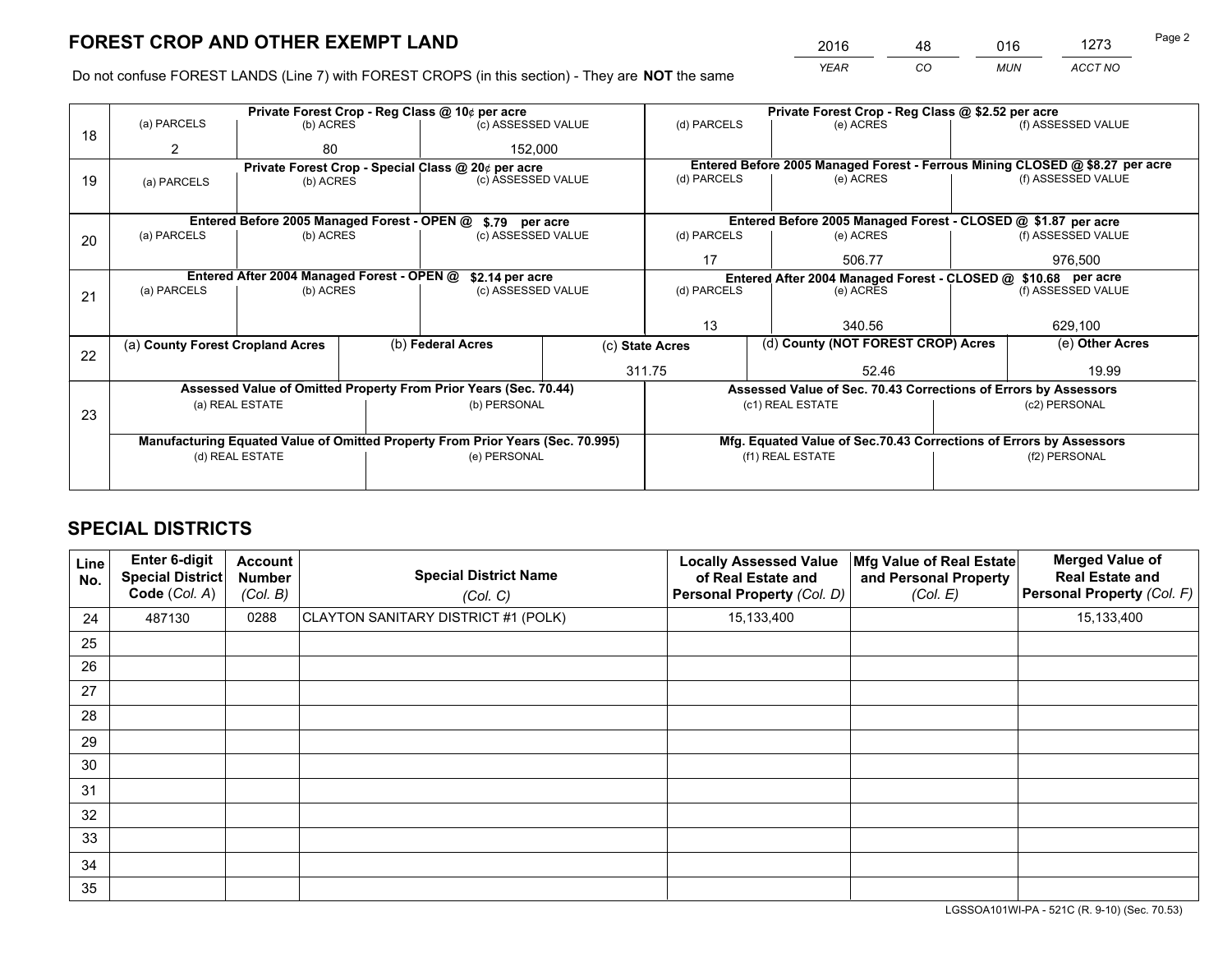# FOREST CROP AND OTHER EXEMPT LAND

| 2016 | 48 | 016 | 1273 |
|---|---|---|---|
| *YEAR* | *CO* | *MUN* | *ACCT NO* |

Do not confuse FOREST LANDS (Line 7) with FOREST CROPS (in this section) - They are **NOT** the same

| Line | Private Forest Crop - Reg Class @ 10¢ per acre | | | Private Forest Crop - Reg Class @ $2.52 per acre | | |
|---|---|---|---|---|---|---|
| 18 | (a) PARCELS | (b) ACRES | (c) ASSESSED VALUE | (d) PARCELS | (e) ACRES | (f) ASSESSED VALUE |
| | 2 | 80 | 152,000 | | | |
| | **Private Forest Crop - Special Class @ 20¢ per acre** | | | **Entered Before 2005 Managed Forest - Ferrous Mining CLOSED @ $8.27 per acre** | | |
| 19 | (a) PARCELS | (b) ACRES | (c) ASSESSED VALUE | (d) PARCELS | (e) ACRES | (f) ASSESSED VALUE |
| | | | | | | |
| | **Entered Before 2005 Managed Forest - OPEN @ $.79 per acre** | | | **Entered Before 2005 Managed Forest - CLOSED @ $1.87 per acre** | | |
| 20 | (a) PARCELS | (b) ACRES | (c) ASSESSED VALUE | (d) PARCELS | (e) ACRES | (f) ASSESSED VALUE |
| | | | | 17 | 506.77 | 976,500 |
| | **Entered After 2004 Managed Forest - OPEN @ $2.14 per acre** | | | **Entered After 2004 Managed Forest - CLOSED @ $10.68 per acre** | | |
| 21 | (a) PARCELS | (b) ACRES | (c) ASSESSED VALUE | (d) PARCELS | (e) ACRES | (f) ASSESSED VALUE |
| | | | | 13 | 340.56 | 629,100 |

| Line | (a) County Forest Cropland Acres | (b) Federal Acres | (c) State Acres | (d) County (NOT FOREST CROP) Acres | (e) Other Acres |
|---|---|---|---|---|---|
| 22 | | | 311.75 | 52.46 | 19.99 |

| Line | Assessed Value of Omitted Property From Prior Years (Sec. 70.44) | | Assessed Value of Sec. 70.43 Corrections of Errors by Assessors | |
|---|---|---|---|---|
| 23 | (a) REAL ESTATE | (b) PERSONAL | (c1) REAL ESTATE | (c2) PERSONAL |
| | | | | |
| | **Manufacturing Equated Value of Omitted Property From Prior Years (Sec. 70.995)** | | **Mfg. Equated Value of Sec.70.43 Corrections of Errors by Assessors** | |
| | (d) REAL ESTATE | (e) PERSONAL | (f1) REAL ESTATE | (f2) PERSONAL |
| | | | | |

# SPECIAL DISTRICTS

| Line No. | Enter 6-digit Special District Code (Col. A) | Account Number (Col. B) | Special District Name (Col. C) | Locally Assessed Value of Real Estate and Personal Property (Col. D) | Mfg Value of Real Estate and Personal Property (Col. E) | Merged Value of Real Estate and Personal Property (Col. F) |
|---|---|---|---|---|---|---|
| 24 | 487130 | 0288 | CLAYTON SANITARY DISTRICT #1 (POLK) | 15,133,400 | | 15,133,400 |
| 25 | | | | | | |
| 26 | | | | | | |
| 27 | | | | | | |
| 28 | | | | | | |
| 29 | | | | | | |
| 30 | | | | | | |
| 31 | | | | | | |
| 32 | | | | | | |
| 33 | | | | | | |
| 34 | | | | | | |
| 35 | | | | | | |

LGSSOA101WI-PA - 521C (R. 9-10) (Sec. 70.53)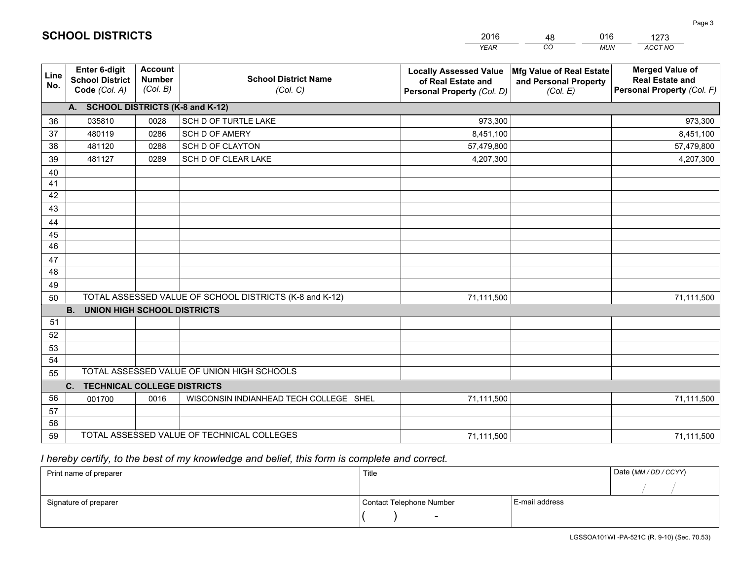# SCHOOL DISTRICTS

| 2016 | 48 | 016 | 1273 |
|---|---|---|---|
| *YEAR* | *CO* | *MUN* | *ACCT NO* |

| Line No. | Enter 6-digit School District Code *(Col. A)* | Account Number *(Col. B)* | School District Name *(Col. C)* | Locally Assessed Value of Real Estate and Personal Property *(Col. D)* | Mfg Value of Real Estate and Personal Property *(Col. E)* | Merged Value of Real Estate and Personal Property *(Col. F)* |
|---|---|---|---|---|---|---|
| **A. SCHOOL DISTRICTS (K-8 and K-12)** | | | | | | |
| 36 | 035810 | 0028 | SCH D OF TURTLE LAKE | 973,300 | | 973,300 |
| 37 | 480119 | 0286 | SCH D OF AMERY | 8,451,100 | | 8,451,100 |
| 38 | 481120 | 0288 | SCH D OF CLAYTON | 57,479,800 | | 57,479,800 |
| 39 | 481127 | 0289 | SCH D OF CLEAR LAKE | 4,207,300 | | 4,207,300 |
| 40 | | | | | | |
| 41 | | | | | | |
| 42 | | | | | | |
| 43 | | | | | | |
| 44 | | | | | | |
| 45 | | | | | | |
| 46 | | | | | | |
| 47 | | | | | | |
| 48 | | | | | | |
| 49 | | | | | | |
| 50 | TOTAL ASSESSED VALUE OF SCHOOL DISTRICTS (K-8 and K-12) | | | 71,111,500 | | 71,111,500 |
| **B. UNION HIGH SCHOOL DISTRICTS** | | | | | | |
| 51 | | | | | | |
| 52 | | | | | | |
| 53 | | | | | | |
| 54 | | | | | | |
| 55 | TOTAL ASSESSED VALUE OF UNION HIGH SCHOOLS | | | | | |
| **C. TECHNICAL COLLEGE DISTRICTS** | | | | | | |
| 56 | 001700 | 0016 | WISCONSIN INDIANHEAD TECH COLLEGE SHEL | 71,111,500 | | 71,111,500 |
| 57 | | | | | | |
| 58 | | | | | | |
| 59 | TOTAL ASSESSED VALUE OF TECHNICAL COLLEGES | | | 71,111,500 | | 71,111,500 |

*I hereby certify, to the best of my knowledge and belief, this form is complete and correct.*

| Print name of preparer | Title | | Date *(MM / DD / CCYY)* |
|---|---|---|---|
| | | | / / |
| Signature of preparer | Contact Telephone Number | E-mail address | |
| | ( ) - | | |

LGSSOA101WI -PA-521C (R. 9-10) (Sec. 70.53)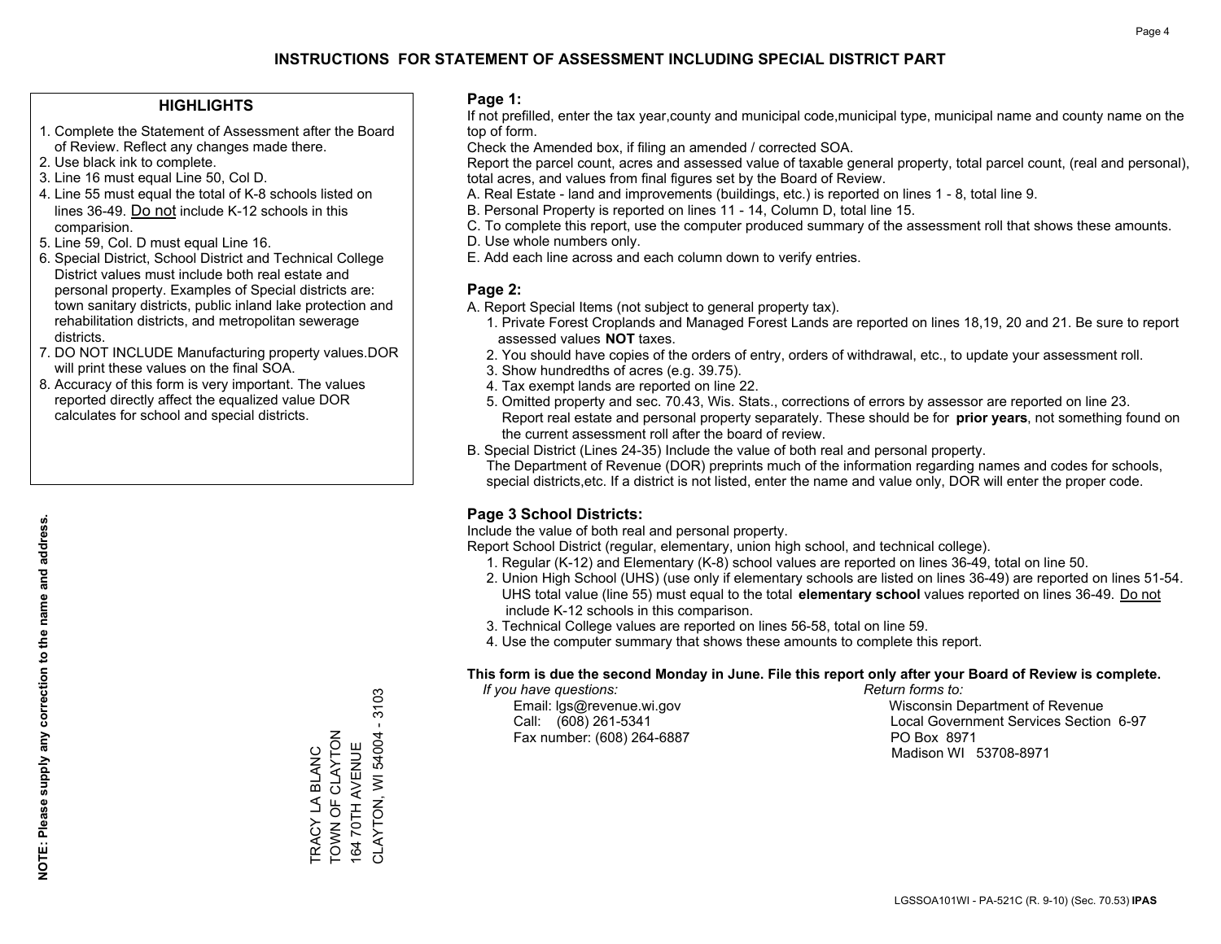# INSTRUCTIONS FOR STATEMENT OF ASSESSMENT INCLUDING SPECIAL DISTRICT PART

## HIGHLIGHTS

1. Complete the Statement of Assessment after the Board of Review. Reflect any changes made there.
2. Use black ink to complete.
3. Line 16 must equal Line 50, Col D.
4. Line 55 must equal the total of K-8 schools listed on lines 36-49. Do not include K-12 schools in this comparision.
5. Line 59, Col. D must equal Line 16.
6. Special District, School District and Technical College District values must include both real estate and personal property. Examples of Special districts are: town sanitary districts, public inland lake protection and rehabilitation districts, and metropolitan sewerage districts.
7. DO NOT INCLUDE Manufacturing property values.DOR will print these values on the final SOA.
8. Accuracy of this form is very important. The values reported directly affect the equalized value DOR calculates for school and special districts.

**NOTE: Please supply any correction to the name and address.**

TRACY LA BLANC
TOWN OF CLAYTON
164 70TH AVENUE
CLAYTON, WI 54004 - 3103

## Page 1:

If not prefilled, enter the tax year,county and municipal code,municipal type, municipal name and county name on the top of form.

Check the Amended box, if filing an amended / corrected SOA.

Report the parcel count, acres and assessed value of taxable general property, total parcel count, (real and personal), total acres, and values from final figures set by the Board of Review.

A. Real Estate - land and improvements (buildings, etc.) is reported on lines 1 - 8, total line 9.
B. Personal Property is reported on lines 11 - 14, Column D, total line 15.
C. To complete this report, use the computer produced summary of the assessment roll that shows these amounts.
D. Use whole numbers only.
E. Add each line across and each column down to verify entries.

## Page 2:

A. Report Special Items (not subject to general property tax).
   1. Private Forest Croplands and Managed Forest Lands are reported on lines 18,19, 20 and 21. Be sure to report assessed values **NOT** taxes.
   2. You should have copies of the orders of entry, orders of withdrawal, etc., to update your assessment roll.
   3. Show hundredths of acres (e.g. 39.75).
   4. Tax exempt lands are reported on line 22.
   5. Omitted property and sec. 70.43, Wis. Stats., corrections of errors by assessor are reported on line 23. Report real estate and personal property separately. These should be for **prior years**, not something found on the current assessment roll after the board of review.
B. Special District (Lines 24-35) Include the value of both real and personal property.
   The Department of Revenue (DOR) preprints much of the information regarding names and codes for schools, special districts,etc. If a district is not listed, enter the name and value only, DOR will enter the proper code.

## Page 3 School Districts:

Include the value of both real and personal property.

Report School District (regular, elementary, union high school, and technical college).

1. Regular (K-12) and Elementary (K-8) school values are reported on lines 36-49, total on line 50.
2. Union High School (UHS) (use only if elementary schools are listed on lines 36-49) are reported on lines 51-54. UHS total value (line 55) must equal to the total **elementary school** values reported on lines 36-49. Do not include K-12 schools in this comparison.
3. Technical College values are reported on lines 56-58, total on line 59.
4. Use the computer summary that shows these amounts to complete this report.

**This form is due the second Monday in June. File this report only after your Board of Review is complete.**

*If you have questions:*
Email: lgs@revenue.wi.gov
Call: (608) 261-5341
Fax number: (608) 264-6887

*Return forms to:*
Wisconsin Department of Revenue
Local Government Services Section 6-97
PO Box 8971
Madison WI 53708-8971

LGSSOA101WI - PA-521C (R. 9-10) (Sec. 70.53) **IPAS**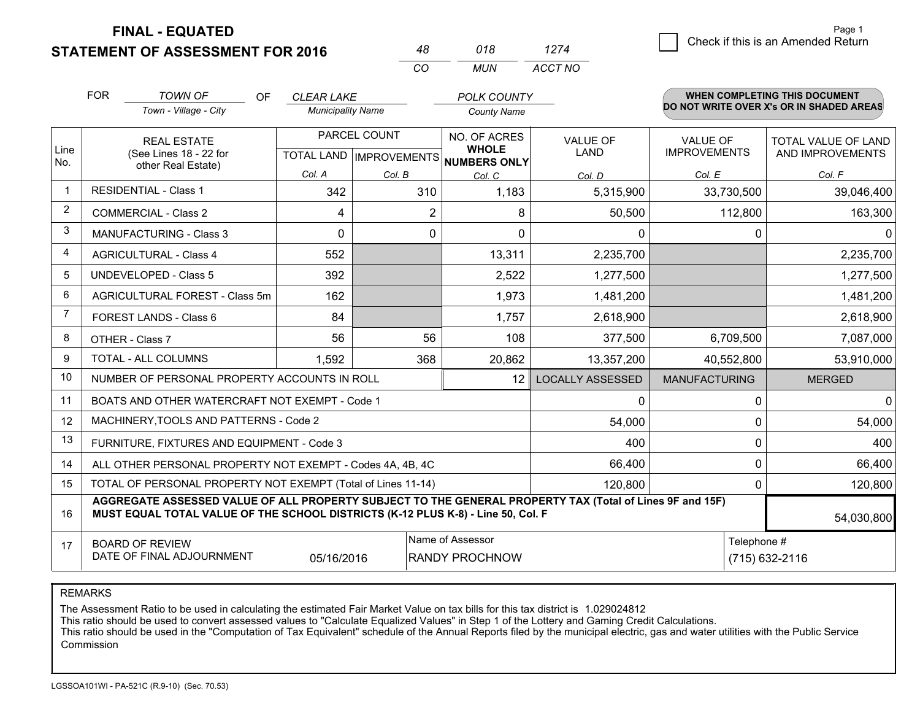**FINAL - EQUATED**

**STATEMENT OF ASSESSMENT FOR 2016**

| 48 | 018 | 1274 |
|---|---|---|
| CO | MUN | ACCT NO |

☐ Check if this is an Amended Return

FOR *TOWN OF* (Town - Village - City) OF *CLEAR LAKE* (Municipality Name) *POLK COUNTY* (County Name)

**WHEN COMPLETING THIS DOCUMENT DO NOT WRITE OVER X's OR IN SHADED AREAS**

| Line No. | REAL ESTATE (See Lines 18 - 22 for other Real Estate) | PARCEL COUNT TOTAL LAND Col. A | PARCEL COUNT IMPROVEMENTS Col. B | NO. OF ACRES WHOLE NUMBERS ONLY Col. C | VALUE OF LAND Col. D | VALUE OF IMPROVEMENTS Col. E | TOTAL VALUE OF LAND AND IMPROVEMENTS Col. F |
|---|---|---|---|---|---|---|---|
| 1 | RESIDENTIAL - Class 1 | 342 | 310 | 1,183 | 5,315,900 | 33,730,500 | 39,046,400 |
| 2 | COMMERCIAL - Class 2 | 4 | 2 | 8 | 50,500 | 112,800 | 163,300 |
| 3 | MANUFACTURING - Class 3 | 0 | 0 | 0 | 0 | 0 | 0 |
| 4 | AGRICULTURAL - Class 4 | 552 | | 13,311 | 2,235,700 | | 2,235,700 |
| 5 | UNDEVELOPED - Class 5 | 392 | | 2,522 | 1,277,500 | | 1,277,500 |
| 6 | AGRICULTURAL FOREST - Class 5m | 162 | | 1,973 | 1,481,200 | | 1,481,200 |
| 7 | FOREST LANDS - Class 6 | 84 | | 1,757 | 2,618,900 | | 2,618,900 |
| 8 | OTHER - Class 7 | 56 | 56 | 108 | 377,500 | 6,709,500 | 7,087,000 |
| 9 | TOTAL - ALL COLUMNS | 1,592 | 368 | 20,862 | 13,357,200 | 40,552,800 | 53,910,000 |
| 10 | NUMBER OF PERSONAL PROPERTY ACCOUNTS IN ROLL | | | 12 | LOCALLY ASSESSED | MANUFACTURING | MERGED |
| 11 | BOATS AND OTHER WATERCRAFT NOT EXEMPT - Code 1 | | | | 0 | 0 | 0 |
| 12 | MACHINERY,TOOLS AND PATTERNS - Code 2 | | | | 54,000 | 0 | 54,000 |
| 13 | FURNITURE, FIXTURES AND EQUIPMENT - Code 3 | | | | 400 | 0 | 400 |
| 14 | ALL OTHER PERSONAL PROPERTY NOT EXEMPT - Codes 4A, 4B, 4C | | | | 66,400 | 0 | 66,400 |
| 15 | TOTAL OF PERSONAL PROPERTY NOT EXEMPT (Total of Lines 11-14) | | | | 120,800 | 0 | 120,800 |
| 16 | **AGGREGATE ASSESSED VALUE OF ALL PROPERTY SUBJECT TO THE GENERAL PROPERTY TAX (Total of Lines 9F and 15F) MUST EQUAL TOTAL VALUE OF THE SCHOOL DISTRICTS (K-12 PLUS K-8) - Line 50, Col. F** | | | | | | 54,030,800 |
| 17 | BOARD OF REVIEW DATE OF FINAL ADJOURNMENT | 05/16/2016 | | Name of Assessor: RANDY PROCHNOW | | Telephone #: (715) 632-2116 | |

REMARKS

The Assessment Ratio to be used in calculating the estimated Fair Market Value on tax bills for this tax district is 1.029024812
This ratio should be used to convert assessed values to "Calculate Equalized Values" in Step 1 of the Lottery and Gaming Credit Calculations.
This ratio should be used in the "Computation of Tax Equivalent" schedule of the Annual Reports filed by the municipal electric, gas and water utilities with the Public Service Commission

LGSSOA101WI - PA-521C (R.9-10) (Sec. 70.53)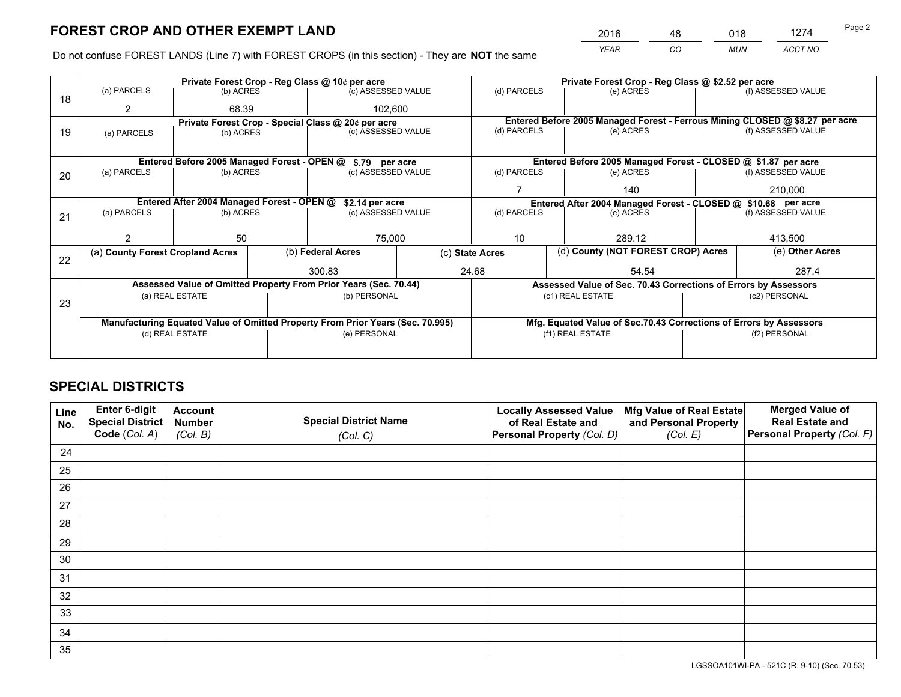# FOREST CROP AND OTHER EXEMPT LAND

| 2016 | 48 | 018 | 1274 |
|---|---|---|---|
| *YEAR* | *CO* | *MUN* | *ACCT NO* |

Do not confuse FOREST LANDS (Line 7) with FOREST CROPS (in this section) - They are **NOT** the same

| Line | Private Forest Crop - Reg Class @ 10¢ per acre | | | Private Forest Crop - Reg Class @ $2.52 per acre | | |
|---|---|---|---|---|---|---|
| | (a) PARCELS | (b) ACRES | (c) ASSESSED VALUE | (d) PARCELS | (e) ACRES | (f) ASSESSED VALUE |
| 18 | 2 | 68.39 | 102,600 | | | |
| | **Private Forest Crop - Special Class @ 20¢ per acre** | | | **Entered Before 2005 Managed Forest - Ferrous Mining CLOSED @ $8.27 per acre** | | |
| | (a) PARCELS | (b) ACRES | (c) ASSESSED VALUE | (d) PARCELS | (e) ACRES | (f) ASSESSED VALUE |
| 19 | | | | | | |
| | **Entered Before 2005 Managed Forest - OPEN @ $.79 per acre** | | | **Entered Before 2005 Managed Forest - CLOSED @ $1.87 per acre** | | |
| | (a) PARCELS | (b) ACRES | (c) ASSESSED VALUE | (d) PARCELS | (e) ACRES | (f) ASSESSED VALUE |
| 20 | | | | 7 | 140 | 210,000 |
| | **Entered After 2004 Managed Forest - OPEN @ $2.14 per acre** | | | **Entered After 2004 Managed Forest - CLOSED @ $10.68 per acre** | | |
| | (a) PARCELS | (b) ACRES | (c) ASSESSED VALUE | (d) PARCELS | (e) ACRES | (f) ASSESSED VALUE |
| 21 | 2 | 50 | 75,000 | 10 | 289.12 | 413,500 |

| Line | (a) County Forest Cropland Acres | (b) Federal Acres | (c) State Acres | (d) County (NOT FOREST CROP) Acres | (e) Other Acres |
|---|---|---|---|---|---|
| 22 | | 300.83 | 24.68 | 54.54 | 287.4 |

| Line | Assessed Value of Omitted Property From Prior Years (Sec. 70.44) | | Assessed Value of Sec. 70.43 Corrections of Errors by Assessors | |
|---|---|---|---|---|
| | (a) REAL ESTATE | (b) PERSONAL | (c1) REAL ESTATE | (c2) PERSONAL |
| 23 | | | | |
| | **Manufacturing Equated Value of Omitted Property From Prior Years (Sec. 70.995)** | | **Mfg. Equated Value of Sec.70.43 Corrections of Errors by Assessors** | |
| | (d) REAL ESTATE | (e) PERSONAL | (f1) REAL ESTATE | (f2) PERSONAL |
| | | | | |

# SPECIAL DISTRICTS

| Line No. | Enter 6-digit Special District Code (*Col. A*) | Account Number (*Col. B*) | Special District Name (*Col. C*) | Locally Assessed Value of Real Estate and Personal Property (*Col. D*) | Mfg Value of Real Estate and Personal Property (*Col. E*) | Merged Value of Real Estate and Personal Property (*Col. F*) |
|---|---|---|---|---|---|---|
| 24 | | | | | | |
| 25 | | | | | | |
| 26 | | | | | | |
| 27 | | | | | | |
| 28 | | | | | | |
| 29 | | | | | | |
| 30 | | | | | | |
| 31 | | | | | | |
| 32 | | | | | | |
| 33 | | | | | | |
| 34 | | | | | | |
| 35 | | | | | | |

LGSSOA101WI-PA - 521C (R. 9-10) (Sec. 70.53)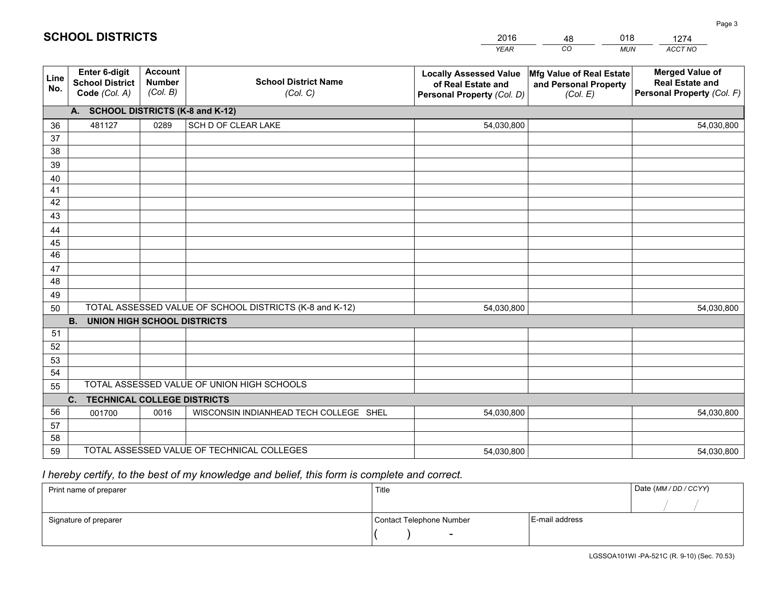# SCHOOL DISTRICTS

| 2016 | 48 | 018 | 1274 |
|---|---|---|---|
| *YEAR* | *CO* | *MUN* | *ACCT NO* |

| Line No. | Enter 6-digit School District Code *(Col. A)* | Account Number *(Col. B)* | School District Name *(Col. C)* | Locally Assessed Value of Real Estate and Personal Property *(Col. D)* | Mfg Value of Real Estate and Personal Property *(Col. E)* | Merged Value of Real Estate and Personal Property *(Col. F)* |
|---|---|---|---|---|---|---|
| **A. SCHOOL DISTRICTS (K-8 and K-12)** | | | | | | |
| 36 | 481127 | 0289 | SCH D OF CLEAR LAKE | 54,030,800 | | 54,030,800 |
| 37 | | | | | | |
| 38 | | | | | | |
| 39 | | | | | | |
| 40 | | | | | | |
| 41 | | | | | | |
| 42 | | | | | | |
| 43 | | | | | | |
| 44 | | | | | | |
| 45 | | | | | | |
| 46 | | | | | | |
| 47 | | | | | | |
| 48 | | | | | | |
| 49 | | | | | | |
| 50 | TOTAL ASSESSED VALUE OF SCHOOL DISTRICTS (K-8 and K-12) | | | 54,030,800 | | 54,030,800 |
| **B. UNION HIGH SCHOOL DISTRICTS** | | | | | | |
| 51 | | | | | | |
| 52 | | | | | | |
| 53 | | | | | | |
| 54 | | | | | | |
| 55 | TOTAL ASSESSED VALUE OF UNION HIGH SCHOOLS | | | | | |
| **C. TECHNICAL COLLEGE DISTRICTS** | | | | | | |
| 56 | 001700 | 0016 | WISCONSIN INDIANHEAD TECH COLLEGE SHEL | 54,030,800 | | 54,030,800 |
| 57 | | | | | | |
| 58 | | | | | | |
| 59 | TOTAL ASSESSED VALUE OF TECHNICAL COLLEGES | | | 54,030,800 | | 54,030,800 |

*I hereby certify, to the best of my knowledge and belief, this form is complete and correct.*

| Print name of preparer | Title | | Date *(MM / DD / CCYY)* |
|---|---|---|---|
| | | | / / |
| Signature of preparer | Contact Telephone Number | E-mail address | |
| | ( ) - | | |

LGSSOA101WI -PA-521C (R. 9-10) (Sec. 70.53)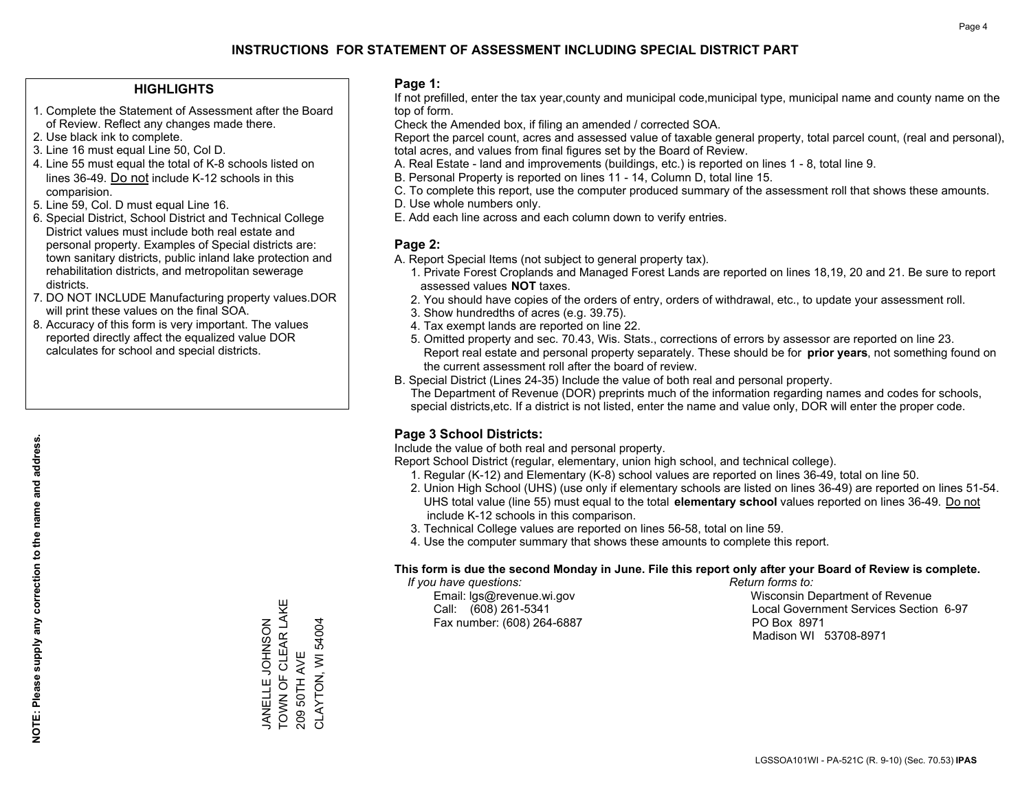# INSTRUCTIONS FOR STATEMENT OF ASSESSMENT INCLUDING SPECIAL DISTRICT PART

## HIGHLIGHTS

1. Complete the Statement of Assessment after the Board of Review. Reflect any changes made there.
2. Use black ink to complete.
3. Line 16 must equal Line 50, Col D.
4. Line 55 must equal the total of K-8 schools listed on lines 36-49. Do not include K-12 schools in this comparision.
5. Line 59, Col. D must equal Line 16.
6. Special District, School District and Technical College District values must include both real estate and personal property. Examples of Special districts are: town sanitary districts, public inland lake protection and rehabilitation districts, and metropolitan sewerage districts.
7. DO NOT INCLUDE Manufacturing property values.DOR will print these values on the final SOA.
8. Accuracy of this form is very important. The values reported directly affect the equalized value DOR calculates for school and special districts.

**NOTE: Please supply any correction to the name and address.**

JANELLE JOHNSON
TOWN OF CLEAR LAKE
209 50TH AVE
CLAYTON, WI 54004

## Page 1:

If not prefilled, enter the tax year,county and municipal code,municipal type, municipal name and county name on the top of form.

Check the Amended box, if filing an amended / corrected SOA.

Report the parcel count, acres and assessed value of taxable general property, total parcel count, (real and personal), total acres, and values from final figures set by the Board of Review.

A. Real Estate - land and improvements (buildings, etc.) is reported on lines 1 - 8, total line 9.
B. Personal Property is reported on lines 11 - 14, Column D, total line 15.
C. To complete this report, use the computer produced summary of the assessment roll that shows these amounts.
D. Use whole numbers only.
E. Add each line across and each column down to verify entries.

## Page 2:

A. Report Special Items (not subject to general property tax).
   1. Private Forest Croplands and Managed Forest Lands are reported on lines 18,19, 20 and 21. Be sure to report assessed values **NOT** taxes.
   2. You should have copies of the orders of entry, orders of withdrawal, etc., to update your assessment roll.
   3. Show hundredths of acres (e.g. 39.75).
   4. Tax exempt lands are reported on line 22.
   5. Omitted property and sec. 70.43, Wis. Stats., corrections of errors by assessor are reported on line 23. Report real estate and personal property separately. These should be for **prior years**, not something found on the current assessment roll after the board of review.
B. Special District (Lines 24-35) Include the value of both real and personal property.
   The Department of Revenue (DOR) preprints much of the information regarding names and codes for schools, special districts,etc. If a district is not listed, enter the name and value only, DOR will enter the proper code.

## Page 3 School Districts:

Include the value of both real and personal property.

Report School District (regular, elementary, union high school, and technical college).

1. Regular (K-12) and Elementary (K-8) school values are reported on lines 36-49, total on line 50.
2. Union High School (UHS) (use only if elementary schools are listed on lines 36-49) are reported on lines 51-54. UHS total value (line 55) must equal to the total **elementary school** values reported on lines 36-49. Do not include K-12 schools in this comparison.
3. Technical College values are reported on lines 56-58, total on line 59.
4. Use the computer summary that shows these amounts to complete this report.

**This form is due the second Monday in June. File this report only after your Board of Review is complete.**

*If you have questions:*
Email: lgs@revenue.wi.gov
Call: (608) 261-5341
Fax number: (608) 264-6887

*Return forms to:*
Wisconsin Department of Revenue
Local Government Services Section 6-97
PO Box 8971
Madison WI 53708-8971

LGSSOA101WI - PA-521C (R. 9-10) (Sec. 70.53) **IPAS**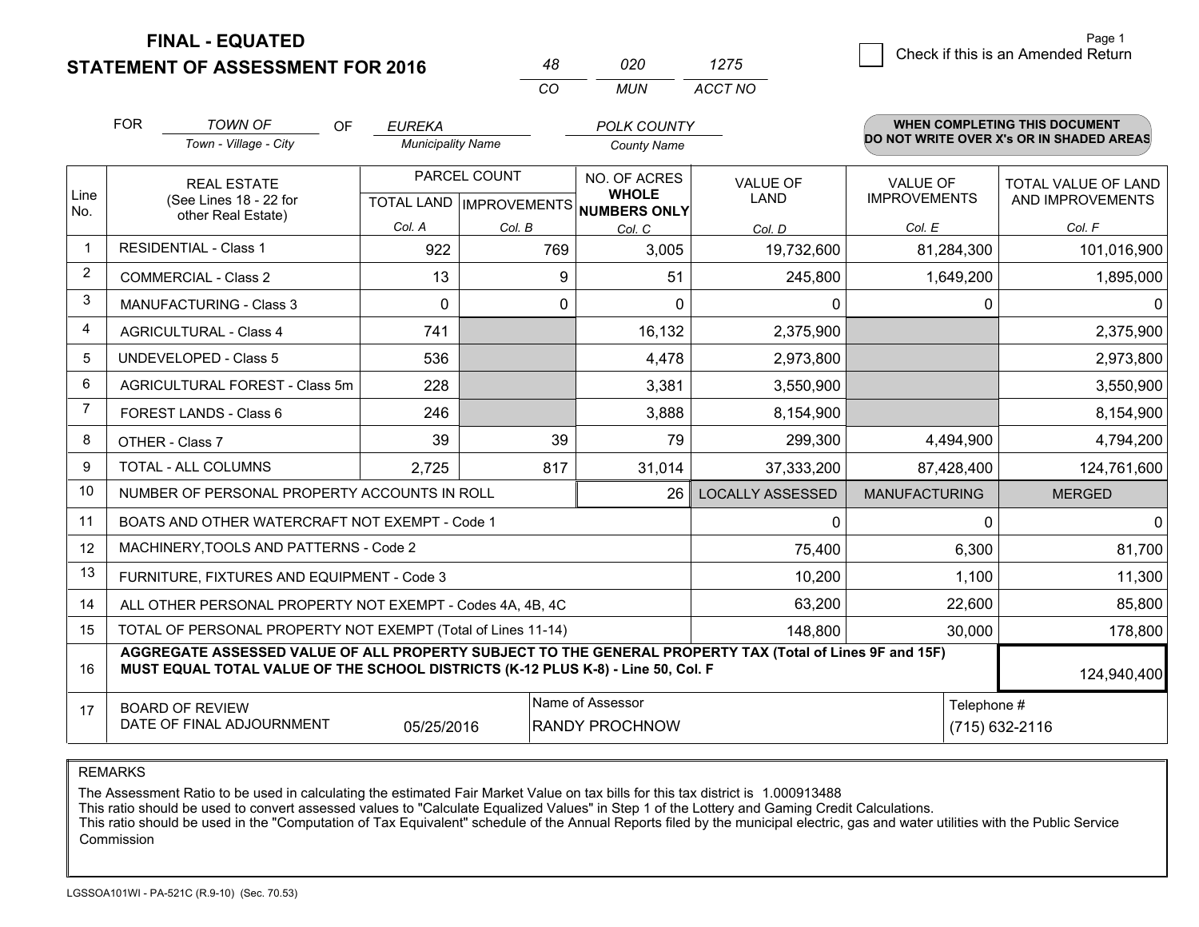**FINAL - EQUATED**
**STATEMENT OF ASSESSMENT FOR 2016**

| 48 | 020 | 1275 |
|---|---|---|
| CO | MUN | ACCT NO |

Check if this is an Amended Return

FOR *TOWN OF* (Town - Village - City) OF *EUREKA* (Municipality Name) *POLK COUNTY* (County Name)

**WHEN COMPLETING THIS DOCUMENT DO NOT WRITE OVER X's OR IN SHADED AREAS**

| Line No. | REAL ESTATE (See Lines 18 - 22 for other Real Estate) | PARCEL COUNT TOTAL LAND Col. A | PARCEL COUNT IMPROVEMENTS Col. B | NO. OF ACRES WHOLE NUMBERS ONLY Col. C | VALUE OF LAND Col. D | VALUE OF IMPROVEMENTS Col. E | TOTAL VALUE OF LAND AND IMPROVEMENTS Col. F |
|---|---|---|---|---|---|---|---|
| 1 | RESIDENTIAL - Class 1 | 922 | 769 | 3,005 | 19,732,600 | 81,284,300 | 101,016,900 |
| 2 | COMMERCIAL - Class 2 | 13 | 9 | 51 | 245,800 | 1,649,200 | 1,895,000 |
| 3 | MANUFACTURING - Class 3 | 0 | 0 | 0 | 0 | 0 | 0 |
| 4 | AGRICULTURAL - Class 4 | 741 | | 16,132 | 2,375,900 | | 2,375,900 |
| 5 | UNDEVELOPED - Class 5 | 536 | | 4,478 | 2,973,800 | | 2,973,800 |
| 6 | AGRICULTURAL FOREST - Class 5m | 228 | | 3,381 | 3,550,900 | | 3,550,900 |
| 7 | FOREST LANDS - Class 6 | 246 | | 3,888 | 8,154,900 | | 8,154,900 |
| 8 | OTHER - Class 7 | 39 | 39 | 79 | 299,300 | 4,494,900 | 4,794,200 |
| 9 | TOTAL - ALL COLUMNS | 2,725 | 817 | 31,014 | 37,333,200 | 87,428,400 | 124,761,600 |
| 10 | NUMBER OF PERSONAL PROPERTY ACCOUNTS IN ROLL | | | 26 | LOCALLY ASSESSED | MANUFACTURING | MERGED |
| 11 | BOATS AND OTHER WATERCRAFT NOT EXEMPT - Code 1 | | | | 0 | 0 | 0 |
| 12 | MACHINERY,TOOLS AND PATTERNS - Code 2 | | | | 75,400 | 6,300 | 81,700 |
| 13 | FURNITURE, FIXTURES AND EQUIPMENT - Code 3 | | | | 10,200 | 1,100 | 11,300 |
| 14 | ALL OTHER PERSONAL PROPERTY NOT EXEMPT - Codes 4A, 4B, 4C | | | | 63,200 | 22,600 | 85,800 |
| 15 | TOTAL OF PERSONAL PROPERTY NOT EXEMPT (Total of Lines 11-14) | | | | 148,800 | 30,000 | 178,800 |
| 16 | **AGGREGATE ASSESSED VALUE OF ALL PROPERTY SUBJECT TO THE GENERAL PROPERTY TAX (Total of Lines 9F and 15F) MUST EQUAL TOTAL VALUE OF THE SCHOOL DISTRICTS (K-12 PLUS K-8) - Line 50, Col. F** | | | | | | 124,940,400 |
| 17 | BOARD OF REVIEW DATE OF FINAL ADJOURNMENT | 05/25/2016 | Name of Assessor | RANDY PROCHNOW | | Telephone # | (715) 632-2116 |

REMARKS

The Assessment Ratio to be used in calculating the estimated Fair Market Value on tax bills for this tax district is 1.000913488
This ratio should be used to convert assessed values to "Calculate Equalized Values" in Step 1 of the Lottery and Gaming Credit Calculations.
This ratio should be used in the "Computation of Tax Equivalent" schedule of the Annual Reports filed by the municipal electric, gas and water utilities with the Public Service Commission

LGSSOA101WI - PA-521C (R.9-10) (Sec. 70.53)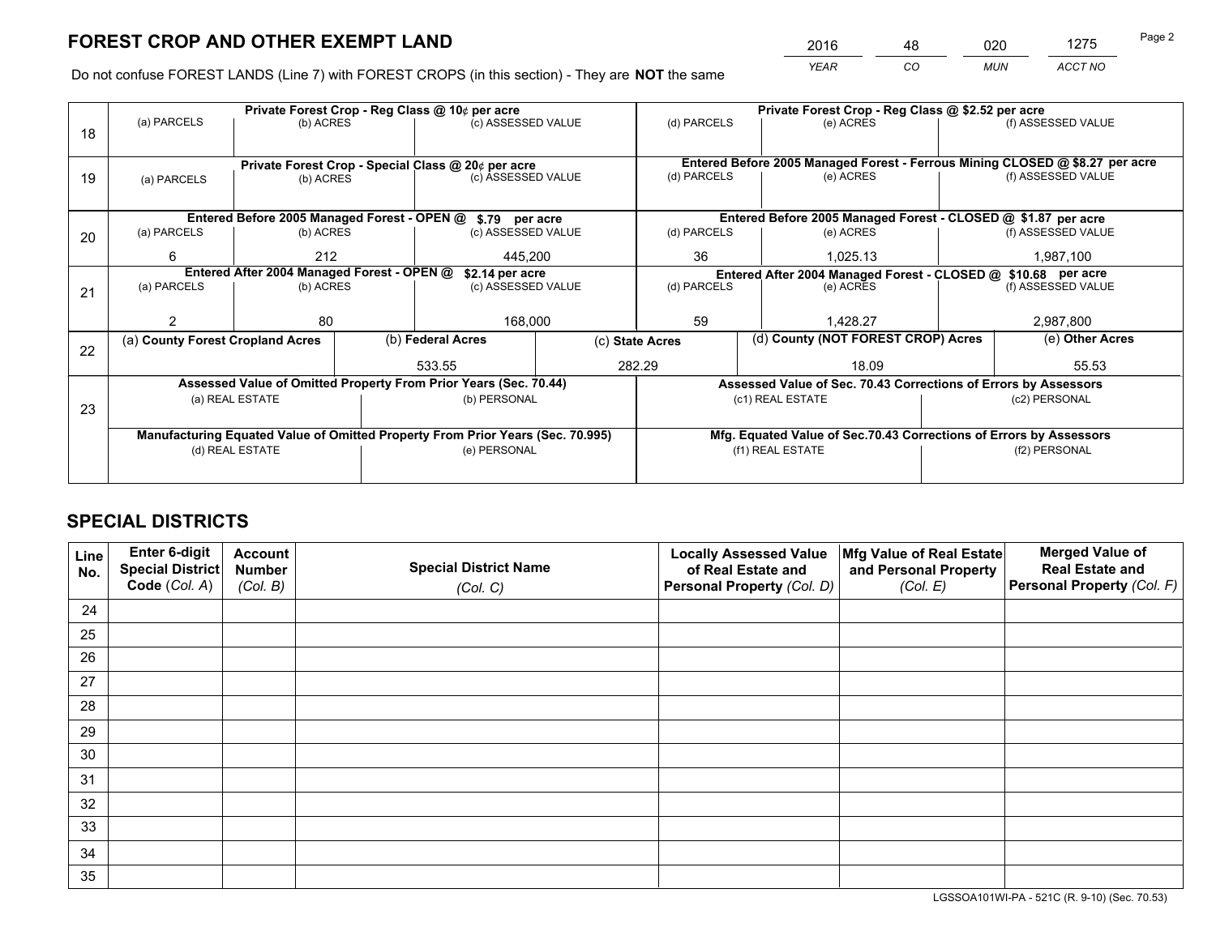# FOREST CROP AND OTHER EXEMPT LAND

| 2016 | 48 | 020 | 1275 |
|---|---|---|---|
| *YEAR* | *CO* | *MUN* | *ACCT NO* |

Do not confuse FOREST LANDS (Line 7) with FOREST CROPS (in this section) - They are **NOT** the same

| Line | | | | | | |
|---|---|---|---|---|---|---|
| 18 | **Private Forest Crop - Reg Class @ 10¢ per acre** | | | **Private Forest Crop - Reg Class @ $2.52 per acre** | | |
| | (a) PARCELS | (b) ACRES | (c) ASSESSED VALUE | (d) PARCELS | (e) ACRES | (f) ASSESSED VALUE |
| | | | | | | |
| 19 | **Private Forest Crop - Special Class @ 20¢ per acre** | | | **Entered Before 2005 Managed Forest - Ferrous Mining CLOSED @ $8.27 per acre** | | |
| | (a) PARCELS | (b) ACRES | (c) ASSESSED VALUE | (d) PARCELS | (e) ACRES | (f) ASSESSED VALUE |
| | | | | | | |
| 20 | **Entered Before 2005 Managed Forest - OPEN @ $.79 per acre** | | | **Entered Before 2005 Managed Forest - CLOSED @ $1.87 per acre** | | |
| | (a) PARCELS | (b) ACRES | (c) ASSESSED VALUE | (d) PARCELS | (e) ACRES | (f) ASSESSED VALUE |
| | 6 | 212 | 445,200 | 36 | 1,025.13 | 1,987,100 |
| 21 | **Entered After 2004 Managed Forest - OPEN @ $2.14 per acre** | | | **Entered After 2004 Managed Forest - CLOSED @ $10.68 per acre** | | |
| | (a) PARCELS | (b) ACRES | (c) ASSESSED VALUE | (d) PARCELS | (e) ACRES | (f) ASSESSED VALUE |
| | 2 | 80 | 168,000 | 59 | 1,428.27 | 2,987,800 |

| Line | (a) County Forest Cropland Acres | (b) Federal Acres | (c) State Acres | (d) County (NOT FOREST CROP) Acres | (e) Other Acres |
|---|---|---|---|---|---|
| 22 | | 533.55 | 282.29 | 18.09 | 55.53 |

| Line | **Assessed Value of Omitted Property From Prior Years (Sec. 70.44)** | | **Assessed Value of Sec. 70.43 Corrections of Errors by Assessors** | |
|---|---|---|---|---|
| 23 | (a) REAL ESTATE | (b) PERSONAL | (c1) REAL ESTATE | (c2) PERSONAL |
| | | | | |
| | **Manufacturing Equated Value of Omitted Property From Prior Years (Sec. 70.995)** | | **Mfg. Equated Value of Sec.70.43 Corrections of Errors by Assessors** | |
| | (d) REAL ESTATE | (e) PERSONAL | (f1) REAL ESTATE | (f2) PERSONAL |
| | | | | |

# SPECIAL DISTRICTS

| Line No. | Enter 6-digit Special District Code (*Col. A*) | Account Number (*Col. B*) | Special District Name (*Col. C*) | Locally Assessed Value of Real Estate and Personal Property (*Col. D*) | Mfg Value of Real Estate and Personal Property (*Col. E*) | Merged Value of Real Estate and Personal Property (*Col. F*) |
|---|---|---|---|---|---|---|
| 24 | | | | | | |
| 25 | | | | | | |
| 26 | | | | | | |
| 27 | | | | | | |
| 28 | | | | | | |
| 29 | | | | | | |
| 30 | | | | | | |
| 31 | | | | | | |
| 32 | | | | | | |
| 33 | | | | | | |
| 34 | | | | | | |
| 35 | | | | | | |

LGSSOA101WI-PA - 521C (R. 9-10) (Sec. 70.53)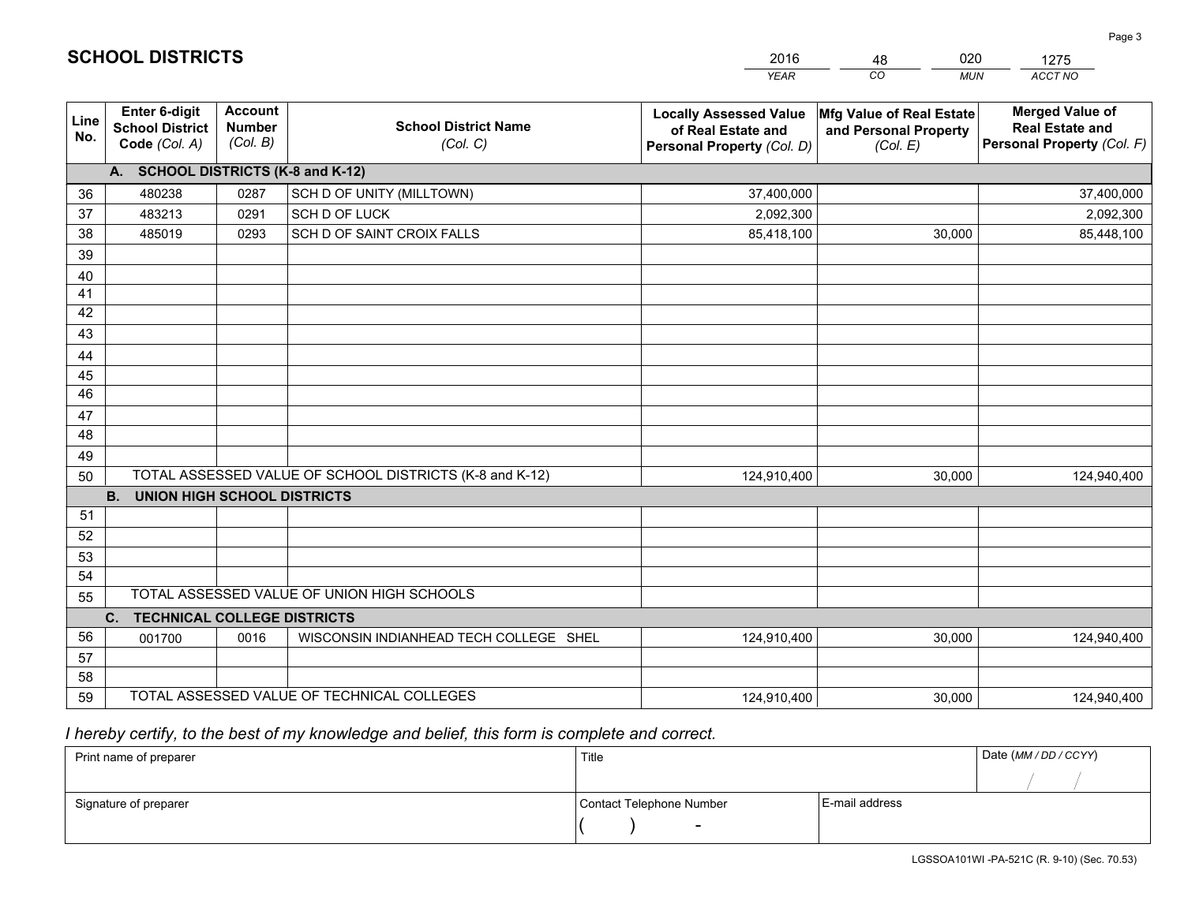# SCHOOL DISTRICTS

| 2016 | 48 | 020 | 1275 |
|---|---|---|---|
| *YEAR* | *CO* | *MUN* | *ACCT NO* |

| Line No. | Enter 6-digit School District Code *(Col. A)* | Account Number *(Col. B)* | School District Name *(Col. C)* | Locally Assessed Value of Real Estate and Personal Property *(Col. D)* | Mfg Value of Real Estate and Personal Property *(Col. E)* | Merged Value of Real Estate and Personal Property *(Col. F)* |
|---|---|---|---|---|---|---|
| **A.** | **SCHOOL DISTRICTS (K-8 and K-12)** | | | | | |
| 36 | 480238 | 0287 | SCH D OF UNITY (MILLTOWN) | 37,400,000 | | 37,400,000 |
| 37 | 483213 | 0291 | SCH D OF LUCK | 2,092,300 | | 2,092,300 |
| 38 | 485019 | 0293 | SCH D OF SAINT CROIX FALLS | 85,418,100 | 30,000 | 85,448,100 |
| 39 | | | | | | |
| 40 | | | | | | |
| 41 | | | | | | |
| 42 | | | | | | |
| 43 | | | | | | |
| 44 | | | | | | |
| 45 | | | | | | |
| 46 | | | | | | |
| 47 | | | | | | |
| 48 | | | | | | |
| 49 | | | | | | |
| 50 | TOTAL ASSESSED VALUE OF SCHOOL DISTRICTS (K-8 and K-12) | | | 124,910,400 | 30,000 | 124,940,400 |
| **B.** | **UNION HIGH SCHOOL DISTRICTS** | | | | | |
| 51 | | | | | | |
| 52 | | | | | | |
| 53 | | | | | | |
| 54 | | | | | | |
| 55 | TOTAL ASSESSED VALUE OF UNION HIGH SCHOOLS | | | | | |
| **C.** | **TECHNICAL COLLEGE DISTRICTS** | | | | | |
| 56 | 001700 | 0016 | WISCONSIN INDIANHEAD TECH COLLEGE SHEL | 124,910,400 | 30,000 | 124,940,400 |
| 57 | | | | | | |
| 58 | | | | | | |
| 59 | TOTAL ASSESSED VALUE OF TECHNICAL COLLEGES | | | 124,910,400 | 30,000 | 124,940,400 |

*I hereby certify, to the best of my knowledge and belief, this form is complete and correct.*

| Print name of preparer | Title | | Date *(MM / DD / CCYY)* |
|---|---|---|---|
| | | | / / |
| Signature of preparer | Contact Telephone Number | E-mail address | |
| | ( ) - | | |

LGSSOA101WI -PA-521C (R. 9-10) (Sec. 70.53)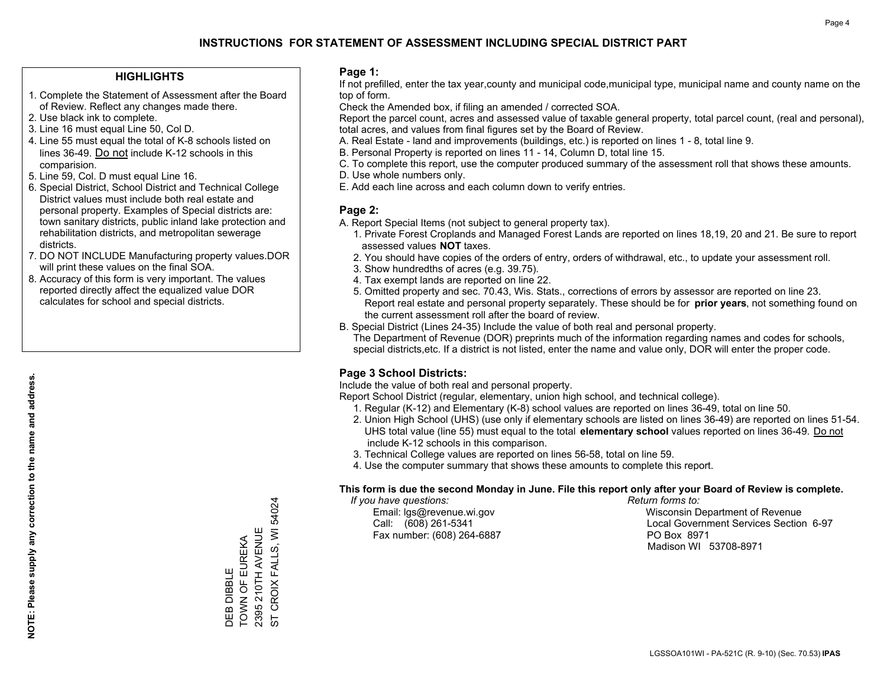# INSTRUCTIONS FOR STATEMENT OF ASSESSMENT INCLUDING SPECIAL DISTRICT PART

## HIGHLIGHTS

1. Complete the Statement of Assessment after the Board of Review. Reflect any changes made there.
2. Use black ink to complete.
3. Line 16 must equal Line 50, Col D.
4. Line 55 must equal the total of K-8 schools listed on lines 36-49. Do not include K-12 schools in this comparision.
5. Line 59, Col. D must equal Line 16.
6. Special District, School District and Technical College District values must include both real estate and personal property. Examples of Special districts are: town sanitary districts, public inland lake protection and rehabilitation districts, and metropolitan sewerage districts.
7. DO NOT INCLUDE Manufacturing property values.DOR will print these values on the final SOA.
8. Accuracy of this form is very important. The values reported directly affect the equalized value DOR calculates for school and special districts.

**NOTE: Please supply any correction to the name and address.**

DEB DIBBLE
TOWN OF EUREKA
2395 210TH AVENUE
ST CROIX FALLS, WI 54024

## Page 1:

If not prefilled, enter the tax year,county and municipal code,municipal type, municipal name and county name on the top of form.

Check the Amended box, if filing an amended / corrected SOA.

Report the parcel count, acres and assessed value of taxable general property, total parcel count, (real and personal), total acres, and values from final figures set by the Board of Review.

A. Real Estate - land and improvements (buildings, etc.) is reported on lines 1 - 8, total line 9.
B. Personal Property is reported on lines 11 - 14, Column D, total line 15.
C. To complete this report, use the computer produced summary of the assessment roll that shows these amounts.
D. Use whole numbers only.
E. Add each line across and each column down to verify entries.

## Page 2:

A. Report Special Items (not subject to general property tax).
   1. Private Forest Croplands and Managed Forest Lands are reported on lines 18,19, 20 and 21. Be sure to report assessed values **NOT** taxes.
   2. You should have copies of the orders of entry, orders of withdrawal, etc., to update your assessment roll.
   3. Show hundredths of acres (e.g. 39.75).
   4. Tax exempt lands are reported on line 22.
   5. Omitted property and sec. 70.43, Wis. Stats., corrections of errors by assessor are reported on line 23. Report real estate and personal property separately. These should be for **prior years**, not something found on the current assessment roll after the board of review.
B. Special District (Lines 24-35) Include the value of both real and personal property.
   The Department of Revenue (DOR) preprints much of the information regarding names and codes for schools, special districts,etc. If a district is not listed, enter the name and value only, DOR will enter the proper code.

## Page 3 School Districts:

Include the value of both real and personal property.

Report School District (regular, elementary, union high school, and technical college).

1. Regular (K-12) and Elementary (K-8) school values are reported on lines 36-49, total on line 50.
2. Union High School (UHS) (use only if elementary schools are listed on lines 36-49) are reported on lines 51-54. UHS total value (line 55) must equal to the total **elementary school** values reported on lines 36-49. Do not include K-12 schools in this comparison.
3. Technical College values are reported on lines 56-58, total on line 59.
4. Use the computer summary that shows these amounts to complete this report.

**This form is due the second Monday in June. File this report only after your Board of Review is complete.**

*If you have questions:*
Email: lgs@revenue.wi.gov
Call: (608) 261-5341
Fax number: (608) 264-6887

*Return forms to:*
Wisconsin Department of Revenue
Local Government Services Section 6-97
PO Box 8971
Madison WI 53708-8971

LGSSOA101WI - PA-521C (R. 9-10) (Sec. 70.53) **IPAS**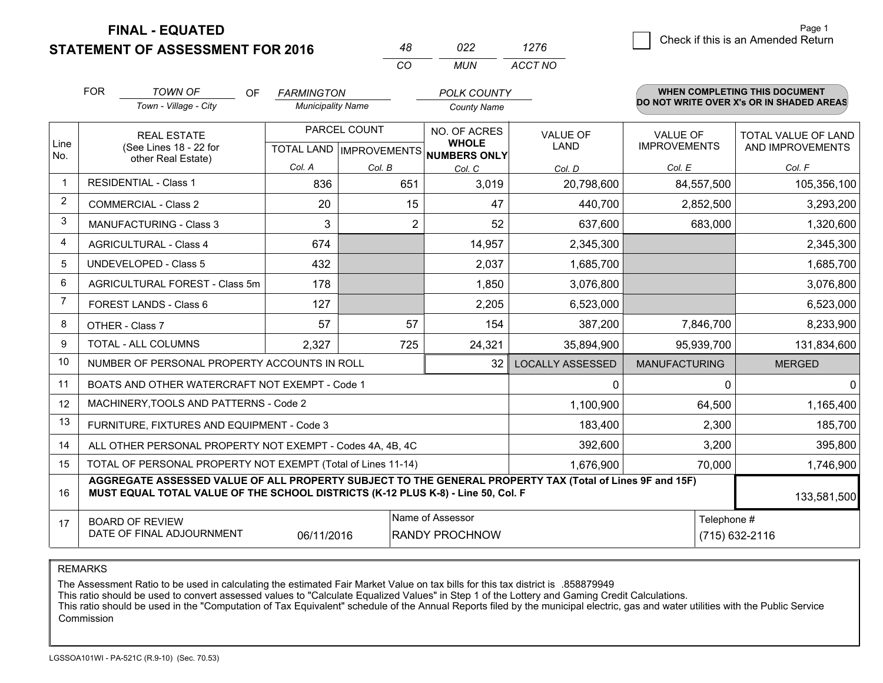# FINAL - EQUATED
## STATEMENT OF ASSESSMENT FOR 2016

| 48 | 022 | 1276 |
|---|---|---|
| CO | MUN | ACCT NO |

☐ Check if this is an Amended Return

FOR *TOWN OF* (Town - Village - City) OF *FARMINGTON* (Municipality Name) *POLK COUNTY* (County Name)

**WHEN COMPLETING THIS DOCUMENT DO NOT WRITE OVER X's OR IN SHADED AREAS**

| Line No. | REAL ESTATE (See Lines 18 - 22 for other Real Estate) | PARCEL COUNT TOTAL LAND Col. A | PARCEL COUNT IMPROVEMENTS Col. B | NO. OF ACRES WHOLE NUMBERS ONLY Col. C | VALUE OF LAND Col. D | VALUE OF IMPROVEMENTS Col. E | TOTAL VALUE OF LAND AND IMPROVEMENTS Col. F |
|---|---|---|---|---|---|---|---|
| 1 | RESIDENTIAL - Class 1 | 836 | 651 | 3,019 | 20,798,600 | 84,557,500 | 105,356,100 |
| 2 | COMMERCIAL - Class 2 | 20 | 15 | 47 | 440,700 | 2,852,500 | 3,293,200 |
| 3 | MANUFACTURING - Class 3 | 3 | 2 | 52 | 637,600 | 683,000 | 1,320,600 |
| 4 | AGRICULTURAL - Class 4 | 674 | | 14,957 | 2,345,300 | | 2,345,300 |
| 5 | UNDEVELOPED - Class 5 | 432 | | 2,037 | 1,685,700 | | 1,685,700 |
| 6 | AGRICULTURAL FOREST - Class 5m | 178 | | 1,850 | 3,076,800 | | 3,076,800 |
| 7 | FOREST LANDS - Class 6 | 127 | | 2,205 | 6,523,000 | | 6,523,000 |
| 8 | OTHER - Class 7 | 57 | 57 | 154 | 387,200 | 7,846,700 | 8,233,900 |
| 9 | TOTAL - ALL COLUMNS | 2,327 | 725 | 24,321 | 35,894,900 | 95,939,700 | 131,834,600 |
| 10 | NUMBER OF PERSONAL PROPERTY ACCOUNTS IN ROLL | | | 32 | LOCALLY ASSESSED | MANUFACTURING | MERGED |
| 11 | BOATS AND OTHER WATERCRAFT NOT EXEMPT - Code 1 | | | | 0 | 0 | 0 |
| 12 | MACHINERY,TOOLS AND PATTERNS - Code 2 | | | | 1,100,900 | 64,500 | 1,165,400 |
| 13 | FURNITURE, FIXTURES AND EQUIPMENT - Code 3 | | | | 183,400 | 2,300 | 185,700 |
| 14 | ALL OTHER PERSONAL PROPERTY NOT EXEMPT - Codes 4A, 4B, 4C | | | | 392,600 | 3,200 | 395,800 |
| 15 | TOTAL OF PERSONAL PROPERTY NOT EXEMPT (Total of Lines 11-14) | | | | 1,676,900 | 70,000 | 1,746,900 |
| 16 | **AGGREGATE ASSESSED VALUE OF ALL PROPERTY SUBJECT TO THE GENERAL PROPERTY TAX (Total of Lines 9F and 15F) MUST EQUAL TOTAL VALUE OF THE SCHOOL DISTRICTS (K-12 PLUS K-8) - Line 50, Col. F** | | | | | | 133,581,500 |
| 17 | BOARD OF REVIEW DATE OF FINAL ADJOURNMENT | 06/11/2016 | Name of Assessor: RANDY PROCHNOW | | | Telephone #: (715) 632-2116 | |

REMARKS

The Assessment Ratio to be used in calculating the estimated Fair Market Value on tax bills for this tax district is .858879949
This ratio should be used to convert assessed values to "Calculate Equalized Values" in Step 1 of the Lottery and Gaming Credit Calculations.
This ratio should be used in the "Computation of Tax Equivalent" schedule of the Annual Reports filed by the municipal electric, gas and water utilities with the Public Service Commission

LGSSOA101WI - PA-521C (R.9-10) (Sec. 70.53)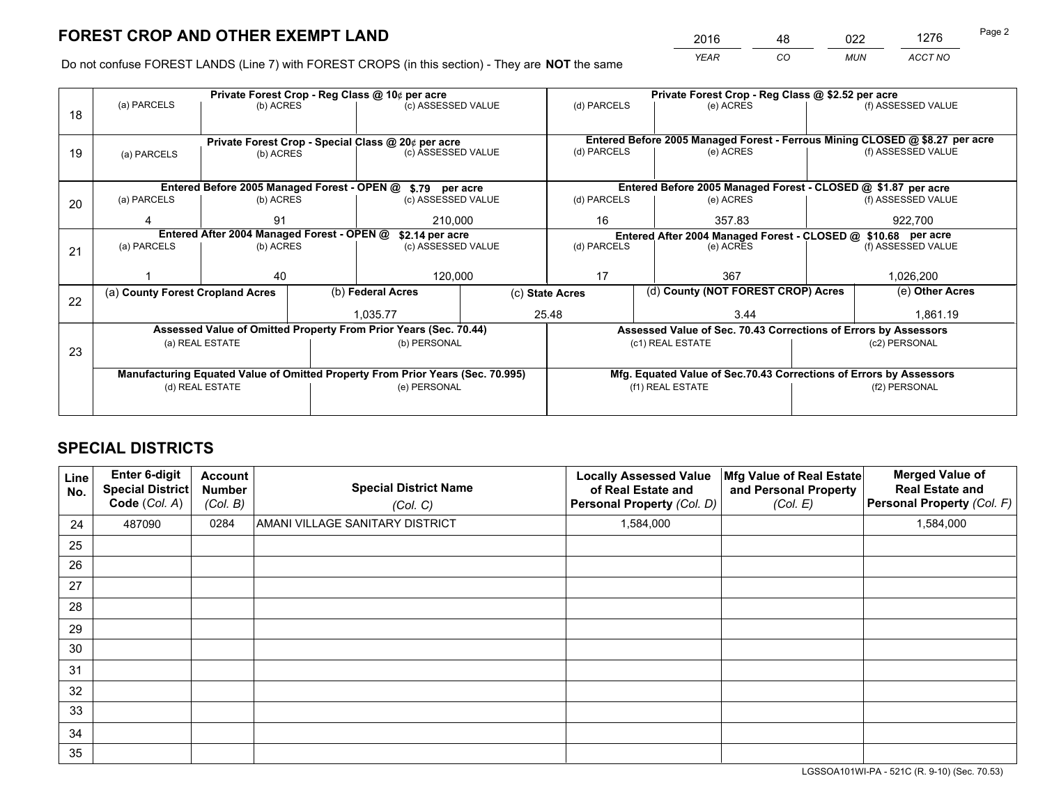# FOREST CROP AND OTHER EXEMPT LAND

| 2016 | 48 | 022 | 1276 |
|---|---|---|---|
| *YEAR* | *CO* | *MUN* | *ACCT NO* |

Do not confuse FOREST LANDS (Line 7) with FOREST CROPS (in this section) - They are **NOT** the same

| Line | Private Forest Crop - Reg Class @ 10¢ per acre | | | Private Forest Crop - Reg Class @ $2.52 per acre | | |
|---|---|---|---|---|---|---|
| | (a) PARCELS | (b) ACRES | (c) ASSESSED VALUE | (d) PARCELS | (e) ACRES | (f) ASSESSED VALUE |
| 18 | | | | | | |
| | **Private Forest Crop - Special Class @ 20¢ per acre** | | | **Entered Before 2005 Managed Forest - Ferrous Mining CLOSED @ $8.27 per acre** | | |
| | (a) PARCELS | (b) ACRES | (c) ASSESSED VALUE | (d) PARCELS | (e) ACRES | (f) ASSESSED VALUE |
| 19 | | | | | | |
| | **Entered Before 2005 Managed Forest - OPEN @ $.79 per acre** | | | **Entered Before 2005 Managed Forest - CLOSED @ $1.87 per acre** | | |
| | (a) PARCELS | (b) ACRES | (c) ASSESSED VALUE | (d) PARCELS | (e) ACRES | (f) ASSESSED VALUE |
| 20 | 4 | 91 | 210,000 | 16 | 357.83 | 922,700 |
| | **Entered After 2004 Managed Forest - OPEN @ $2.14 per acre** | | | **Entered After 2004 Managed Forest - CLOSED @ $10.68 per acre** | | |
| | (a) PARCELS | (b) ACRES | (c) ASSESSED VALUE | (d) PARCELS | (e) ACRES | (f) ASSESSED VALUE |
| 21 | 1 | 40 | 120,000 | 17 | 367 | 1,026,200 |

| Line | (a) County Forest Cropland Acres | (b) Federal Acres | (c) State Acres | (d) County (NOT FOREST CROP) Acres | (e) Other Acres |
|---|---|---|---|---|---|
| 22 | | 1,035.77 | 25.48 | 3.44 | 1,861.19 |

| Line | Assessed Value of Omitted Property From Prior Years (Sec. 70.44) | | Assessed Value of Sec. 70.43 Corrections of Errors by Assessors | |
|---|---|---|---|---|
| | (a) REAL ESTATE | (b) PERSONAL | (c1) REAL ESTATE | (c2) PERSONAL |
| 23 | | | | |
| | **Manufacturing Equated Value of Omitted Property From Prior Years (Sec. 70.995)** | | **Mfg. Equated Value of Sec.70.43 Corrections of Errors by Assessors** | |
| | (d) REAL ESTATE | (e) PERSONAL | (f1) REAL ESTATE | (f2) PERSONAL |
| | | | | |

# SPECIAL DISTRICTS

| Line No. | Enter 6-digit Special District Code (*Col. A*) | Account Number (*Col. B*) | Special District Name (*Col. C*) | Locally Assessed Value of Real Estate and Personal Property (*Col. D*) | Mfg Value of Real Estate and Personal Property (*Col. E*) | Merged Value of Real Estate and Personal Property (*Col. F*) |
|---|---|---|---|---|---|---|
| 24 | 487090 | 0284 | AMANI VILLAGE SANITARY DISTRICT | 1,584,000 | | 1,584,000 |
| 25 | | | | | | |
| 26 | | | | | | |
| 27 | | | | | | |
| 28 | | | | | | |
| 29 | | | | | | |
| 30 | | | | | | |
| 31 | | | | | | |
| 32 | | | | | | |
| 33 | | | | | | |
| 34 | | | | | | |
| 35 | | | | | | |

LGSSOA101WI-PA - 521C (R. 9-10) (Sec. 70.53)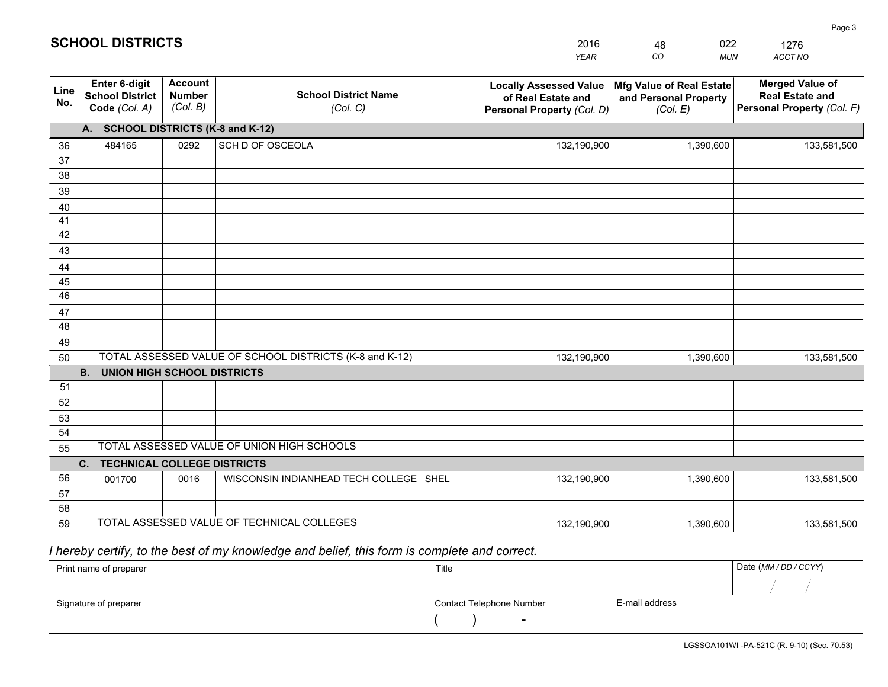# SCHOOL DISTRICTS

| 2016 | 48 | 022 | 1276 |
|---|---|---|---|
| *YEAR* | *CO* | *MUN* | *ACCT NO* |

| Line No. | Enter 6-digit School District Code *(Col. A)* | Account Number *(Col. B)* | School District Name *(Col. C)* | Locally Assessed Value of Real Estate and Personal Property *(Col. D)* | Mfg Value of Real Estate and Personal Property *(Col. E)* | Merged Value of Real Estate and Personal Property *(Col. F)* |
|---|---|---|---|---|---|---|
| **A. SCHOOL DISTRICTS (K-8 and K-12)** | | | | | | |
| 36 | 484165 | 0292 | SCH D OF OSCEOLA | 132,190,900 | 1,390,600 | 133,581,500 |
| 37 | | | | | | |
| 38 | | | | | | |
| 39 | | | | | | |
| 40 | | | | | | |
| 41 | | | | | | |
| 42 | | | | | | |
| 43 | | | | | | |
| 44 | | | | | | |
| 45 | | | | | | |
| 46 | | | | | | |
| 47 | | | | | | |
| 48 | | | | | | |
| 49 | | | | | | |
| 50 | TOTAL ASSESSED VALUE OF SCHOOL DISTRICTS (K-8 and K-12) | | | 132,190,900 | 1,390,600 | 133,581,500 |
| **B. UNION HIGH SCHOOL DISTRICTS** | | | | | | |
| 51 | | | | | | |
| 52 | | | | | | |
| 53 | | | | | | |
| 54 | | | | | | |
| 55 | TOTAL ASSESSED VALUE OF UNION HIGH SCHOOLS | | | | | |
| **C. TECHNICAL COLLEGE DISTRICTS** | | | | | | |
| 56 | 001700 | 0016 | WISCONSIN INDIANHEAD TECH COLLEGE SHEL | 132,190,900 | 1,390,600 | 133,581,500 |
| 57 | | | | | | |
| 58 | | | | | | |
| 59 | TOTAL ASSESSED VALUE OF TECHNICAL COLLEGES | | | 132,190,900 | 1,390,600 | 133,581,500 |

*I hereby certify, to the best of my knowledge and belief, this form is complete and correct.*

| Print name of preparer | Title | | Date *(MM / DD / CCYY)* |
|---|---|---|---|
| | | | / / |
| **Signature of preparer** | **Contact Telephone Number** | **E-mail address** | |
| | ( ) - | | |

LGSSOA101WI -PA-521C (R. 9-10) (Sec. 70.53)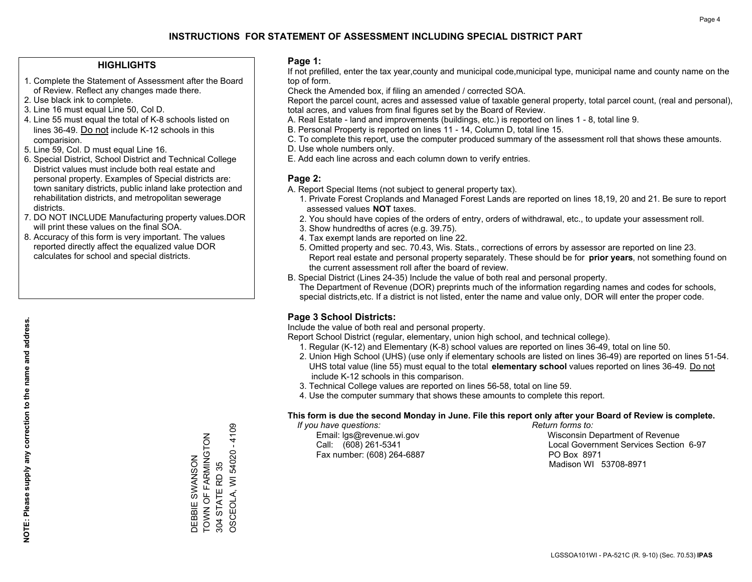# INSTRUCTIONS FOR STATEMENT OF ASSESSMENT INCLUDING SPECIAL DISTRICT PART

## HIGHLIGHTS

1. Complete the Statement of Assessment after the Board of Review. Reflect any changes made there.
2. Use black ink to complete.
3. Line 16 must equal Line 50, Col D.
4. Line 55 must equal the total of K-8 schools listed on lines 36-49. Do not include K-12 schools in this comparision.
5. Line 59, Col. D must equal Line 16.
6. Special District, School District and Technical College District values must include both real estate and personal property. Examples of Special districts are: town sanitary districts, public inland lake protection and rehabilitation districts, and metropolitan sewerage districts.
7. DO NOT INCLUDE Manufacturing property values.DOR will print these values on the final SOA.
8. Accuracy of this form is very important. The values reported directly affect the equalized value DOR calculates for school and special districts.

**NOTE: Please supply any correction to the name and address.**

DEBBIE SWANSON
TOWN OF FARMINGTON
304 STATE RD 35
OSCEOLA, WI 54020 - 4109

## Page 1:

If not prefilled, enter the tax year,county and municipal code,municipal type, municipal name and county name on the top of form.

Check the Amended box, if filing an amended / corrected SOA.

Report the parcel count, acres and assessed value of taxable general property, total parcel count, (real and personal), total acres, and values from final figures set by the Board of Review.

A. Real Estate - land and improvements (buildings, etc.) is reported on lines 1 - 8, total line 9.
B. Personal Property is reported on lines 11 - 14, Column D, total line 15.
C. To complete this report, use the computer produced summary of the assessment roll that shows these amounts.
D. Use whole numbers only.
E. Add each line across and each column down to verify entries.

## Page 2:

A. Report Special Items (not subject to general property tax).
   1. Private Forest Croplands and Managed Forest Lands are reported on lines 18,19, 20 and 21. Be sure to report assessed values **NOT** taxes.
   2. You should have copies of the orders of entry, orders of withdrawal, etc., to update your assessment roll.
   3. Show hundredths of acres (e.g. 39.75).
   4. Tax exempt lands are reported on line 22.
   5. Omitted property and sec. 70.43, Wis. Stats., corrections of errors by assessor are reported on line 23. Report real estate and personal property separately. These should be for **prior years**, not something found on the current assessment roll after the board of review.
B. Special District (Lines 24-35) Include the value of both real and personal property.
   The Department of Revenue (DOR) preprints much of the information regarding names and codes for schools, special districts,etc. If a district is not listed, enter the name and value only, DOR will enter the proper code.

## Page 3 School Districts:

Include the value of both real and personal property.

Report School District (regular, elementary, union high school, and technical college).

1. Regular (K-12) and Elementary (K-8) school values are reported on lines 36-49, total on line 50.
2. Union High School (UHS) (use only if elementary schools are listed on lines 36-49) are reported on lines 51-54. UHS total value (line 55) must equal to the total **elementary school** values reported on lines 36-49. Do not include K-12 schools in this comparison.
3. Technical College values are reported on lines 56-58, total on line 59.
4. Use the computer summary that shows these amounts to complete this report.

**This form is due the second Monday in June. File this report only after your Board of Review is complete.**

*If you have questions:*
Email: lgs@revenue.wi.gov
Call: (608) 261-5341
Fax number: (608) 264-6887

*Return forms to:*
Wisconsin Department of Revenue
Local Government Services Section 6-97
PO Box 8971
Madison WI 53708-8971

LGSSOA101WI - PA-521C (R. 9-10) (Sec. 70.53) **IPAS**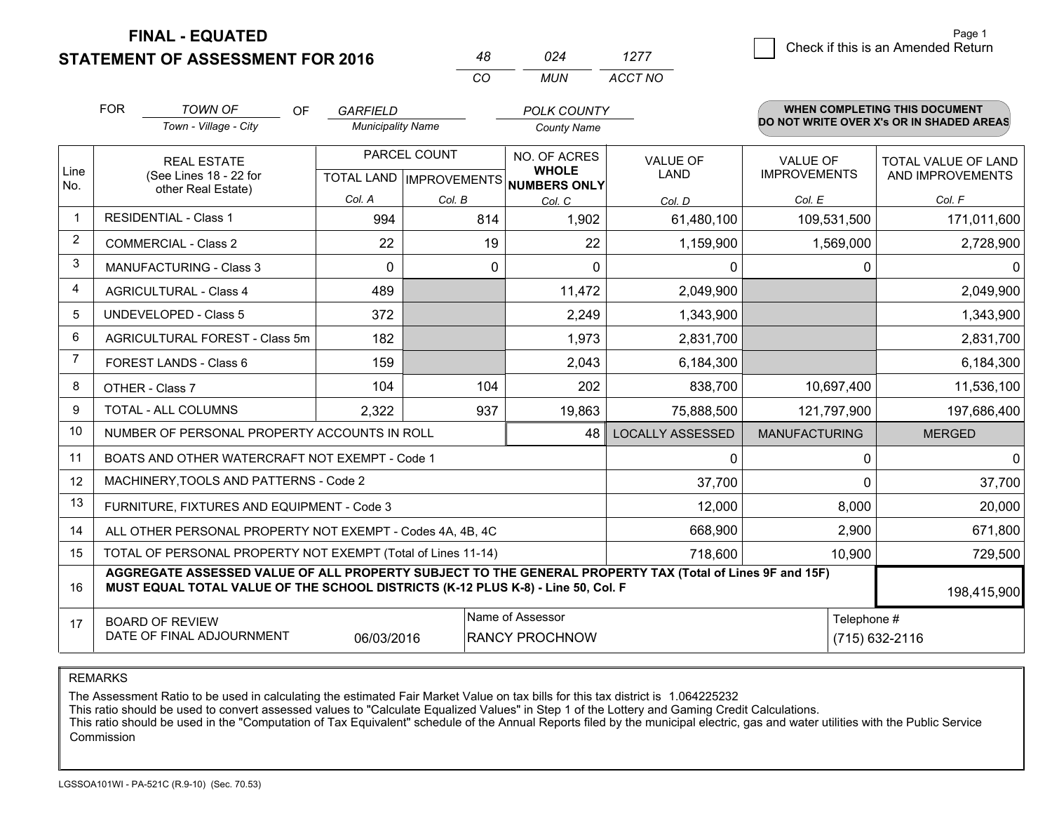# FINAL - EQUATED
## STATEMENT OF ASSESSMENT FOR 2016

| 48 | 024 | 1277 |
|---|---|---|
| CO | MUN | ACCT NO |

☐ Check if this is an Amended Return

| FOR | TOWN OF | OF | GARFIELD | POLK COUNTY |
|---|---|---|---|---|
| | Town - Village - City | | Municipality Name | County Name |

**WHEN COMPLETING THIS DOCUMENT DO NOT WRITE OVER X's OR IN SHADED AREAS**

| Line No. | REAL ESTATE (See Lines 18 - 22 for other Real Estate) | PARCEL COUNT TOTAL LAND Col. A | PARCEL COUNT IMPROVEMENTS Col. B | NO. OF ACRES WHOLE NUMBERS ONLY Col. C | VALUE OF LAND Col. D | VALUE OF IMPROVEMENTS Col. E | TOTAL VALUE OF LAND AND IMPROVEMENTS Col. F |
|---|---|---|---|---|---|---|---|
| 1 | RESIDENTIAL - Class 1 | 994 | 814 | 1,902 | 61,480,100 | 109,531,500 | 171,011,600 |
| 2 | COMMERCIAL - Class 2 | 22 | 19 | 22 | 1,159,900 | 1,569,000 | 2,728,900 |
| 3 | MANUFACTURING - Class 3 | 0 | 0 | 0 | 0 | 0 | 0 |
| 4 | AGRICULTURAL - Class 4 | 489 | | 11,472 | 2,049,900 | | 2,049,900 |
| 5 | UNDEVELOPED - Class 5 | 372 | | 2,249 | 1,343,900 | | 1,343,900 |
| 6 | AGRICULTURAL FOREST - Class 5m | 182 | | 1,973 | 2,831,700 | | 2,831,700 |
| 7 | FOREST LANDS - Class 6 | 159 | | 2,043 | 6,184,300 | | 6,184,300 |
| 8 | OTHER - Class 7 | 104 | 104 | 202 | 838,700 | 10,697,400 | 11,536,100 |
| 9 | TOTAL - ALL COLUMNS | 2,322 | 937 | 19,863 | 75,888,500 | 121,797,900 | 197,686,400 |
| 10 | NUMBER OF PERSONAL PROPERTY ACCOUNTS IN ROLL | | | 48 | LOCALLY ASSESSED | MANUFACTURING | MERGED |
| 11 | BOATS AND OTHER WATERCRAFT NOT EXEMPT - Code 1 | | | | 0 | 0 | 0 |
| 12 | MACHINERY,TOOLS AND PATTERNS - Code 2 | | | | 37,700 | 0 | 37,700 |
| 13 | FURNITURE, FIXTURES AND EQUIPMENT - Code 3 | | | | 12,000 | 8,000 | 20,000 |
| 14 | ALL OTHER PERSONAL PROPERTY NOT EXEMPT - Codes 4A, 4B, 4C | | | | 668,900 | 2,900 | 671,800 |
| 15 | TOTAL OF PERSONAL PROPERTY NOT EXEMPT (Total of Lines 11-14) | | | | 718,600 | 10,900 | 729,500 |
| 16 | **AGGREGATE ASSESSED VALUE OF ALL PROPERTY SUBJECT TO THE GENERAL PROPERTY TAX (Total of Lines 9F and 15F) MUST EQUAL TOTAL VALUE OF THE SCHOOL DISTRICTS (K-12 PLUS K-8) - Line 50, Col. F** | | | | | | 198,415,900 |
| 17 | BOARD OF REVIEW DATE OF FINAL ADJOURNMENT | 06/03/2016 | Name of Assessor: RANCY PROCHNOW | | | Telephone #: (715) 632-2116 | |

REMARKS

The Assessment Ratio to be used in calculating the estimated Fair Market Value on tax bills for this tax district is 1.064225232
This ratio should be used to convert assessed values to "Calculate Equalized Values" in Step 1 of the Lottery and Gaming Credit Calculations.
This ratio should be used in the "Computation of Tax Equivalent" schedule of the Annual Reports filed by the municipal electric, gas and water utilities with the Public Service Commission

LGSSOA101WI - PA-521C (R.9-10) (Sec. 70.53)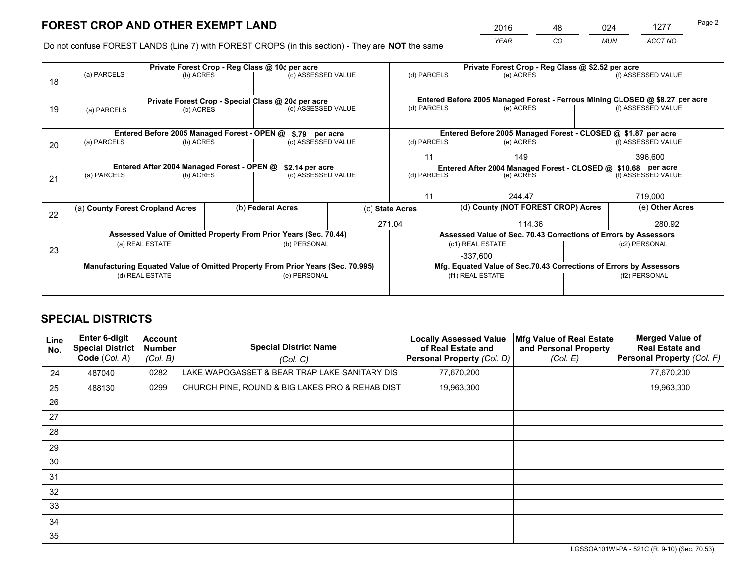## FOREST CROP AND OTHER EXEMPT LAND

| 2016 | 48 | 024 | 1277 |
|---|---|---|---|
| *YEAR* | *CO* | *MUN* | *ACCT NO* |

Do not confuse FOREST LANDS (Line 7) with FOREST CROPS (in this section) - They are **NOT** the same

| Line | | | | | | |
|---|---|---|---|---|---|---|
| 18 | Private Forest Crop - Reg Class @ 10¢ per acre | | | Private Forest Crop - Reg Class @ $2.52 per acre | | |
| | (a) PARCELS | (b) ACRES | (c) ASSESSED VALUE | (d) PARCELS | (e) ACRES | (f) ASSESSED VALUE |
| | | | | | | |
| 19 | Private Forest Crop - Special Class @ 20¢ per acre | | | Entered Before 2005 Managed Forest - Ferrous Mining CLOSED @ $8.27 per acre | | |
| | (a) PARCELS | (b) ACRES | (c) ASSESSED VALUE | (d) PARCELS | (e) ACRES | (f) ASSESSED VALUE |
| | | | | | | |
| 20 | Entered Before 2005 Managed Forest - OPEN @ $.79 per acre | | | Entered Before 2005 Managed Forest - CLOSED @ $1.87 per acre | | |
| | (a) PARCELS | (b) ACRES | (c) ASSESSED VALUE | (d) PARCELS | (e) ACRES | (f) ASSESSED VALUE |
| | | | | 11 | 149 | 396,600 |
| 21 | Entered After 2004 Managed Forest - OPEN @ $2.14 per acre | | | Entered After 2004 Managed Forest - CLOSED @ $10.68 per acre | | |
| | (a) PARCELS | (b) ACRES | (c) ASSESSED VALUE | (d) PARCELS | (e) ACRES | (f) ASSESSED VALUE |
| | | | | 11 | 244.47 | 719,000 |

| Line | (a) County Forest Cropland Acres | (b) Federal Acres | (c) State Acres | (d) County (NOT FOREST CROP) Acres | (e) Other Acres |
|---|---|---|---|---|---|
| 22 | | | 271.04 | 114.36 | 280.92 |

| Line | Assessed Value of Omitted Property From Prior Years (Sec. 70.44) | | Assessed Value of Sec. 70.43 Corrections of Errors by Assessors | |
|---|---|---|---|---|
| 23 | (a) REAL ESTATE | (b) PERSONAL | (c1) REAL ESTATE | (c2) PERSONAL |
| | | | -337,600 | |
| | **Manufacturing Equated Value of Omitted Property From Prior Years (Sec. 70.995)** | | **Mfg. Equated Value of Sec.70.43 Corrections of Errors by Assessors** | |
| | (d) REAL ESTATE | (e) PERSONAL | (f1) REAL ESTATE | (f2) PERSONAL |
| | | | | |

## SPECIAL DISTRICTS

| Line No. | Enter 6-digit Special District Code (*Col. A*) | Account Number (*Col. B*) | Special District Name (*Col. C*) | Locally Assessed Value of Real Estate and Personal Property (*Col. D*) | Mfg Value of Real Estate and Personal Property (*Col. E*) | Merged Value of Real Estate and Personal Property (*Col. F*) |
|---|---|---|---|---|---|---|
| 24 | 487040 | 0282 | LAKE WAPOGASSET & BEAR TRAP LAKE SANITARY DIS | 77,670,200 | | 77,670,200 |
| 25 | 488130 | 0299 | CHURCH PINE, ROUND & BIG LAKES PRO & REHAB DIST | 19,963,300 | | 19,963,300 |
| 26 | | | | | | |
| 27 | | | | | | |
| 28 | | | | | | |
| 29 | | | | | | |
| 30 | | | | | | |
| 31 | | | | | | |
| 32 | | | | | | |
| 33 | | | | | | |
| 34 | | | | | | |
| 35 | | | | | | |

LGSSOA101WI-PA - 521C (R. 9-10) (Sec. 70.53)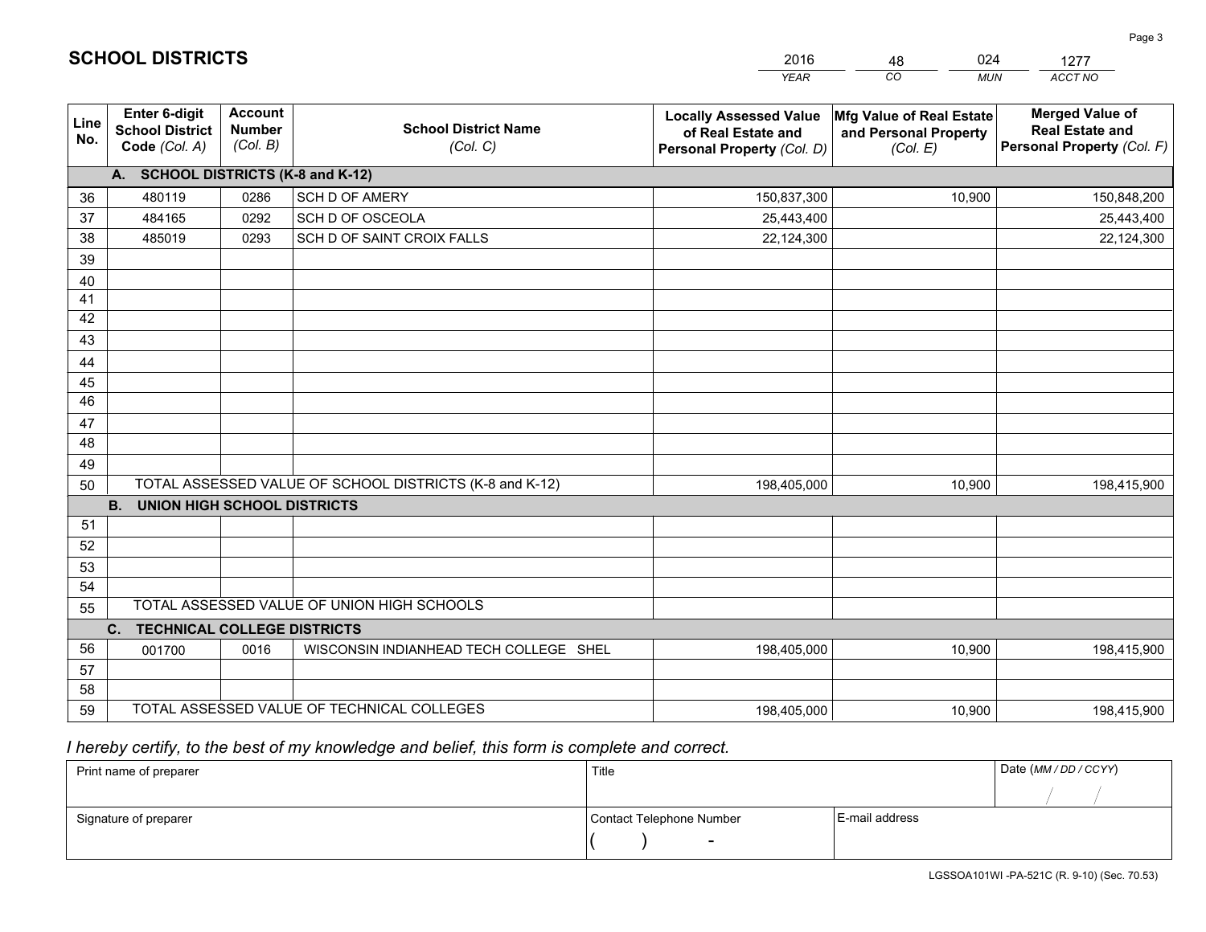# SCHOOL DISTRICTS

| 2016 | 48 | 024 | 1277 |
|---|---|---|---|
| *YEAR* | *CO* | *MUN* | *ACCT NO* |

| Line No. | Enter 6-digit School District Code *(Col. A)* | Account Number *(Col. B)* | School District Name *(Col. C)* | Locally Assessed Value of Real Estate and Personal Property *(Col. D)* | Mfg Value of Real Estate and Personal Property *(Col. E)* | Merged Value of Real Estate and Personal Property *(Col. F)* |
|---|---|---|---|---|---|---|
| **A.** | **SCHOOL DISTRICTS (K-8 and K-12)** | | | | | |
| 36 | 480119 | 0286 | SCH D OF AMERY | 150,837,300 | 10,900 | 150,848,200 |
| 37 | 484165 | 0292 | SCH D OF OSCEOLA | 25,443,400 | | 25,443,400 |
| 38 | 485019 | 0293 | SCH D OF SAINT CROIX FALLS | 22,124,300 | | 22,124,300 |
| 39 | | | | | | |
| 40 | | | | | | |
| 41 | | | | | | |
| 42 | | | | | | |
| 43 | | | | | | |
| 44 | | | | | | |
| 45 | | | | | | |
| 46 | | | | | | |
| 47 | | | | | | |
| 48 | | | | | | |
| 49 | | | | | | |
| 50 | TOTAL ASSESSED VALUE OF SCHOOL DISTRICTS (K-8 and K-12) | | | 198,405,000 | 10,900 | 198,415,900 |
| **B.** | **UNION HIGH SCHOOL DISTRICTS** | | | | | |
| 51 | | | | | | |
| 52 | | | | | | |
| 53 | | | | | | |
| 54 | | | | | | |
| 55 | TOTAL ASSESSED VALUE OF UNION HIGH SCHOOLS | | | | | |
| **C.** | **TECHNICAL COLLEGE DISTRICTS** | | | | | |
| 56 | 001700 | 0016 | WISCONSIN INDIANHEAD TECH COLLEGE SHEL | 198,405,000 | 10,900 | 198,415,900 |
| 57 | | | | | | |
| 58 | | | | | | |
| 59 | TOTAL ASSESSED VALUE OF TECHNICAL COLLEGES | | | 198,405,000 | 10,900 | 198,415,900 |

*I hereby certify, to the best of my knowledge and belief, this form is complete and correct.*

| Print name of preparer | Title | | Date *(MM / DD / CCYY)* |
|---|---|---|---|
| | | | / / |
| Signature of preparer | Contact Telephone Number | E-mail address | |
| | ( ) - | | |

LGSSOA101WI -PA-521C (R. 9-10) (Sec. 70.53)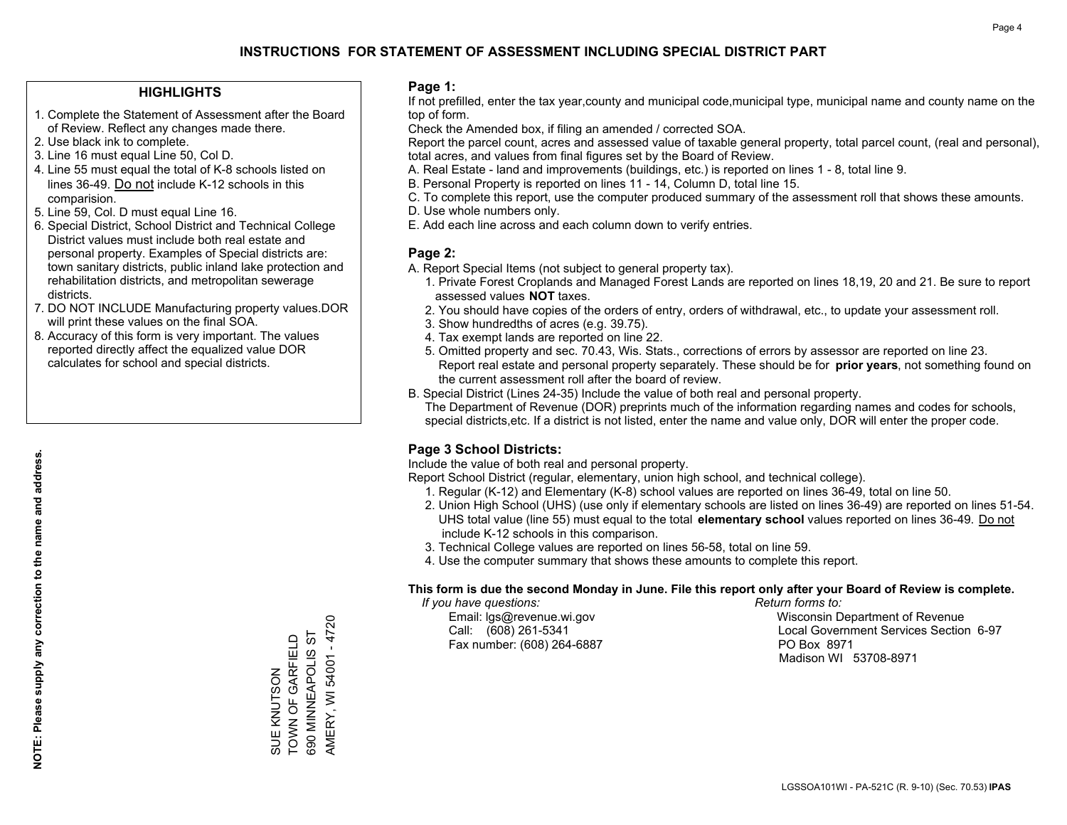# INSTRUCTIONS FOR STATEMENT OF ASSESSMENT INCLUDING SPECIAL DISTRICT PART

## HIGHLIGHTS

1. Complete the Statement of Assessment after the Board of Review. Reflect any changes made there.
2. Use black ink to complete.
3. Line 16 must equal Line 50, Col D.
4. Line 55 must equal the total of K-8 schools listed on lines 36-49. Do not include K-12 schools in this comparision.
5. Line 59, Col. D must equal Line 16.
6. Special District, School District and Technical College District values must include both real estate and personal property. Examples of Special districts are: town sanitary districts, public inland lake protection and rehabilitation districts, and metropolitan sewerage districts.
7. DO NOT INCLUDE Manufacturing property values.DOR will print these values on the final SOA.
8. Accuracy of this form is very important. The values reported directly affect the equalized value DOR calculates for school and special districts.

**NOTE: Please supply any correction to the name and address.**

SUE KNUTSON
TOWN OF GARFIELD
690 MINNEAPOLIS ST
AMERY, WI 54001 - 4720

## Page 1:

If not prefilled, enter the tax year,county and municipal code,municipal type, municipal name and county name on the top of form.

Check the Amended box, if filing an amended / corrected SOA.

Report the parcel count, acres and assessed value of taxable general property, total parcel count, (real and personal), total acres, and values from final figures set by the Board of Review.

A. Real Estate - land and improvements (buildings, etc.) is reported on lines 1 - 8, total line 9.
B. Personal Property is reported on lines 11 - 14, Column D, total line 15.
C. To complete this report, use the computer produced summary of the assessment roll that shows these amounts.
D. Use whole numbers only.
E. Add each line across and each column down to verify entries.

## Page 2:

A. Report Special Items (not subject to general property tax).
   1. Private Forest Croplands and Managed Forest Lands are reported on lines 18,19, 20 and 21. Be sure to report assessed values **NOT** taxes.
   2. You should have copies of the orders of entry, orders of withdrawal, etc., to update your assessment roll.
   3. Show hundredths of acres (e.g. 39.75).
   4. Tax exempt lands are reported on line 22.
   5. Omitted property and sec. 70.43, Wis. Stats., corrections of errors by assessor are reported on line 23. Report real estate and personal property separately. These should be for **prior years**, not something found on the current assessment roll after the board of review.
B. Special District (Lines 24-35) Include the value of both real and personal property.
   The Department of Revenue (DOR) preprints much of the information regarding names and codes for schools, special districts,etc. If a district is not listed, enter the name and value only, DOR will enter the proper code.

## Page 3 School Districts:

Include the value of both real and personal property.

Report School District (regular, elementary, union high school, and technical college).

1. Regular (K-12) and Elementary (K-8) school values are reported on lines 36-49, total on line 50.
2. Union High School (UHS) (use only if elementary schools are listed on lines 36-49) are reported on lines 51-54. UHS total value (line 55) must equal to the total **elementary school** values reported on lines 36-49. Do not include K-12 schools in this comparison.
3. Technical College values are reported on lines 56-58, total on line 59.
4. Use the computer summary that shows these amounts to complete this report.

**This form is due the second Monday in June. File this report only after your Board of Review is complete.**

*If you have questions:*
Email: lgs@revenue.wi.gov
Call: (608) 261-5341
Fax number: (608) 264-6887

*Return forms to:*
Wisconsin Department of Revenue
Local Government Services Section 6-97
PO Box 8971
Madison WI 53708-8971

LGSSOA101WI - PA-521C (R. 9-10) (Sec. 70.53) **IPAS**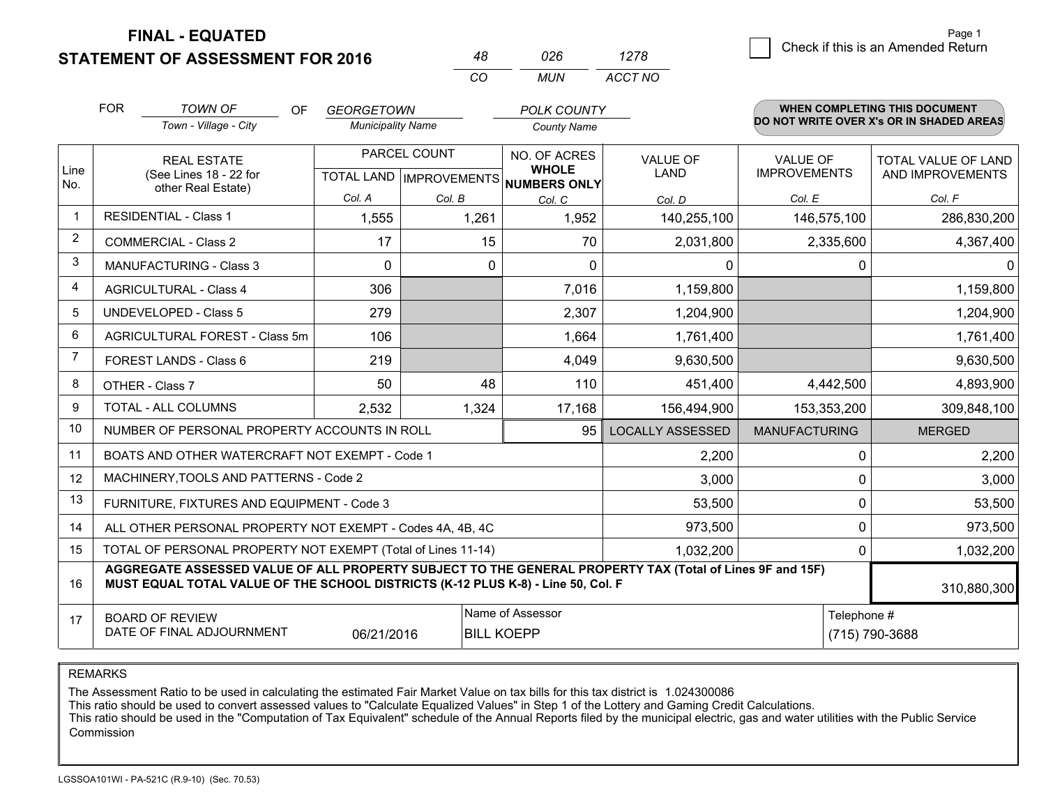# FINAL - EQUATED
## STATEMENT OF ASSESSMENT FOR 2016

| 48 | 026 | 1278 |
|---|---|---|
| CO | MUN | ACCT NO |

Check if this is an Amended Return

FOR *TOWN OF* (Town - Village - City) OF *GEORGETOWN* (Municipality Name) *POLK COUNTY* (County Name)

**WHEN COMPLETING THIS DOCUMENT DO NOT WRITE OVER X's OR IN SHADED AREAS**

| Line No. | REAL ESTATE (See Lines 18 - 22 for other Real Estate) | PARCEL COUNT TOTAL LAND Col. A | IMPROVEMENTS Col. B | NO. OF ACRES WHOLE NUMBERS ONLY Col. C | VALUE OF LAND Col. D | VALUE OF IMPROVEMENTS Col. E | TOTAL VALUE OF LAND AND IMPROVEMENTS Col. F |
|---|---|---|---|---|---|---|---|
| 1 | RESIDENTIAL - Class 1 | 1,555 | 1,261 | 1,952 | 140,255,100 | 146,575,100 | 286,830,200 |
| 2 | COMMERCIAL - Class 2 | 17 | 15 | 70 | 2,031,800 | 2,335,600 | 4,367,400 |
| 3 | MANUFACTURING - Class 3 | 0 | 0 | 0 | 0 | 0 | 0 |
| 4 | AGRICULTURAL - Class 4 | 306 | | 7,016 | 1,159,800 | | 1,159,800 |
| 5 | UNDEVELOPED - Class 5 | 279 | | 2,307 | 1,204,900 | | 1,204,900 |
| 6 | AGRICULTURAL FOREST - Class 5m | 106 | | 1,664 | 1,761,400 | | 1,761,400 |
| 7 | FOREST LANDS - Class 6 | 219 | | 4,049 | 9,630,500 | | 9,630,500 |
| 8 | OTHER - Class 7 | 50 | 48 | 110 | 451,400 | 4,442,500 | 4,893,900 |
| 9 | TOTAL - ALL COLUMNS | 2,532 | 1,324 | 17,168 | 156,494,900 | 153,353,200 | 309,848,100 |
| 10 | NUMBER OF PERSONAL PROPERTY ACCOUNTS IN ROLL | | | 95 | LOCALLY ASSESSED | MANUFACTURING | MERGED |
| 11 | BOATS AND OTHER WATERCRAFT NOT EXEMPT - Code 1 | | | | 2,200 | 0 | 2,200 |
| 12 | MACHINERY,TOOLS AND PATTERNS - Code 2 | | | | 3,000 | 0 | 3,000 |
| 13 | FURNITURE, FIXTURES AND EQUIPMENT - Code 3 | | | | 53,500 | 0 | 53,500 |
| 14 | ALL OTHER PERSONAL PROPERTY NOT EXEMPT - Codes 4A, 4B, 4C | | | | 973,500 | 0 | 973,500 |
| 15 | TOTAL OF PERSONAL PROPERTY NOT EXEMPT (Total of Lines 11-14) | | | | 1,032,200 | 0 | 1,032,200 |
| 16 | **AGGREGATE ASSESSED VALUE OF ALL PROPERTY SUBJECT TO THE GENERAL PROPERTY TAX (Total of Lines 9F and 15F) MUST EQUAL TOTAL VALUE OF THE SCHOOL DISTRICTS (K-12 PLUS K-8) - Line 50, Col. F** | | | | | | 310,880,300 |
| 17 | BOARD OF REVIEW DATE OF FINAL ADJOURNMENT | 06/21/2016 | Name of Assessor: BILL KOEPP | | | Telephone #: (715) 790-3688 | |

REMARKS

The Assessment Ratio to be used in calculating the estimated Fair Market Value on tax bills for this tax district is 1.024300086
This ratio should be used to convert assessed values to "Calculate Equalized Values" in Step 1 of the Lottery and Gaming Credit Calculations.
This ratio should be used in the "Computation of Tax Equivalent" schedule of the Annual Reports filed by the municipal electric, gas and water utilities with the Public Service Commission

LGSSOA101WI - PA-521C (R.9-10) (Sec. 70.53)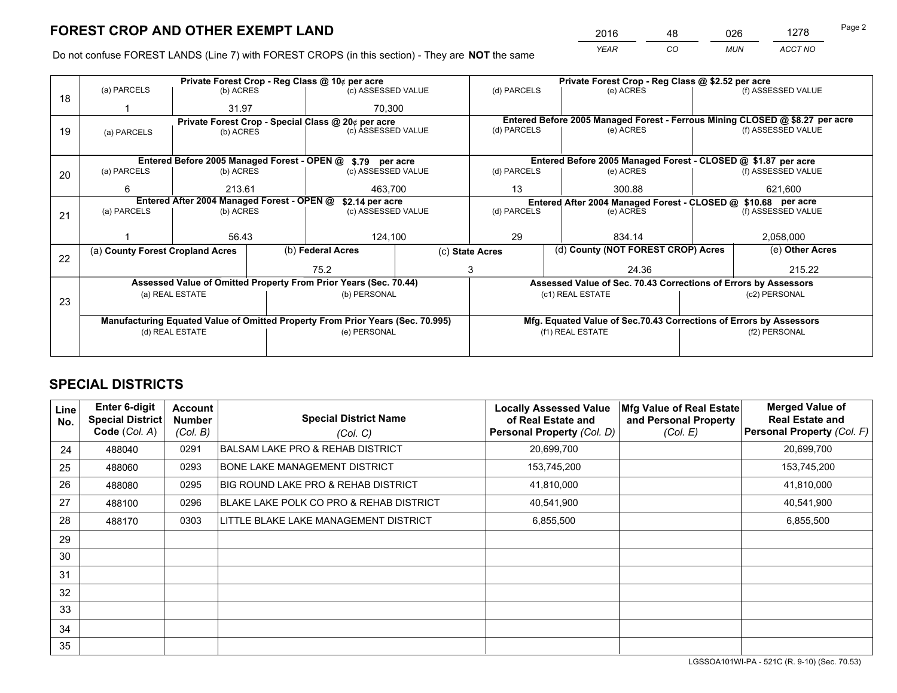# FOREST CROP AND OTHER EXEMPT LAND

| 2016 | 48 | 026 | 1278 |
|---|---|---|---|
| YEAR | CO | MUN | ACCT NO |

Do not confuse FOREST LANDS (Line 7) with FOREST CROPS (in this section) - They are **NOT** the same

| Line | Private Forest Crop - Reg Class @ 10¢ per acre | | | Private Forest Crop - Reg Class @ \$2.52 per acre | | |
|---|---|---|---|---|---|---|
| 18 | (a) PARCELS | (b) ACRES | (c) ASSESSED VALUE | (d) PARCELS | (e) ACRES | (f) ASSESSED VALUE |
| | 1 | 31.97 | 70,300 | | | |
| | **Private Forest Crop - Special Class @ 20¢ per acre** | | | **Entered Before 2005 Managed Forest - Ferrous Mining CLOSED @ \$8.27 per acre** | | |
| 19 | (a) PARCELS | (b) ACRES | (c) ASSESSED VALUE | (d) PARCELS | (e) ACRES | (f) ASSESSED VALUE |
| | | | | | | |
| | **Entered Before 2005 Managed Forest - OPEN @ \$.79 per acre** | | | **Entered Before 2005 Managed Forest - CLOSED @ \$1.87 per acre** | | |
| 20 | (a) PARCELS | (b) ACRES | (c) ASSESSED VALUE | (d) PARCELS | (e) ACRES | (f) ASSESSED VALUE |
| | 6 | 213.61 | 463,700 | 13 | 300.88 | 621,600 |
| | **Entered After 2004 Managed Forest - OPEN @ \$2.14 per acre** | | | **Entered After 2004 Managed Forest - CLOSED @ \$10.68 per acre** | | |
| 21 | (a) PARCELS | (b) ACRES | (c) ASSESSED VALUE | (d) PARCELS | (e) ACRES | (f) ASSESSED VALUE |
| | 1 | 56.43 | 124,100 | 29 | 834.14 | 2,058,000 |

| Line | (a) County Forest Cropland Acres | (b) Federal Acres | (c) State Acres | (d) County (NOT FOREST CROP) Acres | (e) Other Acres |
|---|---|---|---|---|---|
| 22 | | 75.2 | 3 | 24.36 | 215.22 |

| Line | Assessed Value of Omitted Property From Prior Years (Sec. 70.44) | | Assessed Value of Sec. 70.43 Corrections of Errors by Assessors | |
|---|---|---|---|---|
| 23 | (a) REAL ESTATE | (b) PERSONAL | (c1) REAL ESTATE | (c2) PERSONAL |
| | | | | |
| | **Manufacturing Equated Value of Omitted Property From Prior Years (Sec. 70.995)** | | **Mfg. Equated Value of Sec.70.43 Corrections of Errors by Assessors** | |
| | (d) REAL ESTATE | (e) PERSONAL | (f1) REAL ESTATE | (f2) PERSONAL |
| | | | | |

# SPECIAL DISTRICTS

| Line No. | Enter 6-digit Special District Code (Col. A) | Account Number (Col. B) | Special District Name (Col. C) | Locally Assessed Value of Real Estate and Personal Property (Col. D) | Mfg Value of Real Estate and Personal Property (Col. E) | Merged Value of Real Estate and Personal Property (Col. F) |
|---|---|---|---|---|---|---|
| 24 | 488040 | 0291 | BALSAM LAKE PRO & REHAB DISTRICT | 20,699,700 | | 20,699,700 |
| 25 | 488060 | 0293 | BONE LAKE MANAGEMENT DISTRICT | 153,745,200 | | 153,745,200 |
| 26 | 488080 | 0295 | BIG ROUND LAKE PRO & REHAB DISTRICT | 41,810,000 | | 41,810,000 |
| 27 | 488100 | 0296 | BLAKE LAKE POLK CO PRO & REHAB DISTRICT | 40,541,900 | | 40,541,900 |
| 28 | 488170 | 0303 | LITTLE BLAKE LAKE MANAGEMENT DISTRICT | 6,855,500 | | 6,855,500 |
| 29 | | | | | | |
| 30 | | | | | | |
| 31 | | | | | | |
| 32 | | | | | | |
| 33 | | | | | | |
| 34 | | | | | | |
| 35 | | | | | | |

LGSSOA101WI-PA - 521C (R. 9-10) (Sec. 70.53)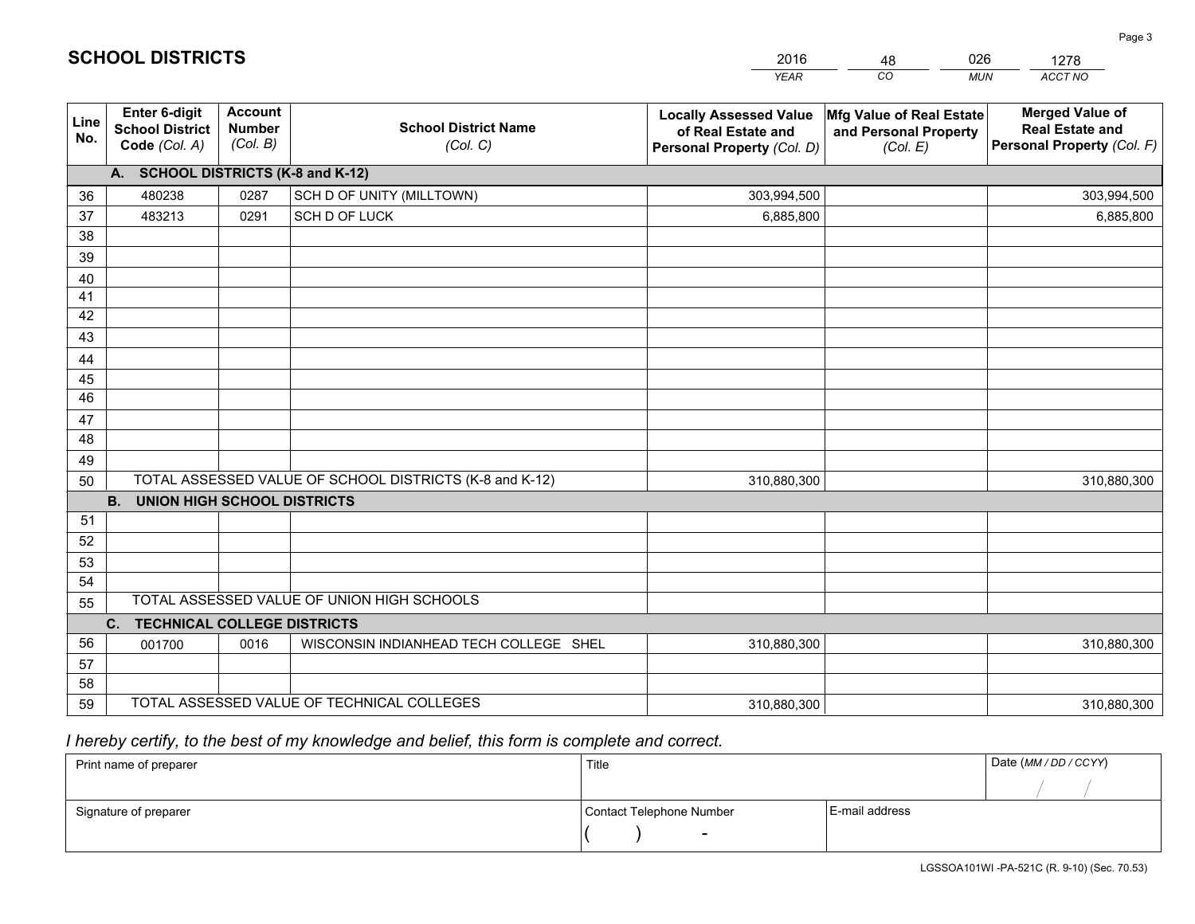# SCHOOL DISTRICTS

| 2016 | 48 | 026 | 1278 |
|---|---|---|---|
| *YEAR* | *CO* | *MUN* | *ACCT NO* |

| Line No. | Enter 6-digit School District Code *(Col. A)* | Account Number *(Col. B)* | School District Name *(Col. C)* | Locally Assessed Value of Real Estate and Personal Property *(Col. D)* | Mfg Value of Real Estate and Personal Property *(Col. E)* | Merged Value of Real Estate and Personal Property *(Col. F)* |
|---|---|---|---|---|---|---|
| | **A. SCHOOL DISTRICTS (K-8 and K-12)** | | | | | |
| 36 | 480238 | 0287 | SCH D OF UNITY (MILLTOWN) | 303,994,500 | | 303,994,500 |
| 37 | 483213 | 0291 | SCH D OF LUCK | 6,885,800 | | 6,885,800 |
| 38 | | | | | | |
| 39 | | | | | | |
| 40 | | | | | | |
| 41 | | | | | | |
| 42 | | | | | | |
| 43 | | | | | | |
| 44 | | | | | | |
| 45 | | | | | | |
| 46 | | | | | | |
| 47 | | | | | | |
| 48 | | | | | | |
| 49 | | | | | | |
| 50 | TOTAL ASSESSED VALUE OF SCHOOL DISTRICTS (K-8 and K-12) | | | 310,880,300 | | 310,880,300 |
| | **B. UNION HIGH SCHOOL DISTRICTS** | | | | | |
| 51 | | | | | | |
| 52 | | | | | | |
| 53 | | | | | | |
| 54 | | | | | | |
| 55 | TOTAL ASSESSED VALUE OF UNION HIGH SCHOOLS | | | | | |
| | **C. TECHNICAL COLLEGE DISTRICTS** | | | | | |
| 56 | 001700 | 0016 | WISCONSIN INDIANHEAD TECH COLLEGE SHEL | 310,880,300 | | 310,880,300 |
| 57 | | | | | | |
| 58 | | | | | | |
| 59 | TOTAL ASSESSED VALUE OF TECHNICAL COLLEGES | | | 310,880,300 | | 310,880,300 |

*I hereby certify, to the best of my knowledge and belief, this form is complete and correct.*

| Print name of preparer | Title | | Date *(MM / DD / CCYY)* |
|---|---|---|---|
| | | | / / |
| Signature of preparer | Contact Telephone Number | E-mail address | |
| | ( ) - | | |

LGSSOA101WI -PA-521C (R. 9-10) (Sec. 70.53)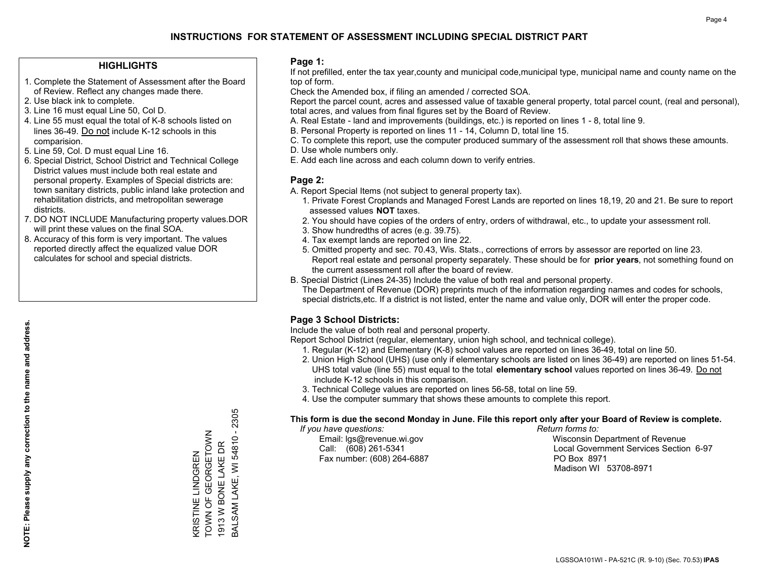# INSTRUCTIONS FOR STATEMENT OF ASSESSMENT INCLUDING SPECIAL DISTRICT PART

## HIGHLIGHTS

1. Complete the Statement of Assessment after the Board of Review. Reflect any changes made there.
2. Use black ink to complete.
3. Line 16 must equal Line 50, Col D.
4. Line 55 must equal the total of K-8 schools listed on lines 36-49. Do not include K-12 schools in this comparision.
5. Line 59, Col. D must equal Line 16.
6. Special District, School District and Technical College District values must include both real estate and personal property. Examples of Special districts are: town sanitary districts, public inland lake protection and rehabilitation districts, and metropolitan sewerage districts.
7. DO NOT INCLUDE Manufacturing property values.DOR will print these values on the final SOA.
8. Accuracy of this form is very important. The values reported directly affect the equalized value DOR calculates for school and special districts.

**NOTE: Please supply any correction to the name and address.**

KRISTINE LINDGREN
TOWN OF GEORGETOWN
1913 W BONE LAKE DR
BALSAM LAKE, WI 54810 - 2305

## Page 1:

If not prefilled, enter the tax year,county and municipal code,municipal type, municipal name and county name on the top of form.

Check the Amended box, if filing an amended / corrected SOA.

Report the parcel count, acres and assessed value of taxable general property, total parcel count, (real and personal), total acres, and values from final figures set by the Board of Review.

A. Real Estate - land and improvements (buildings, etc.) is reported on lines 1 - 8, total line 9.
B. Personal Property is reported on lines 11 - 14, Column D, total line 15.
C. To complete this report, use the computer produced summary of the assessment roll that shows these amounts.
D. Use whole numbers only.
E. Add each line across and each column down to verify entries.

## Page 2:

A. Report Special Items (not subject to general property tax).
   1. Private Forest Croplands and Managed Forest Lands are reported on lines 18,19, 20 and 21. Be sure to report assessed values **NOT** taxes.
   2. You should have copies of the orders of entry, orders of withdrawal, etc., to update your assessment roll.
   3. Show hundredths of acres (e.g. 39.75).
   4. Tax exempt lands are reported on line 22.
   5. Omitted property and sec. 70.43, Wis. Stats., corrections of errors by assessor are reported on line 23. Report real estate and personal property separately. These should be for **prior years**, not something found on the current assessment roll after the board of review.
B. Special District (Lines 24-35) Include the value of both real and personal property.
   The Department of Revenue (DOR) preprints much of the information regarding names and codes for schools, special districts,etc. If a district is not listed, enter the name and value only, DOR will enter the proper code.

## Page 3 School Districts:

Include the value of both real and personal property.

Report School District (regular, elementary, union high school, and technical college).

1. Regular (K-12) and Elementary (K-8) school values are reported on lines 36-49, total on line 50.
2. Union High School (UHS) (use only if elementary schools are listed on lines 36-49) are reported on lines 51-54. UHS total value (line 55) must equal to the total **elementary school** values reported on lines 36-49. Do not include K-12 schools in this comparison.
3. Technical College values are reported on lines 56-58, total on line 59.
4. Use the computer summary that shows these amounts to complete this report.

**This form is due the second Monday in June. File this report only after your Board of Review is complete.**

*If you have questions:*
Email: lgs@revenue.wi.gov
Call: (608) 261-5341
Fax number: (608) 264-6887

*Return forms to:*
Wisconsin Department of Revenue
Local Government Services Section 6-97
PO Box 8971
Madison WI 53708-8971

LGSSOA101WI - PA-521C (R. 9-10) (Sec. 70.53) **IPAS**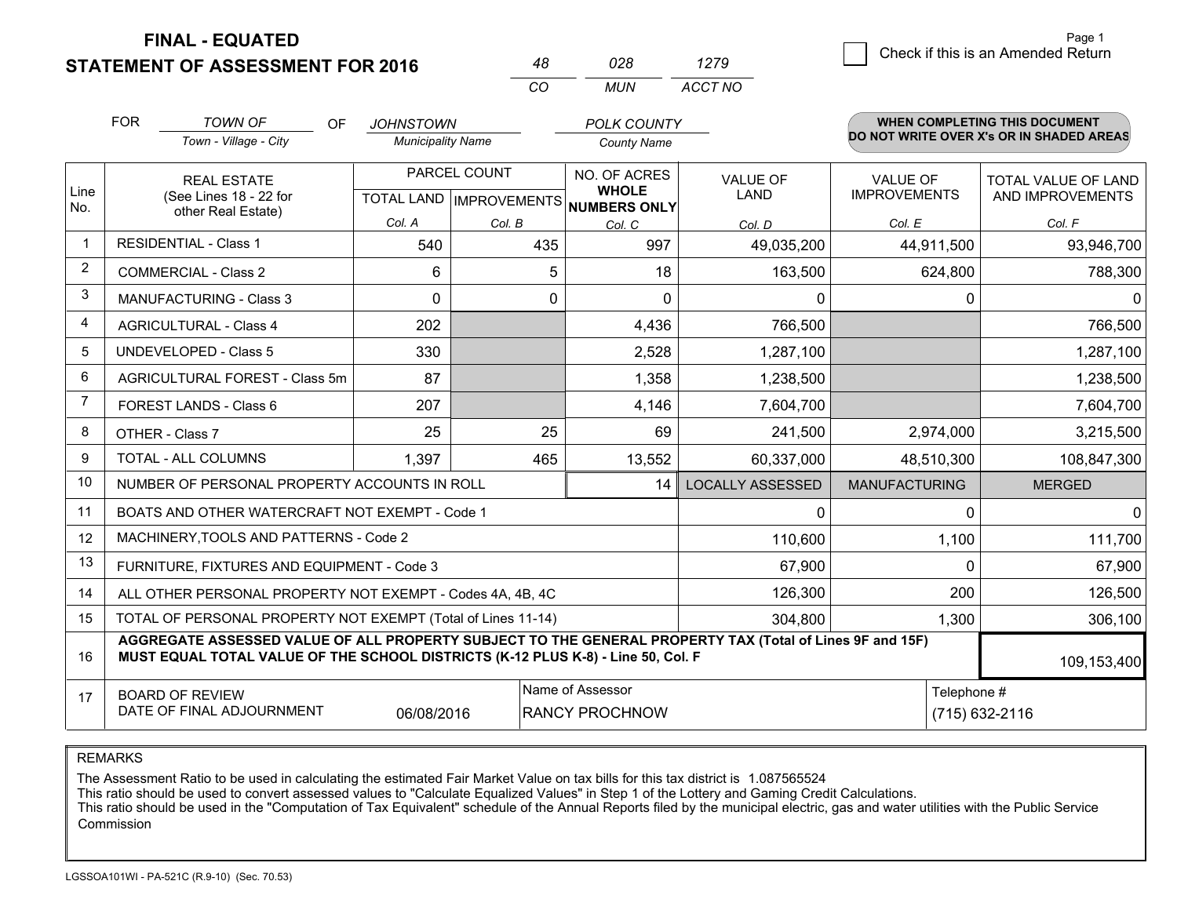# FINAL - EQUATED
## STATEMENT OF ASSESSMENT FOR 2016

| 48 | 028 | 1279 |
|---|---|---|
| CO | MUN | ACCT NO |

Check if this is an Amended Return

FOR *TOWN OF* (Town - Village - City) OF *JOHNSTOWN* (Municipality Name) *POLK COUNTY* (County Name)

**WHEN COMPLETING THIS DOCUMENT DO NOT WRITE OVER X's OR IN SHADED AREAS**

| Line No. | REAL ESTATE (See Lines 18 - 22 for other Real Estate) | PARCEL COUNT TOTAL LAND Col. A | PARCEL COUNT IMPROVEMENTS Col. B | NO. OF ACRES WHOLE NUMBERS ONLY Col. C | VALUE OF LAND Col. D | VALUE OF IMPROVEMENTS Col. E | TOTAL VALUE OF LAND AND IMPROVEMENTS Col. F |
|---|---|---|---|---|---|---|---|
| 1 | RESIDENTIAL - Class 1 | 540 | 435 | 997 | 49,035,200 | 44,911,500 | 93,946,700 |
| 2 | COMMERCIAL - Class 2 | 6 | 5 | 18 | 163,500 | 624,800 | 788,300 |
| 3 | MANUFACTURING - Class 3 | 0 | 0 | 0 | 0 | 0 | 0 |
| 4 | AGRICULTURAL - Class 4 | 202 | | 4,436 | 766,500 | | 766,500 |
| 5 | UNDEVELOPED - Class 5 | 330 | | 2,528 | 1,287,100 | | 1,287,100 |
| 6 | AGRICULTURAL FOREST - Class 5m | 87 | | 1,358 | 1,238,500 | | 1,238,500 |
| 7 | FOREST LANDS - Class 6 | 207 | | 4,146 | 7,604,700 | | 7,604,700 |
| 8 | OTHER - Class 7 | 25 | 25 | 69 | 241,500 | 2,974,000 | 3,215,500 |
| 9 | TOTAL - ALL COLUMNS | 1,397 | 465 | 13,552 | 60,337,000 | 48,510,300 | 108,847,300 |
| 10 | NUMBER OF PERSONAL PROPERTY ACCOUNTS IN ROLL | | | 14 | LOCALLY ASSESSED | MANUFACTURING | MERGED |
| 11 | BOATS AND OTHER WATERCRAFT NOT EXEMPT - Code 1 | | | | 0 | 0 | 0 |
| 12 | MACHINERY,TOOLS AND PATTERNS - Code 2 | | | | 110,600 | 1,100 | 111,700 |
| 13 | FURNITURE, FIXTURES AND EQUIPMENT - Code 3 | | | | 67,900 | 0 | 67,900 |
| 14 | ALL OTHER PERSONAL PROPERTY NOT EXEMPT - Codes 4A, 4B, 4C | | | | 126,300 | 200 | 126,500 |
| 15 | TOTAL OF PERSONAL PROPERTY NOT EXEMPT (Total of Lines 11-14) | | | | 304,800 | 1,300 | 306,100 |
| 16 | **AGGREGATE ASSESSED VALUE OF ALL PROPERTY SUBJECT TO THE GENERAL PROPERTY TAX (Total of Lines 9F and 15F) MUST EQUAL TOTAL VALUE OF THE SCHOOL DISTRICTS (K-12 PLUS K-8) - Line 50, Col. F** | | | | | | 109,153,400 |
| 17 | BOARD OF REVIEW DATE OF FINAL ADJOURNMENT | 06/08/2016 | Name of Assessor: RANCY PROCHNOW | | | Telephone #: (715) 632-2116 | |

REMARKS

The Assessment Ratio to be used in calculating the estimated Fair Market Value on tax bills for this tax district is 1.087565524
This ratio should be used to convert assessed values to "Calculate Equalized Values" in Step 1 of the Lottery and Gaming Credit Calculations.
This ratio should be used in the "Computation of Tax Equivalent" schedule of the Annual Reports filed by the municipal electric, gas and water utilities with the Public Service Commission

LGSSOA101WI - PA-521C (R.9-10) (Sec. 70.53)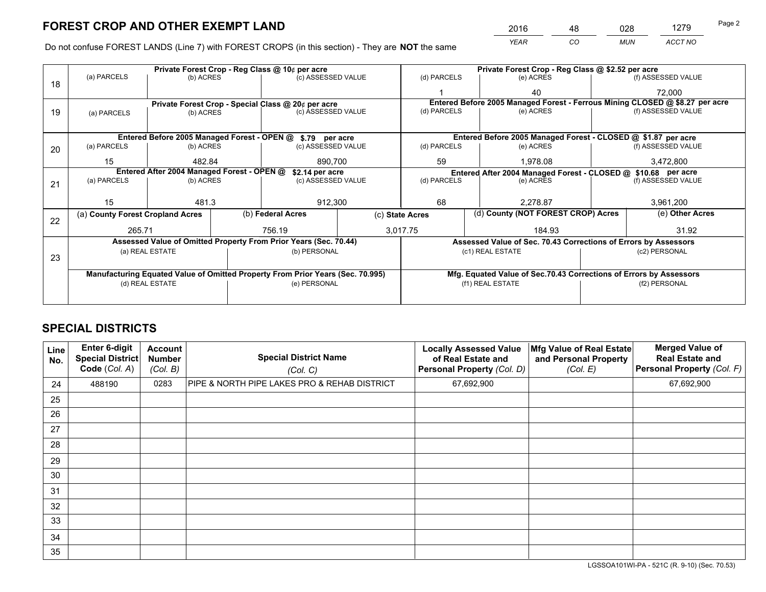# FOREST CROP AND OTHER EXEMPT LAND

| 2016 | 48 | 028 | 1279 |
|---|---|---|---|
| *YEAR* | *CO* | *MUN* | *ACCT NO* |

Do not confuse FOREST LANDS (Line 7) with FOREST CROPS (in this section) - They are **NOT** the same

| Line | Private Forest Crop - Reg Class @ 10¢ per acre | | | Private Forest Crop - Reg Class @ $2.52 per acre | | |
|---|---|---|---|---|---|---|
| 18 | (a) PARCELS | (b) ACRES | (c) ASSESSED VALUE | (d) PARCELS | (e) ACRES | (f) ASSESSED VALUE |
| | | | | 1 | 40 | 72,000 |
| | **Private Forest Crop - Special Class @ 20¢ per acre** | | | **Entered Before 2005 Managed Forest - Ferrous Mining CLOSED @ $8.27 per acre** | | |
| 19 | (a) PARCELS | (b) ACRES | (c) ASSESSED VALUE | (d) PARCELS | (e) ACRES | (f) ASSESSED VALUE |
| | | | | | | |
| | **Entered Before 2005 Managed Forest - OPEN @ $.79 per acre** | | | **Entered Before 2005 Managed Forest - CLOSED @ $1.87 per acre** | | |
| 20 | (a) PARCELS | (b) ACRES | (c) ASSESSED VALUE | (d) PARCELS | (e) ACRES | (f) ASSESSED VALUE |
| | 15 | 482.84 | 890,700 | 59 | 1,978.08 | 3,472,800 |
| | **Entered After 2004 Managed Forest - OPEN @ $2.14 per acre** | | | **Entered After 2004 Managed Forest - CLOSED @ $10.68 per acre** | | |
| 21 | (a) PARCELS | (b) ACRES | (c) ASSESSED VALUE | (d) PARCELS | (e) ACRES | (f) ASSESSED VALUE |
| | 15 | 481.3 | 912,300 | 68 | 2,278.87 | 3,961,200 |

| Line | (a) County Forest Cropland Acres | (b) Federal Acres | (c) State Acres | (d) County (NOT FOREST CROP) Acres | (e) Other Acres |
|---|---|---|---|---|---|
| 22 | 265.71 | 756.19 | 3,017.75 | 184.93 | 31.92 |

| Line | Assessed Value of Omitted Property From Prior Years (Sec. 70.44) | | Assessed Value of Sec. 70.43 Corrections of Errors by Assessors | |
|---|---|---|---|---|
| 23 | (a) REAL ESTATE | (b) PERSONAL | (c1) REAL ESTATE | (c2) PERSONAL |
| | | | | |
| | **Manufacturing Equated Value of Omitted Property From Prior Years (Sec. 70.995)** | | **Mfg. Equated Value of Sec.70.43 Corrections of Errors by Assessors** | |
| | (d) REAL ESTATE | (e) PERSONAL | (f1) REAL ESTATE | (f2) PERSONAL |
| | | | | |

# SPECIAL DISTRICTS

| Line No. | Enter 6-digit Special District Code (*Col. A*) | Account Number (*Col. B*) | Special District Name (*Col. C*) | Locally Assessed Value of Real Estate and Personal Property (*Col. D*) | Mfg Value of Real Estate and Personal Property (*Col. E*) | Merged Value of Real Estate and Personal Property (*Col. F*) |
|---|---|---|---|---|---|---|
| 24 | 488190 | 0283 | PIPE & NORTH PIPE LAKES PRO & REHAB DISTRICT | 67,692,900 | | 67,692,900 |
| 25 | | | | | | |
| 26 | | | | | | |
| 27 | | | | | | |
| 28 | | | | | | |
| 29 | | | | | | |
| 30 | | | | | | |
| 31 | | | | | | |
| 32 | | | | | | |
| 33 | | | | | | |
| 34 | | | | | | |
| 35 | | | | | | |

LGSSOA101WI-PA - 521C (R. 9-10) (Sec. 70.53)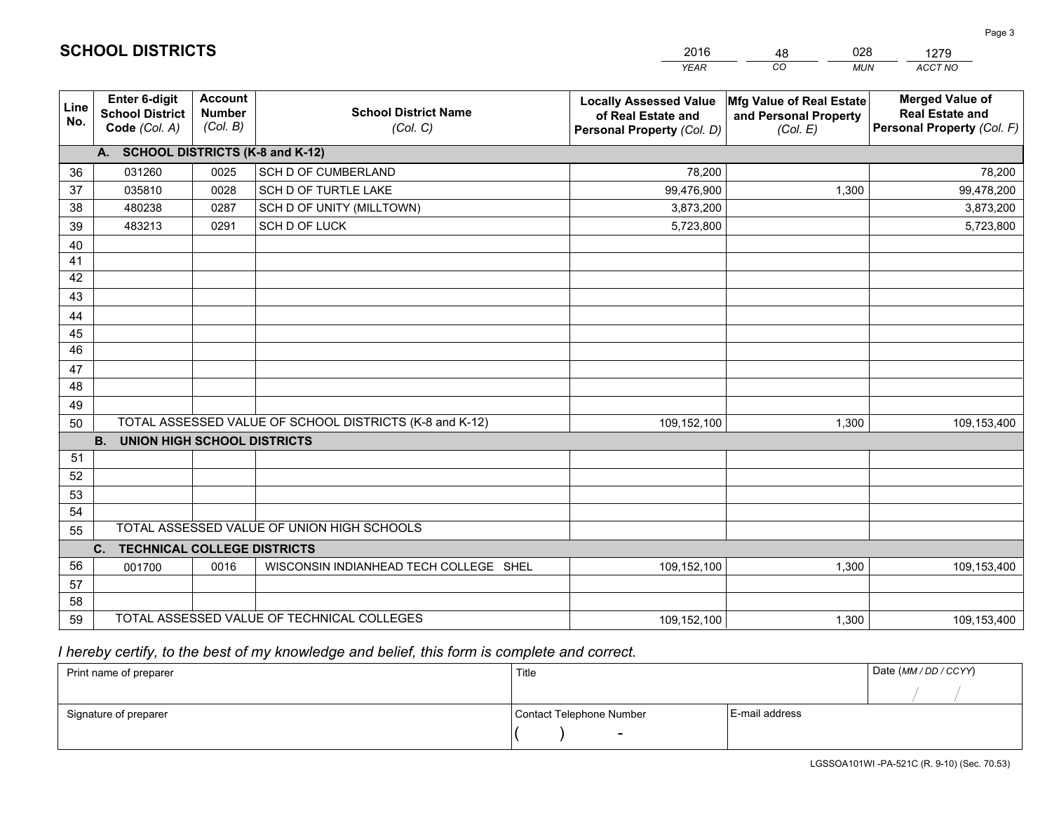## SCHOOL DISTRICTS

| 2016 | 48 | 028 | 1279 |
|---|---|---|---|
| *YEAR* | *CO* | *MUN* | *ACCT NO* |

| Line No. | Enter 6-digit School District Code *(Col. A)* | Account Number *(Col. B)* | School District Name *(Col. C)* | Locally Assessed Value of Real Estate and Personal Property *(Col. D)* | Mfg Value of Real Estate and Personal Property *(Col. E)* | Merged Value of Real Estate and Personal Property *(Col. F)* |
|---|---|---|---|---|---|---|
| | **A. SCHOOL DISTRICTS (K-8 and K-12)** | | | | | |
| 36 | 031260 | 0025 | SCH D OF CUMBERLAND | 78,200 | | 78,200 |
| 37 | 035810 | 0028 | SCH D OF TURTLE LAKE | 99,476,900 | 1,300 | 99,478,200 |
| 38 | 480238 | 0287 | SCH D OF UNITY (MILLTOWN) | 3,873,200 | | 3,873,200 |
| 39 | 483213 | 0291 | SCH D OF LUCK | 5,723,800 | | 5,723,800 |
| 40 | | | | | | |
| 41 | | | | | | |
| 42 | | | | | | |
| 43 | | | | | | |
| 44 | | | | | | |
| 45 | | | | | | |
| 46 | | | | | | |
| 47 | | | | | | |
| 48 | | | | | | |
| 49 | | | | | | |
| 50 | TOTAL ASSESSED VALUE OF SCHOOL DISTRICTS (K-8 and K-12) | | | 109,152,100 | 1,300 | 109,153,400 |
| | **B. UNION HIGH SCHOOL DISTRICTS** | | | | | |
| 51 | | | | | | |
| 52 | | | | | | |
| 53 | | | | | | |
| 54 | | | | | | |
| 55 | TOTAL ASSESSED VALUE OF UNION HIGH SCHOOLS | | | | | |
| | **C. TECHNICAL COLLEGE DISTRICTS** | | | | | |
| 56 | 001700 | 0016 | WISCONSIN INDIANHEAD TECH COLLEGE SHEL | 109,152,100 | 1,300 | 109,153,400 |
| 57 | | | | | | |
| 58 | | | | | | |
| 59 | TOTAL ASSESSED VALUE OF TECHNICAL COLLEGES | | | 109,152,100 | 1,300 | 109,153,400 |

*I hereby certify, to the best of my knowledge and belief, this form is complete and correct.*

| Print name of preparer | Title | | Date *(MM / DD / CCYY)* |
|---|---|---|---|
| | | | / / |
| Signature of preparer | Contact Telephone Number | E-mail address | |
| | ( ) - | | |

LGSSOA101WI -PA-521C (R. 9-10) (Sec. 70.53)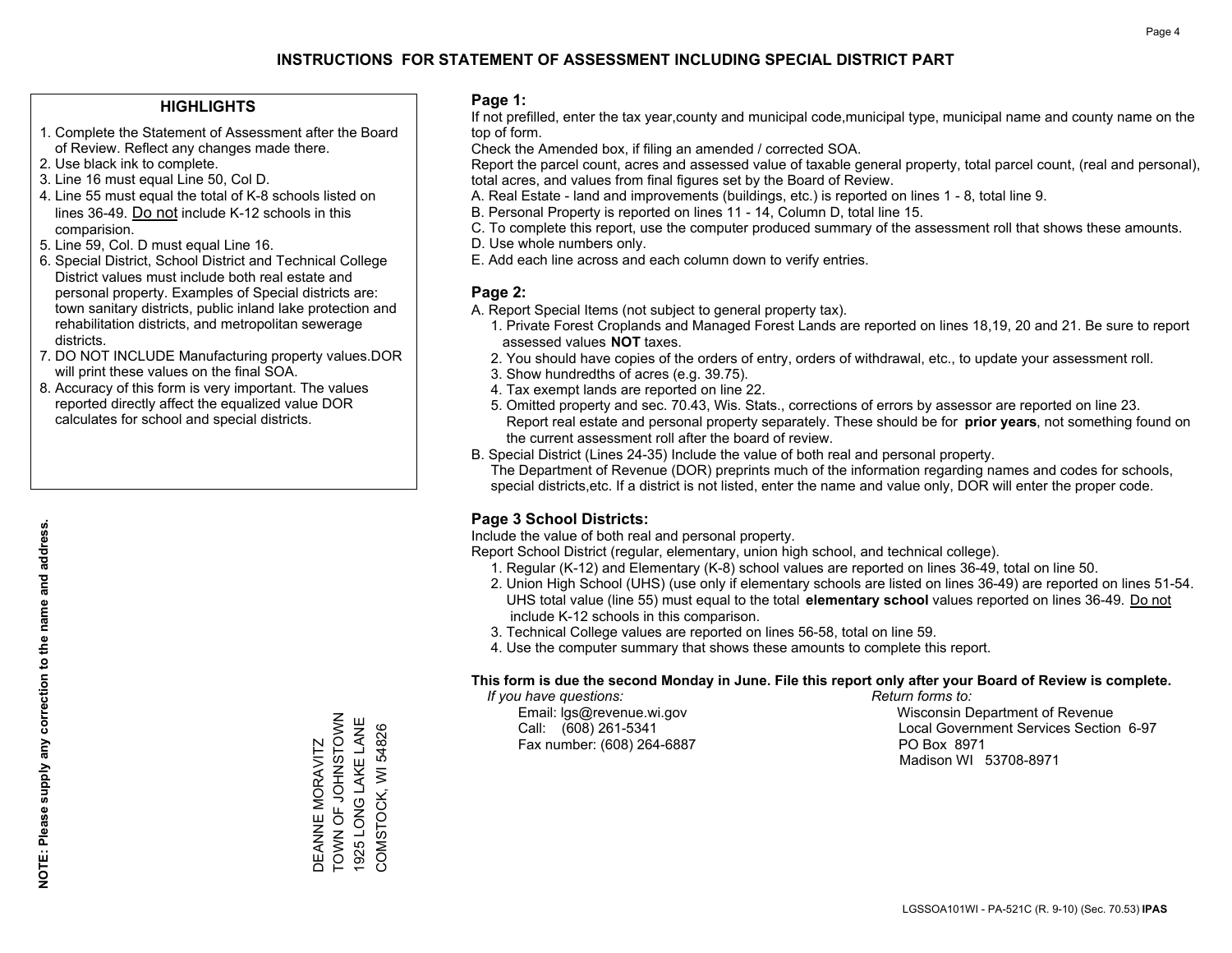# INSTRUCTIONS FOR STATEMENT OF ASSESSMENT INCLUDING SPECIAL DISTRICT PART

## HIGHLIGHTS

1. Complete the Statement of Assessment after the Board of Review. Reflect any changes made there.
2. Use black ink to complete.
3. Line 16 must equal Line 50, Col D.
4. Line 55 must equal the total of K-8 schools listed on lines 36-49. Do not include K-12 schools in this comparision.
5. Line 59, Col. D must equal Line 16.
6. Special District, School District and Technical College District values must include both real estate and personal property. Examples of Special districts are: town sanitary districts, public inland lake protection and rehabilitation districts, and metropolitan sewerage districts.
7. DO NOT INCLUDE Manufacturing property values.DOR will print these values on the final SOA.
8. Accuracy of this form is very important. The values reported directly affect the equalized value DOR calculates for school and special districts.

**NOTE: Please supply any correction to the name and address.**

DEANNE MORAVITZ
TOWN OF JOHNSTOWN
1925 LONG LAKE LANE
COMSTOCK, WI 54826

## Page 1:

If not prefilled, enter the tax year,county and municipal code,municipal type, municipal name and county name on the top of form.

Check the Amended box, if filing an amended / corrected SOA.

Report the parcel count, acres and assessed value of taxable general property, total parcel count, (real and personal), total acres, and values from final figures set by the Board of Review.

A. Real Estate - land and improvements (buildings, etc.) is reported on lines 1 - 8, total line 9.
B. Personal Property is reported on lines 11 - 14, Column D, total line 15.
C. To complete this report, use the computer produced summary of the assessment roll that shows these amounts.
D. Use whole numbers only.
E. Add each line across and each column down to verify entries.

## Page 2:

A. Report Special Items (not subject to general property tax).
   1. Private Forest Croplands and Managed Forest Lands are reported on lines 18,19, 20 and 21. Be sure to report assessed values **NOT** taxes.
   2. You should have copies of the orders of entry, orders of withdrawal, etc., to update your assessment roll.
   3. Show hundredths of acres (e.g. 39.75).
   4. Tax exempt lands are reported on line 22.
   5. Omitted property and sec. 70.43, Wis. Stats., corrections of errors by assessor are reported on line 23. Report real estate and personal property separately. These should be for **prior years**, not something found on the current assessment roll after the board of review.
B. Special District (Lines 24-35) Include the value of both real and personal property.
   The Department of Revenue (DOR) preprints much of the information regarding names and codes for schools, special districts,etc. If a district is not listed, enter the name and value only, DOR will enter the proper code.

## Page 3 School Districts:

Include the value of both real and personal property.

Report School District (regular, elementary, union high school, and technical college).

1. Regular (K-12) and Elementary (K-8) school values are reported on lines 36-49, total on line 50.
2. Union High School (UHS) (use only if elementary schools are listed on lines 36-49) are reported on lines 51-54. UHS total value (line 55) must equal to the total **elementary school** values reported on lines 36-49. Do not include K-12 schools in this comparison.
3. Technical College values are reported on lines 56-58, total on line 59.
4. Use the computer summary that shows these amounts to complete this report.

**This form is due the second Monday in June. File this report only after your Board of Review is complete.**

*If you have questions:*
Email: lgs@revenue.wi.gov
Call: (608) 261-5341
Fax number: (608) 264-6887

*Return forms to:*
Wisconsin Department of Revenue
Local Government Services Section 6-97
PO Box 8971
Madison WI 53708-8971

LGSSOA101WI - PA-521C (R. 9-10) (Sec. 70.53) **IPAS**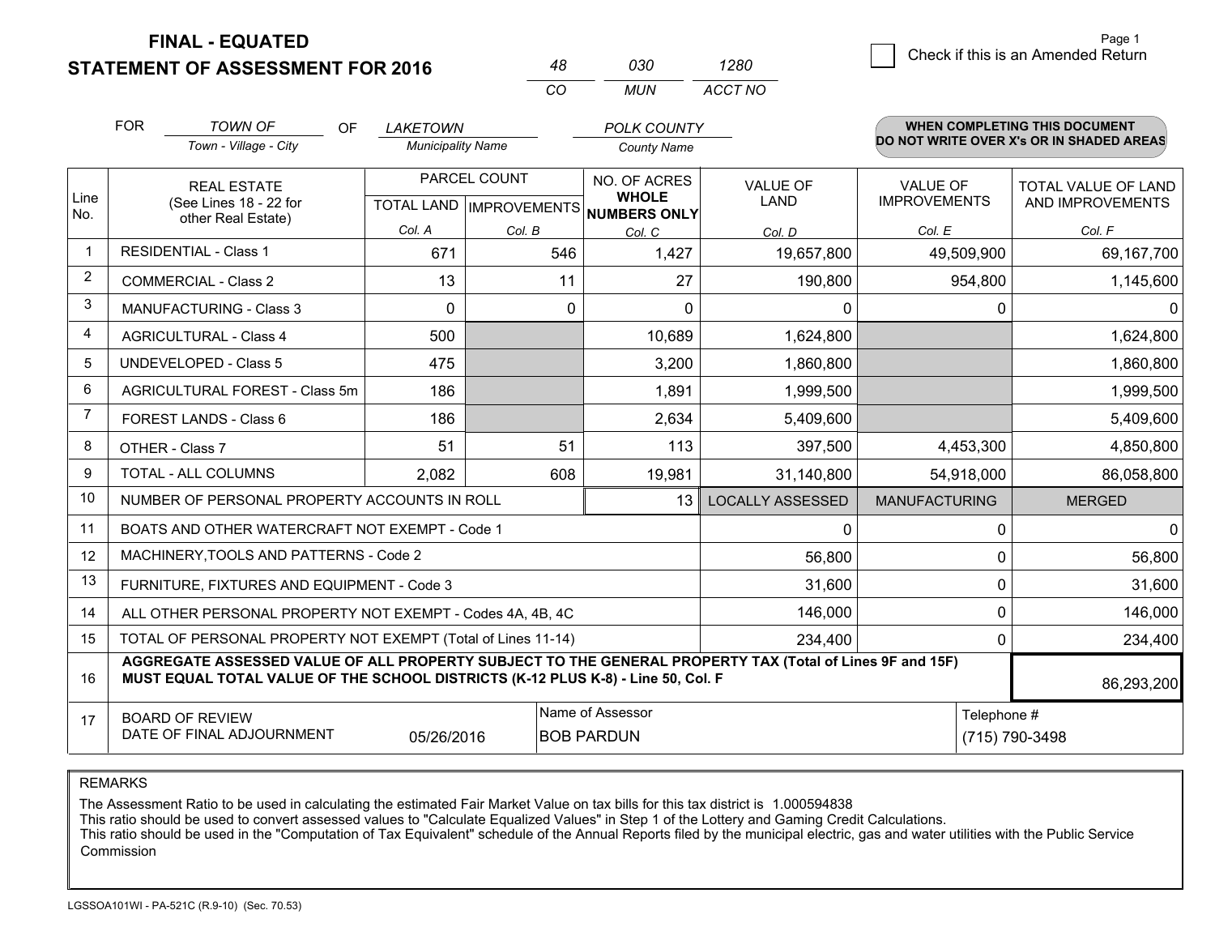**FINAL - EQUATED**
**STATEMENT OF ASSESSMENT FOR 2016**

| 48 | 030 | 1280 |
|---|---|---|
| CO | MUN | ACCT NO |

☐ Check if this is an Amended Return

FOR *TOWN OF* (Town - Village - City) OF *LAKETOWN* (Municipality Name) *POLK COUNTY* (County Name)

**WHEN COMPLETING THIS DOCUMENT DO NOT WRITE OVER X's OR IN SHADED AREAS**

| Line No. | REAL ESTATE (See Lines 18 - 22 for other Real Estate) | PARCEL COUNT TOTAL LAND Col. A | PARCEL COUNT IMPROVEMENTS Col. B | NO. OF ACRES WHOLE NUMBERS ONLY Col. C | VALUE OF LAND Col. D | VALUE OF IMPROVEMENTS Col. E | TOTAL VALUE OF LAND AND IMPROVEMENTS Col. F |
|---|---|---|---|---|---|---|---|
| 1 | RESIDENTIAL - Class 1 | 671 | 546 | 1,427 | 19,657,800 | 49,509,900 | 69,167,700 |
| 2 | COMMERCIAL - Class 2 | 13 | 11 | 27 | 190,800 | 954,800 | 1,145,600 |
| 3 | MANUFACTURING - Class 3 | 0 | 0 | 0 | 0 | 0 | 0 |
| 4 | AGRICULTURAL - Class 4 | 500 | | 10,689 | 1,624,800 | | 1,624,800 |
| 5 | UNDEVELOPED - Class 5 | 475 | | 3,200 | 1,860,800 | | 1,860,800 |
| 6 | AGRICULTURAL FOREST - Class 5m | 186 | | 1,891 | 1,999,500 | | 1,999,500 |
| 7 | FOREST LANDS - Class 6 | 186 | | 2,634 | 5,409,600 | | 5,409,600 |
| 8 | OTHER - Class 7 | 51 | 51 | 113 | 397,500 | 4,453,300 | 4,850,800 |
| 9 | TOTAL - ALL COLUMNS | 2,082 | 608 | 19,981 | 31,140,800 | 54,918,000 | 86,058,800 |
| 10 | NUMBER OF PERSONAL PROPERTY ACCOUNTS IN ROLL | | | 13 | LOCALLY ASSESSED | MANUFACTURING | MERGED |
| 11 | BOATS AND OTHER WATERCRAFT NOT EXEMPT - Code 1 | | | | 0 | 0 | 0 |
| 12 | MACHINERY,TOOLS AND PATTERNS - Code 2 | | | | 56,800 | 0 | 56,800 |
| 13 | FURNITURE, FIXTURES AND EQUIPMENT - Code 3 | | | | 31,600 | 0 | 31,600 |
| 14 | ALL OTHER PERSONAL PROPERTY NOT EXEMPT - Codes 4A, 4B, 4C | | | | 146,000 | 0 | 146,000 |
| 15 | TOTAL OF PERSONAL PROPERTY NOT EXEMPT (Total of Lines 11-14) | | | | 234,400 | 0 | 234,400 |
| 16 | **AGGREGATE ASSESSED VALUE OF ALL PROPERTY SUBJECT TO THE GENERAL PROPERTY TAX (Total of Lines 9F and 15F) MUST EQUAL TOTAL VALUE OF THE SCHOOL DISTRICTS (K-12 PLUS K-8) - Line 50, Col. F** | | | | | | 86,293,200 |
| 17 | BOARD OF REVIEW DATE OF FINAL ADJOURNMENT | 05/26/2016 | Name of Assessor: BOB PARDUN | | | Telephone #: (715) 790-3498 | |

REMARKS

The Assessment Ratio to be used in calculating the estimated Fair Market Value on tax bills for this tax district is 1.000594838
This ratio should be used to convert assessed values to "Calculate Equalized Values" in Step 1 of the Lottery and Gaming Credit Calculations.
This ratio should be used in the "Computation of Tax Equivalent" schedule of the Annual Reports filed by the municipal electric, gas and water utilities with the Public Service Commission

LGSSOA101WI - PA-521C (R.9-10) (Sec. 70.53)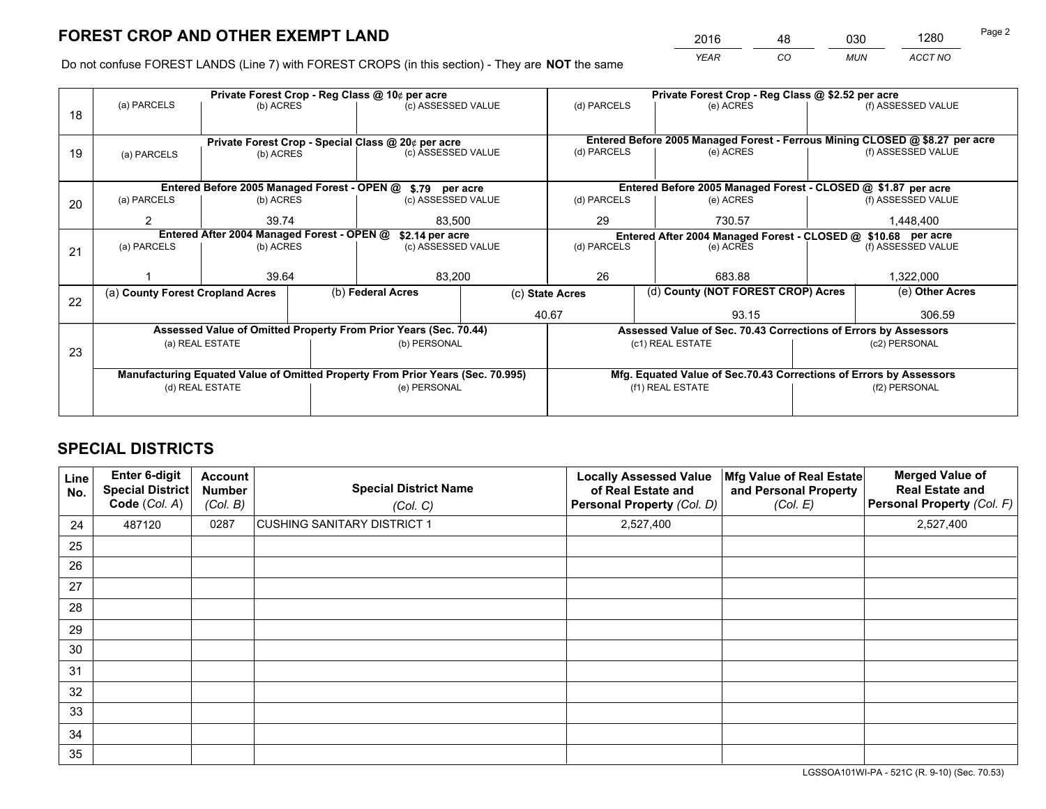# FOREST CROP AND OTHER EXEMPT LAND

| 2016 | 48 | 030 | 1280 |
|---|---|---|---|
| *YEAR* | *CO* | *MUN* | *ACCT NO* |

Do not confuse FOREST LANDS (Line 7) with FOREST CROPS (in this section) - They are **NOT** the same

| Line | Private Forest Crop - Reg Class @ 10¢ per acre | | | Private Forest Crop - Reg Class @ $2.52 per acre | | |
|---|---|---|---|---|---|---|
| 18 | (a) PARCELS | (b) ACRES | (c) ASSESSED VALUE | (d) PARCELS | (e) ACRES | (f) ASSESSED VALUE |
| | | | | | | |
| | **Private Forest Crop - Special Class @ 20¢ per acre** | | | **Entered Before 2005 Managed Forest - Ferrous Mining CLOSED @ $8.27 per acre** | | |
| 19 | (a) PARCELS | (b) ACRES | (c) ASSESSED VALUE | (d) PARCELS | (e) ACRES | (f) ASSESSED VALUE |
| | | | | | | |
| | **Entered Before 2005 Managed Forest - OPEN @ $.79 per acre** | | | **Entered Before 2005 Managed Forest - CLOSED @ $1.87 per acre** | | |
| 20 | (a) PARCELS | (b) ACRES | (c) ASSESSED VALUE | (d) PARCELS | (e) ACRES | (f) ASSESSED VALUE |
| | 2 | 39.74 | 83,500 | 29 | 730.57 | 1,448,400 |
| | **Entered After 2004 Managed Forest - OPEN @ $2.14 per acre** | | | **Entered After 2004 Managed Forest - CLOSED @ $10.68 per acre** | | |
| 21 | (a) PARCELS | (b) ACRES | (c) ASSESSED VALUE | (d) PARCELS | (e) ACRES | (f) ASSESSED VALUE |
| | 1 | 39.64 | 83,200 | 26 | 683.88 | 1,322,000 |

| Line | (a) County Forest Cropland Acres | (b) Federal Acres | (c) State Acres | (d) County (NOT FOREST CROP) Acres | (e) Other Acres |
|---|---|---|---|---|---|
| 22 | | | 40.67 | 93.15 | 306.59 |

| Line | Assessed Value of Omitted Property From Prior Years (Sec. 70.44) | | Assessed Value of Sec. 70.43 Corrections of Errors by Assessors | |
|---|---|---|---|---|
| 23 | (a) REAL ESTATE | (b) PERSONAL | (c1) REAL ESTATE | (c2) PERSONAL |
| | | | | |
| | **Manufacturing Equated Value of Omitted Property From Prior Years (Sec. 70.995)** | | **Mfg. Equated Value of Sec.70.43 Corrections of Errors by Assessors** | |
| | (d) REAL ESTATE | (e) PERSONAL | (f1) REAL ESTATE | (f2) PERSONAL |
| | | | | |

# SPECIAL DISTRICTS

| Line No. | Enter 6-digit Special District Code (Col. A) | Account Number (Col. B) | Special District Name (Col. C) | Locally Assessed Value of Real Estate and Personal Property (Col. D) | Mfg Value of Real Estate and Personal Property (Col. E) | Merged Value of Real Estate and Personal Property (Col. F) |
|---|---|---|---|---|---|---|
| 24 | 487120 | 0287 | CUSHING SANITARY DISTRICT 1 | 2,527,400 | | 2,527,400 |
| 25 | | | | | | |
| 26 | | | | | | |
| 27 | | | | | | |
| 28 | | | | | | |
| 29 | | | | | | |
| 30 | | | | | | |
| 31 | | | | | | |
| 32 | | | | | | |
| 33 | | | | | | |
| 34 | | | | | | |
| 35 | | | | | | |

LGSSOA101WI-PA - 521C (R. 9-10) (Sec. 70.53)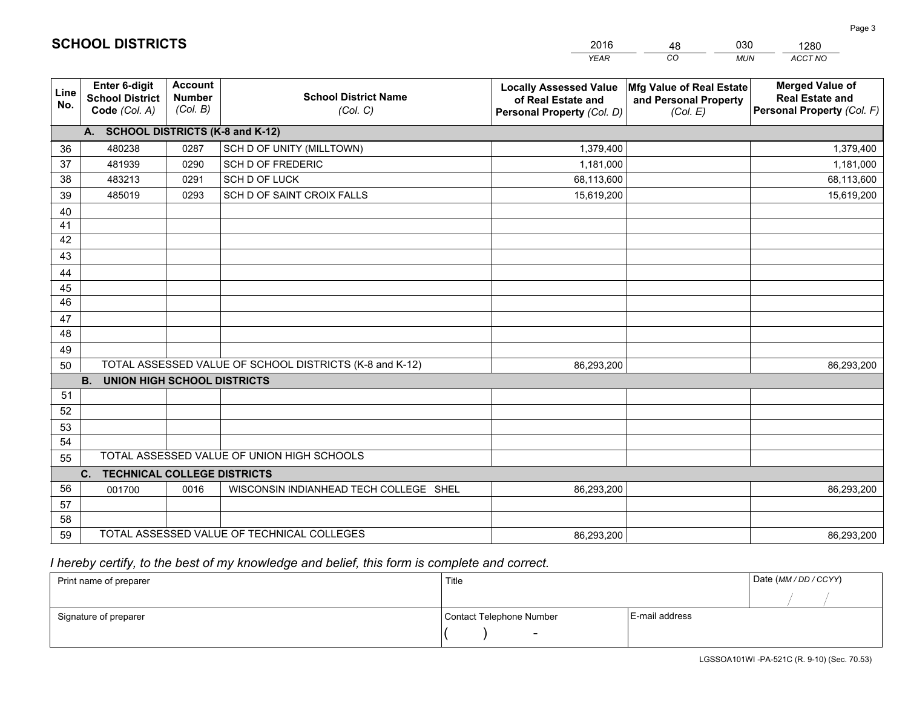# SCHOOL DISTRICTS

| 2016 | 48 | 030 | 1280 |
|---|---|---|---|
| *YEAR* | *CO* | *MUN* | *ACCT NO* |

| Line No. | Enter 6-digit School District Code *(Col. A)* | Account Number *(Col. B)* | School District Name *(Col. C)* | Locally Assessed Value of Real Estate and Personal Property *(Col. D)* | Mfg Value of Real Estate and Personal Property *(Col. E)* | Merged Value of Real Estate and Personal Property *(Col. F)* |
|---|---|---|---|---|---|---|
| | **A. SCHOOL DISTRICTS (K-8 and K-12)** | | | | | |
| 36 | 480238 | 0287 | SCH D OF UNITY (MILLTOWN) | 1,379,400 | | 1,379,400 |
| 37 | 481939 | 0290 | SCH D OF FREDERIC | 1,181,000 | | 1,181,000 |
| 38 | 483213 | 0291 | SCH D OF LUCK | 68,113,600 | | 68,113,600 |
| 39 | 485019 | 0293 | SCH D OF SAINT CROIX FALLS | 15,619,200 | | 15,619,200 |
| 40 | | | | | | |
| 41 | | | | | | |
| 42 | | | | | | |
| 43 | | | | | | |
| 44 | | | | | | |
| 45 | | | | | | |
| 46 | | | | | | |
| 47 | | | | | | |
| 48 | | | | | | |
| 49 | | | | | | |
| 50 | TOTAL ASSESSED VALUE OF SCHOOL DISTRICTS (K-8 and K-12) | | | 86,293,200 | | 86,293,200 |
| | **B. UNION HIGH SCHOOL DISTRICTS** | | | | | |
| 51 | | | | | | |
| 52 | | | | | | |
| 53 | | | | | | |
| 54 | | | | | | |
| 55 | TOTAL ASSESSED VALUE OF UNION HIGH SCHOOLS | | | | | |
| | **C. TECHNICAL COLLEGE DISTRICTS** | | | | | |
| 56 | 001700 | 0016 | WISCONSIN INDIANHEAD TECH COLLEGE SHEL | 86,293,200 | | 86,293,200 |
| 57 | | | | | | |
| 58 | | | | | | |
| 59 | TOTAL ASSESSED VALUE OF TECHNICAL COLLEGES | | | 86,293,200 | | 86,293,200 |

*I hereby certify, to the best of my knowledge and belief, this form is complete and correct.*

| Print name of preparer | Title | | Date *(MM / DD / CCYY)* |
|---|---|---|---|
| | | | / / |
| Signature of preparer | Contact Telephone Number | E-mail address | |
| | ( ) - | | |

LGSSOA101WI -PA-521C (R. 9-10) (Sec. 70.53)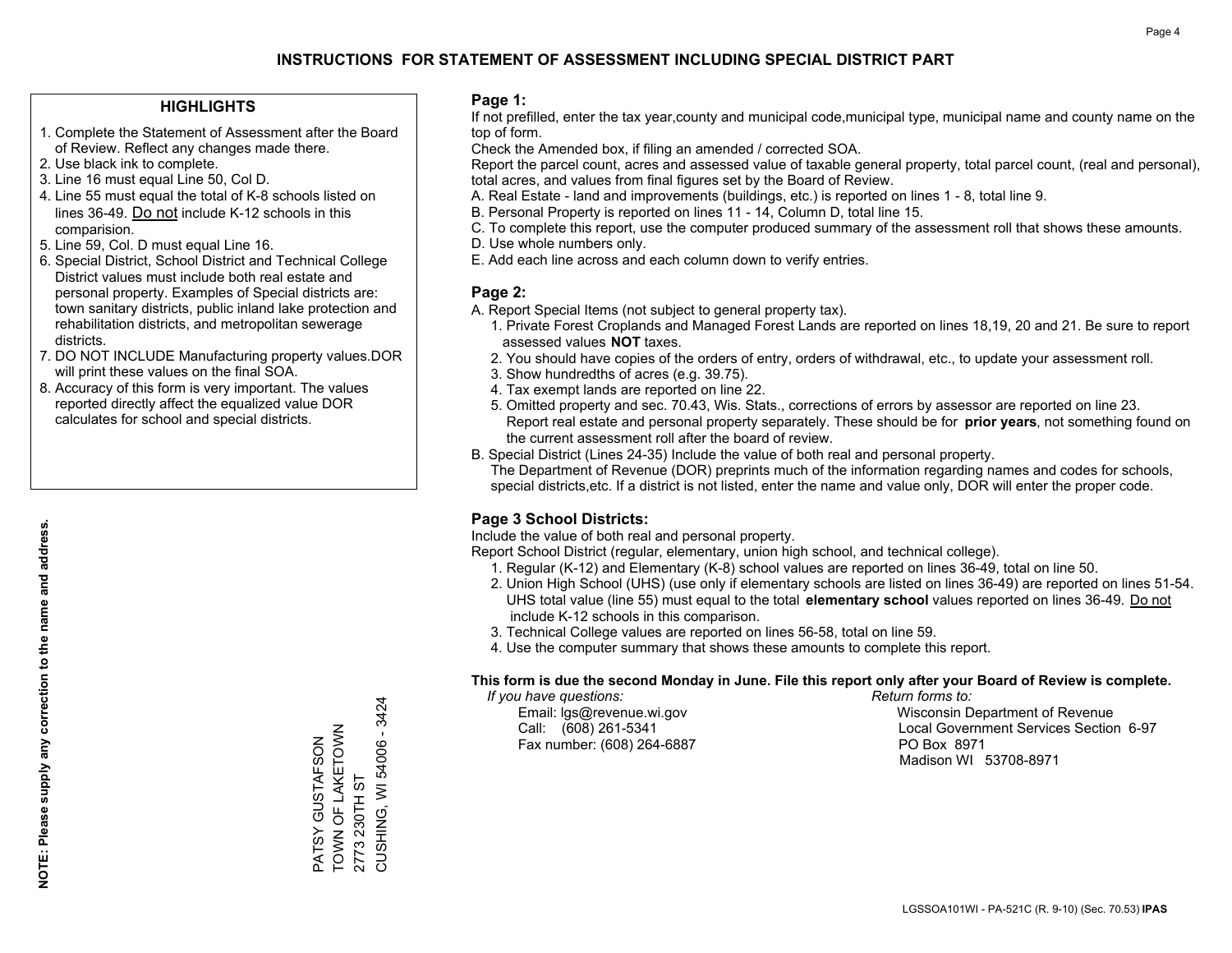# INSTRUCTIONS FOR STATEMENT OF ASSESSMENT INCLUDING SPECIAL DISTRICT PART

## HIGHLIGHTS

1. Complete the Statement of Assessment after the Board of Review. Reflect any changes made there.
2. Use black ink to complete.
3. Line 16 must equal Line 50, Col D.
4. Line 55 must equal the total of K-8 schools listed on lines 36-49. Do not include K-12 schools in this comparision.
5. Line 59, Col. D must equal Line 16.
6. Special District, School District and Technical College District values must include both real estate and personal property. Examples of Special districts are: town sanitary districts, public inland lake protection and rehabilitation districts, and metropolitan sewerage districts.
7. DO NOT INCLUDE Manufacturing property values.DOR will print these values on the final SOA.
8. Accuracy of this form is very important. The values reported directly affect the equalized value DOR calculates for school and special districts.

**NOTE: Please supply any correction to the name and address.**

PATSY GUSTAFSON
TOWN OF LAKETOWN
2773 230TH ST
CUSHING, WI 54006 - 3424

## Page 1:

If not prefilled, enter the tax year,county and municipal code,municipal type, municipal name and county name on the top of form.

Check the Amended box, if filing an amended / corrected SOA.

Report the parcel count, acres and assessed value of taxable general property, total parcel count, (real and personal), total acres, and values from final figures set by the Board of Review.

A. Real Estate - land and improvements (buildings, etc.) is reported on lines 1 - 8, total line 9.
B. Personal Property is reported on lines 11 - 14, Column D, total line 15.
C. To complete this report, use the computer produced summary of the assessment roll that shows these amounts.
D. Use whole numbers only.
E. Add each line across and each column down to verify entries.

## Page 2:

A. Report Special Items (not subject to general property tax).
   1. Private Forest Croplands and Managed Forest Lands are reported on lines 18,19, 20 and 21. Be sure to report assessed values **NOT** taxes.
   2. You should have copies of the orders of entry, orders of withdrawal, etc., to update your assessment roll.
   3. Show hundredths of acres (e.g. 39.75).
   4. Tax exempt lands are reported on line 22.
   5. Omitted property and sec. 70.43, Wis. Stats., corrections of errors by assessor are reported on line 23. Report real estate and personal property separately. These should be for **prior years**, not something found on the current assessment roll after the board of review.

B. Special District (Lines 24-35) Include the value of both real and personal property.
   The Department of Revenue (DOR) preprints much of the information regarding names and codes for schools, special districts,etc. If a district is not listed, enter the name and value only, DOR will enter the proper code.

## Page 3 School Districts:

Include the value of both real and personal property.

Report School District (regular, elementary, union high school, and technical college).

1. Regular (K-12) and Elementary (K-8) school values are reported on lines 36-49, total on line 50.
2. Union High School (UHS) (use only if elementary schools are listed on lines 36-49) are reported on lines 51-54. UHS total value (line 55) must equal to the total **elementary school** values reported on lines 36-49. Do not include K-12 schools in this comparison.
3. Technical College values are reported on lines 56-58, total on line 59.
4. Use the computer summary that shows these amounts to complete this report.

**This form is due the second Monday in June. File this report only after your Board of Review is complete.**

*If you have questions:*
Email: lgs@revenue.wi.gov
Call: (608) 261-5341
Fax number: (608) 264-6887

*Return forms to:*
Wisconsin Department of Revenue
Local Government Services Section 6-97
PO Box 8971
Madison WI 53708-8971

LGSSOA101WI - PA-521C (R. 9-10) (Sec. 70.53) **IPAS**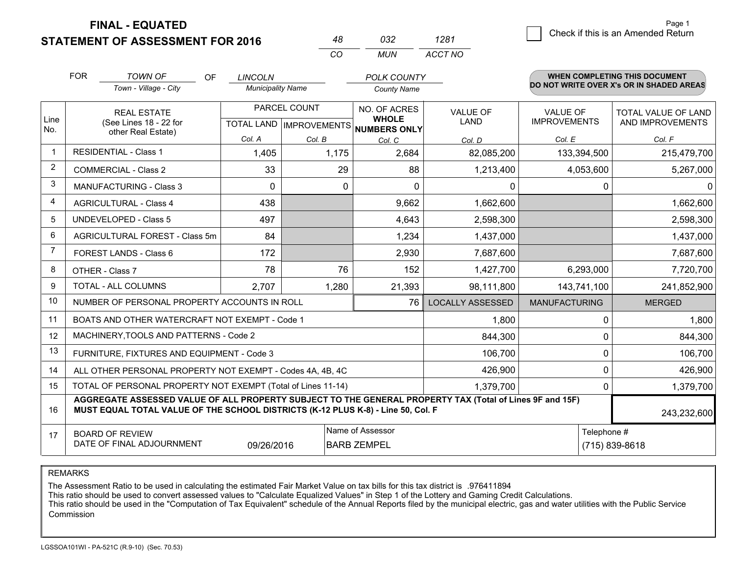# FINAL - EQUATED
## STATEMENT OF ASSESSMENT FOR 2016

| 48 | 032 | 1281 |
|---|---|---|
| CO | MUN | ACCT NO |

☐ Check if this is an Amended Return

FOR *TOWN OF* (Town - Village - City) OF *LINCOLN* (Municipality Name) *POLK COUNTY* (County Name)

**WHEN COMPLETING THIS DOCUMENT DO NOT WRITE OVER X's OR IN SHADED AREAS**

| Line No. | REAL ESTATE (See Lines 18 - 22 for other Real Estate) | PARCEL COUNT | | NO. OF ACRES WHOLE NUMBERS ONLY | VALUE OF LAND | VALUE OF IMPROVEMENTS | TOTAL VALUE OF LAND AND IMPROVEMENTS |
|---|---|---|---|---|---|---|---|
| | | TOTAL LAND | IMPROVEMENTS | | | | |
| | | Col. A | Col. B | Col. C | Col. D | Col. E | Col. F |
| 1 | RESIDENTIAL - Class 1 | 1,405 | 1,175 | 2,684 | 82,085,200 | 133,394,500 | 215,479,700 |
| 2 | COMMERCIAL - Class 2 | 33 | 29 | 88 | 1,213,400 | 4,053,600 | 5,267,000 |
| 3 | MANUFACTURING - Class 3 | 0 | 0 | 0 | 0 | 0 | 0 |
| 4 | AGRICULTURAL - Class 4 | 438 | | 9,662 | 1,662,600 | | 1,662,600 |
| 5 | UNDEVELOPED - Class 5 | 497 | | 4,643 | 2,598,300 | | 2,598,300 |
| 6 | AGRICULTURAL FOREST - Class 5m | 84 | | 1,234 | 1,437,000 | | 1,437,000 |
| 7 | FOREST LANDS - Class 6 | 172 | | 2,930 | 7,687,600 | | 7,687,600 |
| 8 | OTHER - Class 7 | 78 | 76 | 152 | 1,427,700 | 6,293,000 | 7,720,700 |
| 9 | TOTAL - ALL COLUMNS | 2,707 | 1,280 | 21,393 | 98,111,800 | 143,741,100 | 241,852,900 |
| 10 | NUMBER OF PERSONAL PROPERTY ACCOUNTS IN ROLL | | | 76 | LOCALLY ASSESSED | MANUFACTURING | MERGED |
| 11 | BOATS AND OTHER WATERCRAFT NOT EXEMPT - Code 1 | | | | 1,800 | 0 | 1,800 |
| 12 | MACHINERY,TOOLS AND PATTERNS - Code 2 | | | | 844,300 | 0 | 844,300 |
| 13 | FURNITURE, FIXTURES AND EQUIPMENT - Code 3 | | | | 106,700 | 0 | 106,700 |
| 14 | ALL OTHER PERSONAL PROPERTY NOT EXEMPT - Codes 4A, 4B, 4C | | | | 426,900 | 0 | 426,900 |
| 15 | TOTAL OF PERSONAL PROPERTY NOT EXEMPT (Total of Lines 11-14) | | | | 1,379,700 | 0 | 1,379,700 |
| 16 | **AGGREGATE ASSESSED VALUE OF ALL PROPERTY SUBJECT TO THE GENERAL PROPERTY TAX (Total of Lines 9F and 15F) MUST EQUAL TOTAL VALUE OF THE SCHOOL DISTRICTS (K-12 PLUS K-8) - Line 50, Col. F** | | | | | | 243,232,600 |
| 17 | BOARD OF REVIEW DATE OF FINAL ADJOURNMENT | 09/26/2016 | Name of Assessor | BARB ZEMPEL | | Telephone # | (715) 839-8618 |

REMARKS

The Assessment Ratio to be used in calculating the estimated Fair Market Value on tax bills for this tax district is .976411894
This ratio should be used to convert assessed values to "Calculate Equalized Values" in Step 1 of the Lottery and Gaming Credit Calculations.
This ratio should be used in the "Computation of Tax Equivalent" schedule of the Annual Reports filed by the municipal electric, gas and water utilities with the Public Service Commission

LGSSOA101WI - PA-521C (R.9-10) (Sec. 70.53)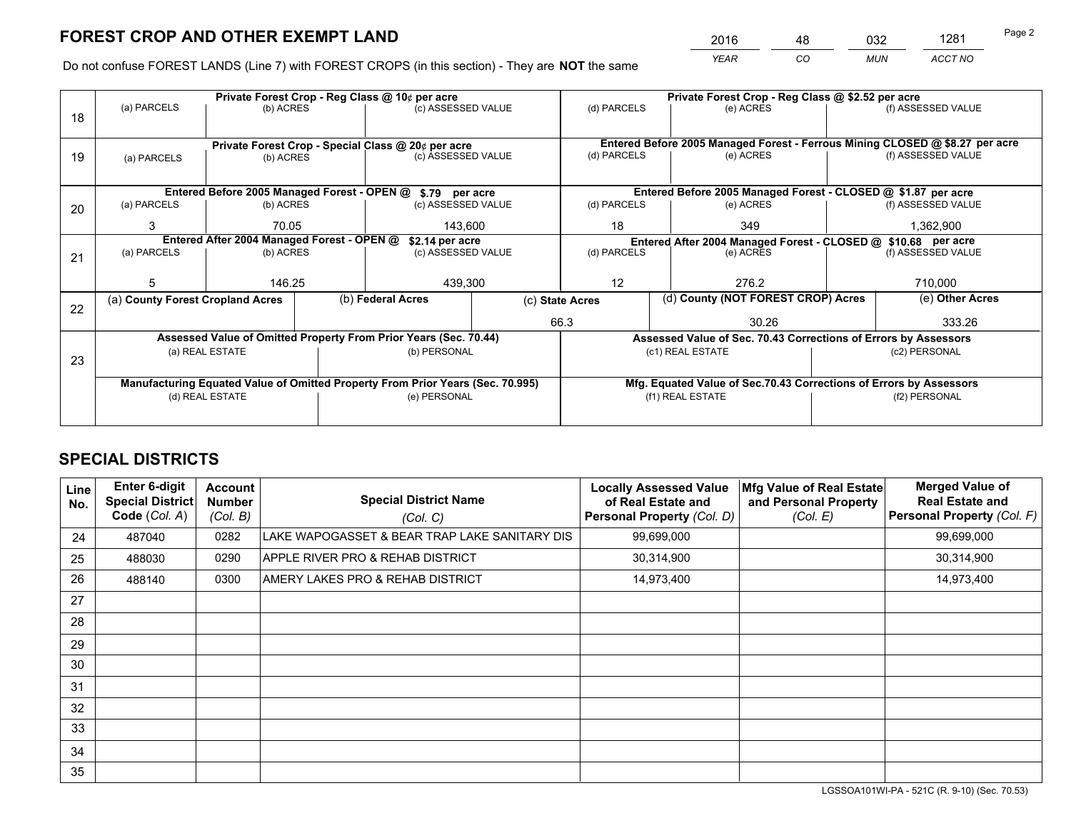# FOREST CROP AND OTHER EXEMPT LAND

| 2016 | 48 | 032 | 1281 |
|---|---|---|---|
| YEAR | CO | MUN | ACCT NO |

Do not confuse FOREST LANDS (Line 7) with FOREST CROPS (in this section) - They are **NOT** the same

| Line | Private Forest Crop - Reg Class @ 10¢ per acre | | | Private Forest Crop - Reg Class @ $2.52 per acre | | |
|---|---|---|---|---|---|---|
| 18 | (a) PARCELS | (b) ACRES | (c) ASSESSED VALUE | (d) PARCELS | (e) ACRES | (f) ASSESSED VALUE |
| | | | | | | |
| | **Private Forest Crop - Special Class @ 20¢ per acre** | | | **Entered Before 2005 Managed Forest - Ferrous Mining CLOSED @ $8.27 per acre** | | |
| 19 | (a) PARCELS | (b) ACRES | (c) ASSESSED VALUE | (d) PARCELS | (e) ACRES | (f) ASSESSED VALUE |
| | | | | | | |
| | **Entered Before 2005 Managed Forest - OPEN @ $.79 per acre** | | | **Entered Before 2005 Managed Forest - CLOSED @ $1.87 per acre** | | |
| 20 | (a) PARCELS | (b) ACRES | (c) ASSESSED VALUE | (d) PARCELS | (e) ACRES | (f) ASSESSED VALUE |
| | 3 | 70.05 | 143,600 | 18 | 349 | 1,362,900 |
| | **Entered After 2004 Managed Forest - OPEN @ $2.14 per acre** | | | **Entered After 2004 Managed Forest - CLOSED @ $10.68 per acre** | | |
| 21 | (a) PARCELS | (b) ACRES | (c) ASSESSED VALUE | (d) PARCELS | (e) ACRES | (f) ASSESSED VALUE |
| | 5 | 146.25 | 439,300 | 12 | 276.2 | 710,000 |

| Line | (a) County Forest Cropland Acres | (b) Federal Acres | (c) State Acres | (d) County (NOT FOREST CROP) Acres | (e) Other Acres |
|---|---|---|---|---|---|
| 22 | | | 66.3 | 30.26 | 333.26 |

| Line | Assessed Value of Omitted Property From Prior Years (Sec. 70.44) | | Assessed Value of Sec. 70.43 Corrections of Errors by Assessors | |
|---|---|---|---|---|
| 23 | (a) REAL ESTATE | (b) PERSONAL | (c1) REAL ESTATE | (c2) PERSONAL |
| | | | | |
| | **Manufacturing Equated Value of Omitted Property From Prior Years (Sec. 70.995)** | | **Mfg. Equated Value of Sec.70.43 Corrections of Errors by Assessors** | |
| | (d) REAL ESTATE | (e) PERSONAL | (f1) REAL ESTATE | (f2) PERSONAL |
| | | | | |

# SPECIAL DISTRICTS

| Line No. | Enter 6-digit Special District Code (Col. A) | Account Number (Col. B) | Special District Name (Col. C) | Locally Assessed Value of Real Estate and Personal Property (Col. D) | Mfg Value of Real Estate and Personal Property (Col. E) | Merged Value of Real Estate and Personal Property (Col. F) |
|---|---|---|---|---|---|---|
| 24 | 487040 | 0282 | LAKE WAPOGASSET & BEAR TRAP LAKE SANITARY DIS | 99,699,000 | | 99,699,000 |
| 25 | 488030 | 0290 | APPLE RIVER PRO & REHAB DISTRICT | 30,314,900 | | 30,314,900 |
| 26 | 488140 | 0300 | AMERY LAKES PRO & REHAB DISTRICT | 14,973,400 | | 14,973,400 |
| 27 | | | | | | |
| 28 | | | | | | |
| 29 | | | | | | |
| 30 | | | | | | |
| 31 | | | | | | |
| 32 | | | | | | |
| 33 | | | | | | |
| 34 | | | | | | |
| 35 | | | | | | |

LGSSOA101WI-PA - 521C (R. 9-10) (Sec. 70.53)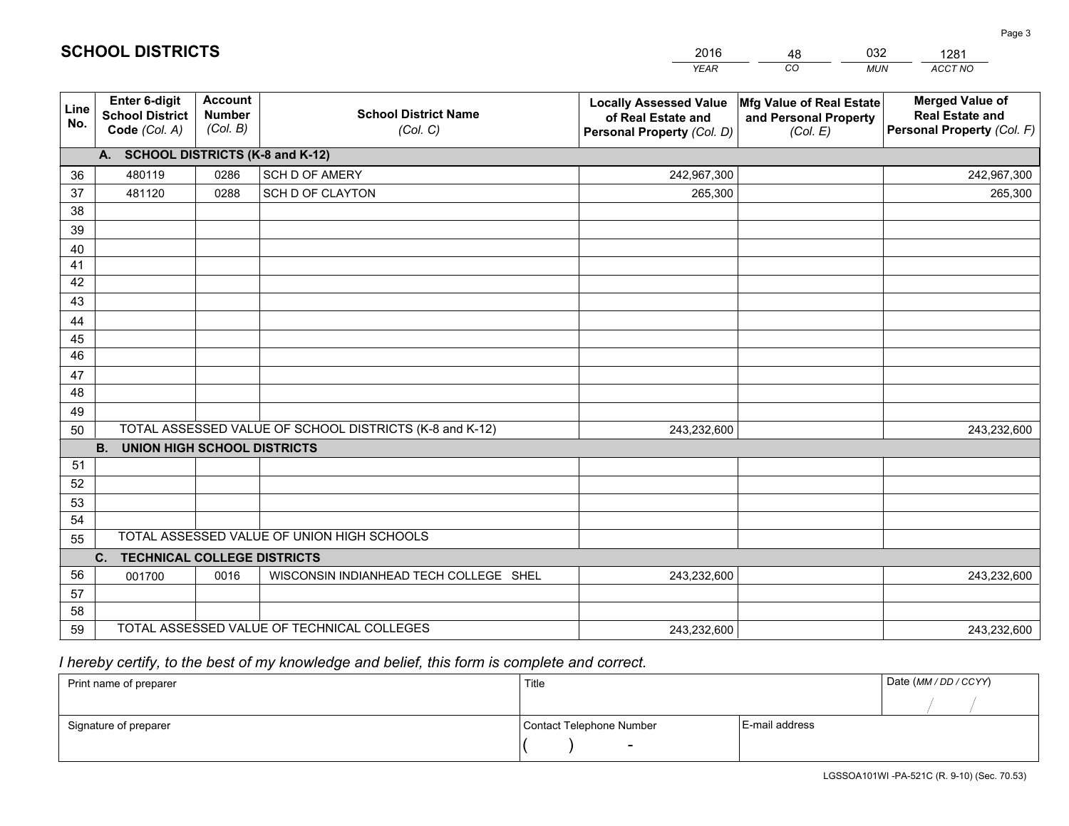## SCHOOL DISTRICTS

| 2016 | 48 | 032 | 1281 |
|---|---|---|---|
| *YEAR* | *CO* | *MUN* | *ACCT NO* |

| Line No. | Enter 6-digit School District Code *(Col. A)* | Account Number *(Col. B)* | School District Name *(Col. C)* | Locally Assessed Value of Real Estate and Personal Property *(Col. D)* | Mfg Value of Real Estate and Personal Property *(Col. E)* | Merged Value of Real Estate and Personal Property *(Col. F)* |
|---|---|---|---|---|---|---|
| **A. SCHOOL DISTRICTS (K-8 and K-12)** | | | | | | |
| 36 | 480119 | 0286 | SCH D OF AMERY | 242,967,300 | | 242,967,300 |
| 37 | 481120 | 0288 | SCH D OF CLAYTON | 265,300 | | 265,300 |
| 38 | | | | | | |
| 39 | | | | | | |
| 40 | | | | | | |
| 41 | | | | | | |
| 42 | | | | | | |
| 43 | | | | | | |
| 44 | | | | | | |
| 45 | | | | | | |
| 46 | | | | | | |
| 47 | | | | | | |
| 48 | | | | | | |
| 49 | | | | | | |
| 50 | TOTAL ASSESSED VALUE OF SCHOOL DISTRICTS (K-8 and K-12) | | | 243,232,600 | | 243,232,600 |
| **B. UNION HIGH SCHOOL DISTRICTS** | | | | | | |
| 51 | | | | | | |
| 52 | | | | | | |
| 53 | | | | | | |
| 54 | | | | | | |
| 55 | TOTAL ASSESSED VALUE OF UNION HIGH SCHOOLS | | | | | |
| **C. TECHNICAL COLLEGE DISTRICTS** | | | | | | |
| 56 | 001700 | 0016 | WISCONSIN INDIANHEAD TECH COLLEGE SHEL | 243,232,600 | | 243,232,600 |
| 57 | | | | | | |
| 58 | | | | | | |
| 59 | TOTAL ASSESSED VALUE OF TECHNICAL COLLEGES | | | 243,232,600 | | 243,232,600 |

*I hereby certify, to the best of my knowledge and belief, this form is complete and correct.*

| Print name of preparer | Title | | Date *(MM / DD / CCYY)* |
|---|---|---|---|
| | | | / / |
| Signature of preparer | Contact Telephone Number | E-mail address | |
| | ( ) - | | |

LGSSOA101WI -PA-521C (R. 9-10) (Sec. 70.53)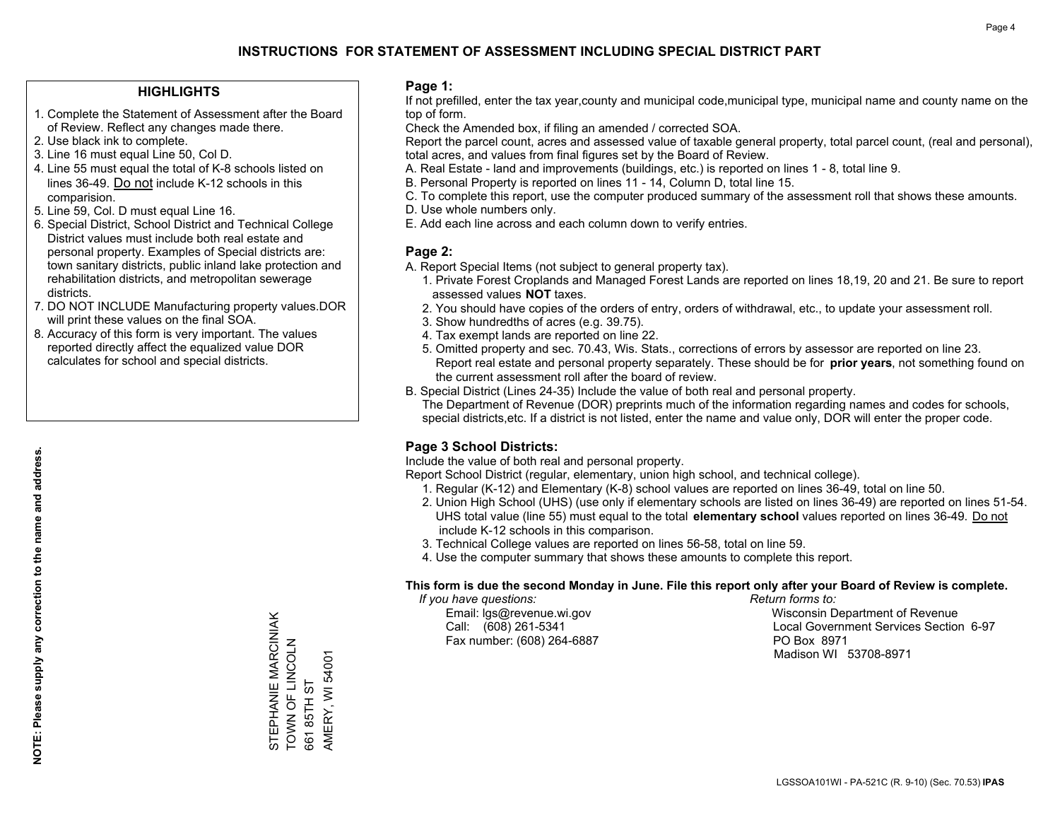# INSTRUCTIONS FOR STATEMENT OF ASSESSMENT INCLUDING SPECIAL DISTRICT PART

## HIGHLIGHTS

1. Complete the Statement of Assessment after the Board of Review. Reflect any changes made there.
2. Use black ink to complete.
3. Line 16 must equal Line 50, Col D.
4. Line 55 must equal the total of K-8 schools listed on lines 36-49. Do not include K-12 schools in this comparision.
5. Line 59, Col. D must equal Line 16.
6. Special District, School District and Technical College District values must include both real estate and personal property. Examples of Special districts are: town sanitary districts, public inland lake protection and rehabilitation districts, and metropolitan sewerage districts.
7. DO NOT INCLUDE Manufacturing property values.DOR will print these values on the final SOA.
8. Accuracy of this form is very important. The values reported directly affect the equalized value DOR calculates for school and special districts.

**NOTE: Please supply any correction to the name and address.**

STEPHANIE MARCINIAK
TOWN OF LINCOLN
661 85TH ST
AMERY, WI 54001

## Page 1:

If not prefilled, enter the tax year,county and municipal code,municipal type, municipal name and county name on the top of form.

Check the Amended box, if filing an amended / corrected SOA.

Report the parcel count, acres and assessed value of taxable general property, total parcel count, (real and personal), total acres, and values from final figures set by the Board of Review.

A. Real Estate - land and improvements (buildings, etc.) is reported on lines 1 - 8, total line 9.
B. Personal Property is reported on lines 11 - 14, Column D, total line 15.
C. To complete this report, use the computer produced summary of the assessment roll that shows these amounts.
D. Use whole numbers only.
E. Add each line across and each column down to verify entries.

## Page 2:

A. Report Special Items (not subject to general property tax).
   1. Private Forest Croplands and Managed Forest Lands are reported on lines 18,19, 20 and 21. Be sure to report assessed values **NOT** taxes.
   2. You should have copies of the orders of entry, orders of withdrawal, etc., to update your assessment roll.
   3. Show hundredths of acres (e.g. 39.75).
   4. Tax exempt lands are reported on line 22.
   5. Omitted property and sec. 70.43, Wis. Stats., corrections of errors by assessor are reported on line 23. Report real estate and personal property separately. These should be for **prior years**, not something found on the current assessment roll after the board of review.
B. Special District (Lines 24-35) Include the value of both real and personal property.
   The Department of Revenue (DOR) preprints much of the information regarding names and codes for schools, special districts,etc. If a district is not listed, enter the name and value only, DOR will enter the proper code.

## Page 3 School Districts:

Include the value of both real and personal property.

Report School District (regular, elementary, union high school, and technical college).

1. Regular (K-12) and Elementary (K-8) school values are reported on lines 36-49, total on line 50.
2. Union High School (UHS) (use only if elementary schools are listed on lines 36-49) are reported on lines 51-54. UHS total value (line 55) must equal to the total **elementary school** values reported on lines 36-49. Do not include K-12 schools in this comparison.
3. Technical College values are reported on lines 56-58, total on line 59.
4. Use the computer summary that shows these amounts to complete this report.

**This form is due the second Monday in June. File this report only after your Board of Review is complete.**

*If you have questions:*
Email: lgs@revenue.wi.gov
Call: (608) 261-5341
Fax number: (608) 264-6887

*Return forms to:*
Wisconsin Department of Revenue
Local Government Services Section 6-97
PO Box 8971
Madison WI 53708-8971

LGSSOA101WI - PA-521C (R. 9-10) (Sec. 70.53) **IPAS**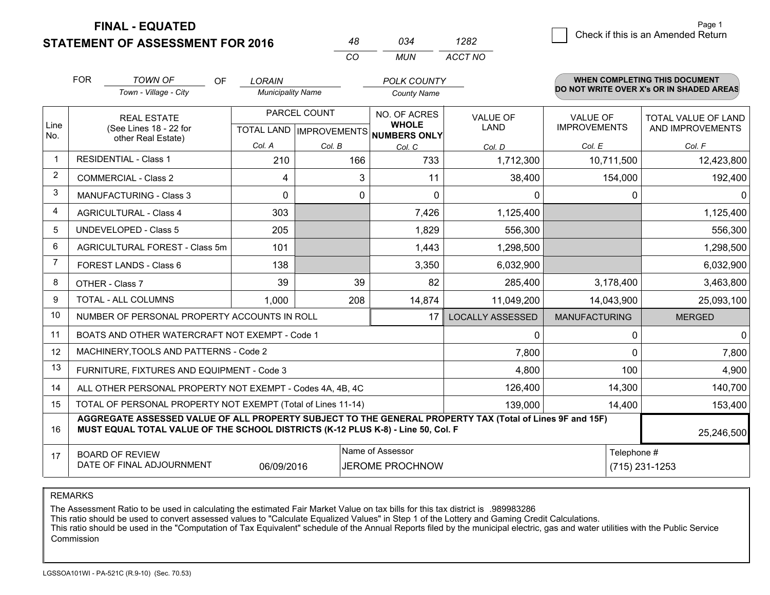**FINAL - EQUATED**
**STATEMENT OF ASSESSMENT FOR 2016**

| 48 | 034 | 1282 |
|---|---|---|
| CO | MUN | ACCT NO |

☐ Check if this is an Amended Return

FOR *TOWN OF* (Town - Village - City) OF *LORAIN* (Municipality Name) *POLK COUNTY* (County Name)

**WHEN COMPLETING THIS DOCUMENT DO NOT WRITE OVER X's OR IN SHADED AREAS**

| Line No. | REAL ESTATE (See Lines 18 - 22 for other Real Estate) | PARCEL COUNT TOTAL LAND Col. A | PARCEL COUNT IMPROVEMENTS Col. B | NO. OF ACRES WHOLE NUMBERS ONLY Col. C | VALUE OF LAND Col. D | VALUE OF IMPROVEMENTS Col. E | TOTAL VALUE OF LAND AND IMPROVEMENTS Col. F |
|---|---|---|---|---|---|---|---|
| 1 | RESIDENTIAL - Class 1 | 210 | 166 | 733 | 1,712,300 | 10,711,500 | 12,423,800 |
| 2 | COMMERCIAL - Class 2 | 4 | 3 | 11 | 38,400 | 154,000 | 192,400 |
| 3 | MANUFACTURING - Class 3 | 0 | 0 | 0 | 0 | 0 | 0 |
| 4 | AGRICULTURAL - Class 4 | 303 | | 7,426 | 1,125,400 | | 1,125,400 |
| 5 | UNDEVELOPED - Class 5 | 205 | | 1,829 | 556,300 | | 556,300 |
| 6 | AGRICULTURAL FOREST - Class 5m | 101 | | 1,443 | 1,298,500 | | 1,298,500 |
| 7 | FOREST LANDS - Class 6 | 138 | | 3,350 | 6,032,900 | | 6,032,900 |
| 8 | OTHER - Class 7 | 39 | 39 | 82 | 285,400 | 3,178,400 | 3,463,800 |
| 9 | TOTAL - ALL COLUMNS | 1,000 | 208 | 14,874 | 11,049,200 | 14,043,900 | 25,093,100 |
| 10 | NUMBER OF PERSONAL PROPERTY ACCOUNTS IN ROLL | | | 17 | LOCALLY ASSESSED | MANUFACTURING | MERGED |
| 11 | BOATS AND OTHER WATERCRAFT NOT EXEMPT - Code 1 | | | | 0 | 0 | 0 |
| 12 | MACHINERY,TOOLS AND PATTERNS - Code 2 | | | | 7,800 | 0 | 7,800 |
| 13 | FURNITURE, FIXTURES AND EQUIPMENT - Code 3 | | | | 4,800 | 100 | 4,900 |
| 14 | ALL OTHER PERSONAL PROPERTY NOT EXEMPT - Codes 4A, 4B, 4C | | | | 126,400 | 14,300 | 140,700 |
| 15 | TOTAL OF PERSONAL PROPERTY NOT EXEMPT (Total of Lines 11-14) | | | | 139,000 | 14,400 | 153,400 |
| 16 | **AGGREGATE ASSESSED VALUE OF ALL PROPERTY SUBJECT TO THE GENERAL PROPERTY TAX (Total of Lines 9F and 15F) MUST EQUAL TOTAL VALUE OF THE SCHOOL DISTRICTS (K-12 PLUS K-8) - Line 50, Col. F** | | | | | | 25,246,500 |
| 17 | BOARD OF REVIEW DATE OF FINAL ADJOURNMENT | 06/09/2016 | | Name of Assessor: JEROME PROCHNOW | | Telephone #: (715) 231-1253 | |

REMARKS

The Assessment Ratio to be used in calculating the estimated Fair Market Value on tax bills for this tax district is .989983286
This ratio should be used to convert assessed values to "Calculate Equalized Values" in Step 1 of the Lottery and Gaming Credit Calculations.
This ratio should be used in the "Computation of Tax Equivalent" schedule of the Annual Reports filed by the municipal electric, gas and water utilities with the Public Service Commission

LGSSOA101WI - PA-521C (R.9-10) (Sec. 70.53)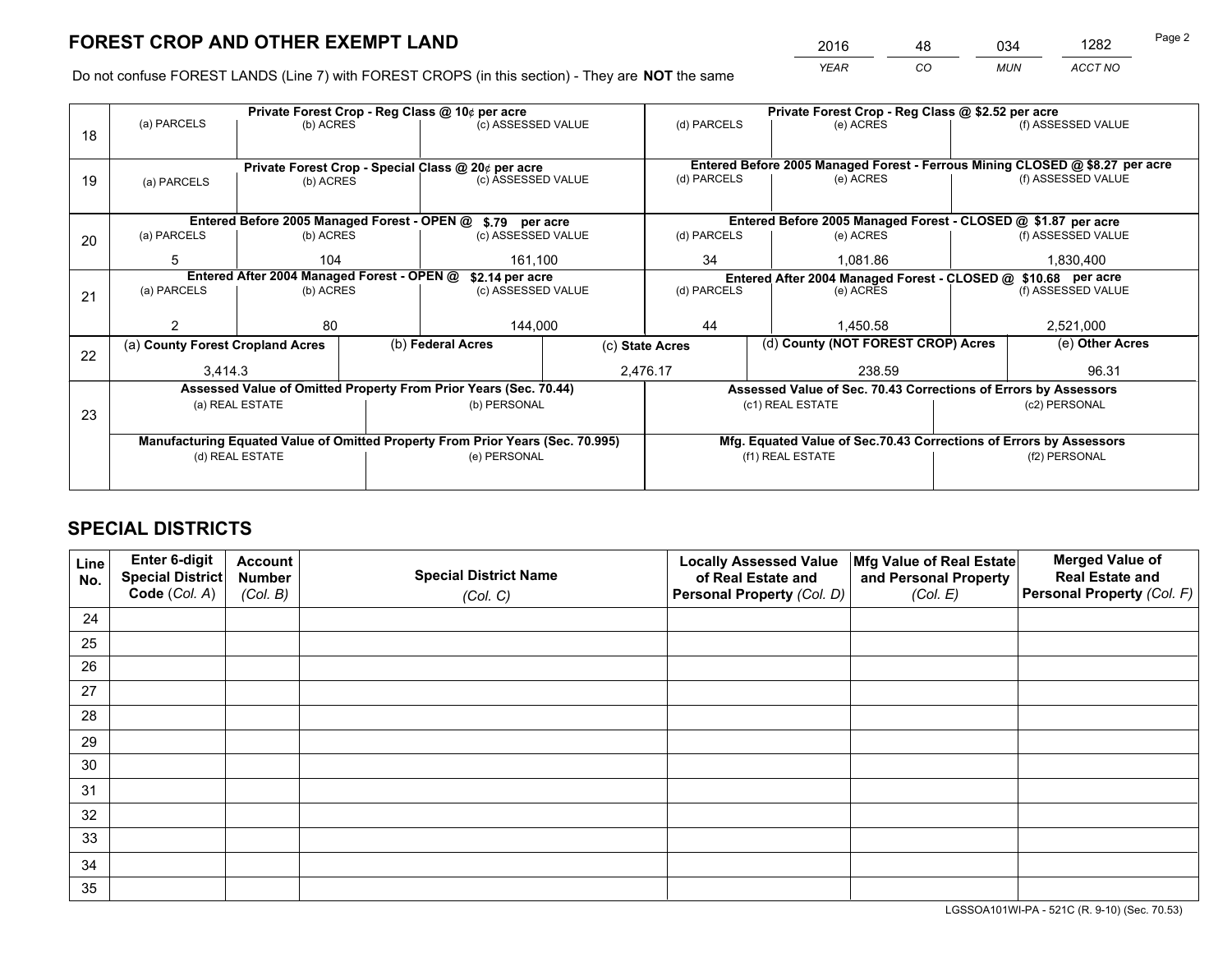# FOREST CROP AND OTHER EXEMPT LAND

| 2016 | 48 | 034 | 1282 |
|---|---|---|---|
| YEAR | CO | MUN | ACCT NO |

Do not confuse FOREST LANDS (Line 7) with FOREST CROPS (in this section) - They are **NOT** the same

| Line | Private Forest Crop - Reg Class @ 10¢ per acre | | | Private Forest Crop - Reg Class @ $2.52 per acre | | |
|---|---|---|---|---|---|---|
| 18 | (a) PARCELS | (b) ACRES | (c) ASSESSED VALUE | (d) PARCELS | (e) ACRES | (f) ASSESSED VALUE |
| | | | | | | |
| | **Private Forest Crop - Special Class @ 20¢ per acre** | | | **Entered Before 2005 Managed Forest - Ferrous Mining CLOSED @ $8.27 per acre** | | |
| 19 | (a) PARCELS | (b) ACRES | (c) ASSESSED VALUE | (d) PARCELS | (e) ACRES | (f) ASSESSED VALUE |
| | | | | | | |
| | **Entered Before 2005 Managed Forest - OPEN @ $.79 per acre** | | | **Entered Before 2005 Managed Forest - CLOSED @ $1.87 per acre** | | |
| 20 | (a) PARCELS | (b) ACRES | (c) ASSESSED VALUE | (d) PARCELS | (e) ACRES | (f) ASSESSED VALUE |
| | 5 | 104 | 161,100 | 34 | 1,081.86 | 1,830,400 |
| | **Entered After 2004 Managed Forest - OPEN @ $2.14 per acre** | | | **Entered After 2004 Managed Forest - CLOSED @ $10.68 per acre** | | |
| 21 | (a) PARCELS | (b) ACRES | (c) ASSESSED VALUE | (d) PARCELS | (e) ACRES | (f) ASSESSED VALUE |
| | 2 | 80 | 144,000 | 44 | 1,450.58 | 2,521,000 |

| Line | (a) County Forest Cropland Acres | (b) Federal Acres | (c) State Acres | (d) County (NOT FOREST CROP) Acres | (e) Other Acres |
|---|---|---|---|---|---|
| 22 | 3,414.3 | | 2,476.17 | 238.59 | 96.31 |

| Line | Assessed Value of Omitted Property From Prior Years (Sec. 70.44) | | Assessed Value of Sec. 70.43 Corrections of Errors by Assessors | |
|---|---|---|---|---|
| 23 | (a) REAL ESTATE | (b) PERSONAL | (c1) REAL ESTATE | (c2) PERSONAL |
| | | | | |
| | **Manufacturing Equated Value of Omitted Property From Prior Years (Sec. 70.995)** | | **Mfg. Equated Value of Sec.70.43 Corrections of Errors by Assessors** | |
| | (d) REAL ESTATE | (e) PERSONAL | (f1) REAL ESTATE | (f2) PERSONAL |
| | | | | |

# SPECIAL DISTRICTS

| Line No. | Enter 6-digit Special District Code (Col. A) | Account Number (Col. B) | Special District Name (Col. C) | Locally Assessed Value of Real Estate and Personal Property (Col. D) | Mfg Value of Real Estate and Personal Property (Col. E) | Merged Value of Real Estate and Personal Property (Col. F) |
|---|---|---|---|---|---|---|
| 24 | | | | | | |
| 25 | | | | | | |
| 26 | | | | | | |
| 27 | | | | | | |
| 28 | | | | | | |
| 29 | | | | | | |
| 30 | | | | | | |
| 31 | | | | | | |
| 32 | | | | | | |
| 33 | | | | | | |
| 34 | | | | | | |
| 35 | | | | | | |

LGSSOA101WI-PA - 521C (R. 9-10) (Sec. 70.53)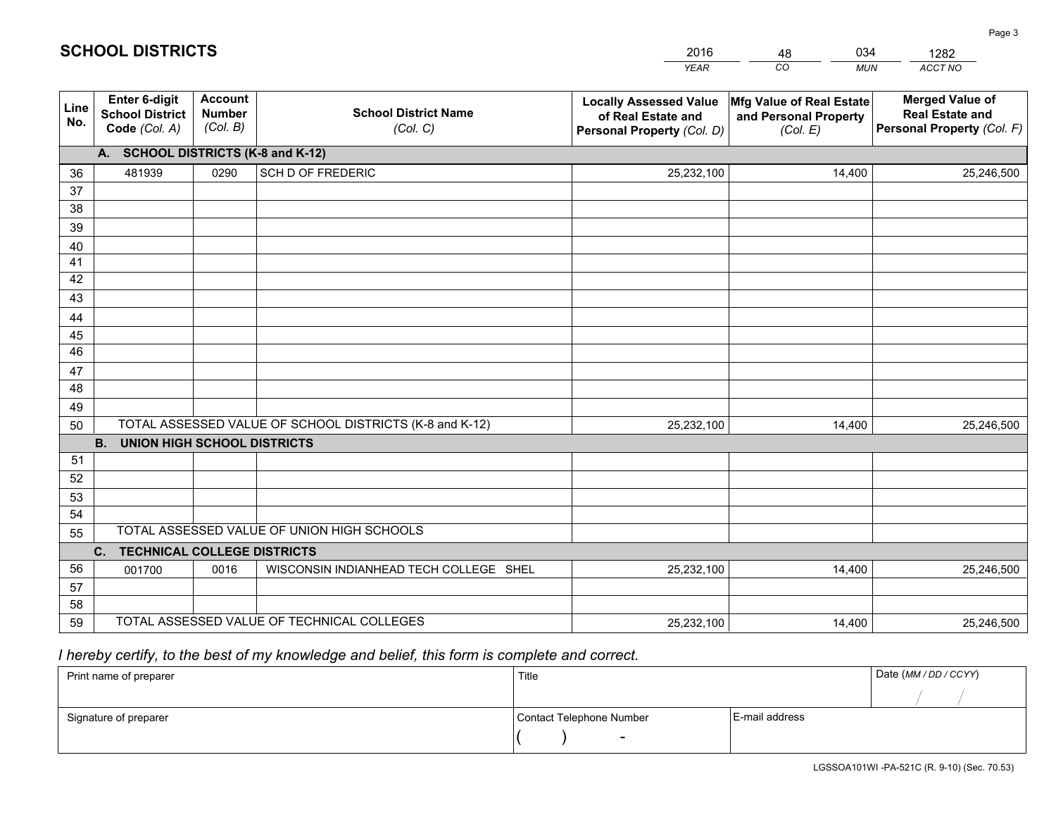# SCHOOL DISTRICTS

| 2016 | 48 | 034 | 1282 |
|---|---|---|---|
| *YEAR* | *CO* | *MUN* | *ACCT NO* |

| Line No. | Enter 6-digit School District Code *(Col. A)* | Account Number *(Col. B)* | School District Name *(Col. C)* | Locally Assessed Value of Real Estate and Personal Property *(Col. D)* | Mfg Value of Real Estate and Personal Property *(Col. E)* | Merged Value of Real Estate and Personal Property *(Col. F)* |
|---|---|---|---|---|---|---|
| **A. SCHOOL DISTRICTS (K-8 and K-12)** | | | | | | |
| 36 | 481939 | 0290 | SCH D OF FREDERIC | 25,232,100 | 14,400 | 25,246,500 |
| 37 | | | | | | |
| 38 | | | | | | |
| 39 | | | | | | |
| 40 | | | | | | |
| 41 | | | | | | |
| 42 | | | | | | |
| 43 | | | | | | |
| 44 | | | | | | |
| 45 | | | | | | |
| 46 | | | | | | |
| 47 | | | | | | |
| 48 | | | | | | |
| 49 | | | | | | |
| 50 | TOTAL ASSESSED VALUE OF SCHOOL DISTRICTS (K-8 and K-12) | | | 25,232,100 | 14,400 | 25,246,500 |
| **B. UNION HIGH SCHOOL DISTRICTS** | | | | | | |
| 51 | | | | | | |
| 52 | | | | | | |
| 53 | | | | | | |
| 54 | | | | | | |
| 55 | TOTAL ASSESSED VALUE OF UNION HIGH SCHOOLS | | | | | |
| **C. TECHNICAL COLLEGE DISTRICTS** | | | | | | |
| 56 | 001700 | 0016 | WISCONSIN INDIANHEAD TECH COLLEGE SHEL | 25,232,100 | 14,400 | 25,246,500 |
| 57 | | | | | | |
| 58 | | | | | | |
| 59 | TOTAL ASSESSED VALUE OF TECHNICAL COLLEGES | | | 25,232,100 | 14,400 | 25,246,500 |

*I hereby certify, to the best of my knowledge and belief, this form is complete and correct.*

| Print name of preparer | Title | | Date *(MM / DD / CCYY)* |
|---|---|---|---|
| | | | / / |
| Signature of preparer | Contact Telephone Number | E-mail address | |
| | ( ) - | | |

LGSSOA101WI -PA-521C (R. 9-10) (Sec. 70.53)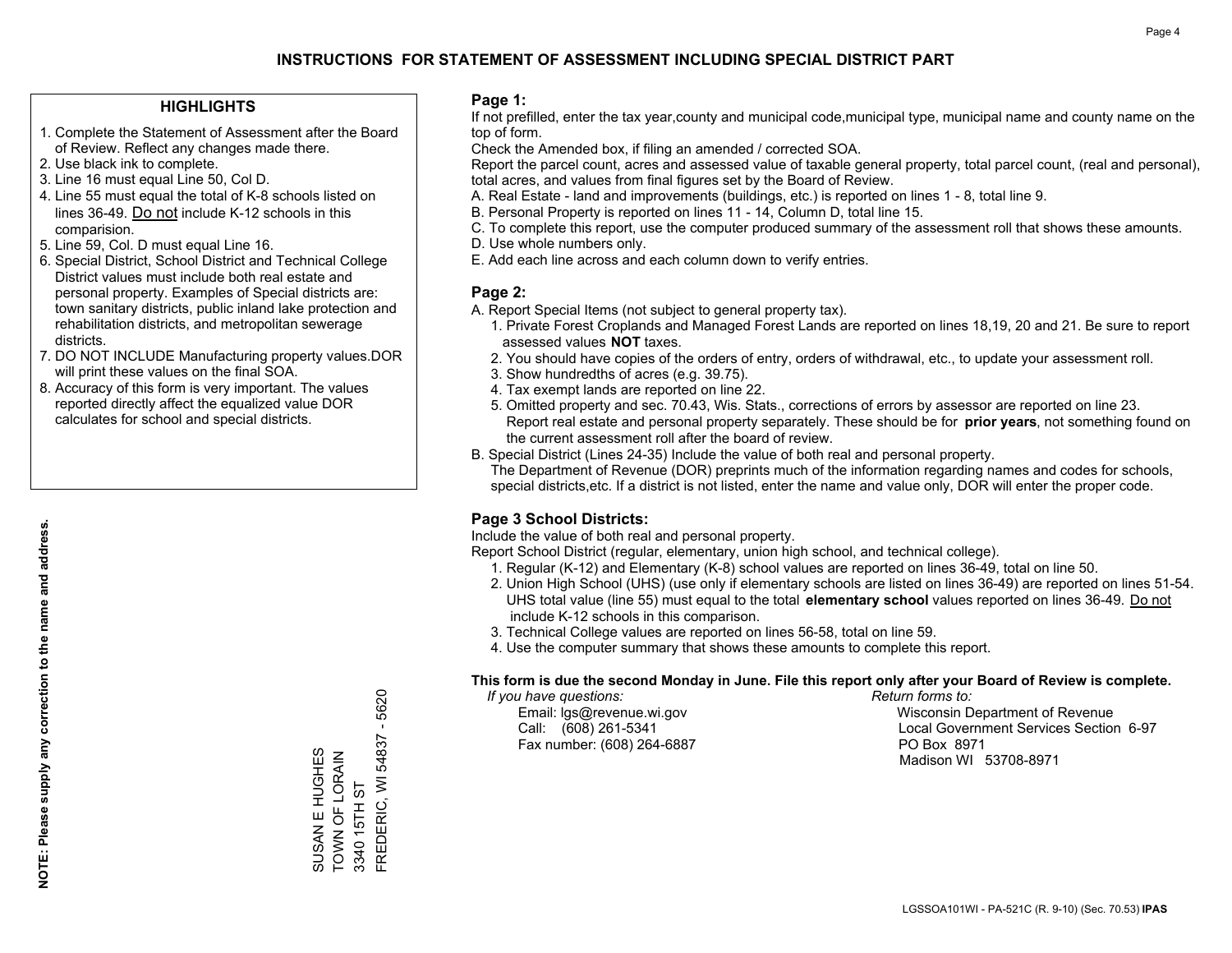# INSTRUCTIONS FOR STATEMENT OF ASSESSMENT INCLUDING SPECIAL DISTRICT PART

## HIGHLIGHTS

1. Complete the Statement of Assessment after the Board of Review. Reflect any changes made there.
2. Use black ink to complete.
3. Line 16 must equal Line 50, Col D.
4. Line 55 must equal the total of K-8 schools listed on lines 36-49. Do not include K-12 schools in this comparision.
5. Line 59, Col. D must equal Line 16.
6. Special District, School District and Technical College District values must include both real estate and personal property. Examples of Special districts are: town sanitary districts, public inland lake protection and rehabilitation districts, and metropolitan sewerage districts.
7. DO NOT INCLUDE Manufacturing property values.DOR will print these values on the final SOA.
8. Accuracy of this form is very important. The values reported directly affect the equalized value DOR calculates for school and special districts.

**NOTE: Please supply any correction to the name and address.**

SUSAN E HUGHES
TOWN OF LORAIN
3340 15TH ST
FREDERIC, WI 54837 - 5620

## Page 1:

If not prefilled, enter the tax year,county and municipal code,municipal type, municipal name and county name on the top of form.

Check the Amended box, if filing an amended / corrected SOA.

Report the parcel count, acres and assessed value of taxable general property, total parcel count, (real and personal), total acres, and values from final figures set by the Board of Review.

A. Real Estate - land and improvements (buildings, etc.) is reported on lines 1 - 8, total line 9.

B. Personal Property is reported on lines 11 - 14, Column D, total line 15.

C. To complete this report, use the computer produced summary of the assessment roll that shows these amounts.

D. Use whole numbers only.

E. Add each line across and each column down to verify entries.

## Page 2:

A. Report Special Items (not subject to general property tax).

1. Private Forest Croplands and Managed Forest Lands are reported on lines 18,19, 20 and 21. Be sure to report assessed values **NOT** taxes.
2. You should have copies of the orders of entry, orders of withdrawal, etc., to update your assessment roll.
3. Show hundredths of acres (e.g. 39.75).
4. Tax exempt lands are reported on line 22.
5. Omitted property and sec. 70.43, Wis. Stats., corrections of errors by assessor are reported on line 23. Report real estate and personal property separately. These should be for **prior years**, not something found on the current assessment roll after the board of review.

B. Special District (Lines 24-35) Include the value of both real and personal property.

The Department of Revenue (DOR) preprints much of the information regarding names and codes for schools, special districts,etc. If a district is not listed, enter the name and value only, DOR will enter the proper code.

## Page 3 School Districts:

Include the value of both real and personal property.

Report School District (regular, elementary, union high school, and technical college).

1. Regular (K-12) and Elementary (K-8) school values are reported on lines 36-49, total on line 50.
2. Union High School (UHS) (use only if elementary schools are listed on lines 36-49) are reported on lines 51-54. UHS total value (line 55) must equal to the total **elementary school** values reported on lines 36-49. Do not include K-12 schools in this comparison.
3. Technical College values are reported on lines 56-58, total on line 59.
4. Use the computer summary that shows these amounts to complete this report.

**This form is due the second Monday in June. File this report only after your Board of Review is complete.**

*If you have questions:*
Email: lgs@revenue.wi.gov
Call: (608) 261-5341
Fax number: (608) 264-6887

*Return forms to:*
Wisconsin Department of Revenue
Local Government Services Section 6-97
PO Box 8971
Madison WI 53708-8971

LGSSOA101WI - PA-521C (R. 9-10) (Sec. 70.53) **IPAS**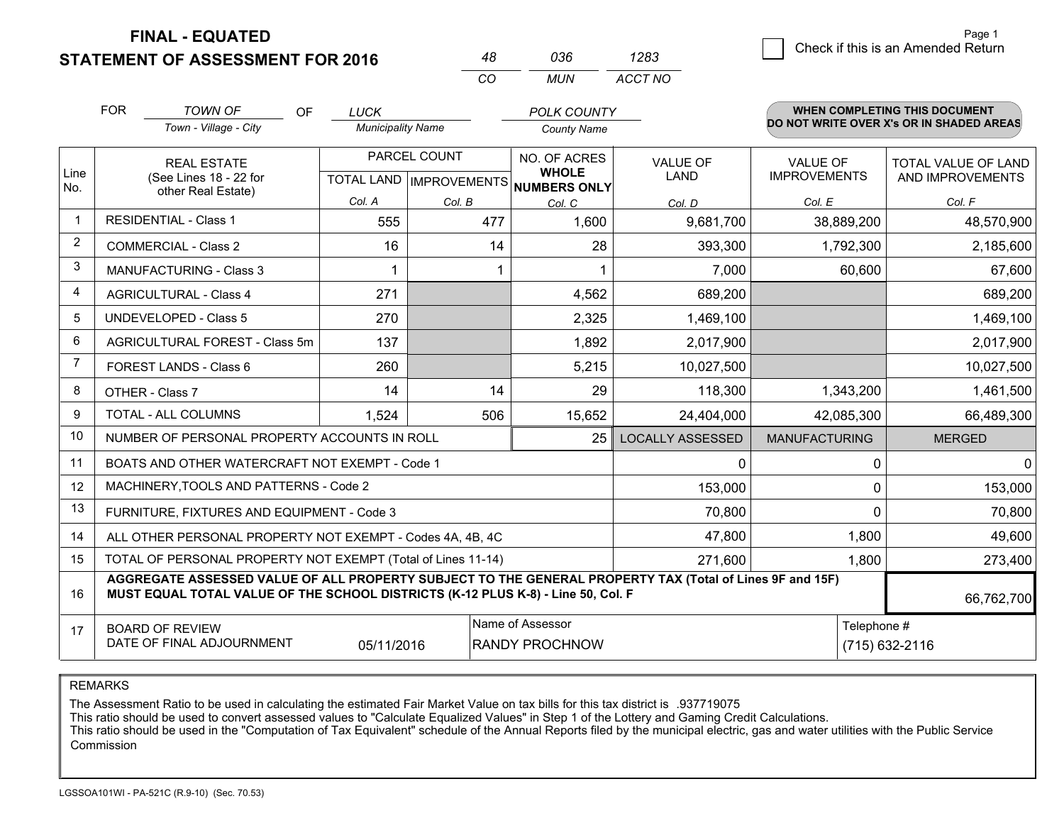# FINAL - EQUATED
## STATEMENT OF ASSESSMENT FOR 2016

| 48 | 036 | 1283 |
|---|---|---|
| CO | MUN | ACCT NO |

Page 1

☐ Check if this is an Amended Return

FOR *TOWN OF* (Town - Village - City) OF *LUCK* (Municipality Name) *POLK COUNTY* (County Name)

**WHEN COMPLETING THIS DOCUMENT DO NOT WRITE OVER X's OR IN SHADED AREAS**

| Line No. | REAL ESTATE (See Lines 18 - 22 for other Real Estate) | PARCEL COUNT TOTAL LAND Col. A | PARCEL COUNT IMPROVEMENTS Col. B | NO. OF ACRES WHOLE NUMBERS ONLY Col. C | VALUE OF LAND Col. D | VALUE OF IMPROVEMENTS Col. E | TOTAL VALUE OF LAND AND IMPROVEMENTS Col. F |
|---|---|---|---|---|---|---|---|
| 1 | RESIDENTIAL - Class 1 | 555 | 477 | 1,600 | 9,681,700 | 38,889,200 | 48,570,900 |
| 2 | COMMERCIAL - Class 2 | 16 | 14 | 28 | 393,300 | 1,792,300 | 2,185,600 |
| 3 | MANUFACTURING - Class 3 | 1 | 1 | 1 | 7,000 | 60,600 | 67,600 |
| 4 | AGRICULTURAL - Class 4 | 271 | | 4,562 | 689,200 | | 689,200 |
| 5 | UNDEVELOPED - Class 5 | 270 | | 2,325 | 1,469,100 | | 1,469,100 |
| 6 | AGRICULTURAL FOREST - Class 5m | 137 | | 1,892 | 2,017,900 | | 2,017,900 |
| 7 | FOREST LANDS - Class 6 | 260 | | 5,215 | 10,027,500 | | 10,027,500 |
| 8 | OTHER - Class 7 | 14 | 14 | 29 | 118,300 | 1,343,200 | 1,461,500 |
| 9 | TOTAL - ALL COLUMNS | 1,524 | 506 | 15,652 | 24,404,000 | 42,085,300 | 66,489,300 |
| 10 | NUMBER OF PERSONAL PROPERTY ACCOUNTS IN ROLL | | | 25 | LOCALLY ASSESSED | MANUFACTURING | MERGED |
| 11 | BOATS AND OTHER WATERCRAFT NOT EXEMPT - Code 1 | | | | 0 | 0 | 0 |
| 12 | MACHINERY,TOOLS AND PATTERNS - Code 2 | | | | 153,000 | 0 | 153,000 |
| 13 | FURNITURE, FIXTURES AND EQUIPMENT - Code 3 | | | | 70,800 | 0 | 70,800 |
| 14 | ALL OTHER PERSONAL PROPERTY NOT EXEMPT - Codes 4A, 4B, 4C | | | | 47,800 | 1,800 | 49,600 |
| 15 | TOTAL OF PERSONAL PROPERTY NOT EXEMPT (Total of Lines 11-14) | | | | 271,600 | 1,800 | 273,400 |
| 16 | **AGGREGATE ASSESSED VALUE OF ALL PROPERTY SUBJECT TO THE GENERAL PROPERTY TAX (Total of Lines 9F and 15F) MUST EQUAL TOTAL VALUE OF THE SCHOOL DISTRICTS (K-12 PLUS K-8) - Line 50, Col. F** | | | | | | 66,762,700 |
| 17 | BOARD OF REVIEW DATE OF FINAL ADJOURNMENT | 05/11/2016 | Name of Assessor: RANDY PROCHNOW | | | Telephone #: (715) 632-2116 | |

REMARKS

The Assessment Ratio to be used in calculating the estimated Fair Market Value on tax bills for this tax district is .937719075
This ratio should be used to convert assessed values to "Calculate Equalized Values" in Step 1 of the Lottery and Gaming Credit Calculations.
This ratio should be used in the "Computation of Tax Equivalent" schedule of the Annual Reports filed by the municipal electric, gas and water utilities with the Public Service Commission

LGSSOA101WI - PA-521C (R.9-10) (Sec. 70.53)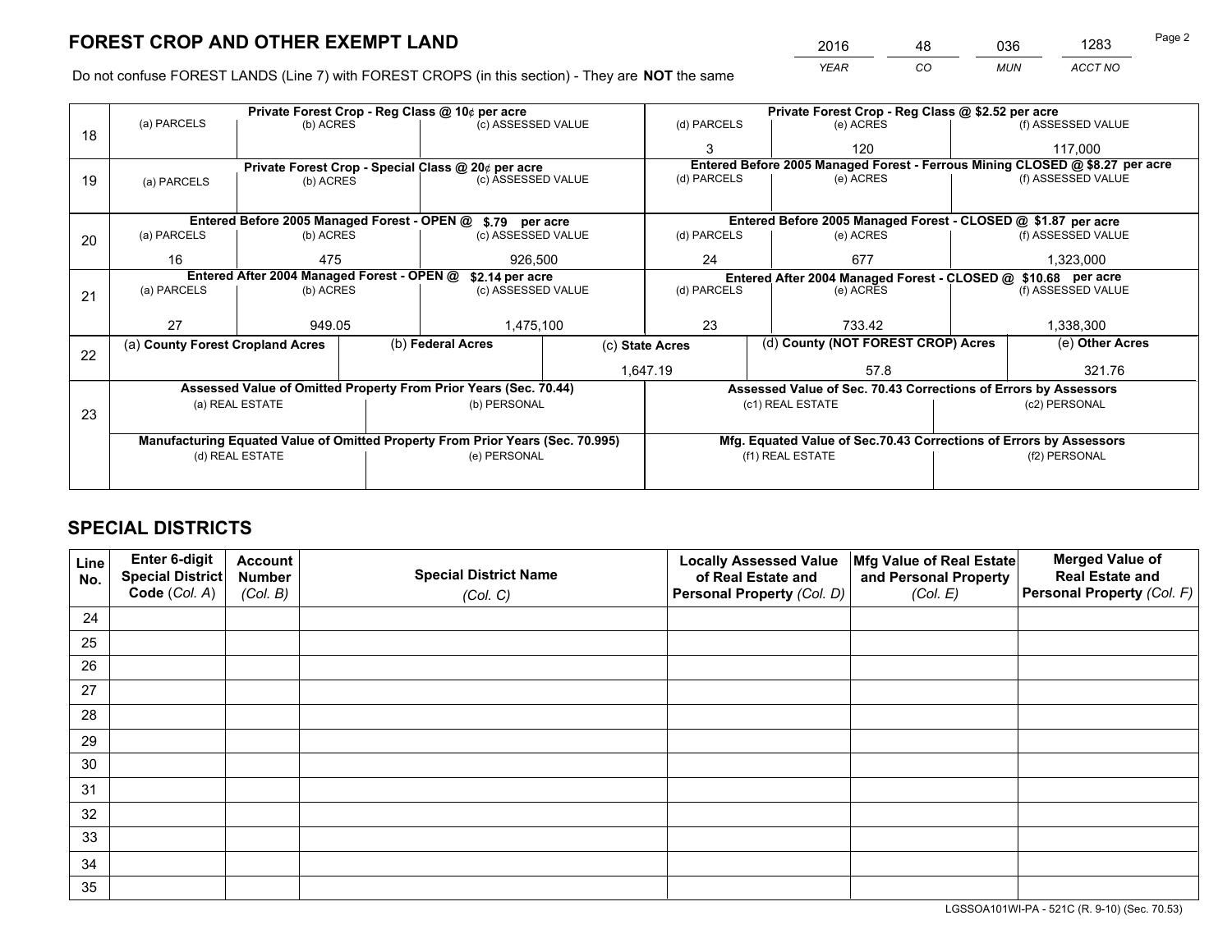# FOREST CROP AND OTHER EXEMPT LAND

| 2016 | 48 | 036 | 1283 |
|---|---|---|---|
| *YEAR* | *CO* | *MUN* | *ACCT NO* |

Do not confuse FOREST LANDS (Line 7) with FOREST CROPS (in this section) - They are **NOT** the same

| Line | Private Forest Crop - Reg Class @ 10¢ per acre | | | Private Forest Crop - Reg Class @ $2.52 per acre | | |
|---|---|---|---|---|---|---|
| 18 | (a) PARCELS | (b) ACRES | (c) ASSESSED VALUE | (d) PARCELS | (e) ACRES | (f) ASSESSED VALUE |
| | | | | 3 | 120 | 117,000 |
| | **Private Forest Crop - Special Class @ 20¢ per acre** | | | **Entered Before 2005 Managed Forest - Ferrous Mining CLOSED @ $8.27 per acre** | | |
| 19 | (a) PARCELS | (b) ACRES | (c) ASSESSED VALUE | (d) PARCELS | (e) ACRES | (f) ASSESSED VALUE |
| | | | | | | |
| | **Entered Before 2005 Managed Forest - OPEN @ $.79 per acre** | | | **Entered Before 2005 Managed Forest - CLOSED @ $1.87 per acre** | | |
| 20 | (a) PARCELS | (b) ACRES | (c) ASSESSED VALUE | (d) PARCELS | (e) ACRES | (f) ASSESSED VALUE |
| | 16 | 475 | 926,500 | 24 | 677 | 1,323,000 |
| | **Entered After 2004 Managed Forest - OPEN @ $2.14 per acre** | | | **Entered After 2004 Managed Forest - CLOSED @ $10.68 per acre** | | |
| 21 | (a) PARCELS | (b) ACRES | (c) ASSESSED VALUE | (d) PARCELS | (e) ACRES | (f) ASSESSED VALUE |
| | 27 | 949.05 | 1,475,100 | 23 | 733.42 | 1,338,300 |

| Line | (a) County Forest Cropland Acres | (b) Federal Acres | (c) State Acres | (d) County (NOT FOREST CROP) Acres | (e) Other Acres |
|---|---|---|---|---|---|
| 22 | | | 1,647.19 | 57.8 | 321.76 |

| Line | Assessed Value of Omitted Property From Prior Years (Sec. 70.44) | | Assessed Value of Sec. 70.43 Corrections of Errors by Assessors | |
|---|---|---|---|---|
| 23 | (a) REAL ESTATE | (b) PERSONAL | (c1) REAL ESTATE | (c2) PERSONAL |
| | | | | |
| | **Manufacturing Equated Value of Omitted Property From Prior Years (Sec. 70.995)** | | **Mfg. Equated Value of Sec.70.43 Corrections of Errors by Assessors** | |
| | (d) REAL ESTATE | (e) PERSONAL | (f1) REAL ESTATE | (f2) PERSONAL |
| | | | | |

# SPECIAL DISTRICTS

| Line No. | Enter 6-digit Special District Code (Col. A) | Account Number (Col. B) | Special District Name (Col. C) | Locally Assessed Value of Real Estate and Personal Property (Col. D) | Mfg Value of Real Estate and Personal Property (Col. E) | Merged Value of Real Estate and Personal Property (Col. F) |
|---|---|---|---|---|---|---|
| 24 | | | | | | |
| 25 | | | | | | |
| 26 | | | | | | |
| 27 | | | | | | |
| 28 | | | | | | |
| 29 | | | | | | |
| 30 | | | | | | |
| 31 | | | | | | |
| 32 | | | | | | |
| 33 | | | | | | |
| 34 | | | | | | |
| 35 | | | | | | |

LGSSOA101WI-PA - 521C (R. 9-10) (Sec. 70.53)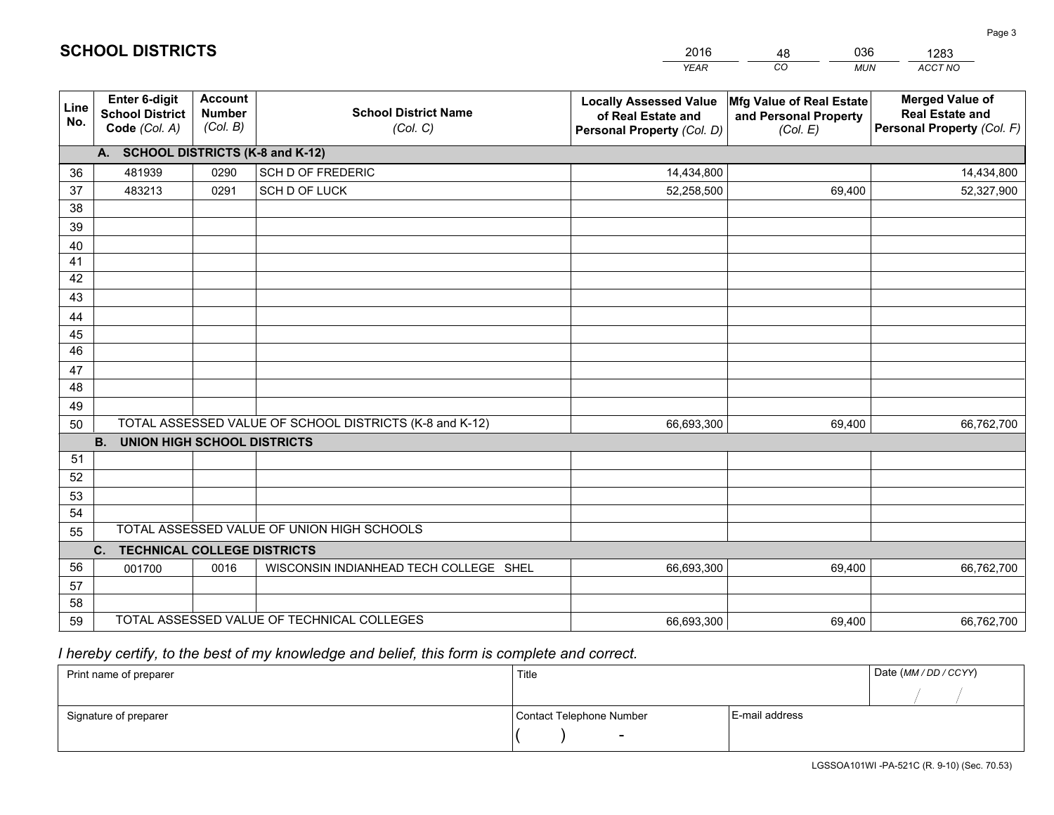# SCHOOL DISTRICTS

| 2016 | 48 | 036 | 1283 |
|---|---|---|---|
| *YEAR* | *CO* | *MUN* | *ACCT NO* |

| Line No. | Enter 6-digit School District Code *(Col. A)* | Account Number *(Col. B)* | School District Name *(Col. C)* | Locally Assessed Value of Real Estate and Personal Property *(Col. D)* | Mfg Value of Real Estate and Personal Property *(Col. E)* | Merged Value of Real Estate and Personal Property *(Col. F)* |
|---|---|---|---|---|---|---|
| **A. SCHOOL DISTRICTS (K-8 and K-12)** | | | | | | |
| 36 | 481939 | 0290 | SCH D OF FREDERIC | 14,434,800 | | 14,434,800 |
| 37 | 483213 | 0291 | SCH D OF LUCK | 52,258,500 | 69,400 | 52,327,900 |
| 38 | | | | | | |
| 39 | | | | | | |
| 40 | | | | | | |
| 41 | | | | | | |
| 42 | | | | | | |
| 43 | | | | | | |
| 44 | | | | | | |
| 45 | | | | | | |
| 46 | | | | | | |
| 47 | | | | | | |
| 48 | | | | | | |
| 49 | | | | | | |
| 50 | TOTAL ASSESSED VALUE OF SCHOOL DISTRICTS (K-8 and K-12) | | | 66,693,300 | 69,400 | 66,762,700 |
| **B. UNION HIGH SCHOOL DISTRICTS** | | | | | | |
| 51 | | | | | | |
| 52 | | | | | | |
| 53 | | | | | | |
| 54 | | | | | | |
| 55 | TOTAL ASSESSED VALUE OF UNION HIGH SCHOOLS | | | | | |
| **C. TECHNICAL COLLEGE DISTRICTS** | | | | | | |
| 56 | 001700 | 0016 | WISCONSIN INDIANHEAD TECH COLLEGE SHEL | 66,693,300 | 69,400 | 66,762,700 |
| 57 | | | | | | |
| 58 | | | | | | |
| 59 | TOTAL ASSESSED VALUE OF TECHNICAL COLLEGES | | | 66,693,300 | 69,400 | 66,762,700 |

*I hereby certify, to the best of my knowledge and belief, this form is complete and correct.*

| Print name of preparer | Title | | Date *(MM / DD / CCYY)* |
|---|---|---|---|
| | | | / / |
| Signature of preparer | Contact Telephone Number | E-mail address | |
| | ( ) - | | |

LGSSOA101WI -PA-521C (R. 9-10) (Sec. 70.53)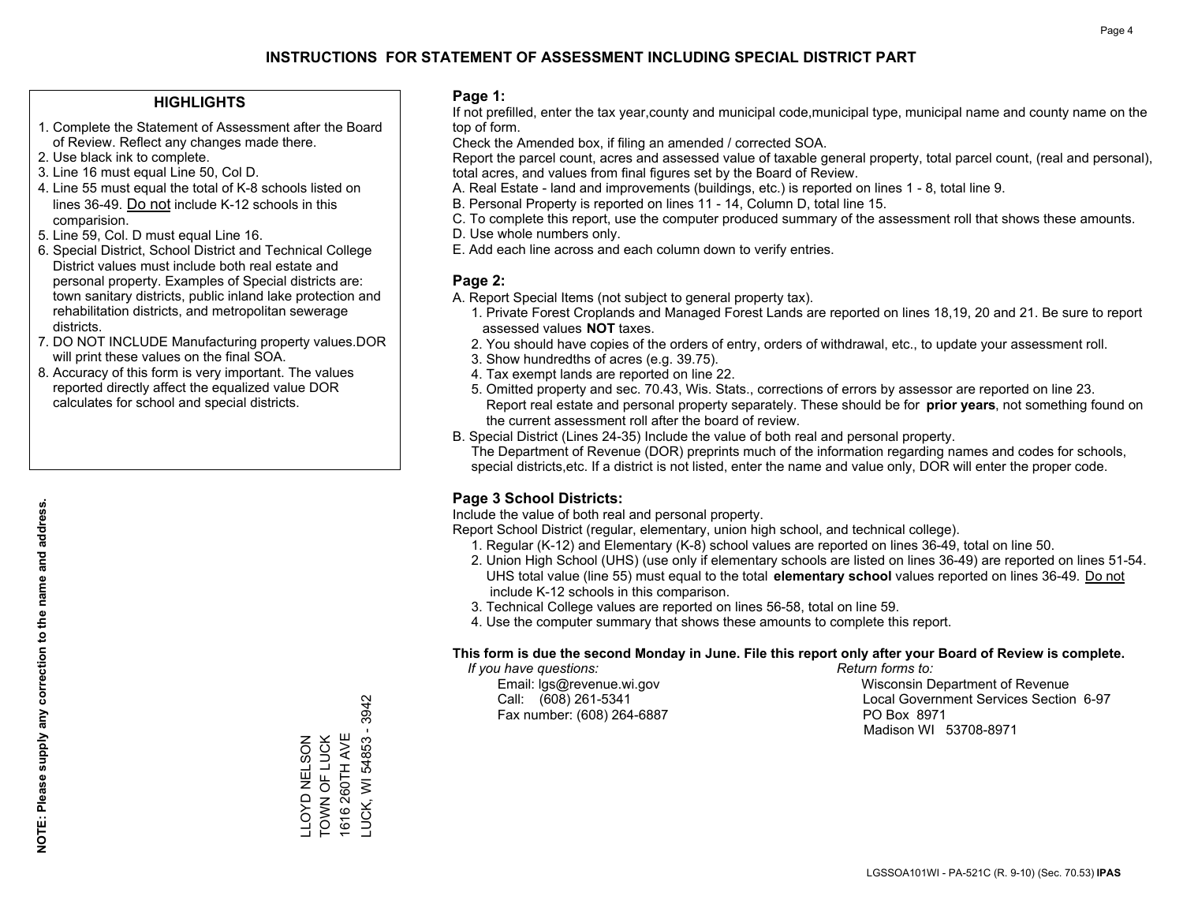# INSTRUCTIONS FOR STATEMENT OF ASSESSMENT INCLUDING SPECIAL DISTRICT PART

## HIGHLIGHTS

1. Complete the Statement of Assessment after the Board of Review. Reflect any changes made there.
2. Use black ink to complete.
3. Line 16 must equal Line 50, Col D.
4. Line 55 must equal the total of K-8 schools listed on lines 36-49. Do not include K-12 schools in this comparision.
5. Line 59, Col. D must equal Line 16.
6. Special District, School District and Technical College District values must include both real estate and personal property. Examples of Special districts are: town sanitary districts, public inland lake protection and rehabilitation districts, and metropolitan sewerage districts.
7. DO NOT INCLUDE Manufacturing property values.DOR will print these values on the final SOA.
8. Accuracy of this form is very important. The values reported directly affect the equalized value DOR calculates for school and special districts.

**NOTE: Please supply any correction to the name and address.**

LLOYD NELSON
TOWN OF LUCK
1616 260TH AVE
LUCK, WI 54853 - 3942

## Page 1:

If not prefilled, enter the tax year,county and municipal code,municipal type, municipal name and county name on the top of form.

Check the Amended box, if filing an amended / corrected SOA.

Report the parcel count, acres and assessed value of taxable general property, total parcel count, (real and personal), total acres, and values from final figures set by the Board of Review.

A. Real Estate - land and improvements (buildings, etc.) is reported on lines 1 - 8, total line 9.
B. Personal Property is reported on lines 11 - 14, Column D, total line 15.
C. To complete this report, use the computer produced summary of the assessment roll that shows these amounts.
D. Use whole numbers only.
E. Add each line across and each column down to verify entries.

## Page 2:

A. Report Special Items (not subject to general property tax).
   1. Private Forest Croplands and Managed Forest Lands are reported on lines 18,19, 20 and 21. Be sure to report assessed values **NOT** taxes.
   2. You should have copies of the orders of entry, orders of withdrawal, etc., to update your assessment roll.
   3. Show hundredths of acres (e.g. 39.75).
   4. Tax exempt lands are reported on line 22.
   5. Omitted property and sec. 70.43, Wis. Stats., corrections of errors by assessor are reported on line 23. Report real estate and personal property separately. These should be for **prior years**, not something found on the current assessment roll after the board of review.
B. Special District (Lines 24-35) Include the value of both real and personal property.
   The Department of Revenue (DOR) preprints much of the information regarding names and codes for schools, special districts,etc. If a district is not listed, enter the name and value only, DOR will enter the proper code.

## Page 3 School Districts:

Include the value of both real and personal property.

Report School District (regular, elementary, union high school, and technical college).

1. Regular (K-12) and Elementary (K-8) school values are reported on lines 36-49, total on line 50.
2. Union High School (UHS) (use only if elementary schools are listed on lines 36-49) are reported on lines 51-54. UHS total value (line 55) must equal to the total **elementary school** values reported on lines 36-49. Do not include K-12 schools in this comparison.
3. Technical College values are reported on lines 56-58, total on line 59.
4. Use the computer summary that shows these amounts to complete this report.

**This form is due the second Monday in June. File this report only after your Board of Review is complete.**

*If you have questions:*
Email: lgs@revenue.wi.gov
Call: (608) 261-5341
Fax number: (608) 264-6887

*Return forms to:*
Wisconsin Department of Revenue
Local Government Services Section 6-97
PO Box 8971
Madison WI 53708-8971

LGSSOA101WI - PA-521C (R. 9-10) (Sec. 70.53) **IPAS**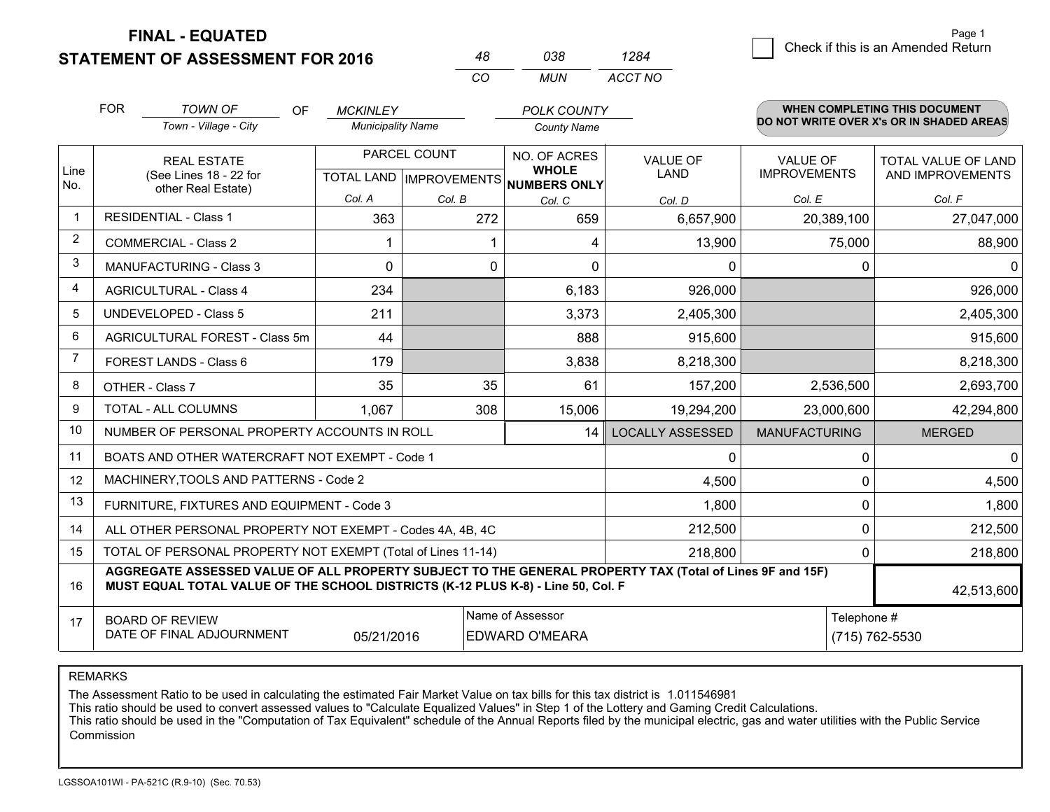**FINAL - EQUATED**
**STATEMENT OF ASSESSMENT FOR 2016**

| 48 | 038 | 1284 |
|---|---|---|
| CO | MUN | ACCT NO |

Page 1

☐ Check if this is an Amended Return

FOR *TOWN OF* (Town - Village - City) OF *MCKINLEY* (Municipality Name) *POLK COUNTY* (County Name)

**WHEN COMPLETING THIS DOCUMENT DO NOT WRITE OVER X's OR IN SHADED AREAS**

| Line No. | REAL ESTATE (See Lines 18 - 22 for other Real Estate) | PARCEL COUNT TOTAL LAND Col. A | PARCEL COUNT IMPROVEMENTS Col. B | NO. OF ACRES WHOLE NUMBERS ONLY Col. C | VALUE OF LAND Col. D | VALUE OF IMPROVEMENTS Col. E | TOTAL VALUE OF LAND AND IMPROVEMENTS Col. F |
|---|---|---|---|---|---|---|---|
| 1 | RESIDENTIAL - Class 1 | 363 | 272 | 659 | 6,657,900 | 20,389,100 | 27,047,000 |
| 2 | COMMERCIAL - Class 2 | 1 | 1 | 4 | 13,900 | 75,000 | 88,900 |
| 3 | MANUFACTURING - Class 3 | 0 | 0 | 0 | 0 | 0 | 0 |
| 4 | AGRICULTURAL - Class 4 | 234 | | 6,183 | 926,000 | | 926,000 |
| 5 | UNDEVELOPED - Class 5 | 211 | | 3,373 | 2,405,300 | | 2,405,300 |
| 6 | AGRICULTURAL FOREST - Class 5m | 44 | | 888 | 915,600 | | 915,600 |
| 7 | FOREST LANDS - Class 6 | 179 | | 3,838 | 8,218,300 | | 8,218,300 |
| 8 | OTHER - Class 7 | 35 | 35 | 61 | 157,200 | 2,536,500 | 2,693,700 |
| 9 | TOTAL - ALL COLUMNS | 1,067 | 308 | 15,006 | 19,294,200 | 23,000,600 | 42,294,800 |
| 10 | NUMBER OF PERSONAL PROPERTY ACCOUNTS IN ROLL | | | 14 | LOCALLY ASSESSED | MANUFACTURING | MERGED |
| 11 | BOATS AND OTHER WATERCRAFT NOT EXEMPT - Code 1 | | | | 0 | 0 | 0 |
| 12 | MACHINERY,TOOLS AND PATTERNS - Code 2 | | | | 4,500 | 0 | 4,500 |
| 13 | FURNITURE, FIXTURES AND EQUIPMENT - Code 3 | | | | 1,800 | 0 | 1,800 |
| 14 | ALL OTHER PERSONAL PROPERTY NOT EXEMPT - Codes 4A, 4B, 4C | | | | 212,500 | 0 | 212,500 |
| 15 | TOTAL OF PERSONAL PROPERTY NOT EXEMPT (Total of Lines 11-14) | | | | 218,800 | 0 | 218,800 |
| 16 | **AGGREGATE ASSESSED VALUE OF ALL PROPERTY SUBJECT TO THE GENERAL PROPERTY TAX (Total of Lines 9F and 15F) MUST EQUAL TOTAL VALUE OF THE SCHOOL DISTRICTS (K-12 PLUS K-8) - Line 50, Col. F** | | | | | | 42,513,600 |
| 17 | BOARD OF REVIEW DATE OF FINAL ADJOURNMENT | 05/21/2016 | | Name of Assessor: EDWARD O'MEARA | | Telephone #: (715) 762-5530 | |

REMARKS

The Assessment Ratio to be used in calculating the estimated Fair Market Value on tax bills for this tax district is 1.011546981
This ratio should be used to convert assessed values to "Calculate Equalized Values" in Step 1 of the Lottery and Gaming Credit Calculations.
This ratio should be used in the "Computation of Tax Equivalent" schedule of the Annual Reports filed by the municipal electric, gas and water utilities with the Public Service Commission

LGSSOA101WI - PA-521C (R.9-10) (Sec. 70.53)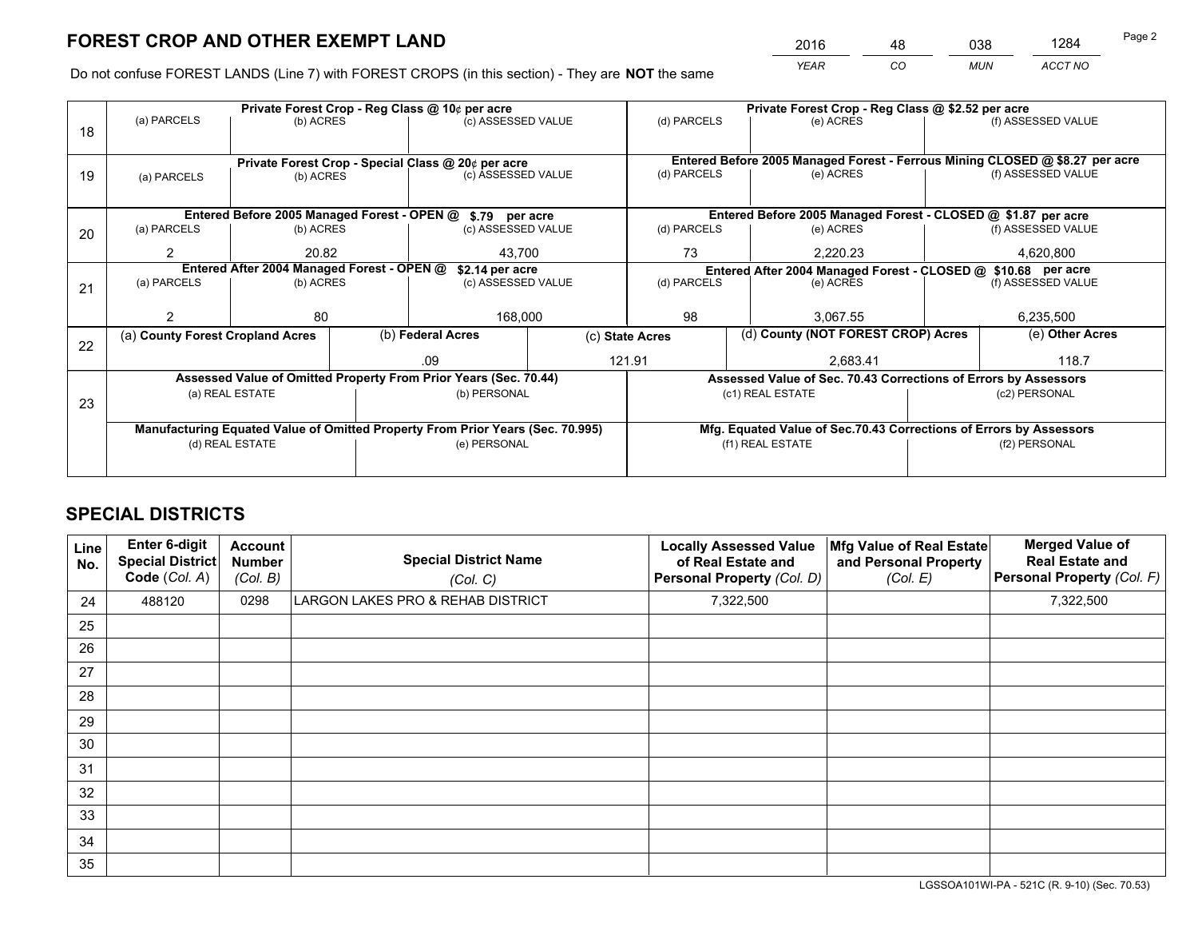# FOREST CROP AND OTHER EXEMPT LAND

| 2016 | 48 | 038 | 1284 |
|---|---|---|---|
| *YEAR* | *CO* | *MUN* | *ACCT NO* |

Do not confuse FOREST LANDS (Line 7) with FOREST CROPS (in this section) - They are **NOT** the same

| Line | Private Forest Crop - Reg Class @ 10¢ per acre | | | Private Forest Crop - Reg Class @ $2.52 per acre | | |
|---|---|---|---|---|---|---|
| 18 | (a) PARCELS | (b) ACRES | (c) ASSESSED VALUE | (d) PARCELS | (e) ACRES | (f) ASSESSED VALUE |
| | | | | | | |
| | **Private Forest Crop - Special Class @ 20¢ per acre** | | | **Entered Before 2005 Managed Forest - Ferrous Mining CLOSED @ $8.27 per acre** | | |
| 19 | (a) PARCELS | (b) ACRES | (c) ASSESSED VALUE | (d) PARCELS | (e) ACRES | (f) ASSESSED VALUE |
| | | | | | | |
| | **Entered Before 2005 Managed Forest - OPEN @ $.79 per acre** | | | **Entered Before 2005 Managed Forest - CLOSED @ $1.87 per acre** | | |
| 20 | (a) PARCELS | (b) ACRES | (c) ASSESSED VALUE | (d) PARCELS | (e) ACRES | (f) ASSESSED VALUE |
| | 2 | 20.82 | 43,700 | 73 | 2,220.23 | 4,620,800 |
| | **Entered After 2004 Managed Forest - OPEN @ $2.14 per acre** | | | **Entered After 2004 Managed Forest - CLOSED @ $10.68 per acre** | | |
| 21 | (a) PARCELS | (b) ACRES | (c) ASSESSED VALUE | (d) PARCELS | (e) ACRES | (f) ASSESSED VALUE |
| | 2 | 80 | 168,000 | 98 | 3,067.55 | 6,235,500 |

| Line | (a) County Forest Cropland Acres | (b) Federal Acres | (c) State Acres | (d) County (NOT FOREST CROP) Acres | (e) Other Acres |
|---|---|---|---|---|---|
| 22 | | .09 | 121.91 | 2,683.41 | 118.7 |

| Line | Assessed Value of Omitted Property From Prior Years (Sec. 70.44) | | Assessed Value of Sec. 70.43 Corrections of Errors by Assessors | |
|---|---|---|---|---|
| 23 | (a) REAL ESTATE | (b) PERSONAL | (c1) REAL ESTATE | (c2) PERSONAL |
| | | | | |
| | **Manufacturing Equated Value of Omitted Property From Prior Years (Sec. 70.995)** | | **Mfg. Equated Value of Sec.70.43 Corrections of Errors by Assessors** | |
| | (d) REAL ESTATE | (e) PERSONAL | (f1) REAL ESTATE | (f2) PERSONAL |
| | | | | |

# SPECIAL DISTRICTS

| Line No. | Enter 6-digit Special District Code (*Col. A*) | Account Number (*Col. B*) | Special District Name (*Col. C*) | Locally Assessed Value of Real Estate and Personal Property (*Col. D*) | Mfg Value of Real Estate and Personal Property (*Col. E*) | Merged Value of Real Estate and Personal Property (*Col. F*) |
|---|---|---|---|---|---|---|
| 24 | 488120 | 0298 | LARGON LAKES PRO & REHAB DISTRICT | 7,322,500 | | 7,322,500 |
| 25 | | | | | | |
| 26 | | | | | | |
| 27 | | | | | | |
| 28 | | | | | | |
| 29 | | | | | | |
| 30 | | | | | | |
| 31 | | | | | | |
| 32 | | | | | | |
| 33 | | | | | | |
| 34 | | | | | | |
| 35 | | | | | | |

LGSSOA101WI-PA - 521C (R. 9-10) (Sec. 70.53)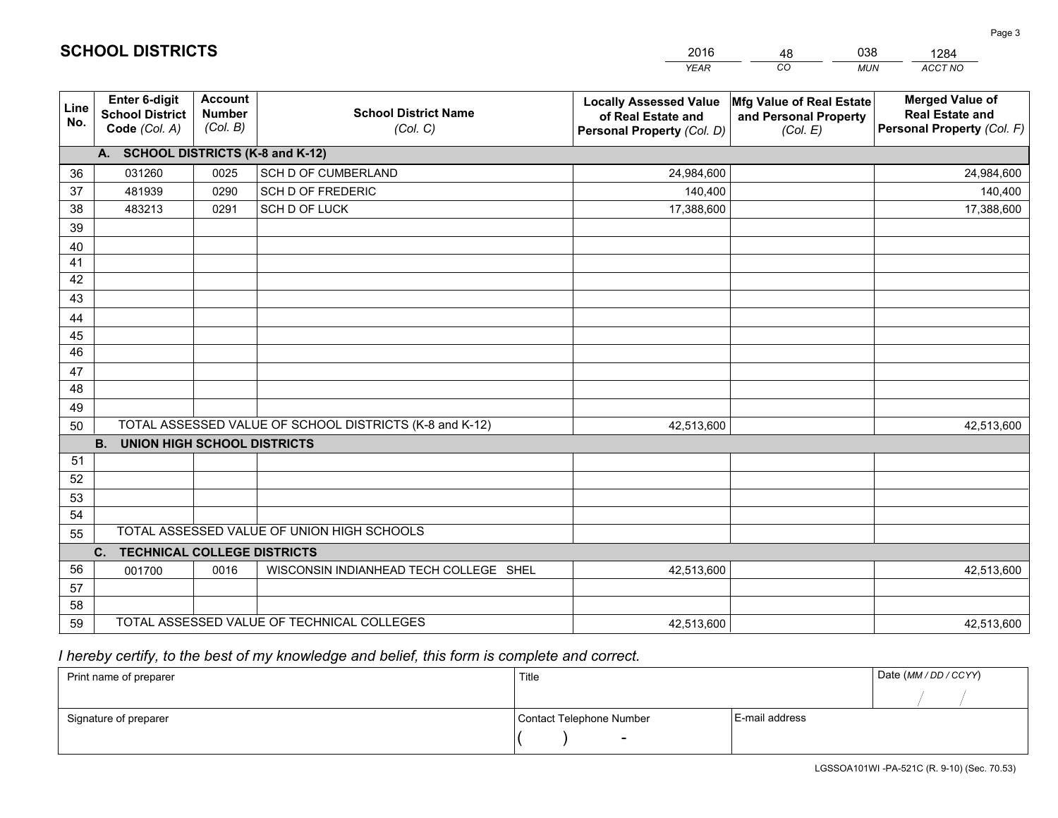# SCHOOL DISTRICTS

| 2016 | 48 | 038 | 1284 |
|---|---|---|---|
| *YEAR* | *CO* | *MUN* | *ACCT NO* |

| Line No. | Enter 6-digit School District Code *(Col. A)* | Account Number *(Col. B)* | School District Name *(Col. C)* | Locally Assessed Value of Real Estate and Personal Property *(Col. D)* | Mfg Value of Real Estate and Personal Property *(Col. E)* | Merged Value of Real Estate and Personal Property *(Col. F)* |
|---|---|---|---|---|---|---|
| **A.** | **SCHOOL DISTRICTS (K-8 and K-12)** | | | | | |
| 36 | 031260 | 0025 | SCH D OF CUMBERLAND | 24,984,600 | | 24,984,600 |
| 37 | 481939 | 0290 | SCH D OF FREDERIC | 140,400 | | 140,400 |
| 38 | 483213 | 0291 | SCH D OF LUCK | 17,388,600 | | 17,388,600 |
| 39 | | | | | | |
| 40 | | | | | | |
| 41 | | | | | | |
| 42 | | | | | | |
| 43 | | | | | | |
| 44 | | | | | | |
| 45 | | | | | | |
| 46 | | | | | | |
| 47 | | | | | | |
| 48 | | | | | | |
| 49 | | | | | | |
| 50 | TOTAL ASSESSED VALUE OF SCHOOL DISTRICTS (K-8 and K-12) | | | 42,513,600 | | 42,513,600 |
| **B.** | **UNION HIGH SCHOOL DISTRICTS** | | | | | |
| 51 | | | | | | |
| 52 | | | | | | |
| 53 | | | | | | |
| 54 | | | | | | |
| 55 | TOTAL ASSESSED VALUE OF UNION HIGH SCHOOLS | | | | | |
| **C.** | **TECHNICAL COLLEGE DISTRICTS** | | | | | |
| 56 | 001700 | 0016 | WISCONSIN INDIANHEAD TECH COLLEGE SHEL | 42,513,600 | | 42,513,600 |
| 57 | | | | | | |
| 58 | | | | | | |
| 59 | TOTAL ASSESSED VALUE OF TECHNICAL COLLEGES | | | 42,513,600 | | 42,513,600 |

*I hereby certify, to the best of my knowledge and belief, this form is complete and correct.*

| Print name of preparer | Title | | Date *(MM / DD / CCYY)* |
|---|---|---|---|
| | | | / / |
| Signature of preparer | Contact Telephone Number | E-mail address | |
| | ( ) - | | |

LGSSOA101WI -PA-521C (R. 9-10) (Sec. 70.53)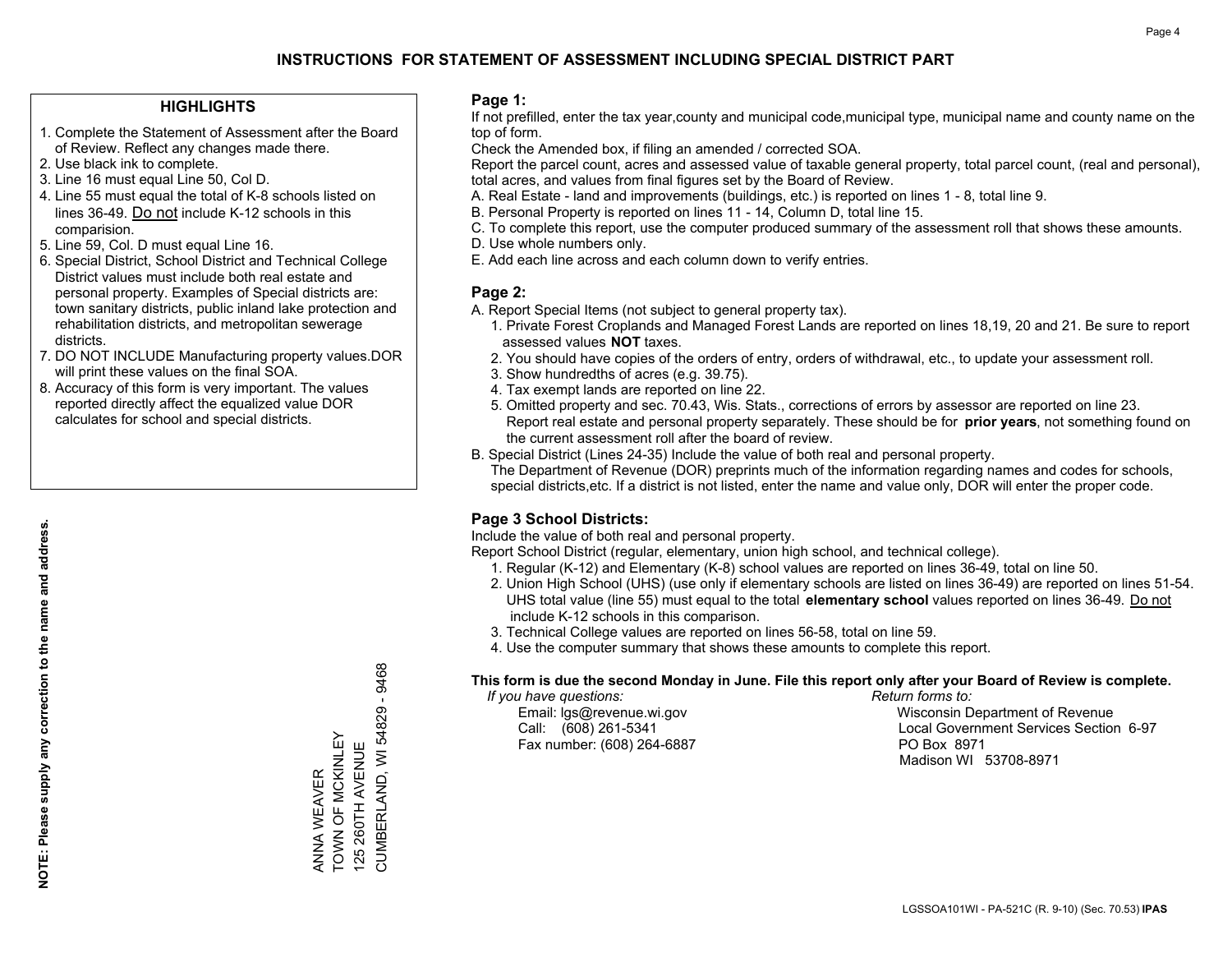# INSTRUCTIONS FOR STATEMENT OF ASSESSMENT INCLUDING SPECIAL DISTRICT PART

## HIGHLIGHTS

1. Complete the Statement of Assessment after the Board of Review. Reflect any changes made there.
2. Use black ink to complete.
3. Line 16 must equal Line 50, Col D.
4. Line 55 must equal the total of K-8 schools listed on lines 36-49. Do not include K-12 schools in this comparision.
5. Line 59, Col. D must equal Line 16.
6. Special District, School District and Technical College District values must include both real estate and personal property. Examples of Special districts are: town sanitary districts, public inland lake protection and rehabilitation districts, and metropolitan sewerage districts.
7. DO NOT INCLUDE Manufacturing property values.DOR will print these values on the final SOA.
8. Accuracy of this form is very important. The values reported directly affect the equalized value DOR calculates for school and special districts.

**NOTE: Please supply any correction to the name and address.**

ANNA WEAVER
TOWN OF MCKINLEY
125 260TH AVENUE
CUMBERLAND, WI 54829 - 9468

## Page 1:

If not prefilled, enter the tax year,county and municipal code,municipal type, municipal name and county name on the top of form.

Check the Amended box, if filing an amended / corrected SOA.

Report the parcel count, acres and assessed value of taxable general property, total parcel count, (real and personal), total acres, and values from final figures set by the Board of Review.

A. Real Estate - land and improvements (buildings, etc.) is reported on lines 1 - 8, total line 9.
B. Personal Property is reported on lines 11 - 14, Column D, total line 15.
C. To complete this report, use the computer produced summary of the assessment roll that shows these amounts.
D. Use whole numbers only.
E. Add each line across and each column down to verify entries.

## Page 2:

A. Report Special Items (not subject to general property tax).
   1. Private Forest Croplands and Managed Forest Lands are reported on lines 18,19, 20 and 21. Be sure to report assessed values **NOT** taxes.
   2. You should have copies of the orders of entry, orders of withdrawal, etc., to update your assessment roll.
   3. Show hundredths of acres (e.g. 39.75).
   4. Tax exempt lands are reported on line 22.
   5. Omitted property and sec. 70.43, Wis. Stats., corrections of errors by assessor are reported on line 23. Report real estate and personal property separately. These should be for **prior years**, not something found on the current assessment roll after the board of review.
B. Special District (Lines 24-35) Include the value of both real and personal property.
   The Department of Revenue (DOR) preprints much of the information regarding names and codes for schools, special districts,etc. If a district is not listed, enter the name and value only, DOR will enter the proper code.

## Page 3 School Districts:

Include the value of both real and personal property.

Report School District (regular, elementary, union high school, and technical college).

1. Regular (K-12) and Elementary (K-8) school values are reported on lines 36-49, total on line 50.
2. Union High School (UHS) (use only if elementary schools are listed on lines 36-49) are reported on lines 51-54. UHS total value (line 55) must equal to the total **elementary school** values reported on lines 36-49. Do not include K-12 schools in this comparison.
3. Technical College values are reported on lines 56-58, total on line 59.
4. Use the computer summary that shows these amounts to complete this report.

**This form is due the second Monday in June. File this report only after your Board of Review is complete.**

*If you have questions:*
Email: lgs@revenue.wi.gov
Call: (608) 261-5341
Fax number: (608) 264-6887

*Return forms to:*
Wisconsin Department of Revenue
Local Government Services Section 6-97
PO Box 8971
Madison WI 53708-8971

LGSSOA101WI - PA-521C (R. 9-10) (Sec. 70.53) **IPAS**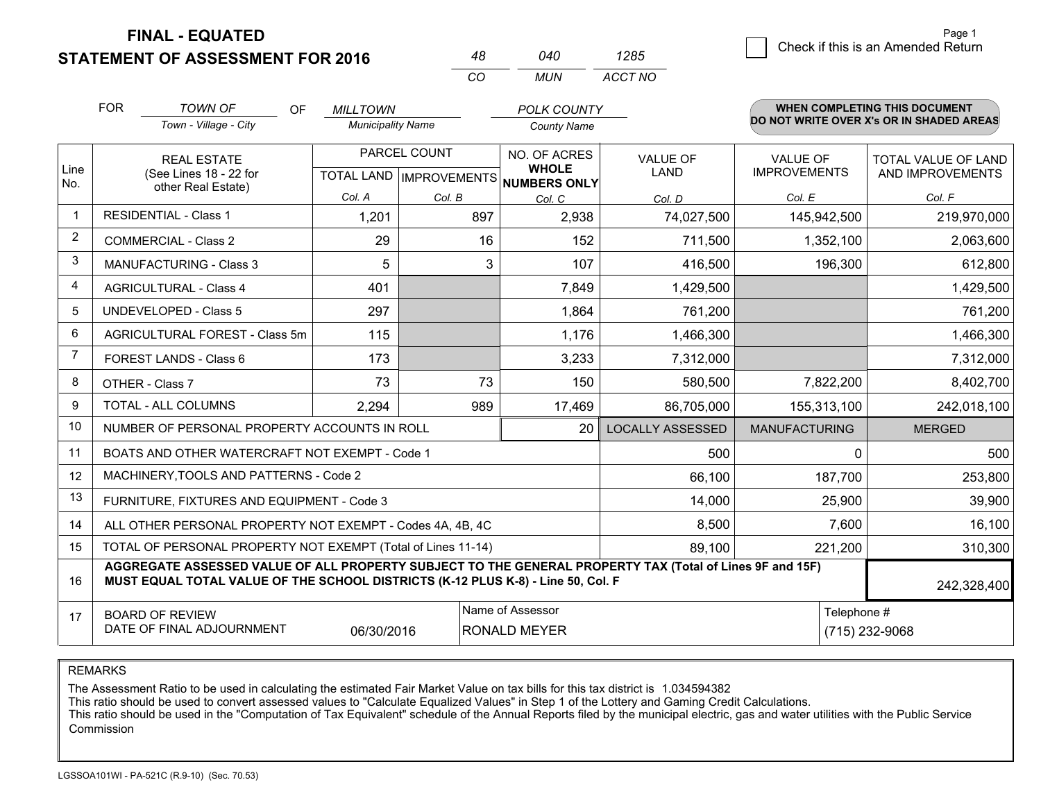# FINAL - EQUATED
## STATEMENT OF ASSESSMENT FOR 2016

| 48 | 040 | 1285 |
|---|---|---|
| CO | MUN | ACCT NO |

Page 1

☐ Check if this is an Amended Return

FOR *TOWN OF* OF *MILLTOWN* *POLK COUNTY*

Town - Village - City / Municipality Name / County Name

**WHEN COMPLETING THIS DOCUMENT DO NOT WRITE OVER X's OR IN SHADED AREAS**

| Line No. | REAL ESTATE (See Lines 18 - 22 for other Real Estate) | PARCEL COUNT | | NO. OF ACRES WHOLE NUMBERS ONLY | VALUE OF LAND | VALUE OF IMPROVEMENTS | TOTAL VALUE OF LAND AND IMPROVEMENTS |
|---|---|---|---|---|---|---|---|
| | | TOTAL LAND | IMPROVEMENTS | | | | |
| | | Col. A | Col. B | Col. C | Col. D | Col. E | Col. F |
| 1 | RESIDENTIAL - Class 1 | 1,201 | 897 | 2,938 | 74,027,500 | 145,942,500 | 219,970,000 |
| 2 | COMMERCIAL - Class 2 | 29 | 16 | 152 | 711,500 | 1,352,100 | 2,063,600 |
| 3 | MANUFACTURING - Class 3 | 5 | 3 | 107 | 416,500 | 196,300 | 612,800 |
| 4 | AGRICULTURAL - Class 4 | 401 | | 7,849 | 1,429,500 | | 1,429,500 |
| 5 | UNDEVELOPED - Class 5 | 297 | | 1,864 | 761,200 | | 761,200 |
| 6 | AGRICULTURAL FOREST - Class 5m | 115 | | 1,176 | 1,466,300 | | 1,466,300 |
| 7 | FOREST LANDS - Class 6 | 173 | | 3,233 | 7,312,000 | | 7,312,000 |
| 8 | OTHER - Class 7 | 73 | 73 | 150 | 580,500 | 7,822,200 | 8,402,700 |
| 9 | TOTAL - ALL COLUMNS | 2,294 | 989 | 17,469 | 86,705,000 | 155,313,100 | 242,018,100 |
| 10 | NUMBER OF PERSONAL PROPERTY ACCOUNTS IN ROLL | | | 20 | LOCALLY ASSESSED | MANUFACTURING | MERGED |
| 11 | BOATS AND OTHER WATERCRAFT NOT EXEMPT - Code 1 | | | | 500 | 0 | 500 |
| 12 | MACHINERY,TOOLS AND PATTERNS - Code 2 | | | | 66,100 | 187,700 | 253,800 |
| 13 | FURNITURE, FIXTURES AND EQUIPMENT - Code 3 | | | | 14,000 | 25,900 | 39,900 |
| 14 | ALL OTHER PERSONAL PROPERTY NOT EXEMPT - Codes 4A, 4B, 4C | | | | 8,500 | 7,600 | 16,100 |
| 15 | TOTAL OF PERSONAL PROPERTY NOT EXEMPT (Total of Lines 11-14) | | | | 89,100 | 221,200 | 310,300 |
| 16 | AGGREGATE ASSESSED VALUE OF ALL PROPERTY SUBJECT TO THE GENERAL PROPERTY TAX (Total of Lines 9F and 15F) MUST EQUAL TOTAL VALUE OF THE SCHOOL DISTRICTS (K-12 PLUS K-8) - Line 50, Col. F | | | | | | 242,328,400 |
| 17 | BOARD OF REVIEW DATE OF FINAL ADJOURNMENT | 06/30/2016 | | Name of Assessor: RONALD MEYER | | Telephone #: (715) 232-9068 | |

REMARKS

The Assessment Ratio to be used in calculating the estimated Fair Market Value on tax bills for this tax district is 1.034594382
This ratio should be used to convert assessed values to "Calculate Equalized Values" in Step 1 of the Lottery and Gaming Credit Calculations.
This ratio should be used in the "Computation of Tax Equivalent" schedule of the Annual Reports filed by the municipal electric, gas and water utilities with the Public Service Commission

LGSSOA101WI - PA-521C (R.9-10) (Sec. 70.53)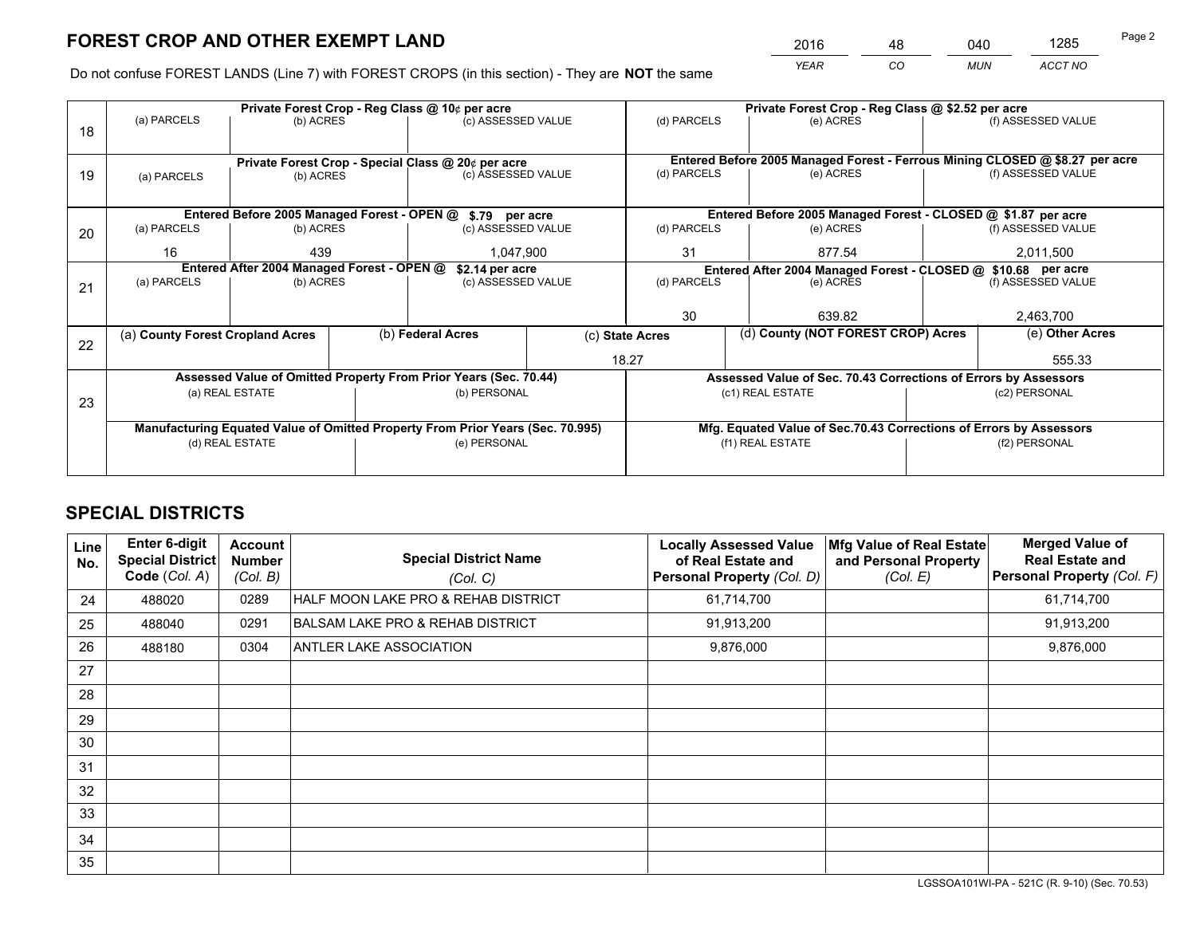# FOREST CROP AND OTHER EXEMPT LAND

| 2016 | 48 | 040 | 1285 |
|---|---|---|---|
| *YEAR* | *CO* | *MUN* | *ACCT NO* |

Do not confuse FOREST LANDS (Line 7) with FOREST CROPS (in this section) - They are **NOT** the same

| Line | | | | | | |
|---|---|---|---|---|---|---|
| 18 | Private Forest Crop - Reg Class @ 10¢ per acre | | | Private Forest Crop - Reg Class @ $2.52 per acre | | |
| | (a) PARCELS | (b) ACRES | (c) ASSESSED VALUE | (d) PARCELS | (e) ACRES | (f) ASSESSED VALUE |
| | | | | | | |
| 19 | Private Forest Crop - Special Class @ 20¢ per acre | | | Entered Before 2005 Managed Forest - Ferrous Mining CLOSED @ $8.27 per acre | | |
| | (a) PARCELS | (b) ACRES | (c) ASSESSED VALUE | (d) PARCELS | (e) ACRES | (f) ASSESSED VALUE |
| | | | | | | |
| 20 | Entered Before 2005 Managed Forest - OPEN @ $.79 per acre | | | Entered Before 2005 Managed Forest - CLOSED @ $1.87 per acre | | |
| | (a) PARCELS | (b) ACRES | (c) ASSESSED VALUE | (d) PARCELS | (e) ACRES | (f) ASSESSED VALUE |
| | 16 | 439 | 1,047,900 | 31 | 877.54 | 2,011,500 |
| 21 | Entered After 2004 Managed Forest - OPEN @ $2.14 per acre | | | Entered After 2004 Managed Forest - CLOSED @ $10.68 per acre | | |
| | (a) PARCELS | (b) ACRES | (c) ASSESSED VALUE | (d) PARCELS | (e) ACRES | (f) ASSESSED VALUE |
| | | | | 30 | 639.82 | 2,463,700 |

| Line | (a) County Forest Cropland Acres | (b) Federal Acres | (c) State Acres | (d) County (NOT FOREST CROP) Acres | (e) Other Acres |
|---|---|---|---|---|---|
| 22 | | | 18.27 | | 555.33 |

| Line | Assessed Value of Omitted Property From Prior Years (Sec. 70.44) | | Assessed Value of Sec. 70.43 Corrections of Errors by Assessors | |
|---|---|---|---|---|
| 23 | (a) REAL ESTATE | (b) PERSONAL | (c1) REAL ESTATE | (c2) PERSONAL |
| | | | | |
| | **Manufacturing Equated Value of Omitted Property From Prior Years (Sec. 70.995)** | | **Mfg. Equated Value of Sec.70.43 Corrections of Errors by Assessors** | |
| | (d) REAL ESTATE | (e) PERSONAL | (f1) REAL ESTATE | (f2) PERSONAL |
| | | | | |

# SPECIAL DISTRICTS

| Line No. | Enter 6-digit Special District Code (Col. A) | Account Number (Col. B) | Special District Name (Col. C) | Locally Assessed Value of Real Estate and Personal Property (Col. D) | Mfg Value of Real Estate and Personal Property (Col. E) | Merged Value of Real Estate and Personal Property (Col. F) |
|---|---|---|---|---|---|---|
| 24 | 488020 | 0289 | HALF MOON LAKE PRO & REHAB DISTRICT | 61,714,700 | | 61,714,700 |
| 25 | 488040 | 0291 | BALSAM LAKE PRO & REHAB DISTRICT | 91,913,200 | | 91,913,200 |
| 26 | 488180 | 0304 | ANTLER LAKE ASSOCIATION | 9,876,000 | | 9,876,000 |
| 27 | | | | | | |
| 28 | | | | | | |
| 29 | | | | | | |
| 30 | | | | | | |
| 31 | | | | | | |
| 32 | | | | | | |
| 33 | | | | | | |
| 34 | | | | | | |
| 35 | | | | | | |

LGSSOA101WI-PA - 521C (R. 9-10) (Sec. 70.53)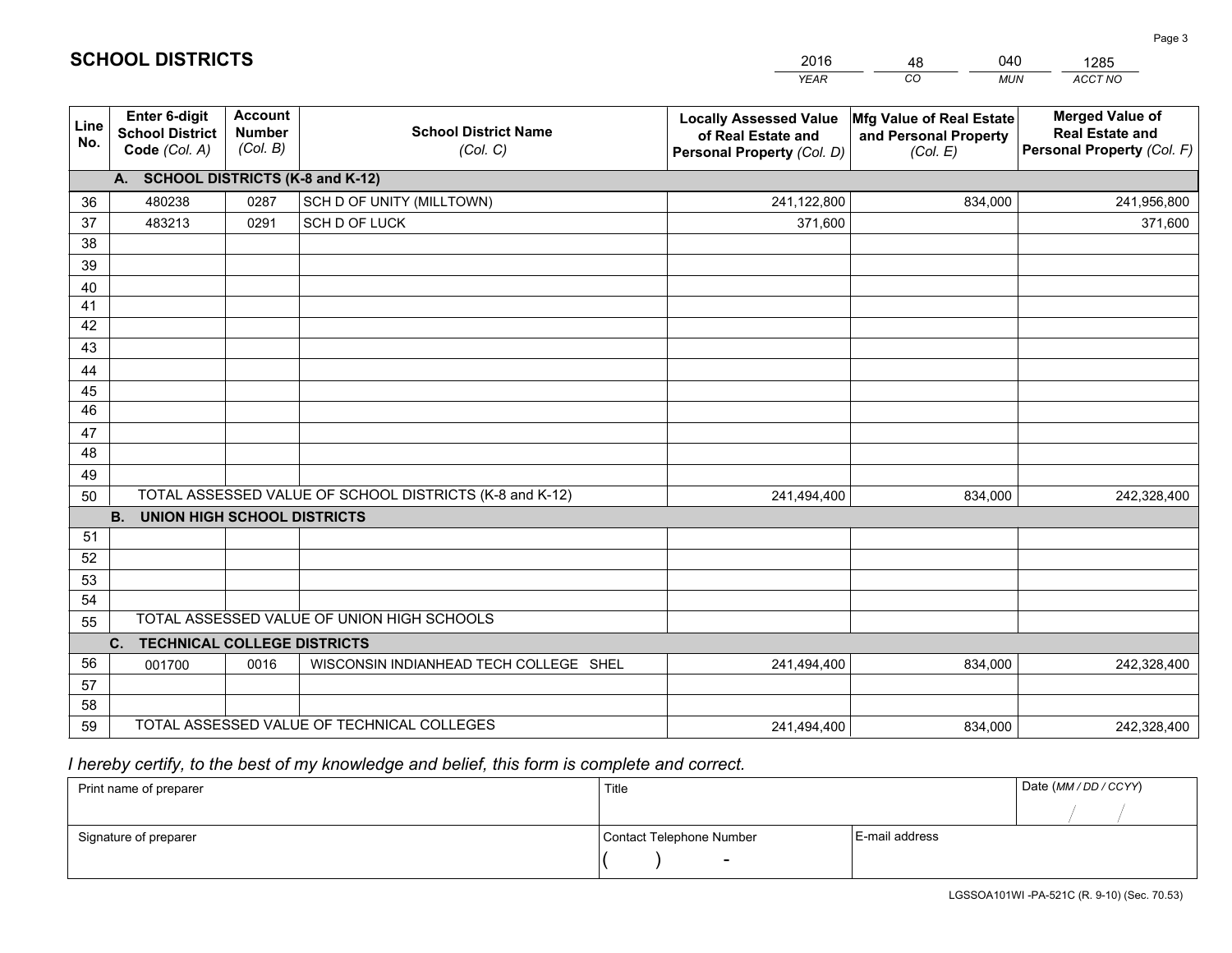# SCHOOL DISTRICTS

| 2016 | 48 | 040 | 1285 |
|---|---|---|---|
| *YEAR* | *CO* | *MUN* | *ACCT NO* |

| Line No. | Enter 6-digit School District Code *(Col. A)* | Account Number *(Col. B)* | School District Name *(Col. C)* | Locally Assessed Value of Real Estate and Personal Property *(Col. D)* | Mfg Value of Real Estate and Personal Property *(Col. E)* | Merged Value of Real Estate and Personal Property *(Col. F)* |
|---|---|---|---|---|---|---|
| **A.** | **SCHOOL DISTRICTS (K-8 and K-12)** | | | | | |
| 36 | 480238 | 0287 | SCH D OF UNITY (MILLTOWN) | 241,122,800 | 834,000 | 241,956,800 |
| 37 | 483213 | 0291 | SCH D OF LUCK | 371,600 | | 371,600 |
| 38 | | | | | | |
| 39 | | | | | | |
| 40 | | | | | | |
| 41 | | | | | | |
| 42 | | | | | | |
| 43 | | | | | | |
| 44 | | | | | | |
| 45 | | | | | | |
| 46 | | | | | | |
| 47 | | | | | | |
| 48 | | | | | | |
| 49 | | | | | | |
| 50 | TOTAL ASSESSED VALUE OF SCHOOL DISTRICTS (K-8 and K-12) | | | 241,494,400 | 834,000 | 242,328,400 |
| **B.** | **UNION HIGH SCHOOL DISTRICTS** | | | | | |
| 51 | | | | | | |
| 52 | | | | | | |
| 53 | | | | | | |
| 54 | | | | | | |
| 55 | TOTAL ASSESSED VALUE OF UNION HIGH SCHOOLS | | | | | |
| **C.** | **TECHNICAL COLLEGE DISTRICTS** | | | | | |
| 56 | 001700 | 0016 | WISCONSIN INDIANHEAD TECH COLLEGE SHEL | 241,494,400 | 834,000 | 242,328,400 |
| 57 | | | | | | |
| 58 | | | | | | |
| 59 | TOTAL ASSESSED VALUE OF TECHNICAL COLLEGES | | | 241,494,400 | 834,000 | 242,328,400 |

*I hereby certify, to the best of my knowledge and belief, this form is complete and correct.*

| Print name of preparer | Title | | Date *(MM / DD / CCYY)* |
|---|---|---|---|
| | | | / / |
| Signature of preparer | Contact Telephone Number | E-mail address | |
| | ( ) - | | |

LGSSOA101WI -PA-521C (R. 9-10) (Sec. 70.53)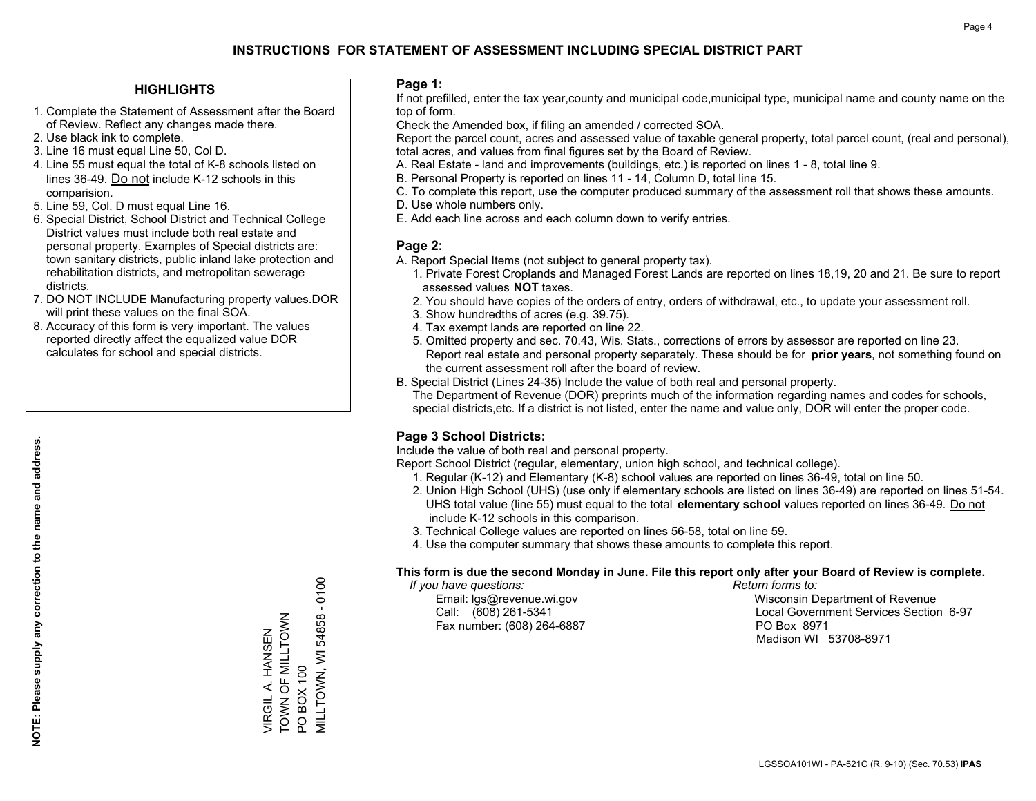# INSTRUCTIONS FOR STATEMENT OF ASSESSMENT INCLUDING SPECIAL DISTRICT PART

## HIGHLIGHTS

1. Complete the Statement of Assessment after the Board of Review. Reflect any changes made there.
2. Use black ink to complete.
3. Line 16 must equal Line 50, Col D.
4. Line 55 must equal the total of K-8 schools listed on lines 36-49. Do not include K-12 schools in this comparision.
5. Line 59, Col. D must equal Line 16.
6. Special District, School District and Technical College District values must include both real estate and personal property. Examples of Special districts are: town sanitary districts, public inland lake protection and rehabilitation districts, and metropolitan sewerage districts.
7. DO NOT INCLUDE Manufacturing property values.DOR will print these values on the final SOA.
8. Accuracy of this form is very important. The values reported directly affect the equalized value DOR calculates for school and special districts.

**NOTE: Please supply any correction to the name and address.**

VIRGIL A. HANSEN
TOWN OF MILLTOWN
PO BOX 100
MILLTOWN, WI 54858 - 0100

## Page 1:

If not prefilled, enter the tax year,county and municipal code,municipal type, municipal name and county name on the top of form.

Check the Amended box, if filing an amended / corrected SOA.

Report the parcel count, acres and assessed value of taxable general property, total parcel count, (real and personal), total acres, and values from final figures set by the Board of Review.

A. Real Estate - land and improvements (buildings, etc.) is reported on lines 1 - 8, total line 9.
B. Personal Property is reported on lines 11 - 14, Column D, total line 15.
C. To complete this report, use the computer produced summary of the assessment roll that shows these amounts.
D. Use whole numbers only.
E. Add each line across and each column down to verify entries.

## Page 2:

A. Report Special Items (not subject to general property tax).
   1. Private Forest Croplands and Managed Forest Lands are reported on lines 18,19, 20 and 21. Be sure to report assessed values **NOT** taxes.
   2. You should have copies of the orders of entry, orders of withdrawal, etc., to update your assessment roll.
   3. Show hundredths of acres (e.g. 39.75).
   4. Tax exempt lands are reported on line 22.
   5. Omitted property and sec. 70.43, Wis. Stats., corrections of errors by assessor are reported on line 23. Report real estate and personal property separately. These should be for **prior years**, not something found on the current assessment roll after the board of review.
B. Special District (Lines 24-35) Include the value of both real and personal property.
   The Department of Revenue (DOR) preprints much of the information regarding names and codes for schools, special districts,etc. If a district is not listed, enter the name and value only, DOR will enter the proper code.

## Page 3 School Districts:

Include the value of both real and personal property.

Report School District (regular, elementary, union high school, and technical college).

1. Regular (K-12) and Elementary (K-8) school values are reported on lines 36-49, total on line 50.
2. Union High School (UHS) (use only if elementary schools are listed on lines 36-49) are reported on lines 51-54. UHS total value (line 55) must equal to the total **elementary school** values reported on lines 36-49. Do not include K-12 schools in this comparison.
3. Technical College values are reported on lines 56-58, total on line 59.
4. Use the computer summary that shows these amounts to complete this report.

**This form is due the second Monday in June. File this report only after your Board of Review is complete.**

*If you have questions:*
Email: lgs@revenue.wi.gov
Call: (608) 261-5341
Fax number: (608) 264-6887

*Return forms to:*
Wisconsin Department of Revenue
Local Government Services Section 6-97
PO Box 8971
Madison WI 53708-8971

LGSSOA101WI - PA-521C (R. 9-10) (Sec. 70.53) **IPAS**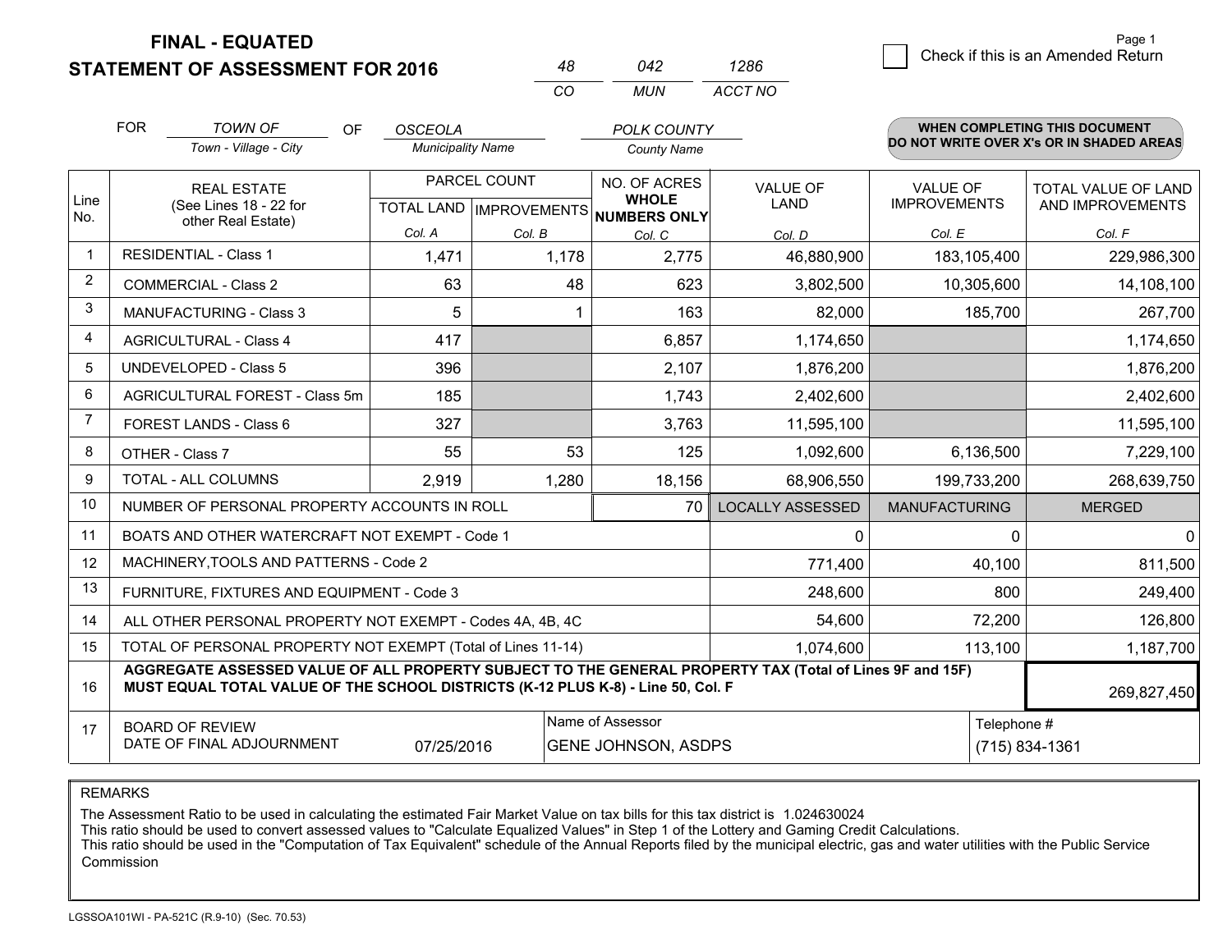# FINAL - EQUATED
## STATEMENT OF ASSESSMENT FOR 2016

| 48 | 042 | 1286 |
|---|---|---|
| CO | MUN | ACCT NO |

☐ Check if this is an Amended Return

FOR *TOWN OF* (Town - Village - City) OF *OSCEOLA* (Municipality Name) *POLK COUNTY* (County Name)

**WHEN COMPLETING THIS DOCUMENT DO NOT WRITE OVER X's OR IN SHADED AREAS**

| Line No. | REAL ESTATE (See Lines 18 - 22 for other Real Estate) | PARCEL COUNT TOTAL LAND Col. A | PARCEL COUNT IMPROVEMENTS Col. B | NO. OF ACRES WHOLE NUMBERS ONLY Col. C | VALUE OF LAND Col. D | VALUE OF IMPROVEMENTS Col. E | TOTAL VALUE OF LAND AND IMPROVEMENTS Col. F |
|---|---|---|---|---|---|---|---|
| 1 | RESIDENTIAL - Class 1 | 1,471 | 1,178 | 2,775 | 46,880,900 | 183,105,400 | 229,986,300 |
| 2 | COMMERCIAL - Class 2 | 63 | 48 | 623 | 3,802,500 | 10,305,600 | 14,108,100 |
| 3 | MANUFACTURING - Class 3 | 5 | 1 | 163 | 82,000 | 185,700 | 267,700 |
| 4 | AGRICULTURAL - Class 4 | 417 | | 6,857 | 1,174,650 | | 1,174,650 |
| 5 | UNDEVELOPED - Class 5 | 396 | | 2,107 | 1,876,200 | | 1,876,200 |
| 6 | AGRICULTURAL FOREST - Class 5m | 185 | | 1,743 | 2,402,600 | | 2,402,600 |
| 7 | FOREST LANDS - Class 6 | 327 | | 3,763 | 11,595,100 | | 11,595,100 |
| 8 | OTHER - Class 7 | 55 | 53 | 125 | 1,092,600 | 6,136,500 | 7,229,100 |
| 9 | TOTAL - ALL COLUMNS | 2,919 | 1,280 | 18,156 | 68,906,550 | 199,733,200 | 268,639,750 |
| 10 | NUMBER OF PERSONAL PROPERTY ACCOUNTS IN ROLL | | | 70 | LOCALLY ASSESSED | MANUFACTURING | MERGED |
| 11 | BOATS AND OTHER WATERCRAFT NOT EXEMPT - Code 1 | | | | 0 | 0 | 0 |
| 12 | MACHINERY,TOOLS AND PATTERNS - Code 2 | | | | 771,400 | 40,100 | 811,500 |
| 13 | FURNITURE, FIXTURES AND EQUIPMENT - Code 3 | | | | 248,600 | 800 | 249,400 |
| 14 | ALL OTHER PERSONAL PROPERTY NOT EXEMPT - Codes 4A, 4B, 4C | | | | 54,600 | 72,200 | 126,800 |
| 15 | TOTAL OF PERSONAL PROPERTY NOT EXEMPT (Total of Lines 11-14) | | | | 1,074,600 | 113,100 | 1,187,700 |
| 16 | **AGGREGATE ASSESSED VALUE OF ALL PROPERTY SUBJECT TO THE GENERAL PROPERTY TAX (Total of Lines 9F and 15F) MUST EQUAL TOTAL VALUE OF THE SCHOOL DISTRICTS (K-12 PLUS K-8) - Line 50, Col. F** | | | | | | 269,827,450 |
| 17 | BOARD OF REVIEW DATE OF FINAL ADJOURNMENT | 07/25/2016 | Name of Assessor: GENE JOHNSON, ASDPS | | | Telephone #: (715) 834-1361 | |

REMARKS

The Assessment Ratio to be used in calculating the estimated Fair Market Value on tax bills for this tax district is 1.024630024
This ratio should be used to convert assessed values to "Calculate Equalized Values" in Step 1 of the Lottery and Gaming Credit Calculations.
This ratio should be used in the "Computation of Tax Equivalent" schedule of the Annual Reports filed by the municipal electric, gas and water utilities with the Public Service Commission

LGSSOA101WI - PA-521C (R.9-10) (Sec. 70.53)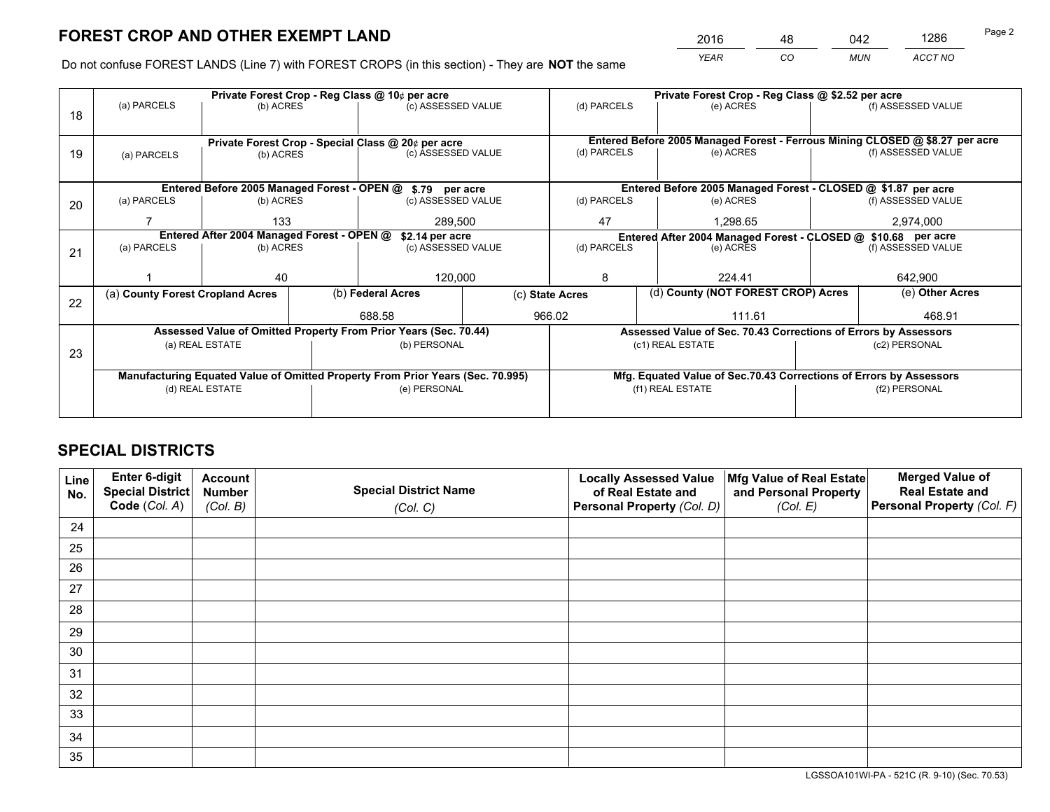# FOREST CROP AND OTHER EXEMPT LAND

| 2016 | 48 | 042 | 1286 |
|---|---|---|---|
| *YEAR* | *CO* | *MUN* | *ACCT NO* |

Do not confuse FOREST LANDS (Line 7) with FOREST CROPS (in this section) - They are **NOT** the same

| Line | Private Forest Crop - Reg Class @ 10¢ per acre | | | Private Forest Crop - Reg Class @ $2.52 per acre | | |
|---|---|---|---|---|---|---|
| | (a) PARCELS | (b) ACRES | (c) ASSESSED VALUE | (d) PARCELS | (e) ACRES | (f) ASSESSED VALUE |
| 18 | | | | | | |
| | **Private Forest Crop - Special Class @ 20¢ per acre** | | | **Entered Before 2005 Managed Forest - Ferrous Mining CLOSED @ $8.27 per acre** | | |
| | (a) PARCELS | (b) ACRES | (c) ASSESSED VALUE | (d) PARCELS | (e) ACRES | (f) ASSESSED VALUE |
| 19 | | | | | | |
| | **Entered Before 2005 Managed Forest - OPEN @ $.79 per acre** | | | **Entered Before 2005 Managed Forest - CLOSED @ $1.87 per acre** | | |
| | (a) PARCELS | (b) ACRES | (c) ASSESSED VALUE | (d) PARCELS | (e) ACRES | (f) ASSESSED VALUE |
| 20 | 7 | 133 | 289,500 | 47 | 1,298.65 | 2,974,000 |
| | **Entered After 2004 Managed Forest - OPEN @ $2.14 per acre** | | | **Entered After 2004 Managed Forest - CLOSED @ $10.68 per acre** | | |
| | (a) PARCELS | (b) ACRES | (c) ASSESSED VALUE | (d) PARCELS | (e) ACRES | (f) ASSESSED VALUE |
| 21 | 1 | 40 | 120,000 | 8 | 224.41 | 642,900 |

| Line | (a) County Forest Cropland Acres | (b) Federal Acres | (c) State Acres | (d) County (NOT FOREST CROP) Acres | (e) Other Acres |
|---|---|---|---|---|---|
| 22 | | 688.58 | 966.02 | 111.61 | 468.91 |

| Line | Assessed Value of Omitted Property From Prior Years (Sec. 70.44) | | Assessed Value of Sec. 70.43 Corrections of Errors by Assessors | |
|---|---|---|---|---|
| | (a) REAL ESTATE | (b) PERSONAL | (c1) REAL ESTATE | (c2) PERSONAL |
| 23 | | | | |
| | **Manufacturing Equated Value of Omitted Property From Prior Years (Sec. 70.995)** | | **Mfg. Equated Value of Sec.70.43 Corrections of Errors by Assessors** | |
| | (d) REAL ESTATE | (e) PERSONAL | (f1) REAL ESTATE | (f2) PERSONAL |
| | | | | |

# SPECIAL DISTRICTS

| Line No. | Enter 6-digit Special District Code (*Col. A*) | Account Number (*Col. B*) | Special District Name (*Col. C*) | Locally Assessed Value of Real Estate and Personal Property (*Col. D*) | Mfg Value of Real Estate and Personal Property (*Col. E*) | Merged Value of Real Estate and Personal Property (*Col. F*) |
|---|---|---|---|---|---|---|
| 24 | | | | | | |
| 25 | | | | | | |
| 26 | | | | | | |
| 27 | | | | | | |
| 28 | | | | | | |
| 29 | | | | | | |
| 30 | | | | | | |
| 31 | | | | | | |
| 32 | | | | | | |
| 33 | | | | | | |
| 34 | | | | | | |
| 35 | | | | | | |

LGSSOA101WI-PA - 521C (R. 9-10) (Sec. 70.53)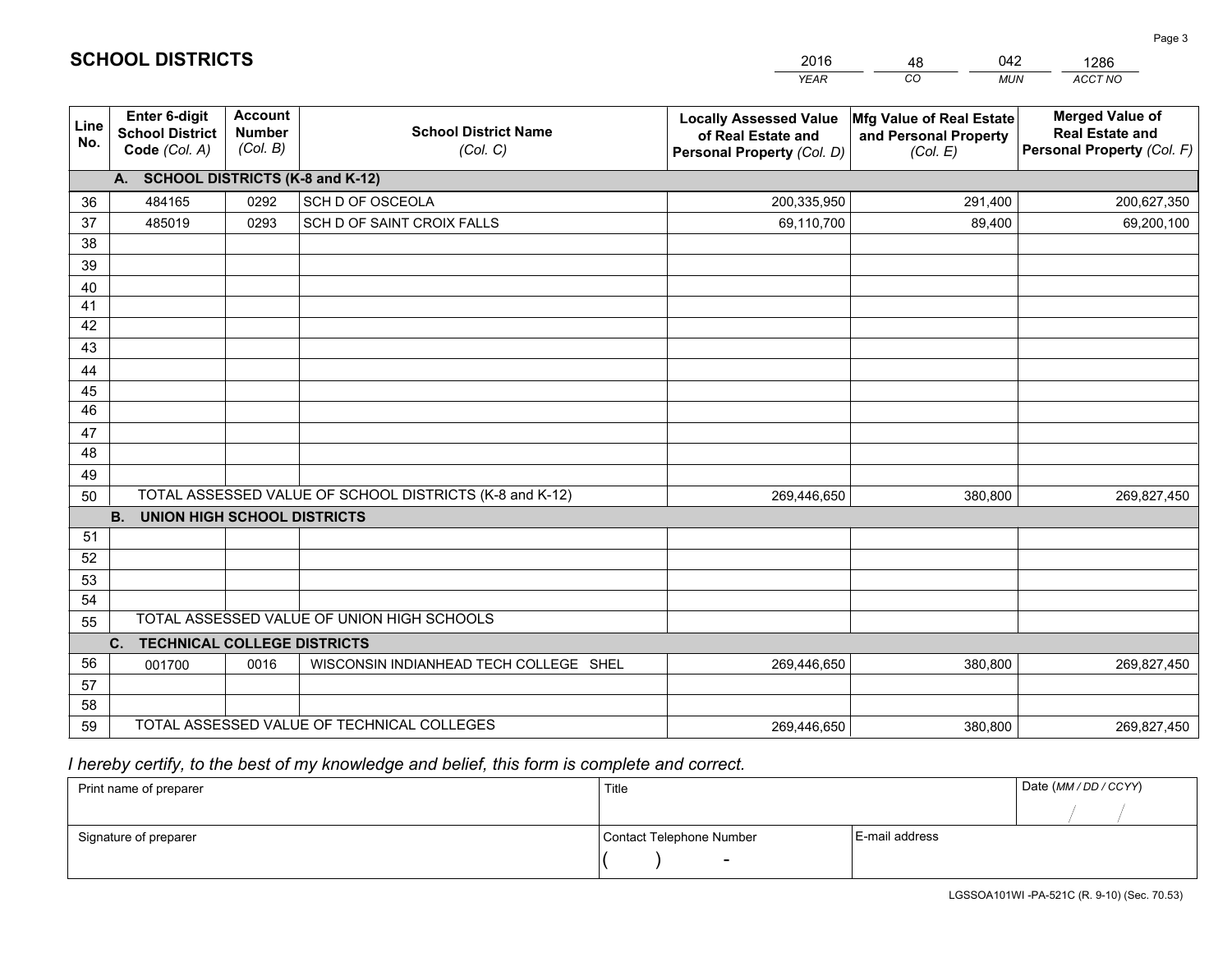## SCHOOL DISTRICTS

| 2016 | 48 | 042 | 1286 |
|---|---|---|---|
| *YEAR* | *CO* | *MUN* | *ACCT NO* |

| Line No. | Enter 6-digit School District Code *(Col. A)* | Account Number *(Col. B)* | School District Name *(Col. C)* | Locally Assessed Value of Real Estate and Personal Property *(Col. D)* | Mfg Value of Real Estate and Personal Property *(Col. E)* | Merged Value of Real Estate and Personal Property *(Col. F)* |
|---|---|---|---|---|---|---|
| **A. SCHOOL DISTRICTS (K-8 and K-12)** | | | | | | |
| 36 | 484165 | 0292 | SCH D OF OSCEOLA | 200,335,950 | 291,400 | 200,627,350 |
| 37 | 485019 | 0293 | SCH D OF SAINT CROIX FALLS | 69,110,700 | 89,400 | 69,200,100 |
| 38 | | | | | | |
| 39 | | | | | | |
| 40 | | | | | | |
| 41 | | | | | | |
| 42 | | | | | | |
| 43 | | | | | | |
| 44 | | | | | | |
| 45 | | | | | | |
| 46 | | | | | | |
| 47 | | | | | | |
| 48 | | | | | | |
| 49 | | | | | | |
| 50 | TOTAL ASSESSED VALUE OF SCHOOL DISTRICTS (K-8 and K-12) | | | 269,446,650 | 380,800 | 269,827,450 |
| **B. UNION HIGH SCHOOL DISTRICTS** | | | | | | |
| 51 | | | | | | |
| 52 | | | | | | |
| 53 | | | | | | |
| 54 | | | | | | |
| 55 | TOTAL ASSESSED VALUE OF UNION HIGH SCHOOLS | | | | | |
| **C. TECHNICAL COLLEGE DISTRICTS** | | | | | | |
| 56 | 001700 | 0016 | WISCONSIN INDIANHEAD TECH COLLEGE SHEL | 269,446,650 | 380,800 | 269,827,450 |
| 57 | | | | | | |
| 58 | | | | | | |
| 59 | TOTAL ASSESSED VALUE OF TECHNICAL COLLEGES | | | 269,446,650 | 380,800 | 269,827,450 |

*I hereby certify, to the best of my knowledge and belief, this form is complete and correct.*

| Print name of preparer | Title | | Date *(MM / DD / CCYY)* |
|---|---|---|---|
| | | | / / |
| Signature of preparer | Contact Telephone Number | E-mail address | |
| | ( ) - | | |

LGSSOA101WI -PA-521C (R. 9-10) (Sec. 70.53)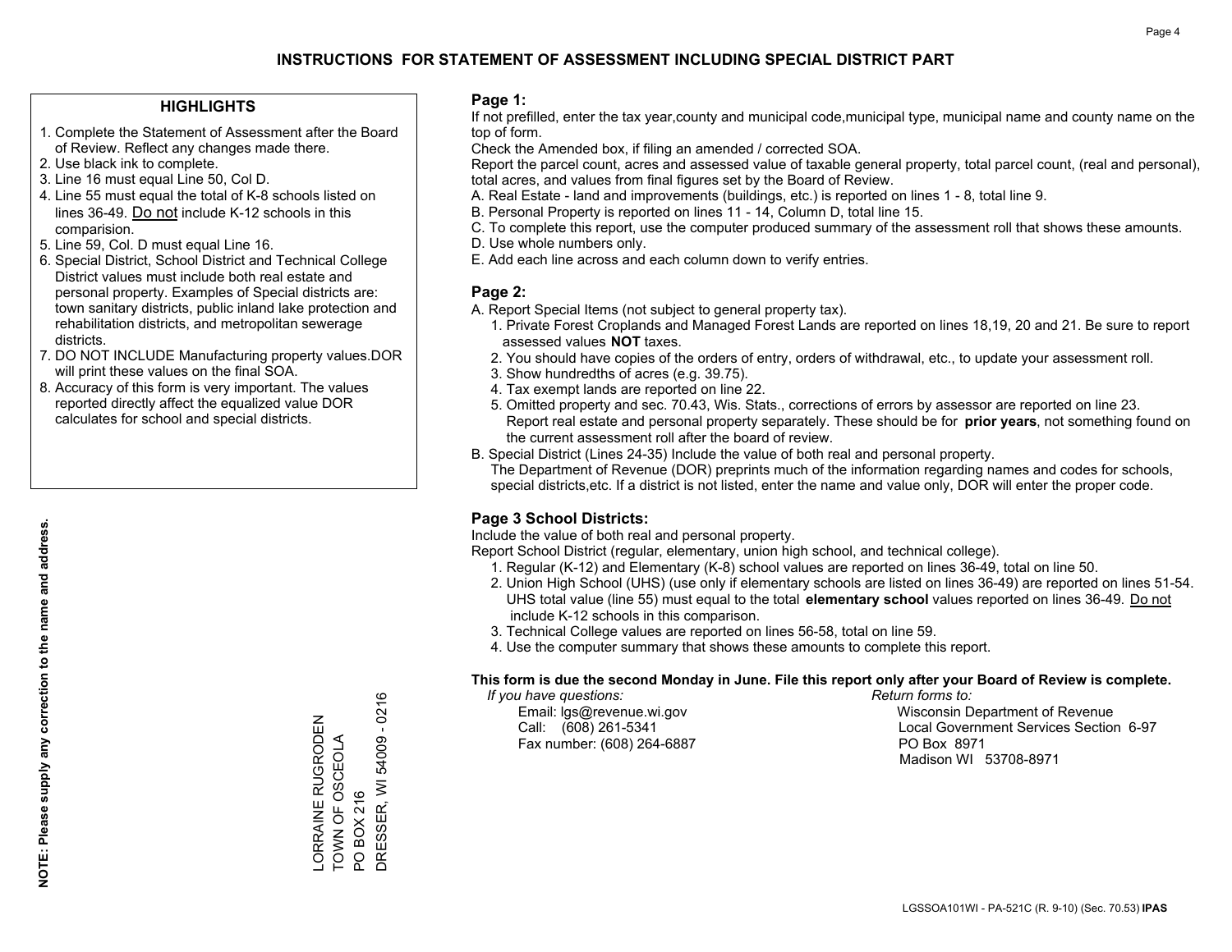# INSTRUCTIONS FOR STATEMENT OF ASSESSMENT INCLUDING SPECIAL DISTRICT PART

## HIGHLIGHTS

1. Complete the Statement of Assessment after the Board of Review. Reflect any changes made there.
2. Use black ink to complete.
3. Line 16 must equal Line 50, Col D.
4. Line 55 must equal the total of K-8 schools listed on lines 36-49. Do not include K-12 schools in this comparision.
5. Line 59, Col. D must equal Line 16.
6. Special District, School District and Technical College District values must include both real estate and personal property. Examples of Special districts are: town sanitary districts, public inland lake protection and rehabilitation districts, and metropolitan sewerage districts.
7. DO NOT INCLUDE Manufacturing property values.DOR will print these values on the final SOA.
8. Accuracy of this form is very important. The values reported directly affect the equalized value DOR calculates for school and special districts.

**NOTE: Please supply any correction to the name and address.**

LORRAINE RUGRODEN
TOWN OF OSCEOLA
PO BOX 216
DRESSER, WI 54009 - 0216

## Page 1:

If not prefilled, enter the tax year,county and municipal code,municipal type, municipal name and county name on the top of form.

Check the Amended box, if filing an amended / corrected SOA.

Report the parcel count, acres and assessed value of taxable general property, total parcel count, (real and personal), total acres, and values from final figures set by the Board of Review.

A. Real Estate - land and improvements (buildings, etc.) is reported on lines 1 - 8, total line 9.
B. Personal Property is reported on lines 11 - 14, Column D, total line 15.
C. To complete this report, use the computer produced summary of the assessment roll that shows these amounts.
D. Use whole numbers only.
E. Add each line across and each column down to verify entries.

## Page 2:

A. Report Special Items (not subject to general property tax).
   1. Private Forest Croplands and Managed Forest Lands are reported on lines 18,19, 20 and 21. Be sure to report assessed values **NOT** taxes.
   2. You should have copies of the orders of entry, orders of withdrawal, etc., to update your assessment roll.
   3. Show hundredths of acres (e.g. 39.75).
   4. Tax exempt lands are reported on line 22.
   5. Omitted property and sec. 70.43, Wis. Stats., corrections of errors by assessor are reported on line 23. Report real estate and personal property separately. These should be for **prior years**, not something found on the current assessment roll after the board of review.
B. Special District (Lines 24-35) Include the value of both real and personal property.
   The Department of Revenue (DOR) preprints much of the information regarding names and codes for schools, special districts,etc. If a district is not listed, enter the name and value only, DOR will enter the proper code.

## Page 3 School Districts:

Include the value of both real and personal property.

Report School District (regular, elementary, union high school, and technical college).

1. Regular (K-12) and Elementary (K-8) school values are reported on lines 36-49, total on line 50.
2. Union High School (UHS) (use only if elementary schools are listed on lines 36-49) are reported on lines 51-54. UHS total value (line 55) must equal to the total **elementary school** values reported on lines 36-49. Do not include K-12 schools in this comparison.
3. Technical College values are reported on lines 56-58, total on line 59.
4. Use the computer summary that shows these amounts to complete this report.

**This form is due the second Monday in June. File this report only after your Board of Review is complete.**

*If you have questions:*
Email: lgs@revenue.wi.gov
Call: (608) 261-5341
Fax number: (608) 264-6887

*Return forms to:*
Wisconsin Department of Revenue
Local Government Services Section 6-97
PO Box 8971
Madison WI 53708-8971

LGSSOA101WI - PA-521C (R. 9-10) (Sec. 70.53) **IPAS**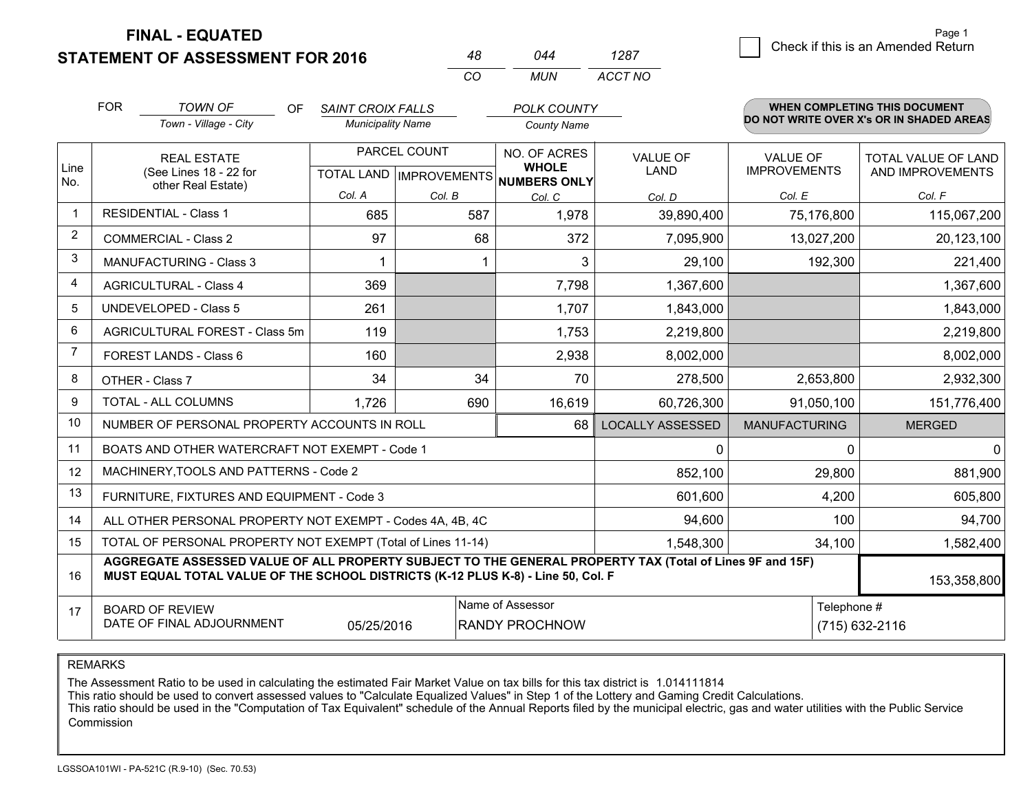# FINAL - EQUATED
## STATEMENT OF ASSESSMENT FOR 2016

| 48 | 044 | 1287 |
|---|---|---|
| CO | MUN | ACCT NO |

Page 1

☐ Check if this is an Amended Return

FOR *TOWN OF* (Town - Village - City) OF *SAINT CROIX FALLS* (Municipality Name) *POLK COUNTY* (County Name)

**WHEN COMPLETING THIS DOCUMENT DO NOT WRITE OVER X's OR IN SHADED AREAS**

| Line No. | REAL ESTATE (See Lines 18 - 22 for other Real Estate) | PARCEL COUNT TOTAL LAND Col. A | PARCEL COUNT IMPROVEMENTS Col. B | NO. OF ACRES WHOLE NUMBERS ONLY Col. C | VALUE OF LAND Col. D | VALUE OF IMPROVEMENTS Col. E | TOTAL VALUE OF LAND AND IMPROVEMENTS Col. F |
|---|---|---|---|---|---|---|---|
| 1 | RESIDENTIAL - Class 1 | 685 | 587 | 1,978 | 39,890,400 | 75,176,800 | 115,067,200 |
| 2 | COMMERCIAL - Class 2 | 97 | 68 | 372 | 7,095,900 | 13,027,200 | 20,123,100 |
| 3 | MANUFACTURING - Class 3 | 1 | 1 | 3 | 29,100 | 192,300 | 221,400 |
| 4 | AGRICULTURAL - Class 4 | 369 | | 7,798 | 1,367,600 | | 1,367,600 |
| 5 | UNDEVELOPED - Class 5 | 261 | | 1,707 | 1,843,000 | | 1,843,000 |
| 6 | AGRICULTURAL FOREST - Class 5m | 119 | | 1,753 | 2,219,800 | | 2,219,800 |
| 7 | FOREST LANDS - Class 6 | 160 | | 2,938 | 8,002,000 | | 8,002,000 |
| 8 | OTHER - Class 7 | 34 | 34 | 70 | 278,500 | 2,653,800 | 2,932,300 |
| 9 | TOTAL - ALL COLUMNS | 1,726 | 690 | 16,619 | 60,726,300 | 91,050,100 | 151,776,400 |
| 10 | NUMBER OF PERSONAL PROPERTY ACCOUNTS IN ROLL | | | 68 | LOCALLY ASSESSED | MANUFACTURING | MERGED |
| 11 | BOATS AND OTHER WATERCRAFT NOT EXEMPT - Code 1 | | | | 0 | 0 | 0 |
| 12 | MACHINERY,TOOLS AND PATTERNS - Code 2 | | | | 852,100 | 29,800 | 881,900 |
| 13 | FURNITURE, FIXTURES AND EQUIPMENT - Code 3 | | | | 601,600 | 4,200 | 605,800 |
| 14 | ALL OTHER PERSONAL PROPERTY NOT EXEMPT - Codes 4A, 4B, 4C | | | | 94,600 | 100 | 94,700 |
| 15 | TOTAL OF PERSONAL PROPERTY NOT EXEMPT (Total of Lines 11-14) | | | | 1,548,300 | 34,100 | 1,582,400 |
| 16 | **AGGREGATE ASSESSED VALUE OF ALL PROPERTY SUBJECT TO THE GENERAL PROPERTY TAX (Total of Lines 9F and 15F) MUST EQUAL TOTAL VALUE OF THE SCHOOL DISTRICTS (K-12 PLUS K-8) - Line 50, Col. F** | | | | | | 153,358,800 |
| 17 | BOARD OF REVIEW DATE OF FINAL ADJOURNMENT | 05/25/2016 | Name of Assessor | RANDY PROCHNOW | | Telephone # | (715) 632-2116 |

REMARKS

The Assessment Ratio to be used in calculating the estimated Fair Market Value on tax bills for this tax district is 1.014111814
This ratio should be used to convert assessed values to "Calculate Equalized Values" in Step 1 of the Lottery and Gaming Credit Calculations.
This ratio should be used in the "Computation of Tax Equivalent" schedule of the Annual Reports filed by the municipal electric, gas and water utilities with the Public Service Commission

LGSSOA101WI - PA-521C (R.9-10) (Sec. 70.53)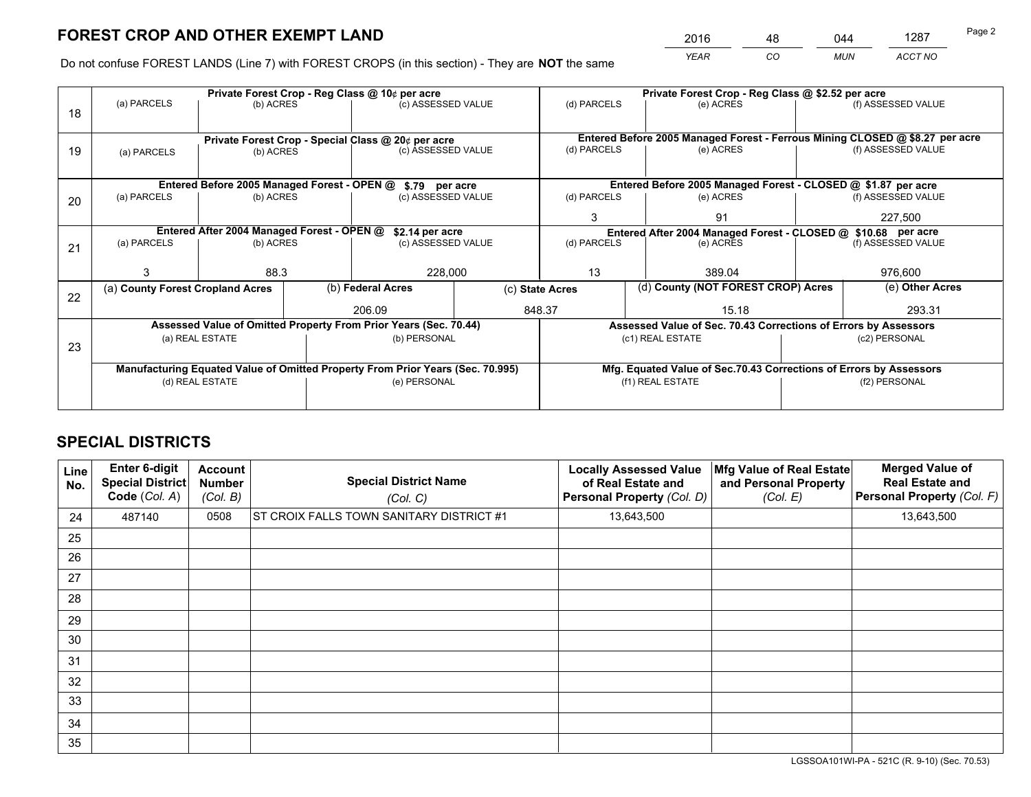# FOREST CROP AND OTHER EXEMPT LAND

| 2016 | 48 | 044 | 1287 |
|---|---|---|---|
| *YEAR* | *CO* | *MUN* | *ACCT NO* |

Do not confuse FOREST LANDS (Line 7) with FOREST CROPS (in this section) - They are **NOT** the same

| Line | Private Forest Crop - Reg Class @ 10¢ per acre | | | Private Forest Crop - Reg Class @ $2.52 per acre | | |
|---|---|---|---|---|---|---|
| 18 | (a) PARCELS | (b) ACRES | (c) ASSESSED VALUE | (d) PARCELS | (e) ACRES | (f) ASSESSED VALUE |
| | | | | | | |
| | **Private Forest Crop - Special Class @ 20¢ per acre** | | | **Entered Before 2005 Managed Forest - Ferrous Mining CLOSED @ $8.27 per acre** | | |
| 19 | (a) PARCELS | (b) ACRES | (c) ASSESSED VALUE | (d) PARCELS | (e) ACRES | (f) ASSESSED VALUE |
| | | | | | | |
| | **Entered Before 2005 Managed Forest - OPEN @ $.79 per acre** | | | **Entered Before 2005 Managed Forest - CLOSED @ $1.87 per acre** | | |
| 20 | (a) PARCELS | (b) ACRES | (c) ASSESSED VALUE | (d) PARCELS | (e) ACRES | (f) ASSESSED VALUE |
| | | | | 3 | 91 | 227,500 |
| | **Entered After 2004 Managed Forest - OPEN @ $2.14 per acre** | | | **Entered After 2004 Managed Forest - CLOSED @ $10.68 per acre** | | |
| 21 | (a) PARCELS | (b) ACRES | (c) ASSESSED VALUE | (d) PARCELS | (e) ACRES | (f) ASSESSED VALUE |
| | 3 | 88.3 | 228,000 | 13 | 389.04 | 976,600 |

| Line | (a) County Forest Cropland Acres | (b) Federal Acres | (c) State Acres | (d) County (NOT FOREST CROP) Acres | (e) Other Acres |
|---|---|---|---|---|---|
| 22 | | 206.09 | 848.37 | 15.18 | 293.31 |

| Line | Assessed Value of Omitted Property From Prior Years (Sec. 70.44) | | Assessed Value of Sec. 70.43 Corrections of Errors by Assessors | |
|---|---|---|---|---|
| 23 | (a) REAL ESTATE | (b) PERSONAL | (c1) REAL ESTATE | (c2) PERSONAL |
| | | | | |
| | **Manufacturing Equated Value of Omitted Property From Prior Years (Sec. 70.995)** | | **Mfg. Equated Value of Sec.70.43 Corrections of Errors by Assessors** | |
| | (d) REAL ESTATE | (e) PERSONAL | (f1) REAL ESTATE | (f2) PERSONAL |
| | | | | |

## SPECIAL DISTRICTS

| Line No. | Enter 6-digit Special District Code (*Col. A*) | Account Number (*Col. B*) | Special District Name (*Col. C*) | Locally Assessed Value of Real Estate and Personal Property (*Col. D*) | Mfg Value of Real Estate and Personal Property (*Col. E*) | Merged Value of Real Estate and Personal Property (*Col. F*) |
|---|---|---|---|---|---|---|
| 24 | 487140 | 0508 | ST CROIX FALLS TOWN SANITARY DISTRICT #1 | 13,643,500 | | 13,643,500 |
| 25 | | | | | | |
| 26 | | | | | | |
| 27 | | | | | | |
| 28 | | | | | | |
| 29 | | | | | | |
| 30 | | | | | | |
| 31 | | | | | | |
| 32 | | | | | | |
| 33 | | | | | | |
| 34 | | | | | | |
| 35 | | | | | | |

LGSSOA101WI-PA - 521C (R. 9-10) (Sec. 70.53)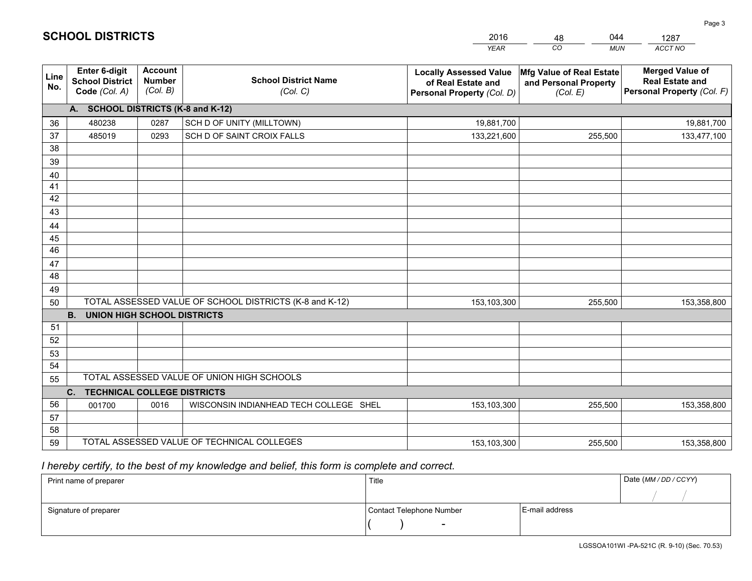# SCHOOL DISTRICTS

| 2016 | 48 | 044 | 1287 |
|---|---|---|---|
| *YEAR* | *CO* | *MUN* | *ACCT NO* |

| Line No. | Enter 6-digit School District Code *(Col. A)* | Account Number *(Col. B)* | School District Name *(Col. C)* | Locally Assessed Value of Real Estate and Personal Property *(Col. D)* | Mfg Value of Real Estate and Personal Property *(Col. E)* | Merged Value of Real Estate and Personal Property *(Col. F)* |
|---|---|---|---|---|---|---|
| **A.** | **SCHOOL DISTRICTS (K-8 and K-12)** | | | | | |
| 36 | 480238 | 0287 | SCH D OF UNITY (MILLTOWN) | 19,881,700 | | 19,881,700 |
| 37 | 485019 | 0293 | SCH D OF SAINT CROIX FALLS | 133,221,600 | 255,500 | 133,477,100 |
| 38 | | | | | | |
| 39 | | | | | | |
| 40 | | | | | | |
| 41 | | | | | | |
| 42 | | | | | | |
| 43 | | | | | | |
| 44 | | | | | | |
| 45 | | | | | | |
| 46 | | | | | | |
| 47 | | | | | | |
| 48 | | | | | | |
| 49 | | | | | | |
| 50 | TOTAL ASSESSED VALUE OF SCHOOL DISTRICTS (K-8 and K-12) | | | 153,103,300 | 255,500 | 153,358,800 |
| **B.** | **UNION HIGH SCHOOL DISTRICTS** | | | | | |
| 51 | | | | | | |
| 52 | | | | | | |
| 53 | | | | | | |
| 54 | | | | | | |
| 55 | TOTAL ASSESSED VALUE OF UNION HIGH SCHOOLS | | | | | |
| **C.** | **TECHNICAL COLLEGE DISTRICTS** | | | | | |
| 56 | 001700 | 0016 | WISCONSIN INDIANHEAD TECH COLLEGE SHEL | 153,103,300 | 255,500 | 153,358,800 |
| 57 | | | | | | |
| 58 | | | | | | |
| 59 | TOTAL ASSESSED VALUE OF TECHNICAL COLLEGES | | | 153,103,300 | 255,500 | 153,358,800 |

*I hereby certify, to the best of my knowledge and belief, this form is complete and correct.*

| Print name of preparer | Title | | Date *(MM / DD / CCYY)* |
|---|---|---|---|
| | | | / / |
| Signature of preparer | Contact Telephone Number | E-mail address | |
| | ( ) - | | |

LGSSOA101WI -PA-521C (R. 9-10) (Sec. 70.53)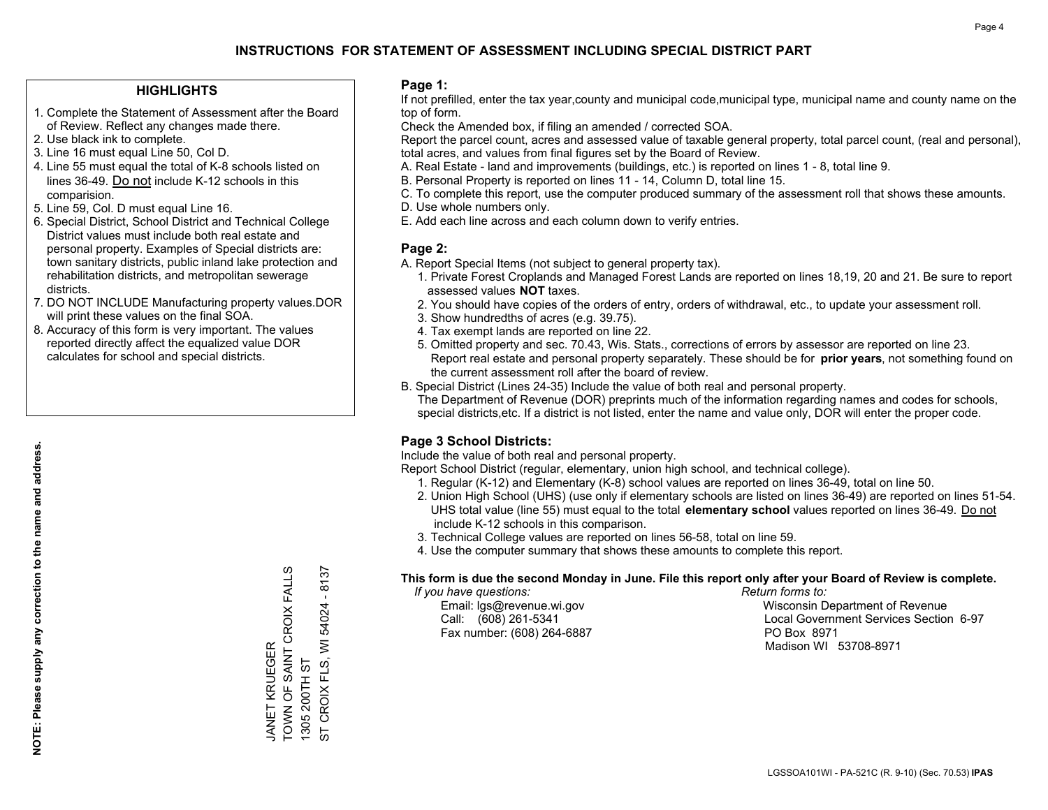# INSTRUCTIONS FOR STATEMENT OF ASSESSMENT INCLUDING SPECIAL DISTRICT PART

## HIGHLIGHTS

1. Complete the Statement of Assessment after the Board of Review. Reflect any changes made there.
2. Use black ink to complete.
3. Line 16 must equal Line 50, Col D.
4. Line 55 must equal the total of K-8 schools listed on lines 36-49. Do not include K-12 schools in this comparision.
5. Line 59, Col. D must equal Line 16.
6. Special District, School District and Technical College District values must include both real estate and personal property. Examples of Special districts are: town sanitary districts, public inland lake protection and rehabilitation districts, and metropolitan sewerage districts.
7. DO NOT INCLUDE Manufacturing property values.DOR will print these values on the final SOA.
8. Accuracy of this form is very important. The values reported directly affect the equalized value DOR calculates for school and special districts.

**NOTE: Please supply any correction to the name and address.**

JANET KRUEGER
TOWN OF SAINT CROIX FALLS
1305 200TH ST
ST CROIX FLS, WI 54024 - 8137

## Page 1:

If not prefilled, enter the tax year,county and municipal code,municipal type, municipal name and county name on the top of form.

Check the Amended box, if filing an amended / corrected SOA.

Report the parcel count, acres and assessed value of taxable general property, total parcel count, (real and personal), total acres, and values from final figures set by the Board of Review.

A. Real Estate - land and improvements (buildings, etc.) is reported on lines 1 - 8, total line 9.
B. Personal Property is reported on lines 11 - 14, Column D, total line 15.
C. To complete this report, use the computer produced summary of the assessment roll that shows these amounts.
D. Use whole numbers only.
E. Add each line across and each column down to verify entries.

## Page 2:

A. Report Special Items (not subject to general property tax).
   1. Private Forest Croplands and Managed Forest Lands are reported on lines 18,19, 20 and 21. Be sure to report assessed values **NOT** taxes.
   2. You should have copies of the orders of entry, orders of withdrawal, etc., to update your assessment roll.
   3. Show hundredths of acres (e.g. 39.75).
   4. Tax exempt lands are reported on line 22.
   5. Omitted property and sec. 70.43, Wis. Stats., corrections of errors by assessor are reported on line 23. Report real estate and personal property separately. These should be for **prior years**, not something found on the current assessment roll after the board of review.

B. Special District (Lines 24-35) Include the value of both real and personal property.
   The Department of Revenue (DOR) preprints much of the information regarding names and codes for schools, special districts,etc. If a district is not listed, enter the name and value only, DOR will enter the proper code.

## Page 3 School Districts:

Include the value of both real and personal property.

Report School District (regular, elementary, union high school, and technical college).

1. Regular (K-12) and Elementary (K-8) school values are reported on lines 36-49, total on line 50.
2. Union High School (UHS) (use only if elementary schools are listed on lines 36-49) are reported on lines 51-54. UHS total value (line 55) must equal to the total **elementary school** values reported on lines 36-49. Do not include K-12 schools in this comparison.
3. Technical College values are reported on lines 56-58, total on line 59.
4. Use the computer summary that shows these amounts to complete this report.

**This form is due the second Monday in June. File this report only after your Board of Review is complete.**

*If you have questions:*
Email: lgs@revenue.wi.gov
Call: (608) 261-5341
Fax number: (608) 264-6887

*Return forms to:*
Wisconsin Department of Revenue
Local Government Services Section 6-97
PO Box 8971
Madison WI 53708-8971

LGSSOA101WI - PA-521C (R. 9-10) (Sec. 70.53) **IPAS**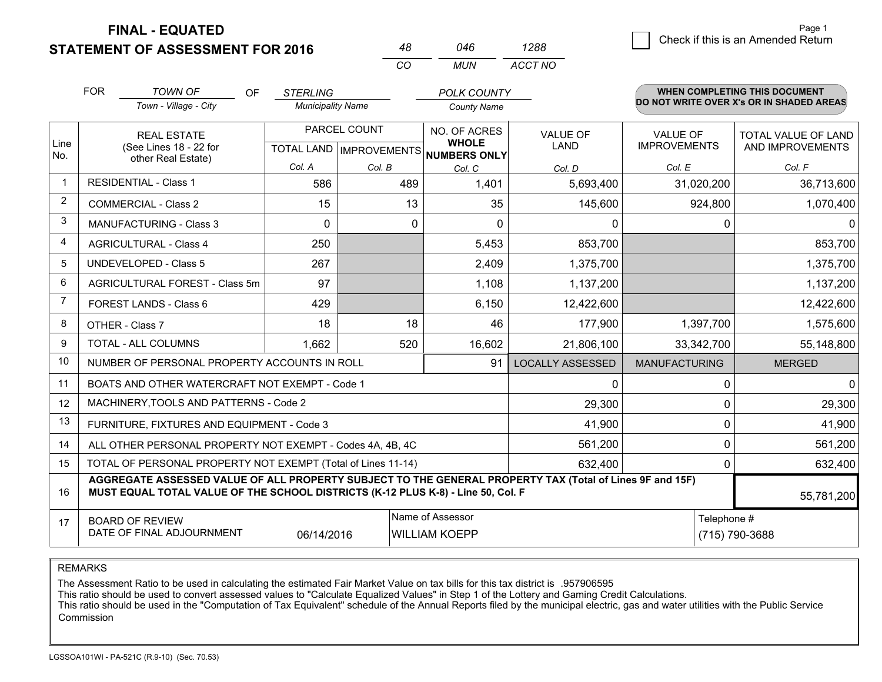**FINAL - EQUATED**
**STATEMENT OF ASSESSMENT FOR 2016**

| 48 | 046 | 1288 |
|---|---|---|
| CO | MUN | ACCT NO |

Page 1

☐ Check if this is an Amended Return

FOR *TOWN OF* (Town - Village - City) OF *STERLING* (Municipality Name) *POLK COUNTY* (County Name)

**WHEN COMPLETING THIS DOCUMENT DO NOT WRITE OVER X's OR IN SHADED AREAS**

| Line No. | REAL ESTATE (See Lines 18 - 22 for other Real Estate) | PARCEL COUNT TOTAL LAND Col. A | PARCEL COUNT IMPROVEMENTS Col. B | NO. OF ACRES WHOLE NUMBERS ONLY Col. C | VALUE OF LAND Col. D | VALUE OF IMPROVEMENTS Col. E | TOTAL VALUE OF LAND AND IMPROVEMENTS Col. F |
|---|---|---|---|---|---|---|---|
| 1 | RESIDENTIAL - Class 1 | 586 | 489 | 1,401 | 5,693,400 | 31,020,200 | 36,713,600 |
| 2 | COMMERCIAL - Class 2 | 15 | 13 | 35 | 145,600 | 924,800 | 1,070,400 |
| 3 | MANUFACTURING - Class 3 | 0 | 0 | 0 | 0 | 0 | 0 |
| 4 | AGRICULTURAL - Class 4 | 250 | | 5,453 | 853,700 | | 853,700 |
| 5 | UNDEVELOPED - Class 5 | 267 | | 2,409 | 1,375,700 | | 1,375,700 |
| 6 | AGRICULTURAL FOREST - Class 5m | 97 | | 1,108 | 1,137,200 | | 1,137,200 |
| 7 | FOREST LANDS - Class 6 | 429 | | 6,150 | 12,422,600 | | 12,422,600 |
| 8 | OTHER - Class 7 | 18 | 18 | 46 | 177,900 | 1,397,700 | 1,575,600 |
| 9 | TOTAL - ALL COLUMNS | 1,662 | 520 | 16,602 | 21,806,100 | 33,342,700 | 55,148,800 |
| 10 | NUMBER OF PERSONAL PROPERTY ACCOUNTS IN ROLL | | | 91 | LOCALLY ASSESSED | MANUFACTURING | MERGED |
| 11 | BOATS AND OTHER WATERCRAFT NOT EXEMPT - Code 1 | | | | 0 | 0 | 0 |
| 12 | MACHINERY,TOOLS AND PATTERNS - Code 2 | | | | 29,300 | 0 | 29,300 |
| 13 | FURNITURE, FIXTURES AND EQUIPMENT - Code 3 | | | | 41,900 | 0 | 41,900 |
| 14 | ALL OTHER PERSONAL PROPERTY NOT EXEMPT - Codes 4A, 4B, 4C | | | | 561,200 | 0 | 561,200 |
| 15 | TOTAL OF PERSONAL PROPERTY NOT EXEMPT (Total of Lines 11-14) | | | | 632,400 | 0 | 632,400 |
| 16 | **AGGREGATE ASSESSED VALUE OF ALL PROPERTY SUBJECT TO THE GENERAL PROPERTY TAX (Total of Lines 9F and 15F) MUST EQUAL TOTAL VALUE OF THE SCHOOL DISTRICTS (K-12 PLUS K-8) - Line 50, Col. F** | | | | | | 55,781,200 |
| 17 | BOARD OF REVIEW DATE OF FINAL ADJOURNMENT | 06/14/2016 | Name of Assessor: WILLIAM KOEPP | | | Telephone #: (715) 790-3688 | |

REMARKS

The Assessment Ratio to be used in calculating the estimated Fair Market Value on tax bills for this tax district is .957906595
This ratio should be used to convert assessed values to "Calculate Equalized Values" in Step 1 of the Lottery and Gaming Credit Calculations.
This ratio should be used in the "Computation of Tax Equivalent" schedule of the Annual Reports filed by the municipal electric, gas and water utilities with the Public Service Commission

LGSSOA101WI - PA-521C (R.9-10) (Sec. 70.53)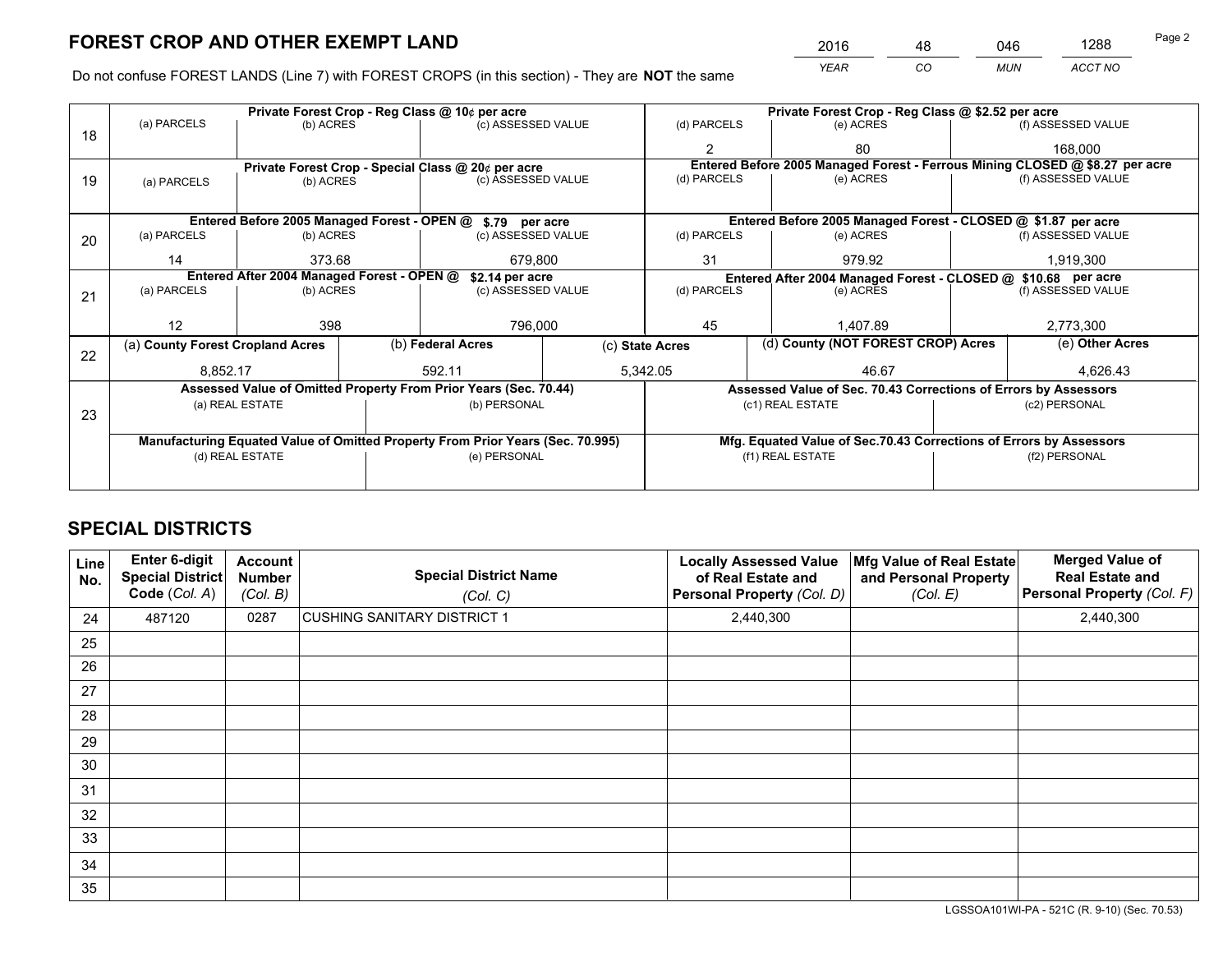# FOREST CROP AND OTHER EXEMPT LAND

| 2016 | 48 | 046 | 1288 |
|---|---|---|---|
| *YEAR* | *CO* | *MUN* | *ACCT NO* |

Do not confuse FOREST LANDS (Line 7) with FOREST CROPS (in this section) - They are **NOT** the same

| Line | Private Forest Crop - Reg Class @ 10¢ per acre | | | Private Forest Crop - Reg Class @ $2.52 per acre | | |
|---|---|---|---|---|---|---|
| 18 | (a) PARCELS | (b) ACRES | (c) ASSESSED VALUE | (d) PARCELS | (e) ACRES | (f) ASSESSED VALUE |
| | | | | 2 | 80 | 168,000 |
| | **Private Forest Crop - Special Class @ 20¢ per acre** | | | **Entered Before 2005 Managed Forest - Ferrous Mining CLOSED @ $8.27 per acre** | | |
| 19 | (a) PARCELS | (b) ACRES | (c) ASSESSED VALUE | (d) PARCELS | (e) ACRES | (f) ASSESSED VALUE |
| | | | | | | |
| | **Entered Before 2005 Managed Forest - OPEN @ $.79 per acre** | | | **Entered Before 2005 Managed Forest - CLOSED @ $1.87 per acre** | | |
| 20 | (a) PARCELS | (b) ACRES | (c) ASSESSED VALUE | (d) PARCELS | (e) ACRES | (f) ASSESSED VALUE |
| | 14 | 373.68 | 679,800 | 31 | 979.92 | 1,919,300 |
| | **Entered After 2004 Managed Forest - OPEN @ $2.14 per acre** | | | **Entered After 2004 Managed Forest - CLOSED @ $10.68 per acre** | | |
| 21 | (a) PARCELS | (b) ACRES | (c) ASSESSED VALUE | (d) PARCELS | (e) ACRES | (f) ASSESSED VALUE |
| | 12 | 398 | 796,000 | 45 | 1,407.89 | 2,773,300 |

| Line | (a) County Forest Cropland Acres | (b) Federal Acres | (c) State Acres | (d) County (NOT FOREST CROP) Acres | (e) Other Acres |
|---|---|---|---|---|---|
| 22 | 8,852.17 | 592.11 | 5,342.05 | 46.67 | 4,626.43 |

| Line | Assessed Value of Omitted Property From Prior Years (Sec. 70.44) | | Assessed Value of Sec. 70.43 Corrections of Errors by Assessors | |
|---|---|---|---|---|
| 23 | (a) REAL ESTATE | (b) PERSONAL | (c1) REAL ESTATE | (c2) PERSONAL |
| | | | | |
| | **Manufacturing Equated Value of Omitted Property From Prior Years (Sec. 70.995)** | | **Mfg. Equated Value of Sec.70.43 Corrections of Errors by Assessors** | |
| | (d) REAL ESTATE | (e) PERSONAL | (f1) REAL ESTATE | (f2) PERSONAL |
| | | | | |

# SPECIAL DISTRICTS

| Line No. | Enter 6-digit Special District Code (Col. A) | Account Number (Col. B) | Special District Name (Col. C) | Locally Assessed Value of Real Estate and Personal Property (Col. D) | Mfg Value of Real Estate and Personal Property (Col. E) | Merged Value of Real Estate and Personal Property (Col. F) |
|---|---|---|---|---|---|---|
| 24 | 487120 | 0287 | CUSHING SANITARY DISTRICT 1 | 2,440,300 | | 2,440,300 |
| 25 | | | | | | |
| 26 | | | | | | |
| 27 | | | | | | |
| 28 | | | | | | |
| 29 | | | | | | |
| 30 | | | | | | |
| 31 | | | | | | |
| 32 | | | | | | |
| 33 | | | | | | |
| 34 | | | | | | |
| 35 | | | | | | |

LGSSOA101WI-PA - 521C (R. 9-10) (Sec. 70.53)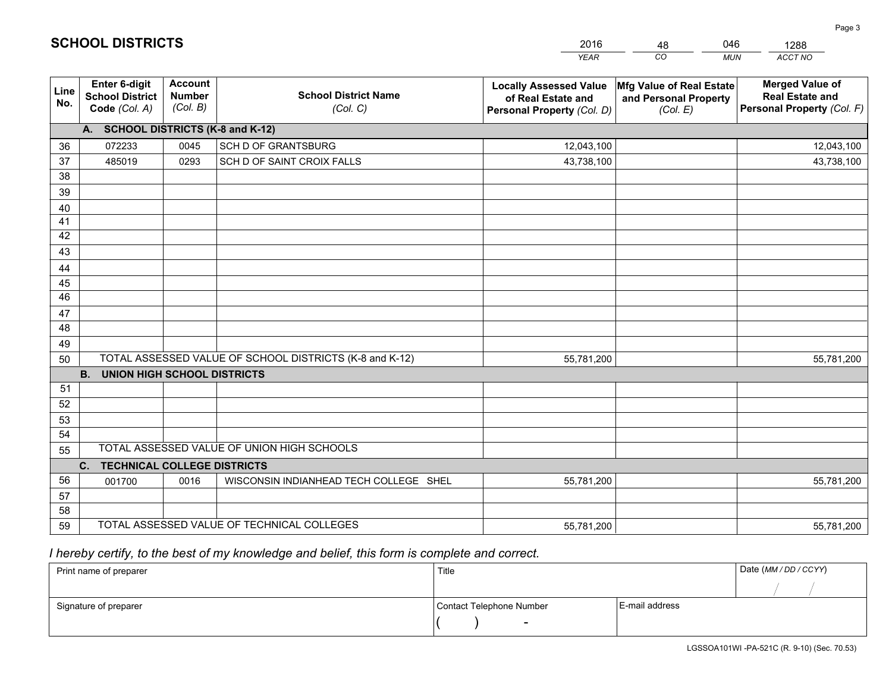# SCHOOL DISTRICTS

| 2016 | 48 | 046 | 1288 |
|---|---|---|---|
| *YEAR* | *CO* | *MUN* | *ACCT NO* |

| Line No. | Enter 6-digit School District Code (Col. A) | Account Number (Col. B) | School District Name (Col. C) | Locally Assessed Value of Real Estate and Personal Property (Col. D) | Mfg Value of Real Estate and Personal Property (Col. E) | Merged Value of Real Estate and Personal Property (Col. F) |
|---|---|---|---|---|---|---|
| | **A. SCHOOL DISTRICTS (K-8 and K-12)** | | | | | |
| 36 | 072233 | 0045 | SCH D OF GRANTSBURG | 12,043,100 | | 12,043,100 |
| 37 | 485019 | 0293 | SCH D OF SAINT CROIX FALLS | 43,738,100 | | 43,738,100 |
| 38 | | | | | | |
| 39 | | | | | | |
| 40 | | | | | | |
| 41 | | | | | | |
| 42 | | | | | | |
| 43 | | | | | | |
| 44 | | | | | | |
| 45 | | | | | | |
| 46 | | | | | | |
| 47 | | | | | | |
| 48 | | | | | | |
| 49 | | | | | | |
| 50 | TOTAL ASSESSED VALUE OF SCHOOL DISTRICTS (K-8 and K-12) | | | 55,781,200 | | 55,781,200 |
| | **B. UNION HIGH SCHOOL DISTRICTS** | | | | | |
| 51 | | | | | | |
| 52 | | | | | | |
| 53 | | | | | | |
| 54 | | | | | | |
| 55 | TOTAL ASSESSED VALUE OF UNION HIGH SCHOOLS | | | | | |
| | **C. TECHNICAL COLLEGE DISTRICTS** | | | | | |
| 56 | 001700 | 0016 | WISCONSIN INDIANHEAD TECH COLLEGE SHEL | 55,781,200 | | 55,781,200 |
| 57 | | | | | | |
| 58 | | | | | | |
| 59 | TOTAL ASSESSED VALUE OF TECHNICAL COLLEGES | | | 55,781,200 | | 55,781,200 |

*I hereby certify, to the best of my knowledge and belief, this form is complete and correct.*

| Print name of preparer | Title | | Date (MM / DD / CCYY) |
|---|---|---|---|
| | | | / / |
| Signature of preparer | Contact Telephone Number | E-mail address | |
| | ( ) - | | |

LGSSOA101WI -PA-521C (R. 9-10) (Sec. 70.53)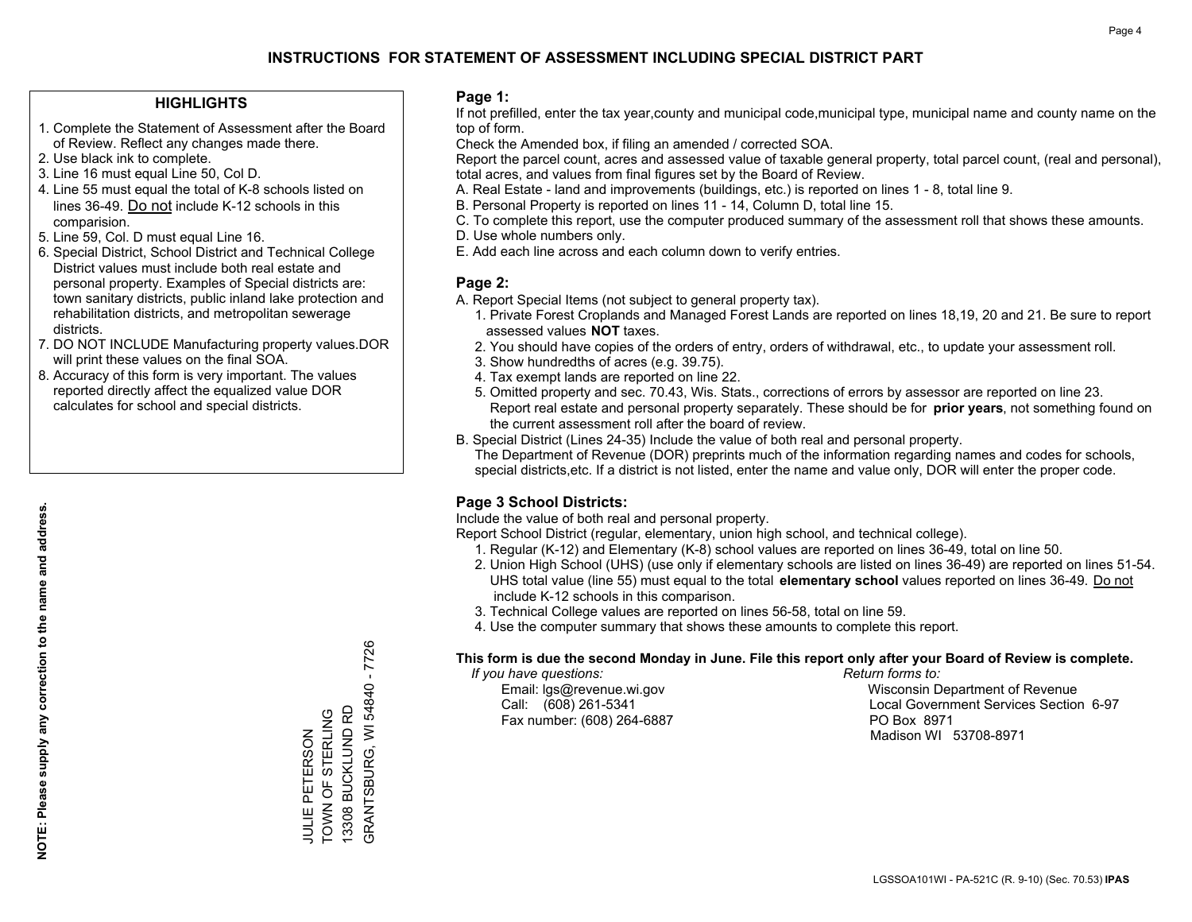# INSTRUCTIONS FOR STATEMENT OF ASSESSMENT INCLUDING SPECIAL DISTRICT PART

## HIGHLIGHTS

1. Complete the Statement of Assessment after the Board of Review. Reflect any changes made there.
2. Use black ink to complete.
3. Line 16 must equal Line 50, Col D.
4. Line 55 must equal the total of K-8 schools listed on lines 36-49. Do not include K-12 schools in this comparision.
5. Line 59, Col. D must equal Line 16.
6. Special District, School District and Technical College District values must include both real estate and personal property. Examples of Special districts are: town sanitary districts, public inland lake protection and rehabilitation districts, and metropolitan sewerage districts.
7. DO NOT INCLUDE Manufacturing property values.DOR will print these values on the final SOA.
8. Accuracy of this form is very important. The values reported directly affect the equalized value DOR calculates for school and special districts.

**NOTE: Please supply any correction to the name and address.**

JULIE PETERSON
TOWN OF STERLING
13308 BUCKLUND RD
GRANTSBURG, WI 54840 - 7726

## Page 1:

If not prefilled, enter the tax year,county and municipal code,municipal type, municipal name and county name on the top of form.

Check the Amended box, if filing an amended / corrected SOA.

Report the parcel count, acres and assessed value of taxable general property, total parcel count, (real and personal), total acres, and values from final figures set by the Board of Review.

A. Real Estate - land and improvements (buildings, etc.) is reported on lines 1 - 8, total line 9.
B. Personal Property is reported on lines 11 - 14, Column D, total line 15.
C. To complete this report, use the computer produced summary of the assessment roll that shows these amounts.
D. Use whole numbers only.
E. Add each line across and each column down to verify entries.

## Page 2:

A. Report Special Items (not subject to general property tax).
   1. Private Forest Croplands and Managed Forest Lands are reported on lines 18,19, 20 and 21. Be sure to report assessed values **NOT** taxes.
   2. You should have copies of the orders of entry, orders of withdrawal, etc., to update your assessment roll.
   3. Show hundredths of acres (e.g. 39.75).
   4. Tax exempt lands are reported on line 22.
   5. Omitted property and sec. 70.43, Wis. Stats., corrections of errors by assessor are reported on line 23. Report real estate and personal property separately. These should be for **prior years**, not something found on the current assessment roll after the board of review.
B. Special District (Lines 24-35) Include the value of both real and personal property.
   The Department of Revenue (DOR) preprints much of the information regarding names and codes for schools, special districts,etc. If a district is not listed, enter the name and value only, DOR will enter the proper code.

## Page 3 School Districts:

Include the value of both real and personal property.

Report School District (regular, elementary, union high school, and technical college).

1. Regular (K-12) and Elementary (K-8) school values are reported on lines 36-49, total on line 50.
2. Union High School (UHS) (use only if elementary schools are listed on lines 36-49) are reported on lines 51-54. UHS total value (line 55) must equal to the total **elementary school** values reported on lines 36-49. Do not include K-12 schools in this comparison.
3. Technical College values are reported on lines 56-58, total on line 59.
4. Use the computer summary that shows these amounts to complete this report.

**This form is due the second Monday in June. File this report only after your Board of Review is complete.**

*If you have questions:*
Email: lgs@revenue.wi.gov
Call: (608) 261-5341
Fax number: (608) 264-6887

*Return forms to:*
Wisconsin Department of Revenue
Local Government Services Section 6-97
PO Box 8971
Madison WI 53708-8971

LGSSOA101WI - PA-521C (R. 9-10) (Sec. 70.53) **IPAS**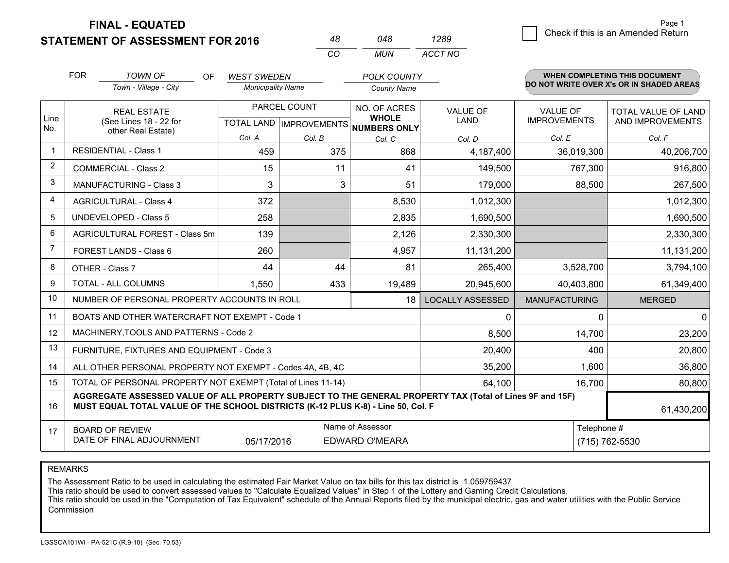**FINAL - EQUATED**
**STATEMENT OF ASSESSMENT FOR 2016**

| 48 | 048 | 1289 |
|---|---|---|
| CO | MUN | ACCT NO |

☐ Check if this is an Amended Return

Page 1

FOR *TOWN OF* (Town - Village - City) OF *WEST SWEDEN* (Municipality Name) *POLK COUNTY* (County Name)

**WHEN COMPLETING THIS DOCUMENT DO NOT WRITE OVER X's OR IN SHADED AREAS**

| Line No. | REAL ESTATE (See Lines 18 - 22 for other Real Estate) | PARCEL COUNT TOTAL LAND Col. A | PARCEL COUNT IMPROVEMENTS Col. B | NO. OF ACRES WHOLE NUMBERS ONLY Col. C | VALUE OF LAND Col. D | VALUE OF IMPROVEMENTS Col. E | TOTAL VALUE OF LAND AND IMPROVEMENTS Col. F |
|---|---|---|---|---|---|---|---|
| 1 | RESIDENTIAL - Class 1 | 459 | 375 | 868 | 4,187,400 | 36,019,300 | 40,206,700 |
| 2 | COMMERCIAL - Class 2 | 15 | 11 | 41 | 149,500 | 767,300 | 916,800 |
| 3 | MANUFACTURING - Class 3 | 3 | 3 | 51 | 179,000 | 88,500 | 267,500 |
| 4 | AGRICULTURAL - Class 4 | 372 | | 8,530 | 1,012,300 | | 1,012,300 |
| 5 | UNDEVELOPED - Class 5 | 258 | | 2,835 | 1,690,500 | | 1,690,500 |
| 6 | AGRICULTURAL FOREST - Class 5m | 139 | | 2,126 | 2,330,300 | | 2,330,300 |
| 7 | FOREST LANDS - Class 6 | 260 | | 4,957 | 11,131,200 | | 11,131,200 |
| 8 | OTHER - Class 7 | 44 | 44 | 81 | 265,400 | 3,528,700 | 3,794,100 |
| 9 | TOTAL - ALL COLUMNS | 1,550 | 433 | 19,489 | 20,945,600 | 40,403,800 | 61,349,400 |
| 10 | NUMBER OF PERSONAL PROPERTY ACCOUNTS IN ROLL | | | 18 | LOCALLY ASSESSED | MANUFACTURING | MERGED |
| 11 | BOATS AND OTHER WATERCRAFT NOT EXEMPT - Code 1 | | | | 0 | 0 | 0 |
| 12 | MACHINERY,TOOLS AND PATTERNS - Code 2 | | | | 8,500 | 14,700 | 23,200 |
| 13 | FURNITURE, FIXTURES AND EQUIPMENT - Code 3 | | | | 20,400 | 400 | 20,800 |
| 14 | ALL OTHER PERSONAL PROPERTY NOT EXEMPT - Codes 4A, 4B, 4C | | | | 35,200 | 1,600 | 36,800 |
| 15 | TOTAL OF PERSONAL PROPERTY NOT EXEMPT (Total of Lines 11-14) | | | | 64,100 | 16,700 | 80,800 |
| 16 | **AGGREGATE ASSESSED VALUE OF ALL PROPERTY SUBJECT TO THE GENERAL PROPERTY TAX (Total of Lines 9F and 15F) MUST EQUAL TOTAL VALUE OF THE SCHOOL DISTRICTS (K-12 PLUS K-8) - Line 50, Col. F** | | | | | | 61,430,200 |
| 17 | BOARD OF REVIEW DATE OF FINAL ADJOURNMENT | 05/17/2016 | | Name of Assessor: EDWARD O'MEARA | | Telephone #: (715) 762-5530 | |

REMARKS

The Assessment Ratio to be used in calculating the estimated Fair Market Value on tax bills for this tax district is 1.059759437
This ratio should be used to convert assessed values to "Calculate Equalized Values" in Step 1 of the Lottery and Gaming Credit Calculations.
This ratio should be used in the "Computation of Tax Equivalent" schedule of the Annual Reports filed by the municipal electric, gas and water utilities with the Public Service Commission

LGSSOA101WI - PA-521C (R.9-10) (Sec. 70.53)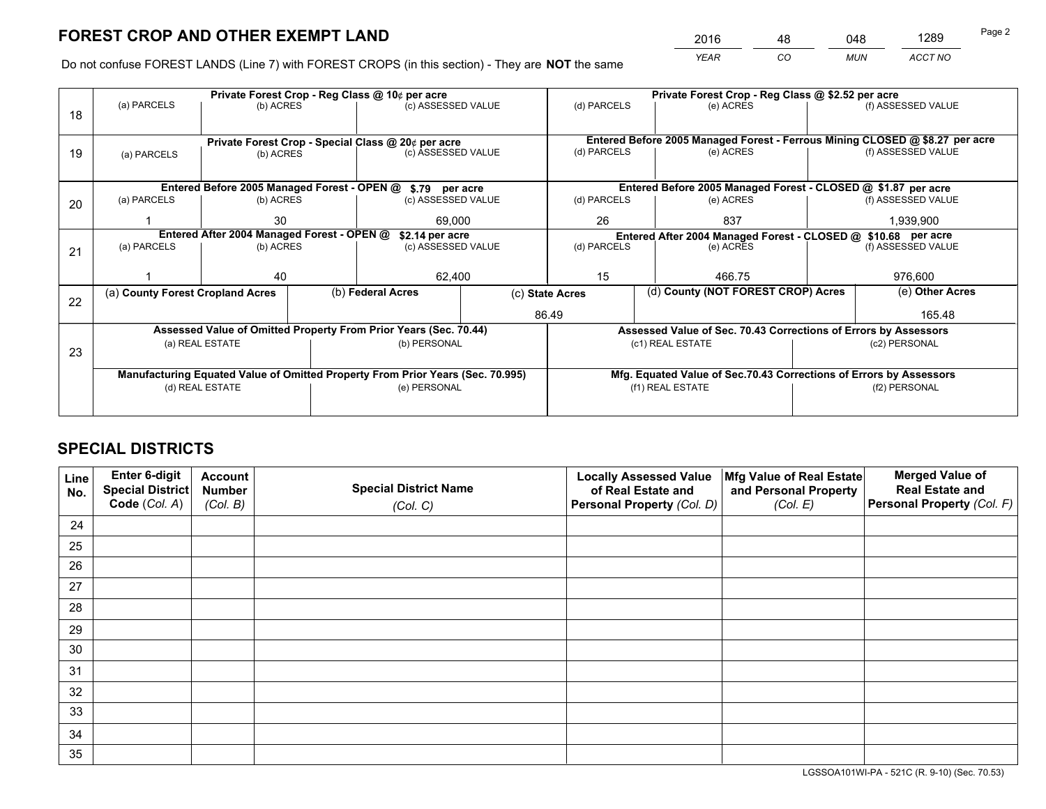# FOREST CROP AND OTHER EXEMPT LAND

| 2016 | 48 | 048 | 1289 |
|---|---|---|---|
| *YEAR* | *CO* | *MUN* | *ACCT NO* |

Do not confuse FOREST LANDS (Line 7) with FOREST CROPS (in this section) - They are **NOT** the same

| Line | | | | | | |
|---|---|---|---|---|---|---|
| 18 | **Private Forest Crop - Reg Class @ 10¢ per acre** | | | **Private Forest Crop - Reg Class @ $2.52 per acre** | | |
| | (a) PARCELS | (b) ACRES | (c) ASSESSED VALUE | (d) PARCELS | (e) ACRES | (f) ASSESSED VALUE |
| | | | | | | |
| 19 | **Private Forest Crop - Special Class @ 20¢ per acre** | | | **Entered Before 2005 Managed Forest - Ferrous Mining CLOSED @ $8.27 per acre** | | |
| | (a) PARCELS | (b) ACRES | (c) ASSESSED VALUE | (d) PARCELS | (e) ACRES | (f) ASSESSED VALUE |
| | | | | | | |
| 20 | **Entered Before 2005 Managed Forest - OPEN @ $.79 per acre** | | | **Entered Before 2005 Managed Forest - CLOSED @ $1.87 per acre** | | |
| | (a) PARCELS | (b) ACRES | (c) ASSESSED VALUE | (d) PARCELS | (e) ACRES | (f) ASSESSED VALUE |
| | 1 | 30 | 69,000 | 26 | 837 | 1,939,900 |
| 21 | **Entered After 2004 Managed Forest - OPEN @ $2.14 per acre** | | | **Entered After 2004 Managed Forest - CLOSED @ $10.68 per acre** | | |
| | (a) PARCELS | (b) ACRES | (c) ASSESSED VALUE | (d) PARCELS | (e) ACRES | (f) ASSESSED VALUE |
| | 1 | 40 | 62,400 | 15 | 466.75 | 976,600 |

| Line | (a) County Forest Cropland Acres | (b) Federal Acres | (c) State Acres | (d) County (NOT FOREST CROP) Acres | (e) Other Acres |
|---|---|---|---|---|---|
| 22 | | | 86.49 | | 165.48 |

| Line | | | | |
|---|---|---|---|---|
| 23 | **Assessed Value of Omitted Property From Prior Years (Sec. 70.44)** | | **Assessed Value of Sec. 70.43 Corrections of Errors by Assessors** | |
| | (a) REAL ESTATE | (b) PERSONAL | (c1) REAL ESTATE | (c2) PERSONAL |
| | | | | |
| | **Manufacturing Equated Value of Omitted Property From Prior Years (Sec. 70.995)** | | **Mfg. Equated Value of Sec.70.43 Corrections of Errors by Assessors** | |
| | (d) REAL ESTATE | (e) PERSONAL | (f1) REAL ESTATE | (f2) PERSONAL |
| | | | | |

# SPECIAL DISTRICTS

| Line No. | Enter 6-digit Special District Code (*Col. A*) | Account Number (*Col. B*) | Special District Name (*Col. C*) | Locally Assessed Value of Real Estate and Personal Property (*Col. D*) | Mfg Value of Real Estate and Personal Property (*Col. E*) | Merged Value of Real Estate and Personal Property (*Col. F*) |
|---|---|---|---|---|---|---|
| 24 | | | | | | |
| 25 | | | | | | |
| 26 | | | | | | |
| 27 | | | | | | |
| 28 | | | | | | |
| 29 | | | | | | |
| 30 | | | | | | |
| 31 | | | | | | |
| 32 | | | | | | |
| 33 | | | | | | |
| 34 | | | | | | |
| 35 | | | | | | |

LGSSOA101WI-PA - 521C (R. 9-10) (Sec. 70.53)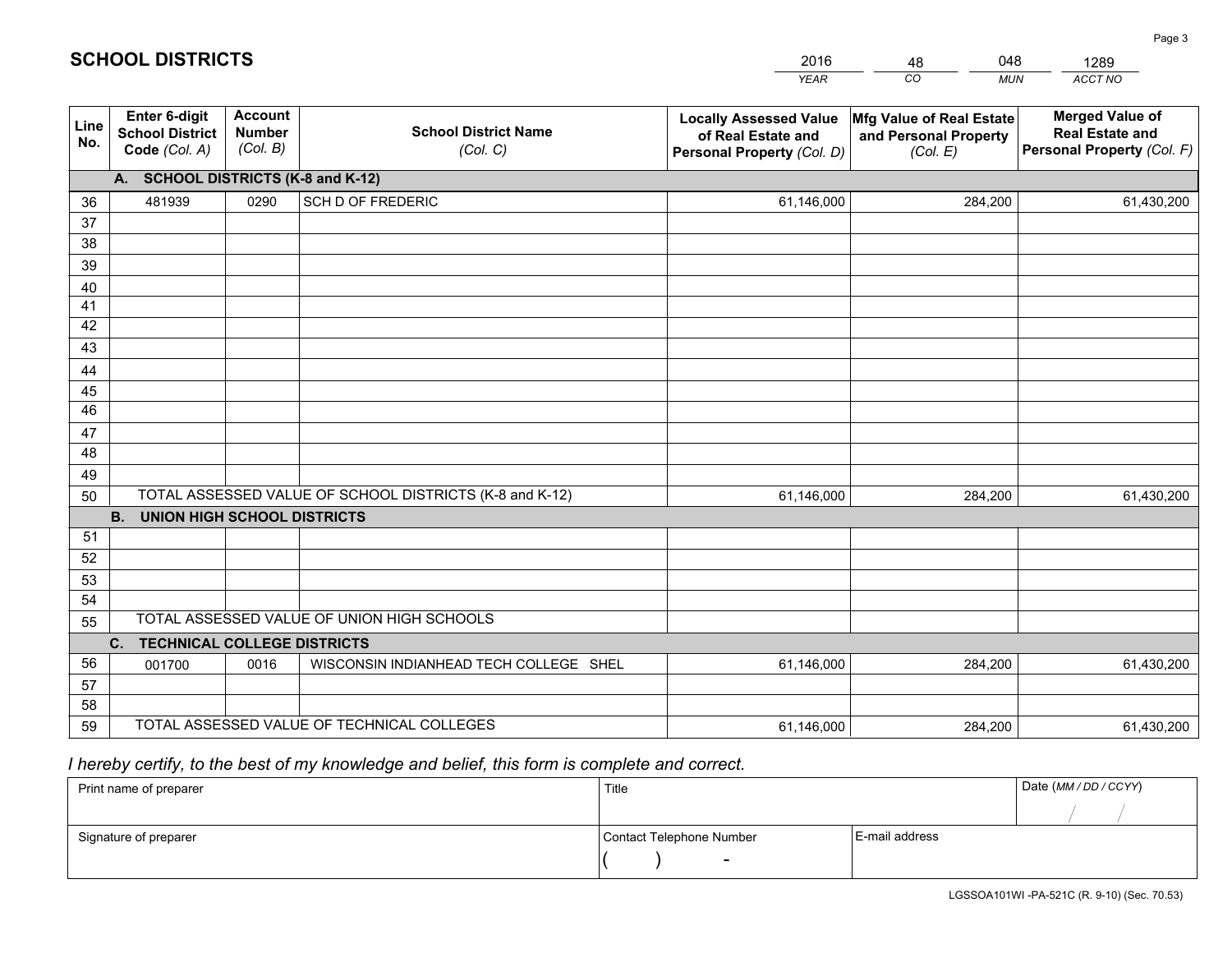# SCHOOL DISTRICTS

| 2016 | 48 | 048 | 1289 |
|---|---|---|---|
| *YEAR* | *CO* | *MUN* | *ACCT NO* |

| Line No. | Enter 6-digit School District Code *(Col. A)* | Account Number *(Col. B)* | School District Name *(Col. C)* | Locally Assessed Value of Real Estate and Personal Property *(Col. D)* | Mfg Value of Real Estate and Personal Property *(Col. E)* | Merged Value of Real Estate and Personal Property *(Col. F)* |
|---|---|---|---|---|---|---|
| **A. SCHOOL DISTRICTS (K-8 and K-12)** | | | | | | |
| 36 | 481939 | 0290 | SCH D OF FREDERIC | 61,146,000 | 284,200 | 61,430,200 |
| 37 | | | | | | |
| 38 | | | | | | |
| 39 | | | | | | |
| 40 | | | | | | |
| 41 | | | | | | |
| 42 | | | | | | |
| 43 | | | | | | |
| 44 | | | | | | |
| 45 | | | | | | |
| 46 | | | | | | |
| 47 | | | | | | |
| 48 | | | | | | |
| 49 | | | | | | |
| 50 | TOTAL ASSESSED VALUE OF SCHOOL DISTRICTS (K-8 and K-12) | | | 61,146,000 | 284,200 | 61,430,200 |
| **B. UNION HIGH SCHOOL DISTRICTS** | | | | | | |
| 51 | | | | | | |
| 52 | | | | | | |
| 53 | | | | | | |
| 54 | | | | | | |
| 55 | TOTAL ASSESSED VALUE OF UNION HIGH SCHOOLS | | | | | |
| **C. TECHNICAL COLLEGE DISTRICTS** | | | | | | |
| 56 | 001700 | 0016 | WISCONSIN INDIANHEAD TECH COLLEGE SHEL | 61,146,000 | 284,200 | 61,430,200 |
| 57 | | | | | | |
| 58 | | | | | | |
| 59 | TOTAL ASSESSED VALUE OF TECHNICAL COLLEGES | | | 61,146,000 | 284,200 | 61,430,200 |

*I hereby certify, to the best of my knowledge and belief, this form is complete and correct.*

| Print name of preparer | Title | | Date *(MM / DD / CCYY)* |
|---|---|---|---|
| | | | / / |
| Signature of preparer | Contact Telephone Number | E-mail address | |
| | ( ) - | | |

LGSSOA101WI -PA-521C (R. 9-10) (Sec. 70.53)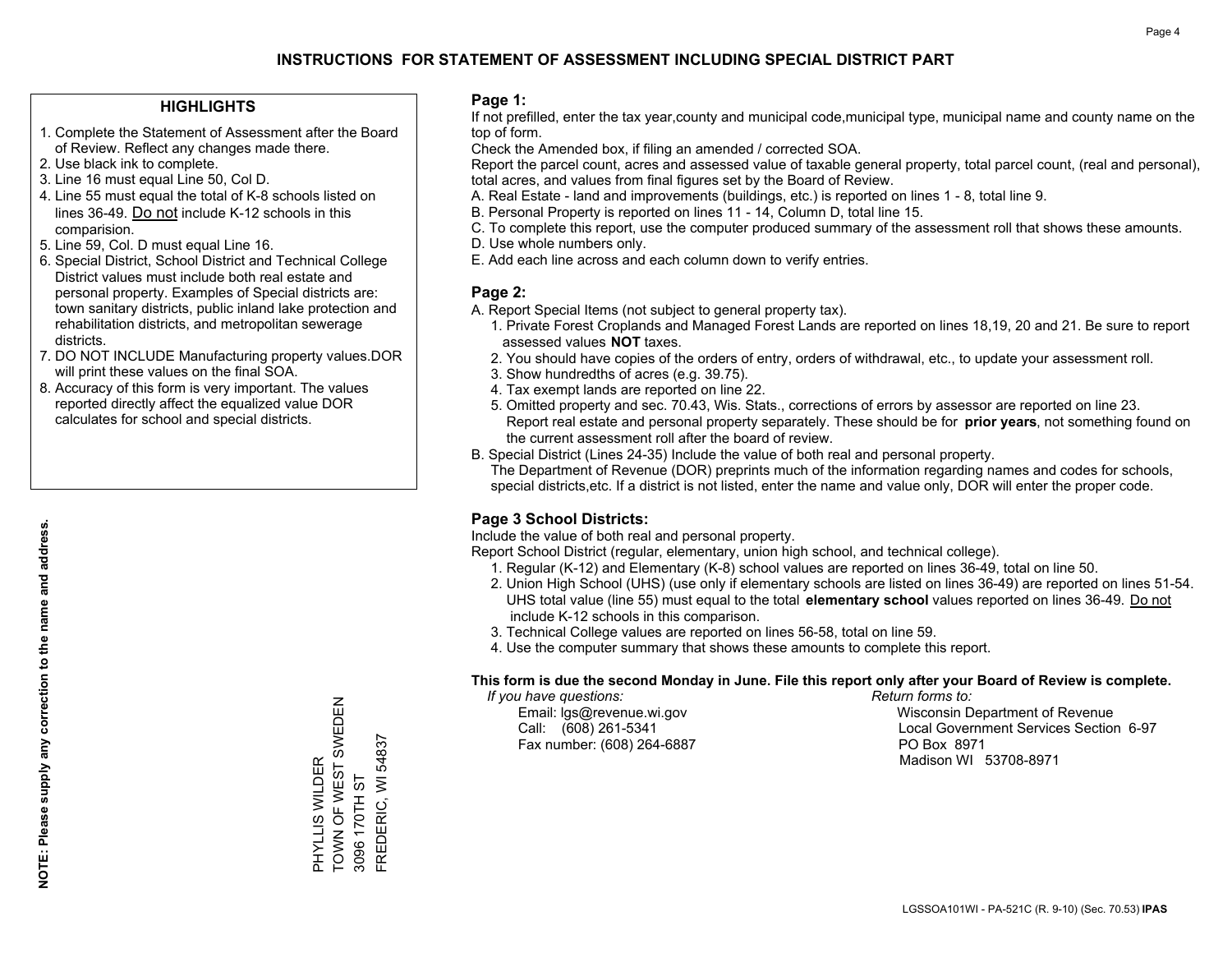# INSTRUCTIONS FOR STATEMENT OF ASSESSMENT INCLUDING SPECIAL DISTRICT PART

## HIGHLIGHTS

1. Complete the Statement of Assessment after the Board of Review. Reflect any changes made there.
2. Use black ink to complete.
3. Line 16 must equal Line 50, Col D.
4. Line 55 must equal the total of K-8 schools listed on lines 36-49. Do not include K-12 schools in this comparision.
5. Line 59, Col. D must equal Line 16.
6. Special District, School District and Technical College District values must include both real estate and personal property. Examples of Special districts are: town sanitary districts, public inland lake protection and rehabilitation districts, and metropolitan sewerage districts.
7. DO NOT INCLUDE Manufacturing property values.DOR will print these values on the final SOA.
8. Accuracy of this form is very important. The values reported directly affect the equalized value DOR calculates for school and special districts.

**NOTE: Please supply any correction to the name and address.**

PHYLLIS WILDER
TOWN OF WEST SWEDEN
3096 170TH ST
FREDERIC, WI 54837

## Page 1:

If not prefilled, enter the tax year,county and municipal code,municipal type, municipal name and county name on the top of form.

Check the Amended box, if filing an amended / corrected SOA.

Report the parcel count, acres and assessed value of taxable general property, total parcel count, (real and personal), total acres, and values from final figures set by the Board of Review.

A. Real Estate - land and improvements (buildings, etc.) is reported on lines 1 - 8, total line 9.
B. Personal Property is reported on lines 11 - 14, Column D, total line 15.
C. To complete this report, use the computer produced summary of the assessment roll that shows these amounts.
D. Use whole numbers only.
E. Add each line across and each column down to verify entries.

## Page 2:

A. Report Special Items (not subject to general property tax).
   1. Private Forest Croplands and Managed Forest Lands are reported on lines 18,19, 20 and 21. Be sure to report assessed values **NOT** taxes.
   2. You should have copies of the orders of entry, orders of withdrawal, etc., to update your assessment roll.
   3. Show hundredths of acres (e.g. 39.75).
   4. Tax exempt lands are reported on line 22.
   5. Omitted property and sec. 70.43, Wis. Stats., corrections of errors by assessor are reported on line 23. Report real estate and personal property separately. These should be for **prior years**, not something found on the current assessment roll after the board of review.
B. Special District (Lines 24-35) Include the value of both real and personal property.
   The Department of Revenue (DOR) preprints much of the information regarding names and codes for schools, special districts,etc. If a district is not listed, enter the name and value only, DOR will enter the proper code.

## Page 3 School Districts:

Include the value of both real and personal property.

Report School District (regular, elementary, union high school, and technical college).

1. Regular (K-12) and Elementary (K-8) school values are reported on lines 36-49, total on line 50.
2. Union High School (UHS) (use only if elementary schools are listed on lines 36-49) are reported on lines 51-54. UHS total value (line 55) must equal to the total **elementary school** values reported on lines 36-49. Do not include K-12 schools in this comparison.
3. Technical College values are reported on lines 56-58, total on line 59.
4. Use the computer summary that shows these amounts to complete this report.

**This form is due the second Monday in June. File this report only after your Board of Review is complete.**

*If you have questions:*
Email: lgs@revenue.wi.gov
Call: (608) 261-5341
Fax number: (608) 264-6887

*Return forms to:*
Wisconsin Department of Revenue
Local Government Services Section 6-97
PO Box 8971
Madison WI 53708-8971

LGSSOA101WI - PA-521C (R. 9-10) (Sec. 70.53) **IPAS**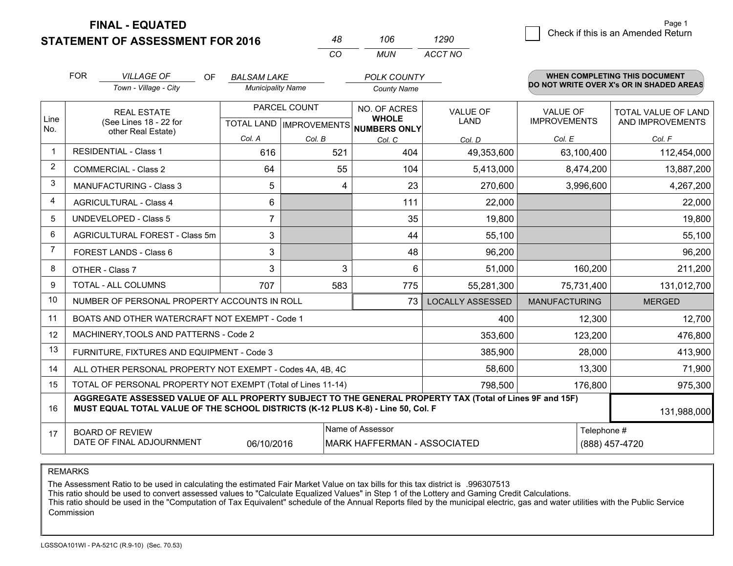**FINAL - EQUATED**

**STATEMENT OF ASSESSMENT FOR 2016**

| 48 | 106 | 1290 |
|---|---|---|
| CO | MUN | ACCT NO |

Page 1

☐ Check if this is an Amended Return

FOR *VILLAGE OF* (Town - Village - City) OF *BALSAM LAKE* (Municipality Name) *POLK COUNTY* (County Name)

**WHEN COMPLETING THIS DOCUMENT DO NOT WRITE OVER X's OR IN SHADED AREAS**

| Line No. | REAL ESTATE (See Lines 18 - 22 for other Real Estate) | PARCEL COUNT | | NO. OF ACRES WHOLE NUMBERS ONLY | VALUE OF LAND | VALUE OF IMPROVEMENTS | TOTAL VALUE OF LAND AND IMPROVEMENTS |
|---|---|---|---|---|---|---|---|
| | | TOTAL LAND | IMPROVEMENTS | | | | |
| | | Col. A | Col. B | Col. C | Col. D | Col. E | Col. F |
| 1 | RESIDENTIAL - Class 1 | 616 | 521 | 404 | 49,353,600 | 63,100,400 | 112,454,000 |
| 2 | COMMERCIAL - Class 2 | 64 | 55 | 104 | 5,413,000 | 8,474,200 | 13,887,200 |
| 3 | MANUFACTURING - Class 3 | 5 | 4 | 23 | 270,600 | 3,996,600 | 4,267,200 |
| 4 | AGRICULTURAL - Class 4 | 6 | | 111 | 22,000 | | 22,000 |
| 5 | UNDEVELOPED - Class 5 | 7 | | 35 | 19,800 | | 19,800 |
| 6 | AGRICULTURAL FOREST - Class 5m | 3 | | 44 | 55,100 | | 55,100 |
| 7 | FOREST LANDS - Class 6 | 3 | | 48 | 96,200 | | 96,200 |
| 8 | OTHER - Class 7 | 3 | 3 | 6 | 51,000 | 160,200 | 211,200 |
| 9 | TOTAL - ALL COLUMNS | 707 | 583 | 775 | 55,281,300 | 75,731,400 | 131,012,700 |
| 10 | NUMBER OF PERSONAL PROPERTY ACCOUNTS IN ROLL | | | 73 | LOCALLY ASSESSED | MANUFACTURING | MERGED |
| 11 | BOATS AND OTHER WATERCRAFT NOT EXEMPT - Code 1 | | | | 400 | 12,300 | 12,700 |
| 12 | MACHINERY,TOOLS AND PATTERNS - Code 2 | | | | 353,600 | 123,200 | 476,800 |
| 13 | FURNITURE, FIXTURES AND EQUIPMENT - Code 3 | | | | 385,900 | 28,000 | 413,900 |
| 14 | ALL OTHER PERSONAL PROPERTY NOT EXEMPT - Codes 4A, 4B, 4C | | | | 58,600 | 13,300 | 71,900 |
| 15 | TOTAL OF PERSONAL PROPERTY NOT EXEMPT (Total of Lines 11-14) | | | | 798,500 | 176,800 | 975,300 |
| 16 | **AGGREGATE ASSESSED VALUE OF ALL PROPERTY SUBJECT TO THE GENERAL PROPERTY TAX (Total of Lines 9F and 15F) MUST EQUAL TOTAL VALUE OF THE SCHOOL DISTRICTS (K-12 PLUS K-8) - Line 50, Col. F** | | | | | | 131,988,000 |
| 17 | BOARD OF REVIEW DATE OF FINAL ADJOURNMENT | 06/10/2016 | Name of Assessor: MARK HAFFERMAN - ASSOCIATED | | | Telephone #: (888) 457-4720 | |

REMARKS

The Assessment Ratio to be used in calculating the estimated Fair Market Value on tax bills for this tax district is .996307513

This ratio should be used to convert assessed values to "Calculate Equalized Values" in Step 1 of the Lottery and Gaming Credit Calculations.

This ratio should be used in the "Computation of Tax Equivalent" schedule of the Annual Reports filed by the municipal electric, gas and water utilities with the Public Service Commission

LGSSOA101WI - PA-521C (R.9-10) (Sec. 70.53)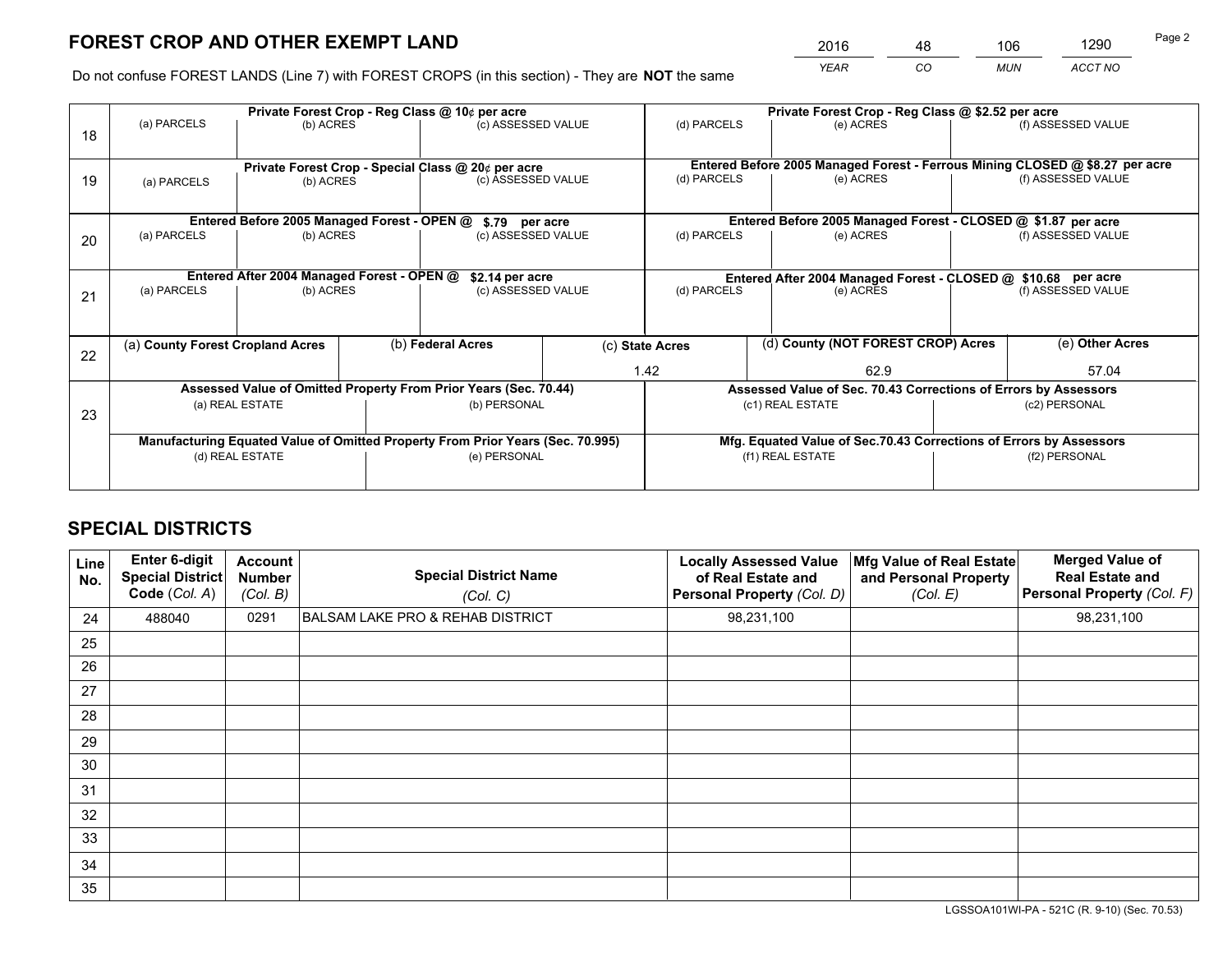# FOREST CROP AND OTHER EXEMPT LAND

| 2016 | 48 | 106 | 1290 |
|---|---|---|---|
| *YEAR* | *CO* | *MUN* | *ACCT NO* |

Do not confuse FOREST LANDS (Line 7) with FOREST CROPS (in this section) - They are **NOT** the same

| Line | Private Forest Crop - Reg Class @ 10¢ per acre | | | Private Forest Crop - Reg Class @ $2.52 per acre | | |
|---|---|---|---|---|---|---|
| 18 | (a) PARCELS | (b) ACRES | (c) ASSESSED VALUE | (d) PARCELS | (e) ACRES | (f) ASSESSED VALUE |
| | **Private Forest Crop - Special Class @ 20¢ per acre** | | | **Entered Before 2005 Managed Forest - Ferrous Mining CLOSED @ $8.27 per acre** | | |
| 19 | (a) PARCELS | (b) ACRES | (c) ASSESSED VALUE | (d) PARCELS | (e) ACRES | (f) ASSESSED VALUE |
| | **Entered Before 2005 Managed Forest - OPEN @ $.79 per acre** | | | **Entered Before 2005 Managed Forest - CLOSED @ $1.87 per acre** | | |
| 20 | (a) PARCELS | (b) ACRES | (c) ASSESSED VALUE | (d) PARCELS | (e) ACRES | (f) ASSESSED VALUE |
| | **Entered After 2004 Managed Forest - OPEN @ $2.14 per acre** | | | **Entered After 2004 Managed Forest - CLOSED @ $10.68 per acre** | | |
| 21 | (a) PARCELS | (b) ACRES | (c) ASSESSED VALUE | (d) PARCELS | (e) ACRES | (f) ASSESSED VALUE |

| Line | (a) County Forest Cropland Acres | (b) Federal Acres | (c) State Acres | (d) County (NOT FOREST CROP) Acres | (e) Other Acres |
|---|---|---|---|---|---|
| 22 | | | 1.42 | 62.9 | 57.04 |

| Line | Assessed Value of Omitted Property From Prior Years (Sec. 70.44) | | Assessed Value of Sec. 70.43 Corrections of Errors by Assessors | |
|---|---|---|---|---|
| 23 | (a) REAL ESTATE | (b) PERSONAL | (c1) REAL ESTATE | (c2) PERSONAL |
| | **Manufacturing Equated Value of Omitted Property From Prior Years (Sec. 70.995)** | | **Mfg. Equated Value of Sec.70.43 Corrections of Errors by Assessors** | |
| | (d) REAL ESTATE | (e) PERSONAL | (f1) REAL ESTATE | (f2) PERSONAL |

## SPECIAL DISTRICTS

| Line No. | Enter 6-digit Special District Code (Col. A) | Account Number (Col. B) | Special District Name (Col. C) | Locally Assessed Value of Real Estate and Personal Property (Col. D) | Mfg Value of Real Estate and Personal Property (Col. E) | Merged Value of Real Estate and Personal Property (Col. F) |
|---|---|---|---|---|---|---|
| 24 | 488040 | 0291 | BALSAM LAKE PRO & REHAB DISTRICT | 98,231,100 | | 98,231,100 |
| 25 | | | | | | |
| 26 | | | | | | |
| 27 | | | | | | |
| 28 | | | | | | |
| 29 | | | | | | |
| 30 | | | | | | |
| 31 | | | | | | |
| 32 | | | | | | |
| 33 | | | | | | |
| 34 | | | | | | |
| 35 | | | | | | |

LGSSOA101WI-PA - 521C (R. 9-10) (Sec. 70.53)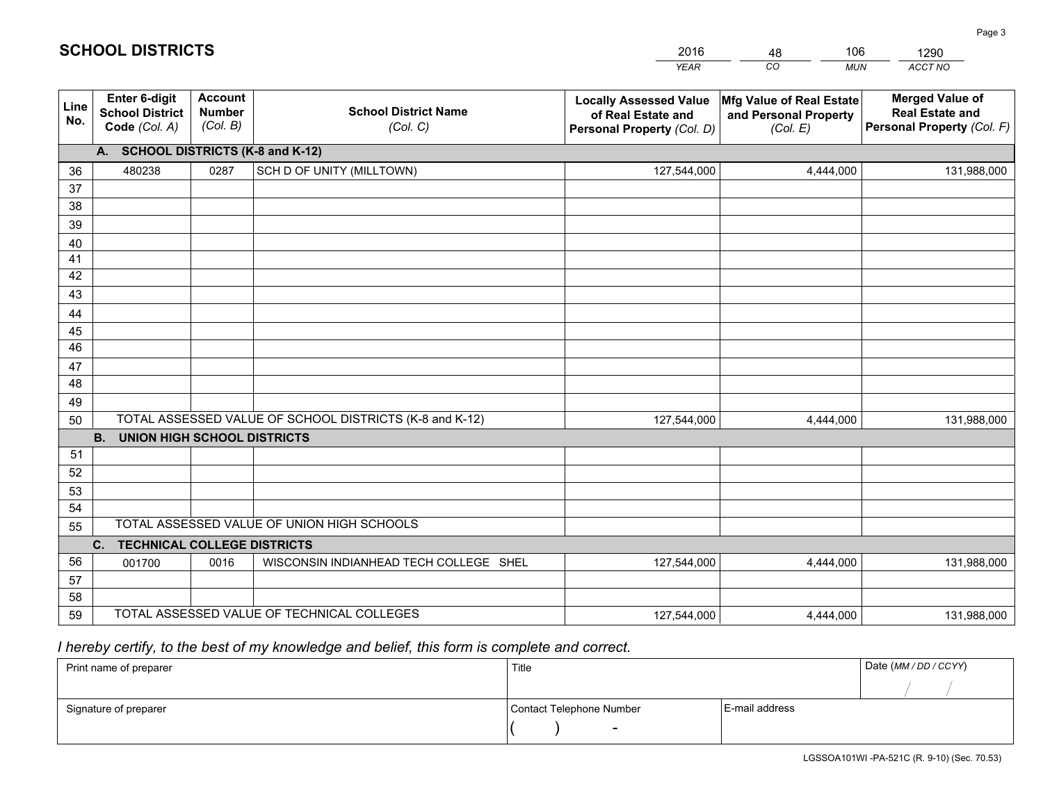# SCHOOL DISTRICTS

| 2016 | 48 | 106 | 1290 |
|---|---|---|---|
| *YEAR* | *CO* | *MUN* | *ACCT NO* |

| Line No. | Enter 6-digit School District Code *(Col. A)* | Account Number *(Col. B)* | School District Name *(Col. C)* | Locally Assessed Value of Real Estate and Personal Property *(Col. D)* | Mfg Value of Real Estate and Personal Property *(Col. E)* | Merged Value of Real Estate and Personal Property *(Col. F)* |
|---|---|---|---|---|---|---|
| **A.** | **SCHOOL DISTRICTS (K-8 and K-12)** | | | | | |
| 36 | 480238 | 0287 | SCH D OF UNITY (MILLTOWN) | 127,544,000 | 4,444,000 | 131,988,000 |
| 37 | | | | | | |
| 38 | | | | | | |
| 39 | | | | | | |
| 40 | | | | | | |
| 41 | | | | | | |
| 42 | | | | | | |
| 43 | | | | | | |
| 44 | | | | | | |
| 45 | | | | | | |
| 46 | | | | | | |
| 47 | | | | | | |
| 48 | | | | | | |
| 49 | | | | | | |
| 50 | TOTAL ASSESSED VALUE OF SCHOOL DISTRICTS (K-8 and K-12) | | | 127,544,000 | 4,444,000 | 131,988,000 |
| **B.** | **UNION HIGH SCHOOL DISTRICTS** | | | | | |
| 51 | | | | | | |
| 52 | | | | | | |
| 53 | | | | | | |
| 54 | | | | | | |
| 55 | TOTAL ASSESSED VALUE OF UNION HIGH SCHOOLS | | | | | |
| **C.** | **TECHNICAL COLLEGE DISTRICTS** | | | | | |
| 56 | 001700 | 0016 | WISCONSIN INDIANHEAD TECH COLLEGE SHEL | 127,544,000 | 4,444,000 | 131,988,000 |
| 57 | | | | | | |
| 58 | | | | | | |
| 59 | TOTAL ASSESSED VALUE OF TECHNICAL COLLEGES | | | 127,544,000 | 4,444,000 | 131,988,000 |

*I hereby certify, to the best of my knowledge and belief, this form is complete and correct.*

| Print name of preparer | Title | | Date *(MM / DD / CCYY)* |
|---|---|---|---|
| | | | / / |
| Signature of preparer | Contact Telephone Number | E-mail address | |
| | ( ) - | | |

LGSSOA101WI -PA-521C (R. 9-10) (Sec. 70.53)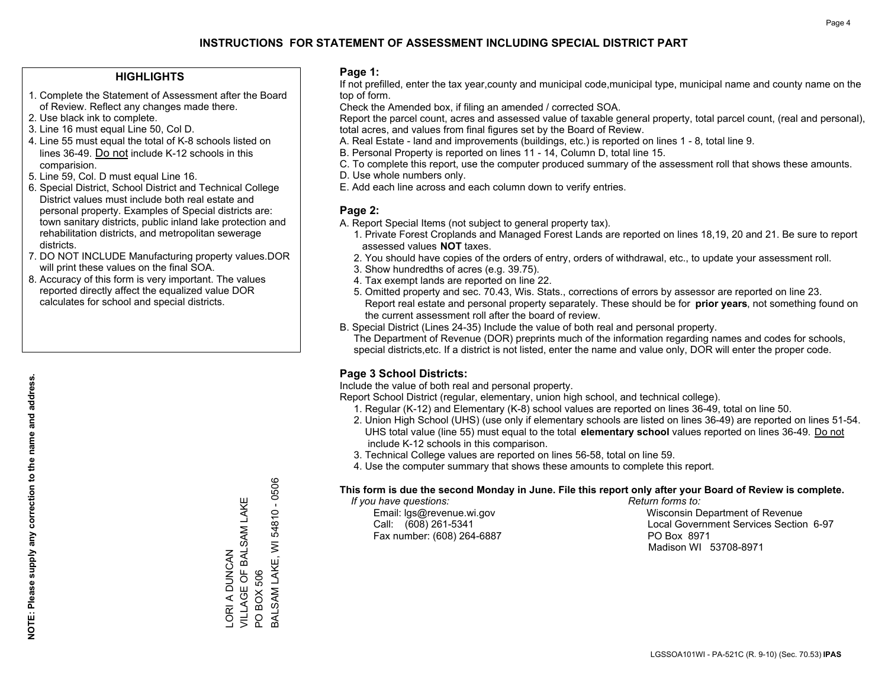# INSTRUCTIONS FOR STATEMENT OF ASSESSMENT INCLUDING SPECIAL DISTRICT PART

## HIGHLIGHTS

1. Complete the Statement of Assessment after the Board of Review. Reflect any changes made there.
2. Use black ink to complete.
3. Line 16 must equal Line 50, Col D.
4. Line 55 must equal the total of K-8 schools listed on lines 36-49. Do not include K-12 schools in this comparision.
5. Line 59, Col. D must equal Line 16.
6. Special District, School District and Technical College District values must include both real estate and personal property. Examples of Special districts are: town sanitary districts, public inland lake protection and rehabilitation districts, and metropolitan sewerage districts.
7. DO NOT INCLUDE Manufacturing property values.DOR will print these values on the final SOA.
8. Accuracy of this form is very important. The values reported directly affect the equalized value DOR calculates for school and special districts.

**NOTE: Please supply any correction to the name and address.**

LORI A DUNCAN
VILLAGE OF BALSAM LAKE
PO BOX 506
BALSAM LAKE, WI 54810 - 0506

## Page 1:

If not prefilled, enter the tax year,county and municipal code,municipal type, municipal name and county name on the top of form.

Check the Amended box, if filing an amended / corrected SOA.

Report the parcel count, acres and assessed value of taxable general property, total parcel count, (real and personal), total acres, and values from final figures set by the Board of Review.

A. Real Estate - land and improvements (buildings, etc.) is reported on lines 1 - 8, total line 9.
B. Personal Property is reported on lines 11 - 14, Column D, total line 15.
C. To complete this report, use the computer produced summary of the assessment roll that shows these amounts.
D. Use whole numbers only.
E. Add each line across and each column down to verify entries.

## Page 2:

A. Report Special Items (not subject to general property tax).
   1. Private Forest Croplands and Managed Forest Lands are reported on lines 18,19, 20 and 21. Be sure to report assessed values **NOT** taxes.
   2. You should have copies of the orders of entry, orders of withdrawal, etc., to update your assessment roll.
   3. Show hundredths of acres (e.g. 39.75).
   4. Tax exempt lands are reported on line 22.
   5. Omitted property and sec. 70.43, Wis. Stats., corrections of errors by assessor are reported on line 23. Report real estate and personal property separately. These should be for **prior years**, not something found on the current assessment roll after the board of review.
B. Special District (Lines 24-35) Include the value of both real and personal property.
   The Department of Revenue (DOR) preprints much of the information regarding names and codes for schools, special districts,etc. If a district is not listed, enter the name and value only, DOR will enter the proper code.

## Page 3 School Districts:

Include the value of both real and personal property.

Report School District (regular, elementary, union high school, and technical college).

1. Regular (K-12) and Elementary (K-8) school values are reported on lines 36-49, total on line 50.
2. Union High School (UHS) (use only if elementary schools are listed on lines 36-49) are reported on lines 51-54. UHS total value (line 55) must equal to the total **elementary school** values reported on lines 36-49. Do not include K-12 schools in this comparison.
3. Technical College values are reported on lines 56-58, total on line 59.
4. Use the computer summary that shows these amounts to complete this report.

**This form is due the second Monday in June. File this report only after your Board of Review is complete.**

*If you have questions:*
Email: lgs@revenue.wi.gov
Call: (608) 261-5341
Fax number: (608) 264-6887

*Return forms to:*
Wisconsin Department of Revenue
Local Government Services Section 6-97
PO Box 8971
Madison WI 53708-8971

LGSSOA101WI - PA-521C (R. 9-10) (Sec. 70.53) **IPAS**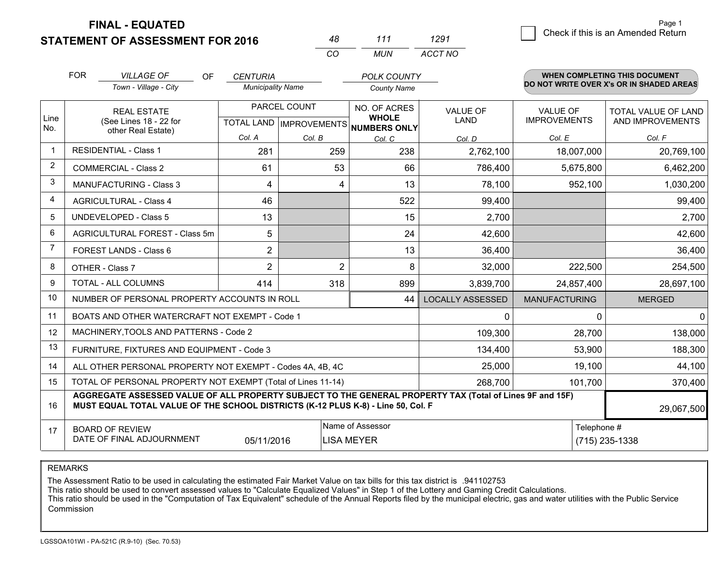# FINAL - EQUATED
# STATEMENT OF ASSESSMENT FOR 2016

| 48 | 111 | 1291 |
|---|---|---|
| CO | MUN | ACCT NO |

☐ Check if this is an Amended Return

FOR *VILLAGE OF* (Town - Village - City) OF *CENTURIA* (Municipality Name) *POLK COUNTY* (County Name)

**WHEN COMPLETING THIS DOCUMENT DO NOT WRITE OVER X's OR IN SHADED AREAS**

| Line No. | REAL ESTATE (See Lines 18 - 22 for other Real Estate) | PARCEL COUNT TOTAL LAND Col. A | PARCEL COUNT IMPROVEMENTS Col. B | NO. OF ACRES WHOLE NUMBERS ONLY Col. C | VALUE OF LAND Col. D | VALUE OF IMPROVEMENTS Col. E | TOTAL VALUE OF LAND AND IMPROVEMENTS Col. F |
|---|---|---|---|---|---|---|---|
| 1 | RESIDENTIAL - Class 1 | 281 | 259 | 238 | 2,762,100 | 18,007,000 | 20,769,100 |
| 2 | COMMERCIAL - Class 2 | 61 | 53 | 66 | 786,400 | 5,675,800 | 6,462,200 |
| 3 | MANUFACTURING - Class 3 | 4 | 4 | 13 | 78,100 | 952,100 | 1,030,200 |
| 4 | AGRICULTURAL - Class 4 | 46 | | 522 | 99,400 | | 99,400 |
| 5 | UNDEVELOPED - Class 5 | 13 | | 15 | 2,700 | | 2,700 |
| 6 | AGRICULTURAL FOREST - Class 5m | 5 | | 24 | 42,600 | | 42,600 |
| 7 | FOREST LANDS - Class 6 | 2 | | 13 | 36,400 | | 36,400 |
| 8 | OTHER - Class 7 | 2 | 2 | 8 | 32,000 | 222,500 | 254,500 |
| 9 | TOTAL - ALL COLUMNS | 414 | 318 | 899 | 3,839,700 | 24,857,400 | 28,697,100 |
| 10 | NUMBER OF PERSONAL PROPERTY ACCOUNTS IN ROLL | | | 44 | LOCALLY ASSESSED | MANUFACTURING | MERGED |
| 11 | BOATS AND OTHER WATERCRAFT NOT EXEMPT - Code 1 | | | | 0 | 0 | 0 |
| 12 | MACHINERY,TOOLS AND PATTERNS - Code 2 | | | | 109,300 | 28,700 | 138,000 |
| 13 | FURNITURE, FIXTURES AND EQUIPMENT - Code 3 | | | | 134,400 | 53,900 | 188,300 |
| 14 | ALL OTHER PERSONAL PROPERTY NOT EXEMPT - Codes 4A, 4B, 4C | | | | 25,000 | 19,100 | 44,100 |
| 15 | TOTAL OF PERSONAL PROPERTY NOT EXEMPT (Total of Lines 11-14) | | | | 268,700 | 101,700 | 370,400 |
| 16 | **AGGREGATE ASSESSED VALUE OF ALL PROPERTY SUBJECT TO THE GENERAL PROPERTY TAX (Total of Lines 9F and 15F) MUST EQUAL TOTAL VALUE OF THE SCHOOL DISTRICTS (K-12 PLUS K-8) - Line 50, Col. F** | | | | | | 29,067,500 |
| 17 | BOARD OF REVIEW DATE OF FINAL ADJOURNMENT | 05/11/2016 | Name of Assessor: LISA MEYER | | | Telephone #: (715) 235-1338 | |

REMARKS

The Assessment Ratio to be used in calculating the estimated Fair Market Value on tax bills for this tax district is .941102753
This ratio should be used to convert assessed values to "Calculate Equalized Values" in Step 1 of the Lottery and Gaming Credit Calculations.
This ratio should be used in the "Computation of Tax Equivalent" schedule of the Annual Reports filed by the municipal electric, gas and water utilities with the Public Service Commission

LGSSOA101WI - PA-521C (R.9-10) (Sec. 70.53)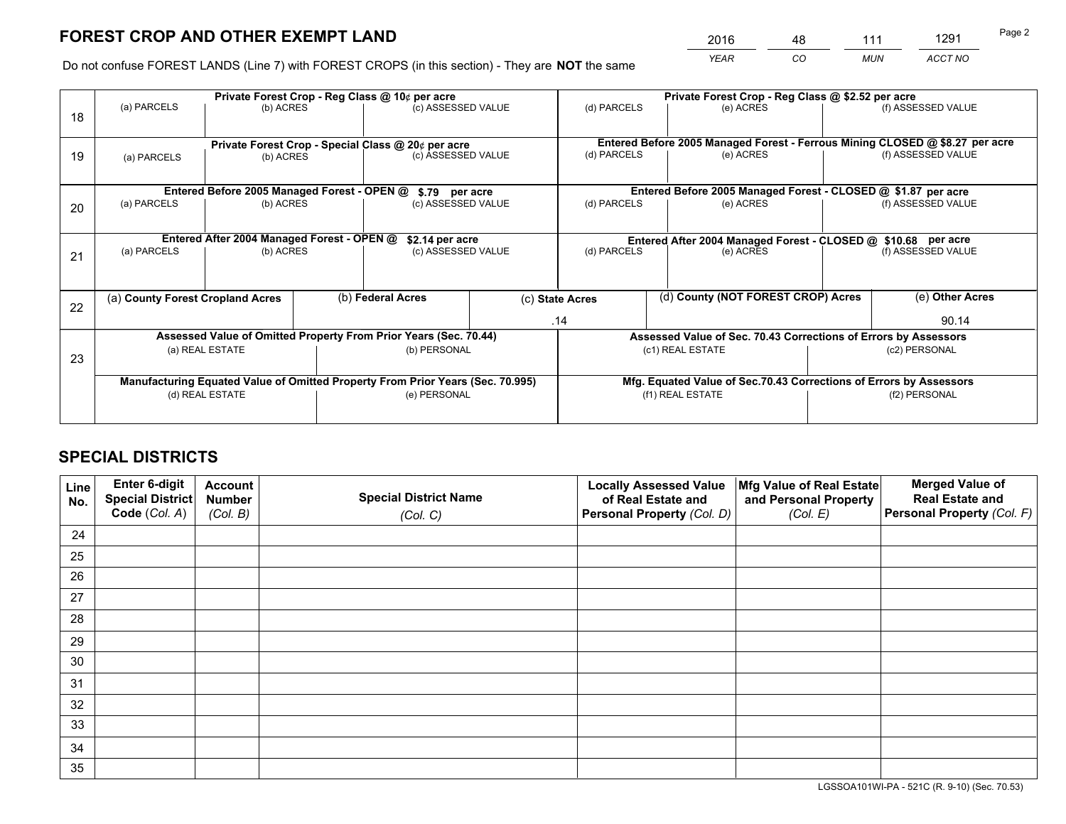# FOREST CROP AND OTHER EXEMPT LAND

| 2016 | 48 | 111 | 1291 |
|---|---|---|---|
| *YEAR* | *CO* | *MUN* | *ACCT NO* |

Do not confuse FOREST LANDS (Line 7) with FOREST CROPS (in this section) - They are **NOT** the same

| Line | Private Forest Crop - Reg Class @ 10¢ per acre | | | Private Forest Crop - Reg Class @ $2.52 per acre | | |
|---|---|---|---|---|---|---|
| 18 | (a) PARCELS | (b) ACRES | (c) ASSESSED VALUE | (d) PARCELS | (e) ACRES | (f) ASSESSED VALUE |
| | | | | | | |
| | **Private Forest Crop - Special Class @ 20¢ per acre** | | | **Entered Before 2005 Managed Forest - Ferrous Mining CLOSED @ $8.27 per acre** | | |
| 19 | (a) PARCELS | (b) ACRES | (c) ASSESSED VALUE | (d) PARCELS | (e) ACRES | (f) ASSESSED VALUE |
| | | | | | | |
| | **Entered Before 2005 Managed Forest - OPEN @ $.79 per acre** | | | **Entered Before 2005 Managed Forest - CLOSED @ $1.87 per acre** | | |
| 20 | (a) PARCELS | (b) ACRES | (c) ASSESSED VALUE | (d) PARCELS | (e) ACRES | (f) ASSESSED VALUE |
| | | | | | | |
| | **Entered After 2004 Managed Forest - OPEN @ $2.14 per acre** | | | **Entered After 2004 Managed Forest - CLOSED @ $10.68 per acre** | | |
| 21 | (a) PARCELS | (b) ACRES | (c) ASSESSED VALUE | (d) PARCELS | (e) ACRES | (f) ASSESSED VALUE |
| | | | | | | |

| Line | (a) County Forest Cropland Acres | (b) Federal Acres | (c) State Acres | (d) County (NOT FOREST CROP) Acres | (e) Other Acres |
|---|---|---|---|---|---|
| 22 | | | .14 | | 90.14 |

| Line | Assessed Value of Omitted Property From Prior Years (Sec. 70.44) | | Assessed Value of Sec. 70.43 Corrections of Errors by Assessors | |
|---|---|---|---|---|
| 23 | (a) REAL ESTATE | (b) PERSONAL | (c1) REAL ESTATE | (c2) PERSONAL |
| | | | | |
| | **Manufacturing Equated Value of Omitted Property From Prior Years (Sec. 70.995)** | | **Mfg. Equated Value of Sec.70.43 Corrections of Errors by Assessors** | |
| | (d) REAL ESTATE | (e) PERSONAL | (f1) REAL ESTATE | (f2) PERSONAL |
| | | | | |

# SPECIAL DISTRICTS

| Line No. | Enter 6-digit Special District Code (*Col. A*) | Account Number (*Col. B*) | Special District Name (*Col. C*) | Locally Assessed Value of Real Estate and Personal Property (*Col. D*) | Mfg Value of Real Estate and Personal Property (*Col. E*) | Merged Value of Real Estate and Personal Property (*Col. F*) |
|---|---|---|---|---|---|---|
| 24 | | | | | | |
| 25 | | | | | | |
| 26 | | | | | | |
| 27 | | | | | | |
| 28 | | | | | | |
| 29 | | | | | | |
| 30 | | | | | | |
| 31 | | | | | | |
| 32 | | | | | | |
| 33 | | | | | | |
| 34 | | | | | | |
| 35 | | | | | | |

LGSSOA101WI-PA - 521C (R. 9-10) (Sec. 70.53)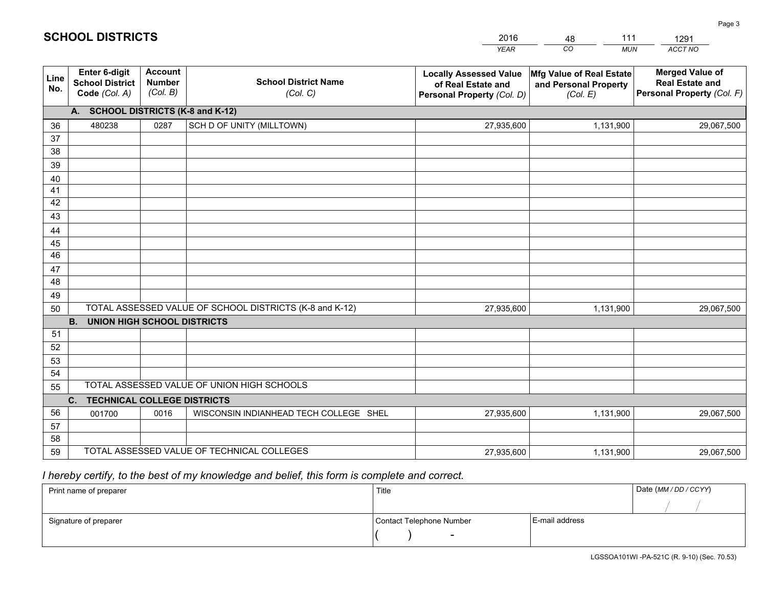# SCHOOL DISTRICTS

| 2016 | 48 | 111 | 1291 |
|---|---|---|---|
| YEAR | CO | MUN | ACCT NO |

| Line No. | Enter 6-digit School District Code (Col. A) | Account Number (Col. B) | School District Name (Col. C) | Locally Assessed Value of Real Estate and Personal Property (Col. D) | Mfg Value of Real Estate and Personal Property (Col. E) | Merged Value of Real Estate and Personal Property (Col. F) |
|---|---|---|---|---|---|---|
| | **A. SCHOOL DISTRICTS (K-8 and K-12)** | | | | | |
| 36 | 480238 | 0287 | SCH D OF UNITY (MILLTOWN) | 27,935,600 | 1,131,900 | 29,067,500 |
| 37 | | | | | | |
| 38 | | | | | | |
| 39 | | | | | | |
| 40 | | | | | | |
| 41 | | | | | | |
| 42 | | | | | | |
| 43 | | | | | | |
| 44 | | | | | | |
| 45 | | | | | | |
| 46 | | | | | | |
| 47 | | | | | | |
| 48 | | | | | | |
| 49 | | | | | | |
| 50 | TOTAL ASSESSED VALUE OF SCHOOL DISTRICTS (K-8 and K-12) | | | 27,935,600 | 1,131,900 | 29,067,500 |
| | **B. UNION HIGH SCHOOL DISTRICTS** | | | | | |
| 51 | | | | | | |
| 52 | | | | | | |
| 53 | | | | | | |
| 54 | | | | | | |
| 55 | TOTAL ASSESSED VALUE OF UNION HIGH SCHOOLS | | | | | |
| | **C. TECHNICAL COLLEGE DISTRICTS** | | | | | |
| 56 | 001700 | 0016 | WISCONSIN INDIANHEAD TECH COLLEGE SHEL | 27,935,600 | 1,131,900 | 29,067,500 |
| 57 | | | | | | |
| 58 | | | | | | |
| 59 | TOTAL ASSESSED VALUE OF TECHNICAL COLLEGES | | | 27,935,600 | 1,131,900 | 29,067,500 |

*I hereby certify, to the best of my knowledge and belief, this form is complete and correct.*

| Print name of preparer | Title | | Date (MM / DD / CCYY) |
|---|---|---|---|
| | | | / / |
| Signature of preparer | Contact Telephone Number | E-mail address | |
| | ( ) - | | |

LGSSOA101WI -PA-521C (R. 9-10) (Sec. 70.53)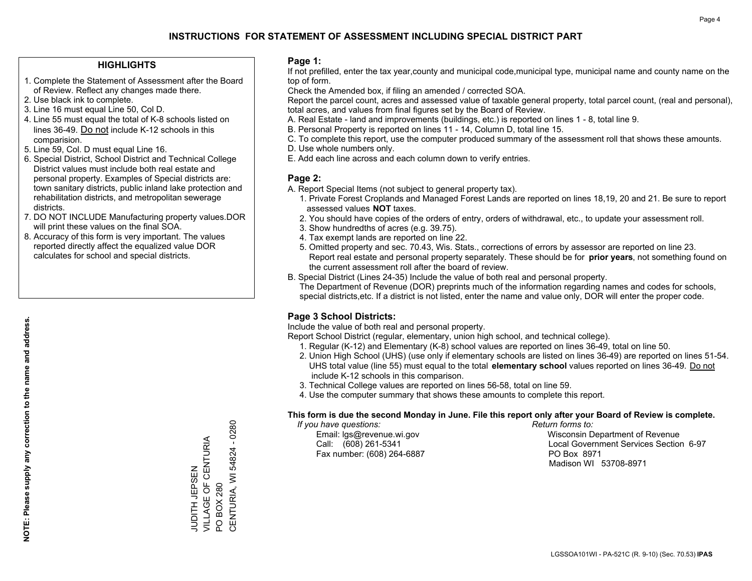# INSTRUCTIONS FOR STATEMENT OF ASSESSMENT INCLUDING SPECIAL DISTRICT PART

## HIGHLIGHTS

1. Complete the Statement of Assessment after the Board of Review. Reflect any changes made there.
2. Use black ink to complete.
3. Line 16 must equal Line 50, Col D.
4. Line 55 must equal the total of K-8 schools listed on lines 36-49. Do not include K-12 schools in this comparision.
5. Line 59, Col. D must equal Line 16.
6. Special District, School District and Technical College District values must include both real estate and personal property. Examples of Special districts are: town sanitary districts, public inland lake protection and rehabilitation districts, and metropolitan sewerage districts.
7. DO NOT INCLUDE Manufacturing property values.DOR will print these values on the final SOA.
8. Accuracy of this form is very important. The values reported directly affect the equalized value DOR calculates for school and special districts.

**NOTE: Please supply any correction to the name and address.**

JUDITH JEPSEN
VILLAGE OF CENTURIA
PO BOX 280
CENTURIA, WI 54824 - 0280

## Page 1:

If not prefilled, enter the tax year,county and municipal code,municipal type, municipal name and county name on the top of form.

Check the Amended box, if filing an amended / corrected SOA.

Report the parcel count, acres and assessed value of taxable general property, total parcel count, (real and personal), total acres, and values from final figures set by the Board of Review.

A. Real Estate - land and improvements (buildings, etc.) is reported on lines 1 - 8, total line 9.
B. Personal Property is reported on lines 11 - 14, Column D, total line 15.
C. To complete this report, use the computer produced summary of the assessment roll that shows these amounts.
D. Use whole numbers only.
E. Add each line across and each column down to verify entries.

## Page 2:

A. Report Special Items (not subject to general property tax).
1. Private Forest Croplands and Managed Forest Lands are reported on lines 18,19, 20 and 21. Be sure to report assessed values **NOT** taxes.
2. You should have copies of the orders of entry, orders of withdrawal, etc., to update your assessment roll.
3. Show hundredths of acres (e.g. 39.75).
4. Tax exempt lands are reported on line 22.
5. Omitted property and sec. 70.43, Wis. Stats., corrections of errors by assessor are reported on line 23. Report real estate and personal property separately. These should be for **prior years**, not something found on the current assessment roll after the board of review.

B. Special District (Lines 24-35) Include the value of both real and personal property.
The Department of Revenue (DOR) preprints much of the information regarding names and codes for schools, special districts,etc. If a district is not listed, enter the name and value only, DOR will enter the proper code.

## Page 3 School Districts:

Include the value of both real and personal property.

Report School District (regular, elementary, union high school, and technical college).

1. Regular (K-12) and Elementary (K-8) school values are reported on lines 36-49, total on line 50.
2. Union High School (UHS) (use only if elementary schools are listed on lines 36-49) are reported on lines 51-54. UHS total value (line 55) must equal to the total **elementary school** values reported on lines 36-49. Do not include K-12 schools in this comparison.
3. Technical College values are reported on lines 56-58, total on line 59.
4. Use the computer summary that shows these amounts to complete this report.

**This form is due the second Monday in June. File this report only after your Board of Review is complete.**

*If you have questions:*
Email: lgs@revenue.wi.gov
Call: (608) 261-5341
Fax number: (608) 264-6887

*Return forms to:*
Wisconsin Department of Revenue
Local Government Services Section 6-97
PO Box 8971
Madison WI 53708-8971

LGSSOA101WI - PA-521C (R. 9-10) (Sec. 70.53) **IPAS**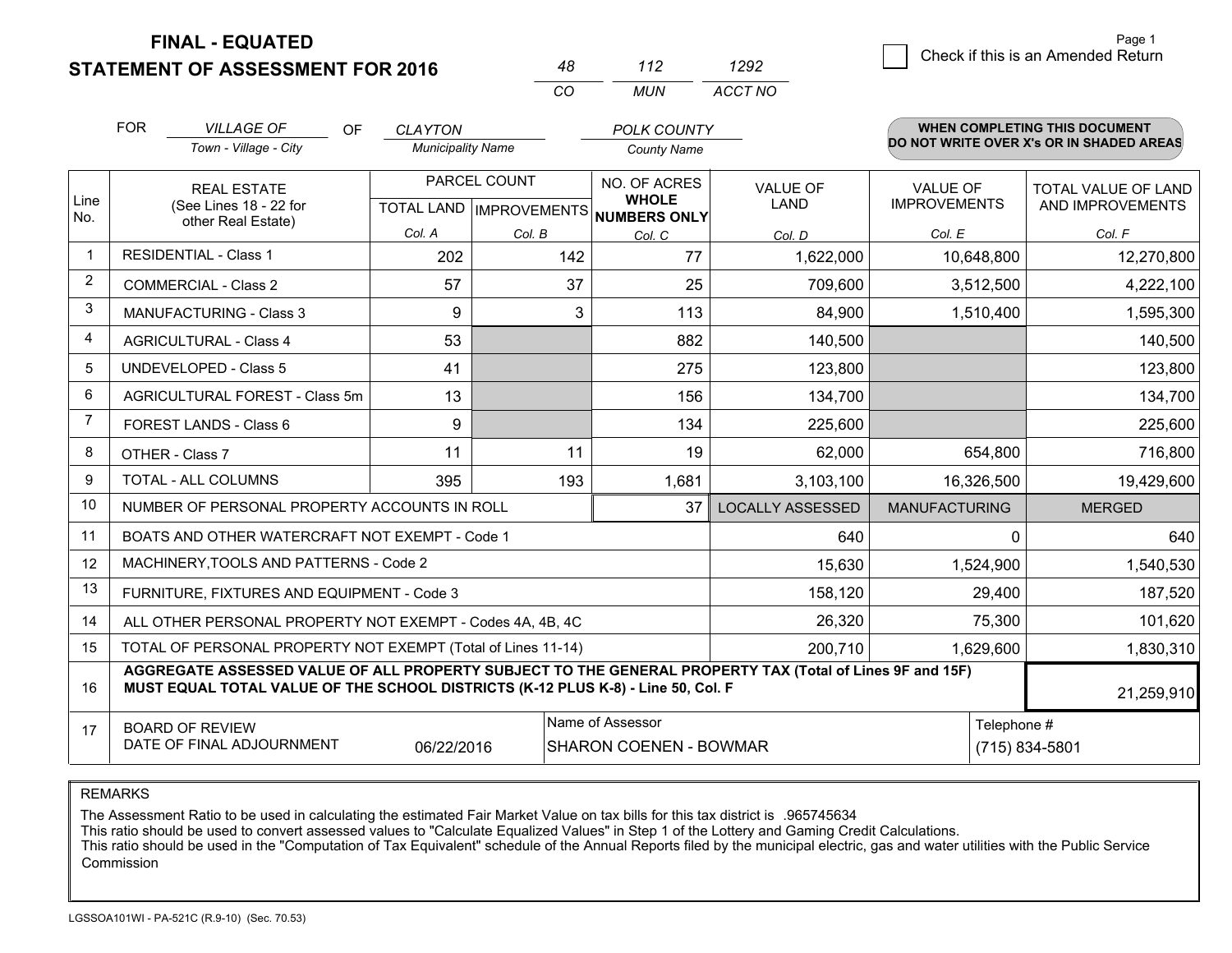# FINAL - EQUATED
## STATEMENT OF ASSESSMENT FOR 2016

| 48 | 112 | 1292 |
|---|---|---|
| CO | MUN | ACCT NO |

☐ Check if this is an Amended Return

FOR *VILLAGE OF* (Town - Village - City) OF *CLAYTON* (Municipality Name) *POLK COUNTY* (County Name)

**WHEN COMPLETING THIS DOCUMENT DO NOT WRITE OVER X's OR IN SHADED AREAS**

| Line No. | REAL ESTATE (See Lines 18 - 22 for other Real Estate) | PARCEL COUNT TOTAL LAND Col. A | PARCEL COUNT IMPROVEMENTS Col. B | NO. OF ACRES WHOLE NUMBERS ONLY Col. C | VALUE OF LAND Col. D | VALUE OF IMPROVEMENTS Col. E | TOTAL VALUE OF LAND AND IMPROVEMENTS Col. F |
|---|---|---|---|---|---|---|---|
| 1 | RESIDENTIAL - Class 1 | 202 | 142 | 77 | 1,622,000 | 10,648,800 | 12,270,800 |
| 2 | COMMERCIAL - Class 2 | 57 | 37 | 25 | 709,600 | 3,512,500 | 4,222,100 |
| 3 | MANUFACTURING - Class 3 | 9 | 3 | 113 | 84,900 | 1,510,400 | 1,595,300 |
| 4 | AGRICULTURAL - Class 4 | 53 | | 882 | 140,500 | | 140,500 |
| 5 | UNDEVELOPED - Class 5 | 41 | | 275 | 123,800 | | 123,800 |
| 6 | AGRICULTURAL FOREST - Class 5m | 13 | | 156 | 134,700 | | 134,700 |
| 7 | FOREST LANDS - Class 6 | 9 | | 134 | 225,600 | | 225,600 |
| 8 | OTHER - Class 7 | 11 | 11 | 19 | 62,000 | 654,800 | 716,800 |
| 9 | TOTAL - ALL COLUMNS | 395 | 193 | 1,681 | 3,103,100 | 16,326,500 | 19,429,600 |
| 10 | NUMBER OF PERSONAL PROPERTY ACCOUNTS IN ROLL | | | 37 | LOCALLY ASSESSED | MANUFACTURING | MERGED |
| 11 | BOATS AND OTHER WATERCRAFT NOT EXEMPT - Code 1 | | | | 640 | 0 | 640 |
| 12 | MACHINERY,TOOLS AND PATTERNS - Code 2 | | | | 15,630 | 1,524,900 | 1,540,530 |
| 13 | FURNITURE, FIXTURES AND EQUIPMENT - Code 3 | | | | 158,120 | 29,400 | 187,520 |
| 14 | ALL OTHER PERSONAL PROPERTY NOT EXEMPT - Codes 4A, 4B, 4C | | | | 26,320 | 75,300 | 101,620 |
| 15 | TOTAL OF PERSONAL PROPERTY NOT EXEMPT (Total of Lines 11-14) | | | | 200,710 | 1,629,600 | 1,830,310 |
| 16 | **AGGREGATE ASSESSED VALUE OF ALL PROPERTY SUBJECT TO THE GENERAL PROPERTY TAX (Total of Lines 9F and 15F) MUST EQUAL TOTAL VALUE OF THE SCHOOL DISTRICTS (K-12 PLUS K-8) - Line 50, Col. F** | | | | | | 21,259,910 |
| 17 | BOARD OF REVIEW DATE OF FINAL ADJOURNMENT | 06/22/2016 | Name of Assessor: SHARON COENEN - BOWMAR | | | Telephone #: (715) 834-5801 | |

REMARKS

The Assessment Ratio to be used in calculating the estimated Fair Market Value on tax bills for this tax district is .965745634
This ratio should be used to convert assessed values to "Calculate Equalized Values" in Step 1 of the Lottery and Gaming Credit Calculations.
This ratio should be used in the "Computation of Tax Equivalent" schedule of the Annual Reports filed by the municipal electric, gas and water utilities with the Public Service Commission

LGSSOA101WI - PA-521C (R.9-10) (Sec. 70.53)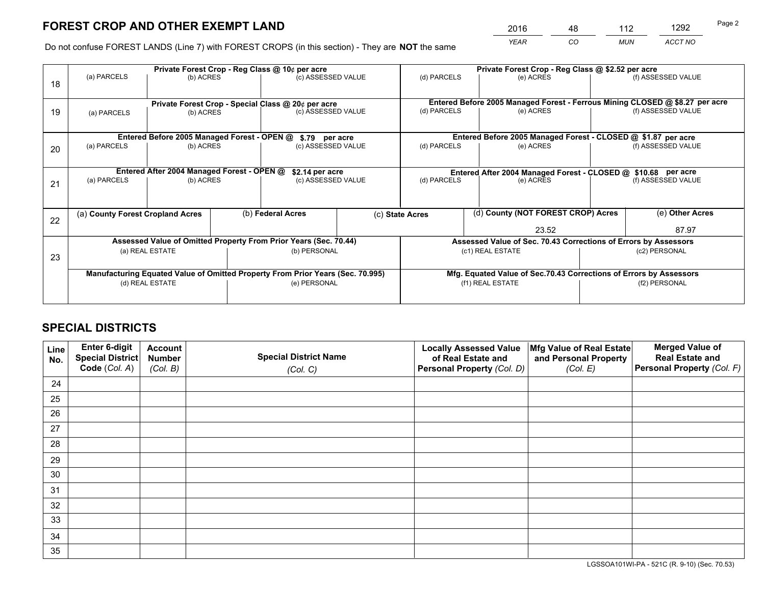# FOREST CROP AND OTHER EXEMPT LAND

| 2016 | 48 | 112 | 1292 |
|---|---|---|---|
| *YEAR* | *CO* | *MUN* | *ACCT NO* |

Do not confuse FOREST LANDS (Line 7) with FOREST CROPS (in this section) - They are **NOT** the same

| Line | Private Forest Crop - Reg Class @ 10¢ per acre | | | Private Forest Crop - Reg Class @ $2.52 per acre | | |
|---|---|---|---|---|---|---|
| 18 | (a) PARCELS | (b) ACRES | (c) ASSESSED VALUE | (d) PARCELS | (e) ACRES | (f) ASSESSED VALUE |
| | | | | | | |
| | **Private Forest Crop - Special Class @ 20¢ per acre** | | | **Entered Before 2005 Managed Forest - Ferrous Mining CLOSED @ $8.27 per acre** | | |
| 19 | (a) PARCELS | (b) ACRES | (c) ASSESSED VALUE | (d) PARCELS | (e) ACRES | (f) ASSESSED VALUE |
| | | | | | | |
| | **Entered Before 2005 Managed Forest - OPEN @ $.79 per acre** | | | **Entered Before 2005 Managed Forest - CLOSED @ $1.87 per acre** | | |
| 20 | (a) PARCELS | (b) ACRES | (c) ASSESSED VALUE | (d) PARCELS | (e) ACRES | (f) ASSESSED VALUE |
| | | | | | | |
| | **Entered After 2004 Managed Forest - OPEN @ $2.14 per acre** | | | **Entered After 2004 Managed Forest - CLOSED @ $10.68 per acre** | | |
| 21 | (a) PARCELS | (b) ACRES | (c) ASSESSED VALUE | (d) PARCELS | (e) ACRES | (f) ASSESSED VALUE |
| | | | | | | |

| Line | (a) County Forest Cropland Acres | (b) Federal Acres | (c) State Acres | (d) County (NOT FOREST CROP) Acres | (e) Other Acres |
|---|---|---|---|---|---|
| 22 | | | | 23.52 | 87.97 |

| Line | Assessed Value of Omitted Property From Prior Years (Sec. 70.44) | | Assessed Value of Sec. 70.43 Corrections of Errors by Assessors | |
|---|---|---|---|---|
| 23 | (a) REAL ESTATE | (b) PERSONAL | (c1) REAL ESTATE | (c2) PERSONAL |
| | | | | |
| | **Manufacturing Equated Value of Omitted Property From Prior Years (Sec. 70.995)** | | **Mfg. Equated Value of Sec.70.43 Corrections of Errors by Assessors** | |
| | (d) REAL ESTATE | (e) PERSONAL | (f1) REAL ESTATE | (f2) PERSONAL |
| | | | | |

# SPECIAL DISTRICTS

| Line No. | Enter 6-digit Special District Code (*Col. A*) | Account Number (*Col. B*) | Special District Name (*Col. C*) | Locally Assessed Value of Real Estate and Personal Property (*Col. D*) | Mfg Value of Real Estate and Personal Property (*Col. E*) | Merged Value of Real Estate and Personal Property (*Col. F*) |
|---|---|---|---|---|---|---|
| 24 | | | | | | |
| 25 | | | | | | |
| 26 | | | | | | |
| 27 | | | | | | |
| 28 | | | | | | |
| 29 | | | | | | |
| 30 | | | | | | |
| 31 | | | | | | |
| 32 | | | | | | |
| 33 | | | | | | |
| 34 | | | | | | |
| 35 | | | | | | |

LGSSOA101WI-PA - 521C (R. 9-10) (Sec. 70.53)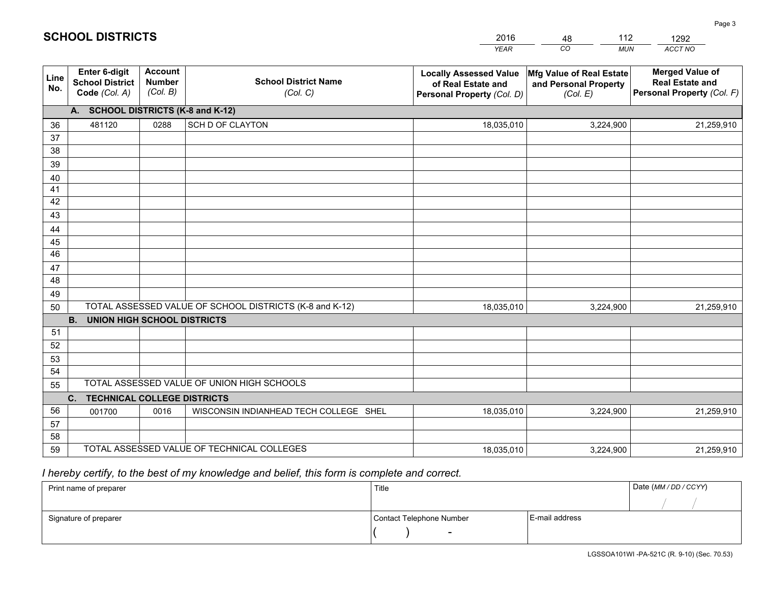# SCHOOL DISTRICTS

| 2016 | 48 | 112 | 1292 |
|---|---|---|---|
| *YEAR* | *CO* | *MUN* | *ACCT NO* |

| Line No. | Enter 6-digit School District Code *(Col. A)* | Account Number *(Col. B)* | School District Name *(Col. C)* | Locally Assessed Value of Real Estate and Personal Property *(Col. D)* | Mfg Value of Real Estate and Personal Property *(Col. E)* | Merged Value of Real Estate and Personal Property *(Col. F)* |
|---|---|---|---|---|---|---|
| **A.** | **SCHOOL DISTRICTS (K-8 and K-12)** | | | | | |
| 36 | 481120 | 0288 | SCH D OF CLAYTON | 18,035,010 | 3,224,900 | 21,259,910 |
| 37 | | | | | | |
| 38 | | | | | | |
| 39 | | | | | | |
| 40 | | | | | | |
| 41 | | | | | | |
| 42 | | | | | | |
| 43 | | | | | | |
| 44 | | | | | | |
| 45 | | | | | | |
| 46 | | | | | | |
| 47 | | | | | | |
| 48 | | | | | | |
| 49 | | | | | | |
| 50 | TOTAL ASSESSED VALUE OF SCHOOL DISTRICTS (K-8 and K-12) | | | 18,035,010 | 3,224,900 | 21,259,910 |
| **B.** | **UNION HIGH SCHOOL DISTRICTS** | | | | | |
| 51 | | | | | | |
| 52 | | | | | | |
| 53 | | | | | | |
| 54 | | | | | | |
| 55 | TOTAL ASSESSED VALUE OF UNION HIGH SCHOOLS | | | | | |
| **C.** | **TECHNICAL COLLEGE DISTRICTS** | | | | | |
| 56 | 001700 | 0016 | WISCONSIN INDIANHEAD TECH COLLEGE SHEL | 18,035,010 | 3,224,900 | 21,259,910 |
| 57 | | | | | | |
| 58 | | | | | | |
| 59 | TOTAL ASSESSED VALUE OF TECHNICAL COLLEGES | | | 18,035,010 | 3,224,900 | 21,259,910 |

*I hereby certify, to the best of my knowledge and belief, this form is complete and correct.*

| Print name of preparer | Title | | Date *(MM / DD / CCYY)* |
|---|---|---|---|
| | | | / / |
| Signature of preparer | Contact Telephone Number | E-mail address | |
| | ( ) - | | |

LGSSOA101WI -PA-521C (R. 9-10) (Sec. 70.53)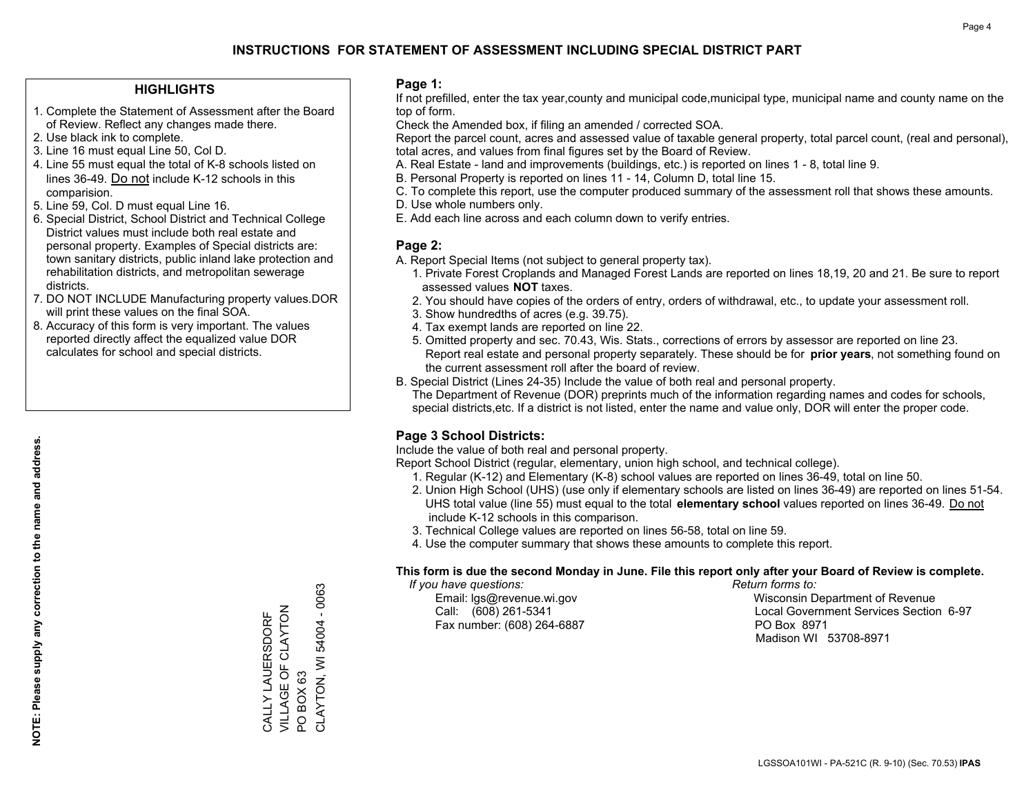# INSTRUCTIONS FOR STATEMENT OF ASSESSMENT INCLUDING SPECIAL DISTRICT PART

## HIGHLIGHTS

1. Complete the Statement of Assessment after the Board of Review. Reflect any changes made there.
2. Use black ink to complete.
3. Line 16 must equal Line 50, Col D.
4. Line 55 must equal the total of K-8 schools listed on lines 36-49. Do not include K-12 schools in this comparision.
5. Line 59, Col. D must equal Line 16.
6. Special District, School District and Technical College District values must include both real estate and personal property. Examples of Special districts are: town sanitary districts, public inland lake protection and rehabilitation districts, and metropolitan sewerage districts.
7. DO NOT INCLUDE Manufacturing property values.DOR will print these values on the final SOA.
8. Accuracy of this form is very important. The values reported directly affect the equalized value DOR calculates for school and special districts.

**NOTE: Please supply any correction to the name and address.**

CALLY LAUERSDORF
VILLAGE OF CLAYTON
PO BOX 63
CLAYTON, WI 54004 - 0063

## Page 1:

If not prefilled, enter the tax year,county and municipal code,municipal type, municipal name and county name on the top of form.

Check the Amended box, if filing an amended / corrected SOA.

Report the parcel count, acres and assessed value of taxable general property, total parcel count, (real and personal), total acres, and values from final figures set by the Board of Review.

A. Real Estate - land and improvements (buildings, etc.) is reported on lines 1 - 8, total line 9.
B. Personal Property is reported on lines 11 - 14, Column D, total line 15.
C. To complete this report, use the computer produced summary of the assessment roll that shows these amounts.
D. Use whole numbers only.
E. Add each line across and each column down to verify entries.

## Page 2:

A. Report Special Items (not subject to general property tax).
   1. Private Forest Croplands and Managed Forest Lands are reported on lines 18,19, 20 and 21. Be sure to report assessed values **NOT** taxes.
   2. You should have copies of the orders of entry, orders of withdrawal, etc., to update your assessment roll.
   3. Show hundredths of acres (e.g. 39.75).
   4. Tax exempt lands are reported on line 22.
   5. Omitted property and sec. 70.43, Wis. Stats., corrections of errors by assessor are reported on line 23. Report real estate and personal property separately. These should be for **prior years**, not something found on the current assessment roll after the board of review.
B. Special District (Lines 24-35) Include the value of both real and personal property.
   The Department of Revenue (DOR) preprints much of the information regarding names and codes for schools, special districts,etc. If a district is not listed, enter the name and value only, DOR will enter the proper code.

## Page 3 School Districts:

Include the value of both real and personal property.

Report School District (regular, elementary, union high school, and technical college).

1. Regular (K-12) and Elementary (K-8) school values are reported on lines 36-49, total on line 50.
2. Union High School (UHS) (use only if elementary schools are listed on lines 36-49) are reported on lines 51-54. UHS total value (line 55) must equal to the total **elementary school** values reported on lines 36-49. Do not include K-12 schools in this comparison.
3. Technical College values are reported on lines 56-58, total on line 59.
4. Use the computer summary that shows these amounts to complete this report.

**This form is due the second Monday in June. File this report only after your Board of Review is complete.**

*If you have questions:*
Email: lgs@revenue.wi.gov
Call: (608) 261-5341
Fax number: (608) 264-6887

*Return forms to:*
Wisconsin Department of Revenue
Local Government Services Section 6-97
PO Box 8971
Madison WI 53708-8971

LGSSOA101WI - PA-521C (R. 9-10) (Sec. 70.53) **IPAS**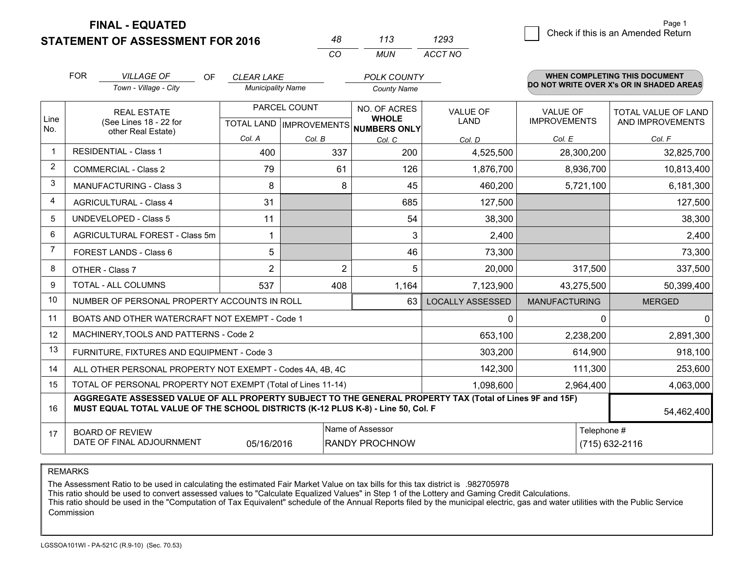**FINAL - EQUATED**
**STATEMENT OF ASSESSMENT FOR 2016**

| 48 | 113 | 1293 |
|---|---|---|
| CO | MUN | ACCT NO |

☐ Check if this is an Amended Return

FOR *VILLAGE OF* (Town - Village - City) OF *CLEAR LAKE* (Municipality Name) *POLK COUNTY* (County Name)

**WHEN COMPLETING THIS DOCUMENT DO NOT WRITE OVER X's OR IN SHADED AREAS**

| Line No. | REAL ESTATE (See Lines 18 - 22 for other Real Estate) | PARCEL COUNT TOTAL LAND Col. A | PARCEL COUNT IMPROVEMENTS Col. B | NO. OF ACRES WHOLE NUMBERS ONLY Col. C | VALUE OF LAND Col. D | VALUE OF IMPROVEMENTS Col. E | TOTAL VALUE OF LAND AND IMPROVEMENTS Col. F |
|---|---|---|---|---|---|---|---|
| 1 | RESIDENTIAL - Class 1 | 400 | 337 | 200 | 4,525,500 | 28,300,200 | 32,825,700 |
| 2 | COMMERCIAL - Class 2 | 79 | 61 | 126 | 1,876,700 | 8,936,700 | 10,813,400 |
| 3 | MANUFACTURING - Class 3 | 8 | 8 | 45 | 460,200 | 5,721,100 | 6,181,300 |
| 4 | AGRICULTURAL - Class 4 | 31 | | 685 | 127,500 | | 127,500 |
| 5 | UNDEVELOPED - Class 5 | 11 | | 54 | 38,300 | | 38,300 |
| 6 | AGRICULTURAL FOREST - Class 5m | 1 | | 3 | 2,400 | | 2,400 |
| 7 | FOREST LANDS - Class 6 | 5 | | 46 | 73,300 | | 73,300 |
| 8 | OTHER - Class 7 | 2 | 2 | 5 | 20,000 | 317,500 | 337,500 |
| 9 | TOTAL - ALL COLUMNS | 537 | 408 | 1,164 | 7,123,900 | 43,275,500 | 50,399,400 |
| 10 | NUMBER OF PERSONAL PROPERTY ACCOUNTS IN ROLL | | | 63 | LOCALLY ASSESSED | MANUFACTURING | MERGED |
| 11 | BOATS AND OTHER WATERCRAFT NOT EXEMPT - Code 1 | | | | 0 | 0 | 0 |
| 12 | MACHINERY,TOOLS AND PATTERNS - Code 2 | | | | 653,100 | 2,238,200 | 2,891,300 |
| 13 | FURNITURE, FIXTURES AND EQUIPMENT - Code 3 | | | | 303,200 | 614,900 | 918,100 |
| 14 | ALL OTHER PERSONAL PROPERTY NOT EXEMPT - Codes 4A, 4B, 4C | | | | 142,300 | 111,300 | 253,600 |
| 15 | TOTAL OF PERSONAL PROPERTY NOT EXEMPT (Total of Lines 11-14) | | | | 1,098,600 | 2,964,400 | 4,063,000 |
| 16 | **AGGREGATE ASSESSED VALUE OF ALL PROPERTY SUBJECT TO THE GENERAL PROPERTY TAX (Total of Lines 9F and 15F) MUST EQUAL TOTAL VALUE OF THE SCHOOL DISTRICTS (K-12 PLUS K-8) - Line 50, Col. F** | | | | | | 54,462,400 |
| 17 | BOARD OF REVIEW DATE OF FINAL ADJOURNMENT | 05/16/2016 | Name of Assessor: RANDY PROCHNOW | | | Telephone #: (715) 632-2116 | |

REMARKS

The Assessment Ratio to be used in calculating the estimated Fair Market Value on tax bills for this tax district is .982705978
This ratio should be used to convert assessed values to "Calculate Equalized Values" in Step 1 of the Lottery and Gaming Credit Calculations.
This ratio should be used in the "Computation of Tax Equivalent" schedule of the Annual Reports filed by the municipal electric, gas and water utilities with the Public Service Commission

LGSSOA101WI - PA-521C (R.9-10) (Sec. 70.53)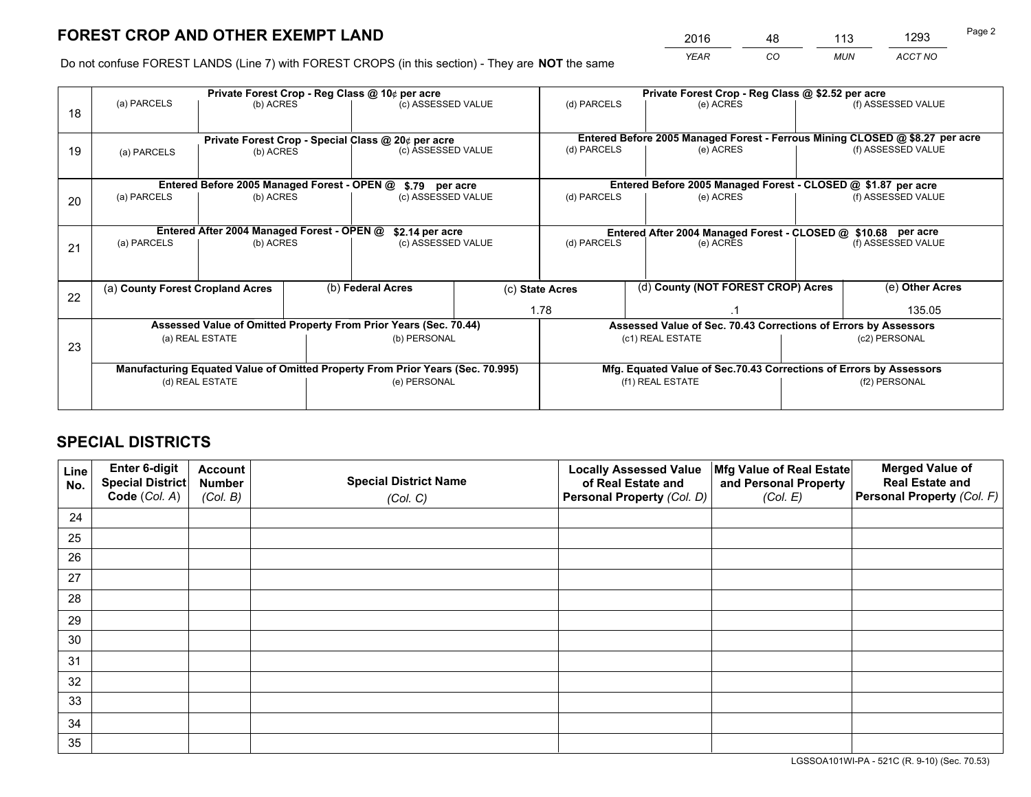# FOREST CROP AND OTHER EXEMPT LAND

| 2016 | 48 | 113 | 1293 |
|---|---|---|---|
| *YEAR* | *CO* | *MUN* | *ACCT NO* |

Do not confuse FOREST LANDS (Line 7) with FOREST CROPS (in this section) - They are **NOT** the same

| Line | Private Forest Crop - Reg Class @ 10¢ per acre | | | Private Forest Crop - Reg Class @ $2.52 per acre | | |
|---|---|---|---|---|---|---|
| 18 | (a) PARCELS | (b) ACRES | (c) ASSESSED VALUE | (d) PARCELS | (e) ACRES | (f) ASSESSED VALUE |
| | **Private Forest Crop - Special Class @ 20¢ per acre** | | | **Entered Before 2005 Managed Forest - Ferrous Mining CLOSED @ $8.27 per acre** | | |
| 19 | (a) PARCELS | (b) ACRES | (c) ASSESSED VALUE | (d) PARCELS | (e) ACRES | (f) ASSESSED VALUE |
| | **Entered Before 2005 Managed Forest - OPEN @ $.79 per acre** | | | **Entered Before 2005 Managed Forest - CLOSED @ $1.87 per acre** | | |
| 20 | (a) PARCELS | (b) ACRES | (c) ASSESSED VALUE | (d) PARCELS | (e) ACRES | (f) ASSESSED VALUE |
| | **Entered After 2004 Managed Forest - OPEN @ $2.14 per acre** | | | **Entered After 2004 Managed Forest - CLOSED @ $10.68 per acre** | | |
| 21 | (a) PARCELS | (b) ACRES | (c) ASSESSED VALUE | (d) PARCELS | (e) ACRES | (f) ASSESSED VALUE |

| Line | (a) County Forest Cropland Acres | (b) Federal Acres | (c) State Acres | (d) County (NOT FOREST CROP) Acres | (e) Other Acres |
|---|---|---|---|---|---|
| 22 | | | 1.78 | .1 | 135.05 |

| Line | Assessed Value of Omitted Property From Prior Years (Sec. 70.44) | | Assessed Value of Sec. 70.43 Corrections of Errors by Assessors | |
|---|---|---|---|---|
| 23 | (a) REAL ESTATE | (b) PERSONAL | (c1) REAL ESTATE | (c2) PERSONAL |
| | **Manufacturing Equated Value of Omitted Property From Prior Years (Sec. 70.995)** | | **Mfg. Equated Value of Sec.70.43 Corrections of Errors by Assessors** | |
| | (d) REAL ESTATE | (e) PERSONAL | (f1) REAL ESTATE | (f2) PERSONAL |

# SPECIAL DISTRICTS

| Line No. | Enter 6-digit Special District Code (*Col. A*) | Account Number (*Col. B*) | Special District Name (*Col. C*) | Locally Assessed Value of Real Estate and Personal Property (*Col. D*) | Mfg Value of Real Estate and Personal Property (*Col. E*) | Merged Value of Real Estate and Personal Property (*Col. F*) |
|---|---|---|---|---|---|---|
| 24 | | | | | | |
| 25 | | | | | | |
| 26 | | | | | | |
| 27 | | | | | | |
| 28 | | | | | | |
| 29 | | | | | | |
| 30 | | | | | | |
| 31 | | | | | | |
| 32 | | | | | | |
| 33 | | | | | | |
| 34 | | | | | | |
| 35 | | | | | | |

LGSSOA101WI-PA - 521C (R. 9-10) (Sec. 70.53)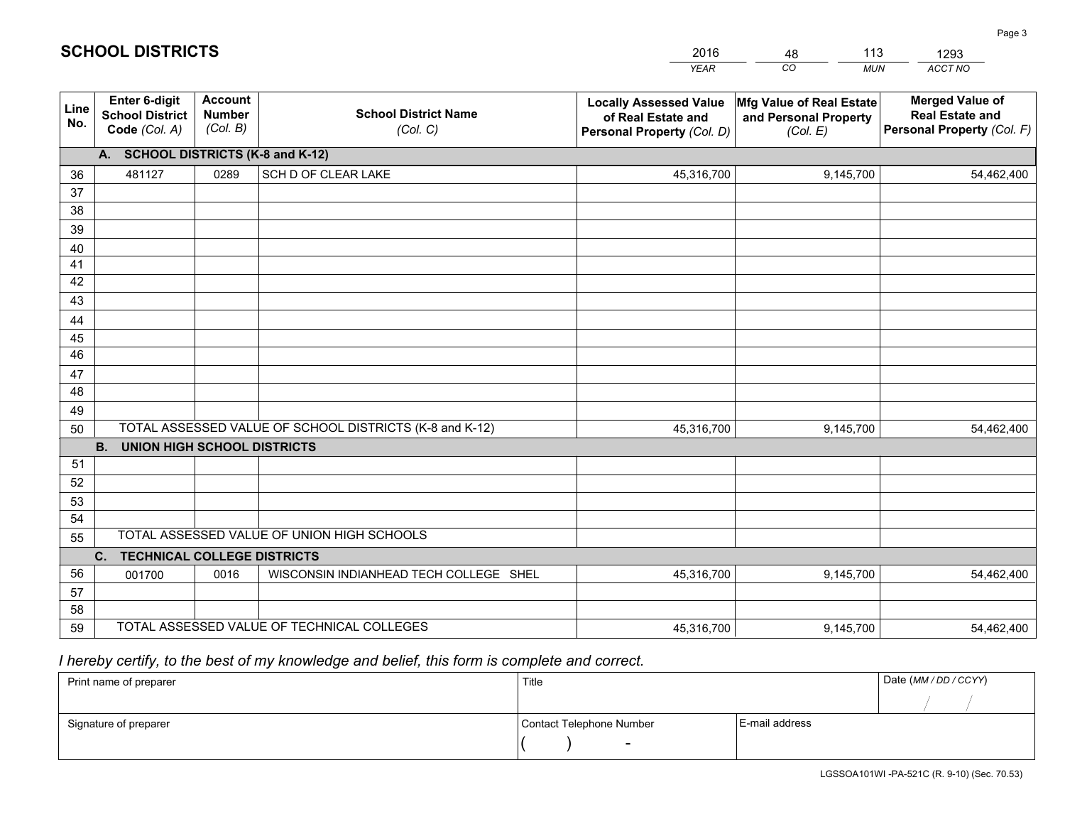# SCHOOL DISTRICTS

| 2016 | 48 | 113 | 1293 |
|---|---|---|---|
| *YEAR* | *CO* | *MUN* | *ACCT NO* |

| Line No. | Enter 6-digit School District Code *(Col. A)* | Account Number *(Col. B)* | School District Name *(Col. C)* | Locally Assessed Value of Real Estate and Personal Property *(Col. D)* | Mfg Value of Real Estate and Personal Property *(Col. E)* | Merged Value of Real Estate and Personal Property *(Col. F)* |
|---|---|---|---|---|---|---|
| **A. SCHOOL DISTRICTS (K-8 and K-12)** | | | | | | |
| 36 | 481127 | 0289 | SCH D OF CLEAR LAKE | 45,316,700 | 9,145,700 | 54,462,400 |
| 37 | | | | | | |
| 38 | | | | | | |
| 39 | | | | | | |
| 40 | | | | | | |
| 41 | | | | | | |
| 42 | | | | | | |
| 43 | | | | | | |
| 44 | | | | | | |
| 45 | | | | | | |
| 46 | | | | | | |
| 47 | | | | | | |
| 48 | | | | | | |
| 49 | | | | | | |
| 50 | TOTAL ASSESSED VALUE OF SCHOOL DISTRICTS (K-8 and K-12) | | | 45,316,700 | 9,145,700 | 54,462,400 |
| **B. UNION HIGH SCHOOL DISTRICTS** | | | | | | |
| 51 | | | | | | |
| 52 | | | | | | |
| 53 | | | | | | |
| 54 | | | | | | |
| 55 | TOTAL ASSESSED VALUE OF UNION HIGH SCHOOLS | | | | | |
| **C. TECHNICAL COLLEGE DISTRICTS** | | | | | | |
| 56 | 001700 | 0016 | WISCONSIN INDIANHEAD TECH COLLEGE SHEL | 45,316,700 | 9,145,700 | 54,462,400 |
| 57 | | | | | | |
| 58 | | | | | | |
| 59 | TOTAL ASSESSED VALUE OF TECHNICAL COLLEGES | | | 45,316,700 | 9,145,700 | 54,462,400 |

*I hereby certify, to the best of my knowledge and belief, this form is complete and correct.*

| Print name of preparer | Title | | Date *(MM / DD / CCYY)* |
|---|---|---|---|
| | | | / / |
| Signature of preparer | Contact Telephone Number | E-mail address | |
| | ( ) - | | |

LGSSOA101WI -PA-521C (R. 9-10) (Sec. 70.53)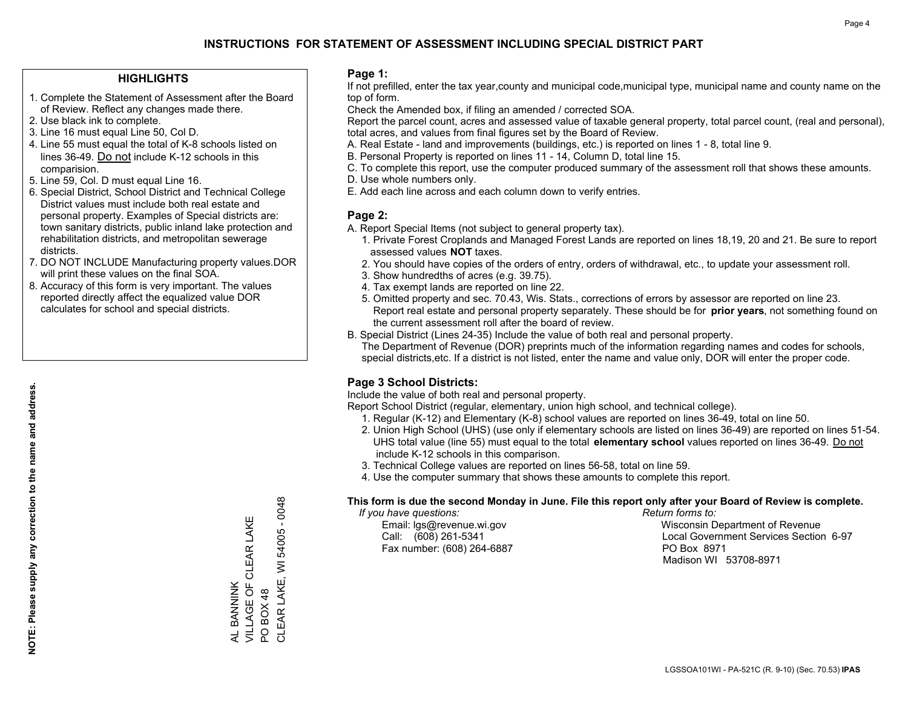# INSTRUCTIONS FOR STATEMENT OF ASSESSMENT INCLUDING SPECIAL DISTRICT PART

## HIGHLIGHTS

1. Complete the Statement of Assessment after the Board of Review. Reflect any changes made there.
2. Use black ink to complete.
3. Line 16 must equal Line 50, Col D.
4. Line 55 must equal the total of K-8 schools listed on lines 36-49. Do not include K-12 schools in this comparision.
5. Line 59, Col. D must equal Line 16.
6. Special District, School District and Technical College District values must include both real estate and personal property. Examples of Special districts are: town sanitary districts, public inland lake protection and rehabilitation districts, and metropolitan sewerage districts.
7. DO NOT INCLUDE Manufacturing property values.DOR will print these values on the final SOA.
8. Accuracy of this form is very important. The values reported directly affect the equalized value DOR calculates for school and special districts.

**NOTE: Please supply any correction to the name and address.**

AL BANNINK
VILLAGE OF CLEAR LAKE
PO BOX 48
CLEAR LAKE, WI 54005 - 0048

## Page 1:

If not prefilled, enter the tax year,county and municipal code,municipal type, municipal name and county name on the top of form.

Check the Amended box, if filing an amended / corrected SOA.

Report the parcel count, acres and assessed value of taxable general property, total parcel count, (real and personal), total acres, and values from final figures set by the Board of Review.

A. Real Estate - land and improvements (buildings, etc.) is reported on lines 1 - 8, total line 9.
B. Personal Property is reported on lines 11 - 14, Column D, total line 15.
C. To complete this report, use the computer produced summary of the assessment roll that shows these amounts.
D. Use whole numbers only.
E. Add each line across and each column down to verify entries.

## Page 2:

A. Report Special Items (not subject to general property tax).
   1. Private Forest Croplands and Managed Forest Lands are reported on lines 18,19, 20 and 21. Be sure to report assessed values **NOT** taxes.
   2. You should have copies of the orders of entry, orders of withdrawal, etc., to update your assessment roll.
   3. Show hundredths of acres (e.g. 39.75).
   4. Tax exempt lands are reported on line 22.
   5. Omitted property and sec. 70.43, Wis. Stats., corrections of errors by assessor are reported on line 23. Report real estate and personal property separately. These should be for **prior years**, not something found on the current assessment roll after the board of review.
B. Special District (Lines 24-35) Include the value of both real and personal property.
   The Department of Revenue (DOR) preprints much of the information regarding names and codes for schools, special districts,etc. If a district is not listed, enter the name and value only, DOR will enter the proper code.

## Page 3 School Districts:

Include the value of both real and personal property.

Report School District (regular, elementary, union high school, and technical college).

1. Regular (K-12) and Elementary (K-8) school values are reported on lines 36-49, total on line 50.
2. Union High School (UHS) (use only if elementary schools are listed on lines 36-49) are reported on lines 51-54. UHS total value (line 55) must equal to the total **elementary school** values reported on lines 36-49. Do not include K-12 schools in this comparison.
3. Technical College values are reported on lines 56-58, total on line 59.
4. Use the computer summary that shows these amounts to complete this report.

**This form is due the second Monday in June. File this report only after your Board of Review is complete.**

*If you have questions:*
Email: lgs@revenue.wi.gov
Call: (608) 261-5341
Fax number: (608) 264-6887

*Return forms to:*
Wisconsin Department of Revenue
Local Government Services Section 6-97
PO Box 8971
Madison WI 53708-8971

LGSSOA101WI - PA-521C (R. 9-10) (Sec. 70.53) **IPAS**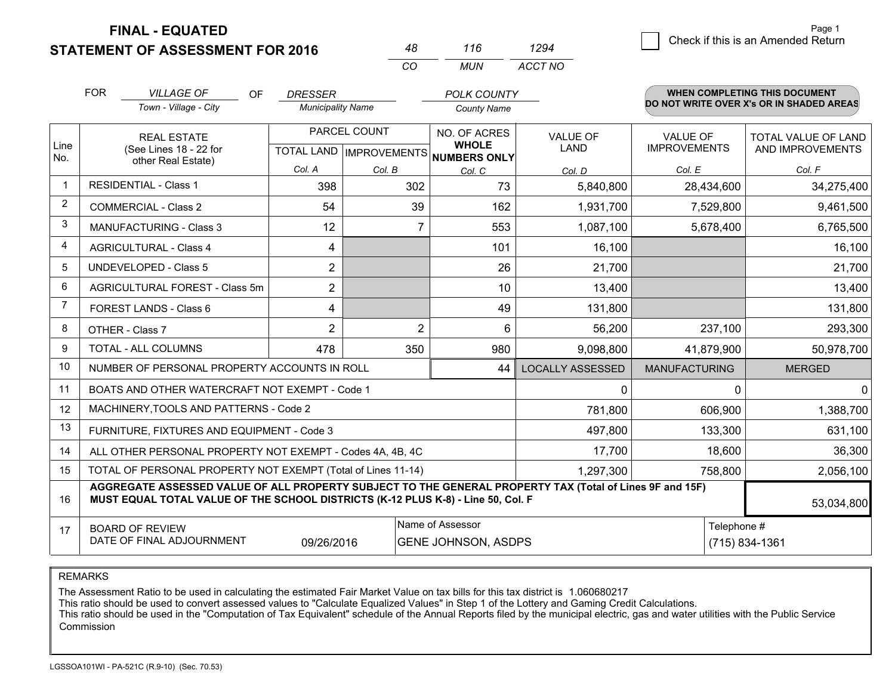# FINAL - EQUATED
# STATEMENT OF ASSESSMENT FOR 2016

| 48 | 116 | 1294 |
|---|---|---|
| CO | MUN | ACCT NO |

Page 1

☐ Check if this is an Amended Return

FOR *VILLAGE OF* (Town - Village - City) OF *DRESSER* (Municipality Name) *POLK COUNTY* (County Name)

**WHEN COMPLETING THIS DOCUMENT DO NOT WRITE OVER X's OR IN SHADED AREAS**

| Line No. | REAL ESTATE (See Lines 18 - 22 for other Real Estate) | PARCEL COUNT | | NO. OF ACRES WHOLE NUMBERS ONLY | VALUE OF LAND | VALUE OF IMPROVEMENTS | TOTAL VALUE OF LAND AND IMPROVEMENTS |
|---|---|---|---|---|---|---|---|
| | | TOTAL LAND Col. A | IMPROVEMENTS Col. B | Col. C | Col. D | Col. E | Col. F |
| 1 | RESIDENTIAL - Class 1 | 398 | 302 | 73 | 5,840,800 | 28,434,600 | 34,275,400 |
| 2 | COMMERCIAL - Class 2 | 54 | 39 | 162 | 1,931,700 | 7,529,800 | 9,461,500 |
| 3 | MANUFACTURING - Class 3 | 12 | 7 | 553 | 1,087,100 | 5,678,400 | 6,765,500 |
| 4 | AGRICULTURAL - Class 4 | 4 | | 101 | 16,100 | | 16,100 |
| 5 | UNDEVELOPED - Class 5 | 2 | | 26 | 21,700 | | 21,700 |
| 6 | AGRICULTURAL FOREST - Class 5m | 2 | | 10 | 13,400 | | 13,400 |
| 7 | FOREST LANDS - Class 6 | 4 | | 49 | 131,800 | | 131,800 |
| 8 | OTHER - Class 7 | 2 | 2 | 6 | 56,200 | 237,100 | 293,300 |
| 9 | TOTAL - ALL COLUMNS | 478 | 350 | 980 | 9,098,800 | 41,879,900 | 50,978,700 |
| 10 | NUMBER OF PERSONAL PROPERTY ACCOUNTS IN ROLL | | | 44 | LOCALLY ASSESSED | MANUFACTURING | MERGED |
| 11 | BOATS AND OTHER WATERCRAFT NOT EXEMPT - Code 1 | | | | 0 | 0 | 0 |
| 12 | MACHINERY,TOOLS AND PATTERNS - Code 2 | | | | 781,800 | 606,900 | 1,388,700 |
| 13 | FURNITURE, FIXTURES AND EQUIPMENT - Code 3 | | | | 497,800 | 133,300 | 631,100 |
| 14 | ALL OTHER PERSONAL PROPERTY NOT EXEMPT - Codes 4A, 4B, 4C | | | | 17,700 | 18,600 | 36,300 |
| 15 | TOTAL OF PERSONAL PROPERTY NOT EXEMPT (Total of Lines 11-14) | | | | 1,297,300 | 758,800 | 2,056,100 |
| 16 | **AGGREGATE ASSESSED VALUE OF ALL PROPERTY SUBJECT TO THE GENERAL PROPERTY TAX (Total of Lines 9F and 15F) MUST EQUAL TOTAL VALUE OF THE SCHOOL DISTRICTS (K-12 PLUS K-8) - Line 50, Col. F** | | | | | | 53,034,800 |
| 17 | BOARD OF REVIEW DATE OF FINAL ADJOURNMENT | 09/26/2016 | Name of Assessor: GENE JOHNSON, ASDPS | | | Telephone #: (715) 834-1361 | |

REMARKS

The Assessment Ratio to be used in calculating the estimated Fair Market Value on tax bills for this tax district is 1.060680217
This ratio should be used to convert assessed values to "Calculate Equalized Values" in Step 1 of the Lottery and Gaming Credit Calculations.
This ratio should be used in the "Computation of Tax Equivalent" schedule of the Annual Reports filed by the municipal electric, gas and water utilities with the Public Service Commission

LGSSOA101WI - PA-521C (R.9-10) (Sec. 70.53)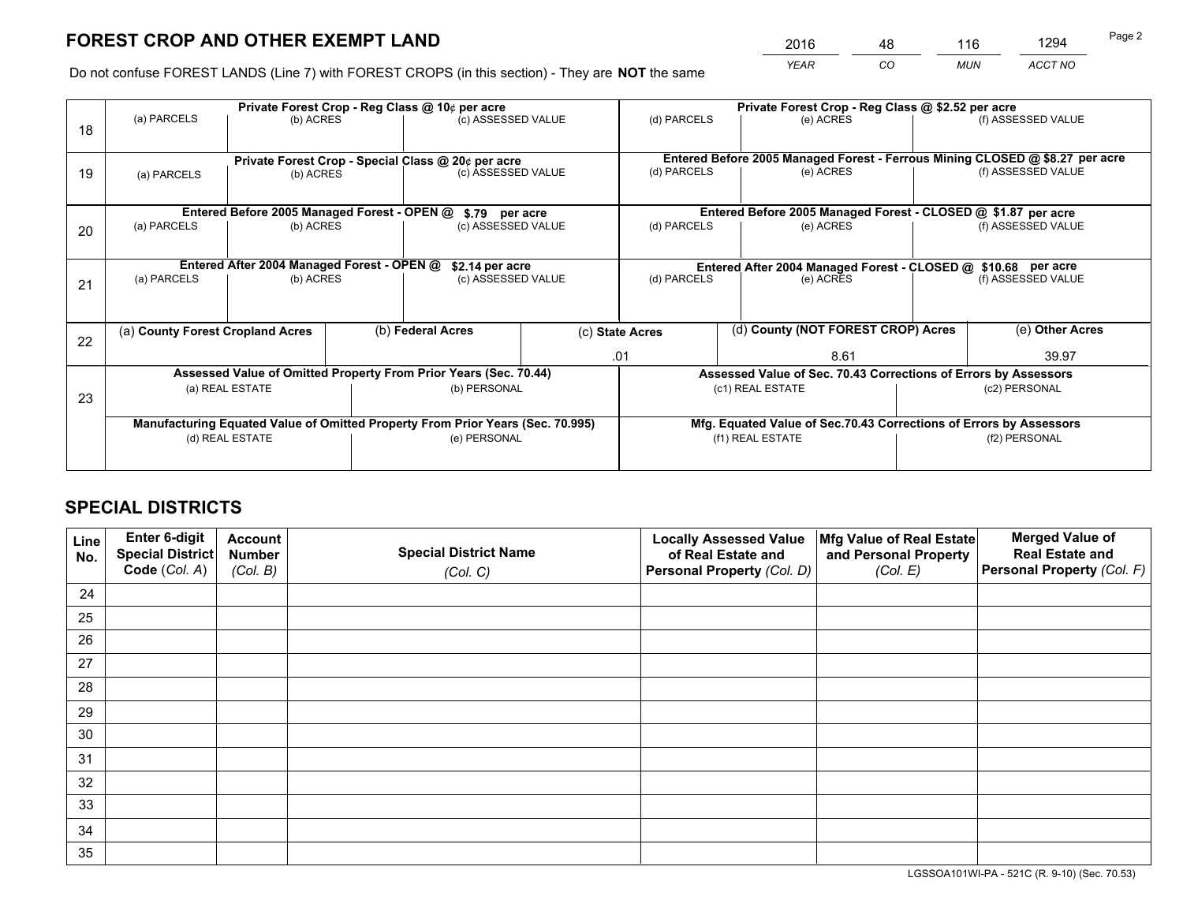# FOREST CROP AND OTHER EXEMPT LAND

| 2016 | 48 | 116 | 1294 |
|---|---|---|---|
| *YEAR* | *CO* | *MUN* | *ACCT NO* |

Do not confuse FOREST LANDS (Line 7) with FOREST CROPS (in this section) - They are **NOT** the same

| Line | | | | | | |
|---|---|---|---|---|---|---|
| 18 | **Private Forest Crop - Reg Class @ 10¢ per acre** | | | **Private Forest Crop - Reg Class @ $2.52 per acre** | | |
| | (a) PARCELS | (b) ACRES | (c) ASSESSED VALUE | (d) PARCELS | (e) ACRES | (f) ASSESSED VALUE |
| | | | | | | |
| 19 | **Private Forest Crop - Special Class @ 20¢ per acre** | | | **Entered Before 2005 Managed Forest - Ferrous Mining CLOSED @ $8.27 per acre** | | |
| | (a) PARCELS | (b) ACRES | (c) ASSESSED VALUE | (d) PARCELS | (e) ACRES | (f) ASSESSED VALUE |
| | | | | | | |
| 20 | **Entered Before 2005 Managed Forest - OPEN @ $.79 per acre** | | | **Entered Before 2005 Managed Forest - CLOSED @ $1.87 per acre** | | |
| | (a) PARCELS | (b) ACRES | (c) ASSESSED VALUE | (d) PARCELS | (e) ACRES | (f) ASSESSED VALUE |
| | | | | | | |
| 21 | **Entered After 2004 Managed Forest - OPEN @ $2.14 per acre** | | | **Entered After 2004 Managed Forest - CLOSED @ $10.68 per acre** | | |
| | (a) PARCELS | (b) ACRES | (c) ASSESSED VALUE | (d) PARCELS | (e) ACRES | (f) ASSESSED VALUE |
| | | | | | | |

| Line | (a) **County Forest Cropland Acres** | (b) **Federal Acres** | (c) **State Acres** | (d) **County (NOT FOREST CROP) Acres** | (e) **Other Acres** |
|---|---|---|---|---|---|
| 22 | | | .01 | 8.61 | 39.97 |

| Line | **Assessed Value of Omitted Property From Prior Years (Sec. 70.44)** | | **Assessed Value of Sec. 70.43 Corrections of Errors by Assessors** | |
|---|---|---|---|---|
| 23 | (a) REAL ESTATE | (b) PERSONAL | (c1) REAL ESTATE | (c2) PERSONAL |
| | | | | |
| | **Manufacturing Equated Value of Omitted Property From Prior Years (Sec. 70.995)** | | **Mfg. Equated Value of Sec.70.43 Corrections of Errors by Assessors** | |
| | (d) REAL ESTATE | (e) PERSONAL | (f1) REAL ESTATE | (f2) PERSONAL |
| | | | | |

## SPECIAL DISTRICTS

| Line No. | Enter 6-digit Special District Code (*Col. A*) | Account Number (*Col. B*) | Special District Name (*Col. C*) | Locally Assessed Value of Real Estate and Personal Property (*Col. D*) | Mfg Value of Real Estate and Personal Property (*Col. E*) | Merged Value of Real Estate and Personal Property (*Col. F*) |
|---|---|---|---|---|---|---|
| 24 | | | | | | |
| 25 | | | | | | |
| 26 | | | | | | |
| 27 | | | | | | |
| 28 | | | | | | |
| 29 | | | | | | |
| 30 | | | | | | |
| 31 | | | | | | |
| 32 | | | | | | |
| 33 | | | | | | |
| 34 | | | | | | |
| 35 | | | | | | |

LGSSOA101WI-PA - 521C (R. 9-10) (Sec. 70.53)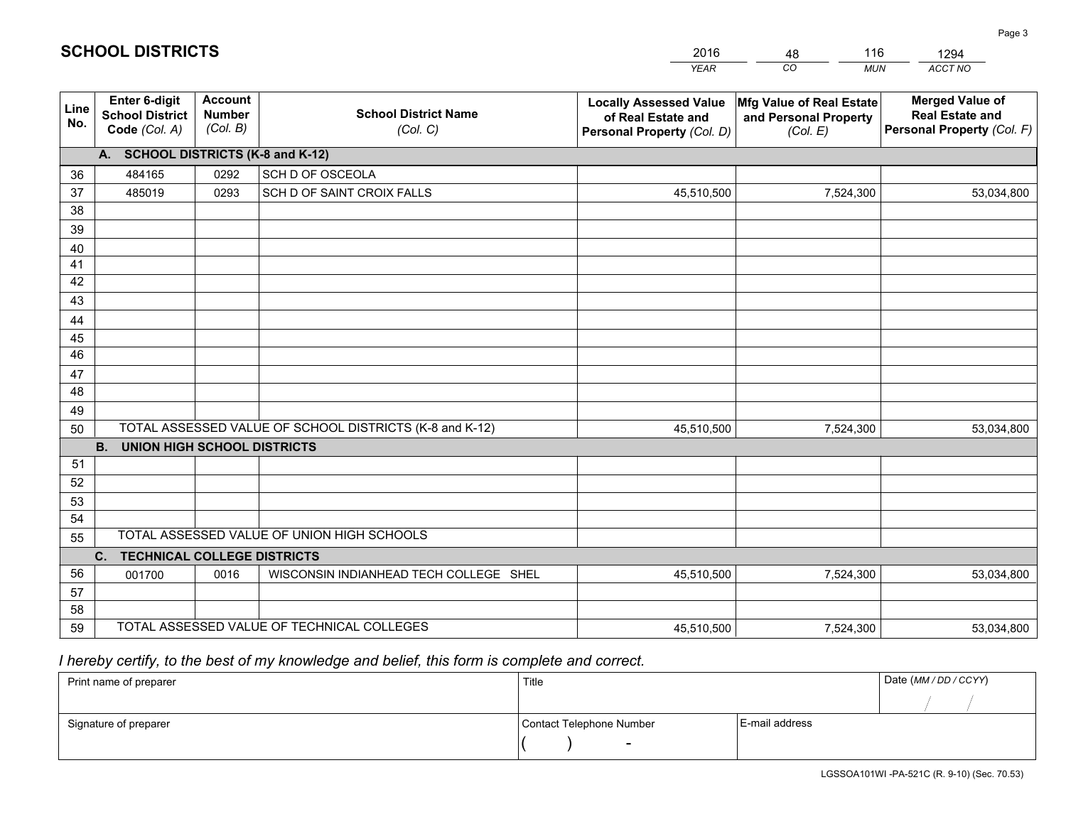# SCHOOL DISTRICTS

| 2016 | 48 | 116 | 1294 |
|---|---|---|---|
| *YEAR* | *CO* | *MUN* | *ACCT NO* |

| Line No. | Enter 6-digit School District Code *(Col. A)* | Account Number *(Col. B)* | School District Name *(Col. C)* | Locally Assessed Value of Real Estate and Personal Property *(Col. D)* | Mfg Value of Real Estate and Personal Property *(Col. E)* | Merged Value of Real Estate and Personal Property *(Col. F)* |
|---|---|---|---|---|---|---|
| **A. SCHOOL DISTRICTS (K-8 and K-12)** | | | | | | |
| 36 | 484165 | 0292 | SCH D OF OSCEOLA | | | |
| 37 | 485019 | 0293 | SCH D OF SAINT CROIX FALLS | 45,510,500 | 7,524,300 | 53,034,800 |
| 38 | | | | | | |
| 39 | | | | | | |
| 40 | | | | | | |
| 41 | | | | | | |
| 42 | | | | | | |
| 43 | | | | | | |
| 44 | | | | | | |
| 45 | | | | | | |
| 46 | | | | | | |
| 47 | | | | | | |
| 48 | | | | | | |
| 49 | | | | | | |
| 50 | TOTAL ASSESSED VALUE OF SCHOOL DISTRICTS (K-8 and K-12) | | | 45,510,500 | 7,524,300 | 53,034,800 |
| **B. UNION HIGH SCHOOL DISTRICTS** | | | | | | |
| 51 | | | | | | |
| 52 | | | | | | |
| 53 | | | | | | |
| 54 | | | | | | |
| 55 | TOTAL ASSESSED VALUE OF UNION HIGH SCHOOLS | | | | | |
| **C. TECHNICAL COLLEGE DISTRICTS** | | | | | | |
| 56 | 001700 | 0016 | WISCONSIN INDIANHEAD TECH COLLEGE SHEL | 45,510,500 | 7,524,300 | 53,034,800 |
| 57 | | | | | | |
| 58 | | | | | | |
| 59 | TOTAL ASSESSED VALUE OF TECHNICAL COLLEGES | | | 45,510,500 | 7,524,300 | 53,034,800 |

*I hereby certify, to the best of my knowledge and belief, this form is complete and correct.*

| Print name of preparer | Title | | Date *(MM / DD / CCYY)* |
|---|---|---|---|
| | | | / / |
| Signature of preparer | Contact Telephone Number | E-mail address | |
| | ( ) - | | |

LGSSOA101WI -PA-521C (R. 9-10) (Sec. 70.53)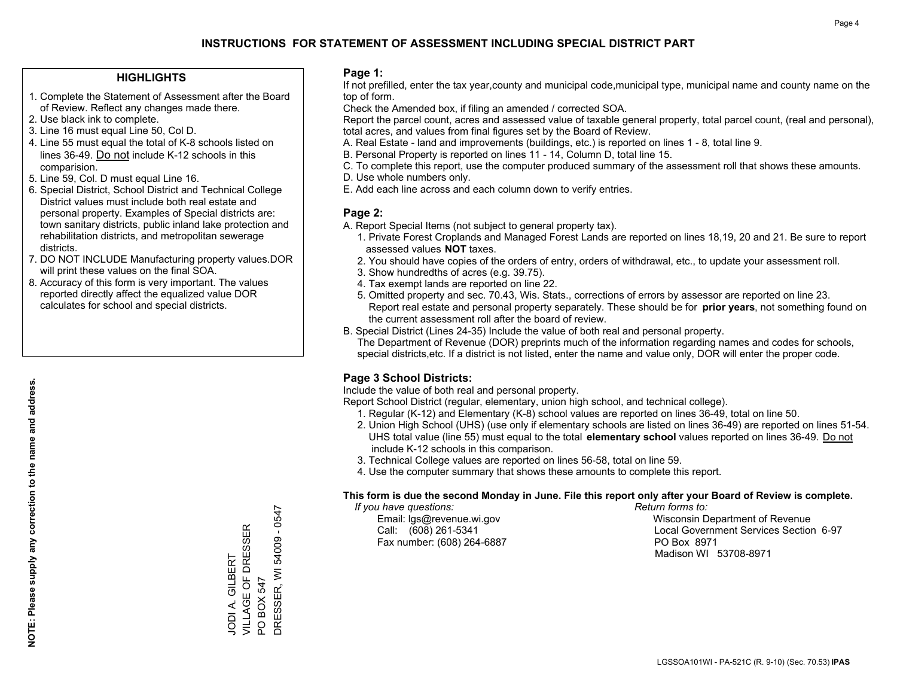# INSTRUCTIONS FOR STATEMENT OF ASSESSMENT INCLUDING SPECIAL DISTRICT PART

## HIGHLIGHTS

1. Complete the Statement of Assessment after the Board of Review. Reflect any changes made there.
2. Use black ink to complete.
3. Line 16 must equal Line 50, Col D.
4. Line 55 must equal the total of K-8 schools listed on lines 36-49. Do not include K-12 schools in this comparision.
5. Line 59, Col. D must equal Line 16.
6. Special District, School District and Technical College District values must include both real estate and personal property. Examples of Special districts are: town sanitary districts, public inland lake protection and rehabilitation districts, and metropolitan sewerage districts.
7. DO NOT INCLUDE Manufacturing property values.DOR will print these values on the final SOA.
8. Accuracy of this form is very important. The values reported directly affect the equalized value DOR calculates for school and special districts.

**NOTE: Please supply any correction to the name and address.**

JODI A. GILBERT
VILLAGE OF DRESSER
PO BOX 547
DRESSER, WI 54009 - 0547

## Page 1:

If not prefilled, enter the tax year,county and municipal code,municipal type, municipal name and county name on the top of form.

Check the Amended box, if filing an amended / corrected SOA.

Report the parcel count, acres and assessed value of taxable general property, total parcel count, (real and personal), total acres, and values from final figures set by the Board of Review.

A. Real Estate - land and improvements (buildings, etc.) is reported on lines 1 - 8, total line 9.
B. Personal Property is reported on lines 11 - 14, Column D, total line 15.
C. To complete this report, use the computer produced summary of the assessment roll that shows these amounts.
D. Use whole numbers only.
E. Add each line across and each column down to verify entries.

## Page 2:

A. Report Special Items (not subject to general property tax).
1. Private Forest Croplands and Managed Forest Lands are reported on lines 18,19, 20 and 21. Be sure to report assessed values **NOT** taxes.
2. You should have copies of the orders of entry, orders of withdrawal, etc., to update your assessment roll.
3. Show hundredths of acres (e.g. 39.75).
4. Tax exempt lands are reported on line 22.
5. Omitted property and sec. 70.43, Wis. Stats., corrections of errors by assessor are reported on line 23. Report real estate and personal property separately. These should be for **prior years**, not something found on the current assessment roll after the board of review.

B. Special District (Lines 24-35) Include the value of both real and personal property.
The Department of Revenue (DOR) preprints much of the information regarding names and codes for schools, special districts,etc. If a district is not listed, enter the name and value only, DOR will enter the proper code.

## Page 3 School Districts:

Include the value of both real and personal property.

Report School District (regular, elementary, union high school, and technical college).

1. Regular (K-12) and Elementary (K-8) school values are reported on lines 36-49, total on line 50.
2. Union High School (UHS) (use only if elementary schools are listed on lines 36-49) are reported on lines 51-54. UHS total value (line 55) must equal to the total **elementary school** values reported on lines 36-49. Do not include K-12 schools in this comparison.
3. Technical College values are reported on lines 56-58, total on line 59.
4. Use the computer summary that shows these amounts to complete this report.

**This form is due the second Monday in June. File this report only after your Board of Review is complete.**

*If you have questions:*
Email: lgs@revenue.wi.gov
Call: (608) 261-5341
Fax number: (608) 264-6887

*Return forms to:*
Wisconsin Department of Revenue
Local Government Services Section 6-97
PO Box 8971
Madison WI 53708-8971

LGSSOA101WI - PA-521C (R. 9-10) (Sec. 70.53) **IPAS**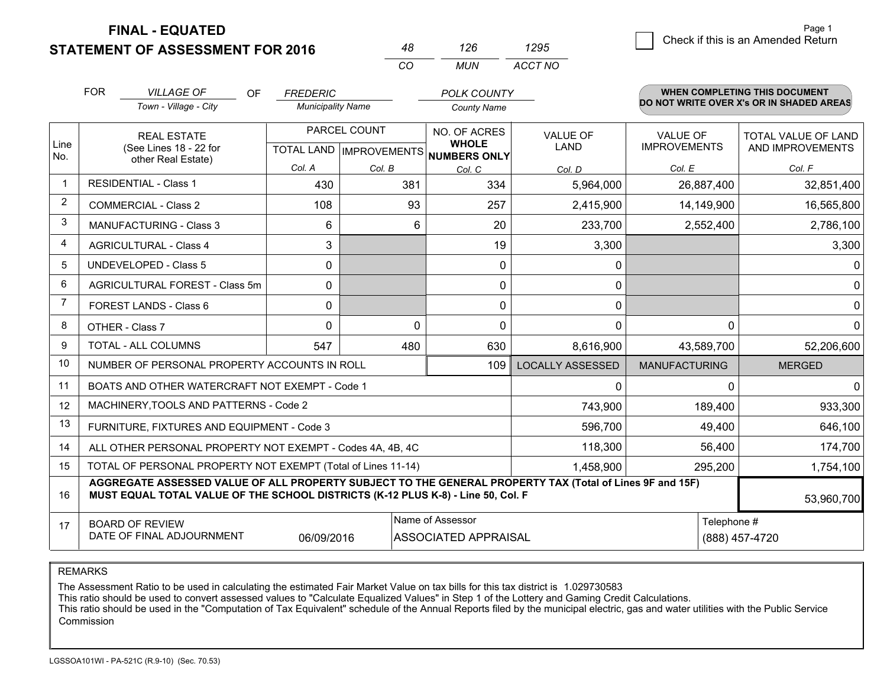# FINAL - EQUATED
## STATEMENT OF ASSESSMENT FOR 2016

| 48 | 126 | 1295 |
|---|---|---|
| CO | MUN | ACCT NO |

☐ Check if this is an Amended Return

Page 1

FOR *VILLAGE OF* (Town - Village - City) OF *FREDERIC* (Municipality Name) *POLK COUNTY* (County Name)

**WHEN COMPLETING THIS DOCUMENT DO NOT WRITE OVER X's OR IN SHADED AREAS**

| Line No. | REAL ESTATE (See Lines 18 - 22 for other Real Estate) | PARCEL COUNT TOTAL LAND Col. A | PARCEL COUNT IMPROVEMENTS Col. B | NO. OF ACRES WHOLE NUMBERS ONLY Col. C | VALUE OF LAND Col. D | VALUE OF IMPROVEMENTS Col. E | TOTAL VALUE OF LAND AND IMPROVEMENTS Col. F |
|---|---|---|---|---|---|---|---|
| 1 | RESIDENTIAL - Class 1 | 430 | 381 | 334 | 5,964,000 | 26,887,400 | 32,851,400 |
| 2 | COMMERCIAL - Class 2 | 108 | 93 | 257 | 2,415,900 | 14,149,900 | 16,565,800 |
| 3 | MANUFACTURING - Class 3 | 6 | 6 | 20 | 233,700 | 2,552,400 | 2,786,100 |
| 4 | AGRICULTURAL - Class 4 | 3 | | 19 | 3,300 | | 3,300 |
| 5 | UNDEVELOPED - Class 5 | 0 | | 0 | 0 | | 0 |
| 6 | AGRICULTURAL FOREST - Class 5m | 0 | | 0 | 0 | | 0 |
| 7 | FOREST LANDS - Class 6 | 0 | | 0 | 0 | | 0 |
| 8 | OTHER - Class 7 | 0 | 0 | 0 | 0 | 0 | 0 |
| 9 | TOTAL - ALL COLUMNS | 547 | 480 | 630 | 8,616,900 | 43,589,700 | 52,206,600 |
| 10 | NUMBER OF PERSONAL PROPERTY ACCOUNTS IN ROLL | | | 109 | LOCALLY ASSESSED | MANUFACTURING | MERGED |
| 11 | BOATS AND OTHER WATERCRAFT NOT EXEMPT - Code 1 | | | | 0 | 0 | 0 |
| 12 | MACHINERY,TOOLS AND PATTERNS - Code 2 | | | | 743,900 | 189,400 | 933,300 |
| 13 | FURNITURE, FIXTURES AND EQUIPMENT - Code 3 | | | | 596,700 | 49,400 | 646,100 |
| 14 | ALL OTHER PERSONAL PROPERTY NOT EXEMPT - Codes 4A, 4B, 4C | | | | 118,300 | 56,400 | 174,700 |
| 15 | TOTAL OF PERSONAL PROPERTY NOT EXEMPT (Total of Lines 11-14) | | | | 1,458,900 | 295,200 | 1,754,100 |
| 16 | **AGGREGATE ASSESSED VALUE OF ALL PROPERTY SUBJECT TO THE GENERAL PROPERTY TAX (Total of Lines 9F and 15F) MUST EQUAL TOTAL VALUE OF THE SCHOOL DISTRICTS (K-12 PLUS K-8) - Line 50, Col. F** | | | | | | 53,960,700 |
| 17 | BOARD OF REVIEW DATE OF FINAL ADJOURNMENT | 06/09/2016 | | Name of Assessor: ASSOCIATED APPRAISAL | | Telephone #: (888) 457-4720 | |

REMARKS

The Assessment Ratio to be used in calculating the estimated Fair Market Value on tax bills for this tax district is 1.029730583
This ratio should be used to convert assessed values to "Calculate Equalized Values" in Step 1 of the Lottery and Gaming Credit Calculations.
This ratio should be used in the "Computation of Tax Equivalent" schedule of the Annual Reports filed by the municipal electric, gas and water utilities with the Public Service Commission

LGSSOA101WI - PA-521C (R.9-10) (Sec. 70.53)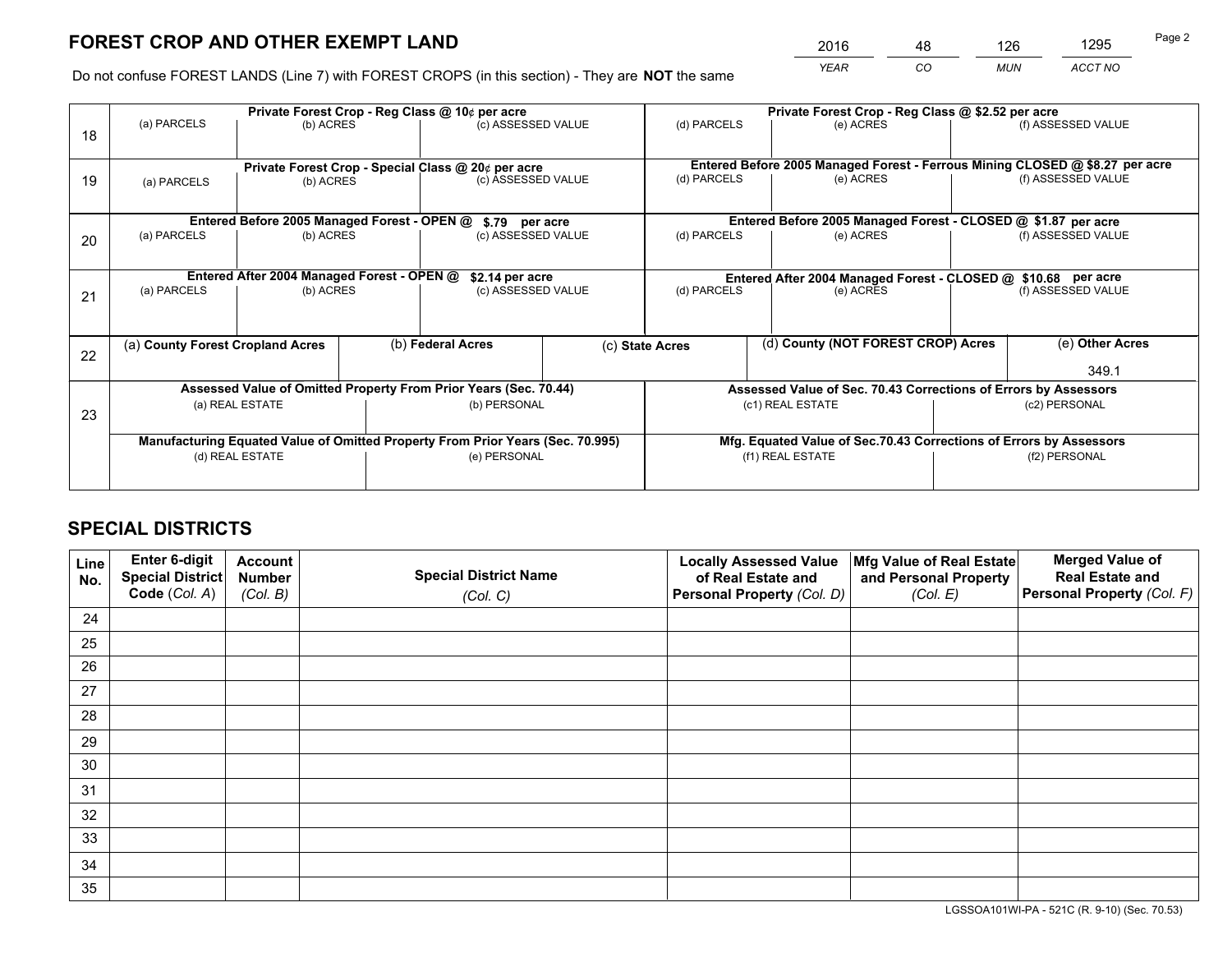# FOREST CROP AND OTHER EXEMPT LAND

| 2016 | 48 | 126 | 1295 |
|---|---|---|---|
| *YEAR* | *CO* | *MUN* | *ACCT NO* |

Do not confuse FOREST LANDS (Line 7) with FOREST CROPS (in this section) - They are **NOT** the same

| | Private Forest Crop - Reg Class @ 10¢ per acre | | | Private Forest Crop - Reg Class @ $2.52 per acre | | |
|---|---|---|---|---|---|---|
| 18 | (a) PARCELS | (b) ACRES | (c) ASSESSED VALUE | (d) PARCELS | (e) ACRES | (f) ASSESSED VALUE |
| | **Private Forest Crop - Special Class @ 20¢ per acre** | | | **Entered Before 2005 Managed Forest - Ferrous Mining CLOSED @ $8.27 per acre** | | |
| 19 | (a) PARCELS | (b) ACRES | (c) ASSESSED VALUE | (d) PARCELS | (e) ACRES | (f) ASSESSED VALUE |
| | **Entered Before 2005 Managed Forest - OPEN @ $.79 per acre** | | | **Entered Before 2005 Managed Forest - CLOSED @ $1.87 per acre** | | |
| 20 | (a) PARCELS | (b) ACRES | (c) ASSESSED VALUE | (d) PARCELS | (e) ACRES | (f) ASSESSED VALUE |
| | **Entered After 2004 Managed Forest - OPEN @ $2.14 per acre** | | | **Entered After 2004 Managed Forest - CLOSED @ $10.68 per acre** | | |
| 21 | (a) PARCELS | (b) ACRES | (c) ASSESSED VALUE | (d) PARCELS | (e) ACRES | (f) ASSESSED VALUE |

| | (a) **County Forest Cropland Acres** | (b) **Federal Acres** | (c) **State Acres** | (d) **County (NOT FOREST CROP) Acres** | (e) **Other Acres** |
|---|---|---|---|---|---|
| 22 | | | | | 349.1 |

| | **Assessed Value of Omitted Property From Prior Years (Sec. 70.44)** | | **Assessed Value of Sec. 70.43 Corrections of Errors by Assessors** | |
|---|---|---|---|---|
| 23 | (a) REAL ESTATE | (b) PERSONAL | (c1) REAL ESTATE | (c2) PERSONAL |
| | **Manufacturing Equated Value of Omitted Property From Prior Years (Sec. 70.995)** | | **Mfg. Equated Value of Sec.70.43 Corrections of Errors by Assessors** | |
| | (d) REAL ESTATE | (e) PERSONAL | (f1) REAL ESTATE | (f2) PERSONAL |

# SPECIAL DISTRICTS

| Line No. | Enter 6-digit Special District Code (*Col. A*) | Account Number (*Col. B*) | Special District Name (*Col. C*) | Locally Assessed Value of Real Estate and Personal Property (*Col. D*) | Mfg Value of Real Estate and Personal Property (*Col. E*) | Merged Value of Real Estate and Personal Property (*Col. F*) |
|---|---|---|---|---|---|---|
| 24 | | | | | | |
| 25 | | | | | | |
| 26 | | | | | | |
| 27 | | | | | | |
| 28 | | | | | | |
| 29 | | | | | | |
| 30 | | | | | | |
| 31 | | | | | | |
| 32 | | | | | | |
| 33 | | | | | | |
| 34 | | | | | | |
| 35 | | | | | | |

LGSSOA101WI-PA - 521C (R. 9-10) (Sec. 70.53)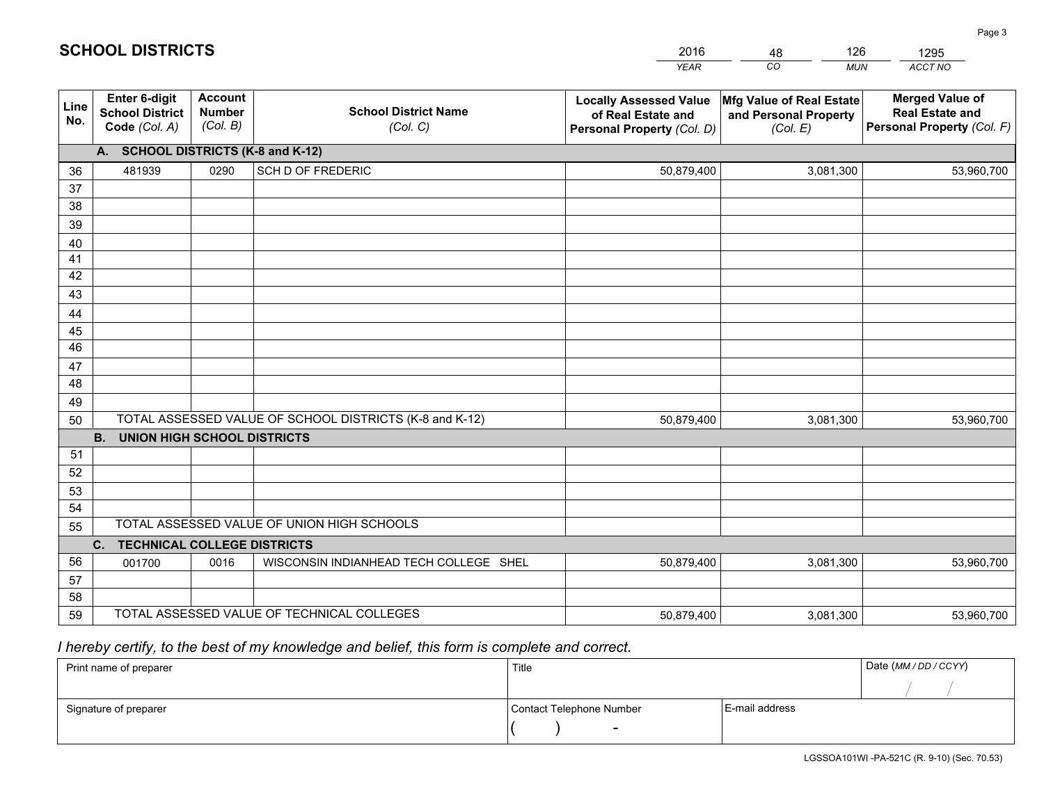# SCHOOL DISTRICTS

| 2016 | 48 | 126 | 1295 |
|---|---|---|---|
| *YEAR* | *CO* | *MUN* | *ACCT NO* |

| Line No. | Enter 6-digit School District Code *(Col. A)* | Account Number *(Col. B)* | School District Name *(Col. C)* | Locally Assessed Value of Real Estate and Personal Property *(Col. D)* | Mfg Value of Real Estate and Personal Property *(Col. E)* | Merged Value of Real Estate and Personal Property *(Col. F)* |
|---|---|---|---|---|---|---|
| **A. SCHOOL DISTRICTS (K-8 and K-12)** | | | | | | |
| 36 | 481939 | 0290 | SCH D OF FREDERIC | 50,879,400 | 3,081,300 | 53,960,700 |
| 37 | | | | | | |
| 38 | | | | | | |
| 39 | | | | | | |
| 40 | | | | | | |
| 41 | | | | | | |
| 42 | | | | | | |
| 43 | | | | | | |
| 44 | | | | | | |
| 45 | | | | | | |
| 46 | | | | | | |
| 47 | | | | | | |
| 48 | | | | | | |
| 49 | | | | | | |
| 50 | TOTAL ASSESSED VALUE OF SCHOOL DISTRICTS (K-8 and K-12) | | | 50,879,400 | 3,081,300 | 53,960,700 |
| **B. UNION HIGH SCHOOL DISTRICTS** | | | | | | |
| 51 | | | | | | |
| 52 | | | | | | |
| 53 | | | | | | |
| 54 | | | | | | |
| 55 | TOTAL ASSESSED VALUE OF UNION HIGH SCHOOLS | | | | | |
| **C. TECHNICAL COLLEGE DISTRICTS** | | | | | | |
| 56 | 001700 | 0016 | WISCONSIN INDIANHEAD TECH COLLEGE SHEL | 50,879,400 | 3,081,300 | 53,960,700 |
| 57 | | | | | | |
| 58 | | | | | | |
| 59 | TOTAL ASSESSED VALUE OF TECHNICAL COLLEGES | | | 50,879,400 | 3,081,300 | 53,960,700 |

*I hereby certify, to the best of my knowledge and belief, this form is complete and correct.*

| Print name of preparer | Title | | Date *(MM / DD / CCYY)* |
|---|---|---|---|
| | | | / / |
| Signature of preparer | Contact Telephone Number | E-mail address | |
| | ( ) - | | |

LGSSOA101WI -PA-521C (R. 9-10) (Sec. 70.53)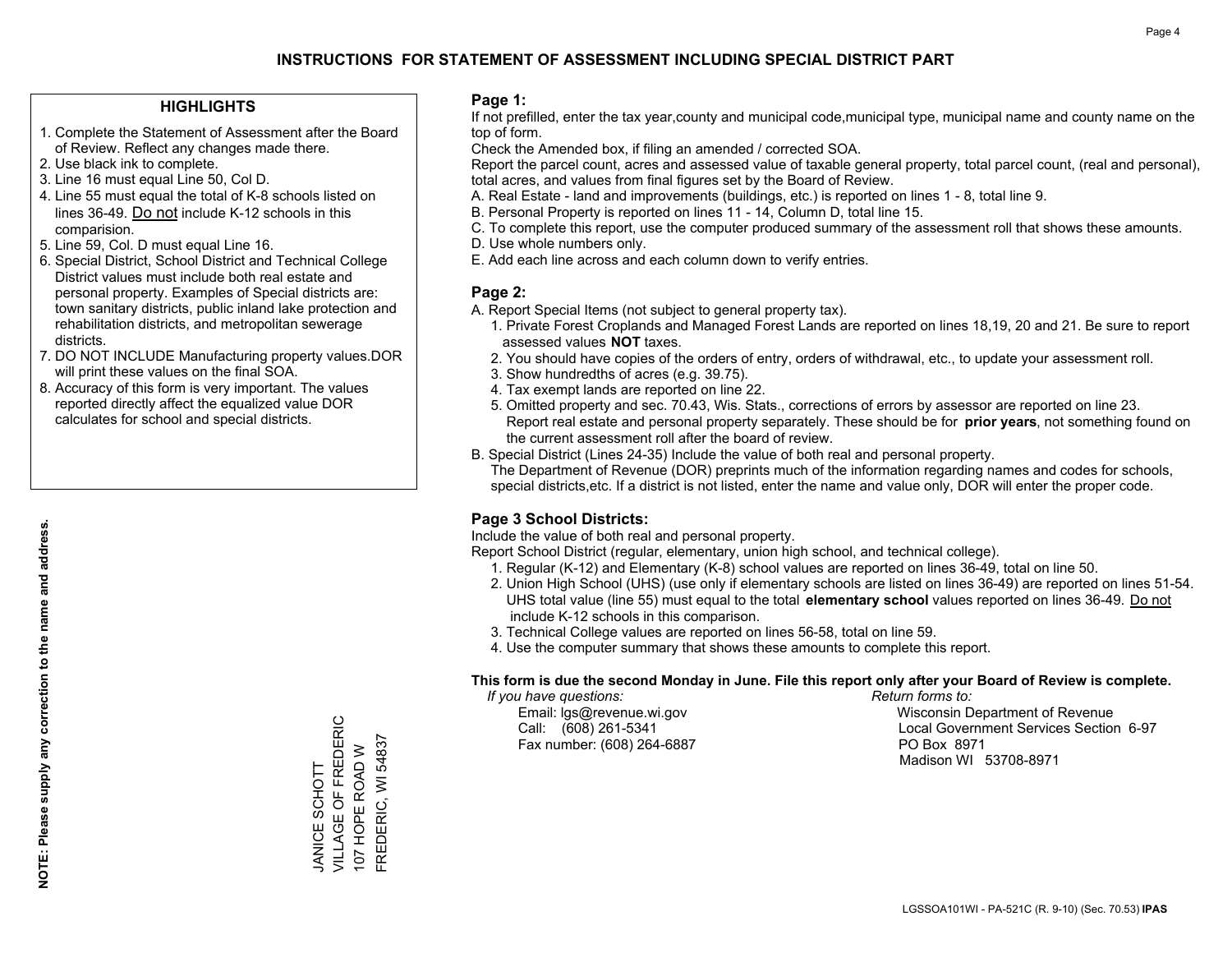# INSTRUCTIONS FOR STATEMENT OF ASSESSMENT INCLUDING SPECIAL DISTRICT PART

## HIGHLIGHTS

1. Complete the Statement of Assessment after the Board of Review. Reflect any changes made there.
2. Use black ink to complete.
3. Line 16 must equal Line 50, Col D.
4. Line 55 must equal the total of K-8 schools listed on lines 36-49. Do not include K-12 schools in this comparision.
5. Line 59, Col. D must equal Line 16.
6. Special District, School District and Technical College District values must include both real estate and personal property. Examples of Special districts are: town sanitary districts, public inland lake protection and rehabilitation districts, and metropolitan sewerage districts.
7. DO NOT INCLUDE Manufacturing property values.DOR will print these values on the final SOA.
8. Accuracy of this form is very important. The values reported directly affect the equalized value DOR calculates for school and special districts.

**NOTE: Please supply any correction to the name and address.**

JANICE SCHOTT
VILLAGE OF FREDERIC
107 HOPE ROAD W
FREDERIC, WI 54837

### Page 1:

If not prefilled, enter the tax year,county and municipal code,municipal type, municipal name and county name on the top of form.

Check the Amended box, if filing an amended / corrected SOA.

Report the parcel count, acres and assessed value of taxable general property, total parcel count, (real and personal), total acres, and values from final figures set by the Board of Review.

A. Real Estate - land and improvements (buildings, etc.) is reported on lines 1 - 8, total line 9.
B. Personal Property is reported on lines 11 - 14, Column D, total line 15.
C. To complete this report, use the computer produced summary of the assessment roll that shows these amounts.
D. Use whole numbers only.
E. Add each line across and each column down to verify entries.

### Page 2:

A. Report Special Items (not subject to general property tax).
   1. Private Forest Croplands and Managed Forest Lands are reported on lines 18,19, 20 and 21. Be sure to report assessed values **NOT** taxes.
   2. You should have copies of the orders of entry, orders of withdrawal, etc., to update your assessment roll.
   3. Show hundredths of acres (e.g. 39.75).
   4. Tax exempt lands are reported on line 22.
   5. Omitted property and sec. 70.43, Wis. Stats., corrections of errors by assessor are reported on line 23. Report real estate and personal property separately. These should be for **prior years**, not something found on the current assessment roll after the board of review.
B. Special District (Lines 24-35) Include the value of both real and personal property.
   The Department of Revenue (DOR) preprints much of the information regarding names and codes for schools, special districts,etc. If a district is not listed, enter the name and value only, DOR will enter the proper code.

### Page 3 School Districts:

Include the value of both real and personal property.

Report School District (regular, elementary, union high school, and technical college).

1. Regular (K-12) and Elementary (K-8) school values are reported on lines 36-49, total on line 50.
2. Union High School (UHS) (use only if elementary schools are listed on lines 36-49) are reported on lines 51-54. UHS total value (line 55) must equal to the total **elementary school** values reported on lines 36-49. Do not include K-12 schools in this comparison.
3. Technical College values are reported on lines 56-58, total on line 59.
4. Use the computer summary that shows these amounts to complete this report.

**This form is due the second Monday in June. File this report only after your Board of Review is complete.**

*If you have questions:*
Email: lgs@revenue.wi.gov
Call: (608) 261-5341
Fax number: (608) 264-6887

*Return forms to:*
Wisconsin Department of Revenue
Local Government Services Section 6-97
PO Box 8971
Madison WI 53708-8971

LGSSOA101WI - PA-521C (R. 9-10) (Sec. 70.53) **IPAS**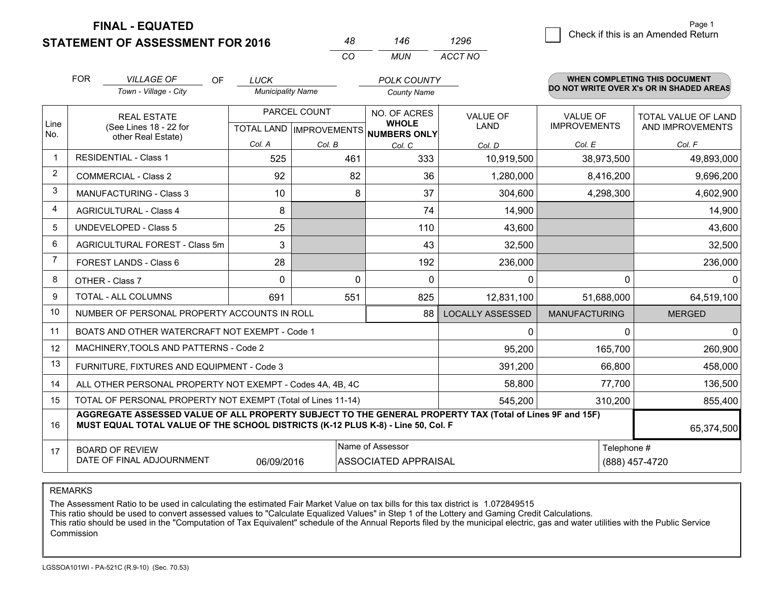**FINAL - EQUATED**
**STATEMENT OF ASSESSMENT FOR 2016**

| 48 | 146 | 1296 |
|---|---|---|
| CO | MUN | ACCT NO |

Page 1

☐ Check if this is an Amended Return

FOR *VILLAGE OF* (Town - Village - City) OF *LUCK* (Municipality Name) *POLK COUNTY* (County Name)

**WHEN COMPLETING THIS DOCUMENT DO NOT WRITE OVER X's OR IN SHADED AREAS**

| Line No. | REAL ESTATE (See Lines 18 - 22 for other Real Estate) | PARCEL COUNT | | NO. OF ACRES WHOLE NUMBERS ONLY | VALUE OF LAND | VALUE OF IMPROVEMENTS | TOTAL VALUE OF LAND AND IMPROVEMENTS |
|---|---|---|---|---|---|---|---|
| | | TOTAL LAND | IMPROVEMENTS | | | | |
| | | Col. A | Col. B | Col. C | Col. D | Col. E | Col. F |
| 1 | RESIDENTIAL - Class 1 | 525 | 461 | 333 | 10,919,500 | 38,973,500 | 49,893,000 |
| 2 | COMMERCIAL - Class 2 | 92 | 82 | 36 | 1,280,000 | 8,416,200 | 9,696,200 |
| 3 | MANUFACTURING - Class 3 | 10 | 8 | 37 | 304,600 | 4,298,300 | 4,602,900 |
| 4 | AGRICULTURAL - Class 4 | 8 | | 74 | 14,900 | | 14,900 |
| 5 | UNDEVELOPED - Class 5 | 25 | | 110 | 43,600 | | 43,600 |
| 6 | AGRICULTURAL FOREST - Class 5m | 3 | | 43 | 32,500 | | 32,500 |
| 7 | FOREST LANDS - Class 6 | 28 | | 192 | 236,000 | | 236,000 |
| 8 | OTHER - Class 7 | 0 | 0 | 0 | 0 | 0 | 0 |
| 9 | TOTAL - ALL COLUMNS | 691 | 551 | 825 | 12,831,100 | 51,688,000 | 64,519,100 |
| 10 | NUMBER OF PERSONAL PROPERTY ACCOUNTS IN ROLL | | | 88 | LOCALLY ASSESSED | MANUFACTURING | MERGED |
| 11 | BOATS AND OTHER WATERCRAFT NOT EXEMPT - Code 1 | | | | 0 | 0 | 0 |
| 12 | MACHINERY,TOOLS AND PATTERNS - Code 2 | | | | 95,200 | 165,700 | 260,900 |
| 13 | FURNITURE, FIXTURES AND EQUIPMENT - Code 3 | | | | 391,200 | 66,800 | 458,000 |
| 14 | ALL OTHER PERSONAL PROPERTY NOT EXEMPT - Codes 4A, 4B, 4C | | | | 58,800 | 77,700 | 136,500 |
| 15 | TOTAL OF PERSONAL PROPERTY NOT EXEMPT (Total of Lines 11-14) | | | | 545,200 | 310,200 | 855,400 |
| 16 | **AGGREGATE ASSESSED VALUE OF ALL PROPERTY SUBJECT TO THE GENERAL PROPERTY TAX (Total of Lines 9F and 15F) MUST EQUAL TOTAL VALUE OF THE SCHOOL DISTRICTS (K-12 PLUS K-8) - Line 50, Col. F** | | | | | | 65,374,500 |
| 17 | BOARD OF REVIEW DATE OF FINAL ADJOURNMENT | 06/09/2016 | | Name of Assessor: ASSOCIATED APPRAISAL | | Telephone #: (888) 457-4720 | |

REMARKS

The Assessment Ratio to be used in calculating the estimated Fair Market Value on tax bills for this tax district is 1.072849515
This ratio should be used to convert assessed values to "Calculate Equalized Values" in Step 1 of the Lottery and Gaming Credit Calculations.
This ratio should be used in the "Computation of Tax Equivalent" schedule of the Annual Reports filed by the municipal electric, gas and water utilities with the Public Service Commission

LGSSOA101WI - PA-521C (R.9-10) (Sec. 70.53)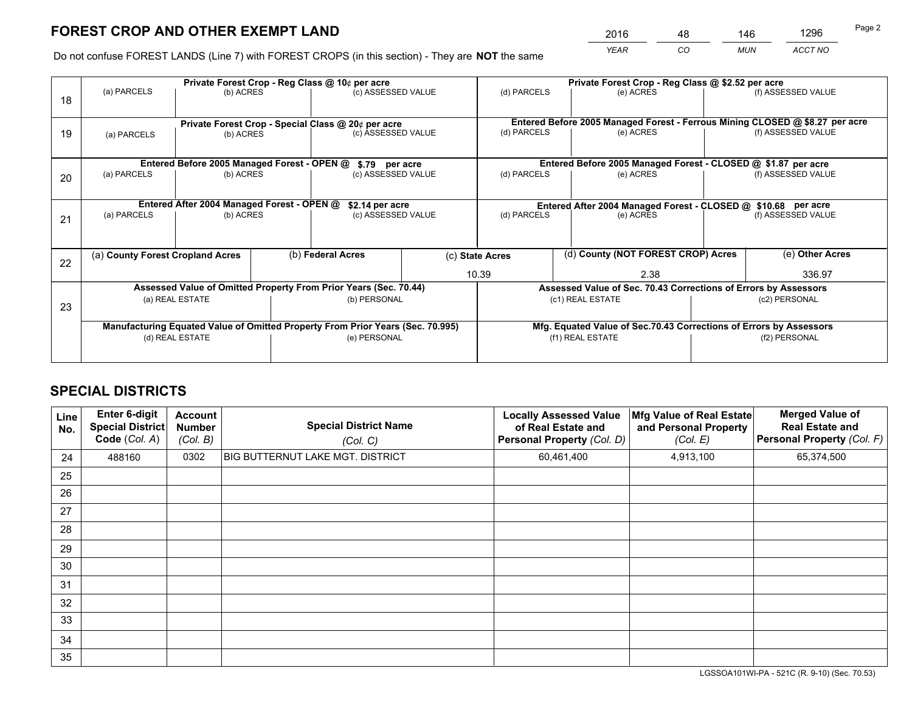# FOREST CROP AND OTHER EXEMPT LAND

| 2016 | 48 | 146 | 1296 |
|---|---|---|---|
| YEAR | CO | MUN | ACCT NO |

Do not confuse FOREST LANDS (Line 7) with FOREST CROPS (in this section) - They are **NOT** the same

| Line | Private Forest Crop - Reg Class @ 10¢ per acre | | | Private Forest Crop - Reg Class @ $2.52 per acre | | |
|---|---|---|---|---|---|---|
| 18 | (a) PARCELS | (b) ACRES | (c) ASSESSED VALUE | (d) PARCELS | (e) ACRES | (f) ASSESSED VALUE |
| | **Private Forest Crop - Special Class @ 20¢ per acre** | | | **Entered Before 2005 Managed Forest - Ferrous Mining CLOSED @ $8.27 per acre** | | |
| 19 | (a) PARCELS | (b) ACRES | (c) ASSESSED VALUE | (d) PARCELS | (e) ACRES | (f) ASSESSED VALUE |
| | **Entered Before 2005 Managed Forest - OPEN @ $.79 per acre** | | | **Entered Before 2005 Managed Forest - CLOSED @ $1.87 per acre** | | |
| 20 | (a) PARCELS | (b) ACRES | (c) ASSESSED VALUE | (d) PARCELS | (e) ACRES | (f) ASSESSED VALUE |
| | **Entered After 2004 Managed Forest - OPEN @ $2.14 per acre** | | | **Entered After 2004 Managed Forest - CLOSED @ $10.68 per acre** | | |
| 21 | (a) PARCELS | (b) ACRES | (c) ASSESSED VALUE | (d) PARCELS | (e) ACRES | (f) ASSESSED VALUE |

| Line | (a) County Forest Cropland Acres | (b) Federal Acres | (c) State Acres | (d) County (NOT FOREST CROP) Acres | (e) Other Acres |
|---|---|---|---|---|---|
| 22 | | | 10.39 | 2.38 | 336.97 |

| Line | Assessed Value of Omitted Property From Prior Years (Sec. 70.44) | | Assessed Value of Sec. 70.43 Corrections of Errors by Assessors | |
|---|---|---|---|---|
| 23 | (a) REAL ESTATE | (b) PERSONAL | (c1) REAL ESTATE | (c2) PERSONAL |
| | **Manufacturing Equated Value of Omitted Property From Prior Years (Sec. 70.995)** | | **Mfg. Equated Value of Sec.70.43 Corrections of Errors by Assessors** | |
| | (d) REAL ESTATE | (e) PERSONAL | (f1) REAL ESTATE | (f2) PERSONAL |

# SPECIAL DISTRICTS

| Line No. | Enter 6-digit Special District Code (Col. A) | Account Number (Col. B) | Special District Name (Col. C) | Locally Assessed Value of Real Estate and Personal Property (Col. D) | Mfg Value of Real Estate and Personal Property (Col. E) | Merged Value of Real Estate and Personal Property (Col. F) |
|---|---|---|---|---|---|---|
| 24 | 488160 | 0302 | BIG BUTTERNUT LAKE MGT. DISTRICT | 60,461,400 | 4,913,100 | 65,374,500 |
| 25 | | | | | | |
| 26 | | | | | | |
| 27 | | | | | | |
| 28 | | | | | | |
| 29 | | | | | | |
| 30 | | | | | | |
| 31 | | | | | | |
| 32 | | | | | | |
| 33 | | | | | | |
| 34 | | | | | | |
| 35 | | | | | | |

LGSSOA101WI-PA - 521C (R. 9-10) (Sec. 70.53)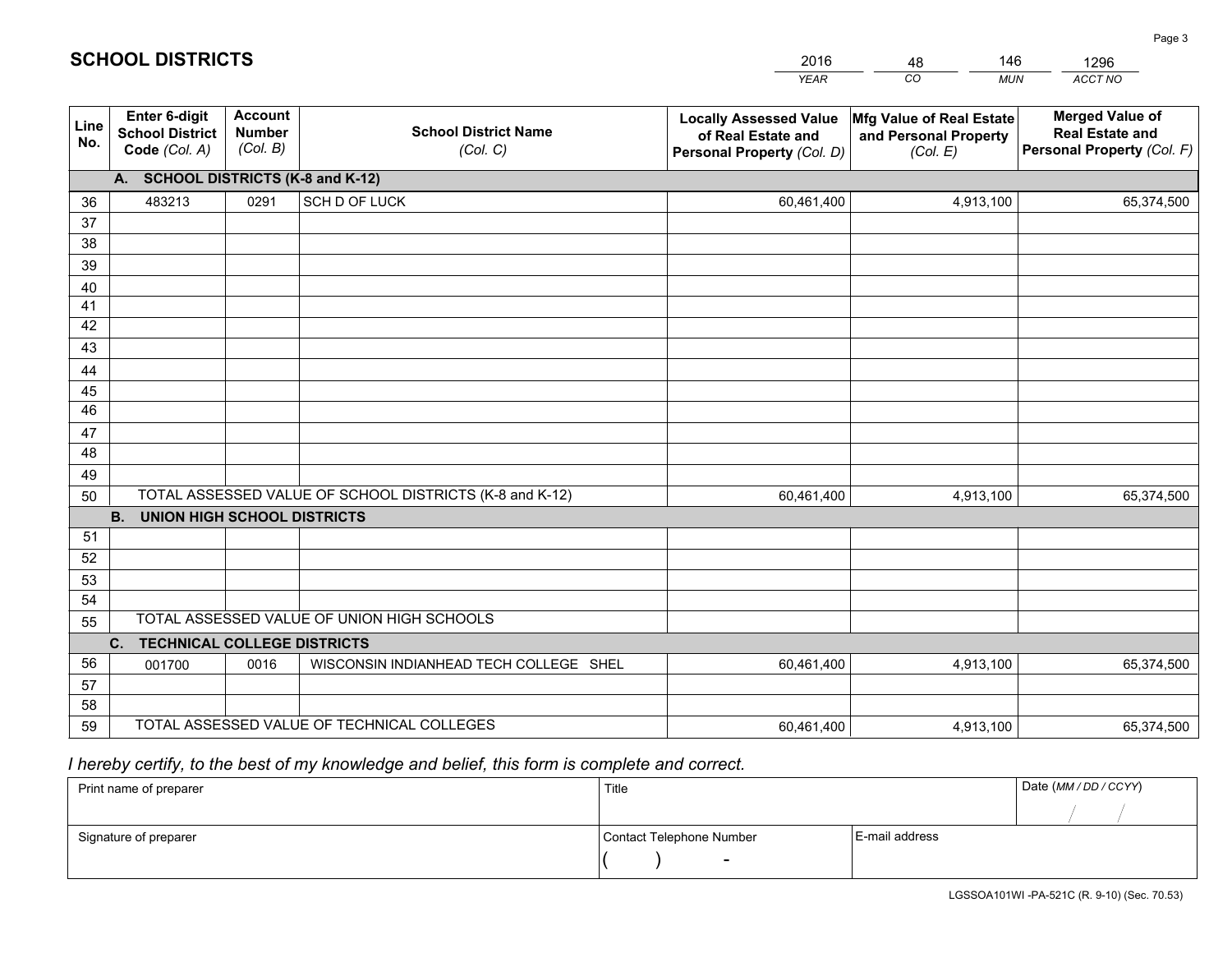# SCHOOL DISTRICTS

| 2016 | 48 | 146 | 1296 |
|---|---|---|---|
| *YEAR* | *CO* | *MUN* | *ACCT NO* |

| Line No. | Enter 6-digit School District Code *(Col. A)* | Account Number *(Col. B)* | School District Name *(Col. C)* | Locally Assessed Value of Real Estate and Personal Property *(Col. D)* | Mfg Value of Real Estate and Personal Property *(Col. E)* | Merged Value of Real Estate and Personal Property *(Col. F)* |
|---|---|---|---|---|---|---|
| **A. SCHOOL DISTRICTS (K-8 and K-12)** | | | | | | |
| 36 | 483213 | 0291 | SCH D OF LUCK | 60,461,400 | 4,913,100 | 65,374,500 |
| 37 | | | | | | |
| 38 | | | | | | |
| 39 | | | | | | |
| 40 | | | | | | |
| 41 | | | | | | |
| 42 | | | | | | |
| 43 | | | | | | |
| 44 | | | | | | |
| 45 | | | | | | |
| 46 | | | | | | |
| 47 | | | | | | |
| 48 | | | | | | |
| 49 | | | | | | |
| 50 | TOTAL ASSESSED VALUE OF SCHOOL DISTRICTS (K-8 and K-12) | | | 60,461,400 | 4,913,100 | 65,374,500 |
| **B. UNION HIGH SCHOOL DISTRICTS** | | | | | | |
| 51 | | | | | | |
| 52 | | | | | | |
| 53 | | | | | | |
| 54 | | | | | | |
| 55 | TOTAL ASSESSED VALUE OF UNION HIGH SCHOOLS | | | | | |
| **C. TECHNICAL COLLEGE DISTRICTS** | | | | | | |
| 56 | 001700 | 0016 | WISCONSIN INDIANHEAD TECH COLLEGE SHEL | 60,461,400 | 4,913,100 | 65,374,500 |
| 57 | | | | | | |
| 58 | | | | | | |
| 59 | TOTAL ASSESSED VALUE OF TECHNICAL COLLEGES | | | 60,461,400 | 4,913,100 | 65,374,500 |

*I hereby certify, to the best of my knowledge and belief, this form is complete and correct.*

| Print name of preparer | Title | | Date *(MM / DD / CCYY)* |
|---|---|---|---|
| | | | / / |
| Signature of preparer | Contact Telephone Number | E-mail address | |
| | ( ) - | | |

LGSSOA101WI -PA-521C (R. 9-10) (Sec. 70.53)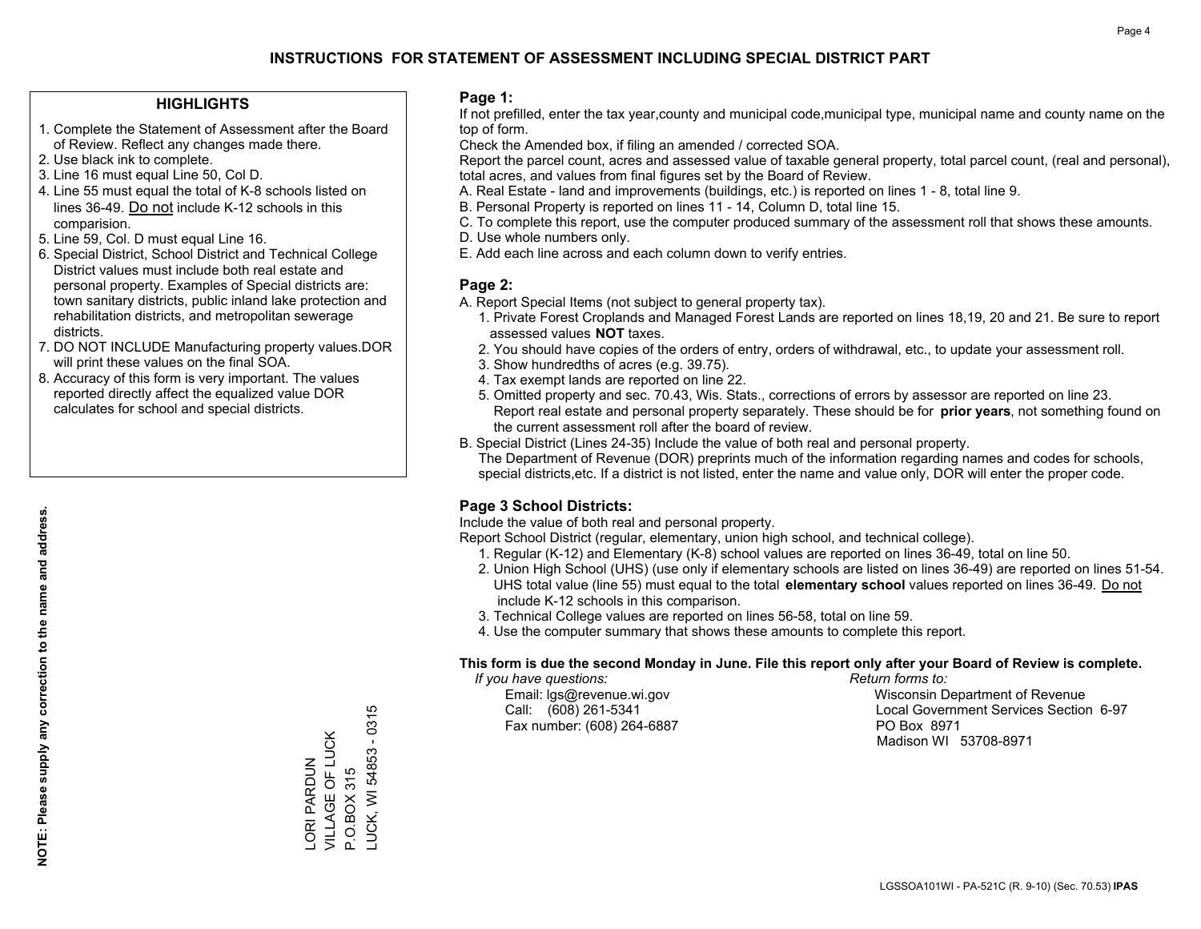# INSTRUCTIONS FOR STATEMENT OF ASSESSMENT INCLUDING SPECIAL DISTRICT PART

### HIGHLIGHTS

1. Complete the Statement of Assessment after the Board of Review. Reflect any changes made there.
2. Use black ink to complete.
3. Line 16 must equal Line 50, Col D.
4. Line 55 must equal the total of K-8 schools listed on lines 36-49. Do not include K-12 schools in this comparision.
5. Line 59, Col. D must equal Line 16.
6. Special District, School District and Technical College District values must include both real estate and personal property. Examples of Special districts are: town sanitary districts, public inland lake protection and rehabilitation districts, and metropolitan sewerage districts.
7. DO NOT INCLUDE Manufacturing property values.DOR will print these values on the final SOA.
8. Accuracy of this form is very important. The values reported directly affect the equalized value DOR calculates for school and special districts.

**NOTE: Please supply any correction to the name and address.**

LORI PARDUN
VILLAGE OF LUCK
P.O.BOX 315
LUCK, WI 54853 - 0315

### Page 1:

If not prefilled, enter the tax year,county and municipal code,municipal type, municipal name and county name on the top of form.

Check the Amended box, if filing an amended / corrected SOA.

Report the parcel count, acres and assessed value of taxable general property, total parcel count, (real and personal), total acres, and values from final figures set by the Board of Review.

A. Real Estate - land and improvements (buildings, etc.) is reported on lines 1 - 8, total line 9.
B. Personal Property is reported on lines 11 - 14, Column D, total line 15.
C. To complete this report, use the computer produced summary of the assessment roll that shows these amounts.
D. Use whole numbers only.
E. Add each line across and each column down to verify entries.

### Page 2:

A. Report Special Items (not subject to general property tax).
   1. Private Forest Croplands and Managed Forest Lands are reported on lines 18,19, 20 and 21. Be sure to report assessed values **NOT** taxes.
   2. You should have copies of the orders of entry, orders of withdrawal, etc., to update your assessment roll.
   3. Show hundredths of acres (e.g. 39.75).
   4. Tax exempt lands are reported on line 22.
   5. Omitted property and sec. 70.43, Wis. Stats., corrections of errors by assessor are reported on line 23. Report real estate and personal property separately. These should be for **prior years**, not something found on the current assessment roll after the board of review.
B. Special District (Lines 24-35) Include the value of both real and personal property.
   The Department of Revenue (DOR) preprints much of the information regarding names and codes for schools, special districts,etc. If a district is not listed, enter the name and value only, DOR will enter the proper code.

### Page 3 School Districts:

Include the value of both real and personal property.

Report School District (regular, elementary, union high school, and technical college).

1. Regular (K-12) and Elementary (K-8) school values are reported on lines 36-49, total on line 50.
2. Union High School (UHS) (use only if elementary schools are listed on lines 36-49) are reported on lines 51-54. UHS total value (line 55) must equal to the total **elementary school** values reported on lines 36-49. Do not include K-12 schools in this comparison.
3. Technical College values are reported on lines 56-58, total on line 59.
4. Use the computer summary that shows these amounts to complete this report.

**This form is due the second Monday in June. File this report only after your Board of Review is complete.**

*If you have questions:*
Email: lgs@revenue.wi.gov
Call: (608) 261-5341
Fax number: (608) 264-6887

*Return forms to:*
Wisconsin Department of Revenue
Local Government Services Section 6-97
PO Box 8971
Madison WI 53708-8971

LGSSOA101WI - PA-521C (R. 9-10) (Sec. 70.53) **IPAS**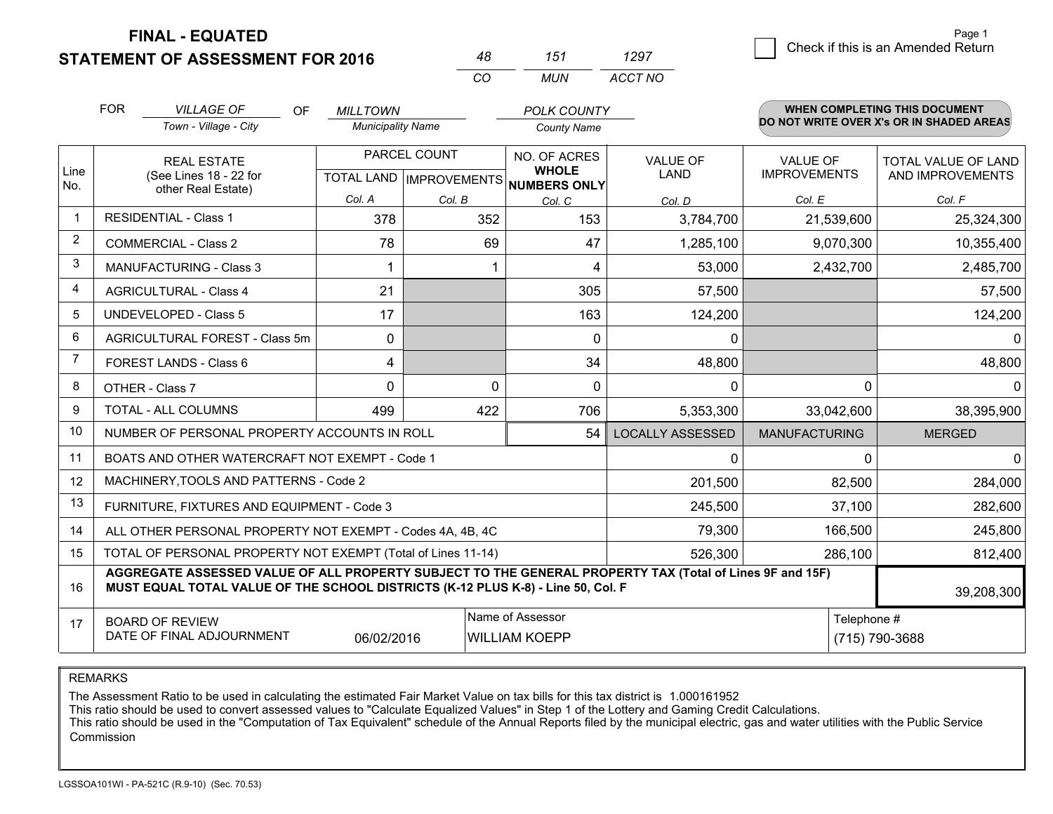# FINAL - EQUATED
## STATEMENT OF ASSESSMENT FOR 2016

| 48 | 151 | 1297 |
|---|---|---|
| CO | MUN | ACCT NO |

☐ Check if this is an Amended Return

FOR *VILLAGE OF* (Town - Village - City) OF *MILLTOWN* (Municipality Name) *POLK COUNTY* (County Name)

**WHEN COMPLETING THIS DOCUMENT DO NOT WRITE OVER X's OR IN SHADED AREAS**

| Line No. | REAL ESTATE (See Lines 18 - 22 for other Real Estate) | PARCEL COUNT TOTAL LAND Col. A | PARCEL COUNT IMPROVEMENTS Col. B | NO. OF ACRES WHOLE NUMBERS ONLY Col. C | VALUE OF LAND Col. D | VALUE OF IMPROVEMENTS Col. E | TOTAL VALUE OF LAND AND IMPROVEMENTS Col. F |
|---|---|---|---|---|---|---|---|
| 1 | RESIDENTIAL - Class 1 | 378 | 352 | 153 | 3,784,700 | 21,539,600 | 25,324,300 |
| 2 | COMMERCIAL - Class 2 | 78 | 69 | 47 | 1,285,100 | 9,070,300 | 10,355,400 |
| 3 | MANUFACTURING - Class 3 | 1 | 1 | 4 | 53,000 | 2,432,700 | 2,485,700 |
| 4 | AGRICULTURAL - Class 4 | 21 | | 305 | 57,500 | | 57,500 |
| 5 | UNDEVELOPED - Class 5 | 17 | | 163 | 124,200 | | 124,200 |
| 6 | AGRICULTURAL FOREST - Class 5m | 0 | | 0 | 0 | | 0 |
| 7 | FOREST LANDS - Class 6 | 4 | | 34 | 48,800 | | 48,800 |
| 8 | OTHER - Class 7 | 0 | 0 | 0 | 0 | 0 | 0 |
| 9 | TOTAL - ALL COLUMNS | 499 | 422 | 706 | 5,353,300 | 33,042,600 | 38,395,900 |
| 10 | NUMBER OF PERSONAL PROPERTY ACCOUNTS IN ROLL | | | 54 | LOCALLY ASSESSED | MANUFACTURING | MERGED |
| 11 | BOATS AND OTHER WATERCRAFT NOT EXEMPT - Code 1 | | | | 0 | 0 | 0 |
| 12 | MACHINERY,TOOLS AND PATTERNS - Code 2 | | | | 201,500 | 82,500 | 284,000 |
| 13 | FURNITURE, FIXTURES AND EQUIPMENT - Code 3 | | | | 245,500 | 37,100 | 282,600 |
| 14 | ALL OTHER PERSONAL PROPERTY NOT EXEMPT - Codes 4A, 4B, 4C | | | | 79,300 | 166,500 | 245,800 |
| 15 | TOTAL OF PERSONAL PROPERTY NOT EXEMPT (Total of Lines 11-14) | | | | 526,300 | 286,100 | 812,400 |
| 16 | **AGGREGATE ASSESSED VALUE OF ALL PROPERTY SUBJECT TO THE GENERAL PROPERTY TAX (Total of Lines 9F and 15F) MUST EQUAL TOTAL VALUE OF THE SCHOOL DISTRICTS (K-12 PLUS K-8) - Line 50, Col. F** | | | | | | 39,208,300 |
| 17 | BOARD OF REVIEW DATE OF FINAL ADJOURNMENT | 06/02/2016 | Name of Assessor | WILLIAM KOEPP | | Telephone # | (715) 790-3688 |

REMARKS

The Assessment Ratio to be used in calculating the estimated Fair Market Value on tax bills for this tax district is 1.000161952
This ratio should be used to convert assessed values to "Calculate Equalized Values" in Step 1 of the Lottery and Gaming Credit Calculations.
This ratio should be used in the "Computation of Tax Equivalent" schedule of the Annual Reports filed by the municipal electric, gas and water utilities with the Public Service Commission

LGSSOA101WI - PA-521C (R.9-10) (Sec. 70.53)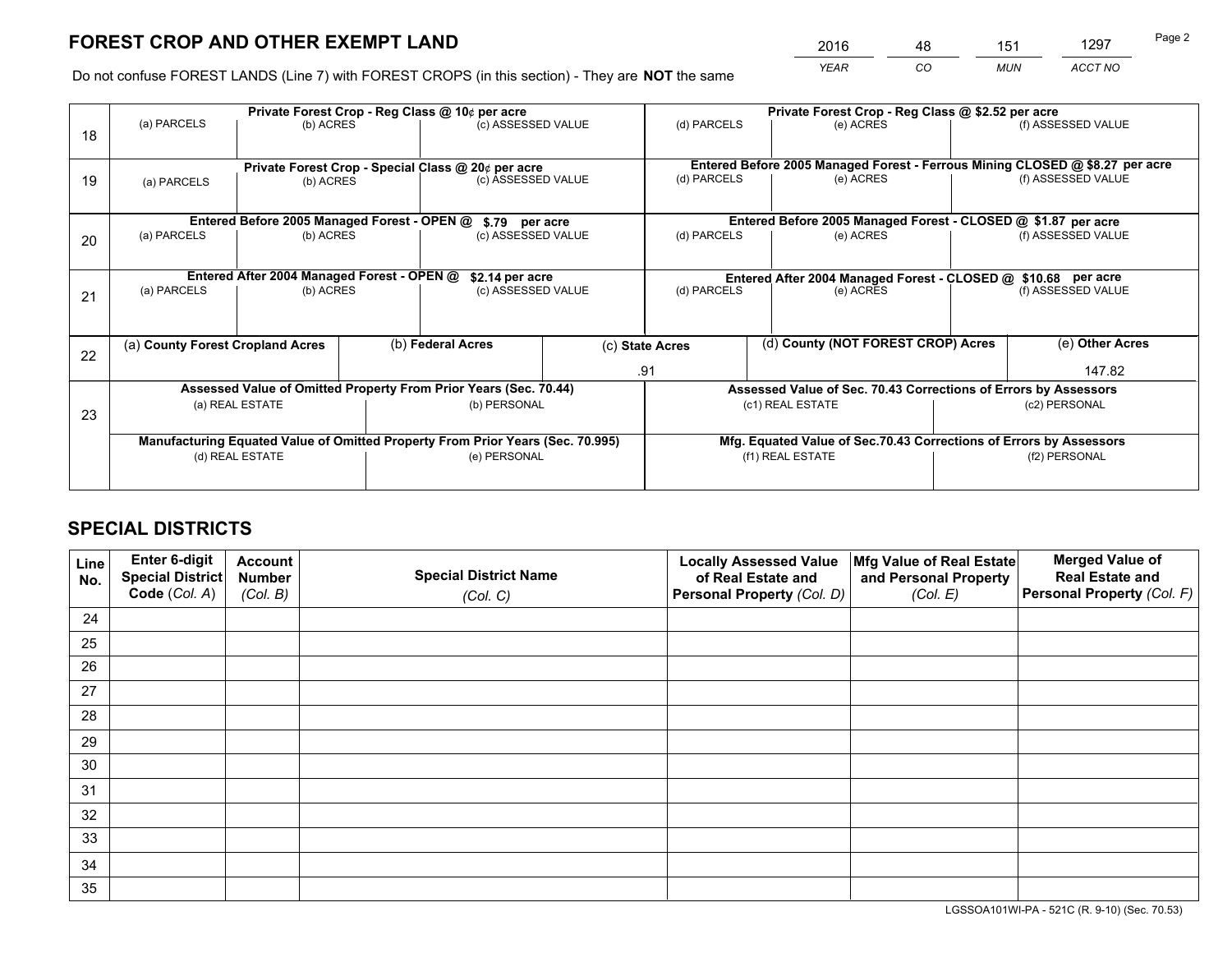# FOREST CROP AND OTHER EXEMPT LAND

| 2016 | 48 | 151 | 1297 |
|---|---|---|---|
| *YEAR* | *CO* | *MUN* | *ACCT NO* |

Do not confuse FOREST LANDS (Line 7) with FOREST CROPS (in this section) - They are **NOT** the same

| Line | Private Forest Crop - Reg Class @ 10¢ per acre | | | Private Forest Crop - Reg Class @ $2.52 per acre | | |
|---|---|---|---|---|---|---|
| 18 | (a) PARCELS | (b) ACRES | (c) ASSESSED VALUE | (d) PARCELS | (e) ACRES | (f) ASSESSED VALUE |
| | | | | | | |

| Line | Private Forest Crop - Special Class @ 20¢ per acre | | | Entered Before 2005 Managed Forest - Ferrous Mining CLOSED @ $8.27 per acre | | |
|---|---|---|---|---|---|---|
| 19 | (a) PARCELS | (b) ACRES | (c) ASSESSED VALUE | (d) PARCELS | (e) ACRES | (f) ASSESSED VALUE |
| | | | | | | |

| Line | Entered Before 2005 Managed Forest - OPEN @ $.79 per acre | | | Entered Before 2005 Managed Forest - CLOSED @ $1.87 per acre | | |
|---|---|---|---|---|---|---|
| 20 | (a) PARCELS | (b) ACRES | (c) ASSESSED VALUE | (d) PARCELS | (e) ACRES | (f) ASSESSED VALUE |
| | | | | | | |

| Line | Entered After 2004 Managed Forest - OPEN @ $2.14 per acre | | | Entered After 2004 Managed Forest - CLOSED @ $10.68 per acre | | |
|---|---|---|---|---|---|---|
| 21 | (a) PARCELS | (b) ACRES | (c) ASSESSED VALUE | (d) PARCELS | (e) ACRES | (f) ASSESSED VALUE |
| | | | | | | |

| Line | (a) County Forest Cropland Acres | (b) Federal Acres | (c) State Acres | (d) County (NOT FOREST CROP) Acres | (e) Other Acres |
|---|---|---|---|---|---|
| 22 | | | .91 | | 147.82 |

| Line | Assessed Value of Omitted Property From Prior Years (Sec. 70.44) | | Assessed Value of Sec. 70.43 Corrections of Errors by Assessors | |
|---|---|---|---|---|
| 23 | (a) REAL ESTATE | (b) PERSONAL | (c1) REAL ESTATE | (c2) PERSONAL |
| | | | | |
| | **Manufacturing Equated Value of Omitted Property From Prior Years (Sec. 70.995)** | | **Mfg. Equated Value of Sec.70.43 Corrections of Errors by Assessors** | |
| | (d) REAL ESTATE | (e) PERSONAL | (f1) REAL ESTATE | (f2) PERSONAL |
| | | | | |

# SPECIAL DISTRICTS

| Line No. | Enter 6-digit Special District Code (*Col. A*) | Account Number (*Col. B*) | Special District Name (*Col. C*) | Locally Assessed Value of Real Estate and Personal Property (*Col. D*) | Mfg Value of Real Estate and Personal Property (*Col. E*) | Merged Value of Real Estate and Personal Property (*Col. F*) |
|---|---|---|---|---|---|---|
| 24 | | | | | | |
| 25 | | | | | | |
| 26 | | | | | | |
| 27 | | | | | | |
| 28 | | | | | | |
| 29 | | | | | | |
| 30 | | | | | | |
| 31 | | | | | | |
| 32 | | | | | | |
| 33 | | | | | | |
| 34 | | | | | | |
| 35 | | | | | | |

LGSSOA101WI-PA - 521C (R. 9-10) (Sec. 70.53)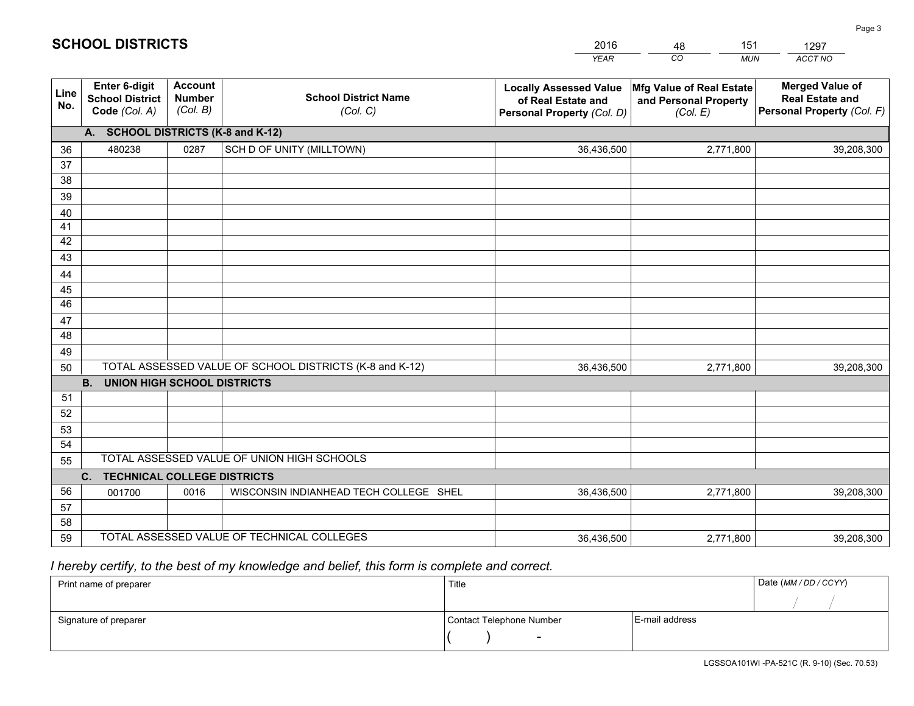# SCHOOL DISTRICTS

| 2016 | 48 | 151 | 1297 |
|---|---|---|---|
| *YEAR* | *CO* | *MUN* | *ACCT NO* |

| Line No. | Enter 6-digit School District Code *(Col. A)* | Account Number *(Col. B)* | School District Name *(Col. C)* | Locally Assessed Value of Real Estate and Personal Property *(Col. D)* | Mfg Value of Real Estate and Personal Property *(Col. E)* | Merged Value of Real Estate and Personal Property *(Col. F)* |
|---|---|---|---|---|---|---|
| **A. SCHOOL DISTRICTS (K-8 and K-12)** | | | | | | |
| 36 | 480238 | 0287 | SCH D OF UNITY (MILLTOWN) | 36,436,500 | 2,771,800 | 39,208,300 |
| 37 | | | | | | |
| 38 | | | | | | |
| 39 | | | | | | |
| 40 | | | | | | |
| 41 | | | | | | |
| 42 | | | | | | |
| 43 | | | | | | |
| 44 | | | | | | |
| 45 | | | | | | |
| 46 | | | | | | |
| 47 | | | | | | |
| 48 | | | | | | |
| 49 | | | | | | |
| 50 | TOTAL ASSESSED VALUE OF SCHOOL DISTRICTS (K-8 and K-12) | | | 36,436,500 | 2,771,800 | 39,208,300 |
| **B. UNION HIGH SCHOOL DISTRICTS** | | | | | | |
| 51 | | | | | | |
| 52 | | | | | | |
| 53 | | | | | | |
| 54 | | | | | | |
| 55 | TOTAL ASSESSED VALUE OF UNION HIGH SCHOOLS | | | | | |
| **C. TECHNICAL COLLEGE DISTRICTS** | | | | | | |
| 56 | 001700 | 0016 | WISCONSIN INDIANHEAD TECH COLLEGE SHEL | 36,436,500 | 2,771,800 | 39,208,300 |
| 57 | | | | | | |
| 58 | | | | | | |
| 59 | TOTAL ASSESSED VALUE OF TECHNICAL COLLEGES | | | 36,436,500 | 2,771,800 | 39,208,300 |

*I hereby certify, to the best of my knowledge and belief, this form is complete and correct.*

| Print name of preparer | Title | | Date *(MM / DD / CCYY)* |
|---|---|---|---|
| | | | / / |
| Signature of preparer | Contact Telephone Number | E-mail address | |
| | ( ) - | | |

LGSSOA101WI -PA-521C (R. 9-10) (Sec. 70.53)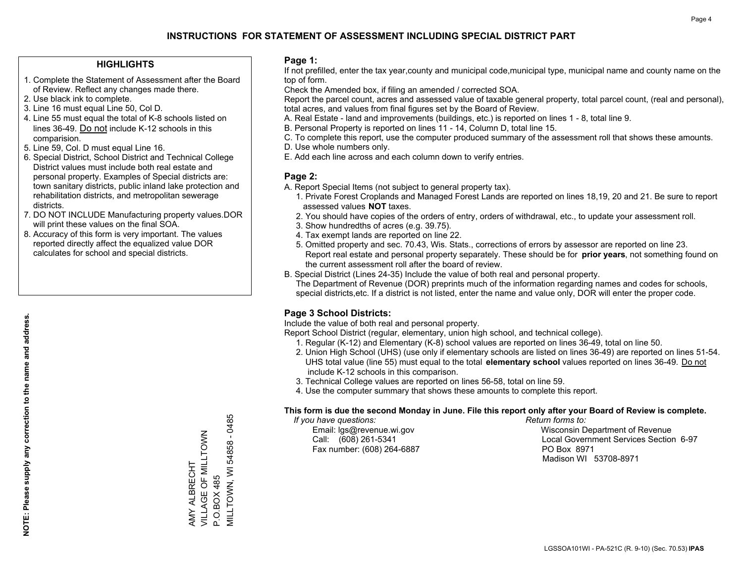# INSTRUCTIONS FOR STATEMENT OF ASSESSMENT INCLUDING SPECIAL DISTRICT PART

## HIGHLIGHTS

1. Complete the Statement of Assessment after the Board of Review. Reflect any changes made there.
2. Use black ink to complete.
3. Line 16 must equal Line 50, Col D.
4. Line 55 must equal the total of K-8 schools listed on lines 36-49. Do not include K-12 schools in this comparision.
5. Line 59, Col. D must equal Line 16.
6. Special District, School District and Technical College District values must include both real estate and personal property. Examples of Special districts are: town sanitary districts, public inland lake protection and rehabilitation districts, and metropolitan sewerage districts.
7. DO NOT INCLUDE Manufacturing property values.DOR will print these values on the final SOA.
8. Accuracy of this form is very important. The values reported directly affect the equalized value DOR calculates for school and special districts.

**NOTE: Please supply any correction to the name and address.**

AMY ALBRECHT
VILLAGE OF MILLTOWN
P.O.BOX 485
MILLTOWN, WI 54858 - 0485

## Page 1:

If not prefilled, enter the tax year,county and municipal code,municipal type, municipal name and county name on the top of form.

Check the Amended box, if filing an amended / corrected SOA.

Report the parcel count, acres and assessed value of taxable general property, total parcel count, (real and personal), total acres, and values from final figures set by the Board of Review.

A. Real Estate - land and improvements (buildings, etc.) is reported on lines 1 - 8, total line 9.
B. Personal Property is reported on lines 11 - 14, Column D, total line 15.
C. To complete this report, use the computer produced summary of the assessment roll that shows these amounts.
D. Use whole numbers only.
E. Add each line across and each column down to verify entries.

## Page 2:

A. Report Special Items (not subject to general property tax).
   1. Private Forest Croplands and Managed Forest Lands are reported on lines 18,19, 20 and 21. Be sure to report assessed values **NOT** taxes.
   2. You should have copies of the orders of entry, orders of withdrawal, etc., to update your assessment roll.
   3. Show hundredths of acres (e.g. 39.75).
   4. Tax exempt lands are reported on line 22.
   5. Omitted property and sec. 70.43, Wis. Stats., corrections of errors by assessor are reported on line 23. Report real estate and personal property separately. These should be for **prior years**, not something found on the current assessment roll after the board of review.
B. Special District (Lines 24-35) Include the value of both real and personal property.
   The Department of Revenue (DOR) preprints much of the information regarding names and codes for schools, special districts,etc. If a district is not listed, enter the name and value only, DOR will enter the proper code.

## Page 3 School Districts:

Include the value of both real and personal property.

Report School District (regular, elementary, union high school, and technical college).

1. Regular (K-12) and Elementary (K-8) school values are reported on lines 36-49, total on line 50.
2. Union High School (UHS) (use only if elementary schools are listed on lines 36-49) are reported on lines 51-54. UHS total value (line 55) must equal to the total **elementary school** values reported on lines 36-49. Do not include K-12 schools in this comparison.
3. Technical College values are reported on lines 56-58, total on line 59.
4. Use the computer summary that shows these amounts to complete this report.

**This form is due the second Monday in June. File this report only after your Board of Review is complete.**

*If you have questions:*
Email: lgs@revenue.wi.gov
Call: (608) 261-5341
Fax number: (608) 264-6887

*Return forms to:*
Wisconsin Department of Revenue
Local Government Services Section 6-97
PO Box 8971
Madison WI 53708-8971

LGSSOA101WI - PA-521C (R. 9-10) (Sec. 70.53) **IPAS**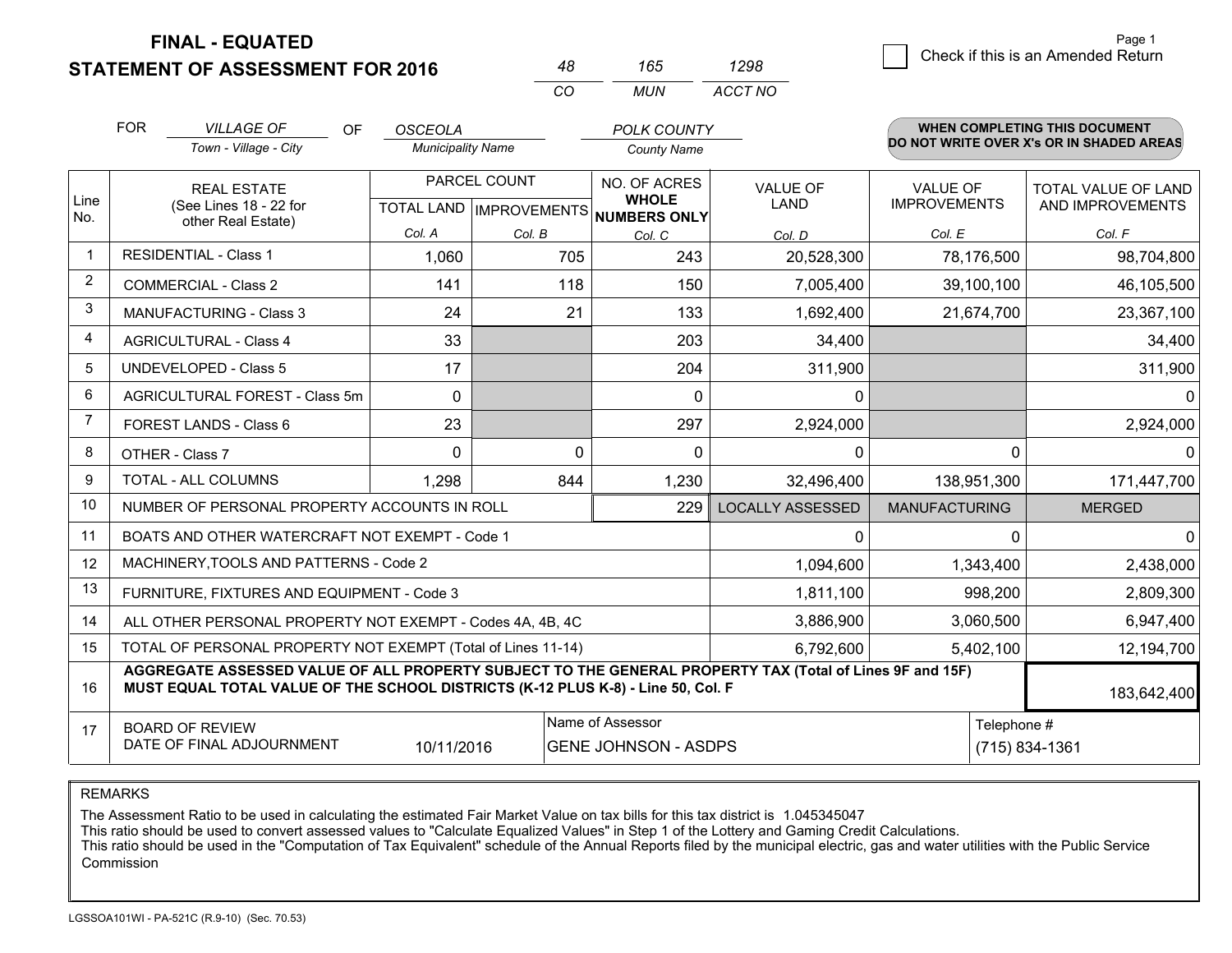# FINAL - EQUATED
## STATEMENT OF ASSESSMENT FOR 2016

| 48 | 165 | 1298 |
|---|---|---|
| CO | MUN | ACCT NO |

Check if this is an Amended Return

Page 1

FOR *VILLAGE OF* (Town - Village - City) OF *OSCEOLA* (Municipality Name) *POLK COUNTY* (County Name)

**WHEN COMPLETING THIS DOCUMENT DO NOT WRITE OVER X's OR IN SHADED AREAS**

| Line No. | REAL ESTATE (See Lines 18 - 22 for other Real Estate) | PARCEL COUNT | | NO. OF ACRES WHOLE NUMBERS ONLY | VALUE OF LAND | VALUE OF IMPROVEMENTS | TOTAL VALUE OF LAND AND IMPROVEMENTS |
|---|---|---|---|---|---|---|---|
| | | TOTAL LAND | IMPROVEMENTS | | | | |
| | | Col. A | Col. B | Col. C | Col. D | Col. E | Col. F |
| 1 | RESIDENTIAL - Class 1 | 1,060 | 705 | 243 | 20,528,300 | 78,176,500 | 98,704,800 |
| 2 | COMMERCIAL - Class 2 | 141 | 118 | 150 | 7,005,400 | 39,100,100 | 46,105,500 |
| 3 | MANUFACTURING - Class 3 | 24 | 21 | 133 | 1,692,400 | 21,674,700 | 23,367,100 |
| 4 | AGRICULTURAL - Class 4 | 33 | | 203 | 34,400 | | 34,400 |
| 5 | UNDEVELOPED - Class 5 | 17 | | 204 | 311,900 | | 311,900 |
| 6 | AGRICULTURAL FOREST - Class 5m | 0 | | 0 | 0 | | 0 |
| 7 | FOREST LANDS - Class 6 | 23 | | 297 | 2,924,000 | | 2,924,000 |
| 8 | OTHER - Class 7 | 0 | 0 | 0 | 0 | 0 | 0 |
| 9 | TOTAL - ALL COLUMNS | 1,298 | 844 | 1,230 | 32,496,400 | 138,951,300 | 171,447,700 |
| 10 | NUMBER OF PERSONAL PROPERTY ACCOUNTS IN ROLL | | | 229 | LOCALLY ASSESSED | MANUFACTURING | MERGED |
| 11 | BOATS AND OTHER WATERCRAFT NOT EXEMPT - Code 1 | | | | 0 | 0 | 0 |
| 12 | MACHINERY,TOOLS AND PATTERNS - Code 2 | | | | 1,094,600 | 1,343,400 | 2,438,000 |
| 13 | FURNITURE, FIXTURES AND EQUIPMENT - Code 3 | | | | 1,811,100 | 998,200 | 2,809,300 |
| 14 | ALL OTHER PERSONAL PROPERTY NOT EXEMPT - Codes 4A, 4B, 4C | | | | 3,886,900 | 3,060,500 | 6,947,400 |
| 15 | TOTAL OF PERSONAL PROPERTY NOT EXEMPT (Total of Lines 11-14) | | | | 6,792,600 | 5,402,100 | 12,194,700 |
| 16 | **AGGREGATE ASSESSED VALUE OF ALL PROPERTY SUBJECT TO THE GENERAL PROPERTY TAX (Total of Lines 9F and 15F) MUST EQUAL TOTAL VALUE OF THE SCHOOL DISTRICTS (K-12 PLUS K-8) - Line 50, Col. F** | | | | | | 183,642,400 |
| 17 | BOARD OF REVIEW DATE OF FINAL ADJOURNMENT | 10/11/2016 | | Name of Assessor: GENE JOHNSON - ASDPS | | Telephone #: (715) 834-1361 | |

REMARKS

The Assessment Ratio to be used in calculating the estimated Fair Market Value on tax bills for this tax district is 1.045345047
This ratio should be used to convert assessed values to "Calculate Equalized Values" in Step 1 of the Lottery and Gaming Credit Calculations.
This ratio should be used in the "Computation of Tax Equivalent" schedule of the Annual Reports filed by the municipal electric, gas and water utilities with the Public Service Commission

LGSSOA101WI - PA-521C (R.9-10) (Sec. 70.53)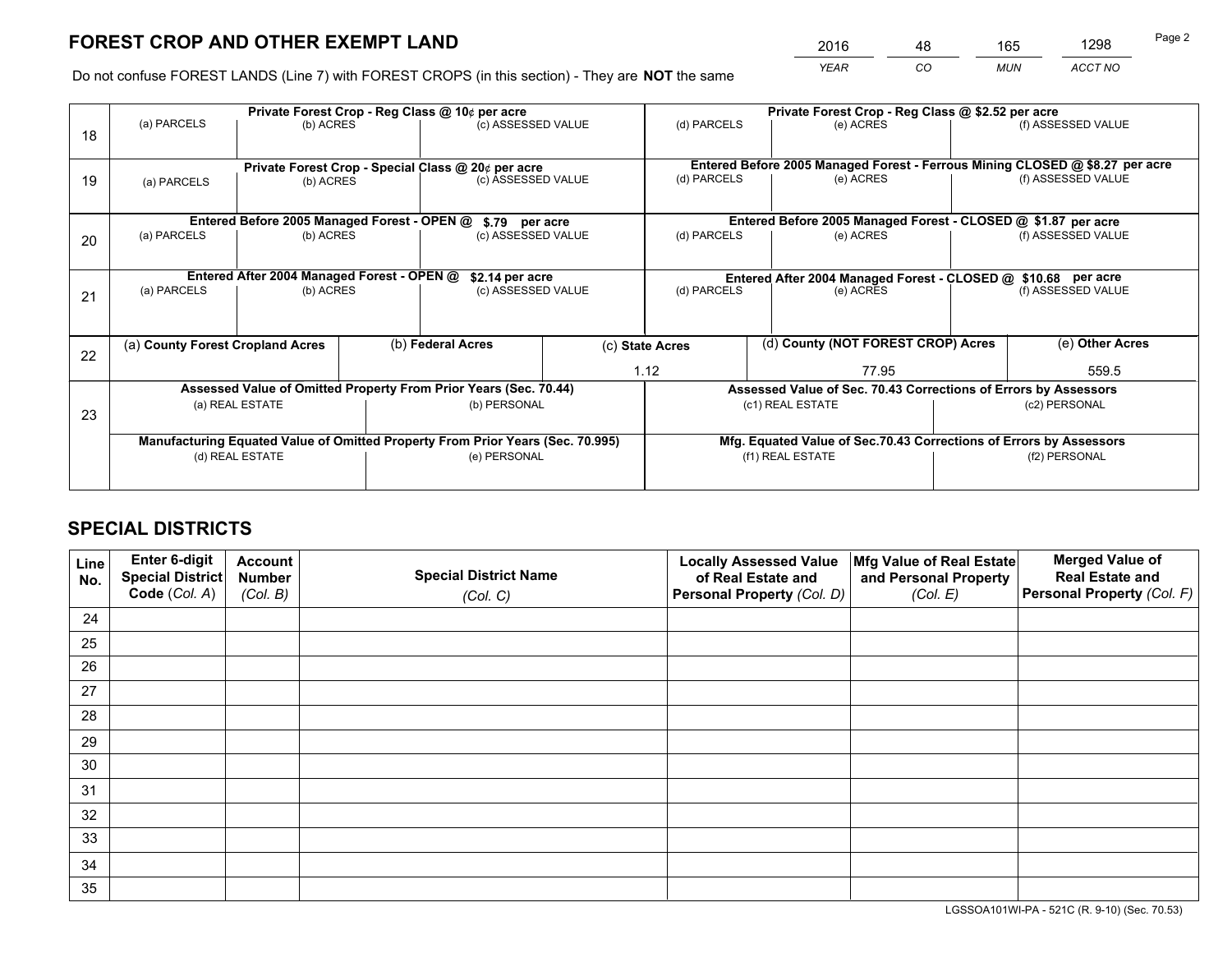# FOREST CROP AND OTHER EXEMPT LAND

| 2016 | 48 | 165 | 1298 |
|---|---|---|---|
| *YEAR* | *CO* | *MUN* | *ACCT NO* |

Do not confuse FOREST LANDS (Line 7) with FOREST CROPS (in this section) - They are **NOT** the same

| | Private Forest Crop - Reg Class @ 10¢ per acre | | | Private Forest Crop - Reg Class @ $2.52 per acre | | |
|---|---|---|---|---|---|---|
| 18 | (a) PARCELS | (b) ACRES | (c) ASSESSED VALUE | (d) PARCELS | (e) ACRES | (f) ASSESSED VALUE |
| | **Private Forest Crop - Special Class @ 20¢ per acre** | | | **Entered Before 2005 Managed Forest - Ferrous Mining CLOSED @ $8.27 per acre** | | |
| 19 | (a) PARCELS | (b) ACRES | (c) ASSESSED VALUE | (d) PARCELS | (e) ACRES | (f) ASSESSED VALUE |
| | **Entered Before 2005 Managed Forest - OPEN @ $.79 per acre** | | | **Entered Before 2005 Managed Forest - CLOSED @ $1.87 per acre** | | |
| 20 | (a) PARCELS | (b) ACRES | (c) ASSESSED VALUE | (d) PARCELS | (e) ACRES | (f) ASSESSED VALUE |
| | **Entered After 2004 Managed Forest - OPEN @ $2.14 per acre** | | | **Entered After 2004 Managed Forest - CLOSED @ $10.68 per acre** | | |
| 21 | (a) PARCELS | (b) ACRES | (c) ASSESSED VALUE | (d) PARCELS | (e) ACRES | (f) ASSESSED VALUE |

| | (a) **County Forest Cropland Acres** | (b) **Federal Acres** | (c) **State Acres** | (d) **County (NOT FOREST CROP) Acres** | (e) **Other Acres** |
|---|---|---|---|---|---|
| 22 | | | 1.12 | 77.95 | 559.5 |

| | Assessed Value of Omitted Property From Prior Years (Sec. 70.44) | | Assessed Value of Sec. 70.43 Corrections of Errors by Assessors | |
|---|---|---|---|---|
| 23 | (a) REAL ESTATE | (b) PERSONAL | (c1) REAL ESTATE | (c2) PERSONAL |
| | **Manufacturing Equated Value of Omitted Property From Prior Years (Sec. 70.995)** | | **Mfg. Equated Value of Sec.70.43 Corrections of Errors by Assessors** | |
| | (d) REAL ESTATE | (e) PERSONAL | (f1) REAL ESTATE | (f2) PERSONAL |

# SPECIAL DISTRICTS

| Line No. | Enter 6-digit Special District Code (*Col. A*) | Account Number (*Col. B*) | Special District Name (*Col. C*) | Locally Assessed Value of Real Estate and Personal Property (*Col. D*) | Mfg Value of Real Estate and Personal Property (*Col. E*) | Merged Value of Real Estate and Personal Property (*Col. F*) |
|---|---|---|---|---|---|---|
| 24 | | | | | | |
| 25 | | | | | | |
| 26 | | | | | | |
| 27 | | | | | | |
| 28 | | | | | | |
| 29 | | | | | | |
| 30 | | | | | | |
| 31 | | | | | | |
| 32 | | | | | | |
| 33 | | | | | | |
| 34 | | | | | | |
| 35 | | | | | | |

LGSSOA101WI-PA - 521C (R. 9-10) (Sec. 70.53)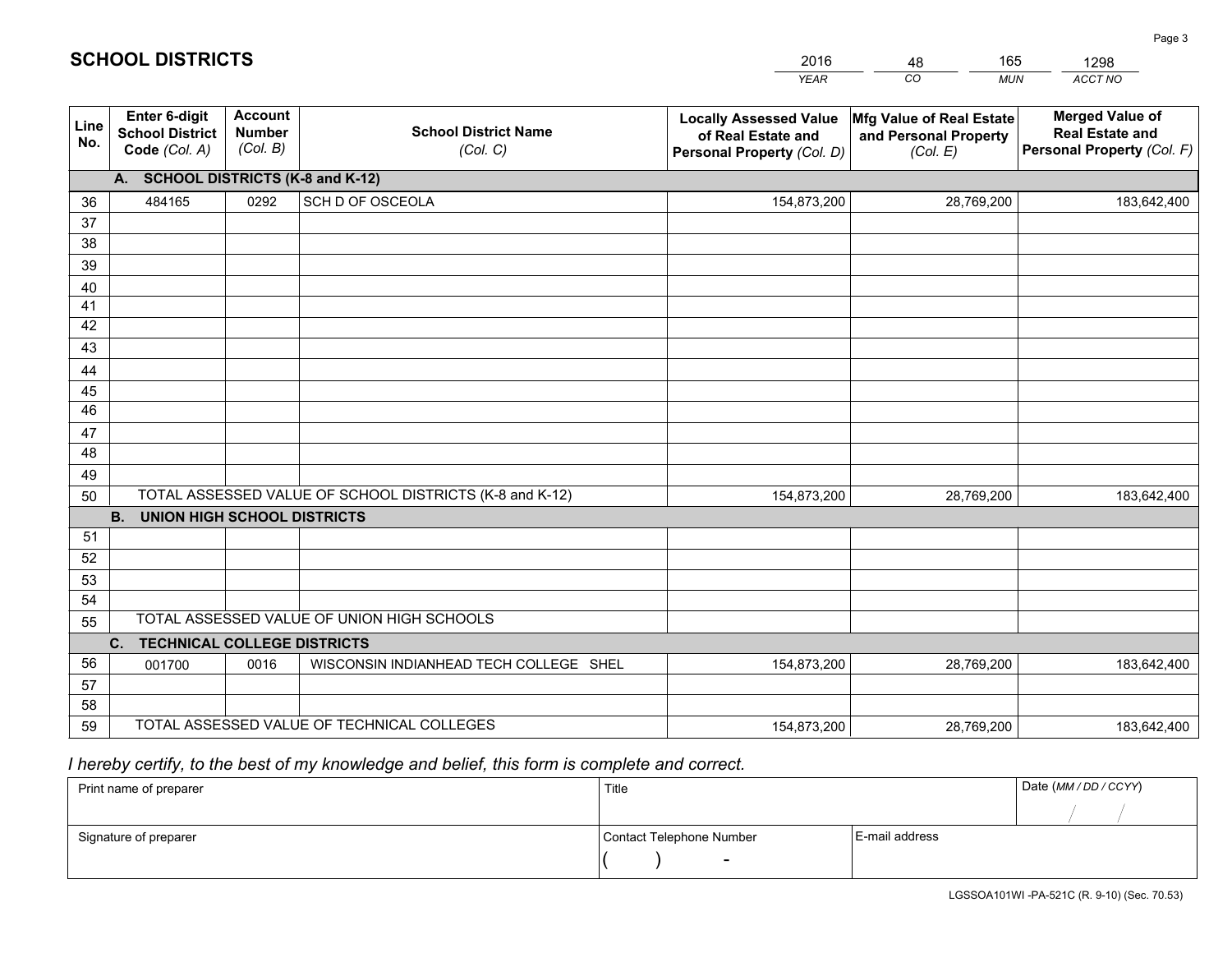# SCHOOL DISTRICTS

| 2016 | 48 | 165 | 1298 |
|---|---|---|---|
| *YEAR* | *CO* | *MUN* | *ACCT NO* |

| Line No. | Enter 6-digit School District Code *(Col. A)* | Account Number *(Col. B)* | School District Name *(Col. C)* | Locally Assessed Value of Real Estate and Personal Property *(Col. D)* | Mfg Value of Real Estate and Personal Property *(Col. E)* | Merged Value of Real Estate and Personal Property *(Col. F)* |
|---|---|---|---|---|---|---|
| | **A. SCHOOL DISTRICTS (K-8 and K-12)** | | | | | |
| 36 | 484165 | 0292 | SCH D OF OSCEOLA | 154,873,200 | 28,769,200 | 183,642,400 |
| 37 | | | | | | |
| 38 | | | | | | |
| 39 | | | | | | |
| 40 | | | | | | |
| 41 | | | | | | |
| 42 | | | | | | |
| 43 | | | | | | |
| 44 | | | | | | |
| 45 | | | | | | |
| 46 | | | | | | |
| 47 | | | | | | |
| 48 | | | | | | |
| 49 | | | | | | |
| 50 | TOTAL ASSESSED VALUE OF SCHOOL DISTRICTS (K-8 and K-12) | | | 154,873,200 | 28,769,200 | 183,642,400 |
| | **B. UNION HIGH SCHOOL DISTRICTS** | | | | | |
| 51 | | | | | | |
| 52 | | | | | | |
| 53 | | | | | | |
| 54 | | | | | | |
| 55 | TOTAL ASSESSED VALUE OF UNION HIGH SCHOOLS | | | | | |
| | **C. TECHNICAL COLLEGE DISTRICTS** | | | | | |
| 56 | 001700 | 0016 | WISCONSIN INDIANHEAD TECH COLLEGE SHEL | 154,873,200 | 28,769,200 | 183,642,400 |
| 57 | | | | | | |
| 58 | | | | | | |
| 59 | TOTAL ASSESSED VALUE OF TECHNICAL COLLEGES | | | 154,873,200 | 28,769,200 | 183,642,400 |

*I hereby certify, to the best of my knowledge and belief, this form is complete and correct.*

| Print name of preparer | Title | | Date *(MM / DD / CCYY)* |
|---|---|---|---|
| | | | / / |
| Signature of preparer | Contact Telephone Number | E-mail address | |
| | ( ) - | | |

LGSSOA101WI -PA-521C (R. 9-10) (Sec. 70.53)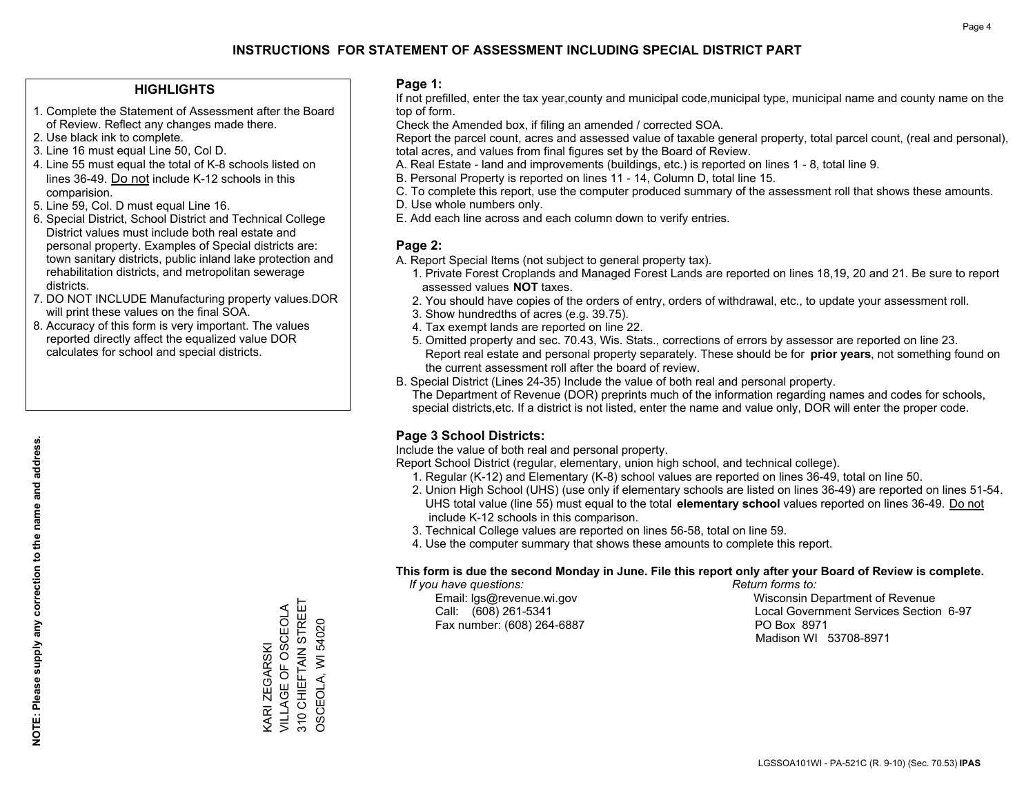# INSTRUCTIONS FOR STATEMENT OF ASSESSMENT INCLUDING SPECIAL DISTRICT PART

## HIGHLIGHTS

1. Complete the Statement of Assessment after the Board of Review. Reflect any changes made there.
2. Use black ink to complete.
3. Line 16 must equal Line 50, Col D.
4. Line 55 must equal the total of K-8 schools listed on lines 36-49. Do not include K-12 schools in this comparision.
5. Line 59, Col. D must equal Line 16.
6. Special District, School District and Technical College District values must include both real estate and personal property. Examples of Special districts are: town sanitary districts, public inland lake protection and rehabilitation districts, and metropolitan sewerage districts.
7. DO NOT INCLUDE Manufacturing property values.DOR will print these values on the final SOA.
8. Accuracy of this form is very important. The values reported directly affect the equalized value DOR calculates for school and special districts.

**NOTE: Please supply any correction to the name and address.**

KARI ZEGARSKI
VILLAGE OF OSCEOLA
310 CHIEFTAIN STREET
OSCEOLA, WI 54020

## Page 1:

If not prefilled, enter the tax year,county and municipal code,municipal type, municipal name and county name on the top of form.

Check the Amended box, if filing an amended / corrected SOA.

Report the parcel count, acres and assessed value of taxable general property, total parcel count, (real and personal), total acres, and values from final figures set by the Board of Review.

A. Real Estate - land and improvements (buildings, etc.) is reported on lines 1 - 8, total line 9.
B. Personal Property is reported on lines 11 - 14, Column D, total line 15.
C. To complete this report, use the computer produced summary of the assessment roll that shows these amounts.
D. Use whole numbers only.
E. Add each line across and each column down to verify entries.

## Page 2:

A. Report Special Items (not subject to general property tax).
   1. Private Forest Croplands and Managed Forest Lands are reported on lines 18,19, 20 and 21. Be sure to report assessed values **NOT** taxes.
   2. You should have copies of the orders of entry, orders of withdrawal, etc., to update your assessment roll.
   3. Show hundredths of acres (e.g. 39.75).
   4. Tax exempt lands are reported on line 22.
   5. Omitted property and sec. 70.43, Wis. Stats., corrections of errors by assessor are reported on line 23. Report real estate and personal property separately. These should be for **prior years**, not something found on the current assessment roll after the board of review.

B. Special District (Lines 24-35) Include the value of both real and personal property. The Department of Revenue (DOR) preprints much of the information regarding names and codes for schools, special districts,etc. If a district is not listed, enter the name and value only, DOR will enter the proper code.

## Page 3 School Districts:

Include the value of both real and personal property.

Report School District (regular, elementary, union high school, and technical college).

1. Regular (K-12) and Elementary (K-8) school values are reported on lines 36-49, total on line 50.
2. Union High School (UHS) (use only if elementary schools are listed on lines 36-49) are reported on lines 51-54. UHS total value (line 55) must equal to the total **elementary school** values reported on lines 36-49. Do not include K-12 schools in this comparison.
3. Technical College values are reported on lines 56-58, total on line 59.
4. Use the computer summary that shows these amounts to complete this report.

**This form is due the second Monday in June. File this report only after your Board of Review is complete.**

*If you have questions:*
Email: lgs@revenue.wi.gov
Call: (608) 261-5341
Fax number: (608) 264-6887

*Return forms to:*
Wisconsin Department of Revenue
Local Government Services Section 6-97
PO Box 8971
Madison WI 53708-8971

LGSSOA101WI - PA-521C (R. 9-10) (Sec. 70.53) **IPAS**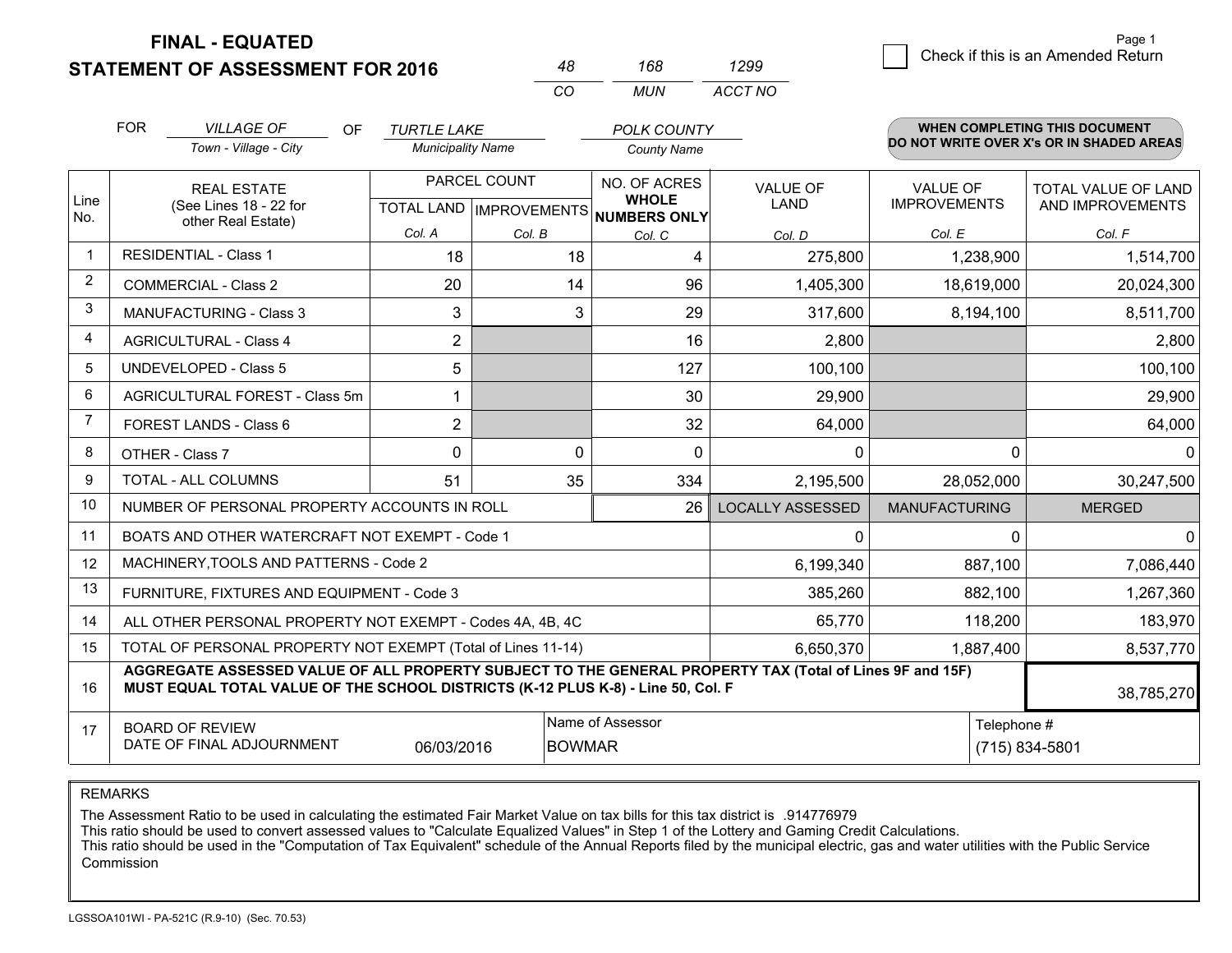**FINAL - EQUATED**
**STATEMENT OF ASSESSMENT FOR 2016**

| 48 | 168 | 1299 |
|---|---|---|
| CO | MUN | ACCT NO |

☐ Check if this is an Amended Return

Page 1

FOR *VILLAGE OF* (Town - Village - City) OF *TURTLE LAKE* (Municipality Name) *POLK COUNTY* (County Name)

**WHEN COMPLETING THIS DOCUMENT DO NOT WRITE OVER X's OR IN SHADED AREAS**

| Line No. | REAL ESTATE (See Lines 18 - 22 for other Real Estate) | PARCEL COUNT TOTAL LAND Col. A | PARCEL COUNT IMPROVEMENTS Col. B | NO. OF ACRES WHOLE NUMBERS ONLY Col. C | VALUE OF LAND Col. D | VALUE OF IMPROVEMENTS Col. E | TOTAL VALUE OF LAND AND IMPROVEMENTS Col. F |
|---|---|---|---|---|---|---|---|
| 1 | RESIDENTIAL - Class 1 | 18 | 18 | 4 | 275,800 | 1,238,900 | 1,514,700 |
| 2 | COMMERCIAL - Class 2 | 20 | 14 | 96 | 1,405,300 | 18,619,000 | 20,024,300 |
| 3 | MANUFACTURING - Class 3 | 3 | 3 | 29 | 317,600 | 8,194,100 | 8,511,700 |
| 4 | AGRICULTURAL - Class 4 | 2 | | 16 | 2,800 | | 2,800 |
| 5 | UNDEVELOPED - Class 5 | 5 | | 127 | 100,100 | | 100,100 |
| 6 | AGRICULTURAL FOREST - Class 5m | 1 | | 30 | 29,900 | | 29,900 |
| 7 | FOREST LANDS - Class 6 | 2 | | 32 | 64,000 | | 64,000 |
| 8 | OTHER - Class 7 | 0 | 0 | 0 | 0 | 0 | 0 |
| 9 | TOTAL - ALL COLUMNS | 51 | 35 | 334 | 2,195,500 | 28,052,000 | 30,247,500 |
| 10 | NUMBER OF PERSONAL PROPERTY ACCOUNTS IN ROLL | | | 26 | LOCALLY ASSESSED | MANUFACTURING | MERGED |
| 11 | BOATS AND OTHER WATERCRAFT NOT EXEMPT - Code 1 | | | | 0 | 0 | 0 |
| 12 | MACHINERY,TOOLS AND PATTERNS - Code 2 | | | | 6,199,340 | 887,100 | 7,086,440 |
| 13 | FURNITURE, FIXTURES AND EQUIPMENT - Code 3 | | | | 385,260 | 882,100 | 1,267,360 |
| 14 | ALL OTHER PERSONAL PROPERTY NOT EXEMPT - Codes 4A, 4B, 4C | | | | 65,770 | 118,200 | 183,970 |
| 15 | TOTAL OF PERSONAL PROPERTY NOT EXEMPT (Total of Lines 11-14) | | | | 6,650,370 | 1,887,400 | 8,537,770 |
| 16 | **AGGREGATE ASSESSED VALUE OF ALL PROPERTY SUBJECT TO THE GENERAL PROPERTY TAX (Total of Lines 9F and 15F) MUST EQUAL TOTAL VALUE OF THE SCHOOL DISTRICTS (K-12 PLUS K-8) - Line 50, Col. F** | | | | | | 38,785,270 |
| 17 | BOARD OF REVIEW DATE OF FINAL ADJOURNMENT | 06/03/2016 | Name of Assessor: BOWMAR | | | Telephone #: (715) 834-5801 | |

REMARKS

The Assessment Ratio to be used in calculating the estimated Fair Market Value on tax bills for this tax district is .914776979
This ratio should be used to convert assessed values to "Calculate Equalized Values" in Step 1 of the Lottery and Gaming Credit Calculations.
This ratio should be used in the "Computation of Tax Equivalent" schedule of the Annual Reports filed by the municipal electric, gas and water utilities with the Public Service Commission

LGSSOA101WI - PA-521C (R.9-10) (Sec. 70.53)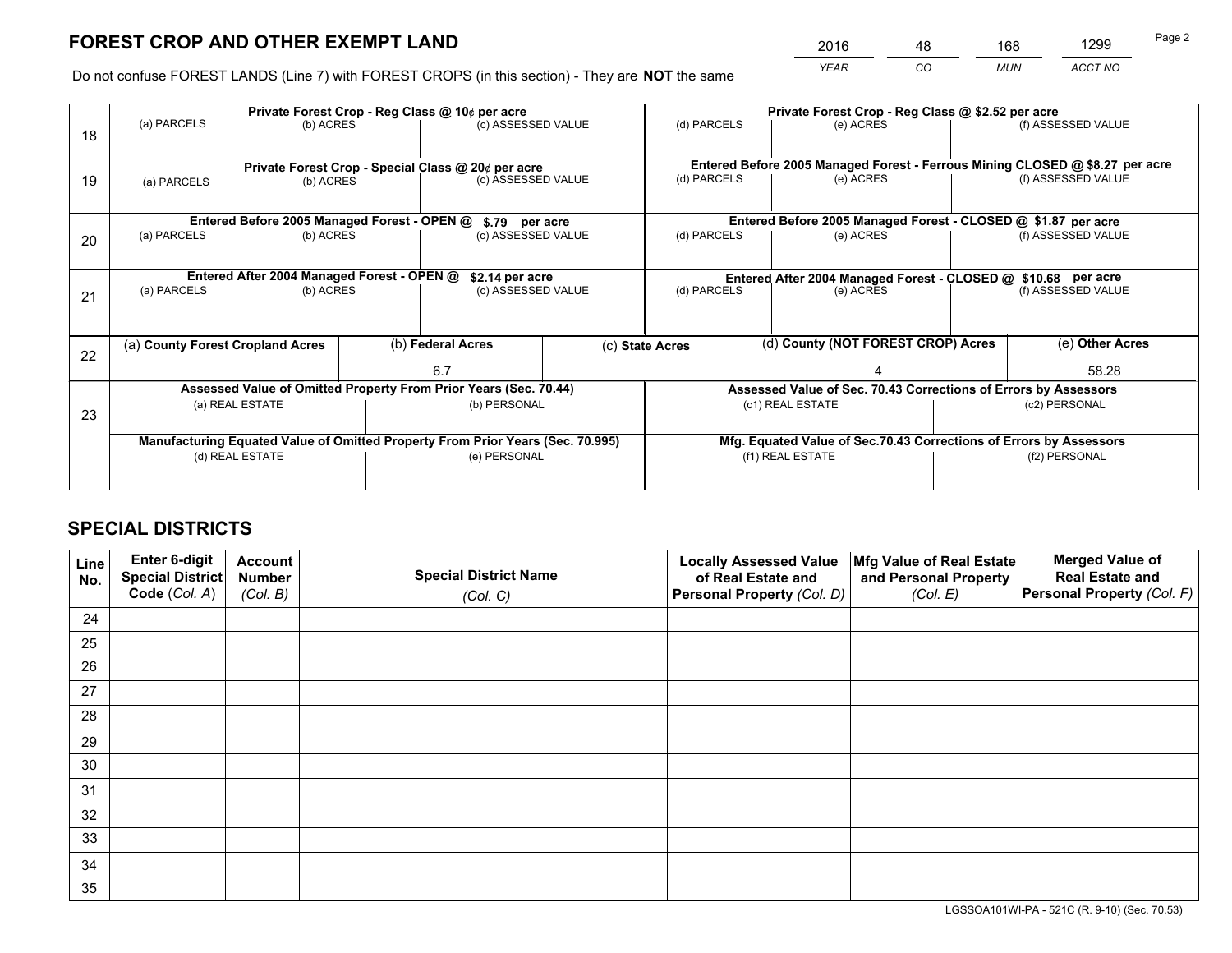# FOREST CROP AND OTHER EXEMPT LAND

| YEAR | CO | MUN | ACCT NO |
|---|---|---|---|
| 2016 | 48 | 168 | 1299 |

Do not confuse FOREST LANDS (Line 7) with FOREST CROPS (in this section) - They are **NOT** the same

| Line | Private Forest Crop - Reg Class @ 10¢ per acre | | | Private Forest Crop - Reg Class @ $2.52 per acre | | |
|---|---|---|---|---|---|---|
| | (a) PARCELS | (b) ACRES | (c) ASSESSED VALUE | (d) PARCELS | (e) ACRES | (f) ASSESSED VALUE |
| 18 | | | | | | |
| | **Private Forest Crop - Special Class @ 20¢ per acre** | | | **Entered Before 2005 Managed Forest - Ferrous Mining CLOSED @ $8.27 per acre** | | |
| | (a) PARCELS | (b) ACRES | (c) ASSESSED VALUE | (d) PARCELS | (e) ACRES | (f) ASSESSED VALUE |
| 19 | | | | | | |
| | **Entered Before 2005 Managed Forest - OPEN @ $.79 per acre** | | | **Entered Before 2005 Managed Forest - CLOSED @ $1.87 per acre** | | |
| | (a) PARCELS | (b) ACRES | (c) ASSESSED VALUE | (d) PARCELS | (e) ACRES | (f) ASSESSED VALUE |
| 20 | | | | | | |
| | **Entered After 2004 Managed Forest - OPEN @ $2.14 per acre** | | | **Entered After 2004 Managed Forest - CLOSED @ $10.68 per acre** | | |
| | (a) PARCELS | (b) ACRES | (c) ASSESSED VALUE | (d) PARCELS | (e) ACRES | (f) ASSESSED VALUE |
| 21 | | | | | | |

| Line | (a) County Forest Cropland Acres | (b) Federal Acres | (c) State Acres | (d) County (NOT FOREST CROP) Acres | (e) Other Acres |
|---|---|---|---|---|---|
| 22 | | 6.7 | | 4 | 58.28 |

| Line | Assessed Value of Omitted Property From Prior Years (Sec. 70.44) | | Assessed Value of Sec. 70.43 Corrections of Errors by Assessors | |
|---|---|---|---|---|
| | (a) REAL ESTATE | (b) PERSONAL | (c1) REAL ESTATE | (c2) PERSONAL |
| 23 | | | | |
| | **Manufacturing Equated Value of Omitted Property From Prior Years (Sec. 70.995)** | | **Mfg. Equated Value of Sec.70.43 Corrections of Errors by Assessors** | |
| | (d) REAL ESTATE | (e) PERSONAL | (f1) REAL ESTATE | (f2) PERSONAL |
| | | | | |

# SPECIAL DISTRICTS

| Line No. | Enter 6-digit Special District Code (Col. A) | Account Number (Col. B) | Special District Name (Col. C) | Locally Assessed Value of Real Estate and Personal Property (Col. D) | Mfg Value of Real Estate and Personal Property (Col. E) | Merged Value of Real Estate and Personal Property (Col. F) |
|---|---|---|---|---|---|---|
| 24 | | | | | | |
| 25 | | | | | | |
| 26 | | | | | | |
| 27 | | | | | | |
| 28 | | | | | | |
| 29 | | | | | | |
| 30 | | | | | | |
| 31 | | | | | | |
| 32 | | | | | | |
| 33 | | | | | | |
| 34 | | | | | | |
| 35 | | | | | | |

LGSSOA101WI-PA - 521C (R. 9-10) (Sec. 70.53)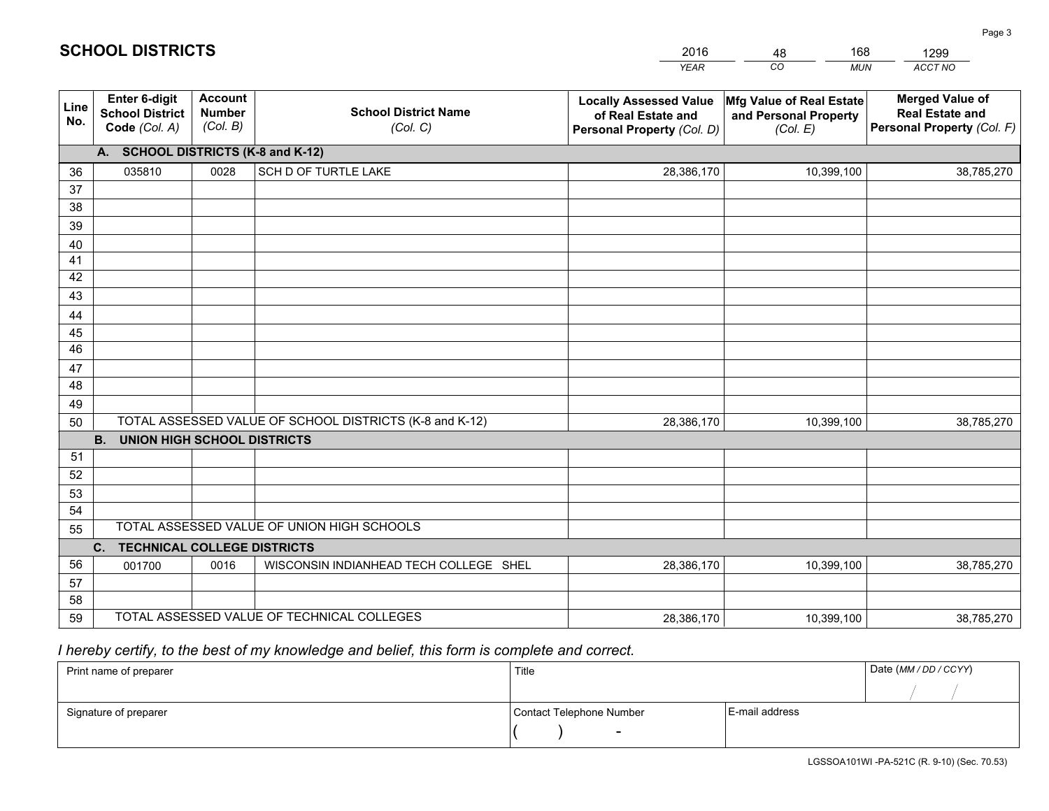# SCHOOL DISTRICTS

| 2016 | 48 | 168 | 1299 |
|---|---|---|---|
| *YEAR* | *CO* | *MUN* | *ACCT NO* |

| Line No. | Enter 6-digit School District Code (Col. A) | Account Number (Col. B) | School District Name (Col. C) | Locally Assessed Value of Real Estate and Personal Property (Col. D) | Mfg Value of Real Estate and Personal Property (Col. E) | Merged Value of Real Estate and Personal Property (Col. F) |
|---|---|---|---|---|---|---|
| | **A. SCHOOL DISTRICTS (K-8 and K-12)** | | | | | |
| 36 | 035810 | 0028 | SCH D OF TURTLE LAKE | 28,386,170 | 10,399,100 | 38,785,270 |
| 37 | | | | | | |
| 38 | | | | | | |
| 39 | | | | | | |
| 40 | | | | | | |
| 41 | | | | | | |
| 42 | | | | | | |
| 43 | | | | | | |
| 44 | | | | | | |
| 45 | | | | | | |
| 46 | | | | | | |
| 47 | | | | | | |
| 48 | | | | | | |
| 49 | | | | | | |
| 50 | TOTAL ASSESSED VALUE OF SCHOOL DISTRICTS (K-8 and K-12) | | | 28,386,170 | 10,399,100 | 38,785,270 |
| | **B. UNION HIGH SCHOOL DISTRICTS** | | | | | |
| 51 | | | | | | |
| 52 | | | | | | |
| 53 | | | | | | |
| 54 | | | | | | |
| 55 | TOTAL ASSESSED VALUE OF UNION HIGH SCHOOLS | | | | | |
| | **C. TECHNICAL COLLEGE DISTRICTS** | | | | | |
| 56 | 001700 | 0016 | WISCONSIN INDIANHEAD TECH COLLEGE SHEL | 28,386,170 | 10,399,100 | 38,785,270 |
| 57 | | | | | | |
| 58 | | | | | | |
| 59 | TOTAL ASSESSED VALUE OF TECHNICAL COLLEGES | | | 28,386,170 | 10,399,100 | 38,785,270 |

*I hereby certify, to the best of my knowledge and belief, this form is complete and correct.*

| Print name of preparer | Title | | Date (MM / DD / CCYY) |
|---|---|---|---|
| | | | / / |
| Signature of preparer | Contact Telephone Number | E-mail address | |
| | ( ) - | | |

LGSSOA101WI -PA-521C (R. 9-10) (Sec. 70.53)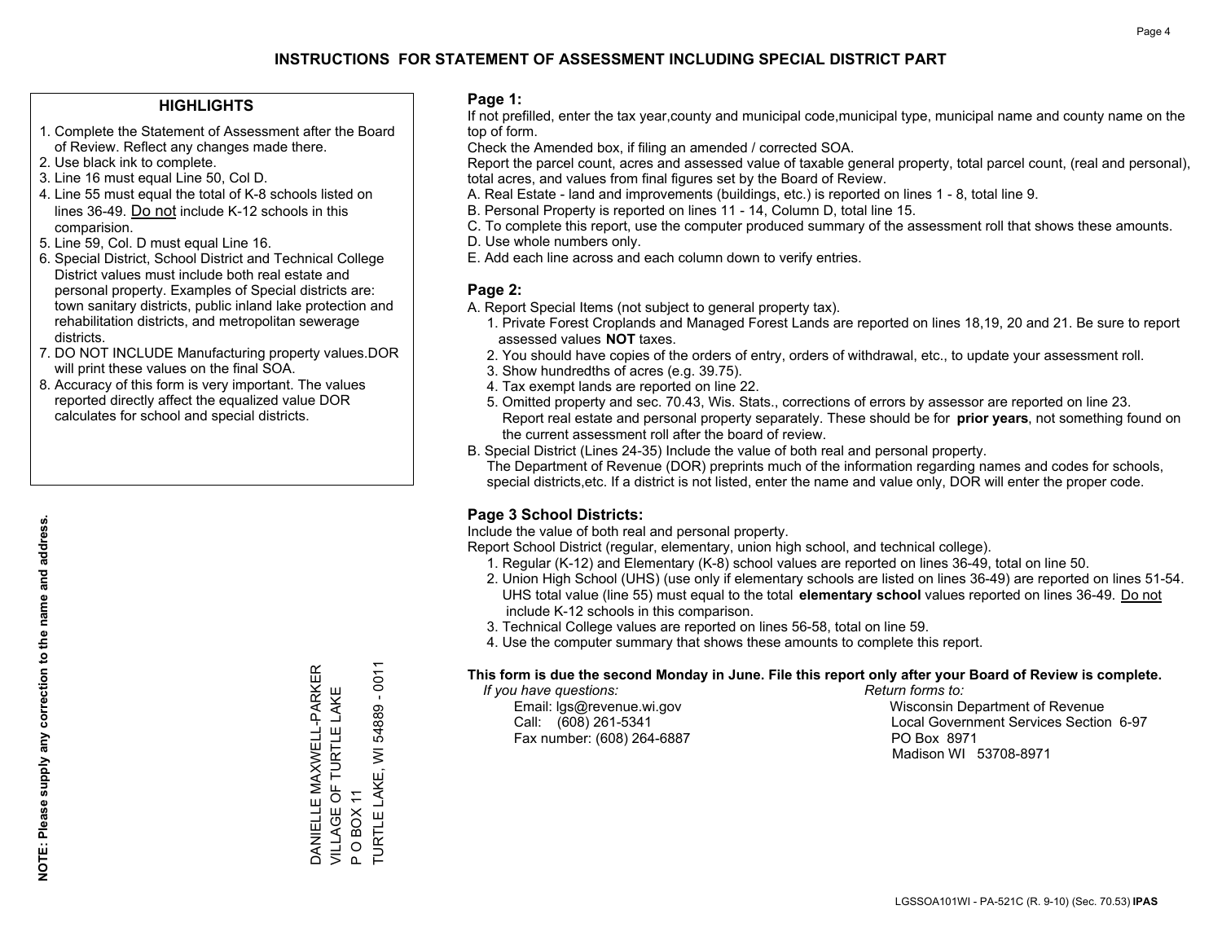# INSTRUCTIONS FOR STATEMENT OF ASSESSMENT INCLUDING SPECIAL DISTRICT PART

## HIGHLIGHTS

1. Complete the Statement of Assessment after the Board of Review. Reflect any changes made there.
2. Use black ink to complete.
3. Line 16 must equal Line 50, Col D.
4. Line 55 must equal the total of K-8 schools listed on lines 36-49. Do not include K-12 schools in this comparision.
5. Line 59, Col. D must equal Line 16.
6. Special District, School District and Technical College District values must include both real estate and personal property. Examples of Special districts are: town sanitary districts, public inland lake protection and rehabilitation districts, and metropolitan sewerage districts.
7. DO NOT INCLUDE Manufacturing property values.DOR will print these values on the final SOA.
8. Accuracy of this form is very important. The values reported directly affect the equalized value DOR calculates for school and special districts.

**NOTE: Please supply any correction to the name and address.**

DANIELLE MAXWELL-PARKER
VILLAGE OF TURTLE LAKE
P O BOX 11
TURTLE LAKE, WI 54889 - 0011

## Page 1:

If not prefilled, enter the tax year,county and municipal code,municipal type, municipal name and county name on the top of form.

Check the Amended box, if filing an amended / corrected SOA.

Report the parcel count, acres and assessed value of taxable general property, total parcel count, (real and personal), total acres, and values from final figures set by the Board of Review.

A. Real Estate - land and improvements (buildings, etc.) is reported on lines 1 - 8, total line 9.
B. Personal Property is reported on lines 11 - 14, Column D, total line 15.
C. To complete this report, use the computer produced summary of the assessment roll that shows these amounts.
D. Use whole numbers only.
E. Add each line across and each column down to verify entries.

## Page 2:

A. Report Special Items (not subject to general property tax).
   1. Private Forest Croplands and Managed Forest Lands are reported on lines 18,19, 20 and 21. Be sure to report assessed values **NOT** taxes.
   2. You should have copies of the orders of entry, orders of withdrawal, etc., to update your assessment roll.
   3. Show hundredths of acres (e.g. 39.75).
   4. Tax exempt lands are reported on line 22.
   5. Omitted property and sec. 70.43, Wis. Stats., corrections of errors by assessor are reported on line 23. Report real estate and personal property separately. These should be for **prior years**, not something found on the current assessment roll after the board of review.
B. Special District (Lines 24-35) Include the value of both real and personal property.
   The Department of Revenue (DOR) preprints much of the information regarding names and codes for schools, special districts,etc. If a district is not listed, enter the name and value only, DOR will enter the proper code.

## Page 3 School Districts:

Include the value of both real and personal property.

Report School District (regular, elementary, union high school, and technical college).

1. Regular (K-12) and Elementary (K-8) school values are reported on lines 36-49, total on line 50.
2. Union High School (UHS) (use only if elementary schools are listed on lines 36-49) are reported on lines 51-54. UHS total value (line 55) must equal to the total **elementary school** values reported on lines 36-49. Do not include K-12 schools in this comparison.
3. Technical College values are reported on lines 56-58, total on line 59.
4. Use the computer summary that shows these amounts to complete this report.

**This form is due the second Monday in June. File this report only after your Board of Review is complete.**

*If you have questions:*
Email: lgs@revenue.wi.gov
Call: (608) 261-5341
Fax number: (608) 264-6887

*Return forms to:*
Wisconsin Department of Revenue
Local Government Services Section 6-97
PO Box 8971
Madison WI 53708-8971

LGSSOA101WI - PA-521C (R. 9-10) (Sec. 70.53) **IPAS**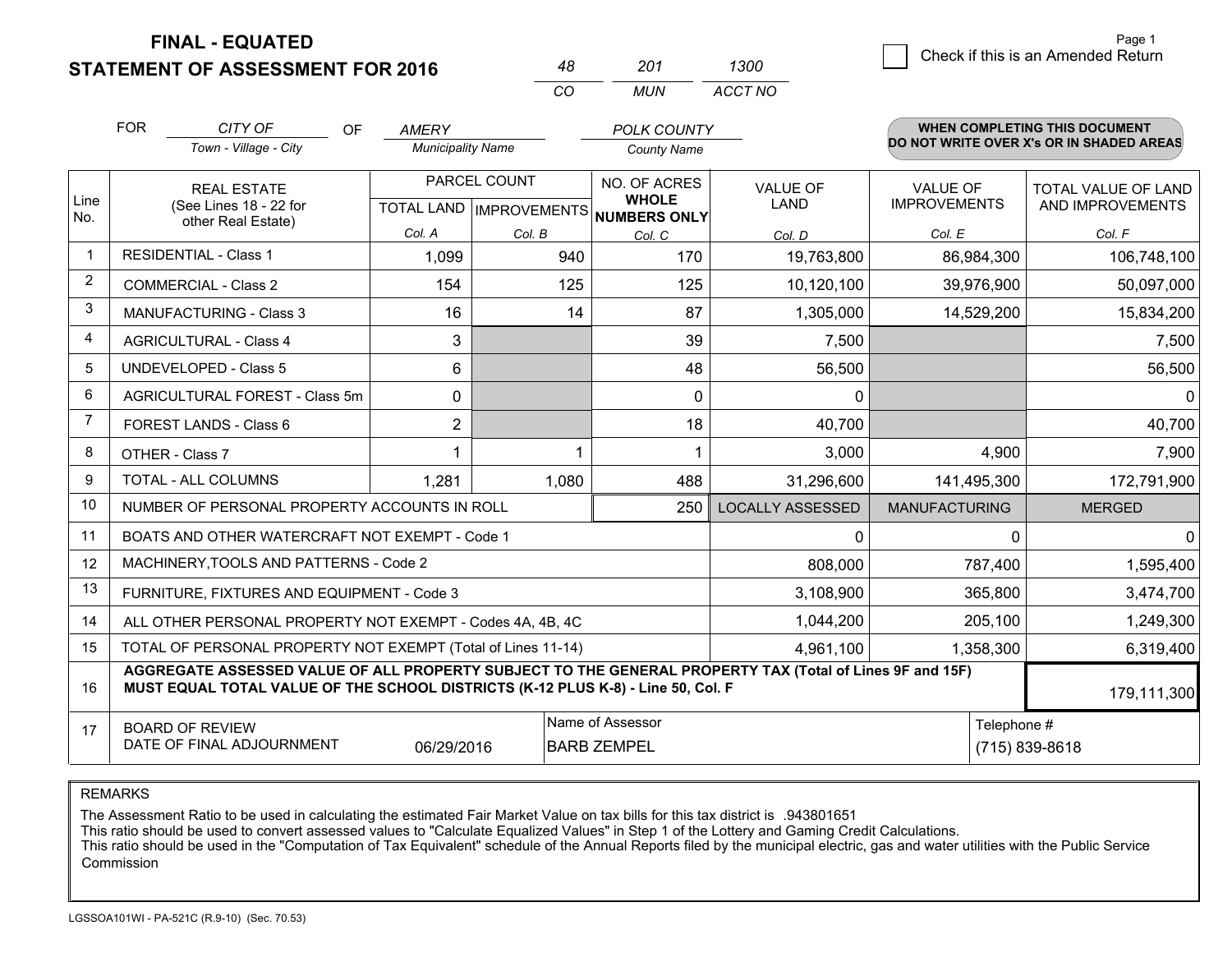**FINAL - EQUATED**

**STATEMENT OF ASSESSMENT FOR 2016**

| 48 | 201 | 1300 |
|---|---|---|
| CO | MUN | ACCT NO |

☐ Check if this is an Amended Return

FOR *CITY OF* (Town - Village - City) OF *AMERY* (Municipality Name) *POLK COUNTY* (County Name)

**WHEN COMPLETING THIS DOCUMENT DO NOT WRITE OVER X's OR IN SHADED AREAS**

| Line No. | REAL ESTATE (See Lines 18 - 22 for other Real Estate) | PARCEL COUNT TOTAL LAND Col. A | PARCEL COUNT IMPROVEMENTS Col. B | NO. OF ACRES WHOLE NUMBERS ONLY Col. C | VALUE OF LAND Col. D | VALUE OF IMPROVEMENTS Col. E | TOTAL VALUE OF LAND AND IMPROVEMENTS Col. F |
|---|---|---|---|---|---|---|---|
| 1 | RESIDENTIAL - Class 1 | 1,099 | 940 | 170 | 19,763,800 | 86,984,300 | 106,748,100 |
| 2 | COMMERCIAL - Class 2 | 154 | 125 | 125 | 10,120,100 | 39,976,900 | 50,097,000 |
| 3 | MANUFACTURING - Class 3 | 16 | 14 | 87 | 1,305,000 | 14,529,200 | 15,834,200 |
| 4 | AGRICULTURAL - Class 4 | 3 | | 39 | 7,500 | | 7,500 |
| 5 | UNDEVELOPED - Class 5 | 6 | | 48 | 56,500 | | 56,500 |
| 6 | AGRICULTURAL FOREST - Class 5m | 0 | | 0 | 0 | | 0 |
| 7 | FOREST LANDS - Class 6 | 2 | | 18 | 40,700 | | 40,700 |
| 8 | OTHER - Class 7 | 1 | 1 | 1 | 3,000 | 4,900 | 7,900 |
| 9 | TOTAL - ALL COLUMNS | 1,281 | 1,080 | 488 | 31,296,600 | 141,495,300 | 172,791,900 |
| 10 | NUMBER OF PERSONAL PROPERTY ACCOUNTS IN ROLL | | | 250 | LOCALLY ASSESSED | MANUFACTURING | MERGED |
| 11 | BOATS AND OTHER WATERCRAFT NOT EXEMPT - Code 1 | | | | 0 | 0 | 0 |
| 12 | MACHINERY,TOOLS AND PATTERNS - Code 2 | | | | 808,000 | 787,400 | 1,595,400 |
| 13 | FURNITURE, FIXTURES AND EQUIPMENT - Code 3 | | | | 3,108,900 | 365,800 | 3,474,700 |
| 14 | ALL OTHER PERSONAL PROPERTY NOT EXEMPT - Codes 4A, 4B, 4C | | | | 1,044,200 | 205,100 | 1,249,300 |
| 15 | TOTAL OF PERSONAL PROPERTY NOT EXEMPT (Total of Lines 11-14) | | | | 4,961,100 | 1,358,300 | 6,319,400 |
| 16 | **AGGREGATE ASSESSED VALUE OF ALL PROPERTY SUBJECT TO THE GENERAL PROPERTY TAX (Total of Lines 9F and 15F) MUST EQUAL TOTAL VALUE OF THE SCHOOL DISTRICTS (K-12 PLUS K-8) - Line 50, Col. F** | | | | | | 179,111,300 |
| 17 | BOARD OF REVIEW DATE OF FINAL ADJOURNMENT | 06/29/2016 | Name of Assessor | BARB ZEMPEL | | Telephone # | (715) 839-8618 |

REMARKS

The Assessment Ratio to be used in calculating the estimated Fair Market Value on tax bills for this tax district is .943801651
This ratio should be used to convert assessed values to "Calculate Equalized Values" in Step 1 of the Lottery and Gaming Credit Calculations.
This ratio should be used in the "Computation of Tax Equivalent" schedule of the Annual Reports filed by the municipal electric, gas and water utilities with the Public Service Commission

LGSSOA101WI - PA-521C (R.9-10) (Sec. 70.53)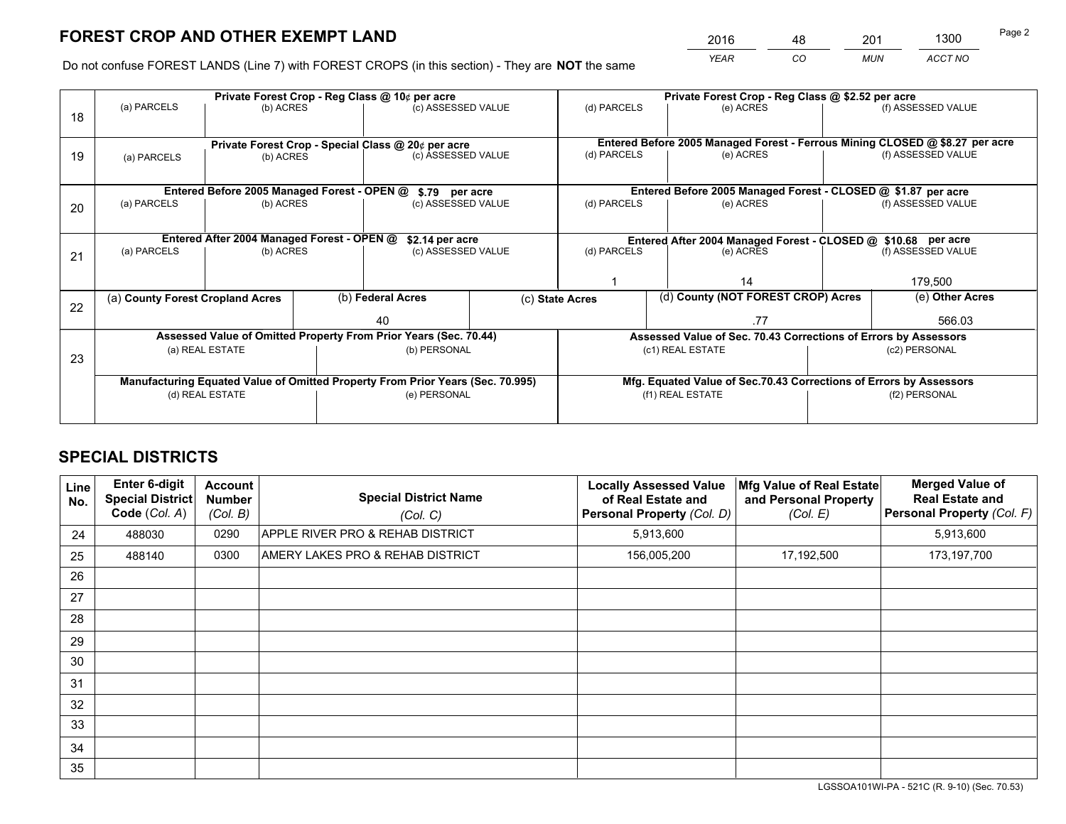# FOREST CROP AND OTHER EXEMPT LAND

| 2016 | 48 | 201 | 1300 |
|---|---|---|---|
| *YEAR* | *CO* | *MUN* | *ACCT NO* |

Do not confuse FOREST LANDS (Line 7) with FOREST CROPS (in this section) - They are **NOT** the same

| Line | | | | | | |
|---|---|---|---|---|---|---|
| 18 | Private Forest Crop - Reg Class @ 10¢ per acre | | | Private Forest Crop - Reg Class @ $2.52 per acre | | |
| | (a) PARCELS | (b) ACRES | (c) ASSESSED VALUE | (d) PARCELS | (e) ACRES | (f) ASSESSED VALUE |
| | | | | | | |
| 19 | Private Forest Crop - Special Class @ 20¢ per acre | | | Entered Before 2005 Managed Forest - Ferrous Mining CLOSED @ $8.27 per acre | | |
| | (a) PARCELS | (b) ACRES | (c) ASSESSED VALUE | (d) PARCELS | (e) ACRES | (f) ASSESSED VALUE |
| | | | | | | |
| 20 | Entered Before 2005 Managed Forest - OPEN @ $.79 per acre | | | Entered Before 2005 Managed Forest - CLOSED @ $1.87 per acre | | |
| | (a) PARCELS | (b) ACRES | (c) ASSESSED VALUE | (d) PARCELS | (e) ACRES | (f) ASSESSED VALUE |
| | | | | | | |
| 21 | Entered After 2004 Managed Forest - OPEN @ $2.14 per acre | | | Entered After 2004 Managed Forest - CLOSED @ $10.68 per acre | | |
| | (a) PARCELS | (b) ACRES | (c) ASSESSED VALUE | (d) PARCELS | (e) ACRES | (f) ASSESSED VALUE |
| | | | | 1 | 14 | 179,500 |

| Line | (a) County Forest Cropland Acres | (b) Federal Acres | (c) State Acres | (d) County (NOT FOREST CROP) Acres | (e) Other Acres |
|---|---|---|---|---|---|
| 22 | | 40 | | .77 | 566.03 |

| Line | | | | |
|---|---|---|---|---|
| 23 | Assessed Value of Omitted Property From Prior Years (Sec. 70.44) | | Assessed Value of Sec. 70.43 Corrections of Errors by Assessors | |
| | (a) REAL ESTATE | (b) PERSONAL | (c1) REAL ESTATE | (c2) PERSONAL |
| | | | | |
| | Manufacturing Equated Value of Omitted Property From Prior Years (Sec. 70.995) | | Mfg. Equated Value of Sec.70.43 Corrections of Errors by Assessors | |
| | (d) REAL ESTATE | (e) PERSONAL | (f1) REAL ESTATE | (f2) PERSONAL |
| | | | | |

# SPECIAL DISTRICTS

| Line No. | Enter 6-digit Special District Code (*Col. A*) | Account Number (*Col. B*) | Special District Name (*Col. C*) | Locally Assessed Value of Real Estate and Personal Property (*Col. D*) | Mfg Value of Real Estate and Personal Property (*Col. E*) | Merged Value of Real Estate and Personal Property (*Col. F*) |
|---|---|---|---|---|---|---|
| 24 | 488030 | 0290 | APPLE RIVER PRO & REHAB DISTRICT | 5,913,600 | | 5,913,600 |
| 25 | 488140 | 0300 | AMERY LAKES PRO & REHAB DISTRICT | 156,005,200 | 17,192,500 | 173,197,700 |
| 26 | | | | | | |
| 27 | | | | | | |
| 28 | | | | | | |
| 29 | | | | | | |
| 30 | | | | | | |
| 31 | | | | | | |
| 32 | | | | | | |
| 33 | | | | | | |
| 34 | | | | | | |
| 35 | | | | | | |

LGSSOA101WI-PA - 521C (R. 9-10) (Sec. 70.53)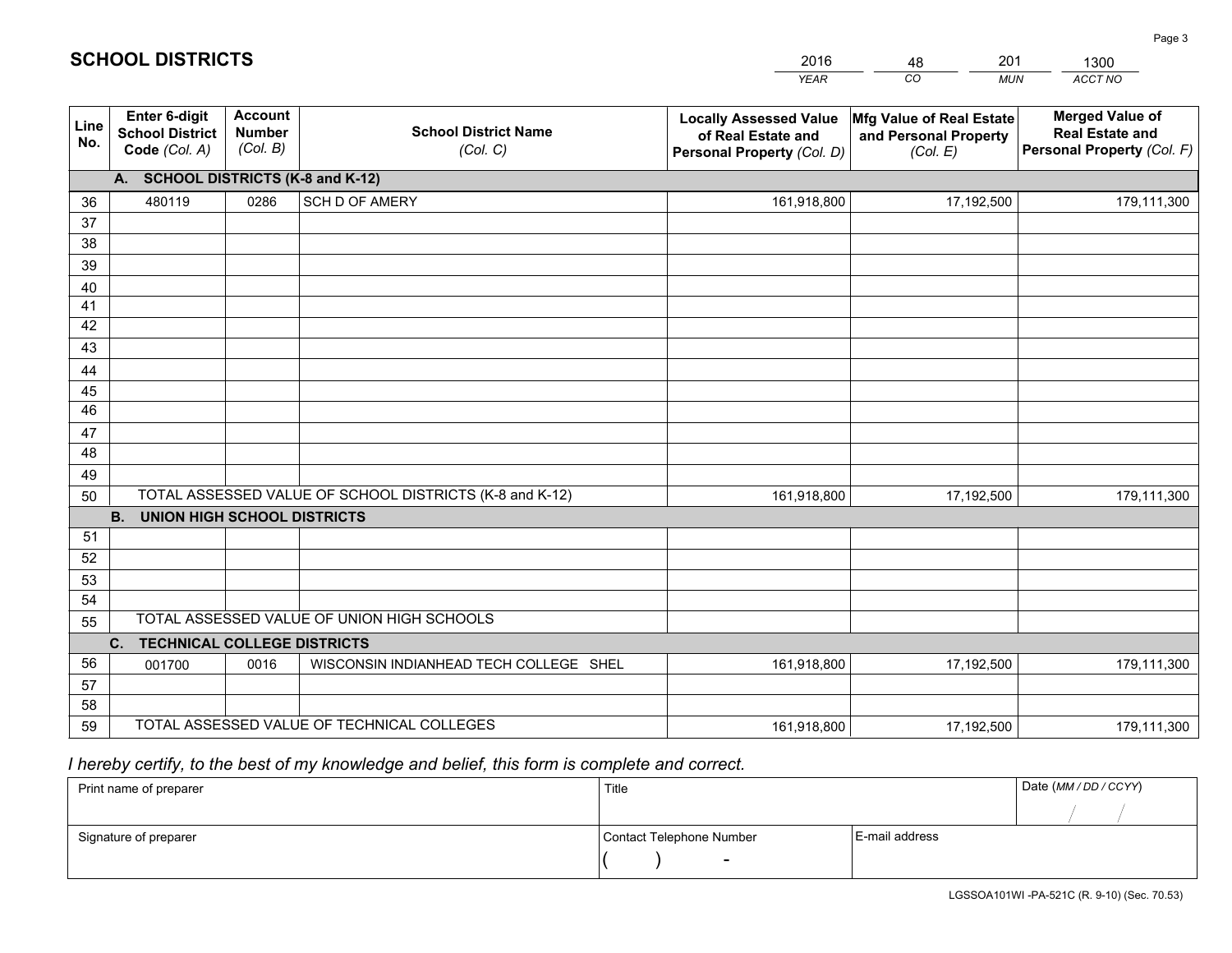# SCHOOL DISTRICTS

| 2016 | 48 | 201 | 1300 |
|---|---|---|---|
| *YEAR* | *CO* | *MUN* | *ACCT NO* |

| Line No. | Enter 6-digit School District Code *(Col. A)* | Account Number *(Col. B)* | School District Name *(Col. C)* | Locally Assessed Value of Real Estate and Personal Property *(Col. D)* | Mfg Value of Real Estate and Personal Property *(Col. E)* | Merged Value of Real Estate and Personal Property *(Col. F)* |
|---|---|---|---|---|---|---|
| **A. SCHOOL DISTRICTS (K-8 and K-12)** | | | | | | |
| 36 | 480119 | 0286 | SCH D OF AMERY | 161,918,800 | 17,192,500 | 179,111,300 |
| 37 | | | | | | |
| 38 | | | | | | |
| 39 | | | | | | |
| 40 | | | | | | |
| 41 | | | | | | |
| 42 | | | | | | |
| 43 | | | | | | |
| 44 | | | | | | |
| 45 | | | | | | |
| 46 | | | | | | |
| 47 | | | | | | |
| 48 | | | | | | |
| 49 | | | | | | |
| 50 | TOTAL ASSESSED VALUE OF SCHOOL DISTRICTS (K-8 and K-12) | | | 161,918,800 | 17,192,500 | 179,111,300 |
| **B. UNION HIGH SCHOOL DISTRICTS** | | | | | | |
| 51 | | | | | | |
| 52 | | | | | | |
| 53 | | | | | | |
| 54 | | | | | | |
| 55 | TOTAL ASSESSED VALUE OF UNION HIGH SCHOOLS | | | | | |
| **C. TECHNICAL COLLEGE DISTRICTS** | | | | | | |
| 56 | 001700 | 0016 | WISCONSIN INDIANHEAD TECH COLLEGE SHEL | 161,918,800 | 17,192,500 | 179,111,300 |
| 57 | | | | | | |
| 58 | | | | | | |
| 59 | TOTAL ASSESSED VALUE OF TECHNICAL COLLEGES | | | 161,918,800 | 17,192,500 | 179,111,300 |

*I hereby certify, to the best of my knowledge and belief, this form is complete and correct.*

| Print name of preparer | Title | | Date *(MM / DD / CCYY)* |
|---|---|---|---|
| | | | / / |
| Signature of preparer | Contact Telephone Number | E-mail address | |
| | ( ) - | | |

LGSSOA101WI -PA-521C (R. 9-10) (Sec. 70.53)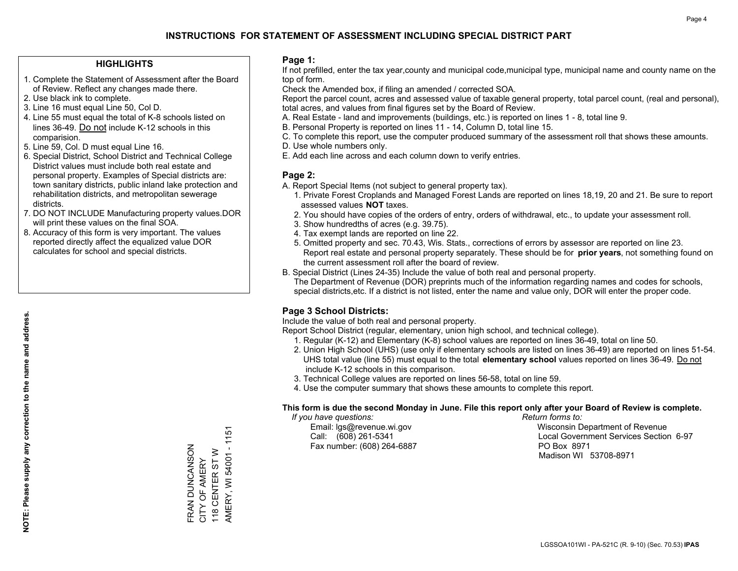# INSTRUCTIONS FOR STATEMENT OF ASSESSMENT INCLUDING SPECIAL DISTRICT PART

## HIGHLIGHTS

1. Complete the Statement of Assessment after the Board of Review. Reflect any changes made there.
2. Use black ink to complete.
3. Line 16 must equal Line 50, Col D.
4. Line 55 must equal the total of K-8 schools listed on lines 36-49. Do not include K-12 schools in this comparision.
5. Line 59, Col. D must equal Line 16.
6. Special District, School District and Technical College District values must include both real estate and personal property. Examples of Special districts are: town sanitary districts, public inland lake protection and rehabilitation districts, and metropolitan sewerage districts.
7. DO NOT INCLUDE Manufacturing property values.DOR will print these values on the final SOA.
8. Accuracy of this form is very important. The values reported directly affect the equalized value DOR calculates for school and special districts.

**NOTE: Please supply any correction to the name and address.**

FRAN DUNCANSON
CITY OF AMERY
118 CENTER ST W
AMERY, WI 54001 - 1151

## Page 1:

If not prefilled, enter the tax year,county and municipal code,municipal type, municipal name and county name on the top of form.

Check the Amended box, if filing an amended / corrected SOA.

Report the parcel count, acres and assessed value of taxable general property, total parcel count, (real and personal), total acres, and values from final figures set by the Board of Review.

A. Real Estate - land and improvements (buildings, etc.) is reported on lines 1 - 8, total line 9.
B. Personal Property is reported on lines 11 - 14, Column D, total line 15.
C. To complete this report, use the computer produced summary of the assessment roll that shows these amounts.
D. Use whole numbers only.
E. Add each line across and each column down to verify entries.

## Page 2:

A. Report Special Items (not subject to general property tax).
   1. Private Forest Croplands and Managed Forest Lands are reported on lines 18,19, 20 and 21. Be sure to report assessed values **NOT** taxes.
   2. You should have copies of the orders of entry, orders of withdrawal, etc., to update your assessment roll.
   3. Show hundredths of acres (e.g. 39.75).
   4. Tax exempt lands are reported on line 22.
   5. Omitted property and sec. 70.43, Wis. Stats., corrections of errors by assessor are reported on line 23. Report real estate and personal property separately. These should be for **prior years**, not something found on the current assessment roll after the board of review.
B. Special District (Lines 24-35) Include the value of both real and personal property.
   The Department of Revenue (DOR) preprints much of the information regarding names and codes for schools, special districts,etc. If a district is not listed, enter the name and value only, DOR will enter the proper code.

## Page 3 School Districts:

Include the value of both real and personal property.

Report School District (regular, elementary, union high school, and technical college).

1. Regular (K-12) and Elementary (K-8) school values are reported on lines 36-49, total on line 50.
2. Union High School (UHS) (use only if elementary schools are listed on lines 36-49) are reported on lines 51-54. UHS total value (line 55) must equal to the total **elementary school** values reported on lines 36-49. Do not include K-12 schools in this comparison.
3. Technical College values are reported on lines 56-58, total on line 59.
4. Use the computer summary that shows these amounts to complete this report.

**This form is due the second Monday in June. File this report only after your Board of Review is complete.**

*If you have questions:*
Email: lgs@revenue.wi.gov
Call: (608) 261-5341
Fax number: (608) 264-6887

*Return forms to:*
Wisconsin Department of Revenue
Local Government Services Section 6-97
PO Box 8971
Madison WI 53708-8971

LGSSOA101WI - PA-521C (R. 9-10) (Sec. 70.53) **IPAS**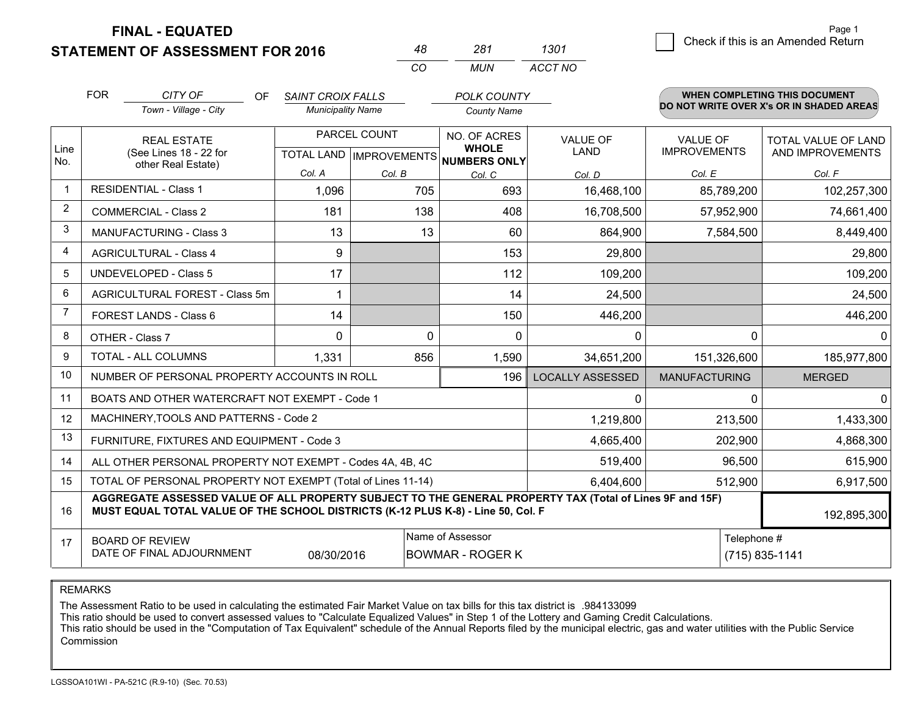**FINAL - EQUATED**
**STATEMENT OF ASSESSMENT FOR 2016**

| 48 | 281 | 1301 |
|---|---|---|
| CO | MUN | ACCT NO |

Page 1

☐ Check if this is an Amended Return

FOR *CITY OF* (Town - Village - City) OF *SAINT CROIX FALLS* (Municipality Name) *POLK COUNTY* (County Name)

**WHEN COMPLETING THIS DOCUMENT DO NOT WRITE OVER X's OR IN SHADED AREAS**

| Line No. | REAL ESTATE (See Lines 18 - 22 for other Real Estate) | PARCEL COUNT TOTAL LAND Col. A | PARCEL COUNT IMPROVEMENTS Col. B | NO. OF ACRES WHOLE NUMBERS ONLY Col. C | VALUE OF LAND Col. D | VALUE OF IMPROVEMENTS Col. E | TOTAL VALUE OF LAND AND IMPROVEMENTS Col. F |
|---|---|---|---|---|---|---|---|
| 1 | RESIDENTIAL - Class 1 | 1,096 | 705 | 693 | 16,468,100 | 85,789,200 | 102,257,300 |
| 2 | COMMERCIAL - Class 2 | 181 | 138 | 408 | 16,708,500 | 57,952,900 | 74,661,400 |
| 3 | MANUFACTURING - Class 3 | 13 | 13 | 60 | 864,900 | 7,584,500 | 8,449,400 |
| 4 | AGRICULTURAL - Class 4 | 9 | | 153 | 29,800 | | 29,800 |
| 5 | UNDEVELOPED - Class 5 | 17 | | 112 | 109,200 | | 109,200 |
| 6 | AGRICULTURAL FOREST - Class 5m | 1 | | 14 | 24,500 | | 24,500 |
| 7 | FOREST LANDS - Class 6 | 14 | | 150 | 446,200 | | 446,200 |
| 8 | OTHER - Class 7 | 0 | 0 | 0 | 0 | 0 | 0 |
| 9 | TOTAL - ALL COLUMNS | 1,331 | 856 | 1,590 | 34,651,200 | 151,326,600 | 185,977,800 |
| 10 | NUMBER OF PERSONAL PROPERTY ACCOUNTS IN ROLL | | | 196 | LOCALLY ASSESSED | MANUFACTURING | MERGED |
| 11 | BOATS AND OTHER WATERCRAFT NOT EXEMPT - Code 1 | | | | 0 | 0 | 0 |
| 12 | MACHINERY,TOOLS AND PATTERNS - Code 2 | | | | 1,219,800 | 213,500 | 1,433,300 |
| 13 | FURNITURE, FIXTURES AND EQUIPMENT - Code 3 | | | | 4,665,400 | 202,900 | 4,868,300 |
| 14 | ALL OTHER PERSONAL PROPERTY NOT EXEMPT - Codes 4A, 4B, 4C | | | | 519,400 | 96,500 | 615,900 |
| 15 | TOTAL OF PERSONAL PROPERTY NOT EXEMPT (Total of Lines 11-14) | | | | 6,404,600 | 512,900 | 6,917,500 |
| 16 | **AGGREGATE ASSESSED VALUE OF ALL PROPERTY SUBJECT TO THE GENERAL PROPERTY TAX (Total of Lines 9F and 15F) MUST EQUAL TOTAL VALUE OF THE SCHOOL DISTRICTS (K-12 PLUS K-8) - Line 50, Col. F** | | | | | | 192,895,300 |
| 17 | BOARD OF REVIEW DATE OF FINAL ADJOURNMENT | 08/30/2016 | Name of Assessor: BOWMAR - ROGER K | | | Telephone #: (715) 835-1141 | |

REMARKS

The Assessment Ratio to be used in calculating the estimated Fair Market Value on tax bills for this tax district is .984133099
This ratio should be used to convert assessed values to "Calculate Equalized Values" in Step 1 of the Lottery and Gaming Credit Calculations.
This ratio should be used in the "Computation of Tax Equivalent" schedule of the Annual Reports filed by the municipal electric, gas and water utilities with the Public Service Commission

LGSSOA101WI - PA-521C (R.9-10) (Sec. 70.53)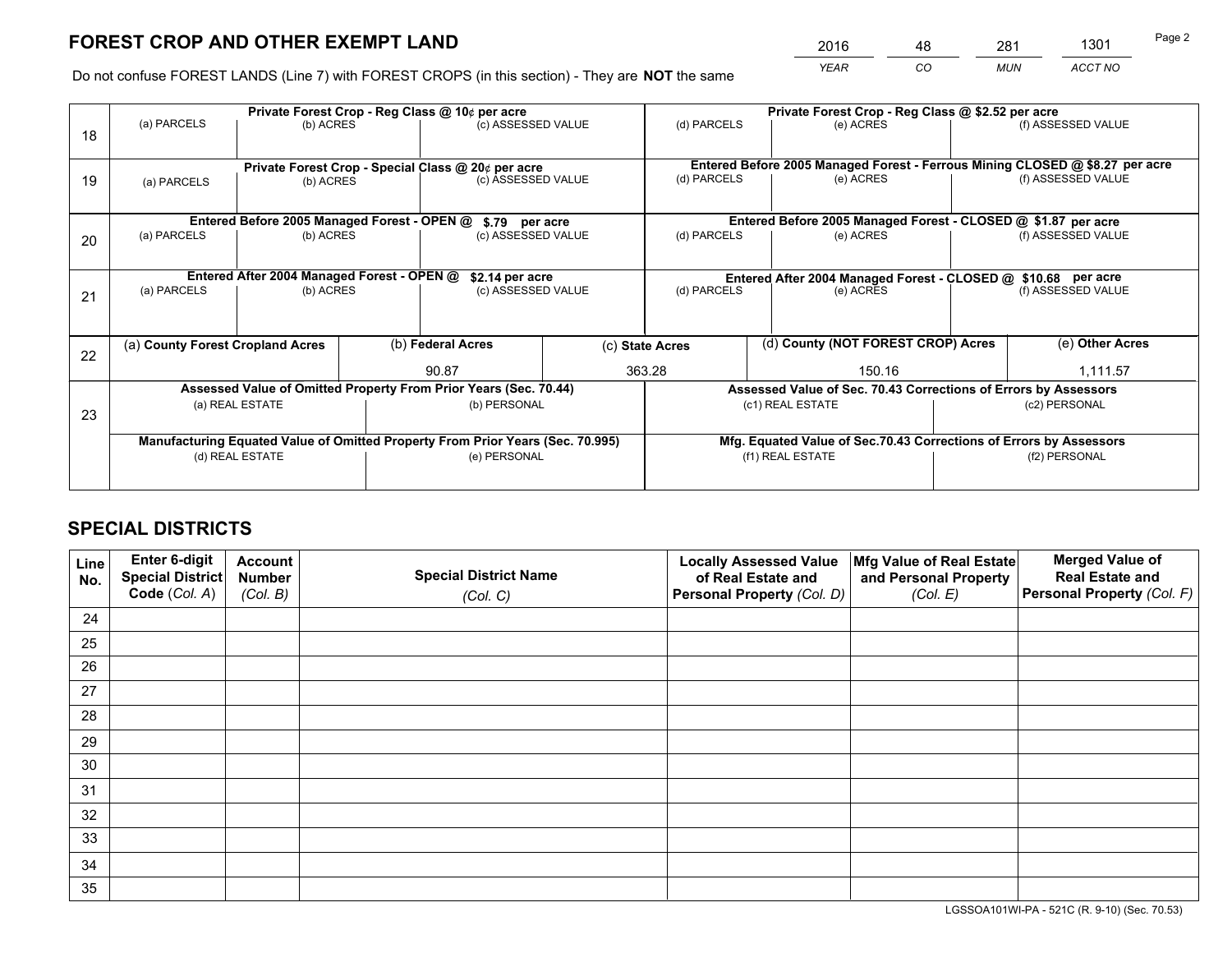# FOREST CROP AND OTHER EXEMPT LAND

| 2016 | 48 | 281 | 1301 |
|---|---|---|---|
| *YEAR* | *CO* | *MUN* | *ACCT NO* |

Do not confuse FOREST LANDS (Line 7) with FOREST CROPS (in this section) - They are **NOT** the same

| Line | Private Forest Crop - Reg Class @ 10¢ per acre | | | Private Forest Crop - Reg Class @ $2.52 per acre | | |
|---|---|---|---|---|---|---|
| 18 | (a) PARCELS | (b) ACRES | (c) ASSESSED VALUE | (d) PARCELS | (e) ACRES | (f) ASSESSED VALUE |
| | **Private Forest Crop - Special Class @ 20¢ per acre** | | | **Entered Before 2005 Managed Forest - Ferrous Mining CLOSED @ $8.27 per acre** | | |
| 19 | (a) PARCELS | (b) ACRES | (c) ASSESSED VALUE | (d) PARCELS | (e) ACRES | (f) ASSESSED VALUE |
| | **Entered Before 2005 Managed Forest - OPEN @ $.79 per acre** | | | **Entered Before 2005 Managed Forest - CLOSED @ $1.87 per acre** | | |
| 20 | (a) PARCELS | (b) ACRES | (c) ASSESSED VALUE | (d) PARCELS | (e) ACRES | (f) ASSESSED VALUE |
| | **Entered After 2004 Managed Forest - OPEN @ $2.14 per acre** | | | **Entered After 2004 Managed Forest - CLOSED @ $10.68 per acre** | | |
| 21 | (a) PARCELS | (b) ACRES | (c) ASSESSED VALUE | (d) PARCELS | (e) ACRES | (f) ASSESSED VALUE |

| Line | (a) County Forest Cropland Acres | (b) Federal Acres | (c) State Acres | (d) County (NOT FOREST CROP) Acres | (e) Other Acres |
|---|---|---|---|---|---|
| 22 | | 90.87 | 363.28 | 150.16 | 1,111.57 |

| Line | Assessed Value of Omitted Property From Prior Years (Sec. 70.44) | | Assessed Value of Sec. 70.43 Corrections of Errors by Assessors | |
|---|---|---|---|---|
| 23 | (a) REAL ESTATE | (b) PERSONAL | (c1) REAL ESTATE | (c2) PERSONAL |
| | **Manufacturing Equated Value of Omitted Property From Prior Years (Sec. 70.995)** | | **Mfg. Equated Value of Sec.70.43 Corrections of Errors by Assessors** | |
| | (d) REAL ESTATE | (e) PERSONAL | (f1) REAL ESTATE | (f2) PERSONAL |

# SPECIAL DISTRICTS

| Line No. | Enter 6-digit Special District Code (*Col. A*) | Account Number (*Col. B*) | Special District Name (*Col. C*) | Locally Assessed Value of Real Estate and Personal Property (*Col. D*) | Mfg Value of Real Estate and Personal Property (*Col. E*) | Merged Value of Real Estate and Personal Property (*Col. F*) |
|---|---|---|---|---|---|---|
| 24 | | | | | | |
| 25 | | | | | | |
| 26 | | | | | | |
| 27 | | | | | | |
| 28 | | | | | | |
| 29 | | | | | | |
| 30 | | | | | | |
| 31 | | | | | | |
| 32 | | | | | | |
| 33 | | | | | | |
| 34 | | | | | | |
| 35 | | | | | | |

LGSSOA101WI-PA - 521C (R. 9-10) (Sec. 70.53)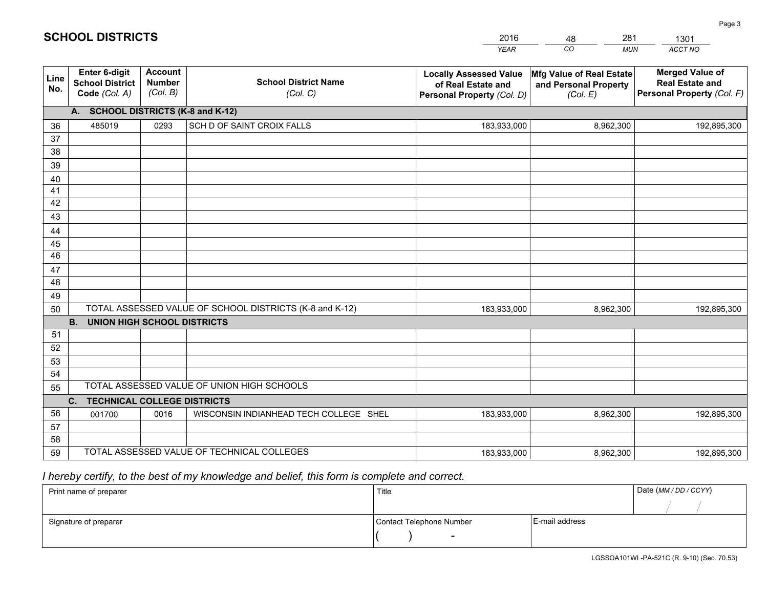# SCHOOL DISTRICTS

| 2016 | 48 | 281 | 1301 |
|---|---|---|---|
| *YEAR* | *CO* | *MUN* | *ACCT NO* |

| Line No. | Enter 6-digit School District Code *(Col. A)* | Account Number *(Col. B)* | School District Name *(Col. C)* | Locally Assessed Value of Real Estate and Personal Property *(Col. D)* | Mfg Value of Real Estate and Personal Property *(Col. E)* | Merged Value of Real Estate and Personal Property *(Col. F)* |
|---|---|---|---|---|---|---|
| **A. SCHOOL DISTRICTS (K-8 and K-12)** | | | | | | |
| 36 | 485019 | 0293 | SCH D OF SAINT CROIX FALLS | 183,933,000 | 8,962,300 | 192,895,300 |
| 37 | | | | | | |
| 38 | | | | | | |
| 39 | | | | | | |
| 40 | | | | | | |
| 41 | | | | | | |
| 42 | | | | | | |
| 43 | | | | | | |
| 44 | | | | | | |
| 45 | | | | | | |
| 46 | | | | | | |
| 47 | | | | | | |
| 48 | | | | | | |
| 49 | | | | | | |
| 50 | TOTAL ASSESSED VALUE OF SCHOOL DISTRICTS (K-8 and K-12) | | | 183,933,000 | 8,962,300 | 192,895,300 |
| **B. UNION HIGH SCHOOL DISTRICTS** | | | | | | |
| 51 | | | | | | |
| 52 | | | | | | |
| 53 | | | | | | |
| 54 | | | | | | |
| 55 | TOTAL ASSESSED VALUE OF UNION HIGH SCHOOLS | | | | | |
| **C. TECHNICAL COLLEGE DISTRICTS** | | | | | | |
| 56 | 001700 | 0016 | WISCONSIN INDIANHEAD TECH COLLEGE SHEL | 183,933,000 | 8,962,300 | 192,895,300 |
| 57 | | | | | | |
| 58 | | | | | | |
| 59 | TOTAL ASSESSED VALUE OF TECHNICAL COLLEGES | | | 183,933,000 | 8,962,300 | 192,895,300 |

*I hereby certify, to the best of my knowledge and belief, this form is complete and correct.*

| Print name of preparer | Title | | Date *(MM / DD / CCYY)* |
|---|---|---|---|
| | | | / / |
| Signature of preparer | Contact Telephone Number | E-mail address | |
| | ( ) - | | |

LGSSOA101WI -PA-521C (R. 9-10) (Sec. 70.53)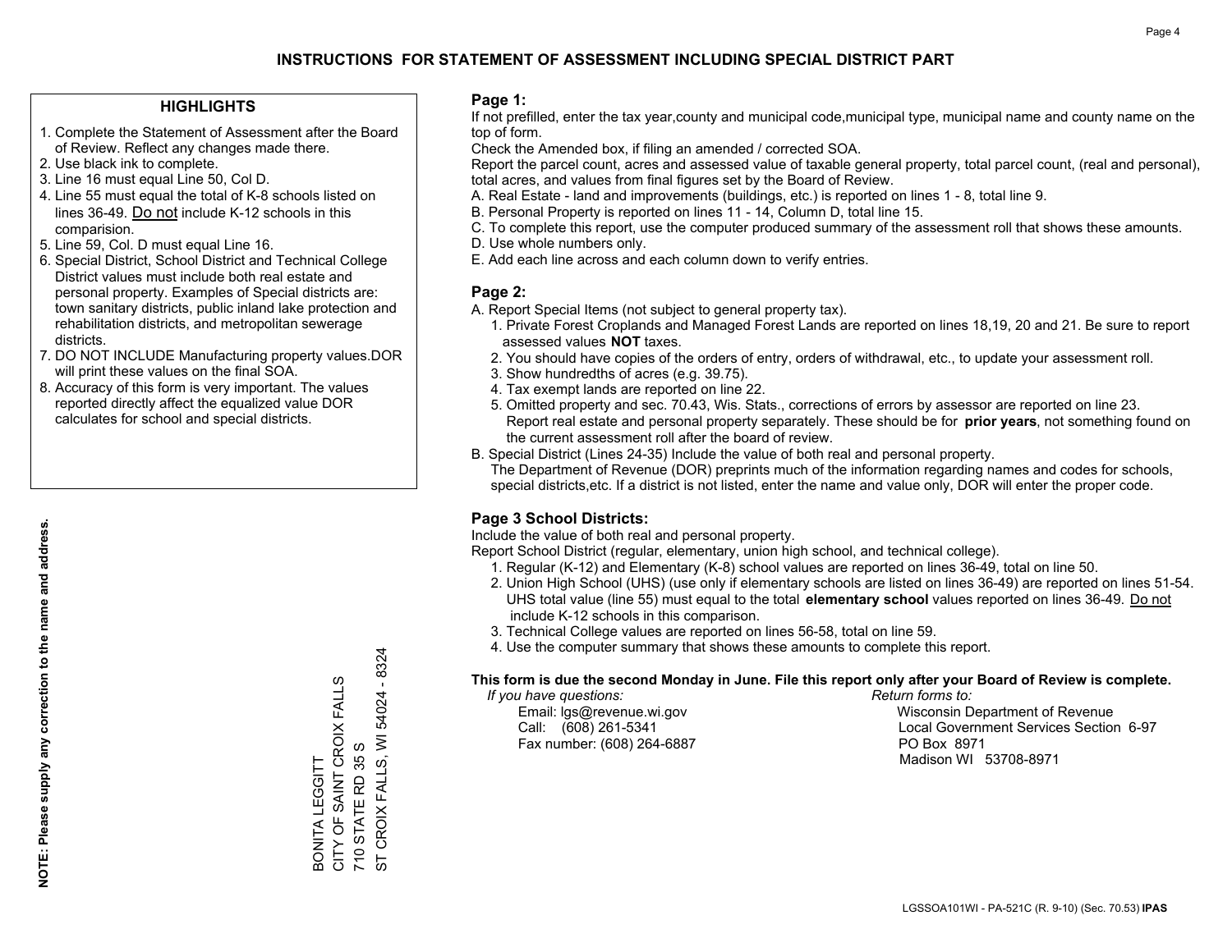# INSTRUCTIONS FOR STATEMENT OF ASSESSMENT INCLUDING SPECIAL DISTRICT PART

## HIGHLIGHTS

1. Complete the Statement of Assessment after the Board of Review. Reflect any changes made there.
2. Use black ink to complete.
3. Line 16 must equal Line 50, Col D.
4. Line 55 must equal the total of K-8 schools listed on lines 36-49. Do not include K-12 schools in this comparision.
5. Line 59, Col. D must equal Line 16.
6. Special District, School District and Technical College District values must include both real estate and personal property. Examples of Special districts are: town sanitary districts, public inland lake protection and rehabilitation districts, and metropolitan sewerage districts.
7. DO NOT INCLUDE Manufacturing property values.DOR will print these values on the final SOA.
8. Accuracy of this form is very important. The values reported directly affect the equalized value DOR calculates for school and special districts.

**NOTE: Please supply any correction to the name and address.**

BONITA LEGGITT
CITY OF SAINT CROIX FALLS
710 STATE RD 35 S
ST CROIX FALLS, WI 54024 - 8324

## Page 1:

If not prefilled, enter the tax year,county and municipal code,municipal type, municipal name and county name on the top of form.

Check the Amended box, if filing an amended / corrected SOA.

Report the parcel count, acres and assessed value of taxable general property, total parcel count, (real and personal), total acres, and values from final figures set by the Board of Review.

A. Real Estate - land and improvements (buildings, etc.) is reported on lines 1 - 8, total line 9.
B. Personal Property is reported on lines 11 - 14, Column D, total line 15.
C. To complete this report, use the computer produced summary of the assessment roll that shows these amounts.
D. Use whole numbers only.
E. Add each line across and each column down to verify entries.

## Page 2:

A. Report Special Items (not subject to general property tax).
   1. Private Forest Croplands and Managed Forest Lands are reported on lines 18,19, 20 and 21. Be sure to report assessed values **NOT** taxes.
   2. You should have copies of the orders of entry, orders of withdrawal, etc., to update your assessment roll.
   3. Show hundredths of acres (e.g. 39.75).
   4. Tax exempt lands are reported on line 22.
   5. Omitted property and sec. 70.43, Wis. Stats., corrections of errors by assessor are reported on line 23. Report real estate and personal property separately. These should be for **prior years**, not something found on the current assessment roll after the board of review.

B. Special District (Lines 24-35) Include the value of both real and personal property.
   The Department of Revenue (DOR) preprints much of the information regarding names and codes for schools, special districts,etc. If a district is not listed, enter the name and value only, DOR will enter the proper code.

## Page 3 School Districts:

Include the value of both real and personal property.

Report School District (regular, elementary, union high school, and technical college).

1. Regular (K-12) and Elementary (K-8) school values are reported on lines 36-49, total on line 50.
2. Union High School (UHS) (use only if elementary schools are listed on lines 36-49) are reported on lines 51-54. UHS total value (line 55) must equal to the total **elementary school** values reported on lines 36-49. Do not include K-12 schools in this comparison.
3. Technical College values are reported on lines 56-58, total on line 59.
4. Use the computer summary that shows these amounts to complete this report.

**This form is due the second Monday in June. File this report only after your Board of Review is complete.**

*If you have questions:*
Email: lgs@revenue.wi.gov
Call: (608) 261-5341
Fax number: (608) 264-6887

*Return forms to:*
Wisconsin Department of Revenue
Local Government Services Section 6-97
PO Box 8971
Madison WI 53708-8971

LGSSOA101WI - PA-521C (R. 9-10) (Sec. 70.53) **IPAS**